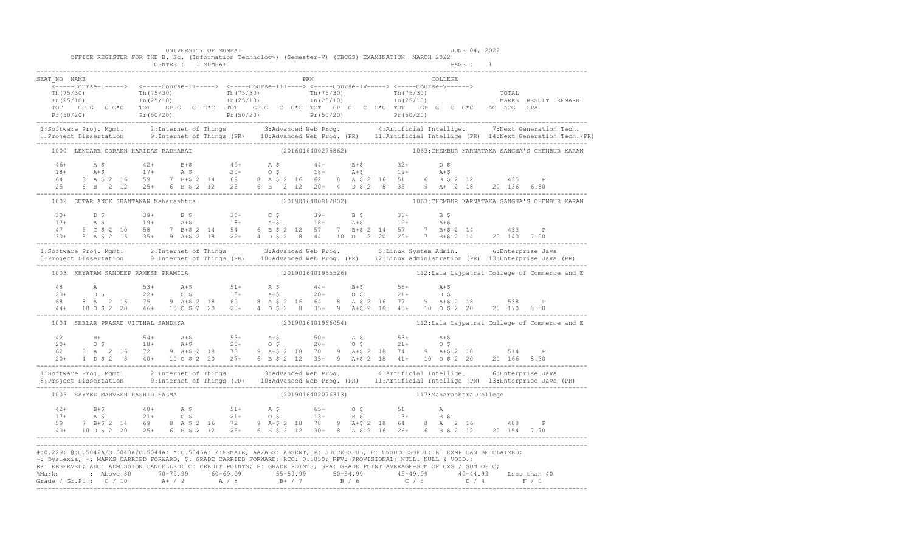UNIVERSITY OF MUMBAI — JUNE 04, 2022

OFFICE REGISTER FOR THE B. Sc. (Information Technology) (Semester-V) (CBCGS) EXAMINATION MARCH 2022

CENTRE : 1 MUMBAI — PAGE : 1

```
SEAT_NO  NAME                                                 PRN                          COLLEGE
    <-----Course-I-----> <-----Course-II-----> <-----Course-III----> <-----Course-IV-----> <-----Course-V------>
    Th(75/30)            Th(75/30)             Th(75/30)             Th(75/30)             Th(75/30)                 TOTAL
    In(25/10)            In(25/10)             In(25/10)             In(25/10)             In(25/10)                 MARKS  RESULT  REMARK
    TOT  GP G  C G*C   TOT  GP G  C G*C   TOT  GP G  C G*C  TOT  GP G  C G*C  TOT  GP G  C G*C   äC äCG  GPA
    Pr(50/20)            Pr(50/20)             Pr(50/20)             Pr(50/20)             Pr(50/20)
```

```
1:Software Proj. Mgmt.      2:Internet of Things         3:Advanced Web Prog.          4:Artificial Intellige.       7:Next Generation Tech.
8:Project Dissertation      9:Internet of Things (PR)    10:Advanced Web Prog. (PR)    11:Artificial Intellige (PR)  14:Next Generation Tech.(PR)
```

```
1000  LENGARE GORAKH HARIDAS RADHABAI                    (2016016400275862)          1063:CHEMBUR KARNATAKA SANGHA'S CHEMBUR KARAN

  46+     A $        42+     B+$        49+     A $        44+     B+$        32+     D $
  18+     A+$        17+     A $        20+     O $        18+     A+$        19+     A+$
  64    8 A $ 2 16   59    7 B+$ 2 14   69    8 A $ 2 16   62    8 A $ 2 16   51    6 B $ 2 12      435     P
  25    6 B   2 12   25+   6 B $ 2 12   25    6 B   2 12   20+   4 D $ 2  8   35    9 A+  2 18   20 136  6.80
```

```
1002  SUTAR ANOK SHANTAWAN Maharashtra                   (2019016400812802)          1063:CHEMBUR KARNATAKA SANGHA'S CHEMBUR KARAN

  30+     D $        39+     B $        36+     C $        39+     B $        38+     B $
  17+     A $        19+     A+$        18+     A+$        18+     A+$        19+     A+$
  47    5 C $ 2 10   58    7 B+$ 2 14   54    6 B $ 2 12   57    7 B+$ 2 14   57    7 B+$ 2 14      433     P
  30+   8 A $ 2 16   35+   9 A+$ 2 18   22+   4 D $ 2  8   44   10 O   2 20   29+   7 B+$ 2 14   20 140  7.00
```

```
1:Software Proj. Mgmt.      2:Internet of Things         3:Advanced Web Prog.          5:Linux System Admin.         6:Enterprise Java
8:Project Dissertation      9:Internet of Things (PR)    10:Advanced Web Prog. (PR)    12:Linux Administration (PR)  13:Enterprise Java (PR)
```

```
1003  KHYATAM SANDEEP RAMESH PRAMILA                     (2019016401965526)          112:Lala Lajpatrai College of Commerce and E

  48      A          53+     A+$        51+     A $        44+     B+$        56+     A+$
  20+     O $        22+     O $        18+     A+$        20+     O $        21+     O $
  68    8 A   2 16   75    9 A+$ 2 18   69    8 A $ 2 16   64    8 A $ 2 16   77    9 A+$ 2 18      538     P
  44+  10 O $ 2 20   46+  10 O $ 2 20   20+   4 D $ 2  8   35+   9 A+$ 2 18   40+  10 O $ 2 20   20 170  8.50
```

```
1004  SHELAR PRASAD VITTHAL SANDHYA                      (2019016401966054)          112:Lala Lajpatrai College of Commerce and E

  42      B+         54+     A+$        53+     A+$        50+     A $        53+     A+$
  20+     O $        18+     A+$        20+     O $        20+     O $        21+     O $
  62    8 A   2 16   72    9 A+$ 2 18   73    9 A+$ 2 18   70    9 A+$ 2 18   74    9 A+$ 2 18      514     P
  20+   4 D $ 2  8   40+  10 O $ 2 20   27+   6 B $ 2 12   35+   9 A+$ 2 18   41+  10 O $ 2 20   20 166  8.30
```

```
1:Software Proj. Mgmt.      2:Internet of Things         3:Advanced Web Prog.          4:Artificial Intellige.       6:Enterprise Java
8:Project Dissertation      9:Internet of Things (PR)    10:Advanced Web Prog. (PR)    11:Artificial Intellige (PR)  13:Enterprise Java (PR)
```

```
1005  SAYYED MAHVESH RASHID SALMA                        (2019016402076313)          117:Maharashtra College

  42+     B+$        48+     A $        51+     A $        65+     O $        51      A
  17+     A $        21+     O $        21+     O $        13+     B $        13+     B $
  59    7 B+$ 2 14   69    8 A $ 2 16   72    9 A+$ 2 18   78    9 A+$ 2 18   64    8 A   2 16      488     P
  40+  10 O $ 2 20   25+   6 B $ 2 12   25+   6 B $ 2 12   30+   8 A $ 2 16   26+   6 B $ 2 12   20 154  7.70
```

#:0.229; @:O.5042A/O.5043A/O.5044A; *:O.5045A; /:FEMALE; AA/ABS: ABSENT; P: SUCCESSFUL; F: UNSUCCESSFUL; E: EXMP CAN BE CLAIMED;
~: Dyslexia; +: MARKS CARRIED FORWARD; $: GRADE CARRIED FORWARD; RCC: O.5050; RPV: PROVISIONAL; NULL: NULL & VOID.;
RR: RESERVED; ADC: ADMISSION CANCELLED; C: CREDIT POINTS; G: GRADE POINTS; GPA: GRADE POINT AVERAGE=SUM OF CxG / SUM OF C;

| %Marks | Above 80 | 70-79.99 | 60-69.99 | 55-59.99 | 50-54.99 | 45-49.99 | 40-44.99 | Less than 40 |
|---|---|---|---|---|---|---|---|---|
| Grade / Gr.Pt : | O / 10 | A+ / 9 | A / 8 | B+ / 7 | B / 6 | C / 5 | D / 4 | F / 0 |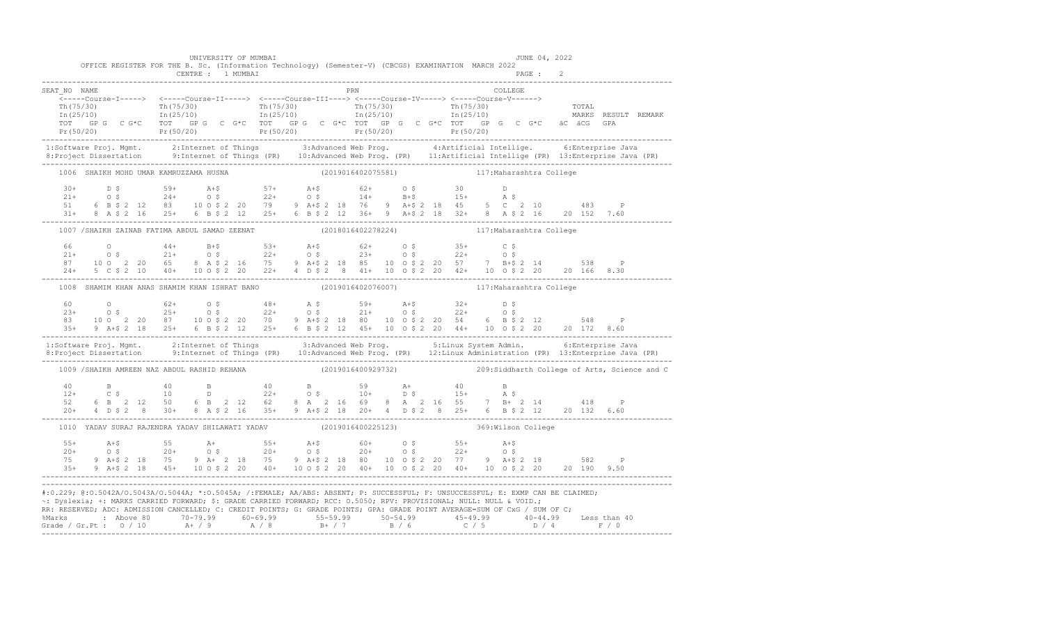UNIVERSITY OF MUMBAI

OFFICE REGISTER FOR THE B. Sc. (Information Technology) (Semester-V) (CBCGS) EXAMINATION MARCH 2022

CENTRE : 1 MUMBAI

JUNE 04, 2022

```
SEAT_NO  NAME                                                   PRN                              COLLEGE
    <-----Course-I-----> <-----Course-II-----> <-----Course-III----> <-----Course-IV-----> <-----Course-V----->
    Th(75/30)            Th(75/30)             Th(75/30)             Th(75/30)             Th(75/30)                TOTAL
    In(25/10)            In(25/10)             In(25/10)             In(25/10)             In(25/10)                MARKS  RESULT  REMARK
    TOT  GP G  C G*C     TOT  GP G  C G*C      TOT  GP G  C G*C      TOT  GP G  C G*C      TOT  GP G  C G*C    äC äCG  GPA
    Pr(50/20)            Pr(50/20)             Pr(50/20)             Pr(50/20)             Pr(50/20)
-----------------------------------------------------------------------------------------------------------------------------
 1:Software Proj. Mgmt.     2:Internet of Things       3:Advanced Web Prog.        4:Artificial Intellige.      6:Enterprise Java
 8:Project Dissertation     9:Internet of Things (PR)  10:Advanced Web Prog. (PR)  11:Artificial Intellige (PR) 13:Enterprise Java (PR)
-----------------------------------------------------------------------------------------------------------------------------
    1006  SHAIKH MOHD UMAR KAMRUZZAMA HUSNA                    (2019016402075581)               117:Maharashtra College

    30+      D $         59+      A+$        57+      A+$        62+      O $        30        D
    21+      O $         24+      O $        22+      O $        14+      B+$        15+       A $
    51   6 B $ 2 12      83   10 O $ 2 20    79   9 A+$ 2 18     76   9  A+$ 2 18    45    5  C  2 10        483      P
    31+  8 A $ 2 16      25+  6 B $ 2 12     25+  6 B $ 2 12     36+  9  A+$ 2 18    32+   8  A $ 2 16    20 152  7.60
-----------------------------------------------------------------------------------------------------------------------------
    1007 /SHAIKH ZAINAB FATIMA ABDUL SAMAD ZEENAT              (2018016402278224)               117:Maharashtra College

    66       O           44+      B+$        53+      A+$        62+      O $        35+       C $
    21+      O $         21+      O $        22+      O $        23+      O $        22+       O $
    87   10 O  2 20      65   8 A $ 2 16     75   9 A+$ 2 18     85   10 O $ 2 20    57    7  B+$ 2 14        538      P
    24+  5 C $ 2 10      40+  10 O $ 2 20    22+  4 D $ 2  8     41+  10 O $ 2 20    42+   10 O $ 2 20    20 166  8.30
-----------------------------------------------------------------------------------------------------------------------------
    1008  SHAMIM KHAN ANAS SHAMIM KHAN ISHRAT BANO             (2019016402076007)               117:Maharashtra College

    60       O           62+      O $        48+      A $        59+      A+$        32+       D $
    23+      O $         25+      O $        22+      O $        21+      O $        22+       O $
    83   10 O  2 20      87   10 O $ 2 20    70   9 A+$ 2 18     80   10 O $ 2 20    54    6  B $ 2 12        548      P
    35+  9 A+$ 2 18      25+  6 B $ 2 12     25+  6 B $ 2 12     45+  10 O $ 2 20    44+   10 O $ 2 20    20 172  8.60
-----------------------------------------------------------------------------------------------------------------------------
 1:Software Proj. Mgmt.     2:Internet of Things       3:Advanced Web Prog.        5:Linux System Admin.        6:Enterprise Java
 8:Project Dissertation     9:Internet of Things (PR)  10:Advanced Web Prog. (PR)  12:Linux Administration (PR) 13:Enterprise Java (PR)
-----------------------------------------------------------------------------------------------------------------------------
    1009 /SHAIKH AMREEN NAZ ABDUL RASHID REHANA                (2019016400929732)               209:Siddharth College of Arts, Science and C

    40       B           40       B          40       B          59       A+         40        B
    12+      C $         10       D          22+      O $        10+      D $        15+       A $
    52   6 B  2 12       50   6 B  2 12      62   8 A  2 16      69   8  A  2 16     55    7  B+ 2 14        418      P
    20+  4 D $ 2  8      30+  8 A $ 2 16     35+  9 A+$ 2 18     20+  4  D $ 2  8    25+   6  B $ 2 12    20 132  6.60
-----------------------------------------------------------------------------------------------------------------------------
    1010  YADAV SURAJ RAJENDRA YADAV SHILAWATI YADAV           (2019016400225123)               369:Wilson College

    55+      A+$         55       A+         55+      A+$        60+      O $        55+       A+$
    20+      O $         20+      O $        20+      O $        20+      O $        22+       O $
    75   9 A+$ 2 18      75   9 A+ 2 18      75   9 A+$ 2 18     80   10 O $ 2 20    77    9  A+$ 2 18        582      P
    35+  9 A+$ 2 18      45+  10 O $ 2 20    40+  10 O $ 2 20    40+  10 O $ 2 20    40+   10 O $ 2 20    20 190  9.50
-----------------------------------------------------------------------------------------------------------------------------
```

#:0.229; @:O.5042A/O.5043A/O.5044A; *:O.5045A; /:FEMALE; AA/ABS: ABSENT; P: SUCCESSFUL; F: UNSUCCESSFUL; E: EXMP CAN BE CLAIMED;
~: Dyslexia; +: MARKS CARRIED FORWARD; $: GRADE CARRIED FORWARD; RCC: O.5050; RPV: PROVISIONAL; NULL: NULL & VOID.;
RR: RESERVED; ADC: ADMISSION CANCELLED; C: CREDIT POINTS; G: GRADE POINTS; GPA: GRADE POINT AVERAGE=SUM OF CxG / SUM OF C;

| %Marks | Above 80 | 70-79.99 | 60-69.99 | 55-59.99 | 50-54.99 | 45-49.99 | 40-44.99 | Less than 40 |
|---|---|---|---|---|---|---|---|---|
| Grade / Gr.Pt : | O / 10 | A+ / 9 | A / 8 | B+ / 7 | B / 6 | C / 5 | D / 4 | F / 0 |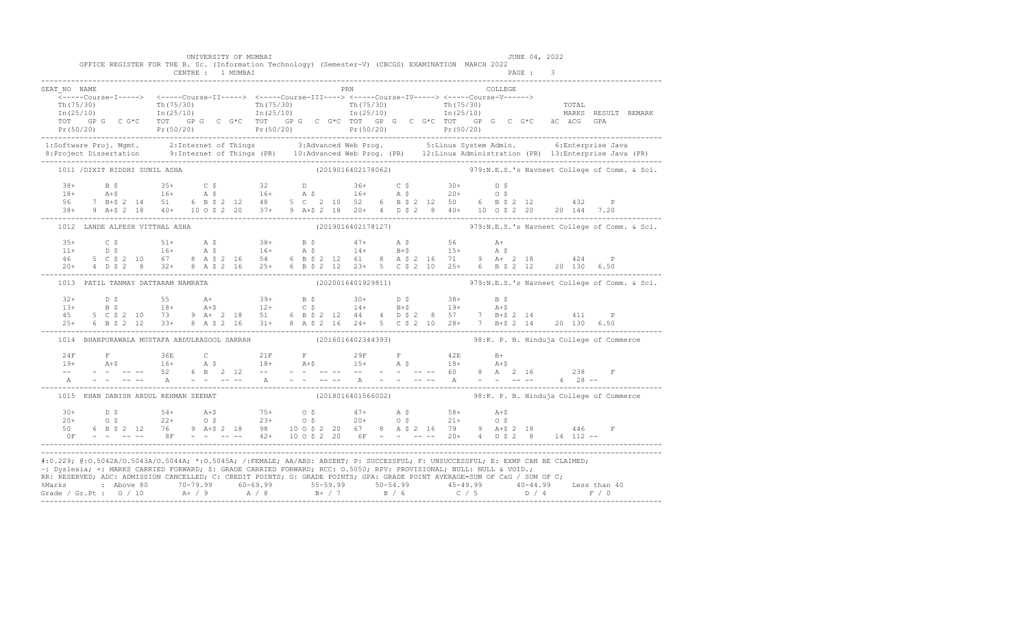UNIVERSITY OF MUMBAI — JUNE 04, 2022

OFFICE REGISTER FOR THE B. Sc. (Information Technology) (Semester-V) (CBCGS) EXAMINATION MARCH 2022

CENTRE : 1 MUMBAI — PAGE : 3

```
SEAT_NO  NAME                                              PRN                          COLLEGE
   <-----Course-I-----> <-----Course-II-----> <-----Course-III----> <-----Course-IV-----> <-----Course-V------>
   Th(75/30)            Th(75/30)            Th(75/30)             Th(75/30)             Th(75/30)                 TOTAL
   In(25/10)            In(25/10)            In(25/10)             In(25/10)             In(25/10)                 MARKS  RESULT  REMARK
   TOT  GP G  C G*C     TOT  GP G  C G*C     TOT  GP G  C G*C      TOT  GP G  C G*C      TOT  GP G  C G*C    äC äCG  GPA
   Pr(50/20)            Pr(50/20)            Pr(50/20)             Pr(50/20)             Pr(50/20)
```

1:Software Proj. Mgmt. 2:Internet of Things 3:Advanced Web Prog. 5:Linux System Admin. 6:Enterprise Java
8:Project Dissertation 9:Internet of Things (PR) 10:Advanced Web Prog. (PR) 12:Linux Administration (PR) 13:Enterprise Java (PR)

```
1011 /DIXIT RIDDHI SUNIL ASHA                      (2019016402178062)          979:N.E.S.'s Navneet College of Comm. & Sci.

  38+     B $        35+     C $        32      D          36+     C $        30+     D $
  18+     A+$        16+     A $        16+     A $        16+     A $        20+     O $
  56    7 B+$ 2 14   51    6 B $ 2 12   48    5 C  2 10    52    6 B $ 2 12   50    6 B $ 2 12          432     P
  38+   9 A+$ 2 18   40+  10 O $ 2 20   37+   9 A+$ 2 18   20+   4 D $ 2  8   40+  10 O $ 2 20     20 144  7.20

1012 LANDE ALPESH VITTHAL ASHA                     (2019016402178127)          979:N.E.S.'s Navneet College of Comm. & Sci.

  35+     C $        51+     A $        38+     B $        47+     A $        56      A+
  11+     D $        16+     A $        16+     A $        14+     B+$        15+     A $
  46    5 C $ 2 10   67    8 A $ 2 16   54    6 B $ 2 12   61    8 A $ 2 16   71    9 A+  2 18          424     P
  20+   4 D $ 2  8   32+   8 A $ 2 16   25+   6 B $ 2 12   23+   5 C $ 2 10   25+   6 B $ 2 12     20 130  6.50

1013 PATIL TANMAY DATTARAM NAMRATA                 (2020016401929811)          979:N.E.S.'s Navneet College of Comm. & Sci.

  32+     D $        55      A+         39+     B $        30+     D $        38+     B $
  13+     B $        18+     A+$        12+     C $        14+     B+$        19+     A+$
  45    5 C $ 2 10   73    9 A+  2 18   51    6 B $ 2 12   44    4 D $ 2  8   57    7 B+$ 2 14          411     P
  25+   6 B $ 2 12   33+   8 A $ 2 16   31+   8 A $ 2 16   24+   5 C $ 2 10   28+   7 B+$ 2 14     20 130  6.50

1014 BHANPURAWALA MUSTAFA ABDULRASOOL SARRAH       (2016016402344393)          98:K. P. B. Hinduja College of Commerce

  24F     F          36E     C          21F     F          29F     F          42E     B+
  19+     A+$        16+     A $        18+     A+$        15+     A $        18+     A+$
  --    - -  -- --   52    6 B  2 12    --    - -  -- --   --    - -  -- --   60    8 A  2 16           238     F
  A     - -  -- --   A     - -  -- --   A     - -  -- --   A     - -  -- --   A     - -  -- --      4  28  --

1015 KHAN DANISH ABDUL REHMAN ZEENAT               (2018016401566002)          98:K. P. B. Hinduja College of Commerce

  30+     D $        54+     A+$        75+     O $        47+     A $        58+     A+$
  20+     O $        22+     O $        23+     O $        20+     O $        21+     O $
  50    6 B $ 2 12   76    9 A+$ 2 18   98   10 O $ 2 20   67    8 A $ 2 16   79    9 A+$ 2 18          446     F
  0F    - -  -- --   8F    - -  -- --   42+  10 O $ 2 20   6F    - -  -- --   20+   4 D $ 2  8     14 112  --
```

#:O.229; @:O.5042A/O.5043A/O.5044A; *:O.5045A; /:FEMALE; AA/ABS: ABSENT; P: SUCCESSFUL; F: UNSUCCESSFUL; E: EXMP CAN BE CLAIMED;
~: Dyslexia; +: MARKS CARRIED FORWARD; $: GRADE CARRIED FORWARD; RCC: O.5050; RPV: PROVISIONAL; NULL: NULL & VOID.;
RR: RESERVED; ADC: ADMISSION CANCELLED; C: CREDIT POINTS; G: GRADE POINTS; GPA: GRADE POINT AVERAGE=SUM OF CxG / SUM OF C;

| %Marks | Above 80 | 70-79.99 | 60-69.99 | 55-59.99 | 50-54.99 | 45-49.99 | 40-44.99 | Less than 40 |
|---|---|---|---|---|---|---|---|---|
| Grade / Gr.Pt | O / 10 | A+ / 9 | A / 8 | B+ / 7 | B / 6 | C / 5 | D / 4 | F / 0 |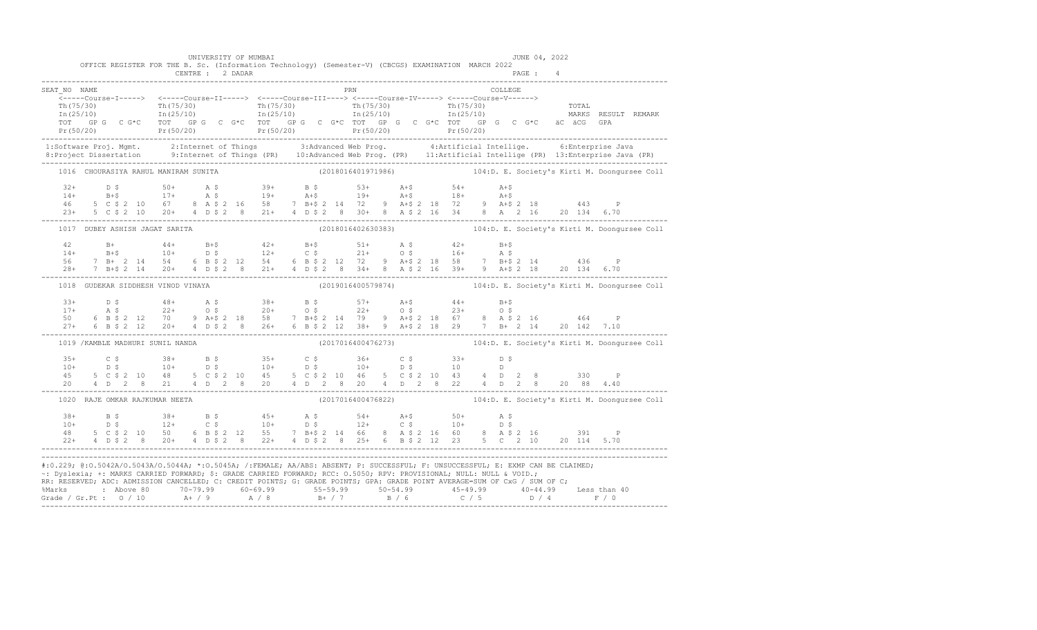UNIVERSITY OF MUMBAI

OFFICE REGISTER FOR THE B. Sc. (Information Technology) (Semester-V) (CBCGS) EXAMINATION MARCH 2022

JUNE 04, 2022

CENTRE : 2 DADAR

PAGE : 4

```
SEAT_NO  NAME                                                  PRN                                  COLLEGE
    <-----Course-I-----> <-----Course-II-----> <-----Course-III----> <-----Course-IV-----> <-----Course-V------>
    Th(75/30)            Th(75/30)             Th(75/30)             Th(75/30)             Th(75/30)                TOTAL
    In(25/10)            In(25/10)             In(25/10)             In(25/10)             In(25/10)                MARKS  RESULT  REMARK
    TOT  GP G  C G*C     TOT  GP G  C G*C      TOT  GP G  C G*C      TOT  GP G  C G*C      TOT  GP G  C G*C    äC  äCG  GPA
    Pr(50/20)            Pr(50/20)             Pr(50/20)             Pr(50/20)             Pr(50/20)
```

1:Software Proj. Mgmt. 2:Internet of Things 3:Advanced Web Prog. 4:Artificial Intellige. 6:Enterprise Java
8:Project Dissertation 9:Internet of Things (PR) 10:Advanced Web Prog. (PR) 11:Artificial Intellige (PR) 13:Enterprise Java (PR)

```
1016  CHOURASIYA RAHUL MANIRAM SUNITA              (2018016401971986)          104:D. E. Society's Kirti M. Doongursee Coll

   32+     D $        50+     A $        39+     B $        53+     A+$        54+     A+$
   14+     B+$        17+     A $        19+     A+$        19+     A+$        18+     A+$
   46   5 C $ 2 10    67   8 A $ 2 16    58   7 B+$ 2 14    72   9 A+$ 2 18    72   9 A+$ 2 18        443    P
   23+  5 C $ 2 10    20+  4 D $ 2  8    21+  4 D $ 2  8    30+  8 A $ 2 16    34   8 A   2 16    20 134  6.70

1017  DUBEY ASHISH JAGAT SARITA                    (2018016402630383)          104:D. E. Society's Kirti M. Doongursee Coll

   42      B+         44+     B+$        42+     B+$        51+     A $        42+     B+$
   14+     B+$        10+     D $        12+     C $        21+     O $        16+     A $
   56   7 B+  2 14    54   6 B $ 2 12    54   6 B $ 2 12    72   9 A+$ 2 18    58   7 B+$ 2 14        436    P
   28+  7 B+$ 2 14    20+  4 D $ 2  8    21+  4 D $ 2  8    34+  8 A $ 2 16    39+  9 A+$ 2 18    20 134  6.70

1018  GUDEKAR SIDDHESH VINOD VINAYA                (2019016400579874)          104:D. E. Society's Kirti M. Doongursee Coll

   33+     D $        48+     A $        38+     B $        57+     A+$        44+     B+$
   17+     A $        22+     O $        20+     O $        22+     O $        23+     O $
   50   6 B $ 2 12    70   9 A+$ 2 18    58   7 B+$ 2 14    79   9 A+$ 2 18    67   8 A $ 2 16        464    P
   27+  6 B $ 2 12    20+  4 D $ 2  8    26+  6 B $ 2 12    38+  9 A+$ 2 18    29   7 B+  2 14    20 142  7.10

1019 /KAMBLE MADHURI SUNIL NANDA                   (2017016400476273)          104:D. E. Society's Kirti M. Doongursee Coll

   35+     C $        38+     B $        35+     C $        36+     C $        33+     D $
   10+     D $        10+     D $        10+     D $        10+     D $        10      D
   45   5 C $ 2 10    48   5 C $ 2 10    45   5 C $ 2 10    46   5 C $ 2 10    43   4 D   2  8        330    P
   20   4 D   2  8    21   4 D   2  8    20   4 D   2  8    20   4 D   2  8    22   4 D   2  8    20  88  4.40

1020  RAJE OMKAR RAJKUMAR NEETA                    (2017016400476822)          104:D. E. Society's Kirti M. Doongursee Coll

   38+     B $        38+     B $        45+     A $        54+     A+$        50+     A $
   10+     D $        12+     C $        10+     D $        12+     C $        10+     D $
   48   5 C $ 2 10    50   6 B $ 2 12    55   7 B+$ 2 14    66   8 A $ 2 16    60   8 A $ 2 16        391    P
   22+  4 D $ 2  8    20+  4 D $ 2  8    22+  4 D $ 2  8    25+  6 B $ 2 12    23   5 C   2 10    20 114  5.70
```

#:O.229; @:O.5042A/O.5043A/O.5044A; *:O.5045A; /:FEMALE; AA/ABS: ABSENT; P: SUCCESSFUL; F: UNSUCCESSFUL; E: EXMP CAN BE CLAIMED;
~: Dyslexia; +: MARKS CARRIED FORWARD; $: GRADE CARRIED FORWARD; RCC: O.5050; RPV: PROVISIONAL; NULL: NULL & VOID.;
RR: RESERVED; ADC: ADMISSION CANCELLED; C: CREDIT POINTS; G: GRADE POINTS; GPA: GRADE POINT AVERAGE=SUM OF CxG / SUM OF C;

| %Marks | : Above 80 | 70-79.99 | 60-69.99 | 55-59.99 | 50-54.99 | 45-49.99 | 40-44.99 | Less than 40 |
|---|---|---|---|---|---|---|---|---|
| Grade / Gr.Pt : | O / 10 | A+ / 9 | A / 8 | B+ / 7 | B / 6 | C / 5 | D / 4 | F / 0 |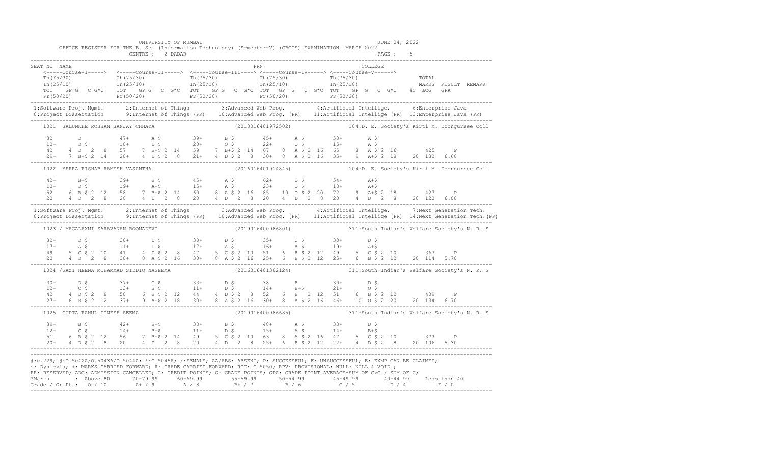UNIVERSITY OF MUMBAI — JUNE 04, 2022

OFFICE REGISTER FOR THE B. Sc. (Information Technology) (Semester-V) (CBCGS) EXAMINATION MARCH 2022

CENTRE : 2 DADAR

```
SEAT_NO  NAME                                                     PRN                                COLLEGE
    <-----Course-I-----> <-----Course-II-----> <-----Course-III----> <-----Course-IV-----> <-----Course-V------>
    Th(75/30)            Th(75/30)             Th(75/30)             Th(75/30)             Th(75/30)                TOTAL
    In(25/10)            In(25/10)             In(25/10)             In(25/10)             In(25/10)                MARKS  RESULT  REMARK
    TOT  GP G  C G*C    TOT  GP G  C G*C     TOT  GP G  C G*C     TOT  GP G  C G*C     TOT  GP G  C G*C    äC äCG  GPA
    Pr(50/20)            Pr(50/20)             Pr(50/20)             Pr(50/20)             Pr(50/20)
```

```
1:Software Proj. Mgmt.     2:Internet of Things        3:Advanced Web Prog.         4:Artificial Intellige.      6:Enterprise Java
8:Project Dissertation     9:Internet of Things (PR)   10:Advanced Web Prog. (PR)   11:Artificial Intellige (PR)  13:Enterprise Java (PR)
```

```
1021  SALUNKHE ROSHAN SANJAY CHHAYA                       (2018016401972502)            104:D. E. Society's Kirti M. Doongursee Coll

  32        D            47+      A $          39+      B $          45+      A $          50+      A $
  10+       D $          10+      D $          20+      O $          22+      O $          15+      A $
  42    4  D  2  8       57    7  B+$ 2 14     59    7  B+$ 2 14     67    8  A $ 2 16     65    8  A $ 2 16         425     P
  29+   7  B+$ 2 14      20+   4  D $ 2  8     21+   4  D $ 2  8     30+   8  A $ 2 16     35+   9  A+$ 2 18     20 132  6.60
```

```
1022  YERRA RISHAB RAMESH VASANTHA                        (2016016401914845)            104:D. E. Society's Kirti M. Doongursee Coll

  42+       B+$          39+      B $          45+      A $          62+      O $          54+      A+$
  10+       D $          19+      A+$          15+      A $          23+      O $          18+      A+$
  52    6  B $ 2 12      58    7  B+$ 2 14     60    8  A $ 2 16     85   10  O $ 2 20     72    9  A+$ 2 18         427     P
  20    4  D  2  8       20    4  D  2  8      20    4  D  2  8      20    4  D  2  8      20    4  D  2  8      20 120  6.00
```

```
1:Software Proj. Mgmt.     2:Internet of Things        3:Advanced Web Prog.         4:Artificial Intellige.      7:Next Generation Tech.
8:Project Dissertation     9:Internet of Things (PR)   10:Advanced Web Prog. (PR)   11:Artificial Intellige (PR)  14:Next Generation Tech.(PR)
```

```
1023 / MAGALAXMI SARAVANAN BOOMADEVI                      (2019016400986801)            311:South Indian's Welfare Society's N. R. S

  32+       D $          30+      D $          30+      D $          35+      C $          30+      D $
  17+       A $          11+      D $          17+      A $          16+      A $          19+      A+$
  49    5  C $ 2 10      41    4  D $ 2  8     47    5  C $ 2 10     51    6  B $ 2 12     49    5  C $ 2 10         367     P
  20    4  D  2  8       30+   8  A $ 2 16     30+   8  A $ 2 16     25+   6  B $ 2 12     25+   6  B $ 2 12     20 114  5.70
```

```
1024 /GAZI HEENA MOHAMMAD SIDDIQ NASEEMA                  (2016016401382124)            311:South Indian's Welfare Society's N. R. S

  30+       D $          37+      C $          33+      D $          38       B            30+      D $
  12+       C $          13+      B $          11+      D $          14+      B+$          21+      O $
  42    4  D $ 2  8      50    6  B $ 2 12     44    4  D $ 2  8     52    6  B  2 12      51    6  B $ 2 12         409     P
  27+   6  B $ 2 12      37+   9  A+$ 2 18     30+   8  A $ 2 16     30+   8  A $ 2 16     46+  10  O $ 2 20     20 134  6.70
```

```
1025  GUPTA RAHUL DINESH SEEMA                            (2019016400986685)            311:South Indian's Welfare Society's N. R. S

  39+       B $          42+      B+$          38+      B $          48+      A $          33+      D $
  12+       C $          14+      B+$          11+      D $          15+      A $          14+      B+$
  51    6  B $ 2 12      56    7  B+$ 2 14     49    5  C $ 2 10     63    8  A $ 2 16     47    5  C $ 2 10         373     P
  20+   4  D $ 2  8      20    4  D  2  8      20    4  D  2  8      25+   6  B $ 2 12     22+   4  D $ 2  8      20 106  5.30
```

#:O.229; @:O.5042A/O.5043A/O.5044A; *:O.5045A; /:FEMALE; AA/ABS: ABSENT; P: SUCCESSFUL; F: UNSUCCESSFUL; E: EXMP CAN BE CLAIMED;
~: Dyslexia; +: MARKS CARRIED FORWARD; $: GRADE CARRIED FORWARD; RCC: O.5050; RPV: PROVISIONAL; NULL: NULL & VOID.;
RR: RESERVED; ADC: ADMISSION CANCELLED; C: CREDIT POINTS; G: GRADE POINTS; GPA: GRADE POINT AVERAGE=SUM OF CxG / SUM OF C;

| %Marks | Above 80 | 70-79.99 | 60-69.99 | 55-59.99 | 50-54.99 | 45-49.99 | 40-44.99 | Less than 40 |
|---|---|---|---|---|---|---|---|---|
| Grade / Gr.Pt : | O / 10 | A+ / 9 | A / 8 | B+ / 7 | B / 6 | C / 5 | D / 4 | F / 0 |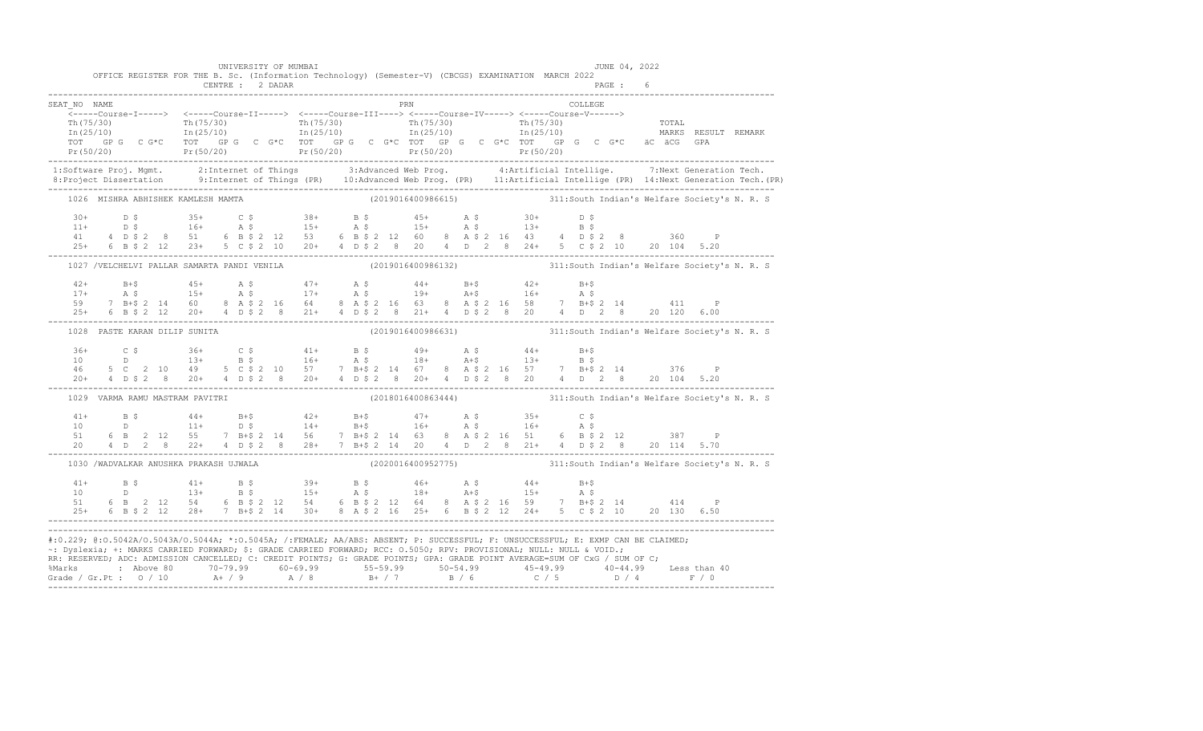UNIVERSITY OF MUMBAI — JUNE 04, 2022

OFFICE REGISTER FOR THE B. Sc. (Information Technology) (Semester-V) (CBCGS) EXAMINATION MARCH 2022

CENTRE : 2 DADAR

```
SEAT_NO  NAME                                              PRN                                  COLLEGE
   <-----Course-I-----> <-----Course-II-----> <-----Course-III----> <-----Course-IV-----> <-----Course-V------>
   Th(75/30)             Th(75/30)             Th(75/30)             Th(75/30)             Th(75/30)              TOTAL
   In(25/10)             In(25/10)             In(25/10)             In(25/10)             In(25/10)              MARKS  RESULT  REMARK
   TOT  GP G  C G*C   TOT  GP G  C G*C   TOT  GP G  C G*C  TOT  GP G  C G*C  TOT  GP G  C G*C   äC  äCG  GPA
   Pr(50/20)             Pr(50/20)             Pr(50/20)             Pr(50/20)             Pr(50/20)
```

1:Software Proj. Mgmt. 2:Internet of Things 3:Advanced Web Prog. 4:Artificial Intellige. 7:Next Generation Tech.
8:Project Dissertation 9:Internet of Things (PR) 10:Advanced Web Prog. (PR) 11:Artificial Intellige (PR) 14:Next Generation Tech.(PR)

```
1026  MISHRA ABHISHEK KAMLESH MAMTA                     (2019016400986615)          311:South Indian's Welfare Society's N. R. S

  30+      D $         35+      C $         38+      B $         45+      A $         30+      D $
  11+      D $         16+      A $         15+      A $         15+      A $         13+      B $
  41    4  D $ 2  8    51    6  B $ 2 12    53    6  B $ 2 12    60    8  A $ 2 16    43    4  D $ 2  8              360     P
  25+   6  B $ 2 12    23+   5  C $ 2 10    20+   4  D $ 2  8    20    4  D  2  8     24+   5  C $ 2 10    20 104  5.20

1027 /VELCHELVI PALLAR SAMARTA PANDI VENILA             (2019016400986132)          311:South Indian's Welfare Society's N. R. S

  42+      B+$         45+      A $         47+      A $         44+      B+$         42+      B+$
  17+      A $         15+      A $         17+      A $         19+      A+$         16+      A $
  59    7  B+$ 2 14    60    8  A $ 2 16    64    8  A $ 2 16    63    8  A $ 2 16    58    7  B+$ 2 14              411     P
  25+   6  B $ 2 12    20+   4  D $ 2  8    21+   4  D $ 2  8    21+   4  D $ 2  8    20    4  D  2  8     20 120  6.00

1028  PASTE KARAN DILIP SUNITA                          (2019016400986631)          311:South Indian's Welfare Society's N. R. S

  36+      C $         36+      C $         41+      B $         49+      A $         44+      B+$
  10       D           13+      B $         16+      A $         18+      A+$         13+      B $
  46    5  C  2 10     49    5  C $ 2 10    57    7  B+$ 2 14    67    8  A $ 2 16    57    7  B+$ 2 14              376     P
  20+   4  D $ 2  8    20+   4  D $ 2  8    20+   4  D $ 2  8    20+   4  D $ 2  8    20    4  D  2  8     20 104  5.20

1029  VARMA RAMU MASTRAM PAVITRI                        (2018016400863444)          311:South Indian's Welfare Society's N. R. S

  41+      B $         44+      B+$         42+      B+$         47+      A $         35+      C $
  10       D           11+      D $         14+      B+$         16+      A $         16+      A $
  51    6  B  2 12     55    7  B+$ 2 14    56    7  B+$ 2 14    63    8  A $ 2 16    51    6  B $ 2 12              387     P
  20    4  D  2  8     22+   4  D $ 2  8    28+   7  B+$ 2 14    20    4  D  2  8     21+   4  D $ 2  8    20 114  5.70

1030 /WADVALKAR ANUSHKA PRAKASH UJWALA                  (2020016400952775)          311:South Indian's Welfare Society's N. R. S

  41+      B $         41+      B $         39+      B $         46+      A $         44+      B+$
  10       D           13+      B $         15+      A $         18+      A+$         15+      A $
  51    6  B  2 12     54    6  B $ 2 12    54    6  B $ 2 12    64    8  A $ 2 16    59    7  B+$ 2 14              414     P
  25+   6  B $ 2 12    28+   7  B+$ 2 14    30+   8  A $ 2 16    25+   6  B $ 2 12    24+   5  C $ 2 10    20 130  6.50
```

#:O.229; @:O.5042A/O.5043A/O.5044A; *:O.5045A; /:FEMALE; AA/ABS: ABSENT; P: SUCCESSFUL; F: UNSUCCESSFUL; E: EXMP CAN BE CLAIMED;
~: Dyslexia; +: MARKS CARRIED FORWARD; $: GRADE CARRIED FORWARD; RCC: O.5050; RPV: PROVISIONAL; NULL: NULL & VOID.;
RR: RESERVED; ADC: ADMISSION CANCELLED; C: CREDIT POINTS; G: GRADE POINTS; GPA: GRADE POINT AVERAGE=SUM OF CxG / SUM OF C;

| %Marks | Above 80 | 70-79.99 | 60-69.99 | 55-59.99 | 50-54.99 | 45-49.99 | 40-44.99 | Less than 40 |
|---|---|---|---|---|---|---|---|---|
| Grade / Gr.Pt : | O / 10 | A+ / 9 | A / 8 | B+ / 7 | B / 6 | C / 5 | D / 4 | F / 0 |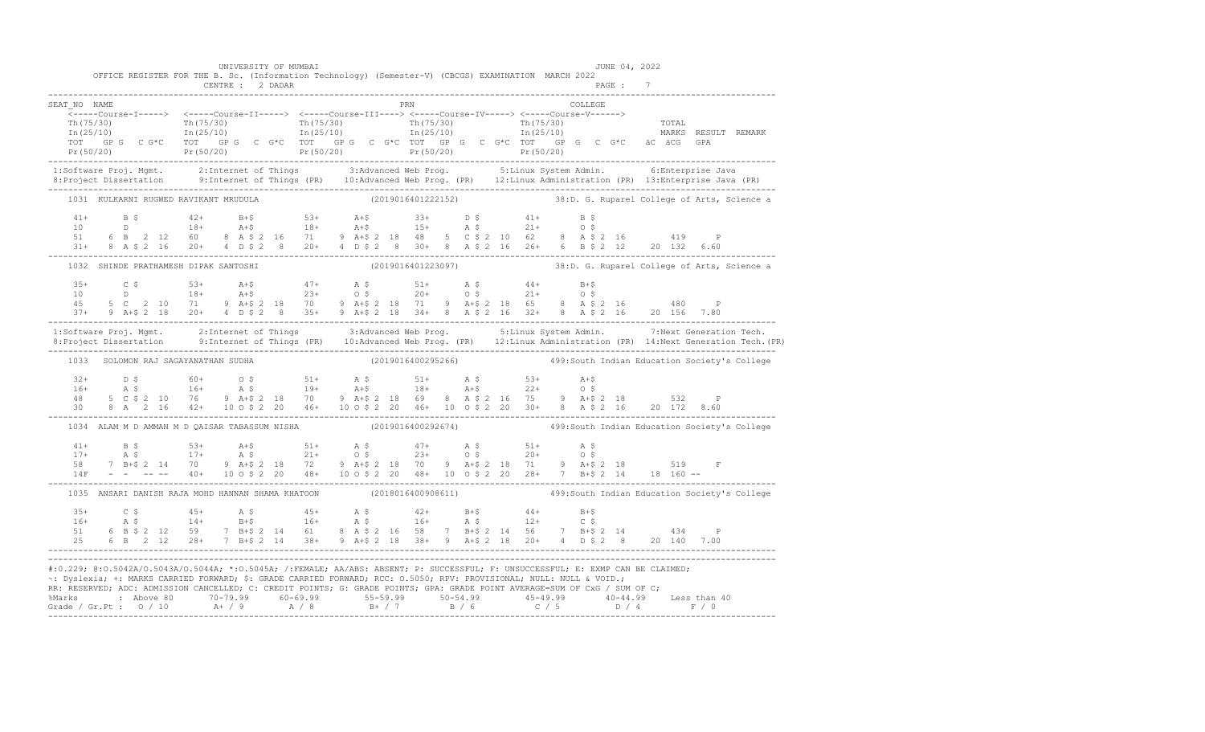UNIVERSITY OF MUMBAI  JUNE 04, 2022

OFFICE REGISTER FOR THE B. Sc. (Information Technology) (Semester-V) (CBCGS) EXAMINATION MARCH 2022

CENTRE : 2 DADAR

```
SEAT_NO  NAME                                                  PRN                                 COLLEGE
    <-----Course-I-----> <-----Course-II-----> <-----Course-III----> <-----Course-IV-----> <-----Course-V------>
    Th(75/30)             Th(75/30)             Th(75/30)             Th(75/30)             Th(75/30)                   TOTAL
    In(25/10)             In(25/10)             In(25/10)             In(25/10)             In(25/10)                   MARKS  RESULT  REMARK
    TOT   GP G   C G*C    TOT   GP G   C G*C    TOT   GP G   C G*C TOT   GP G   C G*C TOT   GP G   C  G*C   äC  äCG   GPA
    Pr(50/20)             Pr(50/20)             Pr(50/20)             Pr(50/20)             Pr(50/20)
-----------------------------------------------------------------------------------------------------------------------------
 1:Software Proj. Mgmt.     2:Internet of Things       3:Advanced Web Prog.         5:Linux System Admin.        6:Enterprise Java
 8:Project Dissertation     9:Internet of Things (PR)  10:Advanced Web Prog. (PR)   12:Linux Administration (PR) 13:Enterprise Java (PR)
-----------------------------------------------------------------------------------------------------------------------------
    1031  KULKARNI RUGWED RAVIKANT MRUDULA                   (2019016401222152)             38:D. G. Ruparel College of Arts, Science a

    41+       B $        42+      B+$        53+      A+$        33+      D $        41+      B $
    10        D          18+      A+$        18+      A+$        15+      A $        21+      O $
    51    6 B  $ 2 12    60    8 A $ 2 16    71    9 A+$ 2 18    48    5  C $ 2 10   62    8 A $ 2 16       419     P
    31+   8 A $ 2 16    20+   4 D $ 2  8    20+   4 D $ 2  8    30+   8  A $ 2 16   26+   6 B $ 2 12    20 132  6.60
-----------------------------------------------------------------------------------------------------------------------------
    1032  SHINDE PRATHAMESH DIPAK SANTOSHI                   (2019016401223097)             38:D. G. Ruparel College of Arts, Science a

    35+       C $        53+      A+$        47+      A $        51+      A $        44+      B+$
    10        D          18+      A+$        23+      O $        20+      O $        21+      O $
    45    5 C    2 10    71    9 A+$ 2 18    70    9 A+$ 2 18    71    9  A+$ 2 18   65    8 A $ 2 16       480     P
    37+   9 A+$ 2 18    20+   4 D $ 2  8    35+   9 A+$ 2 18    34+   8  A $ 2 16   32+   8 A $ 2 16    20 156  7.80
-----------------------------------------------------------------------------------------------------------------------------
 1:Software Proj. Mgmt.     2:Internet of Things       3:Advanced Web Prog.         5:Linux System Admin.        7:Next Generation Tech.
 8:Project Dissertation     9:Internet of Things (PR)  10:Advanced Web Prog. (PR)   12:Linux Administration (PR) 14:Next Generation Tech.(PR)
-----------------------------------------------------------------------------------------------------------------------------
    1033  SOLOMON RAJ SAGAYANATHAN SUDHA                     (2019016400295266)             499:South Indian Education Society's College

    32+       D $        60+      O $        51+      A $        51+      A $        53+      A+$
    16+       A $        16+      A $        19+      A+$        18+      A+$        22+      O $
    48    5 C $ 2 10    76    9 A+$ 2 18    70    9 A+$ 2 18    69    8  A $ 2 16   75    9 A+$ 2 18       532     P
    30    8 A   2 16    42+   10 O $ 2 20   46+   10 O $ 2 20   46+   10 O $ 2 20   30+   8 A $ 2 16    20 172  8.60
-----------------------------------------------------------------------------------------------------------------------------
    1034  ALAM M D AMMAN M D QAISAR TABASSUM NISHA           (2019016400292674)             499:South Indian Education Society's College

    41+       B $        53+      A+$        51+      A $        47+      A $        51+      A $
    17+       A $        17+      A $        21+      O $        23+      O $        20+      O $
    58    7 B+$ 2 14    70    9 A+$ 2 18    72    9 A+$ 2 18    70    9  A+$ 2 18   71    9 A+$ 2 18       519     F
    14F   -  -   -- --  40+   10 O $ 2 20   48+   10 O $ 2 20   48+   10 O $ 2 20   28+   7 B+$ 2 14    18 160  --
-----------------------------------------------------------------------------------------------------------------------------
    1035  ANSARI DANISH RAJA MOHD HANNAN SHAMA KHATOON       (2018016400908611)             499:South Indian Education Society's College

    35+       C $        45+      A $        45+      A $        42+      B+$        44+      B+$
    16+       A $        14+      B+$        16+      A $        16+      A $        12+      C $
    51    6 B $ 2 12    59    7 B+$ 2 14    61    8 A $ 2 16    58    7  B+$ 2 14   56    7 B+$ 2 14       434     P
    25    6 B   2 12    28+   7 B+$ 2 14    38+   9 A+$ 2 18    38+   9  A+$ 2 18   20+   4 D $ 2  8    20 140  7.00
-----------------------------------------------------------------------------------------------------------------------------
```

#:0.229; @:O.5042A/O.5043A/O.5044A; *:O.5045A; /:FEMALE; AA/ABS: ABSENT; P: SUCCESSFUL; F: UNSUCCESSFUL; E: EXMP CAN BE CLAIMED;
~: Dyslexia; +: MARKS CARRIED FORWARD; $: GRADE CARRIED FORWARD; RCC: O.5050; RPV: PROVISIONAL; NULL: NULL & VOID.;
RR: RESERVED; ADC: ADMISSION CANCELLED; C: CREDIT POINTS; G: GRADE POINTS; GPA: GRADE POINT AVERAGE=SUM OF CxG / SUM OF C;

| %Marks | Above 80 | 70-79.99 | 60-69.99 | 55-59.99 | 50-54.99 | 45-49.99 | 40-44.99 | Less than 40 |
|---|---|---|---|---|---|---|---|---|
| Grade / Gr.Pt : | O / 10 | A+ / 9 | A / 8 | B+ / 7 | B / 6 | C / 5 | D / 4 | F / 0 |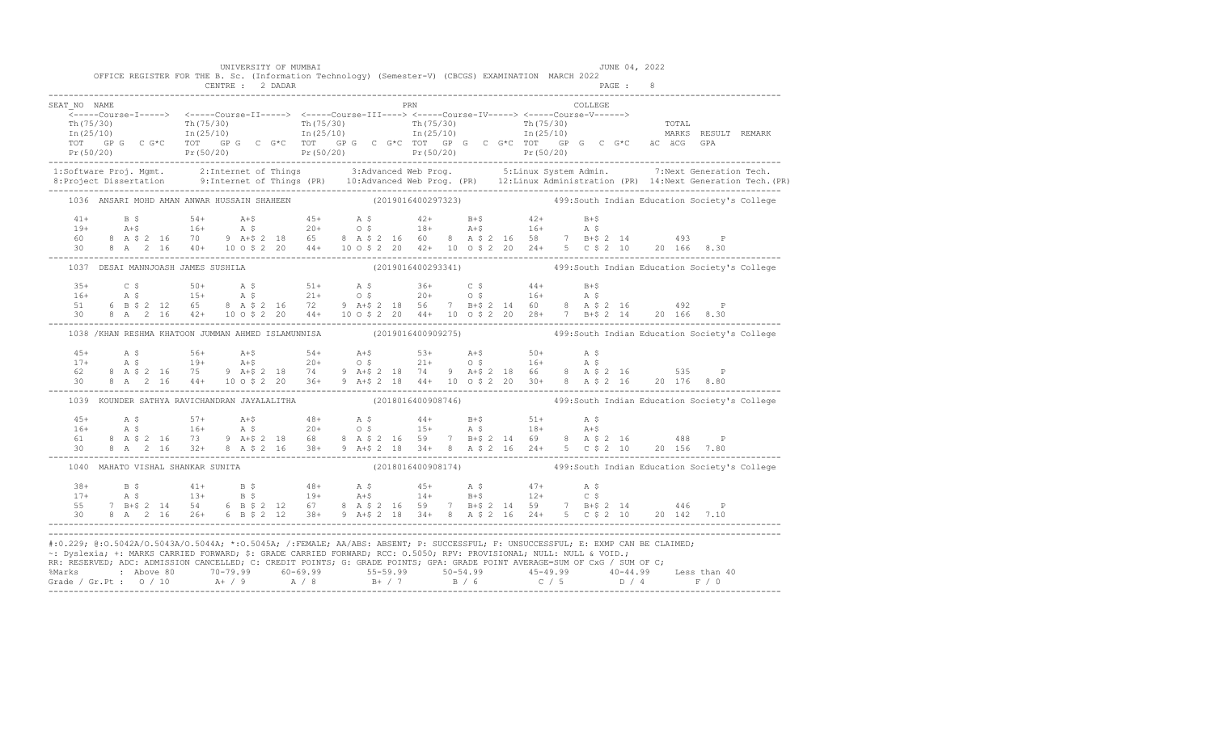UNIVERSITY OF MUMBAI — JUNE 04, 2022

OFFICE REGISTER FOR THE B. Sc. (Information Technology) (Semester-V) (CBCGS) EXAMINATION MARCH 2022

CENTRE : 2 DADAR

```
SEAT_NO  NAME                                                   PRN                                   COLLEGE
    <-----Course-I-----> <-----Course-II-----> <-----Course-III----> <-----Course-IV-----> <-----Course-V------>
    Th(75/30)             Th(75/30)             Th(75/30)             Th(75/30)             Th(75/30)             TOTAL
    In(25/10)             In(25/10)             In(25/10)             In(25/10)             In(25/10)             MARKS  RESULT  REMARK
    TOT  GP G  C G*C   TOT  GP G  C G*C   TOT  GP G  C G*C   TOT  GP G  C G*C   TOT  GP G  C G*C   äC äCG  GPA
    Pr(50/20)             Pr(50/20)             Pr(50/20)             Pr(50/20)             Pr(50/20)

 1:Software Proj. Mgmt.      2:Internet of Things         3:Advanced Web Prog.         5:Linux System Admin.        7:Next Generation Tech.
 8:Project Dissertation      9:Internet of Things (PR)   10:Advanced Web Prog. (PR)   12:Linux Administration (PR) 14:Next Generation Tech.(PR)

 1036  ANSARI MOHD AMAN ANWAR HUSSAIN SHAHEEN              (2019016400297323)        499:South Indian Education Society's College

   41+      B $         54+      A+$        45+      A $        42+      B+$        42+      B+$
   19+      A+$         16+      A $        20+      O $        18+      A+$        16+      A $
   60    8  A $ 2 16    70    9  A+$ 2 18   65    8  A $ 2 16   60    8  A $ 2 16   58    7  B+$ 2 14       493    P
   30    8  A   2 16    40+  10  O $ 2 20   44+  10  O $ 2 20   42+  10  O $ 2 20   24+   5  C $ 2 10    20 166  8.30

 1037  DESAI MANNJOASH JAMES SUSHILA                       (2019016400293341)        499:South Indian Education Society's College

   35+      C $         50+      A $        51+      A $        36+      C $        44+      B+$
   16+      A $         15+      A $        21+      O $        20+      O $        16+      A $
   51    6  B $ 2 12    65    8  A $ 2 16   72    9  A+$ 2 18   56    7  B+$ 2 14   60    8  A $ 2 16       492    P
   30    8  A   2 16    42+  10  O $ 2 20   44+  10  O $ 2 20   44+  10  O $ 2 20   28+   7  B+$ 2 14    20 166  8.30

 1038 /KHAN RESHMA KHATOON JUMMAN AHMED ISLAMUNNISA         (2019016400909275)        499:South Indian Education Society's College

   45+      A $         56+      A+$        54+      A+$        53+      A+$        50+      A $
   17+      A $         19+      A+$        20+      O $        21+      O $        16+      A $
   62    8  A $ 2 16    75    9  A+$ 2 18   74    9  A+$ 2 18   74    9  A+$ 2 18   66    8  A $ 2 16       535    P
   30    8  A   2 16    44+  10  O $ 2 20   36+   9  A+$ 2 18   44+  10  O $ 2 20   30+   8  A $ 2 16    20 176  8.80

 1039  KOUNDER SATHYA RAVICHANDRAN JAYALALITHA              (2018016400908746)        499:South Indian Education Society's College

   45+      A $         57+      A+$        48+      A $        44+      B+$        51+      A $
   16+      A $         16+      A $        20+      O $        15+      A $        18+      A+$
   61    8  A $ 2 16    73    9  A+$ 2 18   68    8  A $ 2 16   59    7  B+$ 2 14   69    8  A $ 2 16       488    P
   30    8  A   2 16    32+   8  A $ 2 16   38+   9  A+$ 2 18   34+   8  A $ 2 16   24+   5  C $ 2 10    20 156  7.80

 1040  MAHATO VISHAL SHANKAR SUNITA                        (2018016400908174)        499:South Indian Education Society's College

   38+      B $         41+      B $        48+      A $        45+      A $        47+      A $
   17+      A $         13+      B $        19+      A+$        14+      B+$        12+      C $
   55    7  B+$ 2 14    54    6  B $ 2 12   67    8  A $ 2 16   59    7  B+$ 2 14   59    7  B+$ 2 14       446    P
   30    8  A   2 16    26+   6  B $ 2 12   38+   9  A+$ 2 18   34+   8  A $ 2 16   24+   5  C $ 2 10    20 142  7.10
```

#:0.229; @:O.5042A/O.5043A/O.5044A; *:O.5045A; /:FEMALE; AA/ABS: ABSENT; P: SUCCESSFUL; F: UNSUCCESSFUL; E: EXMP CAN BE CLAIMED;
~: Dyslexia; +: MARKS CARRIED FORWARD; $: GRADE CARRIED FORWARD; RCC: O.5050; RPV: PROVISIONAL; NULL: NULL & VOID.;
RR: RESERVED; ADC: ADMISSION CANCELLED; C: CREDIT POINTS; G: GRADE POINTS; GPA: GRADE POINT AVERAGE=SUM OF CxG / SUM OF C;

| %Marks | Above 80 | 70-79.99 | 60-69.99 | 55-59.99 | 50-54.99 | 45-49.99 | 40-44.99 | Less than 40 |
|---|---|---|---|---|---|---|---|---|
| Grade / Gr.Pt : | O / 10 | A+ / 9 | A / 8 | B+ / 7 | B / 6 | C / 5 | D / 4 | F / 0 |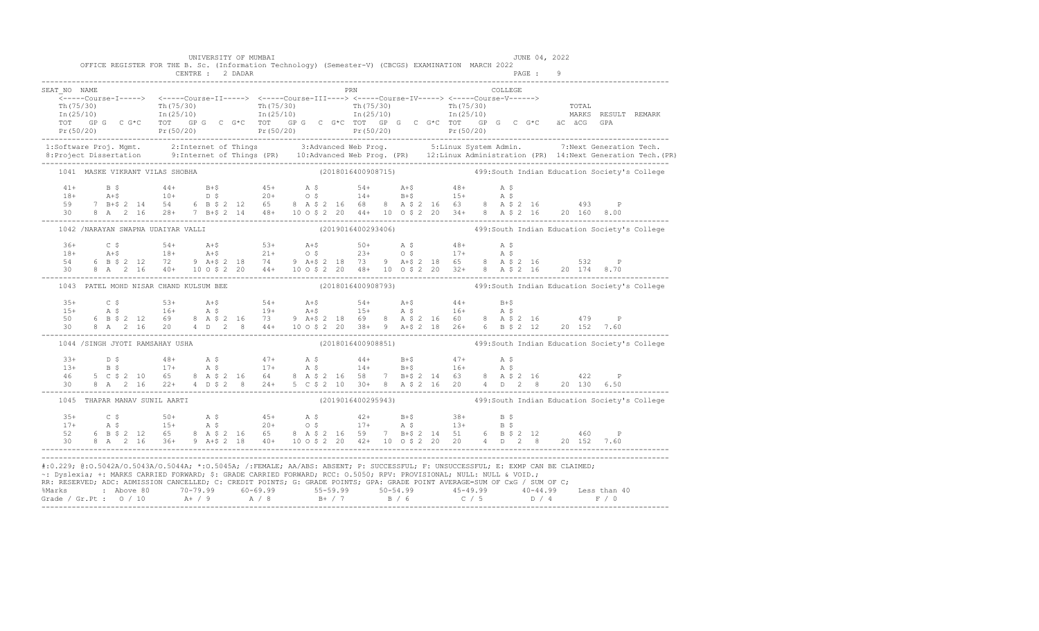UNIVERSITY OF MUMBAI — JUNE 04, 2022

OFFICE REGISTER FOR THE B. Sc. (Information Technology) (Semester-V) (CBCGS) EXAMINATION MARCH 2022

CENTRE : 2 DADAR — PAGE : 9

```
SEAT_NO  NAME                                                      PRN                              COLLEGE
   <-----Course-I-----> <-----Course-II-----> <-----Course-III----> <-----Course-IV-----> <-----Course-V------>
   Th(75/30)            Th(75/30)             Th(75/30)             Th(75/30)             Th(75/30)                 TOTAL
   In(25/10)            In(25/10)             In(25/10)             In(25/10)             In(25/10)                 MARKS  RESULT  REMARK
   TOT  GP G  C G*C     TOT  GP G  C G*C      TOT  GP G  C G*C      TOT  GP G  C G*C      TOT  GP G  C G*C   äC äCG  GPA
   Pr(50/20)            Pr(50/20)             Pr(50/20)             Pr(50/20)             Pr(50/20)
```

1:Software Proj. Mgmt. 2:Internet of Things 3:Advanced Web Prog. 5:Linux System Admin. 7:Next Generation Tech.
8:Project Dissertation 9:Internet of Things (PR) 10:Advanced Web Prog. (PR) 12:Linux Administration (PR) 14:Next Generation Tech.(PR)

```
1041  MASKE VIKRANT VILAS SHOBHA                    (2018016400908715)         499:South Indian Education Society's College

   41+      B $        44+      B+$        45+      A $        54+      A+$        48+      A $
   18+      A+$        10+      D $        20+      O $        14+      B+$        15+      A $
   59    7 B+$ 2 14    54    6 B $ 2 12    65    8 A $ 2 16    68    8 A $ 2 16    63    8 A $ 2 16        493     P
   30    8 A   2 16    28+   7 B+$ 2 14    48+   10 O $ 2 20   44+   10 O $ 2 20   34+   8 A $ 2 16    20 160  8.00

1042 /NARAYAN SWAPNA UDAIYAR VALLI                  (2019016400293406)         499:South Indian Education Society's College

   36+      C $        54+      A+$        53+      A+$        50+      A $        48+      A $
   18+      A+$        18+      A+$        21+      O $        23+      O $        17+      A $
   54    6 B $ 2 12    72    9 A+$ 2 18    74    9 A+$ 2 18    73    9 A+$ 2 18    65    8 A $ 2 16        532     P
   30    8 A   2 16    40+   10 O $ 2 20   44+   10 O $ 2 20   48+   10 O $ 2 20   32+   8 A $ 2 16    20 174  8.70

1043  PATEL MOHD NISAR CHAND KULSUM BEE             (2018016400908793)         499:South Indian Education Society's College

   35+      C $        53+      A+$        54+      A+$        54+      A+$        44+      B+$
   15+      A $        16+      A $        19+      A+$        15+      A $        16+      A $
   50    6 B $ 2 12    69    8 A $ 2 16    73    9 A+$ 2 18    69    8 A $ 2 16    60    8 A $ 2 16        479     P
   30    8 A   2 16    20    4 D   2  8    44+   10 O $ 2 20   38+   9 A+$ 2 18    26+   6 B $ 2 12    20 152  7.60

1044 /SINGH JYOTI RAMSAHAY USHA                     (2018016400908851)         499:South Indian Education Society's College

   33+      D $        48+      A $        47+      A $        44+      B+$        47+      A $
   13+      B $        17+      A $        17+      A $        14+      B+$        16+      A $
   46    5 C $ 2 10    65    8 A $ 2 16    64    8 A $ 2 16    58    7 B+$ 2 14    63    8 A $ 2 16        422     P
   30    8 A   2 16    22+   4 D $ 2  8    24+   5 C $ 2 10    30+   8 A $ 2 16    20    4 D   2  8    20 130  6.50

1045  THAPAR MANAV SUNIL AARTI                      (2019016400295943)         499:South Indian Education Society's College

   35+      C $        50+      A $        45+      A $        42+      B+$        38+      B $
   17+      A $        15+      A $        20+      O $        17+      A $        13+      B $
   52    6 B $ 2 12    65    8 A $ 2 16    65    8 A $ 2 16    59    7 B+$ 2 14    51    6 B $ 2 12        460     P
   30    8 A   2 16    36+   9 A+$ 2 18    40+   10 O $ 2 20   42+   10 O $ 2 20   20    4 D   2  8    20 152  7.60
```

#:O.229; @:O.5042A/O.5043A/O.5044A; *:O.5045A; /:FEMALE; AA/ABS: ABSENT; P: SUCCESSFUL; F: UNSUCCESSFUL; E: EXMP CAN BE CLAIMED;
~: Dyslexia; +: MARKS CARRIED FORWARD; $: GRADE CARRIED FORWARD; RCC: O.5050; RPV: PROVISIONAL; NULL: NULL & VOID.;
RR: RESERVED; ADC: ADMISSION CANCELLED; C: CREDIT POINTS; G: GRADE POINTS; GPA: GRADE POINT AVERAGE=SUM OF CxG / SUM OF C;

| %Marks | : Above 80 | 70-79.99 | 60-69.99 | 55-59.99 | 50-54.99 | 45-49.99 | 40-44.99 | Less than 40 |
|---|---|---|---|---|---|---|---|---|
| Grade / Gr.Pt : | O / 10 | A+ / 9 | A / 8 | B+ / 7 | B / 6 | C / 5 | D / 4 | F / 0 |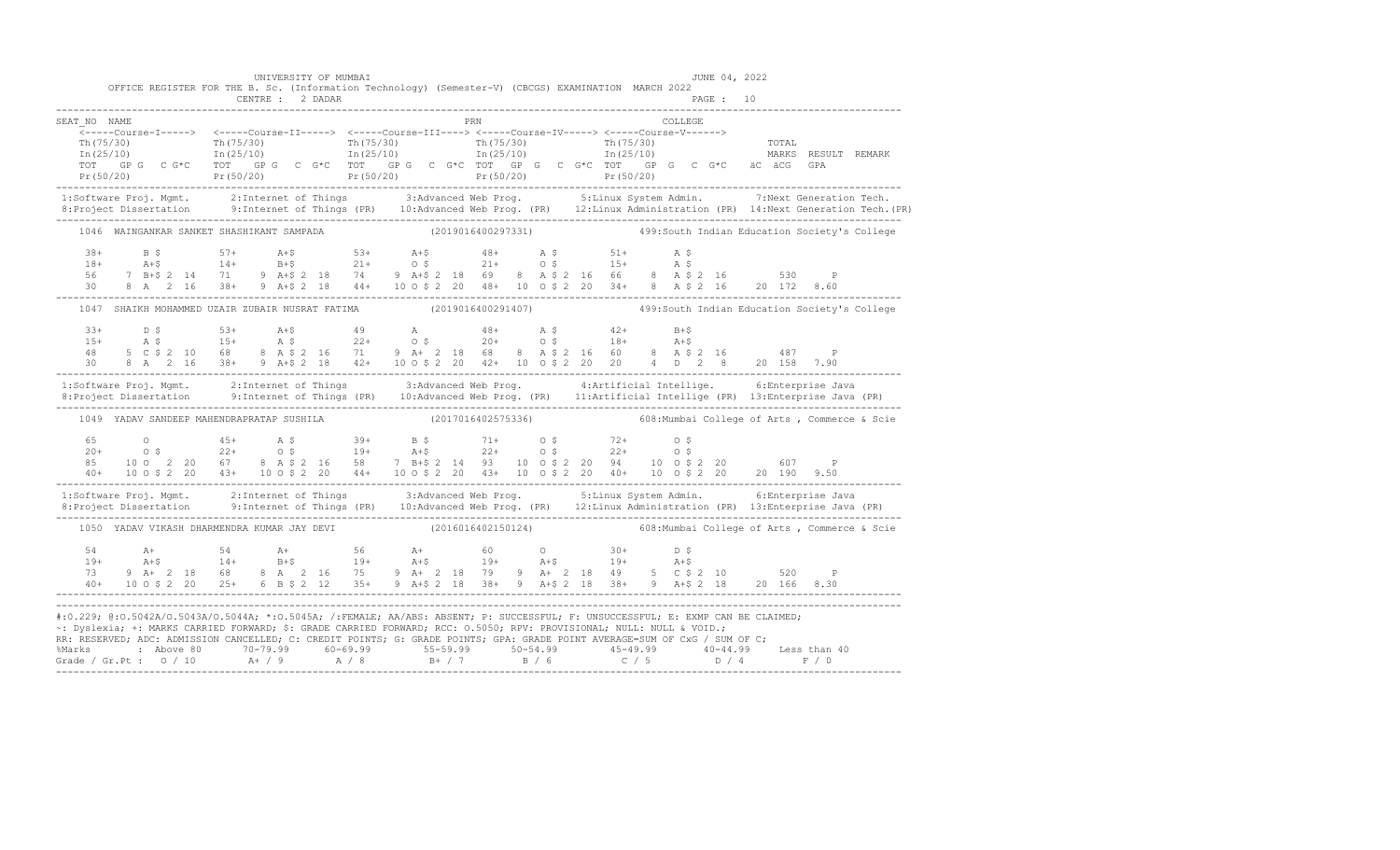UNIVERSITY OF MUMBAI

JUNE 04, 2022

OFFICE REGISTER FOR THE B. Sc. (Information Technology) (Semester-V) (CBCGS) EXAMINATION MARCH 2022

CENTRE : 2 DADAR

```
SEAT_NO  NAME                                                        PRN                                    COLLEGE
   <-----Course-I-----> <-----Course-II-----> <-----Course-III----> <-----Course-IV-----> <-----Course-V------>
   Th(75/30)            Th(75/30)             Th(75/30)             Th(75/30)             Th(75/30)                TOTAL
   In(25/10)            In(25/10)             In(25/10)             In(25/10)             In(25/10)                MARKS  RESULT  REMARK
   TOT  GP G  C G*C     TOT  GP G  C G*C      TOT  GP G  C G*C      TOT  GP G  C G*C      TOT  GP G  C G*C         äC  äCG  GPA
   Pr(50/20)            Pr(50/20)             Pr(50/20)             Pr(50/20)             Pr(50/20)
------------------------------------------------------------------------------------------------------------------------------------
 1:Software Proj. Mgmt.     2:Internet of Things       3:Advanced Web Prog.       5:Linux System Admin.        7:Next Generation Tech.
 8:Project Dissertation     9:Internet of Things (PR)  10:Advanced Web Prog. (PR) 12:Linux Administration (PR) 14:Next Generation Tech.(PR)
------------------------------------------------------------------------------------------------------------------------------------
  1046  WAINGANKAR SANKET SHASHIKANT SAMPADA                (2019016400297331)          499:South Indian Education Society's College

   38+     B $        57+     A+$        53+     A+$        48+     A $        51+     A $
   18+     A+$        14+     B+$        21+     O $        21+     O $        15+     A $
   56    7 B+$ 2 14   71    9 A+$ 2 18   74    9 A+$ 2 18   69    8  A $ 2 16  66    8  A $ 2 16       530     P
   30    8 A   2 16   38+   9 A+$ 2 18   44+  10 O $ 2 20   48+  10  O $ 2 20  34+   8  A $ 2 16    20 172  8.60
------------------------------------------------------------------------------------------------------------------------------------
  1047  SHAIKH MOHAMMED UZAIR ZUBAIR NUSRAT FATIMA          (2019016400291407)          499:South Indian Education Society's College

   33+     D $        53+     A+$        49      A          48+     A $        42+     B+$
   15+     A $        15+     A $        22+     O $        20+     O $        18+     A+$
   48    5 C $ 2 10   68    8 A $ 2 16   71    9 A+ 2 18    68    8  A $ 2 16  60    8  A $ 2 16       487     P
   30    8 A   2 16   38+   9 A+$ 2 18   42+  10 O $ 2 20   42+  10  O $ 2 20  20    4  D   2  8    20 158  7.90
------------------------------------------------------------------------------------------------------------------------------------
 1:Software Proj. Mgmt.     2:Internet of Things       3:Advanced Web Prog.       4:Artificial Intellige.      6:Enterprise Java
 8:Project Dissertation     9:Internet of Things (PR)  10:Advanced Web Prog. (PR) 11:Artificial Intellige (PR) 13:Enterprise Java (PR)
------------------------------------------------------------------------------------------------------------------------------------
  1049  YADAV SANDEEP MAHENDRAPRATAP SUSHILA                (2017016402575336)          608:Mumbai College of Arts , Commerce & Scie

   65      O          45+     A $        39+     B $        71+     O $        72+     O $
   20+     O $        22+     O $        19+     A+$        22+     O $        22+     O $
   85   10 O   2 20   67    8 A $ 2 16   58    7 B+$ 2 14   93   10  O $ 2 20  94   10  O $ 2 20       607     P
   40+  10 O $ 2 20   43+  10 O $ 2 20   44+  10 O $ 2 20   43+  10  O $ 2 20  40+  10  O $ 2 20    20 190  9.50
------------------------------------------------------------------------------------------------------------------------------------
 1:Software Proj. Mgmt.     2:Internet of Things       3:Advanced Web Prog.       5:Linux System Admin.        6:Enterprise Java
 8:Project Dissertation     9:Internet of Things (PR)  10:Advanced Web Prog. (PR) 12:Linux Administration (PR) 13:Enterprise Java (PR)
------------------------------------------------------------------------------------------------------------------------------------
  1050  YADAV VIKASH DHARMENDRA KUMAR JAY DEVI              (2016016402150124)          608:Mumbai College of Arts , Commerce & Scie

   54      A+         54      A+         56      A+         60      O          30+     D $
   19+     A+$        14+     B+$        19+     A+$        19+     A+$        19+     A+$
   73    9 A+  2 18   68    8 A   2 16   75    9 A+ 2 18    79    9  A+  2 18  49    5  C $ 2 10       520     P
   40+  10 O $ 2 20   25+   6 B $ 2 12   35+   9 A+$ 2 18   38+   9  A+$ 2 18  38+   9  A+$ 2 18    20 166  8.30
------------------------------------------------------------------------------------------------------------------------------------
```

#:O.229; @:O.5042A/O.5043A/O.5044A; *:O.5045A; /:FEMALE; AA/ABS: ABSENT; P: SUCCESSFUL; F: UNSUCCESSFUL; E: EXMP CAN BE CLAIMED;
~: Dyslexia; +: MARKS CARRIED FORWARD; $: GRADE CARRIED FORWARD; RCC: O.5050; RPV: PROVISIONAL; NULL: NULL & VOID.;
RR: RESERVED; ADC: ADMISSION CANCELLED; C: CREDIT POINTS; G: GRADE POINTS; GPA: GRADE POINT AVERAGE=SUM OF CxG / SUM OF C;

| %Marks | : Above 80 | 70-79.99 | 60-69.99 | 55-59.99 | 50-54.99 | 45-49.99 | 40-44.99 | Less than 40 |
|---|---|---|---|---|---|---|---|---|
| Grade / Gr.Pt : | O / 10 | A+ / 9 | A / 8 | B+ / 7 | B / 6 | C / 5 | D / 4 | F / 0 |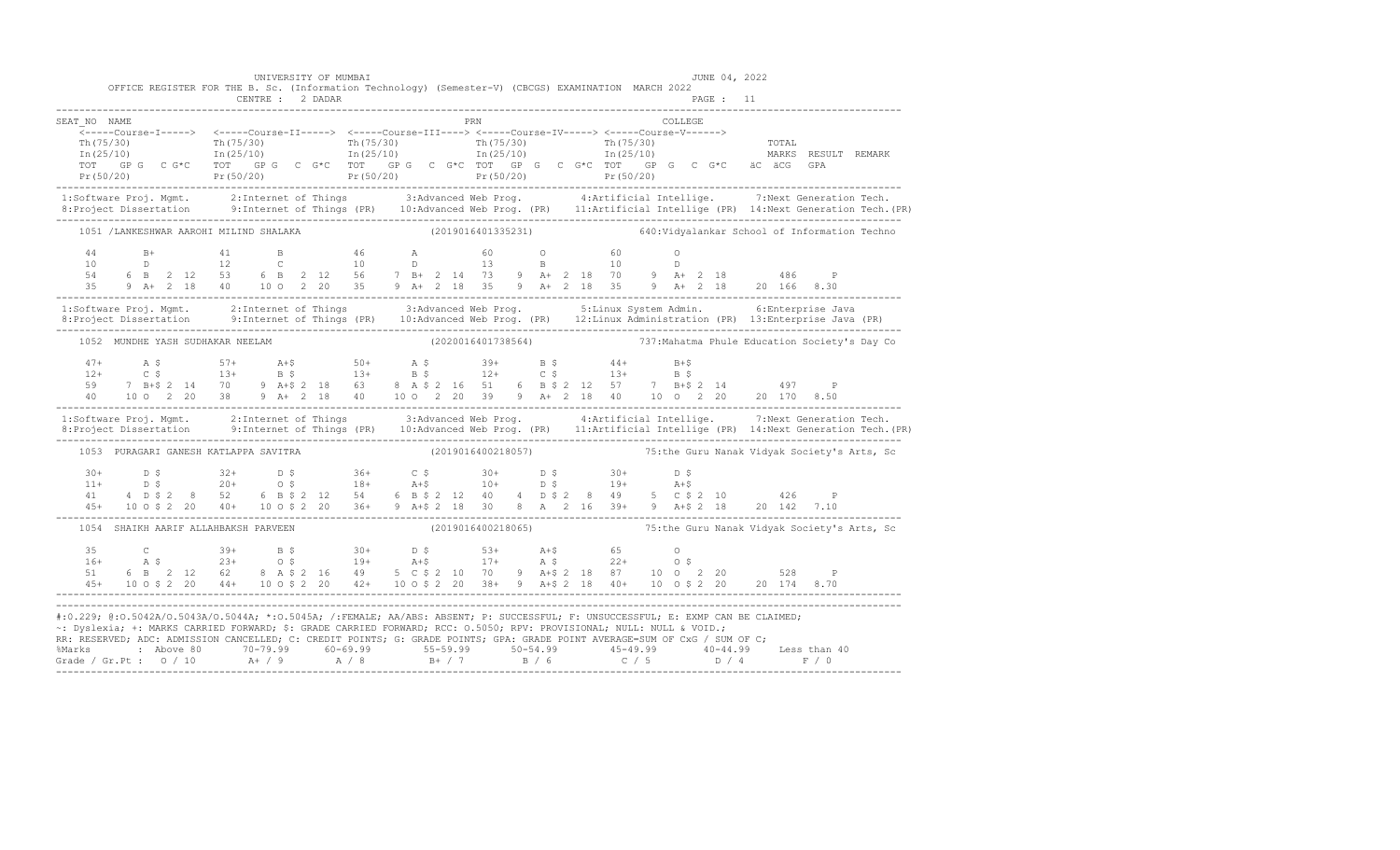UNIVERSITY OF MUMBAI

OFFICE REGISTER FOR THE B. Sc. (Information Technology) (Semester-V) (CBCGS) EXAMINATION MARCH 2022

CENTRE : 2 DADAR

JUNE 04, 2022

```
SEAT_NO  NAME                                              PRN                                   COLLEGE
   <-----Course-I-----> <-----Course-II-----> <-----Course-III----> <-----Course-IV-----> <-----Course-V------>
   Th(75/30)            Th(75/30)             Th(75/30)             Th(75/30)             Th(75/30)                 TOTAL
   In(25/10)            In(25/10)             In(25/10)             In(25/10)             In(25/10)                 MARKS  RESULT  REMARK
   TOT  GP G  C G*C     TOT  GP G  C G*C      TOT  GP G  C G*C      TOT  GP G  C G*C      TOT  GP G  C G*C    äC äCG  GPA
   Pr(50/20)            Pr(50/20)             Pr(50/20)             Pr(50/20)             Pr(50/20)
```

```
1:Software Proj. Mgmt.     2:Internet of Things       3:Advanced Web Prog.        4:Artificial Intellige.      7:Next Generation Tech.
8:Project Dissertation     9:Internet of Things (PR)  10:Advanced Web Prog. (PR)  11:Artificial Intellige (PR) 14:Next Generation Tech.(PR)

   1051 /LANKESHWAR AAROHI MILIND SHALAKA                    (2019016401335231)            640:Vidyalankar School of Information Techno

    44       B+          41       B           46       A           60       O           60       O
    10       D           12       C           10       D           13       B           10       D
    54    6  B   2 12    53    6  B   2 12    56    7  B+  2 14    73    9  A+  2 18    70    9  A+  2 18        486     P
    35    9  A+  2 18    40   10  O   2 20    35    9  A+  2 18    35    9  A+  2 18    35    9  A+  2 18    20 166  8.30
```

```
1:Software Proj. Mgmt.     2:Internet of Things       3:Advanced Web Prog.        5:Linux System Admin.        6:Enterprise Java
8:Project Dissertation     9:Internet of Things (PR)  10:Advanced Web Prog. (PR)  12:Linux Administration (PR) 13:Enterprise Java (PR)

   1052  MUNDHE YASH SUDHAKAR NEELAM                         (2020016401738564)            737:Mahatma Phule Education Society's Day Co

    47+      A $         57+      A+$         50+      A $         39+      B $         44+      B+$
    12+      C $         13+      B $         13+      B $         12+      C $         13+      B $
    59    7  B+$ 2 14    70    9  A+$ 2 18    63    8  A $ 2 16    51    6  B $ 2 12    57    7  B+$ 2 14        497     P
    40   10  O   2 20    38    9  A+  2 18    40   10  O   2 20    39    9  A+  2 18    40   10  O   2 20    20 170  8.50
```

```
1:Software Proj. Mgmt.     2:Internet of Things       3:Advanced Web Prog.        4:Artificial Intellige.      7:Next Generation Tech.
8:Project Dissertation     9:Internet of Things (PR)  10:Advanced Web Prog. (PR)  11:Artificial Intellige (PR) 14:Next Generation Tech.(PR)

   1053  PURAGARI GANESH KATLAPPA SAVITRA                    (2019016400218057)            75:the Guru Nanak Vidyak Society's Arts, Sc

    30+      D $         32+      D $         36+      C $         30+      D $         30+      D $
    11+      D $         20+      O $         18+      A+$         10+      D $         19+      A+$
    41    4  D $ 2  8    52    6  B $ 2 12    54    6  B $ 2 12    40    4  D $ 2  8    49    5  C $ 2 10        426     P
    45+  10  O $ 2 20    40+  10  O $ 2 20    36+   9  A+$ 2 18    30    8  A   2 16    39+   9  A+$ 2 18    20 142  7.10

   1054  SHAIKH AARIF ALLAHBAKSH PARVEEN                     (2019016400218065)            75:the Guru Nanak Vidyak Society's Arts, Sc

    35       C           39+      B $         30+      D $         53+      A+$         65       O
    16+      A $         23+      O $         19+      A+$         17+      A $         22+      O $
    51    6  B   2 12    62    8  A $ 2 16    49    5  C $ 2 10    70    9  A+$ 2 18    87   10  O   2 20        528     P
    45+  10  O $ 2 20    44+  10  O $ 2 20    42+  10  O $ 2 20    38+   9  A+$ 2 18    40+  10  O $ 2 20    20 174  8.70
```

#:O.229; @:O.5042A/O.5043A/O.5044A; *:O.5045A; /:FEMALE; AA/ABS: ABSENT; P: SUCCESSFUL; F: UNSUCCESSFUL; E: EXMP CAN BE CLAIMED;
~: Dyslexia; +: MARKS CARRIED FORWARD; $: GRADE CARRIED FORWARD; RCC: O.5050; RPV: PROVISIONAL; NULL: NULL & VOID.;
RR: RESERVED; ADC: ADMISSION CANCELLED; C: CREDIT POINTS; G: GRADE POINTS; GPA: GRADE POINT AVERAGE=SUM OF CxG / SUM OF C;

| %Marks | Above 80 | 70-79.99 | 60-69.99 | 55-59.99 | 50-54.99 | 45-49.99 | 40-44.99 | Less than 40 |
|---|---|---|---|---|---|---|---|---|
| Grade / Gr.Pt : | O / 10 | A+ / 9 | A / 8 | B+ / 7 | B / 6 | C / 5 | D / 4 | F / 0 |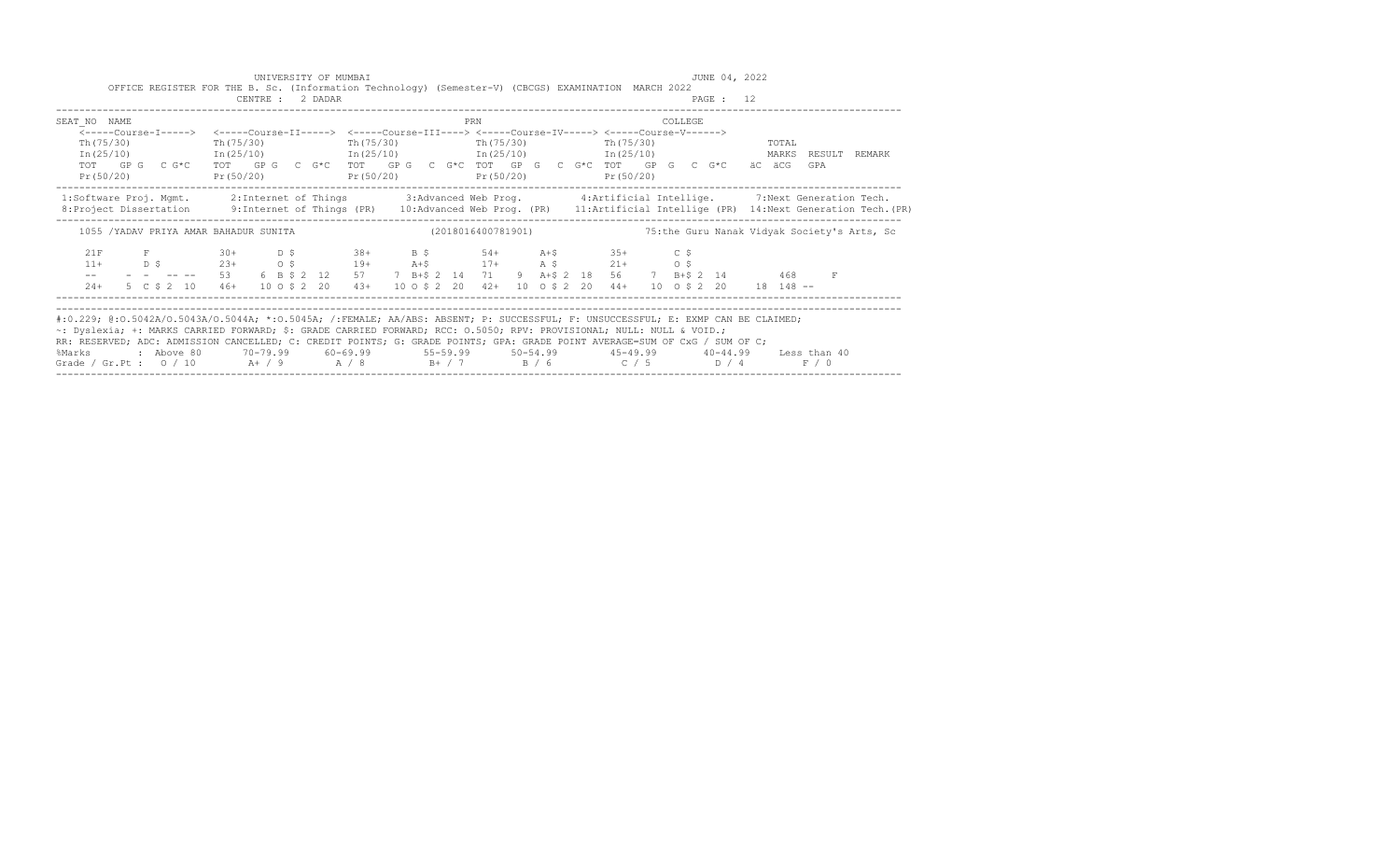UNIVERSITY OF MUMBAI

OFFICE REGISTER FOR THE B. Sc. (Information Technology) (Semester-V) (CBCGS) EXAMINATION MARCH 2022

CENTRE : 2 DADAR

JUNE 04, 2022

PAGE : 12

```
SEAT_NO  NAME                                                          PRN                              COLLEGE
    <-----Course-I----->  <-----Course-II----->  <-----Course-III----> <-----Course-IV-----> <-----Course-V------>
    Th(75/30)             Th(75/30)              Th(75/30)             Th(75/30)             Th(75/30)                  TOTAL
    In(25/10)             In(25/10)              In(25/10)             In(25/10)             In(25/10)                  MARKS  RESULT  REMARK
    TOT   GP G   C G*C    TOT   GP G   C  G*C    TOT   GP G   C G*C  TOT   GP  G   C  G*C  TOT   GP  G   C  G*C     äC  äCG   GPA
    Pr(50/20)             Pr(50/20)              Pr(50/20)             Pr(50/20)             Pr(50/20)
```

1:Software Proj. Mgmt. 2:Internet of Things 3:Advanced Web Prog. 4:Artificial Intellige. 7:Next Generation Tech.
8:Project Dissertation 9:Internet of Things (PR) 10:Advanced Web Prog. (PR) 11:Artificial Intellige (PR) 14:Next Generation Tech.(PR)

```
    1055 /YADAV PRIYA AMAR BAHADUR SUNITA                        (2018016400781901)              75:the Guru Nanak Vidyak Society's Arts, Sc

     21F      F           30+      D $         38+      B $        54+      A+$        35+       C $
     11+      D $         23+      O $         19+      A+$        17+      A $        21+       O $
     --     -  -  -- --   53    6  B $ 2  12   57    7  B+$ 2  14  71    9  A+$ 2  18  56    7  B+$ 2  14      468     F
     24+    5  C $ 2  10  46+   10 O $ 2  20   43+   10 O $ 2  20  42+   10 O $ 2  20  44+   10 O $ 2  20   18  148 --
```

#:0.229; @:O.5042A/O.5043A/O.5044A; *:O.5045A; /:FEMALE; AA/ABS: ABSENT; P: SUCCESSFUL; F: UNSUCCESSFUL; E: EXMP CAN BE CLAIMED;
~: Dyslexia; +: MARKS CARRIED FORWARD; $: GRADE CARRIED FORWARD; RCC: O.5050; RPV: PROVISIONAL; NULL: NULL & VOID.;
RR: RESERVED; ADC: ADMISSION CANCELLED; C: CREDIT POINTS; G: GRADE POINTS; GPA: GRADE POINT AVERAGE=SUM OF CxG / SUM OF C;

| %Marks | : Above 80 | 70-79.99 | 60-69.99 | 55-59.99 | 50-54.99 | 45-49.99 | 40-44.99 | Less than 40 |
|---|---|---|---|---|---|---|---|---|
| Grade / Gr.Pt : | O / 10 | A+ / 9 | A / 8 | B+ / 7 | B / 6 | C / 5 | D / 4 | F / 0 |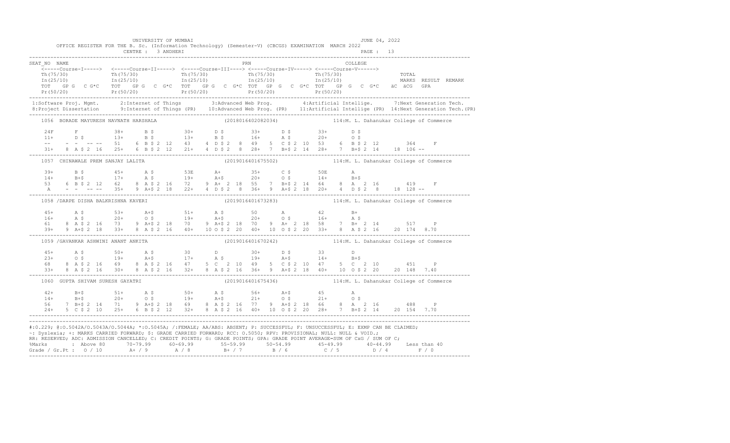UNIVERSITY OF MUMBAI — JUNE 04, 2022

OFFICE REGISTER FOR THE B. Sc. (Information Technology) (Semester-V) (CBCGS) EXAMINATION MARCH 2022

CENTRE : 3 ANDHERI

```
SEAT_NO  NAME                                                  PRN                                    COLLEGE
   <-----Course-I-----> <-----Course-II-----> <-----Course-III----> <-----Course-IV-----> <-----Course-V------>
   Th(75/30)             Th(75/30)             Th(75/30)             Th(75/30)             Th(75/30)                TOTAL
   In(25/10)             In(25/10)             In(25/10)             In(25/10)             In(25/10)                MARKS  RESULT  REMARK
   TOT   GP G  C G*C   TOT   GP G  C G*C   TOT   GP G  C G*C  TOT  GP G   C G*C  TOT   GP G   C  G*C   äC  äCG   GPA
   Pr(50/20)             Pr(50/20)             Pr(50/20)             Pr(50/20)             Pr(50/20)

 1:Software Proj. Mgmt.      2:Internet of Things        3:Advanced Web Prog.         4:Artificial Intellige.      7:Next Generation Tech.
 8:Project Dissertation      9:Internet of Things (PR)   10:Advanced Web Prog. (PR)   11:Artificial Intellige (PR)  14:Next Generation Tech.(PR)

   1056  BORADE MAYURESH NAVNATH HARSHALA                    (2018016402082034)            114:M. L. Dahanukar College of Commerce

    24F      F            38+     B $         30+      D $         33+      D $         33+      D $
    11+      D $          13+     B $         13+      B $         16+      A $         20+      O $
    --     - -  -- --     51    6 B $ 2 12    43    4 D $ 2  8    49    5  C $ 2 10    53    6  B $ 2 12        364      F
    31+    8 A $ 2 16     25+   6 B $ 2 12    21+   4 D $ 2  8    28+   7  B+$ 2 14    28+   7  B+$ 2 14    18 106 --

   1057  CHINAWALE PREM SANJAY LALITA                        (2019016401675502)            114:M. L. Dahanukar College of Commerce

    39+      B $          45+     A $         53E      A+          35+      C $         50E      A
    14+      B+$          17+     A $         19+      A+$         20+      O $         14+      B+$
    53     6 B $ 2 12     62    8 A $ 2 16    72    9 A+ 2 18     55    7  B+$ 2 14    64    8  A  2 16        419      F
    A      - -  -- --     35+   9 A+$ 2 18    22+   4 D $ 2  8    36+   9  A+$ 2 18    20+   4  D $ 2  8    18 128 --

   1058 /DARPE DISHA BALKRISHNA KAVERI                       (2019016401673283)            114:M. L. Dahanukar College of Commerce

    45+      A $          53+     A+$         51+      A $         50       A           42       B+
    16+      A $          20+     O $         19+      A+$         20+      O $         16+      A $
    61     8 A $ 2 16     73    9 A+$ 2 18    70    9 A+$ 2 18    70    9  A+ 2 18     58    7  B+ 2 14        517      P
    39+    9 A+$ 2 18     33+   8 A $ 2 16    40+  10 O $ 2 20    40+  10  O $ 2 20    33+   8  A $ 2 16    20 174  8.70

   1059 /GAVANKAR ASHWINI ANANT ANKITA                       (2019016401670242)            114:M. L. Dahanukar College of Commerce

    45+      A $          50+     A $         30       D           30+      D $         33       D
    23+      O $          19+     A+$         17+      A $         19+      A+$         14+      B+$
    68     8 A $ 2 16     69    8 A $ 2 16    47    5 C  2 10     49    5  C $ 2 10    47    5  C  2 10        451      P
    33+    8 A $ 2 16     30+   8 A $ 2 16    32+   8 A $ 2 16    36+   9  A+$ 2 18    40+  10  O $ 2 20    20 148  7.40

   1060  GUPTA SHIVAM SURESH GAYATRI                         (2019016401675436)            114:M. L. Dahanukar College of Commerce

    42+      B+$          51+     A $         50+      A $         56+      A+$         45       A
    14+      B+$          20+     O $         19+      A+$         21+      O $         21+      O $
    56     7 B+$ 2 14     71    9 A+$ 2 18    69    8 A $ 2 16    77    9  A+$ 2 18    66    8  A  2 16        488      P
    24+    5 C $ 2 10     25+   6 B $ 2 12    32+   8 A $ 2 16    40+  10  O $ 2 20    28+   7  B+$ 2 14    20 154  7.70
```

#:O.229; @:O.5042A/O.5043A/O.5044A; *:O.5045A; /:FEMALE; AA/ABS: ABSENT; P: SUCCESSFUL; F: UNSUCCESSFUL; E: EXMP CAN BE CLAIMED;
~: Dyslexia; +: MARKS CARRIED FORWARD; $: GRADE CARRIED FORWARD; RCC: O.5050; RPV: PROVISIONAL; NULL: NULL & VOID.;
RR: RESERVED; ADC: ADMISSION CANCELLED; C: CREDIT POINTS; G: GRADE POINTS; GPA: GRADE POINT AVERAGE=SUM OF CxG / SUM OF C;

| %Marks | Above 80 | 70-79.99 | 60-69.99 | 55-59.99 | 50-54.99 | 45-49.99 | 40-44.99 | Less than 40 |
|---|---|---|---|---|---|---|---|---|
| Grade / Gr.Pt : | O / 10 | A+ / 9 | A / 8 | B+ / 7 | B / 6 | C / 5 | D / 4 | F / 0 |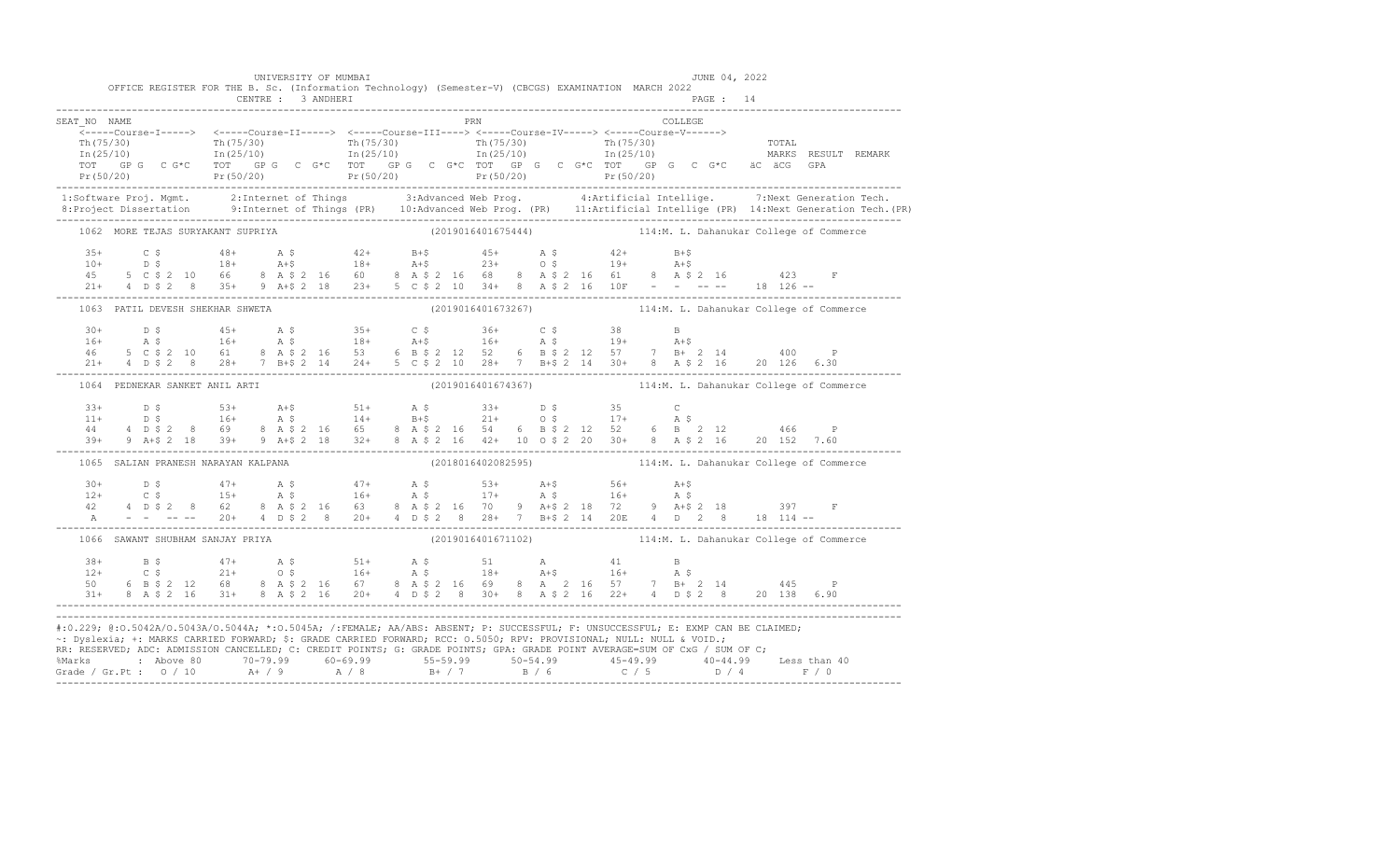UNIVERSITY OF MUMBAI — JUNE 04, 2022

OFFICE REGISTER FOR THE B. Sc. (Information Technology) (Semester-V) (CBCGS) EXAMINATION MARCH 2022

CENTRE : 3 ANDHERI

```
SEAT_NO  NAME                                                        PRN                               COLLEGE
    <-----Course-I-----> <-----Course-II-----> <-----Course-III----> <-----Course-IV-----> <-----Course-V------>
    Th(75/30)             Th(75/30)             Th(75/30)             Th(75/30)             Th(75/30)                TOTAL
    In(25/10)             In(25/10)             In(25/10)             In(25/10)             In(25/10)                MARKS  RESULT  REMARK
    TOT  GP G  C G*C     TOT  GP G  C G*C     TOT  GP G  C G*C     TOT  GP G  C G*C     TOT  GP G  C G*C     äC  äCG  GPA
    Pr(50/20)             Pr(50/20)             Pr(50/20)             Pr(50/20)             Pr(50/20)
```

1:Software Proj. Mgmt.   2:Internet of Things   3:Advanced Web Prog.   4:Artificial Intellige.   7:Next Generation Tech.
8:Project Dissertation   9:Internet of Things (PR)   10:Advanced Web Prog. (PR)   11:Artificial Intellige (PR)   14:Next Generation Tech.(PR)

```
1062  MORE TEJAS SURYAKANT SUPRIYA                            (2019016401675444)          114:M. L. Dahanukar College of Commerce

  35+    C $        48+    A $        42+    B+$        45+    A $        42+    B+$
  10+    D $        18+    A+$        18+    A+$        23+    O $        19+    A+$
  45   5 C $ 2 10   66   8 A $ 2 16   60   8 A $ 2 16   68   8 A $ 2 16   61   8 A $ 2 16      423    F
  21+  4 D $ 2  8   35+  9 A+$ 2 18   23+  5 C $ 2 10   34+  8 A $ 2 16   10F  -  -  -- --   18 126 --

1063  PATIL DEVESH SHEKHAR SHWETA                             (2019016401673267)          114:M. L. Dahanukar College of Commerce

  30+    D $        45+    A $        35+    C $        36+    C $        38     B
  16+    A $        16+    A $        18+    A+$        16+    A $        19+    A+$
  46   5 C $ 2 10   61   8 A $ 2 16   53   6 B $ 2 12   52   6 B $ 2 12   57   7 B+ 2 14      400    P
  21+  4 D $ 2  8   28+  7 B+$ 2 14   24+  5 C $ 2 10   28+  7 B+$ 2 14   30+  8 A $ 2 16   20 126 6.30

1064  PEDNEKAR SANKET ANIL ARTI                               (2019016401674367)          114:M. L. Dahanukar College of Commerce

  33+    D $        53+    A+$        51+    A $        33+    D $        35     C
  11+    D $        16+    A $        14+    B+$        21+    O $        17+    A $
  44   4 D $ 2  8   69   8 A $ 2 16   65   8 A $ 2 16   54   6 B $ 2 12   52   6 B  2 12      466    P
  39+  9 A+$ 2 18   39+  9 A+$ 2 18   32+  8 A $ 2 16   42+ 10 O $ 2 20   30+  8 A $ 2 16   20 152 7.60

1065  SALIAN PRANESH NARAYAN KALPANA                          (2018016402082595)          114:M. L. Dahanukar College of Commerce

  30+    D $        47+    A $        47+    A $        53+    A+$        56+    A+$
  12+    C $        15+    A $        16+    A $        17+    A $        16+    A $
  42   4 D $ 2  8   62   8 A $ 2 16   63   8 A $ 2 16   70   9 A+$ 2 18   72   9 A+$ 2 18      397    F
   A   -  -  -- --  20+  4 D $ 2  8   20+  4 D $ 2  8   28+  7 B+$ 2 14   20E  4 D  2  8    18 114 --

1066  SAWANT SHUBHAM SANJAY PRIYA                             (2019016401671102)          114:M. L. Dahanukar College of Commerce

  38+    B $        47+    A $        51+    A $        51     A          41     B
  12+    C $        21+    O $        16+    A $        18+    A+$        16+    A $
  50   6 B $ 2 12   68   8 A $ 2 16   67   8 A $ 2 16   69   8 A  2 16   57   7 B+ 2 14      445    P
  31+  8 A $ 2 16   31+  8 A $ 2 16   20+  4 D $ 2  8   30+  8 A $ 2 16   22+  4 D $ 2  8   20 138 6.90
```

#:0.229; @:O.5042A/O.5043A/O.5044A; *:O.5045A; /:FEMALE; AA/ABS: ABSENT; P: SUCCESSFUL; F: UNSUCCESSFUL; E: EXMP CAN BE CLAIMED;
~: Dyslexia; +: MARKS CARRIED FORWARD; $: GRADE CARRIED FORWARD; RCC: O.5050; RPV: PROVISIONAL; NULL: NULL & VOID.;
RR: RESERVED; ADC: ADMISSION CANCELLED; C: CREDIT POINTS; G: GRADE POINTS; GPA: GRADE POINT AVERAGE=SUM OF CxG / SUM OF C;

| %Marks | Above 80 | 70-79.99 | 60-69.99 | 55-59.99 | 50-54.99 | 45-49.99 | 40-44.99 | Less than 40 |
|---|---|---|---|---|---|---|---|---|
| Grade / Gr.Pt : | O / 10 | A+ / 9 | A / 8 | B+ / 7 | B / 6 | C / 5 | D / 4 | F / 0 |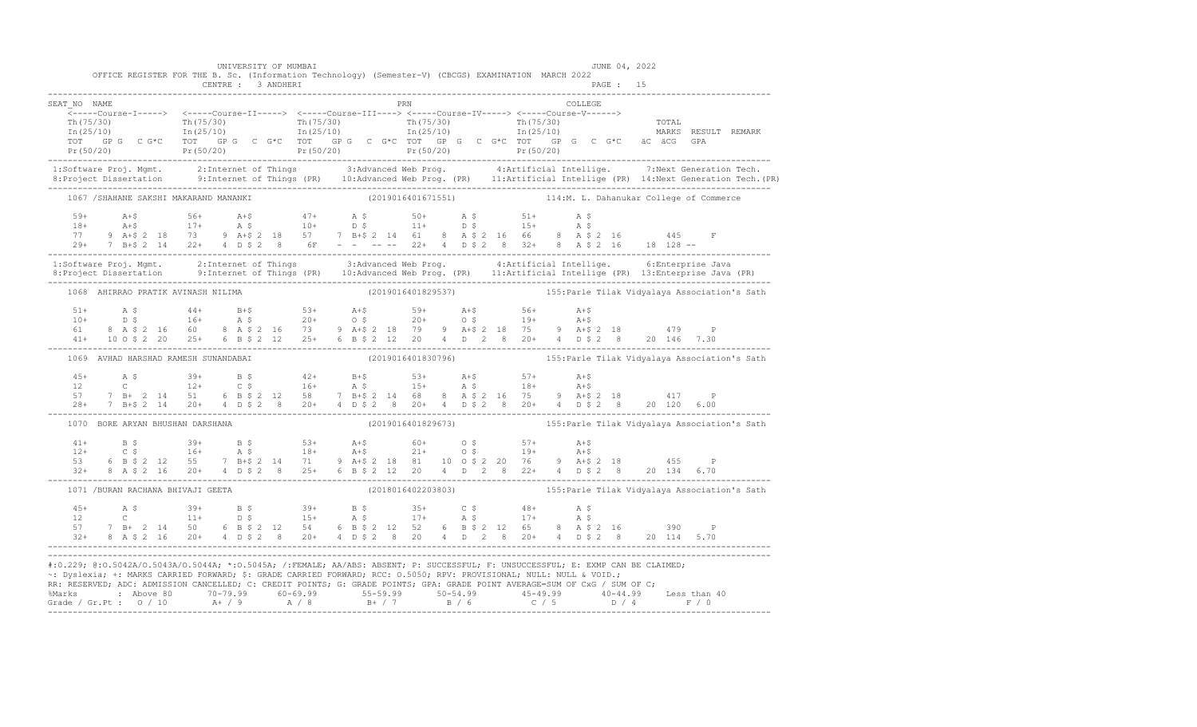UNIVERSITY OF MUMBAI — JUNE 04, 2022

OFFICE REGISTER FOR THE B. Sc. (Information Technology) (Semester-V) (CBCGS) EXAMINATION MARCH 2022

CENTRE : 3 ANDHERI

```
SEAT_NO  NAME                                                          PRN                                  COLLEGE
    <-----Course-I-----> <-----Course-II-----> <-----Course-III----> <-----Course-IV-----> <-----Course-V------>
    Th(75/30)            Th(75/30)             Th(75/30)             Th(75/30)             Th(75/30)                TOTAL
    In(25/10)            In(25/10)             In(25/10)             In(25/10)             In(25/10)                MARKS  RESULT  REMARK
    TOT  GP G  C G*C   TOT  GP G  C G*C   TOT  GP G  C G*C  TOT  GP G  C G*C  TOT  GP G  C G*C   äC  äCG  GPA
    Pr(50/20)            Pr(50/20)             Pr(50/20)             Pr(50/20)             Pr(50/20)
-------------------------------------------------------------------------------------------------------------------------------
 1:Software Proj. Mgmt.     2:Internet of Things        3:Advanced Web Prog.        4:Artificial Intellige.      7:Next Generation Tech.
 8:Project Dissertation     9:Internet of Things (PR)   10:Advanced Web Prog. (PR)  11:Artificial Intellige (PR) 14:Next Generation Tech.(PR)
-------------------------------------------------------------------------------------------------------------------------------
    1067 /SHAHANE SAKSHI MAKARAND MANANKI                      (2019016401671551)             114:M. L. Dahanukar College of Commerce

    59+     A+$        56+     A+$        47+     A $        50+     A $        51+     A $
    18+     A+$        17+     A $        10+     D $        11+     D $        15+     A $
    77    9 A+$ 2 18   73    9 A+$ 2 18   57    7 B+$ 2 14   61    8  A $ 2 16  66    8  A $ 2 16        445     F
    29+   7 B+$ 2 14   22+   4 D $ 2  8   6F    -  -  -- --  22+   4  D $ 2  8  32+   8  A $ 2 16     18 128 --
-------------------------------------------------------------------------------------------------------------------------------
 1:Software Proj. Mgmt.     2:Internet of Things        3:Advanced Web Prog.        4:Artificial Intellige.      6:Enterprise Java
 8:Project Dissertation     9:Internet of Things (PR)   10:Advanced Web Prog. (PR)  11:Artificial Intellige (PR) 13:Enterprise Java (PR)
-------------------------------------------------------------------------------------------------------------------------------
    1068 AHIRRAO PRATIK AVINASH NILIMA                         (2019016401829537)             155:Parle Tilak Vidyalaya Association's Sath

    51+     A $        44+     B+$        53+     A+$        59+     A+$        56+     A+$
    10+     D $        16+     A $        20+     O $        20+     O $        19+     A+$
    61    8 A $ 2 16   60    8 A $ 2 16   73    9 A+$ 2 18   79    9 A+$ 2 18   75    9 A+$ 2 18         479     P
    41+  10 O $ 2 20   25+   6 B $ 2 12   25+   6 B $ 2 12   20    4 D   2  8   20+   4 D $ 2  8      20 146  7.30
-------------------------------------------------------------------------------------------------------------------------------
    1069 AVHAD HARSHAD RAMESH SUNANDABAI                       (2019016401830796)             155:Parle Tilak Vidyalaya Association's Sath

    45+     A $        39+     B $        42+     B+$        53+     A+$        57+     A+$
    12      C          12+     C $        16+     A $        15+     A $        18+     A+$
    57    7 B+  2 14   51    6 B $ 2 12   58    7 B+$ 2 14   68    8 A $ 2 16   75    9 A+$ 2 18         417     P
    28+   7 B+$ 2 14   20+   4 D $ 2  8   20+   4 D $ 2  8   20+   4 D $ 2  8   20+   4 D $ 2  8      20 120  6.00
-------------------------------------------------------------------------------------------------------------------------------
    1070 BORE ARYAN BHUSHAN DARSHANA                           (2019016401829673)             155:Parle Tilak Vidyalaya Association's Sath

    41+     B $        39+     B $        53+     A+$        60+     O $        57+     A+$
    12+     C $        16+     A $        18+     A+$        21+     O $        19+     A+$
    53    6 B $ 2 12   55    7 B+$ 2 14   71    9 A+$ 2 18   81   10 O $ 2 20   76    9 A+$ 2 18         455     P
    32+   8 A $ 2 16   20+   4 D $ 2  8   25+   6 B $ 2 12   20    4 D   2  8   22+   4 D $ 2  8      20 134  6.70
-------------------------------------------------------------------------------------------------------------------------------
    1071 /BURAN RACHANA BHIVAJI GEETA                          (2018016402203803)             155:Parle Tilak Vidyalaya Association's Sath

    45+     A $        39+     B $        39+     B $        35+     C $        48+     A $
    12      C          11+     D $        15+     A $        17+     A $        17+     A $
    57    7 B+  2 14   50    6 B $ 2 12   54    6 B $ 2 12   52    6 B $ 2 12   65    8 A $ 2 16         390     P
    32+   8 A $ 2 16   20+   4 D $ 2  8   20+   4 D $ 2  8   20    4 D   2  8   20+   4 D $ 2  8      20 114  5.70
-------------------------------------------------------------------------------------------------------------------------------
```

#:O.229; @:O.5042A/O.5043A/O.5044A; *:O.5045A; /:FEMALE; AA/ABS: ABSENT; P: SUCCESSFUL; F: UNSUCCESSFUL; E: EXMP CAN BE CLAIMED;
~: Dyslexia; +: MARKS CARRIED FORWARD; $: GRADE CARRIED FORWARD; RCC: O.5050; RPV: PROVISIONAL; NULL: NULL & VOID.;
RR: RESERVED; ADC: ADMISSION CANCELLED; C: CREDIT POINTS; G: GRADE POINTS; GPA: GRADE POINT AVERAGE=SUM OF CxG / SUM OF C;

| %Marks | Above 80 | 70-79.99 | 60-69.99 | 55-59.99 | 50-54.99 | 45-49.99 | 40-44.99 | Less than 40 |
|---|---|---|---|---|---|---|---|---|
| Grade / Gr.Pt : | O / 10 | A+ / 9 | A / 8 | B+ / 7 | B / 6 | C / 5 | D / 4 | F / 0 |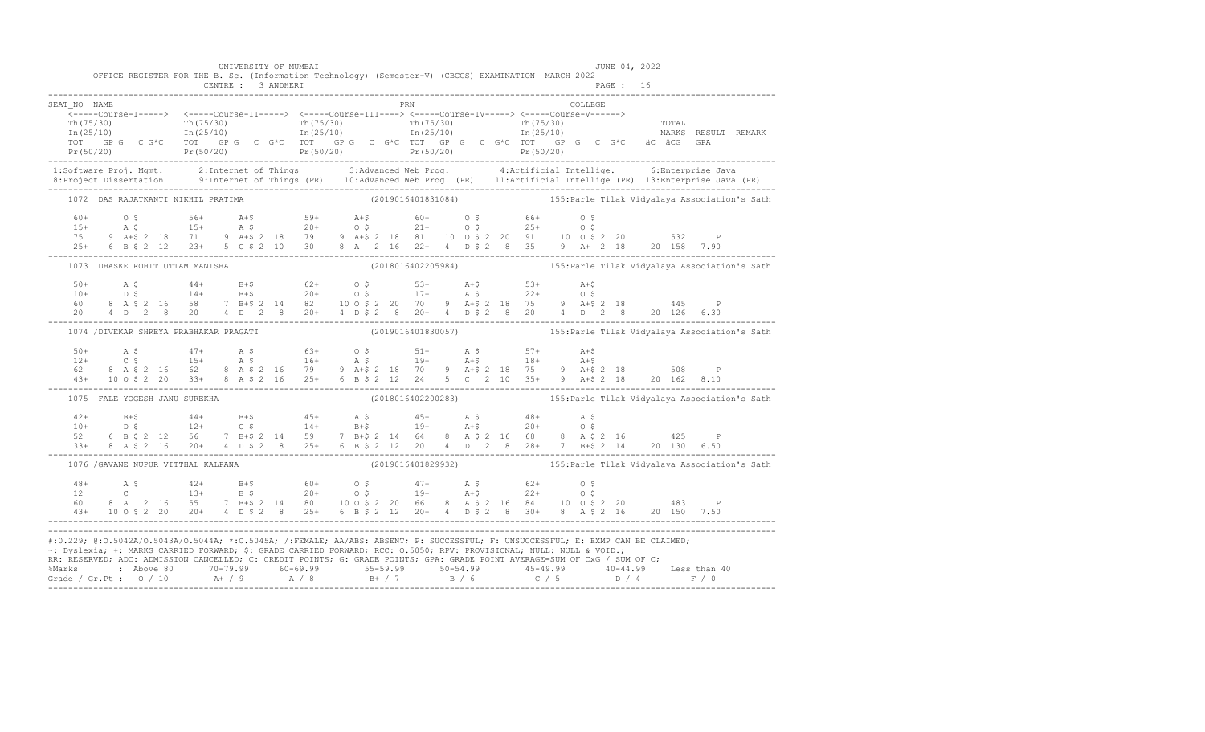UNIVERSITY OF MUMBAI — JUNE 04, 2022

OFFICE REGISTER FOR THE B. Sc. (Information Technology) (Semester-V) (CBCGS) EXAMINATION MARCH 2022

CENTRE : 3 ANDHERI

```
SEAT_NO  NAME                                                           PRN                                    COLLEGE
   <-----Course-I-----> <-----Course-II-----> <-----Course-III----> <-----Course-IV-----> <-----Course-V------>
   Th(75/30)            Th(75/30)             Th(75/30)             Th(75/30)             Th(75/30)                    TOTAL
   In(25/10)            In(25/10)             In(25/10)             In(25/10)             In(25/10)                    MARKS  RESULT  REMARK
   TOT  GP G  C G*C     TOT  GP G  C G*C      TOT  GP G  C G*C      TOT  GP G  C G*C      TOT  GP G  C G*C     äC äCG  GPA
   Pr(50/20)            Pr(50/20)             Pr(50/20)             Pr(50/20)             Pr(50/20)
```

1:Software Proj. Mgmt. 2:Internet of Things 3:Advanced Web Prog. 4:Artificial Intellige. 6:Enterprise Java
8:Project Dissertation 9:Internet of Things (PR) 10:Advanced Web Prog. (PR) 11:Artificial Intellige (PR) 13:Enterprise Java (PR)

```
1072  DAS RAJATKANTI NIKHIL PRATIMA                    (2019016401831084)          155:Parle Tilak Vidyalaya Association's Sath

   60+      O $        56+      A+$        59+      A+$        60+      O $        66+      O $
   15+      A $        15+      A $        20+      O $        21+      O $        25+      O $
   75   9 A+$ 2 18    71   9 A+$ 2 18     79   9 A+$ 2 18     81   10 O $ 2 20    91   10 O $ 2 20          532     P
   25+  6 B $ 2 12    23+  5 C $ 2 10     30   8 A  2 16      22+  4 D $ 2  8     35   9 A+ 2 18       20 158  7.90

1073  DHASKE ROHIT UTTAM MANISHA                       (2018016402205984)          155:Parle Tilak Vidyalaya Association's Sath

   50+      A $        44+      B+$        62+      O $        53+      A+$        53+      A+$
   10+      D $        14+      B+$        20+      O $        17+      A $        22+      O $
   60   8 A $ 2 16    58   7 B+$ 2 14     82   10 O $ 2 20    70   9 A+$ 2 18     75   9 A+$ 2 18          445     P
   20   4 D  2  8     20   4 D  2  8      20+  4 D $ 2  8     20+  4 D $ 2  8     20   4 D  2  8        20 126  6.30

1074 /DIVEKAR SHREYA PRABHAKAR PRAGATI                 (2019016401830057)          155:Parle Tilak Vidyalaya Association's Sath

   50+      A $        47+      A $        63+      O $        51+      A $        57+      A+$
   12+      C $        15+      A $        16+      A $        19+      A+$        18+      A+$
   62   8 A $ 2 16    62   8 A $ 2 16     79   9 A+$ 2 18     70   9 A+$ 2 18     75   9 A+$ 2 18          508     P
   43+  10 O $ 2 20   33+  8 A $ 2 16     25+  6 B $ 2 12     24   5 C  2 10     35+  9 A+$ 2 18      20 162  8.10

1075  FALE YOGESH JANU SUREKHA                         (2018016402200283)          155:Parle Tilak Vidyalaya Association's Sath

   42+      B+$        44+      B+$        45+      A $        45+      A $        48+      A $
   10+      D $        12+      C $        14+      B+$        19+      A+$        20+      O $
   52   6 B $ 2 12    56   7 B+$ 2 14     59   7 B+$ 2 14     64   8 A $ 2 16     68   8 A $ 2 16          425     P
   33+  8 A $ 2 16    20+  4 D $ 2  8     25+  6 B $ 2 12     20   4 D  2  8     28+  7 B+$ 2 14      20 130  6.50

1076 /GAVANE NUPUR VITTHAL KALPANA                     (2019016401829932)          155:Parle Tilak Vidyalaya Association's Sath

   48+      A $        42+      B+$        60+      O $        47+      A $        62+      O $
   12       C          13+      B $        20+      O $        19+      A+$        22+      O $
   60   8 A  2 16     55   7 B+$ 2 14     80   10 O $ 2 20    66   8 A $ 2 16     84   10 O $ 2 20          483     P
   43+  10 O $ 2 20   20+  4 D $ 2  8     25+  6 B $ 2 12     20+  4 D $ 2  8     30+  8 A $ 2 16      20 150  7.50
```

#:0.229; @:O.5042A/O.5043A/O.5044A; *:O.5045A; /:FEMALE; AA/ABS: ABSENT; P: SUCCESSFUL; F: UNSUCCESSFUL; E: EXMP CAN BE CLAIMED;
~: Dyslexia; +: MARKS CARRIED FORWARD; $: GRADE CARRIED FORWARD; RCC: O.5050; RPV: PROVISIONAL; NULL: NULL & VOID.;
RR: RESERVED; ADC: ADMISSION CANCELLED; C: CREDIT POINTS; G: GRADE POINTS; GPA: GRADE POINT AVERAGE=SUM OF CxG / SUM OF C;

| %Marks | Above 80 | 70-79.99 | 60-69.99 | 55-59.99 | 50-54.99 | 45-49.99 | 40-44.99 | Less than 40 |
|---|---|---|---|---|---|---|---|---|
| Grade / Gr.Pt | O / 10 | A+ / 9 | A / 8 | B+ / 7 | B / 6 | C / 5 | D / 4 | F / 0 |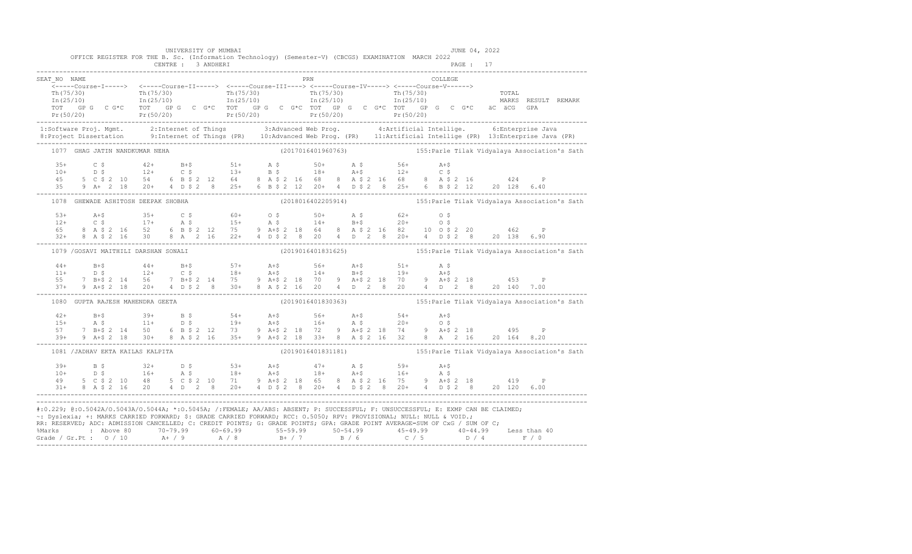UNIVERSITY OF MUMBAI — JUNE 04, 2022

OFFICE REGISTER FOR THE B. Sc. (Information Technology) (Semester-V) (CBCGS) EXAMINATION MARCH 2022

CENTRE : 3 ANDHERI

```
SEAT_NO  NAME                                             PRN                                COLLEGE
    <-----Course-I-----> <-----Course-II-----> <-----Course-III----> <-----Course-IV-----> <-----Course-V------>
    Th(75/30)            Th(75/30)             Th(75/30)             Th(75/30)             Th(75/30)                 TOTAL
    In(25/10)            In(25/10)             In(25/10)             In(25/10)             In(25/10)                 MARKS  RESULT  REMARK
    TOT  GP G  C G*C     TOT  GP G  C G*C      TOT  GP G  C G*C      TOT  GP G  C G*C      TOT  GP G  C G*C    äC  äCG  GPA
    Pr(50/20)            Pr(50/20)             Pr(50/20)             Pr(50/20)             Pr(50/20)

1:Software Proj. Mgmt.     2:Internet of Things        3:Advanced Web Prog.        4:Artificial Intellige.     6:Enterprise Java
8:Project Dissertation     9:Internet of Things (PR)   10:Advanced Web Prog. (PR)  11:Artificial Intellige (PR) 13:Enterprise Java (PR)

1077  GHAG JATIN NANDKUMAR NEHA                          (2017016401960763)          155:Parle Tilak Vidyalaya Association's Sath

  35+     C $        42+     B+$        51+     A $        50+     A $        56+     A+$
  10+     D $        12+     C $        13+     B $        18+     A+$        12+     C $
  45    5 C $ 2 10   54    6 B $ 2 12   64    8 A $ 2 16   68    8 A $ 2 16   68    8 A $ 2 16        424     P
  35    9 A+  2 18   20+   4 D $ 2  8   25+   6 B $ 2 12   20+   4 D $ 2  8   25+   6 B $ 2 12    20 128 6.40

1078  GHEWADE ASHITOSH DEEPAK SHOBHA                     (2018016402205914)          155:Parle Tilak Vidyalaya Association's Sath

  53+     A+$        35+     C $        60+     O $        50+     A $        62+     O $
  12+     C $        17+     A $        15+     A $        14+     B+$        20+     O $
  65    8 A $ 2 16   52    6 B $ 2 12   75    9 A+$ 2 18   64    8 A $ 2 16   82   10 O $ 2 20        462     P
  32+   8 A $ 2 16   30    8 A   2 16   22+   4 D $ 2  8   20    4 D   2  8   20+   4 D $ 2  8    20 138 6.90

1079 /GOSAVI MAITHILI DARSHAN SONALI                     (2019016401831625)          155:Parle Tilak Vidyalaya Association's Sath

  44+     B+$        44+     B+$        57+     A+$        56+     A+$        51+     A $
  11+     D $        12+     C $        18+     A+$        14+     B+$        19+     A+$
  55    7 B+$ 2 14   56    7 B+$ 2 14   75    9 A+$ 2 18   70    9 A+$ 2 18   70    9 A+$ 2 18        453     P
  37+   9 A+$ 2 18   20+   4 D $ 2  8   30+   8 A $ 2 16   20    4 D   2  8   20    4 D   2  8    20 140 7.00

1080  GUPTA RAJESH MAHENDRA GEETA                        (2019016401830363)          155:Parle Tilak Vidyalaya Association's Sath

  42+     B+$        39+     B $        54+     A+$        56+     A+$        54+     A+$
  15+     A $        11+     D $        19+     A+$        16+     A $        20+     O $
  57    7 B+$ 2 14   50    6 B $ 2 12   73    9 A+$ 2 18   72    9 A+$ 2 18   74    9 A+$ 2 18        495     P
  39+   9 A+$ 2 18   30+   8 A $ 2 16   35+   9 A+$ 2 18   33+   8 A $ 2 16   32    8 A   2 16    20 164 8.20

1081 /JADHAV EKTA KAILAS KALPITA                         (2019016401831181)          155:Parle Tilak Vidyalaya Association's Sath

  39+     B $        32+     D $        53+     A+$        47+     A $        59+     A+$
  10+     D $        16+     A $        18+     A+$        18+     A+$        16+     A $
  49    5 C $ 2 10   48    5 C $ 2 10   71    9 A+$ 2 18   65    8 A $ 2 16   75    9 A+$ 2 18        419     P
  31+   8 A $ 2 16   20    4 D   2  8   20+   4 D $ 2  8   20+   4 D $ 2  8   20+   4 D $ 2  8    20 120 6.00
```

#:O.229; @:O.5042A/O.5043A/O.5044A; *:O.5045A; /:FEMALE; AA/ABS: ABSENT; P: SUCCESSFUL; F: UNSUCCESSFUL; E: EXMP CAN BE CLAIMED;
~: Dyslexia; +: MARKS CARRIED FORWARD; $: GRADE CARRIED FORWARD; RCC: O.5050; RPV: PROVISIONAL; NULL: NULL & VOID.;
RR: RESERVED; ADC: ADMISSION CANCELLED; C: CREDIT POINTS; G: GRADE POINTS; GPA: GRADE POINT AVERAGE=SUM OF CxG / SUM OF C;

| %Marks | Above 80 | 70-79.99 | 60-69.99 | 55-59.99 | 50-54.99 | 45-49.99 | 40-44.99 | Less than 40 |
|---|---|---|---|---|---|---|---|---|
| Grade / Gr.Pt : | O / 10 | A+ / 9 | A / 8 | B+ / 7 | B / 6 | C / 5 | D / 4 | F / 0 |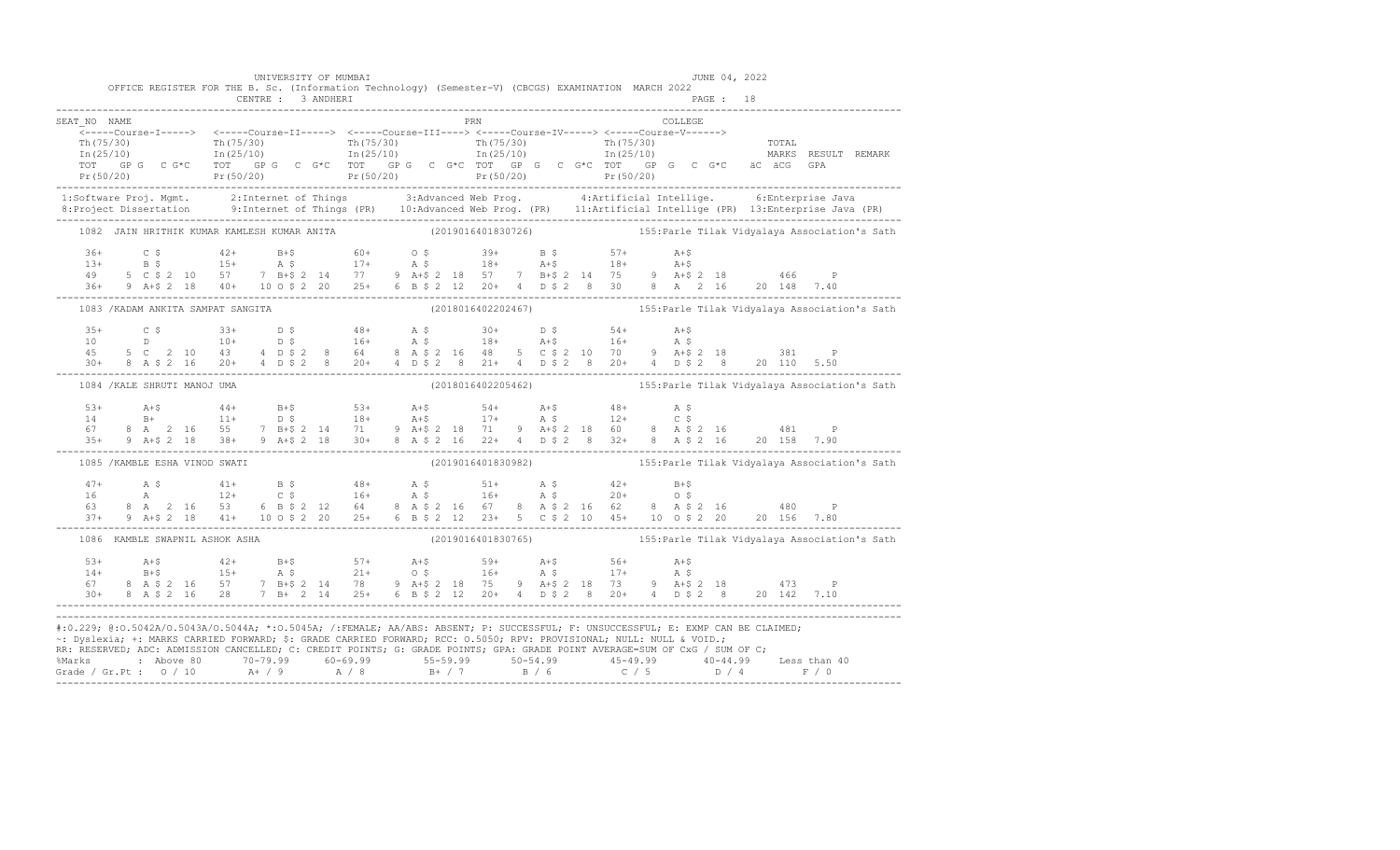UNIVERSITY OF MUMBAI

JUNE 04, 2022

OFFICE REGISTER FOR THE B. Sc. (Information Technology) (Semester-V) (CBCGS) EXAMINATION MARCH 2022

CENTRE : 3 ANDHERI

```
SEAT_NO NAME                                                PRN                                    COLLEGE
    <-----Course-I-----> <-----Course-II-----> <-----Course-III----> <-----Course-IV-----> <-----Course-V------>
    Th(75/30)            Th(75/30)             Th(75/30)             Th(75/30)             Th(75/30)                TOTAL
    In(25/10)            In(25/10)             In(25/10)             In(25/10)             In(25/10)                MARKS  RESULT  REMARK
    TOT   GP G  C G*C    TOT   GP G  C G*C     TOT   GP G  C G*C     TOT   GP G  C G*C     TOT   GP G  C G*C    äC  äCG  GPA
    Pr(50/20)            Pr(50/20)             Pr(50/20)             Pr(50/20)             Pr(50/20)
-------------------------------------------------------------------------------------------------------------------------------------------
 1:Software Proj. Mgmt.     2:Internet of Things       3:Advanced Web Prog.        4:Artificial Intellige.      6:Enterprise Java
 8:Project Dissertation     9:Internet of Things (PR)  10:Advanced Web Prog. (PR)  11:Artificial Intellige (PR)  13:Enterprise Java (PR)
-------------------------------------------------------------------------------------------------------------------------------------------
    1082  JAIN HRITHIK KUMAR KAMLESH KUMAR ANITA              (2019016401830726)          155:Parle Tilak Vidyalaya Association's Sath

    36+       C $          42+       B+$          60+       O $          39+       B $          57+       A+$
    13+       B $          15+       A $          17+       A $          18+       A+$          18+       A+$
    49    5 C $ 2 10    57    7 B+$ 2 14    77    9 A+$ 2 18    57    7 B+$ 2 14    75    9 A+$ 2 18          466     P
    36+   9 A+$ 2 18    40+   10 O $ 2 20   25+   6 B $ 2 12    20+   4 D $ 2  8    30    8 A  2 16     20 148  7.40
-------------------------------------------------------------------------------------------------------------------------------------------
    1083 /KADAM ANKITA SAMPAT SANGITA                          (2018016402202467)          155:Parle Tilak Vidyalaya Association's Sath

    35+       C $          33+       D $          48+       A $          30+       D $          54+       A+$
    10        D            10+       D $          16+       A $          18+       A+$          16+       A $
    45    5 C  2 10     43    4 D $ 2  8    64    8 A $ 2 16    48    5 C $ 2 10    70    9 A+$ 2 18          381     P
    30+   8 A $ 2 16    20+   4 D $ 2  8    20+   4 D $ 2  8    21+   4 D $ 2  8    20+   4 D $ 2  8     20 110  5.50
-------------------------------------------------------------------------------------------------------------------------------------------
    1084 /KALE SHRUTI MANOJ UMA                                (2018016402205462)          155:Parle Tilak Vidyalaya Association's Sath

    53+       A+$          44+       B+$          53+       A+$          54+       A+$          48+       A $
    14        B+           11+       D $          18+       A+$          17+       A $          12+       C $
    67    8 A  2 16     55    7 B+$ 2 14    71    9 A+$ 2 18    71    9 A+$ 2 18    60    8 A $ 2 16          481     P
    35+   9 A+$ 2 18    38+   9 A+$ 2 18    30+   8 A $ 2 16    22+   4 D $ 2  8    32+   8 A $ 2 16     20 158  7.90
-------------------------------------------------------------------------------------------------------------------------------------------
    1085 /KAMBLE ESHA VINOD SWATI                              (2019016401830982)          155:Parle Tilak Vidyalaya Association's Sath

    47+       A $          41+       B $          48+       A $          51+       A $          42+       B+$
    16        A            12+       C $          16+       A $          16+       A $          20+       O $
    63    8 A  2 16     53    6 B $ 2 12    64    8 A $ 2 16    67    8 A $ 2 16    62    8 A $ 2 16          480     P
    37+   9 A+$ 2 18    41+   10 O $ 2 20   25+   6 B $ 2 12    23+   5 C $ 2 10    45+   10 O $ 2 20    20 156  7.80
-------------------------------------------------------------------------------------------------------------------------------------------
    1086  KAMBLE SWAPNIL ASHOK ASHA                            (2019016401830765)          155:Parle Tilak Vidyalaya Association's Sath

    53+       A+$          42+       B+$          57+       A+$          59+       A+$          56+       A+$
    14+       B+$          15+       A $          21+       O $          16+       A $          17+       A $
    67    8 A $ 2 16    57    7 B+$ 2 14    78    9 A+$ 2 18    75    9 A+$ 2 18    73    9 A+$ 2 18          473     P
    30+   8 A $ 2 16    28    7 B+  2 14    25+   6 B $ 2 12    20+   4 D $ 2  8    20+   4 D $ 2  8     20 142  7.10
-------------------------------------------------------------------------------------------------------------------------------------------
```

#:O.229; @:O.5042A/O.5043A/O.5044A; *:O.5045A; /:FEMALE; AA/ABS: ABSENT; P: SUCCESSFUL; F: UNSUCCESSFUL; E: EXMP CAN BE CLAIMED;
~: Dyslexia; +: MARKS CARRIED FORWARD; $: GRADE CARRIED FORWARD; RCC: O.5050; RPV: PROVISIONAL; NULL: NULL & VOID.;
RR: RESERVED; ADC: ADMISSION CANCELLED; C: CREDIT POINTS; G: GRADE POINTS; GPA: GRADE POINT AVERAGE=SUM OF CxG / SUM OF C;

| %Marks | : Above 80 | 70-79.99 | 60-69.99 | 55-59.99 | 50-54.99 | 45-49.99 | 40-44.99 | Less than 40 |
|---|---|---|---|---|---|---|---|---|
| Grade / Gr.Pt : | O / 10 | A+ / 9 | A / 8 | B+ / 7 | B / 6 | C / 5 | D / 4 | F / 0 |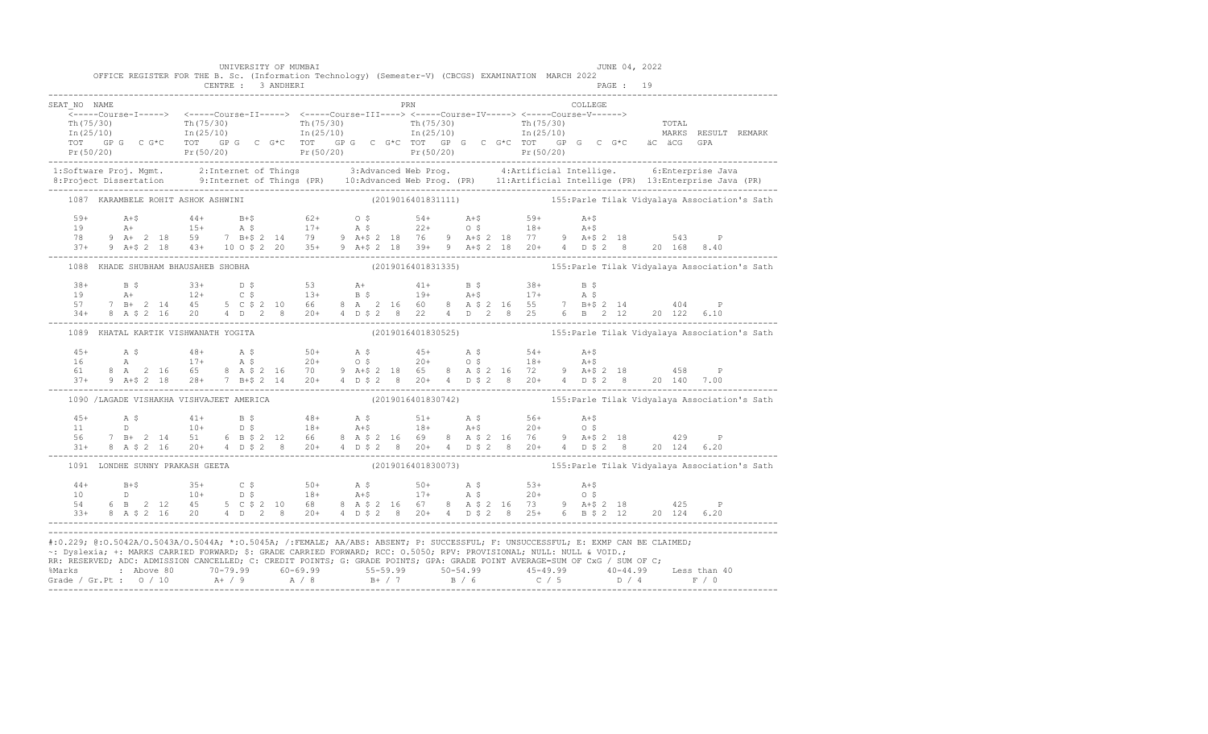UNIVERSITY OF MUMBAI

OFFICE REGISTER FOR THE B. Sc. (Information Technology) (Semester-V) (CBCGS) EXAMINATION MARCH 2022

CENTRE : 3 ANDHERI

JUNE 04, 2022

PAGE : 19

```
SEAT_NO  NAME                                                        PRN                                  COLLEGE
    <-----Course-I-----> <-----Course-II-----> <-----Course-III----> <-----Course-IV-----> <-----Course-V------>
    Th(75/30)            Th(75/30)             Th(75/30)             Th(75/30)             Th(75/30)                   TOTAL
    In(25/10)            In(25/10)             In(25/10)             In(25/10)             In(25/10)                   MARKS  RESULT  REMARK
    TOT  GP G  C G*C     TOT  GP G  C G*C      TOT  GP G  C G*C      TOT  GP G  C G*C      TOT  GP G  C G*C    äC äCG  GPA
    Pr(50/20)            Pr(50/20)             Pr(50/20)             Pr(50/20)             Pr(50/20)

 1:Software Proj. Mgmt.      2:Internet of Things        3:Advanced Web Prog.         4:Artificial Intellige.     6:Enterprise Java
 8:Project Dissertation      9:Internet of Things (PR)   10:Advanced Web Prog. (PR)   11:Artificial Intellige (PR)  13:Enterprise Java (PR)

    1087  KARAMBELE ROHIT ASHOK ASHWINI                    (2019016401831111)              155:Parle Tilak Vidyalaya Association's Sath

    59+     A+$        44+     B+$        62+     O $        54+     A+$        59+     A+$
    19      A+         15+     A $        17+     A $        22+     O $        18+     A+$
    78    9 A+  2 18   59    7 B+$ 2 14   79    9 A+$ 2 18   76    9 A+$ 2 18   77    9 A+$ 2 18        543     P
    37+   9 A+$ 2 18   43+  10 O $ 2 20   35+   9 A+$ 2 18   39+   9 A+$ 2 18   20+   4 D $ 2  8    20 168  8.40

    1088  KHADE SHUBHAM BHAUSAHEB SHOBHA                   (2019016401831335)              155:Parle Tilak Vidyalaya Association's Sath

    38+     B $        33+     D $        53      A+         41+     B $        38+     B $
    19      A+         12+     C $        13+     B $        19+     A+$        17+     A $
    57    7 B+  2 14   45    5 C $ 2 10   66    8 A   2 16   60    8 A $ 2 16   55    7 B+$ 2 14        404     P
    34+   8 A $ 2 16   20    4 D   2  8   20+   4 D $ 2  8   22    4 D   2  8   25    6 B   2 12    20 122  6.10

    1089  KHATAL KARTIK VISHWANATH YOGITA                  (2019016401830525)              155:Parle Tilak Vidyalaya Association's Sath

    45+     A $        48+     A $        50+     A $        45+     A $        54+     A+$
    16      A          17+     A $        20+     O $        20+     O $        18+     A+$
    61    8 A   2 16   65    8 A $ 2 16   70    9 A+$ 2 18   65    8 A $ 2 16   72    9 A+$ 2 18        458     P
    37+   9 A+$ 2 18   28+   7 B+$ 2 14   20+   4 D $ 2  8   20+   4 D $ 2  8   20+   4 D $ 2  8    20 140  7.00

    1090 /LAGADE VISHAKHA VISHVAJEET AMERICA               (2019016401830742)              155:Parle Tilak Vidyalaya Association's Sath

    45+     A $        41+     B $        48+     A $        51+     A $        56+     A+$
    11      D          10+     D $        18+     A+$        18+     A+$        20+     O $
    56    7 B+  2 14   51    6 B $ 2 12   66    8 A $ 2 16   69    8 A $ 2 16   76    9 A+$ 2 18        429     P
    31+   8 A $ 2 16   20+   4 D $ 2  8   20+   4 D $ 2  8   20+   4 D $ 2  8   20+   4 D $ 2  8    20 124  6.20

    1091  LONDHE SUNNY PRAKASH GEETA                       (2019016401830073)              155:Parle Tilak Vidyalaya Association's Sath

    44+     B+$        35+     C $        50+     A $        50+     A $        53+     A+$
    10      D          10+     D $        18+     A+$        17+     A $        20+     O $
    54    6 B   2 12   45    5 C $ 2 10   68    8 A $ 2 16   67    8 A $ 2 16   73    9 A+$ 2 18        425     P
    33+   8 A $ 2 16   20    4 D   2  8   20+   4 D $ 2  8   20+   4 D $ 2  8   25+   6 B $ 2 12    20 124  6.20
```

#:O.229; @:O.5042A/O.5043A/O.5044A; *:O.5045A; /:FEMALE; AA/ABS: ABSENT; P: SUCCESSFUL; F: UNSUCCESSFUL; E: EXMP CAN BE CLAIMED;
~: Dyslexia; +: MARKS CARRIED FORWARD; $: GRADE CARRIED FORWARD; RCC: O.5050; RPV: PROVISIONAL; NULL: NULL & VOID.;
RR: RESERVED; ADC: ADMISSION CANCELLED; C: CREDIT POINTS; G: GRADE POINTS; GPA: GRADE POINT AVERAGE=SUM OF CxG / SUM OF C;

| %Marks | : Above 80 | 70-79.99 | 60-69.99 | 55-59.99 | 50-54.99 | 45-49.99 | 40-44.99 | Less than 40 |
|---|---|---|---|---|---|---|---|---|
| Grade / Gr.Pt : | O / 10 | A+ / 9 | A / 8 | B+ / 7 | B / 6 | C / 5 | D / 4 | F / 0 |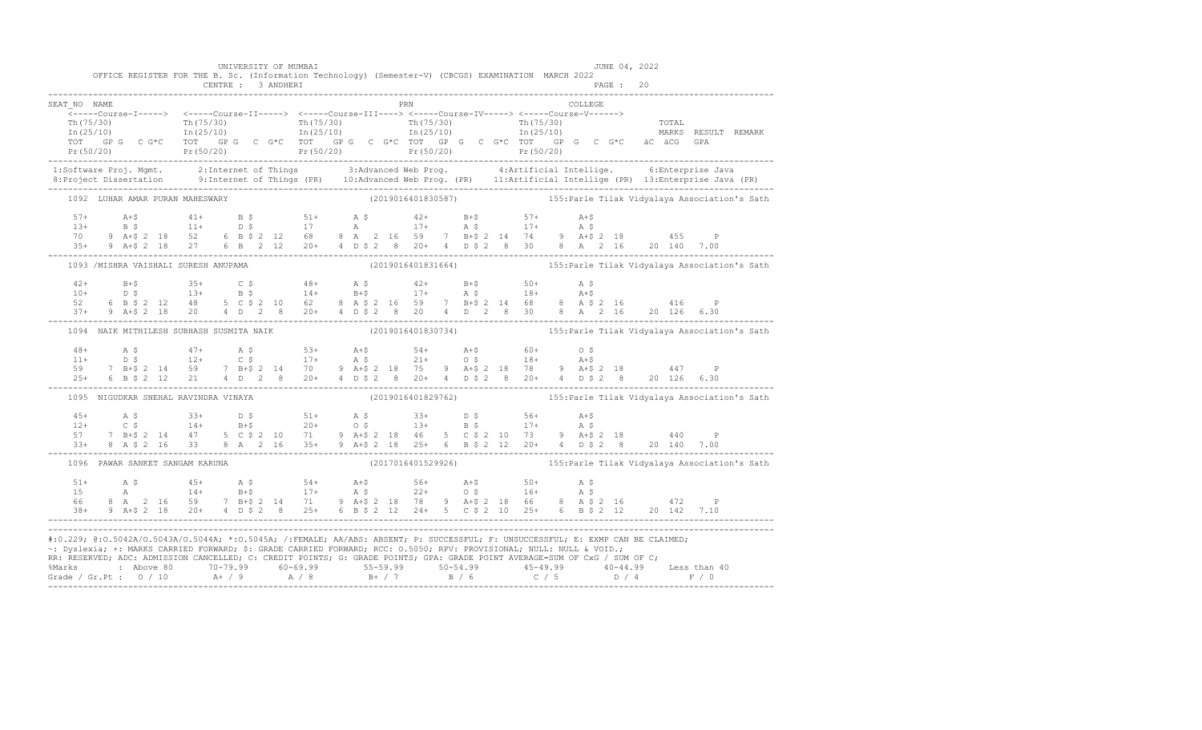UNIVERSITY OF MUMBAI

JUNE 04, 2022

OFFICE REGISTER FOR THE B. Sc. (Information Technology) (Semester-V) (CBCGS) EXAMINATION MARCH 2022

CENTRE : 3 ANDHERI

PAGE : 20

```
SEAT_NO  NAME                                                   PRN                                      COLLEGE
   <-----Course-I-----> <-----Course-II-----> <-----Course-III----> <-----Course-IV-----> <-----Course-V------>
   Th(75/30)            Th(75/30)             Th(75/30)             Th(75/30)             Th(75/30)                      TOTAL
   In(25/10)            In(25/10)             In(25/10)             In(25/10)             In(25/10)                      MARKS  RESULT  REMARK
   TOT   GP G   C G*C   TOT   GP G   C G*C   TOT   GP G   C G*C   TOT   GP G   C G*C   TOT   GP G   C G*C   äC  äCG   GPA
   Pr(50/20)            Pr(50/20)             Pr(50/20)             Pr(50/20)             Pr(50/20)
-------------------------------------------------------------------------------------------------------------------------------------
 1:Software Proj. Mgmt.    2:Internet of Things        3:Advanced Web Prog.        4:Artificial Intellige.     6:Enterprise Java
 8:Project Dissertation    9:Internet of Things (PR)   10:Advanced Web Prog. (PR)  11:Artificial Intellige (PR) 13:Enterprise Java (PR)
-------------------------------------------------------------------------------------------------------------------------------------
   1092  LUHAR AMAR PURAN MAHESWARY                      (2019016401830587)          155:Parle Tilak Vidyalaya Association's Sath

    57+     A+$        41+     B $         51+     A $         42+     B+$         57+     A+$
    13+     B $        11+     D $         17      A           17+     A $         17+     A $
    70    9 A+$ 2 18   52    6 B $ 2 12    68    8 A  2 16     59    7 B+$ 2 14    74    9 A+$ 2 18        455     P
    35+   9 A+$ 2 18   27    6 B  2 12     20+   4 D $ 2  8    20+   4 D $ 2  8    30    8 A  2 16      20 140  7.00
-------------------------------------------------------------------------------------------------------------------------------------
   1093 /MISHRA VAISHALI SURESH ANUPAMA                  (2019016401831664)          155:Parle Tilak Vidyalaya Association's Sath

    42+     B+$        35+     C $         48+     A $         42+     B+$         50+     A $
    10+     D $        13+     B $         14+     B+$         17+     A $         18+     A+$
    52    6 B $ 2 12   48    5 C $ 2 10    62    8 A $ 2 16    59    7 B+$ 2 14    68    8 A $ 2 16        416     P
    37+   9 A+$ 2 18   20    4 D  2  8     20+   4 D $ 2  8    20    4 D  2  8     30    8 A  2 16      20 126  6.30
-------------------------------------------------------------------------------------------------------------------------------------
   1094  NAIK MITHILESH SUBHASH SUSMITA NAIK             (2019016401830734)          155:Parle Tilak Vidyalaya Association's Sath

    48+     A $        47+     A $         53+     A+$         54+     A+$         60+     O $
    11+     D $        12+     C $         17+     A $         21+     O $         18+     A+$
    59    7 B+$ 2 14   59    7 B+$ 2 14    70    9 A+$ 2 18    75    9 A+$ 2 18    78    9 A+$ 2 18        447     P
    25+   6 B $ 2 12   21    4 D  2  8     20+   4 D $ 2  8    20+   4 D $ 2  8    20+   4 D $ 2  8     20 126  6.30
-------------------------------------------------------------------------------------------------------------------------------------
   1095  NIGUDKAR SNEHAL RAVINDRA VINAYA                 (2019016401829762)          155:Parle Tilak Vidyalaya Association's Sath

    45+     A $        33+     D $         51+     A $         33+     D $         56+     A+$
    12+     C $        14+     B+$         20+     O $         13+     B $         17+     A $
    57    7 B+$ 2 14   47    5 C $ 2 10    71    9 A+$ 2 18    46    5 C $ 2 10    73    9 A+$ 2 18        440     P
    33+   8 A $ 2 16   33    8 A  2 16     35+   9 A+$ 2 18    25+   6 B $ 2 12    20+   4 D $ 2  8     20 140  7.00
-------------------------------------------------------------------------------------------------------------------------------------
   1096  PAWAR SANKET SANGAM KARUNA                      (2017016401529926)          155:Parle Tilak Vidyalaya Association's Sath

    51+     A $        45+     A $         54+     A+$         56+     A+$         50+     A $
    15      A          14+     B+$         17+     A $         22+     O $         16+     A $
    66    8 A  2 16    59    7 B+$ 2 14    71    9 A+$ 2 18    78    9 A+$ 2 18    66    8 A $ 2 16        472     P
    38+   9 A+$ 2 18   20+   4 D $ 2  8    25+   6 B $ 2 12    24+   5 C $ 2 10    25+   6 B $ 2 12     20 142  7.10
-------------------------------------------------------------------------------------------------------------------------------------
```

#:O.229; @:O.5042A/O.5043A/O.5044A; *:O.5045A; /:FEMALE; AA/ABS: ABSENT; P: SUCCESSFUL; F: UNSUCCESSFUL; E: EXMP CAN BE CLAIMED;
~: Dyslexia; +: MARKS CARRIED FORWARD; $: GRADE CARRIED FORWARD; RCC: O.5050; RPV: PROVISIONAL; NULL: NULL & VOID.;
RR: RESERVED; ADC: ADMISSION CANCELLED; C: CREDIT POINTS; G: GRADE POINTS; GPA: GRADE POINT AVERAGE=SUM OF CxG / SUM OF C;

| %Marks | : Above 80 | 70-79.99 | 60-69.99 | 55-59.99 | 50-54.99 | 45-49.99 | 40-44.99 | Less than 40 |
|---|---|---|---|---|---|---|---|---|
| Grade / Gr.Pt : | O / 10 | A+ / 9 | A / 8 | B+ / 7 | B / 6 | C / 5 | D / 4 | F / 0 |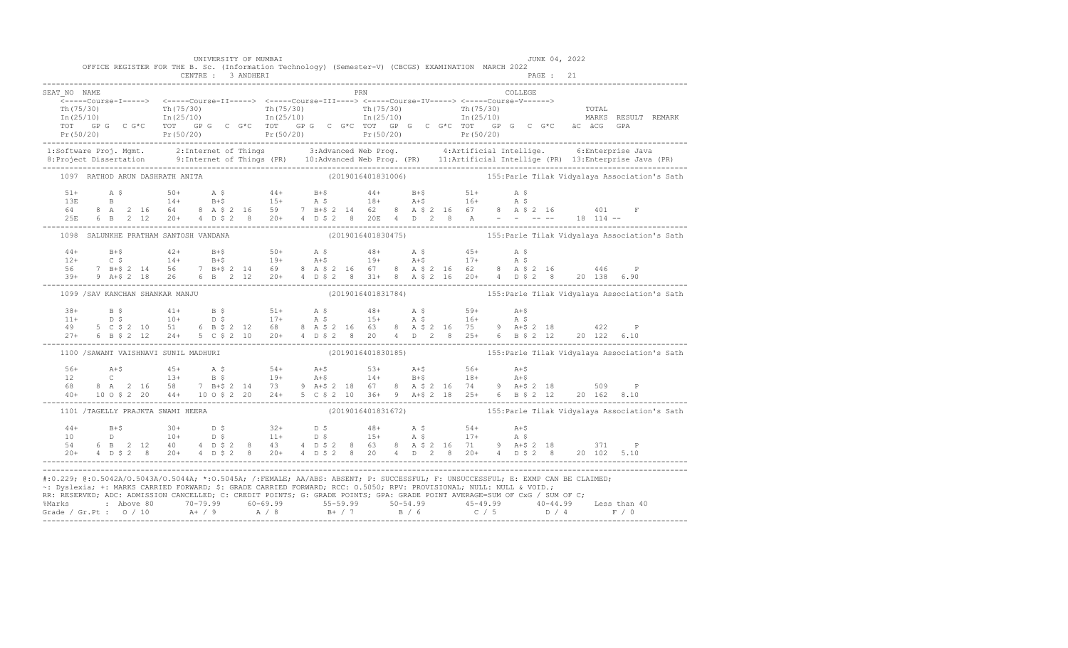UNIVERSITY OF MUMBAI

JUNE 04, 2022

OFFICE REGISTER FOR THE B. Sc. (Information Technology) (Semester-V) (CBCGS) EXAMINATION MARCH 2022

CENTRE : 3 ANDHERI

```
SEAT_NO  NAME                                                         PRN                                       COLLEGE
    <-----Course-I-----> <-----Course-II-----> <-----Course-III----> <-----Course-IV-----> <-----Course-V------>
    Th(75/30)            Th(75/30)             Th(75/30)             Th(75/30)             Th(75/30)                    TOTAL
    In(25/10)            In(25/10)             In(25/10)             In(25/10)             In(25/10)                    MARKS  RESULT  REMARK
    TOT  GP G  C G*C     TOT  GP G  C G*C      TOT  GP G  C G*C      TOT  GP G  C G*C      TOT  GP G  C G*C    äC äCG  GPA
    Pr(50/20)            Pr(50/20)             Pr(50/20)             Pr(50/20)             Pr(50/20)
```

1:Software Proj. Mgmt. 2:Internet of Things 3:Advanced Web Prog. 4:Artificial Intellige. 6:Enterprise Java
8:Project Dissertation 9:Internet of Things (PR) 10:Advanced Web Prog. (PR) 11:Artificial Intellige (PR) 13:Enterprise Java (PR)

```
1097  RATHOD ARUN DASHRATH ANITA                  (2019016401831006)        155:Parle Tilak Vidyalaya Association's Sath

   51+     A $        50+     A $        44+     B+$        44+     B+$        51+     A $
   13E     B          14+     B+$        15+     A $        18+     A+$        16+     A $
   64    8 A  2 16    64    8 A $ 2 16   59    7 B+$ 2 14   62    8 A $ 2 16   67    8 A $ 2 16       401      F
   25E   6 B  2 12    20+   4 D $ 2  8   20+   4 D $ 2  8   20E   4 D  2  8    A     -  -  -- --     18 114 --

1098  SALUNKHE PRATHAM SANTOSH VANDANA            (2019016401830475)        155:Parle Tilak Vidyalaya Association's Sath

   44+     B+$        42+     B+$        50+     A $        48+     A $        45+     A $
   12+     C $        14+     B+$        19+     A+$        19+     A+$        17+     A $
   56    7 B+$ 2 14   56    7 B+$ 2 14   69    8 A $ 2 16   67    8 A $ 2 16   62    8 A $ 2 16       446      P
   39+   9 A+$ 2 18   26    6 B  2 12    20+   4 D $ 2  8   31+   8 A $ 2 16   20+   4 D $ 2  8     20 138  6.90

1099 /SAV KANCHAN SHANKAR MANJU                   (2019016401831784)        155:Parle Tilak Vidyalaya Association's Sath

   38+     B $        41+     B $        51+     A $        48+     A $        59+     A+$
   11+     D $        10+     D $        17+     A $        15+     A $        16+     A $
   49    5 C $ 2 10   51    6 B $ 2 12   68    8 A $ 2 16   63    8 A $ 2 16   75    9 A+$ 2 18       422      P
   27+   6 B $ 2 12   24+   5 C $ 2 10   20+   4 D $ 2  8   20    4 D  2  8    25+   6 B $ 2 12     20 122  6.10

1100 /SAWANT VAISHNAVI SUNIL MADHURI              (2019016401830185)        155:Parle Tilak Vidyalaya Association's Sath

   56+     A+$        45+     A $        54+     A+$        53+     A+$        56+     A+$
   12      C          13+     B $        19+     A+$        14+     B+$        18+     A+$
   68    8 A  2 16    58    7 B+$ 2 14   73    9 A+$ 2 18   67    8 A $ 2 16   74    9 A+$ 2 18       509      P
   40+  10 O $ 2 20   44+  10 O $ 2 20   24+   5 C $ 2 10   36+   9 A+$ 2 18   25+   6 B $ 2 12     20 162  8.10

1101 /TAGELLY PRAJKTA SWAMI HEERA                 (2019016401831672)        155:Parle Tilak Vidyalaya Association's Sath

   44+     B+$        30+     D $        32+     D $        48+     A $        54+     A+$
   10      D          10+     D $        11+     D $        15+     A $        17+     A $
   54    6 B  2 12    40    4 D $ 2  8   43    4 D $ 2  8   63    8 A $ 2 16   71    9 A+$ 2 18       371      P
   20+   4 D $ 2  8   20+   4 D $ 2  8   20+   4 D $ 2  8   20    4 D  2  8    20+   4 D $ 2  8     20 102  5.10
```

#:0.229; @:O.5042A/O.5043A/O.5044A; *:O.5045A; /:FEMALE; AA/ABS: ABSENT; P: SUCCESSFUL; F: UNSUCCESSFUL; E: EXMP CAN BE CLAIMED;
~: Dyslexia; +: MARKS CARRIED FORWARD; $: GRADE CARRIED FORWARD; RCC: O.5050; RPV: PROVISIONAL; NULL: NULL & VOID.;
RR: RESERVED; ADC: ADMISSION CANCELLED; C: CREDIT POINTS; G: GRADE POINTS; GPA: GRADE POINT AVERAGE=SUM OF CxG / SUM OF C;

| %Marks | : Above 80 | 70-79.99 | 60-69.99 | 55-59.99 | 50-54.99 | 45-49.99 | 40-44.99 | Less than 40 |
|---|---|---|---|---|---|---|---|---|
| Grade / Gr.Pt : | O / 10 | A+ / 9 | A / 8 | B+ / 7 | B / 6 | C / 5 | D / 4 | F / 0 |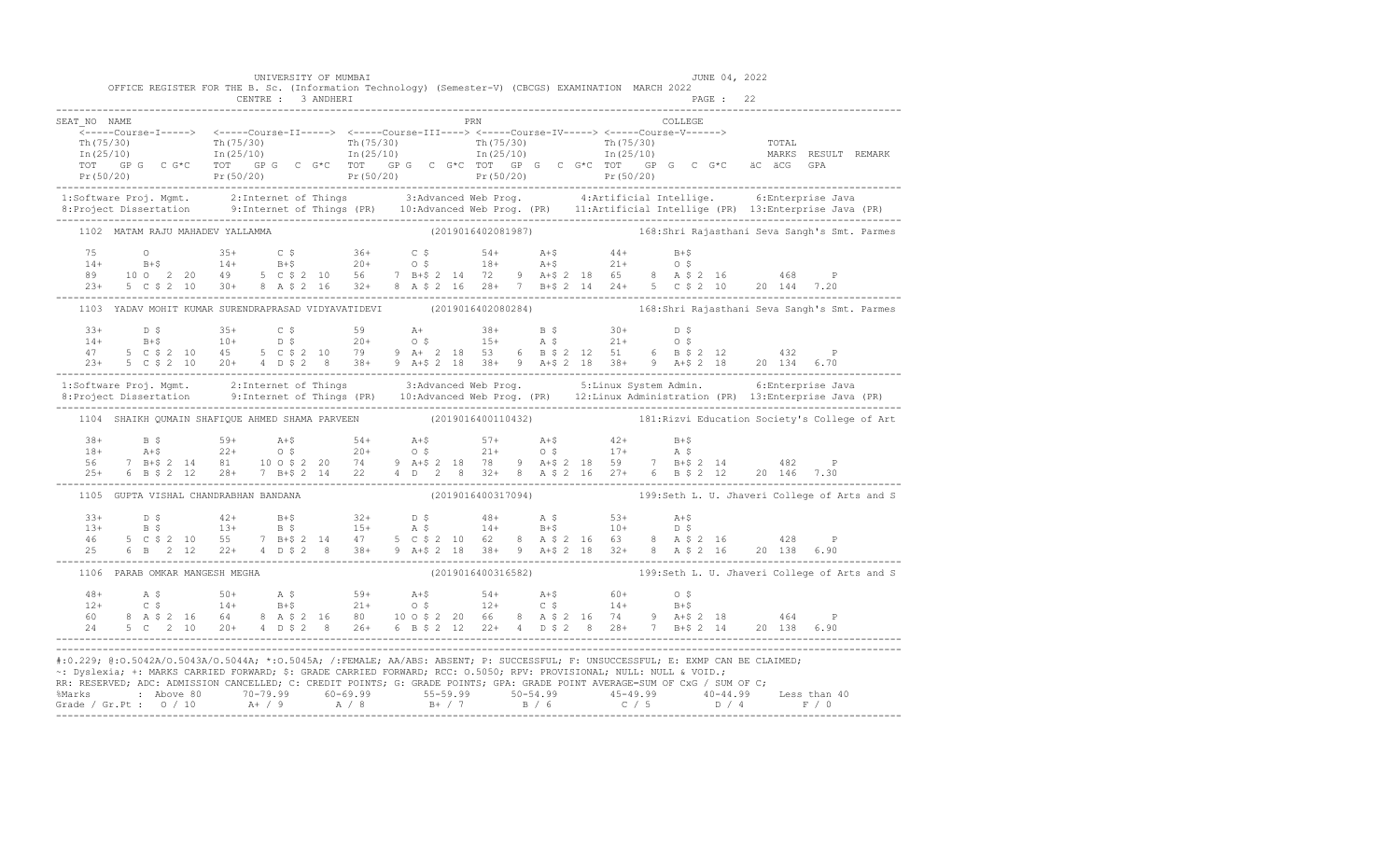UNIVERSITY OF MUMBAI — JUNE 04, 2022

OFFICE REGISTER FOR THE B. Sc. (Information Technology) (Semester-V) (CBCGS) EXAMINATION MARCH 2022

CENTRE : 3 ANDHERI — PAGE : 22

```
SEAT_NO  NAME                                                    PRN                                  COLLEGE
   <-----Course-I-----> <-----Course-II-----> <-----Course-III----> <-----Course-IV-----> <-----Course-V------>
   Th(75/30)            Th(75/30)             Th(75/30)             Th(75/30)             Th(75/30)                 TOTAL
   In(25/10)            In(25/10)             In(25/10)             In(25/10)             In(25/10)                 MARKS  RESULT  REMARK
   TOT  GP G  C G*C     TOT  GP G  C G*C      TOT  GP G  C G*C      TOT  GP G  C G*C      TOT  GP G  C G*C    äC  äCG  GPA
   Pr(50/20)            Pr(50/20)             Pr(50/20)             Pr(50/20)             Pr(50/20)
--------------------------------------------------------------------------------------------------------------------------------
 1:Software Proj. Mgmt.     2:Internet of Things       3:Advanced Web Prog.        4:Artificial Intellige.      6:Enterprise Java
 8:Project Dissertation     9:Internet of Things (PR)  10:Advanced Web Prog. (PR)  11:Artificial Intellige (PR) 13:Enterprise Java (PR)
--------------------------------------------------------------------------------------------------------------------------------
 1102  MATAM RAJU MAHADEV YALLAMMA                        (2019016402081987)        168:Shri Rajasthani Seva Sangh's Smt. Parmes

   75      O          35+     C $        36+     C $        54+     A+$        44+     B+$
   14+     B+$        14+     B+$        20+     O $        18+     A+$        21+     O $
   89   10 O  2 20    49   5 C $ 2 10    56   7 B+$ 2 14    72   9 A+$ 2 18    65   8 A $ 2 16        468     P
   23+   5 C $ 2 10   30+  8 A $ 2 16    32+  8 A $ 2 16    28+  7 B+$ 2 14    24+  5 C $ 2 10    20 144  7.20
--------------------------------------------------------------------------------------------------------------------------------
 1103  YADAV MOHIT KUMAR SURENDRAPRASAD VIDYAVATIDEVI     (2019016402080284)        168:Shri Rajasthani Seva Sangh's Smt. Parmes

   33+     D $        35+     C $        59      A+         38+     B $        30+     D $
   14+     B+$        10+     D $        20+     O $        15+     A $        21+     O $
   47   5 C $ 2 10    45   5 C $ 2 10    79   9 A+ 2 18     53   6 B $ 2 12    51   6 B $ 2 12        432     P
   23+   5 C $ 2 10   20+  4 D $ 2  8    38+  9 A+$ 2 18    38+  9 A+$ 2 18    38+  9 A+$ 2 18    20 134  6.70
--------------------------------------------------------------------------------------------------------------------------------
 1:Software Proj. Mgmt.     2:Internet of Things       3:Advanced Web Prog.        5:Linux System Admin.        6:Enterprise Java
 8:Project Dissertation     9:Internet of Things (PR)  10:Advanced Web Prog. (PR)  12:Linux Administration (PR) 13:Enterprise Java (PR)
--------------------------------------------------------------------------------------------------------------------------------
 1104  SHAIKH QUMAIN SHAFIQUE AHMED SHAMA PARVEEN         (2019016400110432)        181:Rizvi Education Society's College of Art

   38+     B $        59+     A+$        54+     A+$        57+     A+$        42+     B+$
   18+     A+$        22+     O $        20+     O $        21+     O $        17+     A $
   56   7 B+$ 2 14    81  10 O $ 2 20    74   9 A+$ 2 18    78   9 A+$ 2 18    59   7 B+$ 2 14        482     P
   25+   6 B $ 2 12   28+  7 B+$ 2 14    22   4 D  2  8     32+  8 A $ 2 16    27+  6 B $ 2 12    20 146  7.30
--------------------------------------------------------------------------------------------------------------------------------
 1105  GUPTA VISHAL CHANDRABHAN BANDANA                   (2019016400317094)        199:Seth L. U. Jhaveri College of Arts and S

   33+     D $        42+     B+$        32+     D $        48+     A $        53+     A+$
   13+     B $        13+     B $        15+     A $        14+     B+$        10+     D $
   46   5 C $ 2 10    55   7 B+$ 2 14    47   5 C $ 2 10    62   8 A $ 2 16    63   8 A $ 2 16        428     P
   25    6 B  2 12    22+  4 D $ 2  8    38+  9 A+$ 2 18    38+  9 A+$ 2 18    32+  8 A $ 2 16    20 138  6.90
--------------------------------------------------------------------------------------------------------------------------------
 1106  PARAB OMKAR MANGESH MEGHA                          (2019016400316582)        199:Seth L. U. Jhaveri College of Arts and S

   48+     A $        50+     A $        59+     A+$        54+     A+$        60+     O $
   12+     C $        14+     B+$        21+     O $        12+     C $        14+     B+$
   60   8 A $ 2 16    64   8 A $ 2 16    80  10 O $ 2 20    66   8 A $ 2 16    74   9 A+$ 2 18        464     P
   24    5 C  2 10    20+  4 D $ 2  8    26+  6 B $ 2 12    22+  4 D $ 2  8    28+  7 B+$ 2 14    20 138  6.90
--------------------------------------------------------------------------------------------------------------------------------
```

#:0.229; @:O.5042A/O.5043A/O.5044A; *:O.5045A; /:FEMALE; AA/ABS: ABSENT; P: SUCCESSFUL; F: UNSUCCESSFUL; E: EXMP CAN BE CLAIMED;
~: Dyslexia; +: MARKS CARRIED FORWARD; $: GRADE CARRIED FORWARD; RCC: O.5050; RPV: PROVISIONAL; NULL: NULL & VOID.;
RR: RESERVED; ADC: ADMISSION CANCELLED; C: CREDIT POINTS; G: GRADE POINTS; GPA: GRADE POINT AVERAGE=SUM OF CxG / SUM OF C;

| %Marks | Above 80 | 70-79.99 | 60-69.99 | 55-59.99 | 50-54.99 | 45-49.99 | 40-44.99 | Less than 40 |
|---|---|---|---|---|---|---|---|---|
| Grade / Gr.Pt : | O / 10 | A+ / 9 | A / 8 | B+ / 7 | B / 6 | C / 5 | D / 4 | F / 0 |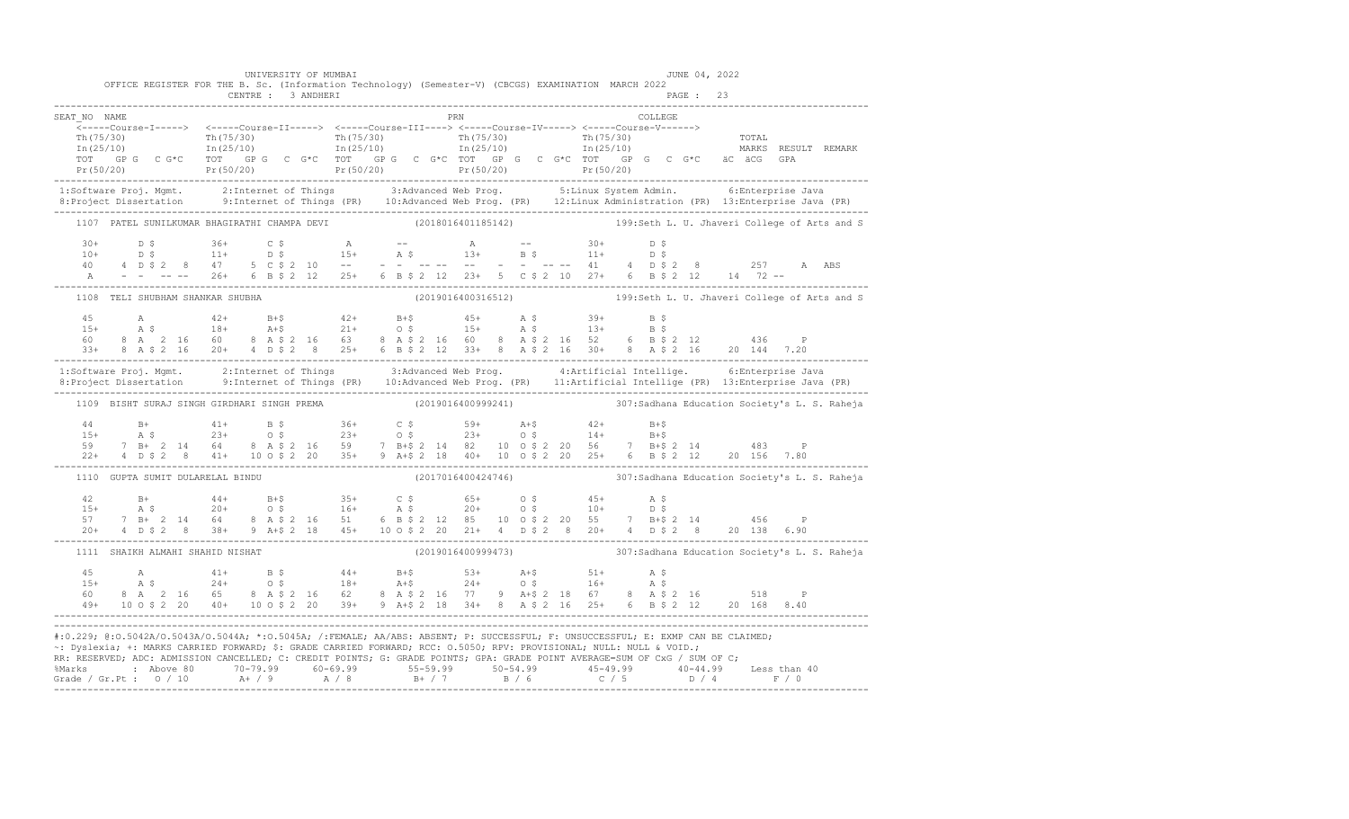UNIVERSITY OF MUMBAI

OFFICE REGISTER FOR THE B. Sc. (Information Technology) (Semester-V) (CBCGS) EXAMINATION MARCH 2022

CENTRE : 3 ANDHERI

JUNE 04, 2022

```
SEAT_NO  NAME                                                   PRN                              COLLEGE
    <-----Course-I-----> <-----Course-II-----> <-----Course-III----> <-----Course-IV-----> <-----Course-V------>
    Th(75/30)            Th(75/30)             Th(75/30)             Th(75/30)             Th(75/30)                TOTAL
    In(25/10)            In(25/10)             In(25/10)             In(25/10)             In(25/10)                MARKS  RESULT  REMARK
    TOT   GP G  C G*C    TOT   GP G  C  G*C    TOT   GP G  C  G*C  TOT  GP G  C  G*C  TOT   GP G  C  G*C  äC  äCG   GPA
    Pr(50/20)            Pr(50/20)             Pr(50/20)             Pr(50/20)             Pr(50/20)
--------------------------------------------------------------------------------------------------------------------------------------
 1:Software Proj. Mgmt.      2:Internet of Things        3:Advanced Web Prog.        5:Linux System Admin.        6:Enterprise Java
 8:Project Dissertation      9:Internet of Things (PR)   10:Advanced Web Prog. (PR)  12:Linux Administration (PR) 13:Enterprise Java (PR)
--------------------------------------------------------------------------------------------------------------------------------------
    1107  PATEL SUNILKUMAR BHAGIRATHI CHAMPA DEVI              (2018016401185142)         199:Seth L. U. Jhaveri College of Arts and S

    30+     D $        36+     C $        A       --          A       --          30+     D $
    10+     D $        11+     D $        15+     A $         13+     B $         11+     D $
    40    4 D $ 2  8   47    5 C $ 2 10   --     - -  -- --   --     -  -  -- --  41    4 D $ 2  8          257     A  ABS
    A     - -  -- --   26+   6 B $ 2 12   25+   6 B $ 2 12   23+   5 C $ 2 10    27+   6 B $ 2 12    14  72 --
--------------------------------------------------------------------------------------------------------------------------------------
    1108  TELI SHUBHAM SHANKAR SHUBHA                           (2019016400316512)         199:Seth L. U. Jhaveri College of Arts and S

    45      A          42+     B+$        42+     B+$         45+     A $         39+     B $
    15+     A $        18+     A+$        21+     O $         15+     A $         13+     B $
    60    8 A  2 16    60    8 A $ 2 16   63    8 A $ 2 16    60    8 A $ 2 16    52    6 B $ 2 12          436     P
    33+   8 A $ 2 16   20+   4 D $ 2  8   25+   6 B $ 2 12    33+   8 A $ 2 16    30+   8 A $ 2 16    20 144  7.20
--------------------------------------------------------------------------------------------------------------------------------------
 1:Software Proj. Mgmt.      2:Internet of Things        3:Advanced Web Prog.        4:Artificial Intellige.      6:Enterprise Java
 8:Project Dissertation      9:Internet of Things (PR)   10:Advanced Web Prog. (PR)  11:Artificial Intellige (PR) 13:Enterprise Java (PR)
--------------------------------------------------------------------------------------------------------------------------------------
    1109  BISHT SURAJ SINGH GIRDHARI SINGH PREMA                (2019016400999241)         307:Sadhana Education Society's L. S. Raheja

    44      B+         41+     B $        36+     C $         59+     A+$         42+     B+$
    15+     A $        23+     O $        23+     O $         23+     O $         14+     B+$
    59    7 B+ 2 14    64    8 A $ 2 16   59    7 B+$ 2 14    82   10 O $ 2 20    56    7 B+$ 2 14          483     P
    22+   4 D $ 2  8   41+  10 O $ 2 20   35+   9 A+$ 2 18    40+  10 O $ 2 20    25+   6 B $ 2 12    20 156  7.80
--------------------------------------------------------------------------------------------------------------------------------------
    1110  GUPTA SUMIT DULARELAL BINDU                           (2017016400424746)         307:Sadhana Education Society's L. S. Raheja

    42      B+         44+     B+$        35+     C $         65+     O $         45+     A $
    15+     A $        20+     O $        16+     A $         20+     O $         10+     D $
    57    7 B+ 2 14    64    8 A $ 2 16   51    6 B $ 2 12    85   10 O $ 2 20    55    7 B+$ 2 14          456     P
    20+   4 D $ 2  8   38+   9 A+$ 2 18   45+  10 O $ 2 20    21+   4 D $ 2  8    20+   4 D $ 2  8    20 138  6.90
--------------------------------------------------------------------------------------------------------------------------------------
    1111  SHAIKH ALMAHI SHAHID NISHAT                           (2019016400999473)         307:Sadhana Education Society's L. S. Raheja

    45      A          41+     B $        44+     B+$         53+     A+$         51+     A $
    15+     A $        24+     O $        18+     A+$         24+     O $         16+     A $
    60    8 A  2 16    65    8 A $ 2 16   62    8 A $ 2 16    77    9 A+$ 2 18    67    8 A $ 2 16          518     P
    49+  10 O $ 2 20   40+  10 O $ 2 20   39+   9 A+$ 2 18    34+   8 A $ 2 16    25+   6 B $ 2 12    20 168  8.40
--------------------------------------------------------------------------------------------------------------------------------------
```

#:0.229; @:O.5042A/O.5043A/O.5044A; *:O.5045A; /:FEMALE; AA/ABS: ABSENT; P: SUCCESSFUL; F: UNSUCCESSFUL; E: EXMP CAN BE CLAIMED;
~: Dyslexia; +: MARKS CARRIED FORWARD; $: GRADE CARRIED FORWARD; RCC: O.5050; RPV: PROVISIONAL; NULL: NULL & VOID.;
RR: RESERVED; ADC: ADMISSION CANCELLED; C: CREDIT POINTS; G: GRADE POINTS; GPA: GRADE POINT AVERAGE=SUM OF CxG / SUM OF C;

| %Marks | Above 80 | 70-79.99 | 60-69.99 | 55-59.99 | 50-54.99 | 45-49.99 | 40-44.99 | Less than 40 |
|---|---|---|---|---|---|---|---|---|
| Grade / Gr.Pt : | O / 10 | A+ / 9 | A / 8 | B+ / 7 | B / 6 | C / 5 | D / 4 | F / 0 |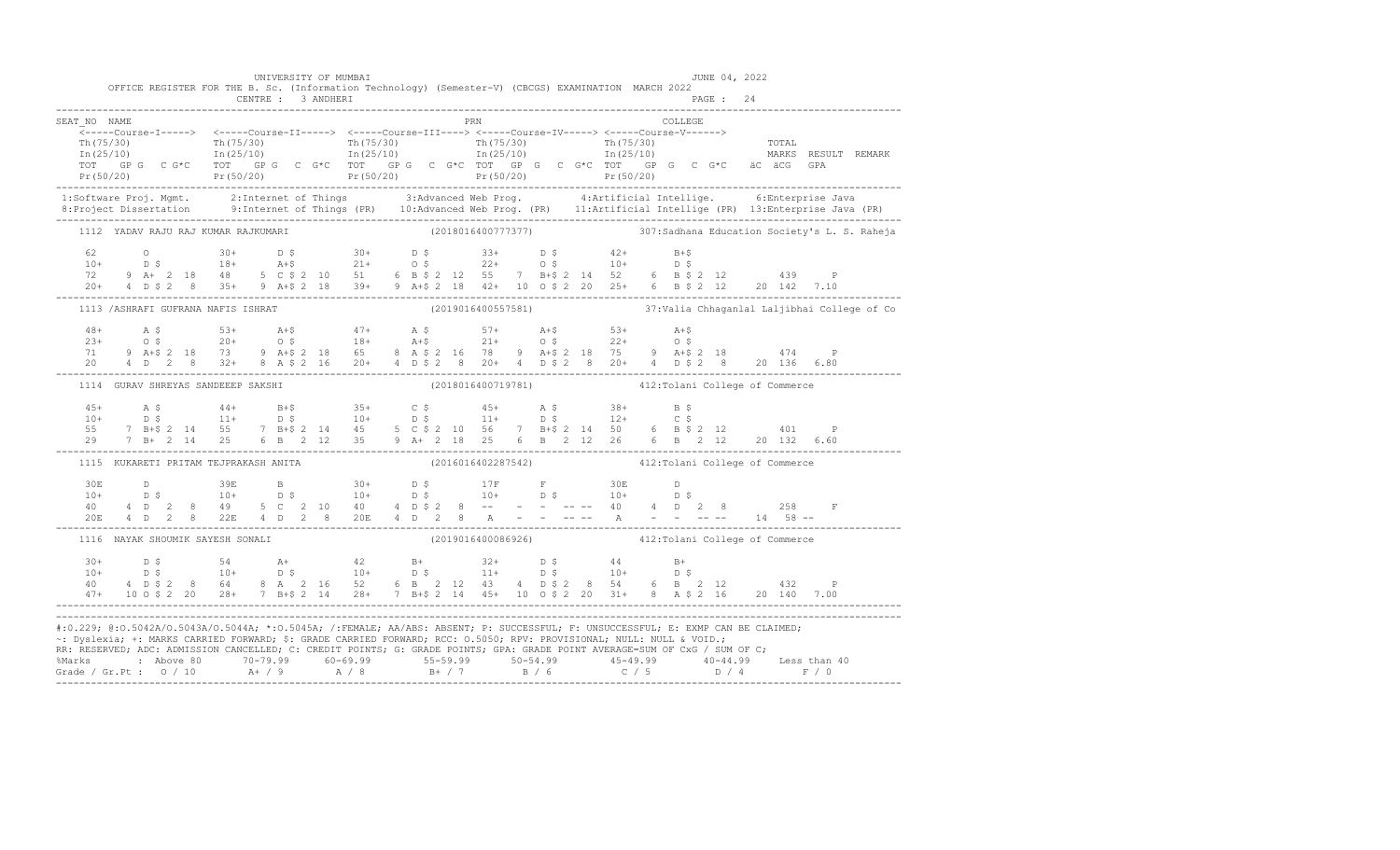UNIVERSITY OF MUMBAI — JUNE 04, 2022

OFFICE REGISTER FOR THE B. Sc. (Information Technology) (Semester-V) (CBCGS) EXAMINATION MARCH 2022

CENTRE : 3 ANDHERI

```
SEAT_NO  NAME                                                        PRN                                   COLLEGE
    <-----Course-I-----> <-----Course-II-----> <-----Course-III----> <-----Course-IV-----> <-----Course-V------>
    Th(75/30)            Th(75/30)             Th(75/30)             Th(75/30)             Th(75/30)                TOTAL
    In(25/10)            In(25/10)             In(25/10)             In(25/10)             In(25/10)                MARKS  RESULT  REMARK
    TOT  GP G  C G*C     TOT  GP G  C G*C      TOT  GP G  C G*C      TOT  GP G  C G*C      TOT  GP G  C G*C   äC äCG  GPA
    Pr(50/20)            Pr(50/20)             Pr(50/20)             Pr(50/20)             Pr(50/20)
```

1:Software Proj. Mgmt.  2:Internet of Things  3:Advanced Web Prog.  4:Artificial Intellige.  6:Enterprise Java
8:Project Dissertation  9:Internet of Things (PR)  10:Advanced Web Prog. (PR)  11:Artificial Intellige (PR)  13:Enterprise Java (PR)

```
1112  YADAV RAJU RAJ KUMAR RAJKUMARI           (2018016400777377)          307:Sadhana Education Society's L. S. Raheja

    62       O          30+      D $          30+      D $          33+      D $          42+      B+$
    10+      D $        18+      A+$          21+      O $          22+      O $          10+      D $
    72    9  A+  2 18   48    5  C $ 2 10     51    6  B $ 2 12     55    7  B+$ 2 14     52    6  B $ 2 12       439    P
    20+   4  D $ 2  8   35+   9  A+$ 2 18     39+   9  A+$ 2 18     42+  10  O $ 2 20     25+   6  B $ 2 12   20 142  7.10

1113 /ASHRAFI GUFRANA NAFIS ISHRAT             (2019016400557581)          37:Valia Chhaganlal Laljibhai College of Co

    48+      A $        53+      A+$          47+      A $          57+      A+$          53+      A+$
    23+      O $        20+      O $          18+      A+$          21+      O $          22+      O $
    71    9  A+$ 2 18   73    9  A+$ 2 18     65    8  A $ 2 16     78    9  A+$ 2 18     75    9  A+$ 2 18       474    P
    20    4  D   2  8   32+   8  A $ 2 16     20+   4  D $ 2  8     20+   4  D $ 2  8     20+   4  D $ 2  8   20 136  6.80

1114  GURAV SHREYAS SANDEEEP SAKSHI            (2018016400719781)          412:Tolani College of Commerce

    45+      A $        44+      B+$          35+      C $          45+      A $          38+      B $
    10+      D $        11+      D $          10+      D $          11+      D $          12+      C $
    55    7  B+$ 2 14   55    7  B+$ 2 14     45    5  C $ 2 10     56    7  B+$ 2 14     50    6  B $ 2 12       401    P
    29    7  B+  2 14   25    6  B   2 12     35    9  A+  2 18     25    6  B   2 12     26    6  B   2 12   20 132  6.60

1115  KUKARETI PRITAM TEJPRAKASH ANITA         (2016016402287542)          412:Tolani College of Commerce

    30E      D          39E      B            30+      D $          17F      F            30E      D
    10+      D $        10+      D $          10+      D $          10+      D $          10+      D $
    40    4  D   2  8   49    5  C   2 10     40    4  D $ 2  8     --    -  -   -  --    40    4  D   2  8       258    F
    20E   4  D   2  8   22E   4  D   2  8     20E   4  D   2  8     A     -  -   -  --    A     -  -   -- --   14  58  --

1116  NAYAK SHOUMIK SAYESH SONALI              (2019016400086926)          412:Tolani College of Commerce

    30+      D $        54       A+           42       B+           32+      D $          44       B+
    10+      D $        10+      D $          10+      D $          11+      D $          10+      D $
    40    4  D $ 2  8   64    8  A   2 16     52    6  B   2 12     43    4  D $ 2  8     54    6  B   2 12       432    P
    47+  10  O $ 2 20   28+   7  B+$ 2 14     28+   7  B+$ 2 14     45+  10  O $ 2 20     31+   8  A $ 2 16   20 140  7.00
```

#:O.229; @:O.5042A/O.5043A/O.5044A; *:O.5045A; /:FEMALE; AA/ABS: ABSENT; P: SUCCESSFUL; F: UNSUCCESSFUL; E: EXMP CAN BE CLAIMED;
~: Dyslexia; +: MARKS CARRIED FORWARD; $: GRADE CARRIED FORWARD; RCC: O.5050; RPV: PROVISIONAL; NULL: NULL & VOID.;
RR: RESERVED; ADC: ADMISSION CANCELLED; C: CREDIT POINTS; G: GRADE POINTS; GPA: GRADE POINT AVERAGE=SUM OF CxG / SUM OF C;

| %Marks | Above 80 | 70-79.99 | 60-69.99 | 55-59.99 | 50-54.99 | 45-49.99 | 40-44.99 | Less than 40 |
|---|---|---|---|---|---|---|---|---|
| Grade / Gr.Pt | O / 10 | A+ / 9 | A / 8 | B+ / 7 | B / 6 | C / 5 | D / 4 | F / 0 |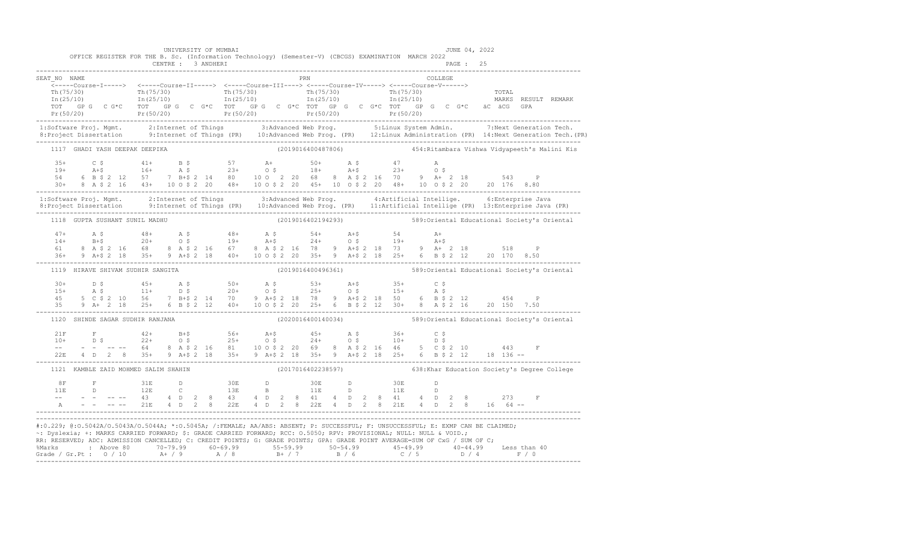UNIVERSITY OF MUMBAI

OFFICE REGISTER FOR THE B. Sc. (Information Technology) (Semester-V) (CBCGS) EXAMINATION MARCH 2022

CENTRE : 3 ANDHERI

JUNE 04, 2022

PAGE : 25

```
SEAT_NO  NAME                                                              PRN                              COLLEGE
   <-----Course-I-----> <-----Course-II-----> <-----Course-III----> <-----Course-IV-----> <-----Course-V------>
   Th(75/30)            Th(75/30)             Th(75/30)             Th(75/30)             Th(75/30)                    TOTAL
   In(25/10)            In(25/10)             In(25/10)             In(25/10)             In(25/10)                    MARKS  RESULT  REMARK
   TOT  GP G  C G*C    TOT  GP G  C G*C     TOT  GP G  C G*C     TOT  GP G  C G*C     TOT  GP G  C G*C     äC  äCG  GPA
   Pr(50/20)            Pr(50/20)             Pr(50/20)             Pr(50/20)             Pr(50/20)
-----------------------------------------------------------------------------------------------------------------------------------------
 1:Software Proj. Mgmt.     2:Internet of Things         3:Advanced Web Prog.        5:Linux System Admin.        7:Next Generation Tech.
 8:Project Dissertation     9:Internet of Things (PR)   10:Advanced Web Prog. (PR)  12:Linux Administration (PR)  14:Next Generation Tech.(PR)
-----------------------------------------------------------------------------------------------------------------------------------------
   1117  GHADI YASH DEEPAK DEEPIKA                               (2019016400487806)          454:Ritambara Vishwa Vidyapeeth's Malini Kis

    35+      C $        41+      B $        57       A+         50+      A $        47       A
    19+      A+$        16+      A $        23+      O $        18+      A+$        23+      O $
    54    6  B $ 2 12   57    7  B+$ 2 14   80   10 O  2 20     68    8  A $ 2 16   70    9  A+ 2 18        543     P
    30+   8  A $ 2 16   43+  10  O $ 2 20   48+  10 O $ 2 20    45+  10  O $ 2 20   48+  10  O $ 2 20   20  176  8.80
-----------------------------------------------------------------------------------------------------------------------------------------
 1:Software Proj. Mgmt.     2:Internet of Things         3:Advanced Web Prog.        4:Artificial Intellige.      6:Enterprise Java
 8:Project Dissertation     9:Internet of Things (PR)   10:Advanced Web Prog. (PR)  11:Artificial Intellige (PR)  13:Enterprise Java (PR)
-----------------------------------------------------------------------------------------------------------------------------------------
   1118  GUPTA SUSHANT SUNIL MADHU                                (2019016402194293)          589:Oriental Educational Society's Oriental

    47+      A $        48+      A $        48+      A $        54+      A+$        54       A+
    14+      B+$        20+      O $        19+      A+$        24+      O $        19+      A+$
    61    8  A $ 2 16   68    8  A $ 2 16   67    8  A $ 2 16   78    9  A+$ 2 18   73    9  A+ 2 18        518     P
    36+   9  A+$ 2 18   35+   9  A+$ 2 18   40+  10 O $ 2 20    35+   9  A+$ 2 18   25+   6  B $ 2 12   20  170  8.50
-----------------------------------------------------------------------------------------------------------------------------------------
   1119  HIRAVE SHIVAM SUDHIR SANGITA                             (2019016400496361)          589:Oriental Educational Society's Oriental

    30+      D $        45+      A $        50+      A $        53+      A+$        35+      C $
    15+      A $        11+      D $        20+      O $        25+      O $        15+      A $
    45    5  C $ 2 10   56    7  B+$ 2 14   70    9  A+$ 2 18   78    9  A+$ 2 18   50    6  B $ 2 12        454     P
    35    9  A+ 2 18    25+   6  B $ 2 12   40+  10 O $ 2 20    25+   6  B $ 2 12   30+   8  A $ 2 16   20  150  7.50
-----------------------------------------------------------------------------------------------------------------------------------------
   1120  SHINDE SAGAR SUDHIR RANJANA                              (2020016400140034)          589:Oriental Educational Society's Oriental

    21F      F          42+      B+$        56+      A+$        45+      A $        36+      C $
    10+      D $        22+      O $        25+      O $        24+      O $        10+      D $
    --    -  -  -- --   64    8  A $ 2 16   81   10 O $ 2 20    69    8  A $ 2 16   46    5  C $ 2 10        443     F
    22E   4  D  2  8    35+   9  A+$ 2 18   35+   9 A+$ 2 18    35+   9  A+$ 2 18   25+   6  B $ 2 12   18  136  --
-----------------------------------------------------------------------------------------------------------------------------------------
   1121  KAMBLE ZAID MOHMED SALIM SHAHIN                          (2017016402238597)          638:Khar Education Society's Degree College

     8F      F          31E      D          30E      D          30E      D          30E      D
    11E      D          12E      C          13E      B          11E      D          11E      D
    --    -  -  -- --   43    4  D  2  8    43    4  D  2  8    41    4  D  2  8    41    4  D  2  8        273     F
    A     -  -  -- --   21E   4  D  2  8    22E   4  D  2  8    22E   4  D  2  8    21E   4  D  2  8   16   64  --
-----------------------------------------------------------------------------------------------------------------------------------------
```

#:0.229; @:O.5042A/O.5043A/O.5044A; *:O.5045A; /:FEMALE; AA/ABS: ABSENT; P: SUCCESSFUL; F: UNSUCCESSFUL; E: EXMP CAN BE CLAIMED;
~: Dyslexia; +: MARKS CARRIED FORWARD; $: GRADE CARRIED FORWARD; RCC: O.5050; RPV: PROVISIONAL; NULL: NULL & VOID.;
RR: RESERVED; ADC: ADMISSION CANCELLED; C: CREDIT POINTS; G: GRADE POINTS; GPA: GRADE POINT AVERAGE=SUM OF CxG / SUM OF C;

| %Marks | Above 80 | 70-79.99 | 60-69.99 | 55-59.99 | 50-54.99 | 45-49.99 | 40-44.99 | Less than 40 |
|---|---|---|---|---|---|---|---|---|
| Grade / Gr.Pt : | O / 10 | A+ / 9 | A / 8 | B+ / 7 | B / 6 | C / 5 | D / 4 | F / 0 |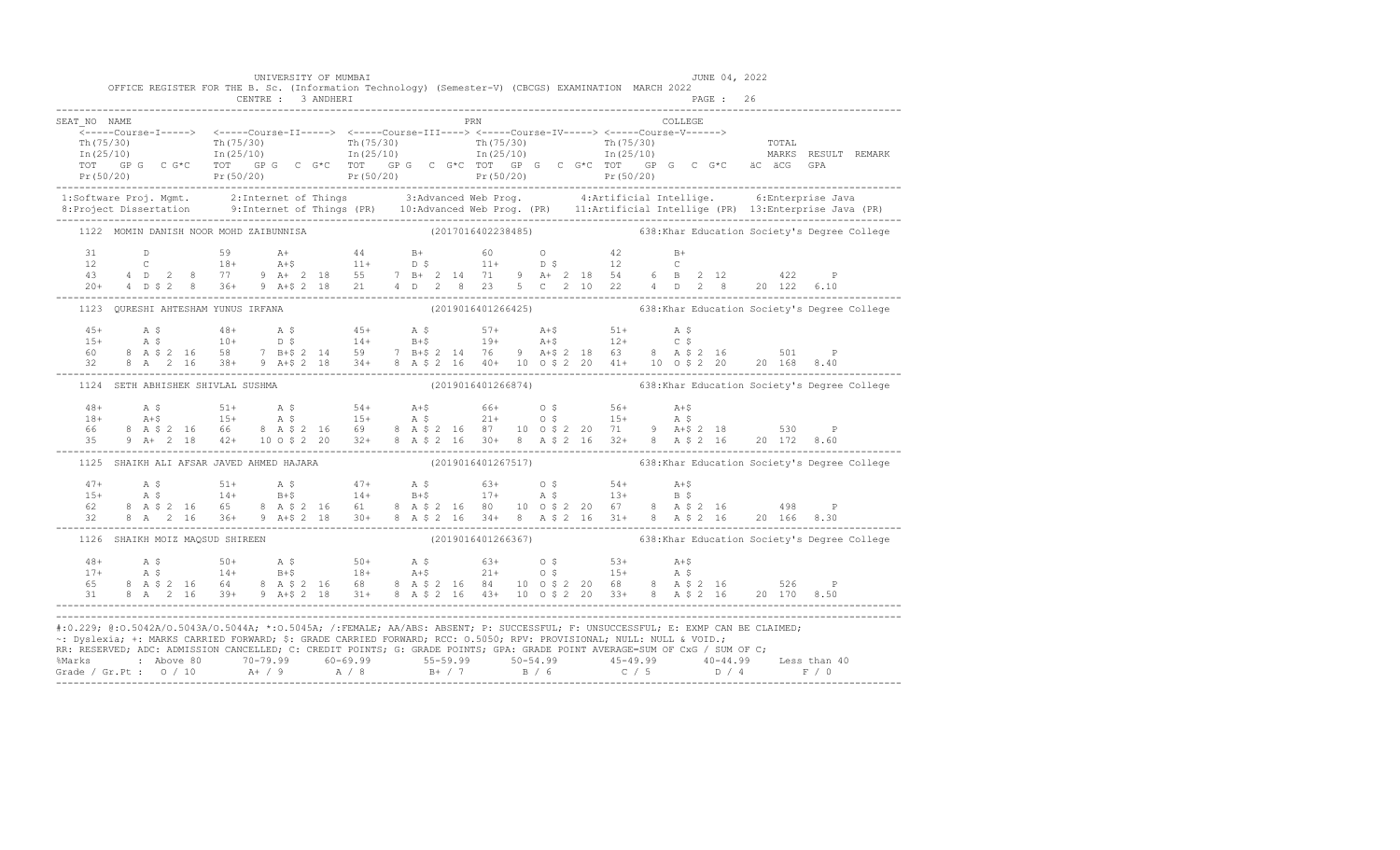UNIVERSITY OF MUMBAI

OFFICE REGISTER FOR THE B. Sc. (Information Technology) (Semester-V) (CBCGS) EXAMINATION MARCH 2022

CENTRE : 3 ANDHERI

JUNE 04, 2022

```
SEAT_NO  NAME                                                    PRN                                  COLLEGE
    <-----Course-I-----> <-----Course-II-----> <-----Course-III----> <-----Course-IV-----> <-----Course-V------>
    Th(75/30)             Th(75/30)             Th(75/30)             Th(75/30)             Th(75/30)                  TOTAL
    In(25/10)             In(25/10)             In(25/10)             In(25/10)             In(25/10)                  MARKS  RESULT  REMARK
    TOT  GP G  C G*C   TOT  GP G  C G*C   TOT  GP G  C G*C  TOT  GP G  C G*C  TOT  GP G  C G*C   äC  äCG   GPA
    Pr(50/20)             Pr(50/20)             Pr(50/20)             Pr(50/20)             Pr(50/20)
--------------------------------------------------------------------------------------------------------------------------------
 1:Software Proj. Mgmt.      2:Internet of Things        3:Advanced Web Prog.         4:Artificial Intellige.      6:Enterprise Java
 8:Project Dissertation      9:Internet of Things (PR)   10:Advanced Web Prog. (PR)   11:Artificial Intellige (PR)  13:Enterprise Java (PR)
--------------------------------------------------------------------------------------------------------------------------------
    1122  MOMIN DANISH NOOR MOHD ZAIBUNNISA                    (2017016402238485)            638:Khar Education Society's Degree College

    31       D            59       A+           44       B+           60       O            42       B+
    12       C            18+      A+$          11+      D $          11+      D $          12       C
    43    4 D  2  8    77    9 A+ 2 18    55    7 B+ 2 14   71    9  A+ 2 18   54    6  B  2 12         422     P
    20+   4 D $ 2  8   36+   9 A+$ 2 18   21    4 D  2  8   23    5  C  2 10   22    4  D  2  8     20 122  6.10
--------------------------------------------------------------------------------------------------------------------------------
    1123  QURESHI AHTESHAM YUNUS IRFANA                        (2019016401266425)            638:Khar Education Society's Degree College

    45+      A $          48+      A $          45+      A $          57+      A+$          51+      A $
    15+      A $          10+      D $          14+      B+$          19+      A+$          12+      C $
    60    8 A $ 2 16   58    7 B+$ 2 14   59    7 B+$ 2 14   76    9  A+$ 2 18   63    8  A $ 2 16         501     P
    32    8 A  2 16    38+   9 A+$ 2 18   34+   8 A $ 2 16   40+  10  O $ 2 20   41+  10  O $ 2 20     20 168  8.40
--------------------------------------------------------------------------------------------------------------------------------
    1124  SETH ABHISHEK SHIVLAL SUSHMA                         (2019016401266874)            638:Khar Education Society's Degree College

    48+      A $          51+      A $          54+      A+$          66+      O $          56+      A+$
    18+      A+$          15+      A $          15+      A $          21+      O $          15+      A $
    66    8 A $ 2 16   66    8 A $ 2 16   69    8 A $ 2 16   87   10  O $ 2 20   71    9  A+$ 2 18         530     P
    35    9 A+ 2 18    42+  10 O $ 2 20   32+   8 A $ 2 16   30+   8  A $ 2 16   32+   8  A $ 2 16     20 172  8.60
--------------------------------------------------------------------------------------------------------------------------------
    1125  SHAIKH ALI AFSAR JAVED AHMED HAJARA                  (2019016401267517)            638:Khar Education Society's Degree College

    47+      A $          51+      A $          47+      A $          63+      O $          54+      A+$
    15+      A $          14+      B+$          14+      B+$          17+      A $          13+      B $
    62    8 A $ 2 16   65    8 A $ 2 16   61    8 A $ 2 16   80   10  O $ 2 20   67    8  A $ 2 16         498     P
    32    8 A  2 16    36+   9 A+$ 2 18   30+   8 A $ 2 16   34+   8  A $ 2 16   31+   8  A $ 2 16     20 166  8.30
--------------------------------------------------------------------------------------------------------------------------------
    1126  SHAIKH MOIZ MAQSUD SHIREEN                           (2019016401266367)            638:Khar Education Society's Degree College

    48+      A $          50+      A $          50+      A $          63+      O $          53+      A+$
    17+      A $          14+      B+$          18+      A+$          21+      O $          15+      A $
    65    8 A $ 2 16   64    8 A $ 2 16   68    8 A $ 2 16   84   10  O $ 2 20   68    8  A $ 2 16         526     P
    31    8 A  2 16    39+   9 A+$ 2 18   31+   8 A $ 2 16   43+  10  O $ 2 20   33+   8  A $ 2 16     20 170  8.50
--------------------------------------------------------------------------------------------------------------------------------
```

#:O.229; @:O.5042A/O.5043A/O.5044A; *:O.5045A; /:FEMALE; AA/ABS: ABSENT; P: SUCCESSFUL; F: UNSUCCESSFUL; E: EXMP CAN BE CLAIMED;
~: Dyslexia; +: MARKS CARRIED FORWARD; $: GRADE CARRIED FORWARD; RCC: O.5050; RPV: PROVISIONAL; NULL: NULL & VOID.;
RR: RESERVED; ADC: ADMISSION CANCELLED; C: CREDIT POINTS; G: GRADE POINTS; GPA: GRADE POINT AVERAGE=SUM OF CxG / SUM OF C;

| %Marks | : Above 80 | 70-79.99 | 60-69.99 | 55-59.99 | 50-54.99 | 45-49.99 | 40-44.99 | Less than 40 |
|---|---|---|---|---|---|---|---|---|
| Grade / Gr.Pt : | O / 10 | A+ / 9 | A / 8 | B+ / 7 | B / 6 | C / 5 | D / 4 | F / 0 |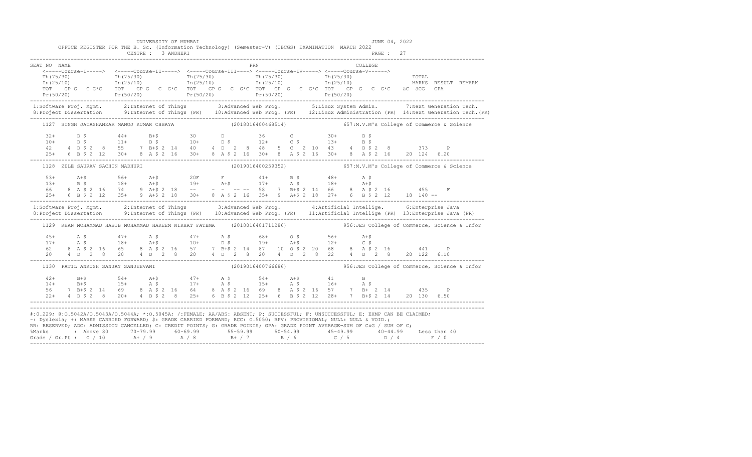UNIVERSITY OF MUMBAI — JUNE 04, 2022

OFFICE REGISTER FOR THE B. Sc. (Information Technology) (Semester-V) (CBCGS) EXAMINATION MARCH 2022

CENTRE : 3 ANDHERI — PAGE : 27

```
SEAT_NO  NAME                                              PRN                              COLLEGE
    <-----Course-I-----> <-----Course-II-----> <-----Course-III----> <-----Course-IV-----> <-----Course-V------>
    Th(75/30)             Th(75/30)             Th(75/30)             Th(75/30)             Th(75/30)                 TOTAL
    In(25/10)             In(25/10)             In(25/10)             In(25/10)             In(25/10)                 MARKS  RESULT  REMARK
    TOT   GP G   C G*C   TOT   GP G   C G*C   TOT   GP G   C G*C  TOT   GP G   C G*C  TOT   GP G   C G*C   äC  äCG   GPA
    Pr(50/20)             Pr(50/20)             Pr(50/20)             Pr(50/20)             Pr(50/20)
-----------------------------------------------------------------------------------------------------------------------------------
 1:Software Proj. Mgmt.      2:Internet of Things        3:Advanced Web Prog.        5:Linux System Admin.       7:Next Generation Tech.
 8:Project Dissertation      9:Internet of Things (PR)   10:Advanced Web Prog. (PR)  12:Linux Administration (PR) 14:Next Generation Tech.(PR)
-----------------------------------------------------------------------------------------------------------------------------------
   1127  SINGH JATASHANKAR MANOJ KUMAR CHHAYA              (2018016400468514)          657:M.V.M's College of Commerce & Science

    32+      D $        44+      B+$        30       D          36       C          30+      D $
    10+      D $        11+      D $        10+      D $        12+      C $        13+      B $
    42    4  D $ 2  8   55    7  B+$ 2 14   40    4  D  2  8    48    5  C  2 10    43    4  D $ 2  8       373     P
    25+   6  B $ 2 12   30+   8  A $ 2 16   30+   8  A $ 2 16   30+   8  A $ 2 16   30+   8  A $ 2 16    20 124  6.20
-----------------------------------------------------------------------------------------------------------------------------------
   1128  ZELE SAURAV SACHIN MADHURI                        (2019016400259352)          657:M.V.M's College of Commerce & Science

    53+      A+$        56+      A+$        20F      F          41+      B $        48+      A $
    13+      B $        18+      A+$        19+      A+$        17+      A $        18+      A+$
    66    8  A $ 2 16   74    9  A+$ 2 18   --    -  -  -- --   58    7  B+$ 2 14   66    8  A $ 2 16       455     F
    25+   6  B $ 2 12   35+   9  A+$ 2 18   30+   8  A $ 2 16   35+   9  A+$ 2 18   27+   6  B $ 2 12    18 140  --
-----------------------------------------------------------------------------------------------------------------------------------
 1:Software Proj. Mgmt.      2:Internet of Things        3:Advanced Web Prog.        4:Artificial Intellige.     6:Enterprise Java
 8:Project Dissertation      9:Internet of Things (PR)   10:Advanced Web Prog. (PR)  11:Artificial Intellige (PR) 13:Enterprise Java (PR)
-----------------------------------------------------------------------------------------------------------------------------------
   1129  KHAN MOHAMMAD HABIB MOHAMMAD HAKEEM NIKHAT FATEMA  (2018016401711286)         956:JES College of Commerce, Science & Infor

    45+      A $        47+      A $        47+      A $        68+      O $        56+      A+$
    17+      A $        18+      A+$        10+      D $        19+      A+$        12+      C $
    62    8  A $ 2 16   65    8  A $ 2 16   57    7  B+$ 2 14   87   10  O $ 2 20   68    8  A $ 2 16       441     P
    20    4  D  2  8    20    4  D  2  8    20    4  D  2  8    20    4  D  2  8    22    4  D  2  8     20 122  6.10
-----------------------------------------------------------------------------------------------------------------------------------
   1130  PATIL ANKUSH SANJAY SANJEEVANI                    (2019016400766686)          956:JES College of Commerce, Science & Infor

    42+      B+$        54+      A+$        47+      A $        54+      A+$        41       B
    14+      B+$        15+      A $        17+      A $        15+      A $        16+      A $
    56    7  B+$ 2 14   69    8  A $ 2 16   64    8  A $ 2 16   69    8  A $ 2 16   57    7  B+  2 14       435     P
    22+   4  D $ 2  8   20+   4  D $ 2  8   25+   6  B $ 2 12   25+   6  B $ 2 12   28+   7  B+$ 2 14    20 130  6.50
-----------------------------------------------------------------------------------------------------------------------------------
```

#:O.229; @:O.5042A/O.5043A/O.5044A; *:O.5045A; /:FEMALE; AA/ABS: ABSENT; P: SUCCESSFUL; F: UNSUCCESSFUL; E: EXMP CAN BE CLAIMED;
~: Dyslexia; +: MARKS CARRIED FORWARD; $: GRADE CARRIED FORWARD; RCC: O.5050; RPV: PROVISIONAL; NULL: NULL & VOID.;
RR: RESERVED; ADC: ADMISSION CANCELLED; C: CREDIT POINTS; G: GRADE POINTS; GPA: GRADE POINT AVERAGE=SUM OF CxG / SUM OF C;

| %Marks | Above 80 | 70-79.99 | 60-69.99 | 55-59.99 | 50-54.99 | 45-49.99 | 40-44.99 | Less than 40 |
|---|---|---|---|---|---|---|---|---|
| Grade / Gr.Pt : | O / 10 | A+ / 9 | A / 8 | B+ / 7 | B / 6 | C / 5 | D / 4 | F / 0 |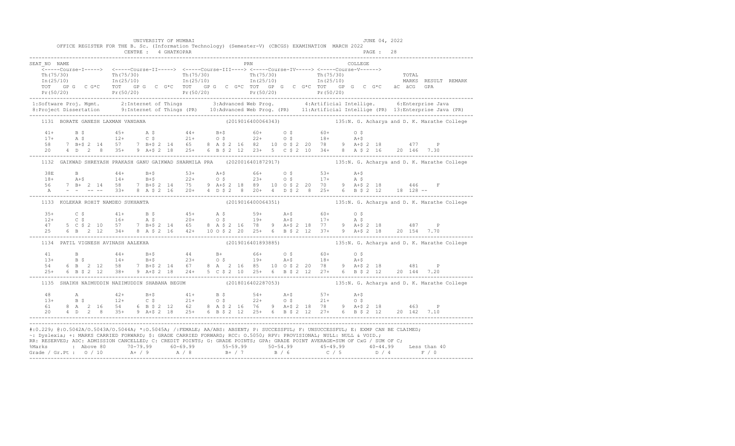UNIVERSITY OF MUMBAI  
OFFICE REGISTER FOR THE B. Sc. (Information Technology) (Semester-V) (CBCGS) EXAMINATION MARCH 2022  
CENTRE : 4 GHATKOPAR  
JUNE 04, 2022  
PAGE : 28

```
SEAT_NO NAME                                                        PRN                              COLLEGE
   <-----Course-I-----> <-----Course-II-----> <-----Course-III----> <-----Course-IV-----> <-----Course-V------>
   Th(75/30)            Th(75/30)             Th(75/30)             Th(75/30)             Th(75/30)                   TOTAL
   In(25/10)            In(25/10)             In(25/10)             In(25/10)             In(25/10)                   MARKS  RESULT  REMARK
   TOT  GP G  C G*C     TOT  GP G  C  G*C     TOT  GP G  C  G*C  TOT  GP G  C  G*C  TOT  GP G  C  G*C  äC äCG  GPA
   Pr(50/20)            Pr(50/20)             Pr(50/20)             Pr(50/20)             Pr(50/20)
```

1:Software Proj. Mgmt. 2:Internet of Things 3:Advanced Web Prog. 4:Artificial Intellige. 6:Enterprise Java  
8:Project Dissertation 9:Internet of Things (PR) 10:Advanced Web Prog. (PR) 11:Artificial Intellige (PR) 13:Enterprise Java (PR)

```
    1131  BORATE GANESH LAXMAN VANDANA                           (2019016400064343)           135:N. G. Acharya and D. K. Marathe College

    41+      B $        45+      A $        44+      B+$        60+      O $        60+      O $
    17+      A $        12+      C $        21+      O $        22+      O $        18+      A+$
    58    7 B+$ 2 14    57    7 B+$ 2 14    65    8 A $ 2 16    82   10 O $ 2 20    78    9 A+$ 2 18        477     P
    20    4 D  2  8     35+   9 A+$ 2 18    25+   6 B $ 2 12    23+   5 C $ 2 10    34+   8 A $ 2 16    20 146  7.30
-------------------------------------------------------------------------------------------------------------------------------
    1132  GAIKWAD SHREYASH PRAKASH GANU GAIKWAD SHARMILA PRA     (2020016401872917)           135:N. G. Acharya and D. K. Marathe College

    38E      B          44+      B+$        53+      A+$        66+      O $        53+      A+$
    18+      A+$        14+      B+$        22+      O $        23+      O $        17+      A $
    56    7 B+  2 14    58    7 B+$ 2 14    75    9 A+$ 2 18    89   10 O $ 2 20    70    9 A+$ 2 18        446     F
    A     -  -  -- --   33+   8 A $ 2 16    20+   4 D $ 2  8    20+   4 D $ 2  8    25+   6 B $ 2 12    18 128  --
-------------------------------------------------------------------------------------------------------------------------------
    1133  KOLEKAR ROHIT NAMDEO SUKHANTA                          (2019016400064351)           135:N. G. Acharya and D. K. Marathe College

    35+      C $        41+      B $        45+      A $        59+      A+$        60+      O $
    12+      C $        16+      A $        20+      O $        19+      A+$        17+      A $
    47    5 C $ 2 10    57    7 B+$ 2 14    65    8 A $ 2 16    78    9 A+$ 2 18    77    9 A+$ 2 18        487     P
    25    6 B  2 12     34+   8 A $ 2 16    42+  10 O $ 2 20    25+   6 B $ 2 12    37+   9 A+$ 2 18    20 154  7.70
-------------------------------------------------------------------------------------------------------------------------------
    1134  PATIL VIGNESH AVINASH AALEKHA                          (2019016401893885)           135:N. G. Acharya and D. K. Marathe College

    41       B          44+      B+$        44       B+         66+      O $        60+      O $
    13+      B $        14+      B+$        23+      O $        19+      A+$        18+      A+$
    54    6 B  2 12     58    7 B+$ 2 14    67    8 A  2 16     85   10 O $ 2 20    78    9 A+$ 2 18        481     P
    25+   6 B $ 2 12    38+   9 A+$ 2 18    24+   5 C $ 2 10    25+   6 B $ 2 12    27+   6 B $ 2 12    20 144  7.20
-------------------------------------------------------------------------------------------------------------------------------
    1135  SHAIKH NAIMUDDIN NAZIMUDDIN SHABANA BEGUM              (2018016402287053)           135:N. G. Acharya and D. K. Marathe College

    48       A          42+      B+$        41+      B $        54+      A+$        57+      A+$
    13+      B $        12+      C $        21+      O $        22+      O $        21+      O $
    61    8 A  2 16     54    6 B $ 2 12    62    8 A $ 2 16    76    9 A+$ 2 18    78    9 A+$ 2 18        463     P
    20    4 D  2  8     35+   9 A+$ 2 18    25+   6 B $ 2 12    25+   6 B $ 2 12    27+   6 B $ 2 12    20 142  7.10
```

#:O.229; @:O.5042A/O.5043A/O.5044A; *:O.5045A; /:FEMALE; AA/ABS: ABSENT; P: SUCCESSFUL; F: UNSUCCESSFUL; E: EXMP CAN BE CLAIMED;  
~: Dyslexia; +: MARKS CARRIED FORWARD; $: GRADE CARRIED FORWARD; RCC: O.5050; RPV: PROVISIONAL; NULL: NULL & VOID.;  
RR: RESERVED; ADC: ADMISSION CANCELLED; C: CREDIT POINTS; G: GRADE POINTS; GPA: GRADE POINT AVERAGE=SUM OF CxG / SUM OF C;

| %Marks | Above 80 | 70-79.99 | 60-69.99 | 55-59.99 | 50-54.99 | 45-49.99 | 40-44.99 | Less than 40 |
|---|---|---|---|---|---|---|---|---|
| Grade / Gr.Pt | O / 10 | A+ / 9 | A / 8 | B+ / 7 | B / 6 | C / 5 | D / 4 | F / 0 |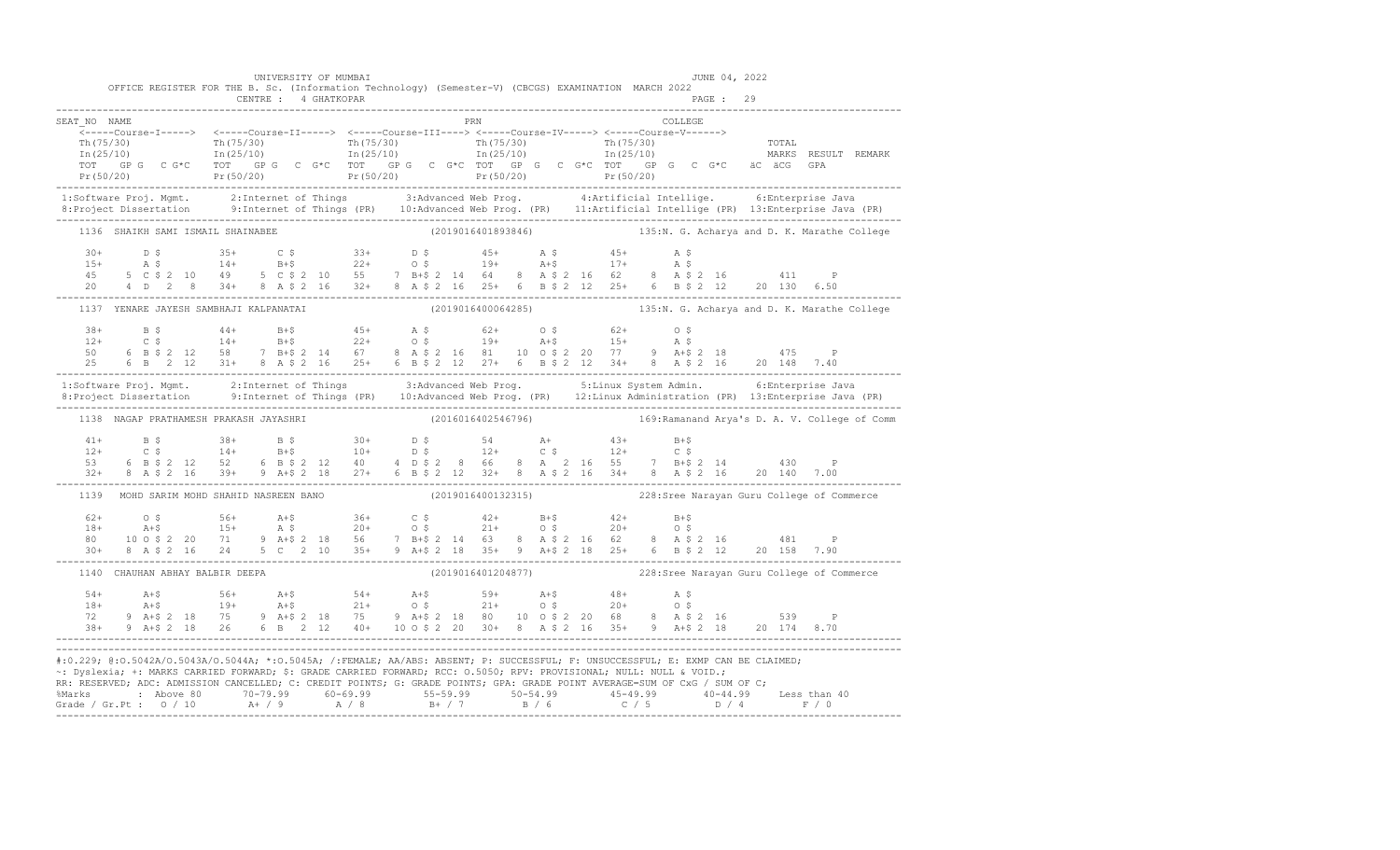UNIVERSITY OF MUMBAI — JUNE 04, 2022

OFFICE REGISTER FOR THE B. Sc. (Information Technology) (Semester-V) (CBCGS) EXAMINATION MARCH 2022

CENTRE : 4 GHATKOPAR

```
SEAT_NO  NAME                                                          PRN                              COLLEGE
   <-----Course-I-----> <-----Course-II-----> <-----Course-III----> <-----Course-IV-----> <-----Course-V------>
   Th(75/30)            Th(75/30)             Th(75/30)             Th(75/30)             Th(75/30)                  TOTAL
   In(25/10)            In(25/10)             In(25/10)             In(25/10)             In(25/10)                  MARKS  RESULT  REMARK
   TOT  GP G  C G*C     TOT  GP G  C G*C      TOT  GP G  C G*C      TOT  GP G  C G*C      TOT  GP G  C G*C   äC äCG  GPA
   Pr(50/20)            Pr(50/20)             Pr(50/20)             Pr(50/20)             Pr(50/20)
---------------------------------------------------------------------------------------------------------------------------------------
 1:Software Proj. Mgmt.    2:Internet of Things       3:Advanced Web Prog.        4:Artificial Intellige.     6:Enterprise Java
 8:Project Dissertation    9:Internet of Things (PR)  10:Advanced Web Prog. (PR)  11:Artificial Intellige (PR)  13:Enterprise Java (PR)
---------------------------------------------------------------------------------------------------------------------------------------
   1136  SHAIKH SAMI ISMAIL SHAINABEE                          (2019016401893846)          135:N. G. Acharya and D. K. Marathe College

   30+      D $        35+      C $        33+      D $        45+      A $        45+      A $
   15+      A $        14+      B+$        22+      O $        19+      A+$        17+      A $
   45    5 C $ 2 10    49    5 C $ 2 10    55    7 B+$ 2 14    64    8 A $ 2 16    62    8 A $ 2 16          411     P
   20    4 D   2  8    34+   8 A $ 2 16    32+   8 A $ 2 16    25+   6 B $ 2 12    25+   6 B $ 2 12     20 130  6.50
---------------------------------------------------------------------------------------------------------------------------------------
   1137  YENARE JAYESH SAMBHAJI KALPANATAI                     (2019016400064285)          135:N. G. Acharya and D. K. Marathe College

   38+      B $        44+      B+$        45+      A $        62+      O $        62+      O $
   12+      C $        14+      B+$        22+      O $        19+      A+$        15+      A $
   50    6 B $ 2 12    58    7 B+$ 2 14    67    8 A $ 2 16    81   10 O $ 2 20    77    9 A+$ 2 18          475     P
   25    6 B   2 12    31+   8 A $ 2 16    25+   6 B $ 2 12    27+   6 B $ 2 12    34+   8 A $ 2 16     20 148  7.40
---------------------------------------------------------------------------------------------------------------------------------------
 1:Software Proj. Mgmt.    2:Internet of Things       3:Advanced Web Prog.        5:Linux System Admin.       6:Enterprise Java
 8:Project Dissertation    9:Internet of Things (PR)  10:Advanced Web Prog. (PR)  12:Linux Administration (PR)  13:Enterprise Java (PR)
---------------------------------------------------------------------------------------------------------------------------------------
   1138  NAGAP PRATHAMESH PRAKASH JAYASHRI                     (2016016402546796)          169:Ramanand Arya's D. A. V. College of Comm

   41+      B $        38+      B $        30+      D $        54       A+         43+      B+$
   12+      C $        14+      B+$        10+      D $        12+      C $        12+      C $
   53    6 B $ 2 12    52    6 B $ 2 12    40    4 D $ 2  8    66    8 A   2 16    55    7 B+$ 2 14          430     P
   32+   8 A $ 2 16    39+   9 A+$ 2 18    27+   6 B $ 2 12    32+   8 A $ 2 16    34+   8 A $ 2 16     20 140  7.00
---------------------------------------------------------------------------------------------------------------------------------------
   1139  MOHD SARIM MOHD SHAHID NASREEN BANO                   (2019016400132315)          228:Sree Narayan Guru College of Commerce

   62+      O $        56+      A+$        36+      C $        42+      B+$        42+      B+$
   18+      A+$        15+      A $        20+      O $        21+      O $        20+      O $
   80   10 O $ 2 20    71    9 A+$ 2 18    56    7 B+$ 2 14    63    8 A $ 2 16    62    8 A $ 2 16          481     P
   30+   8 A $ 2 16    24    5 C   2 10    35+   9 A+$ 2 18    35+   9 A+$ 2 18    25+   6 B $ 2 12     20 158  7.90
---------------------------------------------------------------------------------------------------------------------------------------
   1140  CHAUHAN ABHAY BALBIR DEEPA                            (2019016401204877)          228:Sree Narayan Guru College of Commerce

   54+      A+$        56+      A+$        54+      A+$        59+      A+$        48+      A $
   18+      A+$        19+      A+$        21+      O $        21+      O $        20+      O $
   72    9 A+$ 2 18    75    9 A+$ 2 18    75    9 A+$ 2 18    80   10 O $ 2 20    68    8 A $ 2 16          539     P
   38+   9 A+$ 2 18    26    6 B   2 12    40+  10 O $ 2 20    30+   8 A $ 2 16    35+   9 A+$ 2 18     20 174  8.70
---------------------------------------------------------------------------------------------------------------------------------------
```

#:0.229; @:O.5042A/O.5043A/O.5044A; *:O.5045A; /:FEMALE; AA/ABS: ABSENT; P: SUCCESSFUL; F: UNSUCCESSFUL; E: EXMP CAN BE CLAIMED;
~: Dyslexia; +: MARKS CARRIED FORWARD; $: GRADE CARRIED FORWARD; RCC: O.5050; RPV: PROVISIONAL; NULL: NULL & VOID.;
RR: RESERVED; ADC: ADMISSION CANCELLED; C: CREDIT POINTS; G: GRADE POINTS; GPA: GRADE POINT AVERAGE=SUM OF CxG / SUM OF C;

| %Marks | Above 80 | 70-79.99 | 60-69.99 | 55-59.99 | 50-54.99 | 45-49.99 | 40-44.99 | Less than 40 |
|---|---|---|---|---|---|---|---|---|
| Grade / Gr.Pt : | O / 10 | A+ / 9 | A / 8 | B+ / 7 | B / 6 | C / 5 | D / 4 | F / 0 |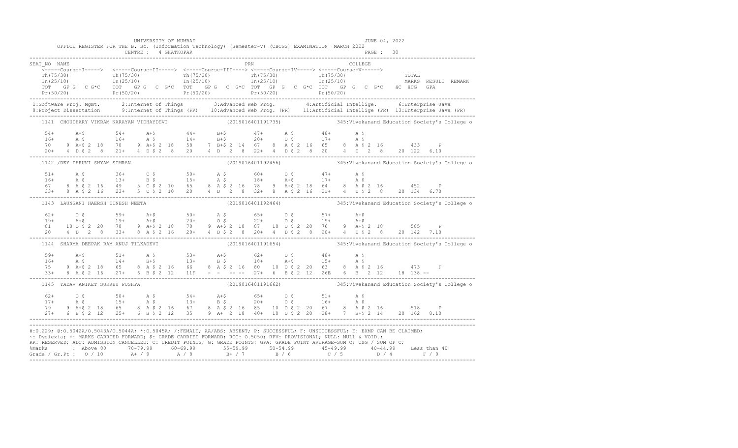UNIVERSITY OF MUMBAI

JUNE 04, 2022

OFFICE REGISTER FOR THE B. Sc. (Information Technology) (Semester-V) (CBCGS) EXAMINATION MARCH 2022

CENTRE : 4 GHATKOPAR

```
SEAT_NO  NAME                                                     PRN                               COLLEGE
   <-----Course-I-----> <-----Course-II-----> <-----Course-III----> <-----Course-IV-----> <-----Course-V------>
   Th(75/30)            Th(75/30)            Th(75/30)             Th(75/30)             Th(75/30)                 TOTAL
   In(25/10)            In(25/10)            In(25/10)             In(25/10)             In(25/10)                 MARKS  RESULT  REMARK
   TOT  GP G  C G*C     TOT  GP G  C G*C     TOT  GP G  C G*C      TOT  GP G  C G*C      TOT  GP G  C G*C   äC  äCG  GPA
   Pr(50/20)            Pr(50/20)            Pr(50/20)             Pr(50/20)             Pr(50/20)
------------------------------------------------------------------------------------------------------------------------------------
 1:Software Proj. Mgmt.     2:Internet of Things      3:Advanced Web Prog.      4:Artificial Intellige.     6:Enterprise Java
 8:Project Dissertation     9:Internet of Things (PR) 10:Advanced Web Prog. (PR) 11:Artificial Intellige (PR) 13:Enterprise Java (PR)
------------------------------------------------------------------------------------------------------------------------------------
 1141  CHOUDHARY VIKRAM NARAYAN VIDHAYDEVI              (2019016401191735)        345:Vivekanand Education Society's College o

  54+     A+$        54+     A+$        44+     B+$        47+     A $        48+     A $
  16+     A $        16+     A $        14+     B+$        20+     O $        17+     A $
  70   9 A+$ 2 18    70   9 A+$ 2 18    58   7 B+$ 2 14    67   8 A $ 2 16    65   8 A $ 2 16        433    P
  20+  4 D $ 2  8    21+  4 D $ 2  8    20   4 D  2  8     22+  4 D $ 2  8    20   4 D  2  8     20 122  6.10
------------------------------------------------------------------------------------------------------------------------------------
 1142 /DEY DHRUVI SHYAM SIMRAN                          (2019016401192456)        345:Vivekanand Education Society's College o

  51+     A $        36+     C $        50+     A $        60+     O $        47+     A $
  16+     A $        13+     B $        15+     A $        18+     A+$        17+     A $
  67   8 A $ 2 16    49   5 C $ 2 10    65   8 A $ 2 16    78   9 A+$ 2 18    64   8 A $ 2 16        452    P
  33+  8 A $ 2 16    23+  5 C $ 2 10    20   4 D  2  8     32+  8 A $ 2 16    21+  4 D $ 2  8    20 134  6.70
------------------------------------------------------------------------------------------------------------------------------------
 1143  LAUNGANI HAERSH DINESH NEETA                     (2019016401192464)        345:Vivekanand Education Society's College o

  62+     O $        59+     A+$        50+     A $        65+     O $        57+     A+$
  19+     A+$        19+     A+$        20+     O $        22+     O $        19+     A+$
  81  10 O $ 2 20    78   9 A+$ 2 18    70   9 A+$ 2 18    87  10 O $ 2 20    76   9 A+$ 2 18        505    P
  20   4 D  2  8     33+  8 A $ 2 16    20+  4 D $ 2  8    20+  4 D $ 2  8    20+  4 D $ 2  8    20 142  7.10
------------------------------------------------------------------------------------------------------------------------------------
 1144  SHARMA DEEPAK RAM ANUJ TILKADEVI                 (2019016401191654)        345:Vivekanand Education Society's College o

  59+     A+$        51+     A $        53+     A+$        62+     O $        48+     A $
  16+     A $        14+     B+$        13+     B $        18+     A+$        15+     A $
  75   9 A+$ 2 18    65   8 A $ 2 16    66   8 A $ 2 16    80  10 O $ 2 20    63   8 A $ 2 16        473    F
  33+  8 A $ 2 16    27+  6 B $ 2 12    11F   -  -  -- --  27+  6 B $ 2 12    26E  6 B  2 12     18 138  --
------------------------------------------------------------------------------------------------------------------------------------
 1145  YADAV ANIKET SUKKHU PUSHPA                       (2019016401191662)        345:Vivekanand Education Society's College o

  62+     O $        50+     A $        54+     A+$        65+     O $        51+     A $
  17+     A $        15+     A $        13+     B $        20+     O $        16+     A $
  79   9 A+$ 2 18    65   8 A $ 2 16    67   8 A $ 2 16    85  10 O $ 2 20    67   8 A $ 2 16        518    P
  27+  6 B $ 2 12    25+  6 B $ 2 12    35   9 A+ 2 18     40+ 10 O $ 2 20    28+  7 B+$ 2 14    20 162  8.10
------------------------------------------------------------------------------------------------------------------------------------
```

#:O.229; @:O.5042A/O.5043A/O.5044A; *:O.5045A; /:FEMALE; AA/ABS: ABSENT; P: SUCCESSFUL; F: UNSUCCESSFUL; E: EXMP CAN BE CLAIMED;
~: Dyslexia; +: MARKS CARRIED FORWARD; $: GRADE CARRIED FORWARD; RCC: O.5050; RPV: PROVISIONAL; NULL: NULL & VOID.;
RR: RESERVED; ADC: ADMISSION CANCELLED; C: CREDIT POINTS; G: GRADE POINTS; GPA: GRADE POINT AVERAGE=SUM OF CxG / SUM OF C;

| %Marks | : Above 80 | 70-79.99 | 60-69.99 | 55-59.99 | 50-54.99 | 45-49.99 | 40-44.99 | Less than 40 |
|---|---|---|---|---|---|---|---|---|
| Grade / Gr.Pt : | O / 10 | A+ / 9 | A / 8 | B+ / 7 | B / 6 | C / 5 | D / 4 | F / 0 |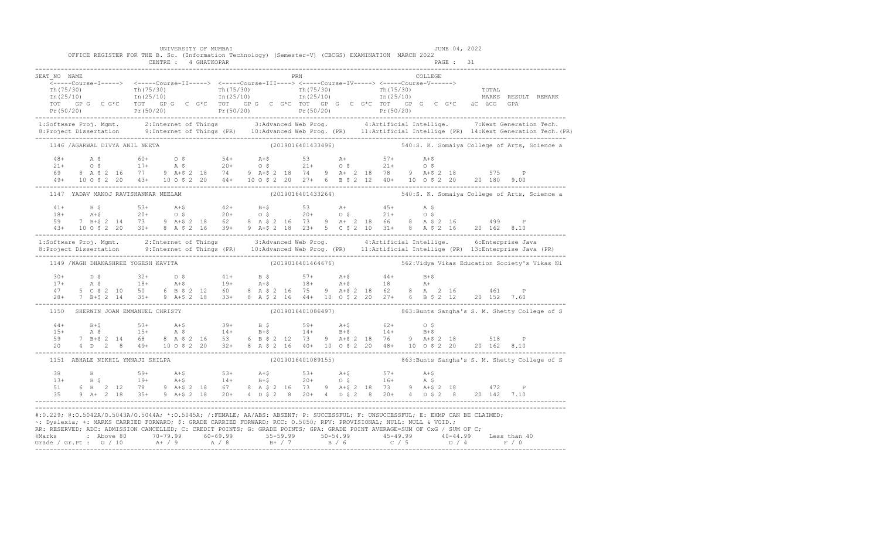UNIVERSITY OF MUMBAI — JUNE 04, 2022

OFFICE REGISTER FOR THE B. Sc. (Information Technology) (Semester-V) (CBCGS) EXAMINATION MARCH 2022

CENTRE : 4 GHATKOPAR — PAGE : 31

```
SEAT_NO  NAME                                                         PRN                              COLLEGE
    <-----Course-I-----> <-----Course-II-----> <-----Course-III----> <-----Course-IV-----> <-----Course-V------>
    Th(75/30)            Th(75/30)             Th(75/30)             Th(75/30)             Th(75/30)                TOTAL
    In(25/10)            In(25/10)             In(25/10)             In(25/10)             In(25/10)                MARKS  RESULT  REMARK
    TOT   GP G  C G*C    TOT   GP G  C  G*C    TOT   GP G  C  G*C TOT  GP G   C  G*C TOT   GP  G  C  G*C   äC  äCG  GPA
    Pr(50/20)            Pr(50/20)             Pr(50/20)             Pr(50/20)             Pr(50/20)
------------------------------------------------------------------------------------------------------------------------------------
 1:Software Proj. Mgmt.      2:Internet of Things        3:Advanced Web Prog.         4:Artificial Intellige.      7:Next Generation Tech.
 8:Project Dissertation      9:Internet of Things (PR)   10:Advanced Web Prog. (PR)   11:Artificial Intellige (PR)  14:Next Generation Tech.(PR)
------------------------------------------------------------------------------------------------------------------------------------
    1146 /AGARWAL DIVYA ANIL NEETA                                   (2019016401433496)              540:S. K. Somaiya College of Arts, Science a

     48+      A $         60+      O $         54+      A+$         53       A+          57+      A+$
     21+      O $         17+      A $         20+      O $         21+      O $         21+      O $
     69    8  A $ 2  16   77    9  A+$ 2  18   74    9  A+$ 2  18   74    9  A+  2  18   78    9  A+$ 2  18        575     P
     49+   10 O $ 2  20   43+   10 O $ 2  20   44+   10 O $ 2  20   27+   6  B $ 2  12   40+   10  O $ 2  20    20  180  9.00
------------------------------------------------------------------------------------------------------------------------------------
    1147  YADAV MANOJ RAVISHANKAR NEELAM                             (2019016401433264)              540:S. K. Somaiya College of Arts, Science a

     41+      B $         53+      A+$         42+      B+$         53       A+          45+      A $
     18+      A+$         20+      O $         20+      O $         20+      O $         21+      O $
     59    7  B+$ 2  14   73    9  A+$ 2  18   62    8  A $ 2  16   73    9  A+  2  18   66    8  A $ 2  16        499     P
     43+   10 O $ 2  20   30+   8  A $ 2  16   39+   9  A+$ 2  18   23+   5  C $ 2  10   31+   8  A $ 2  16    20  162  8.10
------------------------------------------------------------------------------------------------------------------------------------
 1:Software Proj. Mgmt.      2:Internet of Things        3:Advanced Web Prog.         4:Artificial Intellige.      6:Enterprise Java
 8:Project Dissertation      9:Internet of Things (PR)   10:Advanced Web Prog. (PR)   11:Artificial Intellige (PR)  13:Enterprise Java (PR)
------------------------------------------------------------------------------------------------------------------------------------
    1149 /WAGH DHANASHREE YOGESH KAVITA                              (2019016401464676)              562:Vidya Vikas Education Society's Vikas Ni

     30+      D $         32+      D $         41+      B $         57+      A+$         44+      B+$
     17+      A $         18+      A+$         19+      A+$         18+      A+$         18       A+
     47    5  C $ 2  10   50    6  B $ 2  12   60    8  A $ 2  16   75    9  A+$ 2  18   62    8  A  2  16         461     P
     28+   7  B+$ 2  14   35+   9  A+$ 2  18   33+   8  A $ 2  16   44+   10 O $ 2  20   27+   6  B $ 2  12    20  152  7.60
------------------------------------------------------------------------------------------------------------------------------------
    1150   SHERWIN JOAN EMMANUEL CHRISTY                             (2019016401086497)              863:Bunts Sangha's S. M. Shetty College of S

     44+      B+$         53+      A+$         39+      B $         59+      A+$         62+      O $
     15+      A $         15+      A $         14+      B+$         14+      B+$         14+      B+$
     59    7  B+$ 2  14   68    8  A $ 2  16   53    6  B $ 2  12   73    9  A+$ 2  18   76    9  A+$ 2  18        518     P
     20    4  D   2  8    49+   10 O $ 2  20   32+   8  A $ 2  16   40+   10 O $ 2  20   48+   10  O $ 2  20    20  162  8.10
------------------------------------------------------------------------------------------------------------------------------------
    1151  ABHALE NIKHIL YMNAJI SHILPA                                (2019016401089155)              863:Bunts Sangha's S. M. Shetty College of S

     38       B           59+      A+$         53+      A+$         53+      A+$         57+      A+$
     13+      B $         19+      A+$         14+      B+$         20+      O $         16+      A $
     51    6  B   2  12   78    9  A+$ 2  18   67    8  A $ 2  16   73    9  A+$ 2  18   73    9  A+$ 2  18        472     P
     35    9  A+  2  18   35+   9  A+$ 2  18   20+   4  D $ 2  8    20+   4  D $ 2  8    20+   4  D $ 2  8     20  142  7.10
------------------------------------------------------------------------------------------------------------------------------------
```

#:0.229; @:O.5042A/O.5043A/O.5044A; *:O.5045A; /:FEMALE; AA/ABS: ABSENT; P: SUCCESSFUL; F: UNSUCCESSFUL; E: EXMP CAN BE CLAIMED;
~: Dyslexia; +: MARKS CARRIED FORWARD; $: GRADE CARRIED FORWARD; RCC: O.5050; RPV: PROVISIONAL; NULL: NULL & VOID.;
RR: RESERVED; ADC: ADMISSION CANCELLED; C: CREDIT POINTS; G: GRADE POINTS; GPA: GRADE POINT AVERAGE=SUM OF CxG / SUM OF C;

| %Marks | Above 80 | 70-79.99 | 60-69.99 | 55-59.99 | 50-54.99 | 45-49.99 | 40-44.99 | Less than 40 |
|---|---|---|---|---|---|---|---|---|
| Grade / Gr.Pt : | O / 10 | A+ / 9 | A / 8 | B+ / 7 | B / 6 | C / 5 | D / 4 | F / 0 |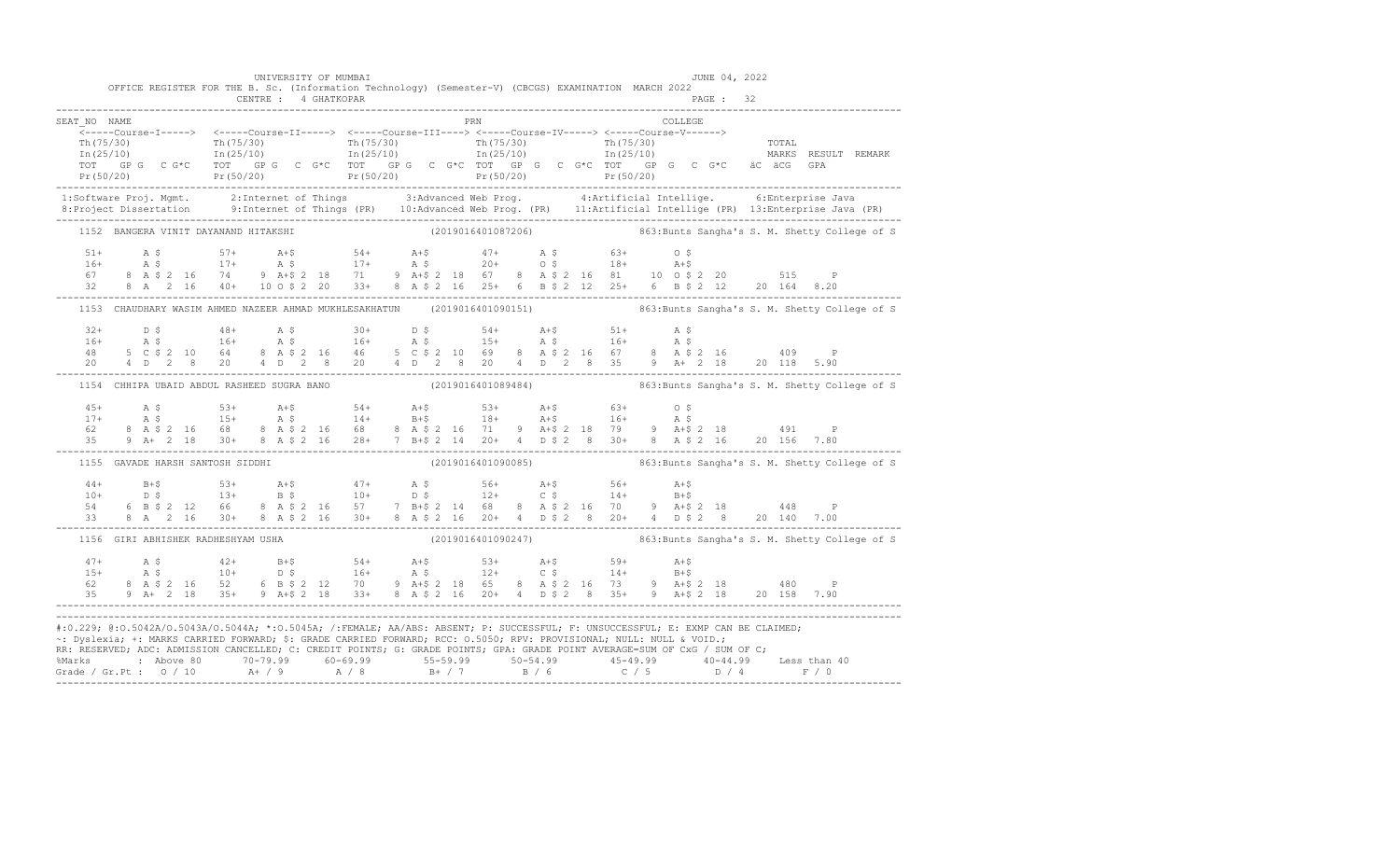UNIVERSITY OF MUMBAI

JUNE 04, 2022

OFFICE REGISTER FOR THE B. Sc. (Information Technology) (Semester-V) (CBCGS) EXAMINATION MARCH 2022

CENTRE : 4 GHATKOPAR

```
SEAT_NO  NAME                                                     PRN                                  COLLEGE
    <-----Course-I-----> <-----Course-II-----> <-----Course-III----> <-----Course-IV-----> <-----Course-V------>
    Th(75/30)            Th(75/30)             Th(75/30)             Th(75/30)             Th(75/30)                 TOTAL
    In(25/10)            In(25/10)             In(25/10)             In(25/10)             In(25/10)                 MARKS  RESULT  REMARK
    TOT   GP G   C G*C   TOT   GP G   C G*C   TOT   GP G   C G*C   TOT   GP G   C G*C   TOT   GP G   C G*C   äC äCG  GPA
    Pr(50/20)            Pr(50/20)             Pr(50/20)             Pr(50/20)             Pr(50/20)

 1:Software Proj. Mgmt.    2:Internet of Things       3:Advanced Web Prog.        4:Artificial Intellige.      6:Enterprise Java
 8:Project Dissertation    9:Internet of Things (PR)  10:Advanced Web Prog. (PR)  11:Artificial Intellige (PR) 13:Enterprise Java (PR)

  1152  BANGERA VINIT DAYANAND HITAKSHI                    (2019016401087206)           863:Bunts Sangha's S. M. Shetty College of S

    51+      A $       57+      A+$       54+      A+$       47+      A $       63+      O $
    16+      A $       17+      A $       17+      A $       20+      O $       18+      A+$
    67     8 A $ 2 16  74     9 A+$ 2 18  71     9 A+$ 2 18  67     8 A $ 2 16  81    10 O $ 2 20       515     P
    32     8 A   2 16  40+   10 O $ 2 20  33+    8 A $ 2 16  25+    6 B $ 2 12  25+    6 B $ 2 12    20 164  8.20

  1153  CHAUDHARY WASIM AHMED NAZEER AHMAD MUKHLESAKHATUN  (2019016401090151)           863:Bunts Sangha's S. M. Shetty College of S

    32+      D $       48+      A $       30+      D $       54+      A+$       51+      A $
    16+      A $       16+      A $       16+      A $       15+      A $       16+      A $
    48     5 C $ 2 10  64     8 A $ 2 16  46     5 C $ 2 10  69     8 A $ 2 16  67     8 A $ 2 16       409     P
    20     4 D   2  8  20     4 D   2  8  20     4 D   2  8  20     4 D   2  8  35     9 A+  2 18    20 118  5.90

  1154  CHHIPA UBAID ABDUL RASHEED SUGRA BANO              (2019016401089484)           863:Bunts Sangha's S. M. Shetty College of S

    45+      A $       53+      A+$       54+      A+$       53+      A+$       63+      O $
    17+      A $       15+      A $       14+      B+$       18+      A+$       16+      A $
    62     8 A $ 2 16  68     8 A $ 2 16  68     8 A $ 2 16  71     9 A+$ 2 18  79     9 A+$ 2 18       491     P
    35     9 A+  2 18  30+    8 A $ 2 16  28+    7 B+$ 2 14  20+    4 D $ 2  8  30+    8 A $ 2 16    20 156  7.80

  1155  GAVADE HARSH SANTOSH SIDDHI                        (2019016401090085)           863:Bunts Sangha's S. M. Shetty College of S

    44+      B+$       53+      A+$       47+      A $       56+      A+$       56+      A+$
    10+      D $       13+      B $       10+      D $       12+      C $       14+      B+$
    54     6 B $ 2 12  66     8 A $ 2 16  57     7 B+$ 2 14  68     8 A $ 2 16  70     9 A+$ 2 18       448     P
    33     8 A   2 16  30+    8 A $ 2 16  30+    8 A $ 2 16  20+    4 D $ 2  8  20+    4 D $ 2  8    20 140  7.00

  1156  GIRI ABHISHEK RADHESHYAM USHA                      (2019016401090247)           863:Bunts Sangha's S. M. Shetty College of S

    47+      A $       42+      B+$       54+      A+$       53+      A+$       59+      A+$
    15+      A $       10+      D $       16+      A $       12+      C $       14+      B+$
    62     8 A $ 2 16  52     6 B $ 2 12  70     9 A+$ 2 18  65     8 A $ 2 16  73     9 A+$ 2 18       480     P
    35     9 A+  2 18  35+    9 A+$ 2 18  33+    8 A $ 2 16  20+    4 D $ 2  8  35+    9 A+$ 2 18    20 158  7.90
```

#:O.229; @:O.5042A/O.5043A/O.5044A; *:O.5045A; /:FEMALE; AA/ABS: ABSENT; P: SUCCESSFUL; F: UNSUCCESSFUL; E: EXMP CAN BE CLAIMED;
~: Dyslexia; +: MARKS CARRIED FORWARD; $: GRADE CARRIED FORWARD; RCC: O.5050; RPV: PROVISIONAL; NULL: NULL & VOID.;
RR: RESERVED; ADC: ADMISSION CANCELLED; C: CREDIT POINTS; G: GRADE POINTS; GPA: GRADE POINT AVERAGE=SUM OF CxG / SUM OF C;

| %Marks | : Above 80 | 70-79.99 | 60-69.99 | 55-59.99 | 50-54.99 | 45-49.99 | 40-44.99 | Less than 40 |
|---|---|---|---|---|---|---|---|---|
| Grade / Gr.Pt : | O / 10 | A+ / 9 | A / 8 | B+ / 7 | B / 6 | C / 5 | D / 4 | F / 0 |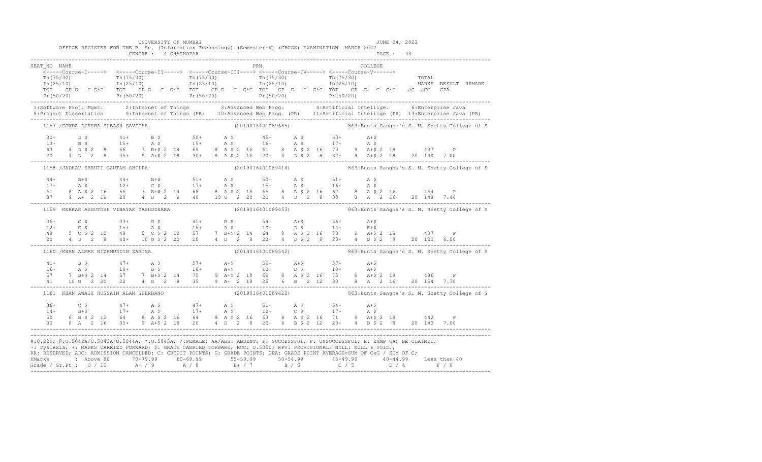UNIVERSITY OF MUMBAI — JUNE 04, 2022

OFFICE REGISTER FOR THE B. Sc. (Information Technology) (Semester-V) (CBCGS) EXAMINATION MARCH 2022

CENTRE : 4 GHATKOPAR

```
SEAT_NO  NAME                                                   PRN                                        COLLEGE
    <-----Course-I-----> <-----Course-II-----> <-----Course-III----> <-----Course-IV-----> <-----Course-V------>
    Th(75/30)            Th(75/30)             Th(75/30)             Th(75/30)             Th(75/30)                       TOTAL
    In(25/10)            In(25/10)             In(25/10)             In(25/10)             In(25/10)                       MARKS  RESULT  REMARK
    TOT  GP G  C G*C     TOT  GP G  C G*C      TOT  GP G  C G*C      TOT  GP G  C G*C      TOT  GP G  C G*C     äC  äCG  GPA
    Pr(50/20)            Pr(50/20)             Pr(50/20)             Pr(50/20)             Pr(50/20)
```

1:Software Proj. Mgmt.   2:Internet of Things   3:Advanced Web Prog.   4:Artificial Intellige.   6:Enterprise Java
8:Project Dissertation   9:Internet of Things (PR)   10:Advanced Web Prog. (PR)   11:Artificial Intellige (PR)   13:Enterprise Java (PR)

```
1157 /GOWDA DIKSHA SUBASH SAVITHA                    (2019016401089685)         863:Bunts Sangha's S. M. Shetty College of S

    30+     D $        41+     B $        50+     A $        45+     A $        53+     A+$
    13+     B $        15+     A $        15+     A $        16+     A $        17+     A $
    43   4 D $ 2  8    56   7 B+$ 2 14    65   8 A $ 2 16    61   8 A $ 2 16    70   9 A+$ 2 18       437    P
    20   4 D   2  8    35+  9 A+$ 2 18    30+  8 A $ 2 16    20+  4 D $ 2  8    37+  9 A+$ 2 18    20 140  7.00

1158 /JADHAV SHRUTI GAUTAM SHILPA                    (2019016401089414)         863:Bunts Sangha's S. M. Shetty College of S

    44+     B+$        44+     B+$        51+     A $        50+     A $        51+     A $
    17+     A $        12+     C $        17+     A $        15+     A $        16+     A $
    61   8 A $ 2 16    56   7 B+$ 2 14    68   8 A $ 2 16    65   8 A $ 2 16    67   8 A $ 2 16       464    P
    37   9 A+  2 18    20   4 D   2  8    40  10 O   2 20    20   4 D   2  8    30   8 A   2 16    20 148  7.40

1159  KERKAR ASHUTOSH VINAYAK YASHODHARA             (2019016401089453)         863:Bunts Sangha's S. M. Shetty College of S

    36+     C $        33+     D $        41+     B $        54+     A+$        56+     A+$
    12+     C $        15+     A $        16+     A $        10+     D $        14+     B+$
    48   5 C $ 2 10    48   5 C $ 2 10    57   7 B+$ 2 14    64   8 A $ 2 16    70   9 A+$ 2 18       407    P
    20   4 D   2  8    40+ 10 O $ 2 20    20   4 D   2  8    20+  4 D $ 2  8    20+  4 D $ 2  8    20 120  6.00

1160 /KHAN ALMAS NIZAMUDDIN ZARINA                   (2019016401089542)         863:Bunts Sangha's S. M. Shetty College of S

    41+     B $        47+     A $        57+     A+$        59+     A+$        57+     A+$
    16+     A $        10+     D $        18+     A+$        10+     D $        18+     A+$
    57   7 B+$ 2 14    57   7 B+$ 2 14    75   9 A+$ 2 18    69   8 A $ 2 16    75   9 A+$ 2 18       486    P
    41  10 O   2 20    22   4 D   2  8    35   9 A+  2 18    25   6 B   2 12    30   8 A   2 16    20 154  7.70

1161  KHAN AWAIZ HUSSAIN ALAM SHERBANO               (2019016401089422)         863:Bunts Sangha's S. M. Shetty College of S

    36+     C $        47+     A $        47+     A $        51+     A $        54+     A+$
    14+     B+$        17+     A $        17+     A $        12+     C $        17+     A $
    50   6 B $ 2 12    64   8 A $ 2 16    64   8 A $ 2 16    63   8 A $ 2 16    71   9 A+$ 2 18       442    P
    30   8 A   2 16    35+  9 A+$ 2 18    20   4 D   2  8    25+  6 B $ 2 12    20+  4 D $ 2  8    20 140  7.00
```

#:O.229; @:O.5042A/O.5043A/O.5044A; *:O.5045A; /:FEMALE; AA/ABS: ABSENT; P: SUCCESSFUL; F: UNSUCCESSFUL; E: EXMP CAN BE CLAIMED;
~: Dyslexia; +: MARKS CARRIED FORWARD; $: GRADE CARRIED FORWARD; RCC: O.5050; RPV: PROVISIONAL; NULL: NULL & VOID.;
RR: RESERVED; ADC: ADMISSION CANCELLED; C: CREDIT POINTS; G: GRADE POINTS; GPA: GRADE POINT AVERAGE=SUM OF CxG / SUM OF C;

| %Marks | Above 80 | 70-79.99 | 60-69.99 | 55-59.99 | 50-54.99 | 45-49.99 | 40-44.99 | Less than 40 |
|---|---|---|---|---|---|---|---|---|
| Grade / Gr.Pt | O / 10 | A+ / 9 | A / 8 | B+ / 7 | B / 6 | C / 5 | D / 4 | F / 0 |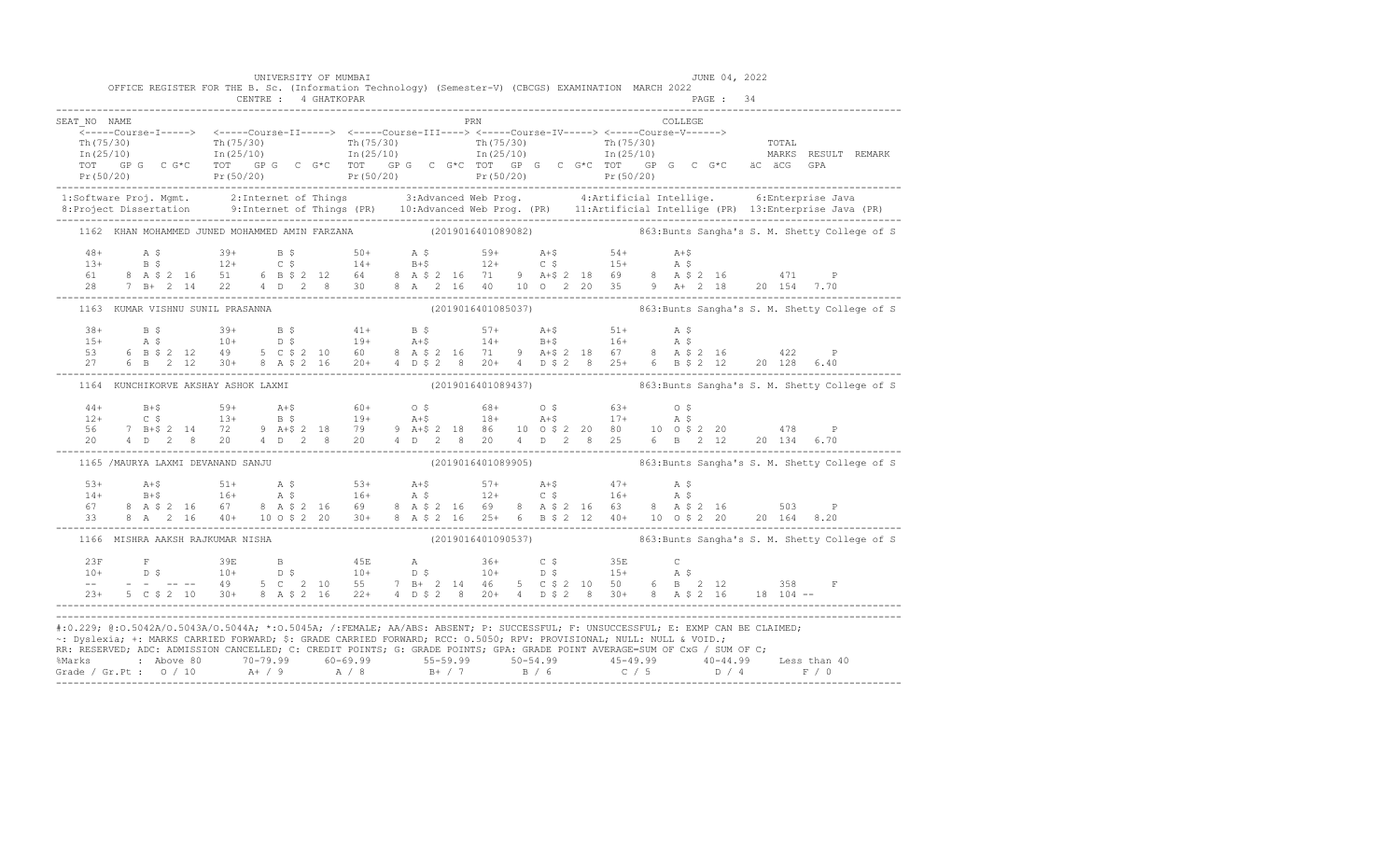UNIVERSITY OF MUMBAI — JUNE 04, 2022

OFFICE REGISTER FOR THE B. Sc. (Information Technology) (Semester-V) (CBCGS) EXAMINATION MARCH 2022

CENTRE : 4 GHATKOPAR — PAGE : 34

```
SEAT_NO  NAME                                                       PRN                                  COLLEGE
   <-----Course-I-----> <-----Course-II-----> <-----Course-III----> <-----Course-IV-----> <-----Course-V------>
   Th(75/30)            Th(75/30)             Th(75/30)             Th(75/30)             Th(75/30)                  TOTAL
   In(25/10)            In(25/10)             In(25/10)             In(25/10)             In(25/10)                  MARKS  RESULT  REMARK
   TOT  GP G  C G*C     TOT  GP G  C G*C      TOT  GP G  C G*C      TOT  GP G  C G*C      TOT  GP G  C G*C     äC äCG  GPA
   Pr(50/20)            Pr(50/20)             Pr(50/20)             Pr(50/20)             Pr(50/20)
```

1:Software Proj. Mgmt. 2:Internet of Things 3:Advanced Web Prog. 4:Artificial Intellige. 6:Enterprise Java
8:Project Dissertation 9:Internet of Things (PR) 10:Advanced Web Prog. (PR) 11:Artificial Intellige (PR) 13:Enterprise Java (PR)

```
1162  KHAN MOHAMMED JUNED MOHAMMED AMIN FARZANA        (2019016401089082)        863:Bunts Sangha's S. M. Shetty College of S

   48+      A $        39+      B $        50+      A $        59+      A+$        54+      A+$
   13+      B $        12+      C $        14+      B+$        12+      C $        15+      A $
   61    8  A $ 2 16   51    6  B $ 2 12   64    8  A $ 2 16   71    9  A+$ 2 18   69    8  A $ 2 16        471     P
   28    7  B+  2 14   22    4  D   2  8   30    8  A   2 16   40   10  O   2 20   35    9  A+  2 18    20 154  7.70

1163  KUMAR VISHNU SUNIL PRASANNA                      (2019016401085037)        863:Bunts Sangha's S. M. Shetty College of S

   38+      B $        39+      B $        41+      B $        57+      A+$        51+      A $
   15+      A $        10+      D $        19+      A+$        14+      B+$        16+      A $
   53    6  B $ 2 12   49    5  C $ 2 10   60    8  A $ 2 16   71    9  A+$ 2 18   67    8  A $ 2 16        422     P
   27    6  B   2 12   30+   8  A $ 2 16   20+   4  D $ 2  8   20+   4  D $ 2  8   25+   6  B $ 2 12    20 128  6.40

1164  KUNCHIKORVE AKSHAY ASHOK LAXMI                   (2019016401089437)        863:Bunts Sangha's S. M. Shetty College of S

   44+      B+$        59+      A+$        60+      O $        68+      O $        63+      O $
   12+      C $        13+      B $        19+      A+$        18+      A+$        17+      A $
   56    7  B+$ 2 14   72    9  A+$ 2 18   79    9  A+$ 2 18   86   10  O $ 2 20   80   10  O $ 2 20        478     P
   20    4  D   2  8   20    4  D   2  8   20    4  D   2  8   20    4  D   2  8   25    6  B   2 12    20 134  6.70

1165  /MAURYA LAXMI DEVANAND SANJU                     (2019016401089905)        863:Bunts Sangha's S. M. Shetty College of S

   53+      A+$        51+      A $        53+      A+$        57+      A+$        47+      A $
   14+      B+$        16+      A $        16+      A $        12+      C $        16+      A $
   67    8  A $ 2 16   67    8  A $ 2 16   69    8  A $ 2 16   69    8  A $ 2 16   63    8  A $ 2 16        503     P
   33    8  A   2 16   40+  10  O $ 2 20   30+   8  A $ 2 16   25+   6  B $ 2 12   40+  10  O $ 2 20    20 164  8.20

1166  MISHRA AAKSH RAJKUMAR NISHA                      (2019016401090537)        863:Bunts Sangha's S. M. Shetty College of S

   23F      F          39E      B          45E      A          36+      C $        35E      C
   10+      D $        10+      D $        10+      D $        10+      D $        15+      A $
   --    -  - -- --    49    5  C   2 10   55    7  B+  2 14   46    5  C $ 2 10   50    6  B   2 12        358     F
   23+   5  C $ 2 10   30+   8  A $ 2 16   22+   4  D $ 2  8   20+   4  D $ 2  8   30+   8  A $ 2 16    18 104  --
```

#:0.229; @:O.5042A/O.5043A/O.5044A; *:O.5045A; /:FEMALE; AA/ABS: ABSENT; P: SUCCESSFUL; F: UNSUCCESSFUL; E: EXMP CAN BE CLAIMED;
~: Dyslexia; +: MARKS CARRIED FORWARD; $: GRADE CARRIED FORWARD; RCC: O.5050; RPV: PROVISIONAL; NULL: NULL & VOID.;
RR: RESERVED; ADC: ADMISSION CANCELLED; C: CREDIT POINTS; G: GRADE POINTS; GPA: GRADE POINT AVERAGE=SUM OF CxG / SUM OF C;

| %Marks | Above 80 | 70-79.99 | 60-69.99 | 55-59.99 | 50-54.99 | 45-49.99 | 40-44.99 | Less than 40 |
|---|---|---|---|---|---|---|---|---|
| Grade / Gr.Pt : | O / 10 | A+ / 9 | A / 8 | B+ / 7 | B / 6 | C / 5 | D / 4 | F / 0 |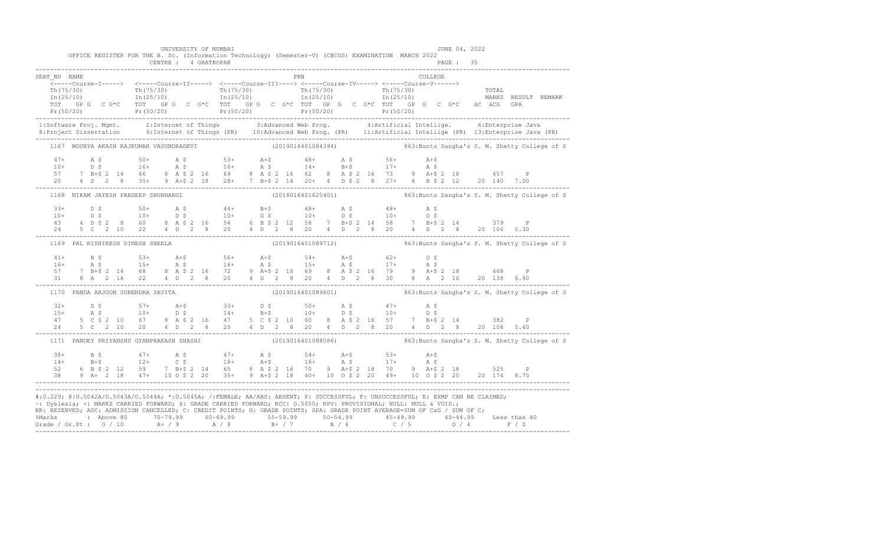UNIVERSITY OF MUMBAI — JUNE 04, 2022

OFFICE REGISTER FOR THE B. Sc. (Information Technology) (Semester-V) (CBCGS) EXAMINATION MARCH 2022

CENTRE : 4 GHATKOPAR — PAGE : 35

```
SEAT_NO  NAME                                                          PRN                              COLLEGE
    <-----Course-I-----> <-----Course-II-----> <-----Course-III----> <-----Course-IV-----> <-----Course-V------>
    Th(75/30)            Th(75/30)             Th(75/30)             Th(75/30)             Th(75/30)                 TOTAL
    In(25/10)            In(25/10)             In(25/10)             In(25/10)             In(25/10)                 MARKS  RESULT  REMARK
    TOT  GP G  C G*C     TOT  GP G  C G*C      TOT  GP G  C G*C      TOT  GP G  C G*C      TOT  GP G  C G*C      äC äCG  GPA
    Pr(50/20)            Pr(50/20)             Pr(50/20)             Pr(50/20)             Pr(50/20)
```

1:Software Proj. Mgmt. 2:Internet of Things 3:Advanced Web Prog. 4:Artificial Intellige. 6:Enterprise Java
8:Project Dissertation 9:Internet of Things (PR) 10:Advanced Web Prog. (PR) 11:Artificial Intellige (PR) 13:Enterprise Java (PR)

```
1167  MOURYA AKASH RAJKUMAR VASUNDRADEVI               (2019016401084394)          863:Bunts Sangha's S. M. Shetty College of S

    47+      A $         50+     A $         53+     A+$         48+     A $         56+     A+$
    10+      D $         16+     A $         16+     A $         14+     B+$         17+     A $
    57    7 B+$ 2 14     66    8 A $ 2 16    69    8 A $ 2 16    62    8 A $ 2 16    73    9 A+$ 2 18        457     P
    20    4 D  2  8      35+   9 A+$ 2 18    28+   7 B+$ 2 14    20+   4 D $ 2  8    27+   6 B $ 2 12    20 140  7.00

1168  NIKAM JAYESH PRADEEP SHUBHANGI                   (2018016401625401)          863:Bunts Sangha's S. M. Shetty College of S

    33+      D $         50+     A $         44+     B+$         48+     A $         48+     A $
    10+      D $         10+     D $         10+     D $         10+     D $         10+     D $
    43    4 D $ 2  8     60    8 A $ 2 16    54    6 B $ 2 12    58    7 B+$ 2 14    58    7 B+$ 2 14        379     P
    24    5 C  2 10      22    4 D  2  8     20    4 D  2  8     20    4 D  2  8     20    4 D  2  8     20 106  5.30

1169  PAL RISHIKESH DINESH SHEELA                      (2019016401089712)          863:Bunts Sangha's S. M. Shetty College of S

    41+      B $         53+     A+$         56+     A+$         54+     A+$         62+     O $
    16+      A $         15+     A $         16+     A $         15+     A $         17+     A $
    57    7 B+$ 2 14     68    8 A $ 2 16    72    9 A+$ 2 18    69    8 A $ 2 16    79    9 A+$ 2 18        468     P
    31    8 A  2 16      22    4 D  2  8     20    4 D  2  8     20    4 D  2  8     30    8 A  2 16     20 138  6.90

1170  PANDA ARJOON SURENDRA SAVITA                     (2019016401089801)          863:Bunts Sangha's S. M. Shetty College of S

    32+      D $         57+     A+$         33+     D $         50+     A $         47+     A $
    15+      A $         10+     D $         14+     B+$         10+     D $         10+     D $
    47    5 C $ 2 10     67    8 A $ 2 16    47    5 C $ 2 10    60    8 A $ 2 16    57    7 B+$ 2 14        382     P
    24    5 C  2 10      20    4 D  2  8     20    4 D  2  8     20    4 D  2  8     20    4 D  2  8     20 108  5.40

1171  PANDEY PRIYANSHU GYANPRAKASH SHASHI              (2019016401088086)          863:Bunts Sangha's S. M. Shetty College of S

    38+      B $         47+     A $         47+     A $         54+     A+$         53+     A+$
    14+      B+$         12+     C $         18+     A+$         16+     A $         17+     A $
    52    6 B $ 2 12     59    7 B+$ 2 14    65    8 A $ 2 16    70    9 A+$ 2 18    70    9 A+$ 2 18        525     P
    38    9 A+ 2 18      47+  10 O $ 2 20    35+   9 A+$ 2 18    40+  10 O $ 2 20    49+  10 O $ 2 20    20 174  8.70
```

#:O.229; @:O.5042A/O.5043A/O.5044A; *:O.5045A; /:FEMALE; AA/ABS: ABSENT; P: SUCCESSFUL; F: UNSUCCESSFUL; E: EXMP CAN BE CLAIMED;
~: Dyslexia; +: MARKS CARRIED FORWARD; $: GRADE CARRIED FORWARD; RCC: O.5050; RPV: PROVISIONAL; NULL: NULL & VOID.;
RR: RESERVED; ADC: ADMISSION CANCELLED; C: CREDIT POINTS; G: GRADE POINTS; GPA: GRADE POINT AVERAGE=SUM OF CxG / SUM OF C;

| %Marks | Above 80 | 70-79.99 | 60-69.99 | 55-59.99 | 50-54.99 | 45-49.99 | 40-44.99 | Less than 40 |
|---|---|---|---|---|---|---|---|---|
| Grade / Gr.Pt : | O / 10 | A+ / 9 | A / 8 | B+ / 7 | B / 6 | C / 5 | D / 4 | F / 0 |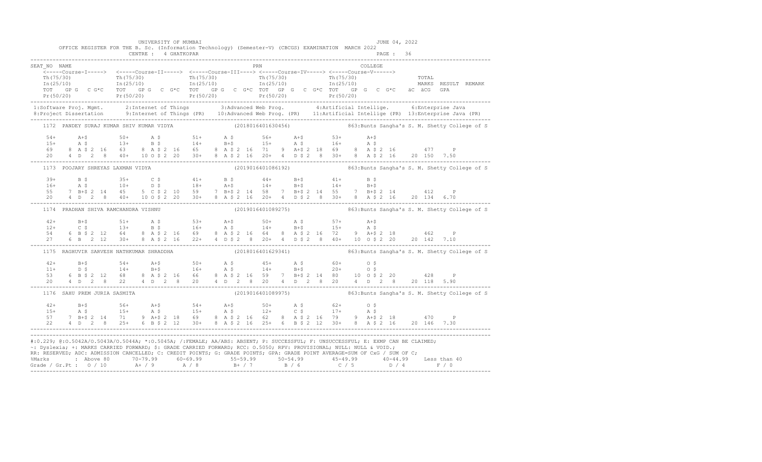UNIVERSITY OF MUMBAI — JUNE 04, 2022

OFFICE REGISTER FOR THE B. Sc. (Information Technology) (Semester-V) (CBCGS) EXAMINATION MARCH 2022

CENTRE : 4 GHATKOPAR — PAGE : 36

```
SEAT_NO  NAME                                              PRN                                COLLEGE
   <-----Course-I-----> <-----Course-II-----> <-----Course-III----> <-----Course-IV-----> <-----Course-V------>
   Th(75/30)            Th(75/30)             Th(75/30)             Th(75/30)             Th(75/30)                 TOTAL
   In(25/10)            In(25/10)             In(25/10)             In(25/10)             In(25/10)                 MARKS  RESULT  REMARK
   TOT  GP G  C G*C     TOT  GP G  C G*C      TOT  GP G  C G*C      TOT  GP G  C G*C      TOT  GP G  C G*C   äC äCG  GPA
   Pr(50/20)            Pr(50/20)             Pr(50/20)             Pr(50/20)             Pr(50/20)
```

1:Software Proj. Mgmt. 2:Internet of Things 3:Advanced Web Prog. 4:Artificial Intellige. 6:Enterprise Java
8:Project Dissertation 9:Internet of Things (PR) 10:Advanced Web Prog. (PR) 11:Artificial Intellige (PR) 13:Enterprise Java (PR)

```
1172  PANDEY SURAJ KUMAR SHIV KUMAR VIDYA            (2018016401630456)           863:Bunts Sangha's S. M. Shetty College of S

   54+     A+$        50+     A $        51+     A $        56+     A+$        53+     A+$
   15+     A $        13+     B $        14+     B+$        15+     A $        16+     A $
   69    8 A $ 2 16   63    8 A $ 2 16   65    8 A $ 2 16   71    9 A+$ 2 18   69    8 A $ 2 16        477     P
   20    4 D   2  8   40+  10 O $ 2 20   30+   8 A $ 2 16   20+   4 D $ 2  8   30+   8 A $ 2 16    20 150  7.50

1173  POOJARY SHREYAS LAXMAN VIDYA                   (2019016401086192)           863:Bunts Sangha's S. M. Shetty College of S

   39+     B $        35+     C $        41+     B $        44+     B+$        41+     B $
   16+     A $        10+     D $        18+     A+$        14+     B+$        14+     B+$
   55    7 B+$ 2 14   45    5 C $ 2 10   59    7 B+$ 2 14   58    7 B+$ 2 14   55    7 B+$ 2 14        412     P
   20    4 D   2  8   40+  10 O $ 2 20   30+   8 A $ 2 16   20+   4 D $ 2  8   30+   8 A $ 2 16    20 134  6.70

1174  PRADHAN SHIVA RAMCHANDRA VISHNU                (2019016401089275)           863:Bunts Sangha's S. M. Shetty College of S

   42+     B+$        51+     A $        53+     A+$        50+     A $        57+     A+$
   12+     C $        13+     B $        16+     A $        14+     B+$        15+     A $
   54    6 B $ 2 12   64    8 A $ 2 16   69    8 A $ 2 16   64    8 A $ 2 16   72    9 A+$ 2 18        462     P
   27    6 B   2 12   30+   8 A $ 2 16   22+   4 D $ 2  8   20+   4 D $ 2  8   40+  10 O $ 2 20    20 142  7.10

1175  RAGHUVIR SARVESH NATHKUMAR SHRADDHA            (2018016401629341)           863:Bunts Sangha's S. M. Shetty College of S

   42+     B+$        54+     A+$        50+     A $        45+     A $        60+     O $
   11+     D $        14+     B+$        16+     A $        14+     B+$        20+     O $
   53    6 B $ 2 12   68    8 A $ 2 16   66    8 A $ 2 16   59    7 B+$ 2 14   80   10 O $ 2 20        428     P
   20    4 D   2  8   22    4 D   2  8   20    4 D   2  8   20    4 D   2  8   20    4 D   2  8    20 118  5.90

1176  SAHU PREM JURIA SASMITA                        (2019016401089975)           863:Bunts Sangha's S. M. Shetty College of S

   42+     B+$        56+     A+$        54+     A+$        50+     A $        62+     O $
   15+     A $        15+     A $        15+     A $        12+     C $        17+     A $
   57    7 B+$ 2 14   71    9 A+$ 2 18   69    8 A $ 2 16   62    8 A $ 2 16   79    9 A+$ 2 18        470     P
   22    4 D   2  8   25+   6 B $ 2 12   30+   8 A $ 2 16   25+   6 B $ 2 12   30+   8 A $ 2 16    20 146  7.30
```

#:0.229; @:O.5042A/O.5043A/O.5044A; *:O.5045A; /:FEMALE; AA/ABS: ABSENT; P: SUCCESSFUL; F: UNSUCCESSFUL; E: EXMP CAN BE CLAIMED;
~: Dyslexia; +: MARKS CARRIED FORWARD; $: GRADE CARRIED FORWARD; RCC: O.5050; RPV: PROVISIONAL; NULL: NULL & VOID.;
RR: RESERVED; ADC: ADMISSION CANCELLED; C: CREDIT POINTS; G: GRADE POINTS; GPA: GRADE POINT AVERAGE=SUM OF CxG / SUM OF C;

| %Marks | Above 80 | 70-79.99 | 60-69.99 | 55-59.99 | 50-54.99 | 45-49.99 | 40-44.99 | Less than 40 |
|---|---|---|---|---|---|---|---|---|
| Grade / Gr.Pt | O / 10 | A+ / 9 | A / 8 | B+ / 7 | B / 6 | C / 5 | D / 4 | F / 0 |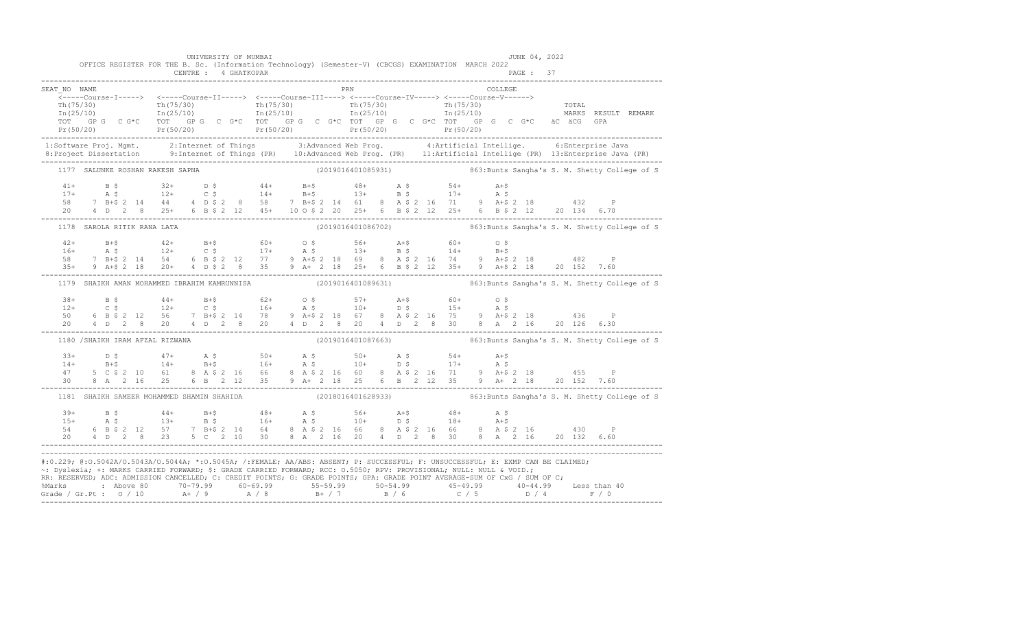UNIVERSITY OF MUMBAI — JUNE 04, 2022

OFFICE REGISTER FOR THE B. Sc. (Information Technology) (Semester-V) (CBCGS) EXAMINATION MARCH 2022

CENTRE : 4 GHATKOPAR — PAGE : 37

```
SEAT_NO  NAME                                                    PRN                                     COLLEGE
    <-----Course-I-----> <-----Course-II-----> <-----Course-III----> <-----Course-IV-----> <-----Course-V------>
    Th(75/30)            Th(75/30)             Th(75/30)             Th(75/30)             Th(75/30)                TOTAL
    In(25/10)            In(25/10)             In(25/10)             In(25/10)             In(25/10)                MARKS  RESULT  REMARK
    TOT  GP G  C G*C     TOT  GP G  C G*C     TOT  GP G  C G*C     TOT  GP G  C G*C     TOT  GP G  C G*C     äC äCG  GPA
    Pr(50/20)            Pr(50/20)             Pr(50/20)             Pr(50/20)             Pr(50/20)
```

1:Software Proj. Mgmt. 2:Internet of Things 3:Advanced Web Prog. 4:Artificial Intellige. 6:Enterprise Java
8:Project Dissertation 9:Internet of Things (PR) 10:Advanced Web Prog. (PR) 11:Artificial Intellige (PR) 13:Enterprise Java (PR)

```
1177  SALUNKE ROSHAN RAKESH SAPNA                        (2019016401085931)      863:Bunts Sangha's S. M. Shetty College of S

   41+      B $        32+      D $        44+      B+$        48+      A $        54+      A+$
   17+      A $        12+      C $        14+      B+$        13+      B $        17+      A $
   58    7 B+$ 2 14    44    4 D $ 2  8    58    7 B+$ 2 14    61    8  A $ 2 16   71    9  A+$ 2 18        432     P
   20    4 D   2  8    25+   6 B $ 2 12    45+  10 O $ 2 20    25+   6  B $ 2 12   25+   6  B $ 2 12     20 134  6.70

1178  SAROLA RITIK RANA LATA                             (2019016401086702)      863:Bunts Sangha's S. M. Shetty College of S

   42+      B+$        42+      B+$        60+      O $        56+      A+$        60+      O $
   16+      A $        12+      C $        17+      A $        13+      B $        14+      B+$
   58    7 B+$ 2 14    54    6 B $ 2 12    77    9 A+$ 2 18    69    8  A $ 2 16   74    9  A+$ 2 18        482     P
   35+   9 A+$ 2 18    20+   4 D $ 2  8    35    9 A+  2 18    25+   6  B $ 2 12   35+   9  A+$ 2 18     20 152  7.60

1179  SHAIKH AMAN MOHAMMED IBRAHIM KAMRUNNISA            (2019016401089631)      863:Bunts Sangha's S. M. Shetty College of S

   38+      B $        44+      B+$        62+      O $        57+      A+$        60+      O $
   12+      C $        12+      C $        16+      A $        10+      D $        15+      A $
   50    6 B $ 2 12    56    7 B+$ 2 14    78    9 A+$ 2 18    67    8  A $ 2 16   75    9  A+$ 2 18        436     P
   20    4 D   2  8    20    4 D   2  8    20    4 D   2  8    20    4  D   2  8   30    8  A   2 16     20 126  6.30

1180 /SHAIKH IRAM AFZAL RIZWANA                          (2019016401087663)      863:Bunts Sangha's S. M. Shetty College of S

   33+      D $        47+      A $        50+      A $        50+      A $        54+      A+$
   14+      B+$        14+      B+$        16+      A $        10+      D $        17+      A $
   47    5 C $ 2 10    61    8 A $ 2 16    66    8 A $ 2 16    60    8  A $ 2 16   71    9  A+$ 2 18        455     P
   30    8 A   2 16    25    6 B   2 12    35    9 A+  2 18    25    6  B   2 12   35    9  A+  2 18     20 152  7.60

1181  SHAIKH SAMEER MOHAMMED SHAMIN SHAHIDA              (2018016401628933)      863:Bunts Sangha's S. M. Shetty College of S

   39+      B $        44+      B+$        48+      A $        56+      A+$        48+      A $
   15+      A $        13+      B $        16+      A $        10+      D $        18+      A+$
   54    6 B $ 2 12    57    7 B+$ 2 14    64    8 A $ 2 16    66    8  A $ 2 16   66    8  A $ 2 16        430     P
   20    4 D   2  8    23    5 C   2 10    30    8 A   2 16    20    4  D   2  8   30    8  A   2 16     20 132  6.60
```

#:O.229; @:O.5042A/O.5043A/O.5044A; *:O.5045A; /:FEMALE; AA/ABS: ABSENT; P: SUCCESSFUL; F: UNSUCCESSFUL; E: EXMP CAN BE CLAIMED;
~: Dyslexia; +: MARKS CARRIED FORWARD; $: GRADE CARRIED FORWARD; RCC: O.5050; RPV: PROVISIONAL; NULL: NULL & VOID.;
RR: RESERVED; ADC: ADMISSION CANCELLED; C: CREDIT POINTS; G: GRADE POINTS; GPA: GRADE POINT AVERAGE=SUM OF CxG / SUM OF C;

| %Marks | Above 80 | 70-79.99 | 60-69.99 | 55-59.99 | 50-54.99 | 45-49.99 | 40-44.99 | Less than 40 |
|---|---|---|---|---|---|---|---|---|
| Grade / Gr.Pt : | O / 10 | A+ / 9 | A / 8 | B+ / 7 | B / 6 | C / 5 | D / 4 | F / 0 |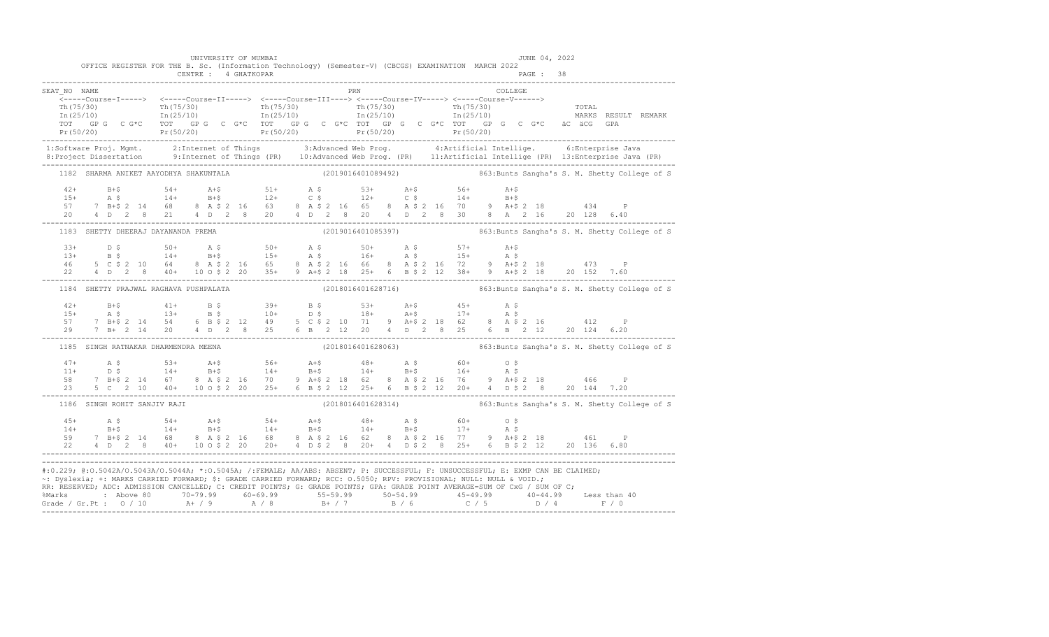UNIVERSITY OF MUMBAI — JUNE 04, 2022

OFFICE REGISTER FOR THE B. Sc. (Information Technology) (Semester-V) (CBCGS) EXAMINATION MARCH 2022

CENTRE : 4 GHATKOPAR — PAGE : 38

```
SEAT_NO NAME                                                       PRN                              COLLEGE
    <-----Course-I-----> <-----Course-II-----> <-----Course-III----> <-----Course-IV-----> <-----Course-V------>
    Th(75/30)              Th(75/30)             Th(75/30)              Th(75/30)             Th(75/30)                TOTAL
    In(25/10)              In(25/10)             In(25/10)              In(25/10)             In(25/10)                MARKS  RESULT  REMARK
    TOT  GP G  C G*C   TOT  GP G  C G*C  TOT  GP G  C G*C TOT  GP G  C G*C TOT  GP G  C G*C  äC äCG  GPA
    Pr(50/20)              Pr(50/20)             Pr(50/20)              Pr(50/20)             Pr(50/20)
```

1:Software Proj. Mgmt. 2:Internet of Things 3:Advanced Web Prog. 4:Artificial Intellige. 6:Enterprise Java
8:Project Dissertation 9:Internet of Things (PR) 10:Advanced Web Prog. (PR) 11:Artificial Intellige (PR) 13:Enterprise Java (PR)

```
    1182  SHARMA ANIKET AAYODHYA SHAKUNTALA                    (2019016401089492)              863:Bunts Sangha's S. M. Shetty College of S

    42+      B+$          54+      A+$          51+      A $          53+      A+$          56+      A+$
    15+      A $          14+      B+$          12+      C $          12+      C $          14+      B+$
    57    7 B+$ 2 14     68    8 A $ 2 16     63    8 A $ 2 16     65    8 A $ 2 16     70    9 A+$ 2 18        434    P
    20    4 D  2  8      21    4 D  2  8      20    4 D  2  8      20    4 D  2  8      30    8 A  2 16     20 128  6.40

    1183  SHETTY DHEERAJ DAYANANDA PREMA                       (2019016401085397)              863:Bunts Sangha's S. M. Shetty College of S

    33+      D $          50+      A $          50+      A $          50+      A $          57+      A+$
    13+      B $          14+      B+$          15+      A $          16+      A $          15+      A $
    46    5 C $ 2 10     64    8 A $ 2 16     65    8 A $ 2 16     66    8 A $ 2 16     72    9 A+$ 2 18        473    P
    22    4 D  2  8      40+   10 O $ 2 20    35+   9 A+$ 2 18     25+   6 B $ 2 12     38+   9 A+$ 2 18     20 152  7.60

    1184  SHETTY PRAJWAL RAGHAVA PUSHPALATA                    (2018016401628716)              863:Bunts Sangha's S. M. Shetty College of S

    42+      B+$          41+      B $          39+      B $          53+      A+$          45+      A $
    15+      A $          13+      B $          10+      D $          18+      A+$          17+      A $
    57    7 B+$ 2 14     54    6 B $ 2 12     49    5 C $ 2 10     71    9 A+$ 2 18     62    8 A $ 2 16        412    P
    29    7 B+  2 14     20    4 D  2  8      25    6 B  2 12      20    4 D  2  8      25    6 B  2 12      20 124  6.20

    1185  SINGH RATNAKAR DHARMENDRA MEENA                      (2018016401628063)              863:Bunts Sangha's S. M. Shetty College of S

    47+      A $          53+      A+$          56+      A+$          48+      A $          60+      O $
    11+      D $          14+      B+$          14+      B+$          14+      B+$          16+      A $
    58    7 B+$ 2 14     67    8 A $ 2 16     70    9 A+$ 2 18     62    8 A $ 2 16     76    9 A+$ 2 18        466    P
    23    5 C  2 10      40+   10 O $ 2 20    25+   6 B $ 2 12     25+   6 B $ 2 12     20+   4 D $ 2  8     20 144  7.20

    1186  SINGH ROHIT SANJIV RAJI                              (2018016401628314)              863:Bunts Sangha's S. M. Shetty College of S

    45+      A $          54+      A+$          54+      A+$          48+      A $          60+      O $
    14+      B+$          14+      B+$          14+      B+$          14+      B+$          17+      A $
    59    7 B+$ 2 14     68    8 A $ 2 16     68    8 A $ 2 16     62    8 A $ 2 16     77    9 A+$ 2 18        461    P
    22    4 D  2  8      40+   10 O $ 2 20    20+   4 D $ 2  8     20+   4 D $ 2  8     25+   6 B $ 2 12     20 136  6.80
```

#:O.229; @:O.5042A/O.5043A/O.5044A; *:O.5045A; /:FEMALE; AA/ABS: ABSENT; P: SUCCESSFUL; F: UNSUCCESSFUL; E: EXMP CAN BE CLAIMED;
~: Dyslexia; +: MARKS CARRIED FORWARD; $: GRADE CARRIED FORWARD; RCC: O.5050; RPV: PROVISIONAL; NULL: NULL & VOID.;
RR: RESERVED; ADC: ADMISSION CANCELLED; C: CREDIT POINTS; G: GRADE POINTS; GPA: GRADE POINT AVERAGE=SUM OF CxG / SUM OF C;

| %Marks | : Above 80 | 70-79.99 | 60-69.99 | 55-59.99 | 50-54.99 | 45-49.99 | 40-44.99 | Less than 40 |
|---|---|---|---|---|---|---|---|---|
| Grade / Gr.Pt : | O / 10 | A+ / 9 | A / 8 | B+ / 7 | B / 6 | C / 5 | D / 4 | F / 0 |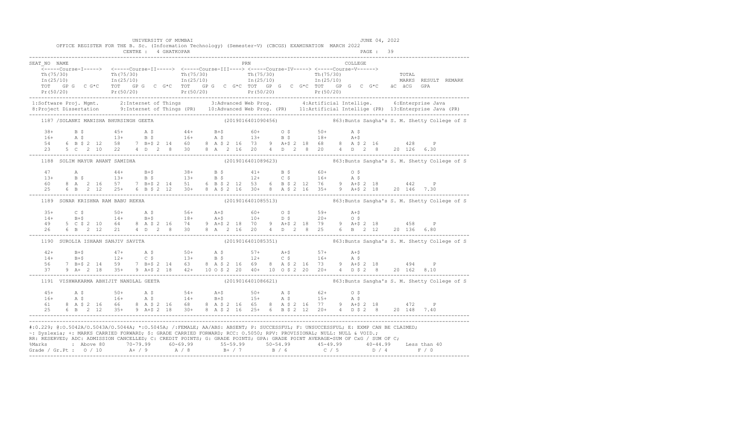UNIVERSITY OF MUMBAI

OFFICE REGISTER FOR THE B. Sc. (Information Technology) (Semester-V) (CBCGS) EXAMINATION MARCH 2022

CENTRE : 4 GHATKOPAR

JUNE 04, 2022

```
SEAT_NO  NAME                                                    PRN                                COLLEGE
    <-----Course-I-----> <-----Course-II-----> <-----Course-III----> <-----Course-IV-----> <-----Course-V------>
    Th(75/30)             Th(75/30)             Th(75/30)             Th(75/30)             Th(75/30)                TOTAL
    In(25/10)             In(25/10)             In(25/10)             In(25/10)             In(25/10)                MARKS  RESULT  REMARK
    TOT  GP G  C G*C      TOT  GP G  C G*C      TOT  GP G  C G*C      TOT  GP G  C G*C      TOT  GP G  C G*C        äC äCG  GPA
    Pr(50/20)             Pr(50/20)             Pr(50/20)             Pr(50/20)             Pr(50/20)
```

1:Software Proj. Mgmt. 2:Internet of Things 3:Advanced Web Prog. 4:Artificial Intellige. 6:Enterprise Java
8:Project Dissertation 9:Internet of Things (PR) 10:Advanced Web Prog. (PR) 11:Artificial Intellige (PR) 13:Enterprise Java (PR)

```
1187 /SOLANKI MANISHA BHURSINGH GEETA              (2019016401090456)          863:Bunts Sangha's S. M. Shetty College of S

    38+     B $        45+     A $        44+     B+$        60+     O $        50+     A $
    16+     A $        13+     B $        16+     A $        13+     B $        18+     A+$
    54    6 B $ 2 12   58    7 B+$ 2 14   60    8 A $ 2 16   73    9 A+$ 2 18   68    8 A $ 2 16        428     P
    23    5 C  2 10    22    4 D  2  8    30    8 A  2 16    20    4 D  2  8    20    4 D  2  8     20 126  6.30

1188  SOLIM MAYUR ANANT SAMIDHA                    (2019016401089623)          863:Bunts Sangha's S. M. Shetty College of S

    47      A          44+     B+$        38+     B $        41+     B $        60+     O $
    13+     B $        13+     B $        13+     B $        12+     C $        16+     A $
    60    8 A  2 16    57    7 B+$ 2 14   51    6 B $ 2 12   53    6 B $ 2 12   76    9 A+$ 2 18        442     P
    25    6 B  2 12    25+   6 B $ 2 12   30+   8 A $ 2 16   30+   8 A $ 2 16   35+   9 A+$ 2 18     20 146  7.30

1189  SONAR KRISHNA RAM BABU REKHA                 (2019016401085513)          863:Bunts Sangha's S. M. Shetty College of S

    35+     C $        50+     A $        56+     A+$        60+     O $        59+     A+$
    14+     B+$        14+     B+$        18+     A+$        10+     D $        20+     O $
    49    5 C $ 2 10   64    8 A $ 2 16   74    9 A+$ 2 18   70    9 A+$ 2 18   79    9 A+$ 2 18        458     P
    26    6 B  2 12    21    4 D  2  8    30    8 A  2 16    20    4 D  2  8    25    6 B  2 12     20 136  6.80

1190  SUROLIA ISHAAN SANJIV SAVITA                 (2019016401085351)          863:Bunts Sangha's S. M. Shetty College of S

    42+     B+$        47+     A $        50+     A $        57+     A+$        57+     A+$
    14+     B+$        12+     C $        13+     B $        12+     C $        16+     A $
    56    7 B+$ 2 14   59    7 B+$ 2 14   63    8 A $ 2 16   69    8 A $ 2 16   73    9 A+$ 2 18        494     P
    37    9 A+ 2 18    35+   9 A+$ 2 18   42+  10 O $ 2 20   40+  10 O $ 2 20   20+   4 D $ 2  8     20 162  8.10

1191  VISHWAKARMA ABHIJIT NANDLAL GEETA            (2019016401086621)          863:Bunts Sangha's S. M. Shetty College of S

    45+     A $        50+     A $        54+     A+$        50+     A $        62+     O $
    16+     A $        16+     A $        14+     B+$        15+     A $        15+     A $
    61    8 A $ 2 16   66    8 A $ 2 16   68    8 A $ 2 16   65    8 A $ 2 16   77    9 A+$ 2 18        472     P
    25    6 B  2 12    35+   9 A+$ 2 18   30+   8 A $ 2 16   25+   6 B $ 2 12   20+   4 D $ 2  8     20 148  7.40
```

#:0.229; @:O.5042A/O.5043A/O.5044A; *:O.5045A; /:FEMALE; AA/ABS: ABSENT; P: SUCCESSFUL; F: UNSUCCESSFUL; E: EXMP CAN BE CLAIMED;
~: Dyslexia; +: MARKS CARRIED FORWARD; $: GRADE CARRIED FORWARD; RCC: O.5050; RPV: PROVISIONAL; NULL: NULL & VOID.;
RR: RESERVED; ADC: ADMISSION CANCELLED; C: CREDIT POINTS; G: GRADE POINTS; GPA: GRADE POINT AVERAGE=SUM OF CxG / SUM OF C;

| %Marks | : Above 80 | 70-79.99 | 60-69.99 | 55-59.99 | 50-54.99 | 45-49.99 | 40-44.99 | Less than 40 |
|---|---|---|---|---|---|---|---|---|
| Grade / Gr.Pt : | O / 10 | A+ / 9 | A / 8 | B+ / 7 | B / 6 | C / 5 | D / 4 | F / 0 |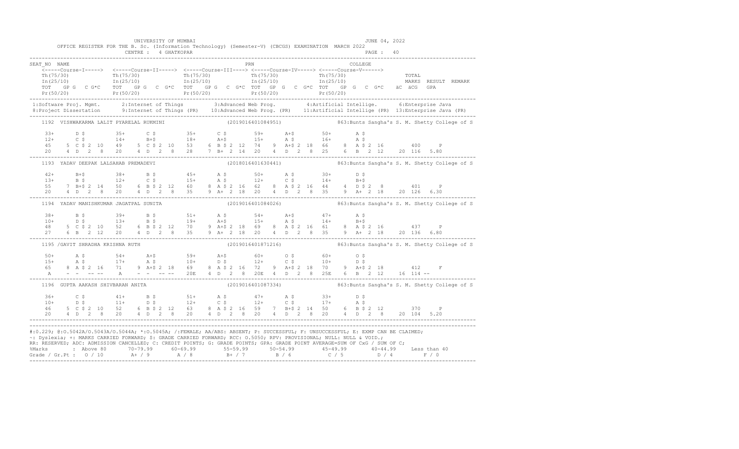UNIVERSITY OF MUMBAI — JUNE 04, 2022

OFFICE REGISTER FOR THE B. Sc. (Information Technology) (Semester-V) (CBCGS) EXAMINATION MARCH 2022

CENTRE : 4 GHATKOPAR — PAGE : 40

```
SEAT_NO  NAME                                            PRN                                    COLLEGE
    <-----Course-I-----> <-----Course-II-----> <-----Course-III----> <-----Course-IV-----> <-----Course-V------>
    Th(75/30)             Th(75/30)             Th(75/30)             Th(75/30)             Th(75/30)                 TOTAL
    In(25/10)             In(25/10)             In(25/10)             In(25/10)             In(25/10)                 MARKS  RESULT  REMARK
    TOT  GP G  C G*C      TOT  GP G  C G*C      TOT  GP G  C G*C      TOT  GP G  C G*C      TOT  GP G  C G*C     äC  äCG  GPA
    Pr(50/20)             Pr(50/20)             Pr(50/20)             Pr(50/20)             Pr(50/20)

 1:Software Proj. Mgmt.      2:Internet of Things       3:Advanced Web Prog.        4:Artificial Intellige.      6:Enterprise Java
 8:Project Dissertation      9:Internet of Things (PR)  10:Advanced Web Prog. (PR)  11:Artificial Intellige (PR)  13:Enterprise Java (PR)

    1192  VISHWAKARMA LALIT PYARELAL RUKMINI              (2019016401084951)          863:Bunts Sangha's S. M. Shetty College of S

    33+     D $        35+     C $        35+     C $        59+     A+$        50+     A $
    12+     C $        14+     B+$        18+     A+$        15+     A $        16+     A $
    45    5 C $ 2 10   49    5 C $ 2 10   53    6 B $ 2 12   74    9 A+$ 2 18   66    8 A $ 2 16          400    P
    20    4 D   2  8   20    4 D   2  8   28    7 B+  2 14   20    4 D   2  8   25    6 B   2 12     20 116  5.80

    1193  YADAV DEEPAK LALSAHAB PREMADEVI                 (2018016401630441)          863:Bunts Sangha's S. M. Shetty College of S

    42+     B+$        38+     B $        45+     A $        50+     A $        30+     D $
    13+     B $        12+     C $        15+     A $        12+     C $        14+     B+$
    55    7 B+$ 2 14   50    6 B $ 2 12   60    8 A $ 2 16   62    8 A $ 2 16   44    4 D $ 2  8          401    P
    20    4 D   2  8   20    4 D   2  8   35    9 A+  2 18   20    4 D   2  8   35    9 A+  2 18     20 126  6.30

    1194  YADAV MANISHKUMAR JAGATPAL SUNITA               (2019016401084026)          863:Bunts Sangha's S. M. Shetty College of S

    38+     B $        39+     B $        51+     A $        54+     A+$        47+     A $
    10+     D $        13+     B $        19+     A+$        15+     A $        14+     B+$
    48    5 C $ 2 10   52    6 B $ 2 12   70    9 A+$ 2 18   69    8 A $ 2 16   61    8 A $ 2 16          437    P
    27    6 B   2 12   20    4 D   2  8   35    9 A+  2 18   20    4 D   2  8   35    9 A+  2 18     20 136  6.80

    1195 /GAVIT SHRADHA KRISHNA RUTH                      (2019016401871216)          863:Bunts Sangha's S. M. Shetty College of S

    50+     A $        54+     A+$        59+     A+$        60+     O $        60+     O $
    15+     A $        17+     A $        10+     D $        12+     C $        10+     D $
    65    8 A $ 2 16   71    9 A+$ 2 18   69    8 A $ 2 16   72    9 A+$ 2 18   70    9 A+$ 2 18          412    F
    A     - -   -- --  A     - -   -- --  20E   4 D   2  8   20E   4 D   2  8   25E   6 B   2 12     16 114  --

    1196  GUPTA AAKASH SHIVBARAN ANITA                    (2019016401087334)          863:Bunts Sangha's S. M. Shetty College of S

    36+     C $        41+     B $        51+     A $        47+     A $        33+     D $
    10+     D $        11+     D $        12+     C $        12+     C $        17+     A $
    46    5 C $ 2 10   52    6 B $ 2 12   63    8 A $ 2 16   59    7 B+$ 2 14   50    6 B $ 2 12          370    P
    20    4 D   2  8   20    4 D   2  8   20    4 D   2  8   20    4 D   2  8   20    4 D   2  8     20 104  5.20
```

#:O.229; @:O.5042A/O.5043A/O.5044A; *:O.5045A; /:FEMALE; AA/ABS: ABSENT; P: SUCCESSFUL; F: UNSUCCESSFUL; E: EXMP CAN BE CLAIMED;
~: Dyslexia; +: MARKS CARRIED FORWARD; $: GRADE CARRIED FORWARD; RCC: O.5050; RPV: PROVISIONAL; NULL: NULL & VOID.;
RR: RESERVED; ADC: ADMISSION CANCELLED; C: CREDIT POINTS; G: GRADE POINTS; GPA: GRADE POINT AVERAGE=SUM OF CxG / SUM OF C;

| %Marks | Above 80 | 70-79.99 | 60-69.99 | 55-59.99 | 50-54.99 | 45-49.99 | 40-44.99 | Less than 40 |
|---|---|---|---|---|---|---|---|---|
| Grade / Gr.Pt : | O / 10 | A+ / 9 | A / 8 | B+ / 7 | B / 6 | C / 5 | D / 4 | F / 0 |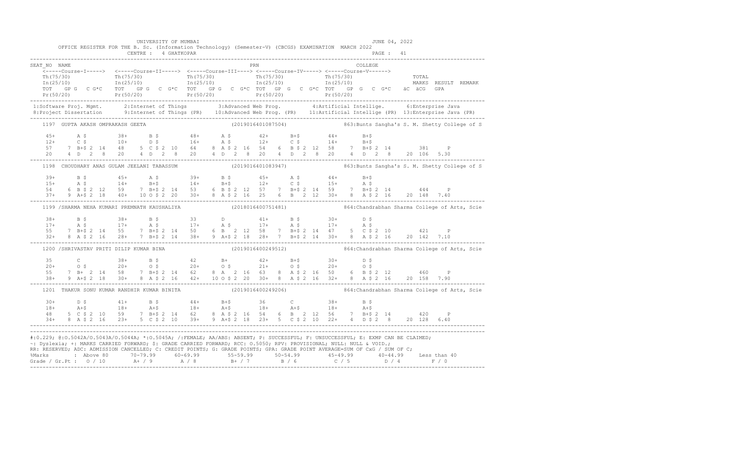UNIVERSITY OF MUMBAI — JUNE 04, 2022

OFFICE REGISTER FOR THE B. Sc. (Information Technology) (Semester-V) (CBCGS) EXAMINATION MARCH 2022

CENTRE : 4 GHATKOPAR

```
SEAT_NO  NAME                                              PRN                          COLLEGE
   <-----Course-I-----> <-----Course-II-----> <-----Course-III----> <-----Course-IV-----> <-----Course-V------>
   Th(75/30)            Th(75/30)            Th(75/30)            Th(75/30)            Th(75/30)                 TOTAL
   In(25/10)            In(25/10)            In(25/10)            In(25/10)            In(25/10)                 MARKS  RESULT  REMARK
   TOT  GP G  C G*C    TOT  GP G  C G*C    TOT  GP G  C G*C    TOT  GP G  C G*C    TOT  GP G  C G*C    äC äCG  GPA
   Pr(50/20)            Pr(50/20)            Pr(50/20)            Pr(50/20)            Pr(50/20)
--------------------------------------------------------------------------------------------------------------------------------
 1:Software Proj. Mgmt.    2:Internet of Things    3:Advanced Web Prog.    4:Artificial Intellige.    6:Enterprise Java
 8:Project Dissertation    9:Internet of Things (PR)  10:Advanced Web Prog. (PR)  11:Artificial Intellige (PR)  13:Enterprise Java (PR)
--------------------------------------------------------------------------------------------------------------------------------
   1197  GUPTA AKASH OMPRAKASH GEETA                      (2019016401087504)        863:Bunts Sangha's S. M. Shetty College of S

   45+     A $       38+     B $       48+     A $       42+     B+$       44+     B+$
   12+     C $       10+     D $       16+     A $       12+     C $       14+     B+$
   57    7 B+$ 2 14  48    5 C $ 2 10  64    8 A $ 2 16  54    6  B $ 2 12  58    7  B+$ 2 14        381     P
   20    4 D  2  8   20    4 D  2  8   20    4 D  2  8   20    4  D  2  8   20    4  D  2  8    20 106  5.30
--------------------------------------------------------------------------------------------------------------------------------
   1198  CHOUDHARY ANAS GULAM JEELANI TABASSUM            (2019016401083947)        863:Bunts Sangha's S. M. Shetty College of S

   39+     B $       45+     A $       39+     B $       45+     A $       44+     B+$
   15+     A $       14+     B+$       14+     B+$       12+     C $       15+     A $
   54    6 B $ 2 12  59    7 B+$ 2 14  53    6 B $ 2 12  57    7  B+$ 2 14  59    7  B+$ 2 14        444     P
   37+   9 A+$ 2 18  40+   10 O $ 2 20  30+   8 A $ 2 16  25    6  B  2 12  30+   8  A $ 2 16   20 148  7.40
--------------------------------------------------------------------------------------------------------------------------------
   1199 /SHARMA NEHA KUMARI PREMNATH KAUSHALIYA           (2018016400751481)        864:Chandrabhan Sharma College of Arts, Scie

   38+     B $       38+     B $       33      D         41+     B $       30+     D $
   17+     A $       17+     A $       17+     A $       17+     A $       17+     A $
   55    7 B+$ 2 14  55    7 B+$ 2 14  50    6 B  2 12   58    7  B+$ 2 14  47    5  C $ 2 10        421     P
   32+   8 A $ 2 16  28+   7 B+$ 2 14  38+   9 A+$ 2 18  28+   7  B+$ 2 14  30+   8  A $ 2 16   20 142  7.10
--------------------------------------------------------------------------------------------------------------------------------
   1200 /SHRIVASTAV PRITI DILIP KUMAR BINA                (2019016400249512)        864:Chandrabhan Sharma College of Arts, Scie

   35      C         38+     B $       42      B+        42+     B+$       30+     D $
   20+     O $       20+     O $       20+     O $       21+     O $       20+     O $
   55    7 B+  2 14  58    7 B+$ 2 14  62    8 A  2 16   63    8  A $ 2 16  50    6  B $ 2 12        460     P
   38+   9 A+$ 2 18  30+   8 A $ 2 16  42+   10 O $ 2 20  30+   8  A $ 2 16  32+   8  A $ 2 16   20 158  7.90
--------------------------------------------------------------------------------------------------------------------------------
   1201  THAKUR SONU KUMAR RANDHIR KUMAR BINITA           (2019016400249206)        864:Chandrabhan Sharma College of Arts, Scie

   30+     D $       41+     B $       44+     B+$       36      C         38+     B $
   18+     A+$       18+     A+$       18+     A+$       18+     A+$       18+     A+$
   48    5 C $ 2 10  59    7 B+$ 2 14  62    8 A $ 2 16  54    6  B  2 12  56    7  B+$ 2 14        420     P
   34+   8 A $ 2 16  23+   5 C $ 2 10  39+   9 A+$ 2 18  23+   5  C $ 2 10  22+   4  D $ 2  8   20 128  6.40
--------------------------------------------------------------------------------------------------------------------------------
```

#:O.229; @:O.5042A/O.5043A/O.5044A; *:O.5045A; /:FEMALE; AA/ABS: ABSENT; P: SUCCESSFUL; F: UNSUCCESSFUL; E: EXMP CAN BE CLAIMED;
~: Dyslexia; +: MARKS CARRIED FORWARD; $: GRADE CARRIED FORWARD; RCC: O.5050; RPV: PROVISIONAL; NULL: NULL & VOID.;
RR: RESERVED; ADC: ADMISSION CANCELLED; C: CREDIT POINTS; G: GRADE POINTS; GPA: GRADE POINT AVERAGE=SUM OF CxG / SUM OF C;

| %Marks | Above 80 | 70-79.99 | 60-69.99 | 55-59.99 | 50-54.99 | 45-49.99 | 40-44.99 | Less than 40 |
|---|---|---|---|---|---|---|---|---|
| Grade / Gr.Pt : | O / 10 | A+ / 9 | A / 8 | B+ / 7 | B / 6 | C / 5 | D / 4 | F / 0 |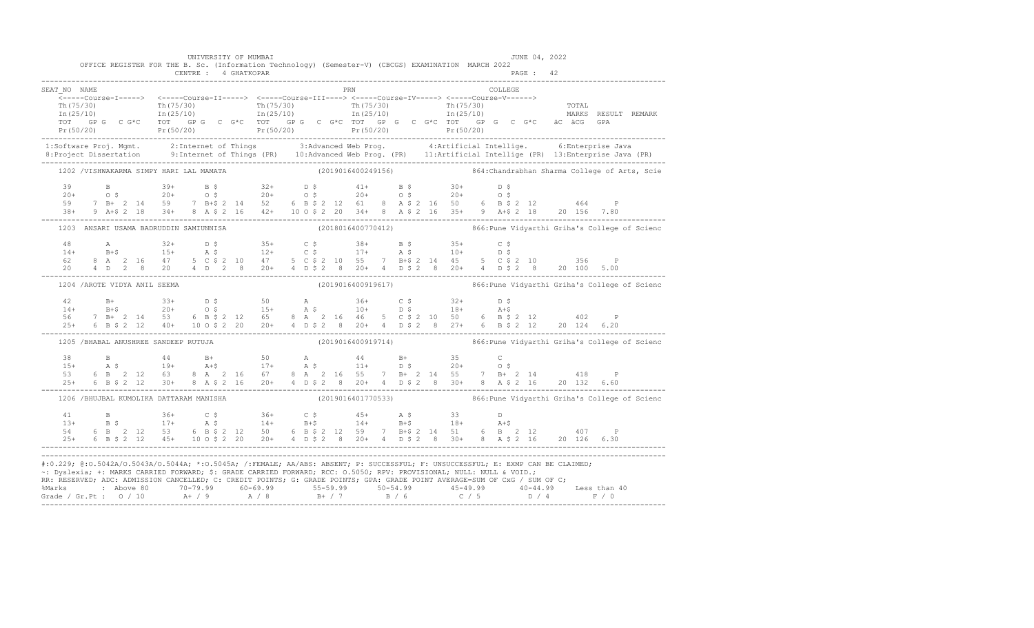UNIVERSITY OF MUMBAI — JUNE 04, 2022

OFFICE REGISTER FOR THE B. Sc. (Information Technology) (Semester-V) (CBCGS) EXAMINATION MARCH 2022

CENTRE : 4 GHATKOPAR

PAGE : 42

```
SEAT_NO  NAME                                                  PRN                                  COLLEGE
    <-----Course-I-----> <-----Course-II-----> <-----Course-III----> <-----Course-IV-----> <-----Course-V------>
    Th(75/30)            Th(75/30)            Th(75/30)            Th(75/30)            Th(75/30)                  TOTAL
    In(25/10)            In(25/10)            In(25/10)            In(25/10)            In(25/10)                  MARKS  RESULT  REMARK
    TOT  GP G  C G*C     TOT  GP G  C G*C     TOT  GP G  C G*C     TOT  GP G  C G*C     TOT  GP G  C G*C   äC äCG  GPA
    Pr(50/20)            Pr(50/20)            Pr(50/20)            Pr(50/20)            Pr(50/20)
```

1:Software Proj. Mgmt. 2:Internet of Things 3:Advanced Web Prog. 4:Artificial Intellige. 6:Enterprise Java
8:Project Dissertation 9:Internet of Things (PR) 10:Advanced Web Prog. (PR) 11:Artificial Intellige (PR) 13:Enterprise Java (PR)

```
1202 /VISHWAKARMA SIMPY HARI LAL MAMATA                    (2019016400249156)          864:Chandrabhan Sharma College of Arts, Scie

    39      B         39+     B $       32+     D $       41+     B $       30+     D $
    20+     O $       20+     O $       20+     O $       20+     O $       20+     O $
    59   7 B+ 2 14    59   7 B+$ 2 14   52   6 B $ 2 12   61   8  A $ 2 16  50   6 B $ 2 12      464    P
    38+  9 A+$ 2 18   34+  8 A $ 2 16   42+  10 O $ 2 20  34+  8  A $ 2 16  35+  9 A+$ 2 18  20 156  7.80
--------------------------------------------------------------------------------------------------------------
1203  ANSARI USAMA BADRUDDIN SAMIUNNISA                    (2018016400770412)          866:Pune Vidyarthi Griha's College of Scienc

    48      A         32+     D $       35+     C $       38+     B $       35+     C $
    14+     B+$       15+     A $       12+     C $       17+     A $       10+     D $
    62   8 A  2 16    47   5 C $ 2 10   47   5 C $ 2 10   55   7  B+$ 2 14  45   5 C $ 2 10      356    P
    20   4 D  2  8    20   4 D  2  8    20+  4 D $ 2  8   20+  4  D $ 2  8  20+  4 D $ 2  8  20 100  5.00
--------------------------------------------------------------------------------------------------------------
1204 /AROTE VIDYA ANIL SEEMA                               (2019016400919617)          866:Pune Vidyarthi Griha's College of Scienc

    42      B+        33+     D $       50      A         36+     C $       32+     D $
    14+     B+$       20+     O $       15+     A $       10+     D $       18+     A+$
    56   7 B+ 2 14    53   6 B $ 2 12   65   8 A  2 16    46   5  C $ 2 10  50   6 B $ 2 12      402    P
    25+  6 B $ 2 12   40+  10 O $ 2 20  20+  4 D $ 2  8   20+  4  D $ 2  8  27+  6 B $ 2 12  20 124  6.20
--------------------------------------------------------------------------------------------------------------
1205 /BHABAL ANUSHREE SANDEEP RUTUJA                       (2019016400919714)          866:Pune Vidyarthi Griha's College of Scienc

    38      B         44      B+        50      A         44      B+        35      C
    15+     A $       19+     A+$       17+     A $       11+     D $       20+     O $
    53   6 B  2 12    63   8 A  2 16    67   8 A  2 16    55   7  B+ 2 14   55   7 B+ 2 14       418    P
    25+  6 B $ 2 12   30+  8 A $ 2 16   20+  4 D $ 2  8   20+  4  D $ 2  8  30+  8 A $ 2 16  20 132  6.60
--------------------------------------------------------------------------------------------------------------
1206 /BHUJBAL KUMOLIKA DATTARAM MANISHA                    (2019016401770533)          866:Pune Vidyarthi Griha's College of Scienc

    41      B         36+     C $       36+     C $       45+     A $       33      D
    13+     B $       17+     A $       14+     B+$       14+     B+$       18+     A+$
    54   6 B  2 12    53   6 B $ 2 12   50   6 B $ 2 12   59   7  B+$ 2 14  51   6 B  2 12      407    P
    25+  6 B $ 2 12   45+  10 O $ 2 20  20+  4 D $ 2  8   20+  4  D $ 2  8  30+  8 A $ 2 16  20 126  6.30
--------------------------------------------------------------------------------------------------------------
```

#:O.229; @:O.5042A/O.5043A/O.5044A; *:O.5045A; /:FEMALE; AA/ABS: ABSENT; P: SUCCESSFUL; F: UNSUCCESSFUL; E: EXMP CAN BE CLAIMED;
~: Dyslexia; +: MARKS CARRIED FORWARD; $: GRADE CARRIED FORWARD; RCC: O.5050; RPV: PROVISIONAL; NULL: NULL & VOID.;
RR: RESERVED; ADC: ADMISSION CANCELLED; C: CREDIT POINTS; G: GRADE POINTS; GPA: GRADE POINT AVERAGE=SUM OF CxG / SUM OF C;

| %Marks | : Above 80 | 70-79.99 | 60-69.99 | 55-59.99 | 50-54.99 | 45-49.99 | 40-44.99 | Less than 40 |
|---|---|---|---|---|---|---|---|---|
| Grade / Gr.Pt : | O / 10 | A+ / 9 | A / 8 | B+ / 7 | B / 6 | C / 5 | D / 4 | F / 0 |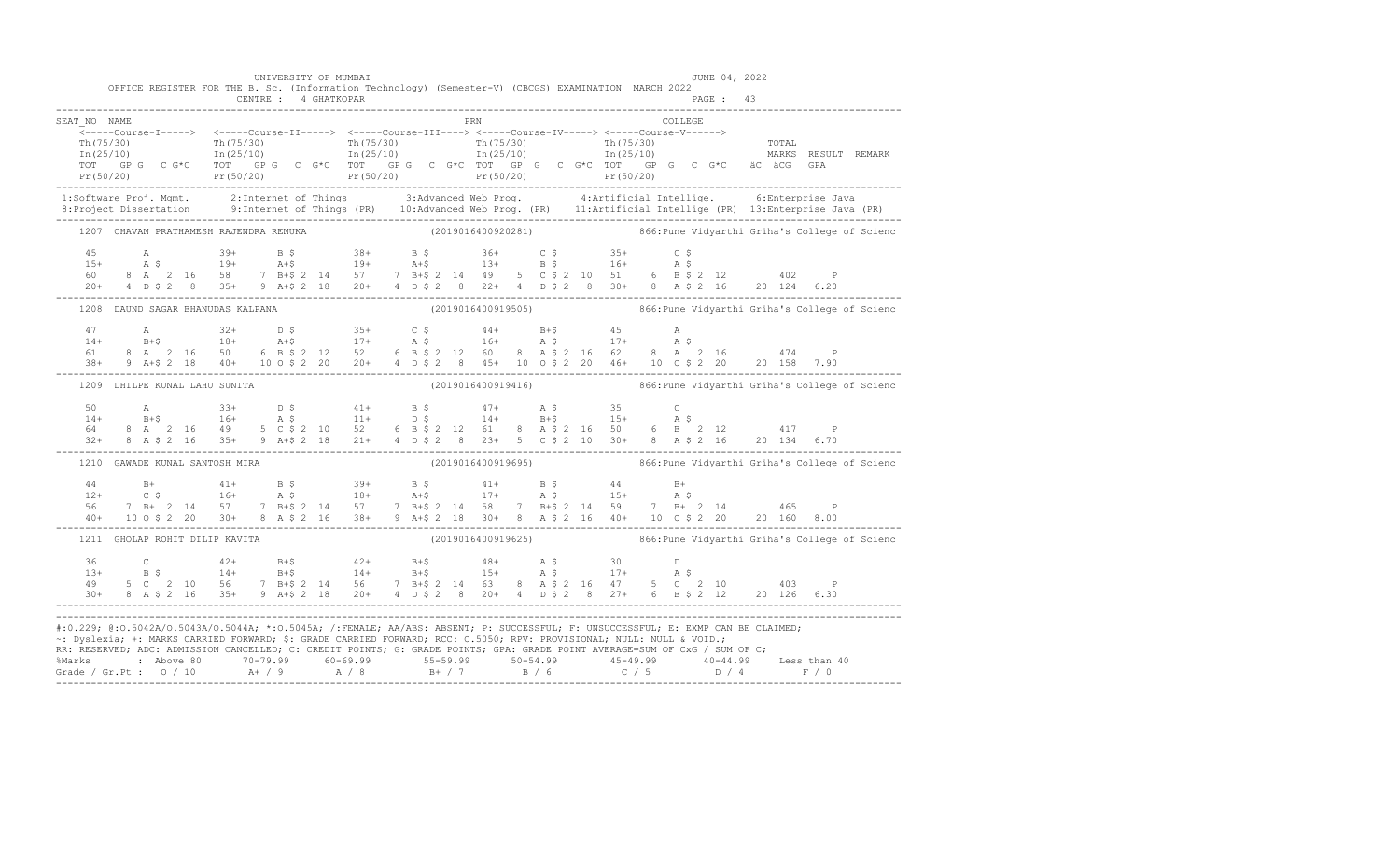UNIVERSITY OF MUMBAI — JUNE 04, 2022

OFFICE REGISTER FOR THE B. Sc. (Information Technology) (Semester-V) (CBCGS) EXAMINATION MARCH 2022

CENTRE : 4 GHATKOPAR — PAGE : 43

```
SEAT_NO  NAME                                              PRN                          COLLEGE
   <-----Course-I-----> <-----Course-II-----> <-----Course-III----> <-----Course-IV-----> <-----Course-V------>
   Th(75/30)           Th(75/30)            Th(75/30)            Th(75/30)            Th(75/30)                TOTAL
   In(25/10)           In(25/10)            In(25/10)            In(25/10)            In(25/10)                MARKS  RESULT  REMARK
   TOT  GP G  C G*C    TOT  GP G  C G*C     TOT  GP G  C G*C     TOT  GP G  C G*C     TOT  GP G  C G*C   äC äCG  GPA
   Pr(50/20)           Pr(50/20)            Pr(50/20)            Pr(50/20)            Pr(50/20)

1:Software Proj. Mgmt.     2:Internet of Things        3:Advanced Web Prog.        4:Artificial Intellige.     6:Enterprise Java
8:Project Dissertation     9:Internet of Things (PR)   10:Advanced Web Prog. (PR)  11:Artificial Intellige (PR)  13:Enterprise Java (PR)
--------------------------------------------------------------------------------------------------------------------------------------
   1207  CHAVAN PRATHAMESH RAJENDRA RENUKA                 (2019016400920281)          866:Pune Vidyarthi Griha's College of Scienc

   45       A          39+      B $         38+      B $         36+      C $         35+      C $
   15+      A $        19+      A+$         19+      A+$         13+      B $         16+      A $
   60    8  A  2 16    58    7  B+$ 2 14    57    7  B+$ 2 14    49    5  C $ 2 10    51    6  B $ 2 12        402     P
   20+   4  D $ 2  8   35+   9  A+$ 2 18    20+   4  D $ 2  8    22+   4  D $ 2  8    30+   8  A $ 2 16    20 124  6.20
--------------------------------------------------------------------------------------------------------------------------------------
   1208  DAUND SAGAR BHANUDAS KALPANA                      (2019016400919505)          866:Pune Vidyarthi Griha's College of Scienc

   47       A          32+      D $         35+      C $         44+      B+$         45       A
   14+      B+$        18+      A+$         17+      A $         16+      A $         17+      A $
   61    8  A  2 16    50    6  B $ 2 12    52    6  B $ 2 12    60    8  A $ 2 16    62    8  A  2 16         474     P
   38+   9  A+$ 2 18   40+   10 O $ 2 20    20+   4  D $ 2  8    45+   10 O $ 2 20    46+   10 O $ 2 20    20 158  7.90
--------------------------------------------------------------------------------------------------------------------------------------
   1209  DHILPE KUNAL LAHU SUNITA                          (2019016400919416)          866:Pune Vidyarthi Griha's College of Scienc

   50       A          33+      D $         41+      B $         47+      A $         35       C
   14+      B+$        16+      A $         11+      D $         14+      B+$         15+      A $
   64    8  A  2 16    49    5  C $ 2 10    52    6  B $ 2 12    61    8  A $ 2 16    50    6  B  2 12         417     P
   32+   8  A $ 2 16   35+   9  A+$ 2 18    21+   4  D $ 2  8    23+   5  C $ 2 10    30+   8  A $ 2 16    20 134  6.70
--------------------------------------------------------------------------------------------------------------------------------------
   1210  GAWADE KUNAL SANTOSH MIRA                         (2019016400916695)          866:Pune Vidyarthi Griha's College of Scienc

   44       B+         41+      B $         39+      B $         41+      B $         44       B+
   12+      C $        16+      A $         18+      A+$         17+      A $         15+      A $
   56    7  B+ 2 14    57    7  B+$ 2 14    57    7  B+$ 2 14    58    7  B+$ 2 14    59    7  B+ 2 14         465     P
   40+   10 O $ 2 20   30+   8  A $ 2 16    38+   9  A+$ 2 18    30+   8  A $ 2 16    40+   10 O $ 2 20    20 160  8.00
--------------------------------------------------------------------------------------------------------------------------------------
   1211  GHOLAP ROHIT DILIP KAVITA                         (2019016400919625)          866:Pune Vidyarthi Griha's College of Scienc

   36       C          42+      B+$         42+      B+$         48+      A $         30       D
   13+      B $        14+      B+$         14+      B+$         15+      A $         17+      A $
   49    5  C  2 10    56    7  B+$ 2 14    56    7  B+$ 2 14    63    8  A $ 2 16    47    5  C  2 10         403     P
   30+   8  A $ 2 16   35+   9  A+$ 2 18    20+   4  D $ 2  8    20+   4  D $ 2  8    27+   6  B $ 2 12    20 126  6.30
--------------------------------------------------------------------------------------------------------------------------------------
```

#:O.229; @:O.5042A/O.5043A/O.5044A; *:O.5045A; /:FEMALE; AA/ABS: ABSENT; P: SUCCESSFUL; F: UNSUCCESSFUL; E: EXMP CAN BE CLAIMED;
~: Dyslexia; +: MARKS CARRIED FORWARD; $: GRADE CARRIED FORWARD; RCC: O.5050; RPV: PROVISIONAL; NULL: NULL & VOID.;
RR: RESERVED; ADC: ADMISSION CANCELLED; C: CREDIT POINTS; G: GRADE POINTS; GPA: GRADE POINT AVERAGE=SUM OF CxG / SUM OF C;

| %Marks | Above 80 | 70-79.99 | 60-69.99 | 55-59.99 | 50-54.99 | 45-49.99 | 40-44.99 | Less than 40 |
|---|---|---|---|---|---|---|---|---|
| Grade / Gr.Pt | O / 10 | A+ / 9 | A / 8 | B+ / 7 | B / 6 | C / 5 | D / 4 | F / 0 |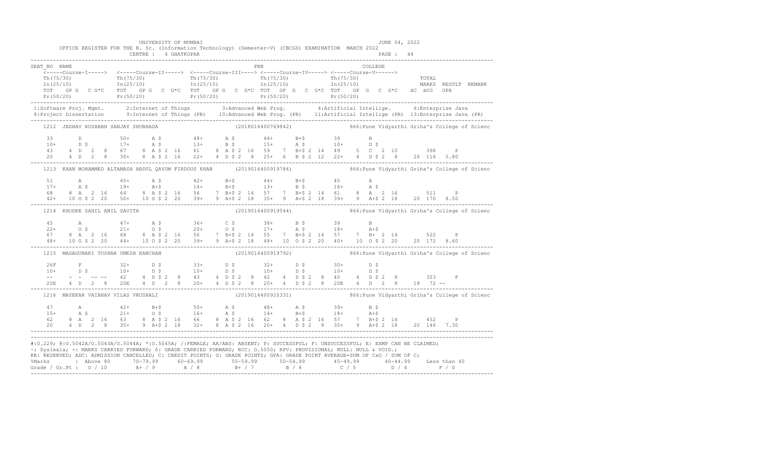UNIVERSITY OF MUMBAI — JUNE 04, 2022

OFFICE REGISTER FOR THE B. Sc. (Information Technology) (Semester-V) (CBCGS) EXAMINATION MARCH 2022

CENTRE : 4 GHATKOPAR — PAGE : 44

```
SEAT_NO  NAME                                              PRN                         COLLEGE
    <-----Course-I-----> <-----Course-II-----> <-----Course-III----> <-----Course-IV-----> <-----Course-V------>
    Th(75/30)            Th(75/30)             Th(75/30)             Th(75/30)             Th(75/30)                TOTAL
    In(25/10)            In(25/10)             In(25/10)             In(25/10)             In(25/10)                MARKS  RESULT  REMARK
    TOT  GP G  C G*C     TOT  GP G  C  G*C     TOT  GP G  C  G*C     TOT  GP G  C  G*C     TOT  GP G  C  G*C   äC äCG  GPA
    Pr(50/20)            Pr(50/20)             Pr(50/20)             Pr(50/20)             Pr(50/20)
```

1:Software Proj. Mgmt. 2:Internet of Things 3:Advanced Web Prog. 4:Artificial Intellige. 6:Enterprise Java
8:Project Dissertation 9:Internet of Things (PR) 10:Advanced Web Prog. (PR) 11:Artificial Intellige. (PR) 13:Enterprise Java (PR)

```
1212  JADHAV RUSHABH SANJAY SHUBHADA                       (2018016400769842)          866:Pune Vidyarthi Griha's College of Scienc

    33        D            50+      A $          48+      A $          44+      B+$          39        B
    10+       D $          17+      A $          13+      B $          15+      A $          10+       D $
    43    4  D  2  8       67    8  A $ 2  16    61    8  A $ 2  16    59    7  B+$ 2  14    49    5  C  2  10         398     P
    20    4  D  2  8       30+   8  A $ 2  16    22+   4  D $ 2  8     25+   6  B $ 2  12    22+   4  D $ 2  8     20  116  5.80

1213  KHAN MOHAMMED ALTAMASH ABDUL QAYUM FIRDOUS KHAN      (2019016400919784)          866:Pune Vidyarthi Griha's College of Scienc

    51        A            45+      A $          42+      B+$          44+      B+$          45        A
    17+       A $          19+      A+$          14+      B+$          13+      B $          16+       A $
    68    8  A  2  16      64    8  A $ 2  16    56    7  B+$ 2  14    57    7  B+$ 2  14    61    8  A  2  16         511     P
    42+   10 O $ 2  20     50+   10 O $ 2  20    39+   9  A+$ 2  18    35+   9  A+$ 2  18    39+   9  A+$ 2  18    20  170  8.50

1214  KHODKE SAHIL ANIL SAVITA                             (2019016400919544)          866:Pune Vidyarthi Griha's College of Scienc

    45        A            47+      A $          36+      C $          38+      B $          39        B
    22+       O $          21+      O $          20+      O $          17+      A $          18+       A+$
    67    8  A  2  16      68    8  A $ 2  16    56    7  B+$ 2  14    55    7  B+$ 2  14    57    7  B+  2  14         522     P
    48+   10 O $ 2  20     44+   10 O $ 2  20    39+   9  A+$ 2  18    48+   10 O $ 2  20    40+   10 O $ 2  20    20  172  8.60

1215  MADAGUNAKI TUSHAR UMESH KANCHAN                      (2019016400919792)          866:Pune Vidyarthi Griha's College of Scienc

    26F       F            32+      D $          33+      D $          32+      D $          30+       D $
    10+       D $          10+      D $          10+      D $          10+      D $          10+       D $
    --    -  -  --  --     42    4  D $ 2  8     43    4  D $ 2  8     42    4  D $ 2  8     40    4  D $ 2  8          303     F
    20E   4  D  2  8       20E   4  D  2  8      20+   4  D $ 2  8     20+   4  D $ 2  8     20E   4  D  2  8      18   72  --

1216  MAYEKAR VAIBHAV VILAS VRUSHALI                       (2019016400920331)          866:Pune Vidyarthi Griha's College of Scienc

    47        A            42+      B+$          50+      A $          48+      A $          39+       B $
    15+       A $          21+      O $          16+      A $          14+      B+$          18+       A+$
    62    8  A  2  16      63    8  A $ 2  16    66    8  A $ 2  16    62    8  A $ 2  16    57    7  B+$ 2  14         452     P
    20    4  D  2  8       35+   9  A+$ 2  18    32+   8  A $ 2  16    20+   4  D $ 2  8     35+   9  A+$ 2  18    20  146  7.30
```

#:0.229; @:O.5042A/O.5043A/O.5044A; *:O.5045A; /:FEMALE; AA/ABS: ABSENT; P: SUCCESSFUL; F: UNSUCCESSFUL; E: EXMP CAN BE CLAIMED;
~: Dyslexia; +: MARKS CARRIED FORWARD; $: GRADE CARRIED FORWARD; RCC: O.5050; RPV: PROVISIONAL; NULL: NULL & VOID.;
RR: RESERVED; ADC: ADMISSION CANCELLED; C: CREDIT POINTS; G: GRADE POINTS; GPA: GRADE POINT AVERAGE=SUM OF CxG / SUM OF C;

| %Marks | Above 80 | 70-79.99 | 60-69.99 | 55-59.99 | 50-54.99 | 45-49.99 | 40-44.99 | Less than 40 |
|---|---|---|---|---|---|---|---|---|
| Grade / Gr.Pt : | O / 10 | A+ / 9 | A / 8 | B+ / 7 | B / 6 | C / 5 | D / 4 | F / 0 |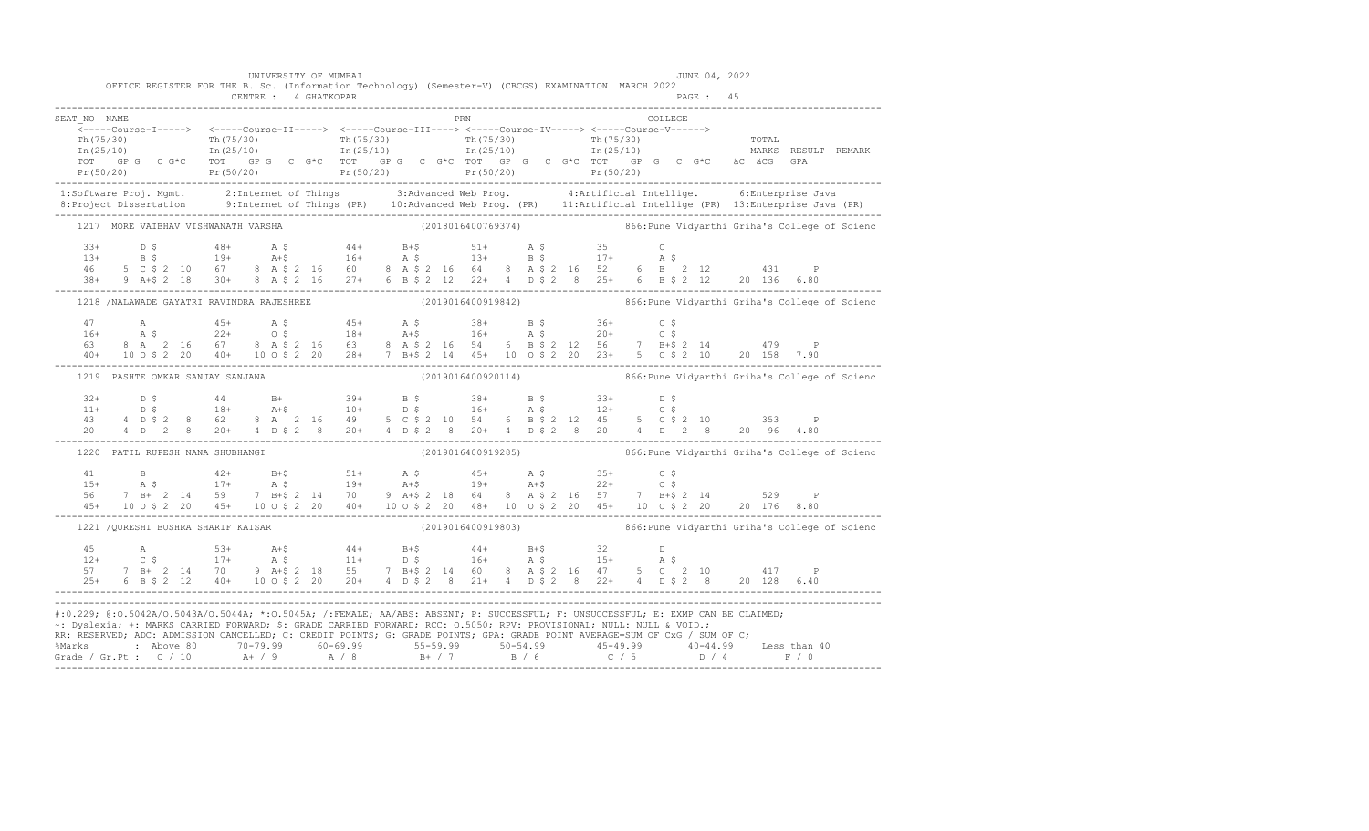UNIVERSITY OF MUMBAI

JUNE 04, 2022

OFFICE REGISTER FOR THE B. Sc. (Information Technology) (Semester-V) (CBCGS) EXAMINATION MARCH 2022

CENTRE : 4 GHATKOPAR

PAGE : 45

```
SEAT_NO  NAME                                                          PRN                              COLLEGE
    <-----Course-I-----> <-----Course-II-----> <-----Course-III----> <-----Course-IV-----> <-----Course-V------>
    Th(75/30)             Th(75/30)             Th(75/30)             Th(75/30)             Th(75/30)                TOTAL
    In(25/10)             In(25/10)             In(25/10)             In(25/10)             In(25/10)                MARKS  RESULT  REMARK
    TOT  GP G  C G*C   TOT  GP G  C G*C   TOT  GP G  C G*C  TOT  GP G  C G*C  TOT  GP G  C G*C   äC äCG  GPA
    Pr(50/20)             Pr(50/20)             Pr(50/20)             Pr(50/20)             Pr(50/20)
```

1:Software Proj. Mgmt. 2:Internet of Things 3:Advanced Web Prog. 4:Artificial Intellige. 6:Enterprise Java
8:Project Dissertation 9:Internet of Things (PR) 10:Advanced Web Prog. (PR) 11:Artificial Intellige (PR) 13:Enterprise Java (PR)

```
1217  MORE VAIBHAV VISHWANATH VARSHA                    (2018016400769374)         866:Pune Vidyarthi Griha's College of Scienc

   33+      D $        48+      A $        44+      B+$        51+      A $        35       C
   13+      B $        19+      A+$        16+      A $        13+      B $        17+      A $
   46    5  C $ 2 10   67    8  A $ 2 16   60    8  A $ 2 16   64    8  A $ 2 16   52    6  B   2 12        431     P
   38+   9  A+$ 2 18   30+   8  A $ 2 16   27+   6  B $ 2 12   22+   4  D $ 2  8   25+   6  B $ 2 12     20 136  6.80

1218 /NALAWADE GAYATRI RAVINDRA RAJESHREE                (2019016400919842)         866:Pune Vidyarthi Griha's College of Scienc

   47       A          45+      A $        45+      A $        38+      B $        36+      C $
   16+      A $        22+      O $        18+      A+$        16+      A $        20+      O $
   63    8  A   2 16   67    8  A $ 2 16   63    8  A $ 2 16   54    6  B $ 2 12   56    7  B+$ 2 14        479     P
   40+  10  O $ 2 20   40+  10  O $ 2 20   28+   7  B+$ 2 14   45+  10  O $ 2 20   23+   5  C $ 2 10     20 158  7.90

1219  PASHTE OMKAR SANJAY SANJANA                        (2019016400920114)         866:Pune Vidyarthi Griha's College of Scienc

   32+      D $        44       B+         39+      B $        38+      B $        33+      D $
   11+      D $        18+      A+$        10+      D $        16+      A $        12+      C $
   43    4  D $ 2  8   62    8  A   2 16   49    5  C $ 2 10   54    6  B $ 2 12   45    5  C $ 2 10        353     P
   20    4  D   2  8   20+   4  D $ 2  8   20+   4  D $ 2  8   20+   4  D $ 2  8   20    4  D   2  8     20  96  4.80

1220  PATIL RUPESH NANA SHUBHANGI                        (2019016400919285)         866:Pune Vidyarthi Griha's College of Scienc

   41       B          42+      B+$        51+      A $        45+      A $        35+      C $
   15+      A $        17+      A $        19+      A+$        19+      A+$        22+      O $
   56    7  B+  2 14   59    7  B+$ 2 14   70    9  A+$ 2 18   64    8  A $ 2 16   57    7  B+$ 2 14        529     P
   45+  10  O $ 2 20   45+  10  O $ 2 20   40+  10  O $ 2 20   48+  10  O $ 2 20   45+  10  O $ 2 20     20 176  8.80

1221 /QURESHI BUSHRA SHARIF KAISAR                       (2019016400919803)         866:Pune Vidyarthi Griha's College of Scienc

   45       A          53+      A+$        44+      B+$        44+      B+$        32       D
   12+      C $        17+      A $        11+      D $        16+      A $        15+      A $
   57    7  B+  2 14   70    9  A+$ 2 18   55    7  B+$ 2 14   60    8  A $ 2 16   47    5  C   2 10        417     P
   25+   6  B $ 2 12   40+  10  O $ 2 20   20+   4  D $ 2  8   21+   4  D $ 2  8   22+   4  D $ 2  8     20 128  6.40
```

#:0.229; @:O.5042A/O.5043A/O.5044A; *:O.5045A; /:FEMALE; AA/ABS: ABSENT; P: SUCCESSFUL; F: UNSUCCESSFUL; E: EXMP CAN BE CLAIMED;
~: Dyslexia; +: MARKS CARRIED FORWARD; $: GRADE CARRIED FORWARD; RCC: O.5050; RPV: PROVISIONAL; NULL: NULL & VOID.;
RR: RESERVED; ADC: ADMISSION CANCELLED; C: CREDIT POINTS; G: GRADE POINTS; GPA: GRADE POINT AVERAGE=SUM OF CxG / SUM OF C;

| %Marks | : Above 80 | 70-79.99 | 60-69.99 | 55-59.99 | 50-54.99 | 45-49.99 | 40-44.99 | Less than 40 |
|---|---|---|---|---|---|---|---|---|
| Grade / Gr.Pt : | O / 10 | A+ / 9 | A / 8 | B+ / 7 | B / 6 | C / 5 | D / 4 | F / 0 |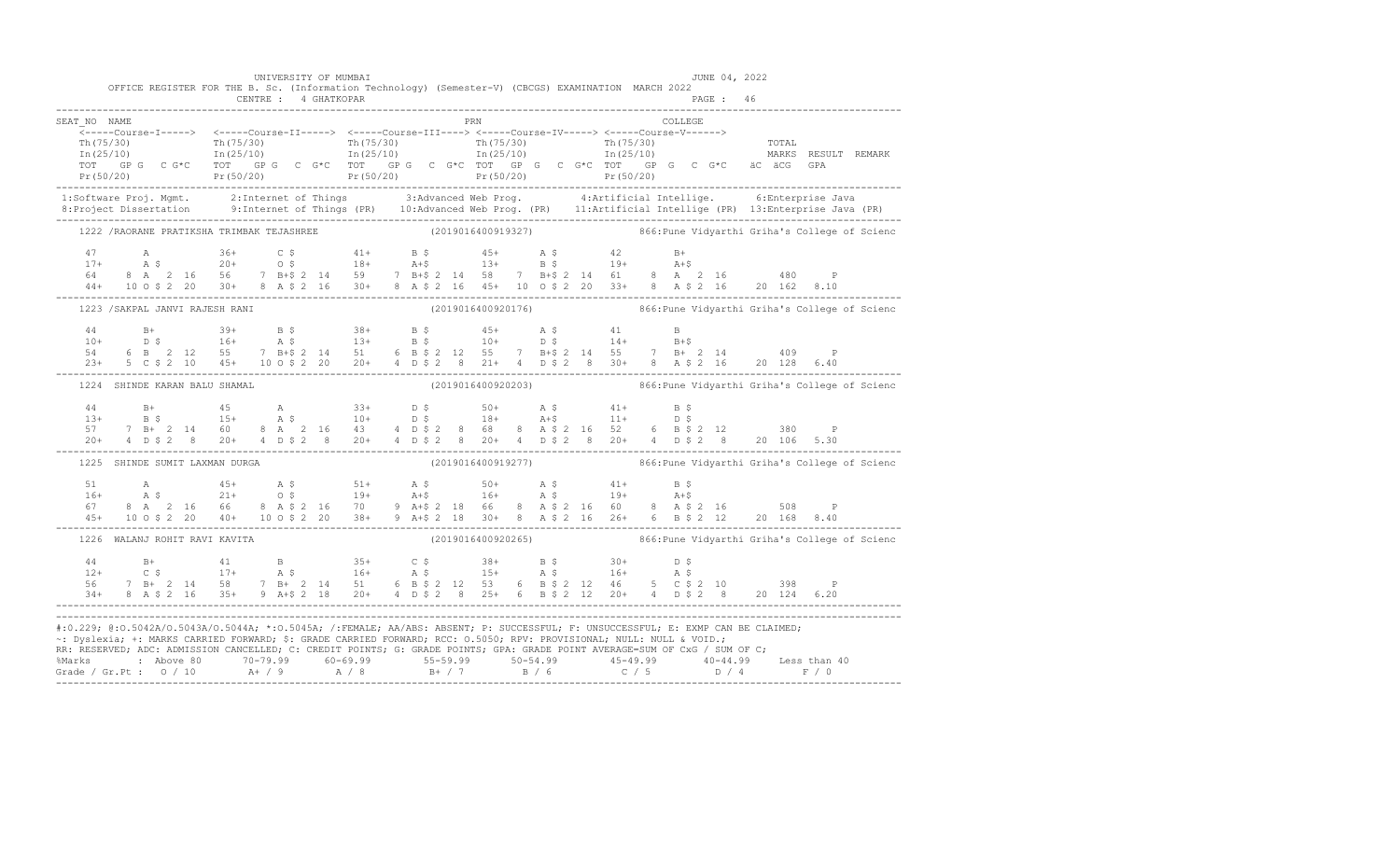UNIVERSITY OF MUMBAI — JUNE 04, 2022

OFFICE REGISTER FOR THE B. Sc. (Information Technology) (Semester-V) (CBCGS) EXAMINATION MARCH 2022

CENTRE : 4 GHATKOPAR — PAGE : 46

```
SEAT_NO  NAME                                                   PRN                                   COLLEGE
    <-----Course-I-----> <-----Course-II-----> <-----Course-III----> <-----Course-IV-----> <-----Course-V------>
    Th(75/30)            Th(75/30)             Th(75/30)             Th(75/30)             Th(75/30)                    TOTAL
    In(25/10)            In(25/10)             In(25/10)             In(25/10)             In(25/10)                    MARKS  RESULT  REMARK
    TOT  GP G  C G*C     TOT  GP G  C G*C      TOT  GP G  C G*C      TOT  GP G  C G*C      TOT  GP G  C G*C   äC äCG  GPA
    Pr(50/20)            Pr(50/20)             Pr(50/20)             Pr(50/20)             Pr(50/20)
```

1:Software Proj. Mgmt. 2:Internet of Things 3:Advanced Web Prog. 4:Artificial Intellige. 6:Enterprise Java
8:Project Dissertation 9:Internet of Things (PR) 10:Advanced Web Prog. (PR) 11:Artificial Intellige (PR) 13:Enterprise Java (PR)

```
1222 /RAORANE PRATIKSHA TRIMBAK TEJASHREE              (2019016400919327)        866:Pune Vidyarthi Griha's College of Scienc

    47       A           36+      C $         41+      B $         45+      A $         42        B+
    17+      A $         20+      O $         18+      A+$         13+      B $         19+       A+$
    64   8 A  2 16       56    7 B+$ 2 14     59    7 B+$ 2 14     58    7 B+$ 2 14     61    8 A  2 16          480    P
    44+  10 O $ 2 20     30+   8 A $ 2 16     30+   8 A $ 2 16     45+  10 O $ 2 20     33+   8 A $ 2 16    20 162  8.10

1223 /SAKPAL JANVI RAJESH RANI                          (2019016400920176)        866:Pune Vidyarthi Griha's College of Scienc

    44       B+          39+      B $         38+      B $         45+      A $         41        B
    10+      D $         16+      A $         13+      B $         10+      D $         14+       B+$
    54   6 B  2 12       55    7 B+$ 2 14     51    6 B $ 2 12     55    7 B+$ 2 14     55    7 B+ 2 14          409    P
    23+  5 C $ 2 10      45+  10 O $ 2 20     20+   4 D $ 2  8     21+   4 D $ 2  8     30+   8 A $ 2 16    20 128  6.40

1224  SHINDE KARAN BALU SHAMAL                          (2019016400920203)        866:Pune Vidyarthi Griha's College of Scienc

    44       B+          45       A           33+      D $         50+      A $         41+       B $
    13+      B $         15+      A $         10+      D $         18+      A+$         11+       D $
    57   7 B+ 2 14       60    8 A  2 16      43    4 D $ 2  8     68    8 A $ 2 16     52    6 B $ 2 12          380    P
    20+  4 D $ 2  8      20+   4 D $ 2  8     20+   4 D $ 2  8     20+   4 D $ 2  8     20+   4 D $ 2  8    20 106  5.30

1225  SHINDE SUMIT LAXMAN DURGA                         (2019016400919277)        866:Pune Vidyarthi Griha's College of Scienc

    51       A           45+      A $         51+      A $         50+      A $         41+       B $
    16+      A $         21+      O $         19+      A+$         16+      A $         19+       A+$
    67   8 A  2 16       66    8 A $ 2 16     70    9 A+$ 2 18     66    8 A $ 2 16     60    8 A $ 2 16          508    P
    45+  10 O $ 2 20     40+  10 O $ 2 20     38+   9 A+$ 2 18     30+   8 A $ 2 16     26+   6 B $ 2 12    20 168  8.40

1226  WALANJ ROHIT RAVI KAVITA                          (2019016400920265)        866:Pune Vidyarthi Griha's College of Scienc

    44       B+          41       B           35+      C $         38+      B $         30+       D $
    12+      C $         17+      A $         16+      A $         15+      A $         16+       A $
    56   7 B+ 2 14       58    7 B+ 2 14      51    6 B $ 2 12     53    6 B $ 2 12     46    5 C $ 2 10          398    P
    34+  8 A $ 2 16      35+   9 A+$ 2 18     20+   4 D $ 2  8     25+   6 B $ 2 12     20+   4 D $ 2  8    20 124  6.20
```

#:O.229; @:O.5042A/O.5043A/O.5044A; *:O.5045A; /:FEMALE; AA/ABS: ABSENT; P: SUCCESSFUL; F: UNSUCCESSFUL; E: EXMP CAN BE CLAIMED;
~: Dyslexia; +: MARKS CARRIED FORWARD; $: GRADE CARRIED FORWARD; RCC: O.5050; RPV: PROVISIONAL; NULL: NULL & VOID.;
RR: RESERVED; ADC: ADMISSION CANCELLED; C: CREDIT POINTS; G: GRADE POINTS; GPA: GRADE POINT AVERAGE=SUM OF CxG / SUM OF C;

| %Marks | : Above 80 | 70-79.99 | 60-69.99 | 55-59.99 | 50-54.99 | 45-49.99 | 40-44.99 | Less than 40 |
|---|---|---|---|---|---|---|---|---|
| Grade / Gr.Pt : | O / 10 | A+ / 9 | A / 8 | B+ / 7 | B / 6 | C / 5 | D / 4 | F / 0 |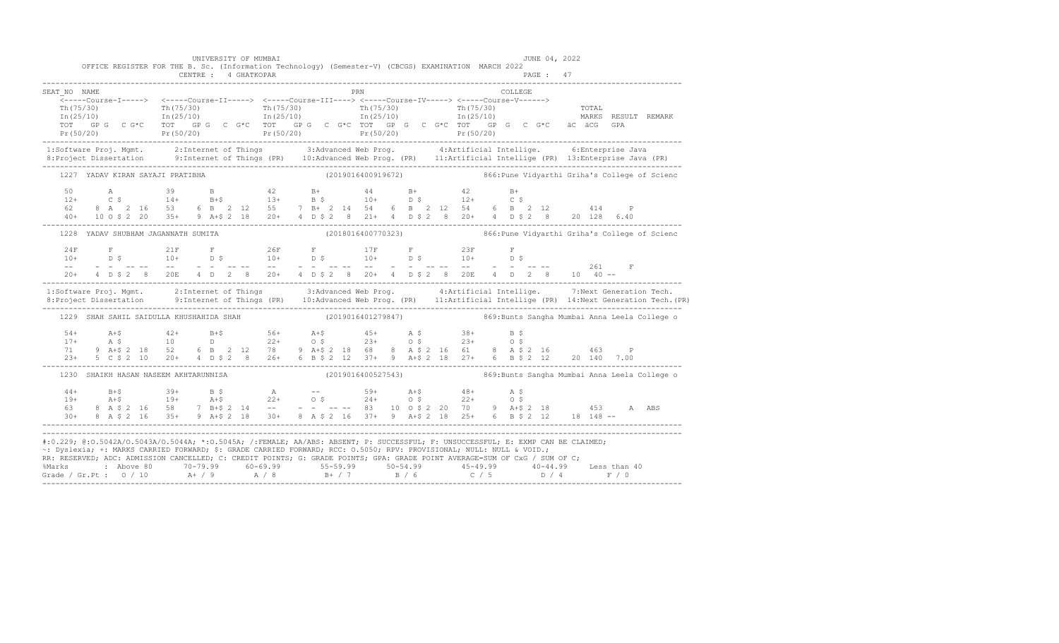UNIVERSITY OF MUMBAI — JUNE 04, 2022

OFFICE REGISTER FOR THE B. Sc. (Information Technology) (Semester-V) (CBCGS) EXAMINATION MARCH 2022

CENTRE : 4 GHATKOPAR

```
SEAT_NO  NAME                                                 PRN                                   COLLEGE
    <-----Course-I-----> <-----Course-II-----> <-----Course-III----> <-----Course-IV-----> <-----Course-V------>
    Th(75/30)            Th(75/30)             Th(75/30)             Th(75/30)             Th(75/30)                  TOTAL
    In(25/10)            In(25/10)             In(25/10)             In(25/10)             In(25/10)                  MARKS  RESULT  REMARK
    TOT  GP G  C G*C     TOT  GP G  C G*C      TOT  GP G  C G*C      TOT  GP G  C G*C      TOT  GP G  C G*C   äC äCG  GPA
    Pr(50/20)            Pr(50/20)             Pr(50/20)             Pr(50/20)             Pr(50/20)
------------------------------------------------------------------------------------------------------------------------------
 1:Software Proj. Mgmt.    2:Internet of Things      3:Advanced Web Prog.       4:Artificial Intellige.     6:Enterprise Java
 8:Project Dissertation    9:Internet of Things (PR)  10:Advanced Web Prog. (PR)  11:Artificial Intellige (PR)  13:Enterprise Java (PR)
------------------------------------------------------------------------------------------------------------------------------
  1227  YADAV KIRAN SAYAJI PRATIBHA                     (2019016400919672)          866:Pune Vidyarthi Griha's College of Scienc

    50       A          39       B           42       B+          44       B+          42       B+
    12+      C $        14+      B+$         13+      B $         10+      D $         12+      C $
    62    8  A  2 16    53    6  B  2 12     55    7  B+ 2 14     54    6  B  2 12     54    6  B  2 12       414     P
    40+  10  O $ 2 20   35+   9  A+$ 2 18    20+   4  D $ 2  8    21+   4  D $ 2  8    20+   4  D $ 2  8    20 128  6.40
------------------------------------------------------------------------------------------------------------------------------
  1228  YADAV SHUBHAM JAGANNATH SUMITA                  (2018016400770323)          866:Pune Vidyarthi Griha's College of Scienc

    24F      F          21F      F           26F      F           17F      F           23F      F
    10+      D $        10+      D $         10+      D $         10+      D $         10+      D $
    --    -  -  -- --   --    -  -  -- --    --    -  -  -- --    --    -  -  -- --    --    -  -  -- --       261     F
    20+   4  D $ 2  8   20E   4  D  2  8     20+   4  D $ 2  8    20+   4  D $ 2  8    20E   4  D  2  8     10  40 --
------------------------------------------------------------------------------------------------------------------------------
 1:Software Proj. Mgmt.    2:Internet of Things      3:Advanced Web Prog.       4:Artificial Intellige.     7:Next Generation Tech.
 8:Project Dissertation    9:Internet of Things (PR)  10:Advanced Web Prog. (PR)  11:Artificial Intellige (PR)  14:Next Generation Tech.(PR)
------------------------------------------------------------------------------------------------------------------------------
  1229  SHAH SAHIL SAIDULLA KHUSHAHIDA SHAH             (2019016401279847)          869:Bunts Sangha Mumbai Anna Leela College o

    54+      A+$        42+      B+$         56+      A+$         45+      A $         38+      B $
    17+      A $        10       D           22+      O $         23+      O $         23+      O $
    71    9  A+$ 2 18   52    6  B  2 12     78    9  A+$ 2 18    68    8  A $ 2 16    61    8  A $ 2 16       463     P
    23+   5  C $ 2 10   20+   4  D $ 2  8    26+   6  B $ 2 12    37+   9  A+$ 2 18    27+   6  B $ 2 12    20 140  7.00
------------------------------------------------------------------------------------------------------------------------------
  1230  SHAIKH HASAN NASEEM AKHTARUNNISA                (2019016400527543)          869:Bunts Sangha Mumbai Anna Leela College o

    44+      B+$        39+      B $         A        --          59+      A+$         48+      A $
    19+      A+$        19+      A+$         22+      O $         24+      O $         22+      O $
    63    8  A $ 2 16   58    7  B+$ 2 14    --    -  -  -- --    83   10  O $ 2 20    70    9  A+$ 2 18       453     A  ABS
    30+   8  A $ 2 16   35+   9  A+$ 2 18    30+   8  A $ 2 16    37+   9  A+$ 2 18    25+   6  B $ 2 12    18 148 --
------------------------------------------------------------------------------------------------------------------------------
```

#:0.229; @:O.5042A/O.5043A/O.5044A; *:O.5045A; /:FEMALE; AA/ABS: ABSENT; P: SUCCESSFUL; F: UNSUCCESSFUL; E: EXMP CAN BE CLAIMED;
~: Dyslexia; +: MARKS CARRIED FORWARD; $: GRADE CARRIED FORWARD; RCC: O.5050; RPV: PROVISIONAL; NULL: NULL & VOID.;
RR: RESERVED; ADC: ADMISSION CANCELLED; C: CREDIT POINTS; G: GRADE POINTS; GPA: GRADE POINT AVERAGE=SUM OF CxG / SUM OF C;

| %Marks | Above 80 | 70-79.99 | 60-69.99 | 55-59.99 | 50-54.99 | 45-49.99 | 40-44.99 | Less than 40 |
|---|---|---|---|---|---|---|---|---|
| Grade / Gr.Pt : | O / 10 | A+ / 9 | A / 8 | B+ / 7 | B / 6 | C / 5 | D / 4 | F / 0 |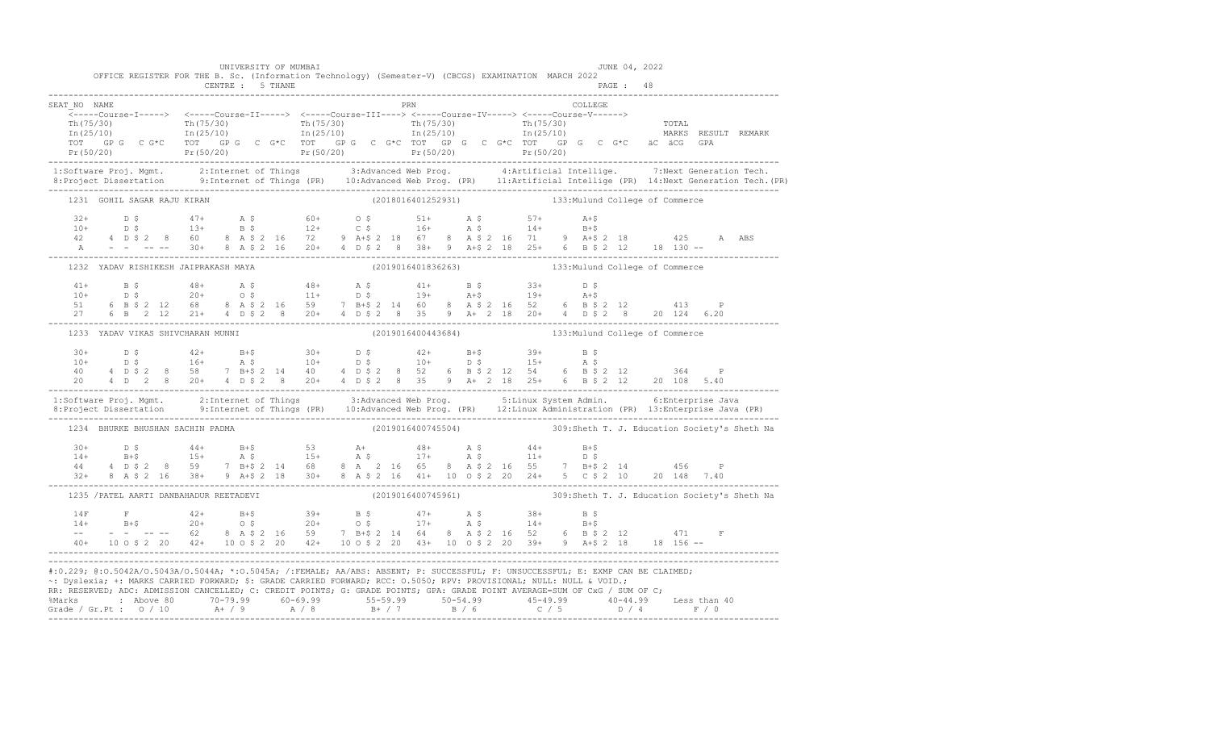UNIVERSITY OF MUMBAI — JUNE 04, 2022

OFFICE REGISTER FOR THE B. Sc. (Information Technology) (Semester-V) (CBCGS) EXAMINATION MARCH 2022

CENTRE : 5 THANE

```
SEAT_NO  NAME                                                 PRN                          COLLEGE
    <-----Course-I-----> <-----Course-II-----> <-----Course-III----> <-----Course-IV-----> <-----Course-V------>
    Th(75/30)            Th(75/30)             Th(75/30)             Th(75/30)             Th(75/30)                 TOTAL
    In(25/10)            In(25/10)             In(25/10)             In(25/10)             In(25/10)                 MARKS  RESULT  REMARK
    TOT  GP G  C G*C     TOT  GP G  C G*C      TOT  GP G  C G*C      TOT  GP G  C G*C      TOT  GP G  C G*C   äC äCG  GPA
    Pr(50/20)            Pr(50/20)             Pr(50/20)             Pr(50/20)             Pr(50/20)
```

1:Software Proj. Mgmt. 2:Internet of Things 3:Advanced Web Prog. 4:Artificial Intellige. 7:Next Generation Tech.
8:Project Dissertation 9:Internet of Things (PR) 10:Advanced Web Prog. (PR) 11:Artificial Intellige (PR) 14:Next Generation Tech.(PR)

```
1231  GOHIL SAGAR RAJU KIRAN                              (2018016401252931)           133:Mulund College of Commerce

    32+      D $        47+      A $        60+      O $        51+      A $        57+      A+$
    10+      D $        13+      B $        12+      C $        16+      A $        14+      B+$
    42    4 D $ 2  8    60    8 A $ 2 16    72    9 A+$ 2 18    67    8 A $ 2 16    71    9 A+$ 2 18        425     A  ABS
    A     -  -  -- --   30+   8 A $ 2 16    20+   4 D $ 2  8    38+   9 A+$ 2 18    25+   6 B $ 2 12    18 130 --

1232  YADAV RISHIKESH JAIPRAKASH MAYA                     (2019016401836263)           133:Mulund College of Commerce

    41+      B $        48+      A $        48+      A $        41+      B $        33+      D $
    10+      D $        20+      O $        11+      D $        19+      A+$        19+      A+$
    51    6 B $ 2 12    68    8 A $ 2 16    59    7 B+$ 2 14    60    8 A $ 2 16    52    6 B $ 2 12        413     P
    27    6 B  2 12     21+   4 D $ 2  8    20+   4 D $ 2  8    38+   9 A+$ 2 18    20+   4 D $ 2  8    20 124  6.20

1233  YADAV VIKAS SHIVCHARAN MUNNI                        (2019016400443684)           133:Mulund College of Commerce

    30+      D $        42+      B+$        30+      D $        42+      B+$        39+      B $
    10+      D $        16+      A $        10+      D $        10+      D $        15+      A $
    40    4 D $ 2  8    58    7 B+$ 2 14    40    4 D $ 2  8    52    6 B $ 2 12    54    6 B $ 2 12        364     P
    20    4 D  2  8     20+   4 D $ 2  8    20+   4 D $ 2  8    35    9 A+ 2 18     25+   6 B $ 2 12    20 108  5.40
```

1:Software Proj. Mgmt. 2:Internet of Things 3:Advanced Web Prog. 5:Linux System Admin. 6:Enterprise Java
8:Project Dissertation 9:Internet of Things (PR) 10:Advanced Web Prog. (PR) 12:Linux Administration (PR) 13:Enterprise Java (PR)

```
1234  BHURKE BHUSHAN SACHIN PADMA                         (2019016400745504)           309:Sheth T. J. Education Society's Sheth Na

    30+      D $        44+      B+$        53       A+         48+      A $        44+      B+$
    14+      B+$        15+      A $        15+      A $        17+      A $        11+      D $
    44    4 D $ 2  8    59    7 B+$ 2 14    68    8 A  2 16     65    8 A $ 2 16    55    7 B+$ 2 14        456     P
    32+   8 A $ 2 16    38+   9 A+$ 2 18    30+   8 A $ 2 16    41+  10 O $ 2 20    24+   5 C $ 2 10    20 148  7.40

1235 /PATEL AARTI DANBAHADUR REETADEVI                    (2019016400745961)           309:Sheth T. J. Education Society's Sheth Na

    14F      F          42+      B+$        39+      B $        47+      A $        38+      B $
    14+      B+$        20+      O $        20+      O $        17+      A $        14+      B+$
    --    -  -  -- --   62    8 A $ 2 16    59    7 B+$ 2 14    64    8 A $ 2 16    52    6 B $ 2 12        471     F
    40+  10 O $ 2 20    42+  10 O $ 2 20    42+  10 O $ 2 20    43+  10 O $ 2 20    39+   9 A+$ 2 18    18 156 --
```

#:0.229; @:O.5042A/O.5043A/O.5044A; *:O.5045A; /:FEMALE; AA/ABS: ABSENT; P: SUCCESSFUL; F: UNSUCCESSFUL; E: EXMP CAN BE CLAIMED;
~: Dyslexia; +: MARKS CARRIED FORWARD; $: GRADE CARRIED FORWARD; RCC: O.5050; RPV: PROVISIONAL; NULL: NULL & VOID.;
RR: RESERVED; ADC: ADMISSION CANCELLED; C: CREDIT POINTS; G: GRADE POINTS; GPA: GRADE POINT AVERAGE=SUM OF CxG / SUM OF C;

| %Marks | Above 80 | 70-79.99 | 60-69.99 | 55-59.99 | 50-54.99 | 45-49.99 | 40-44.99 | Less than 40 |
|---|---|---|---|---|---|---|---|---|
| Grade / Gr.Pt : | O / 10 | A+ / 9 | A / 8 | B+ / 7 | B / 6 | C / 5 | D / 4 | F / 0 |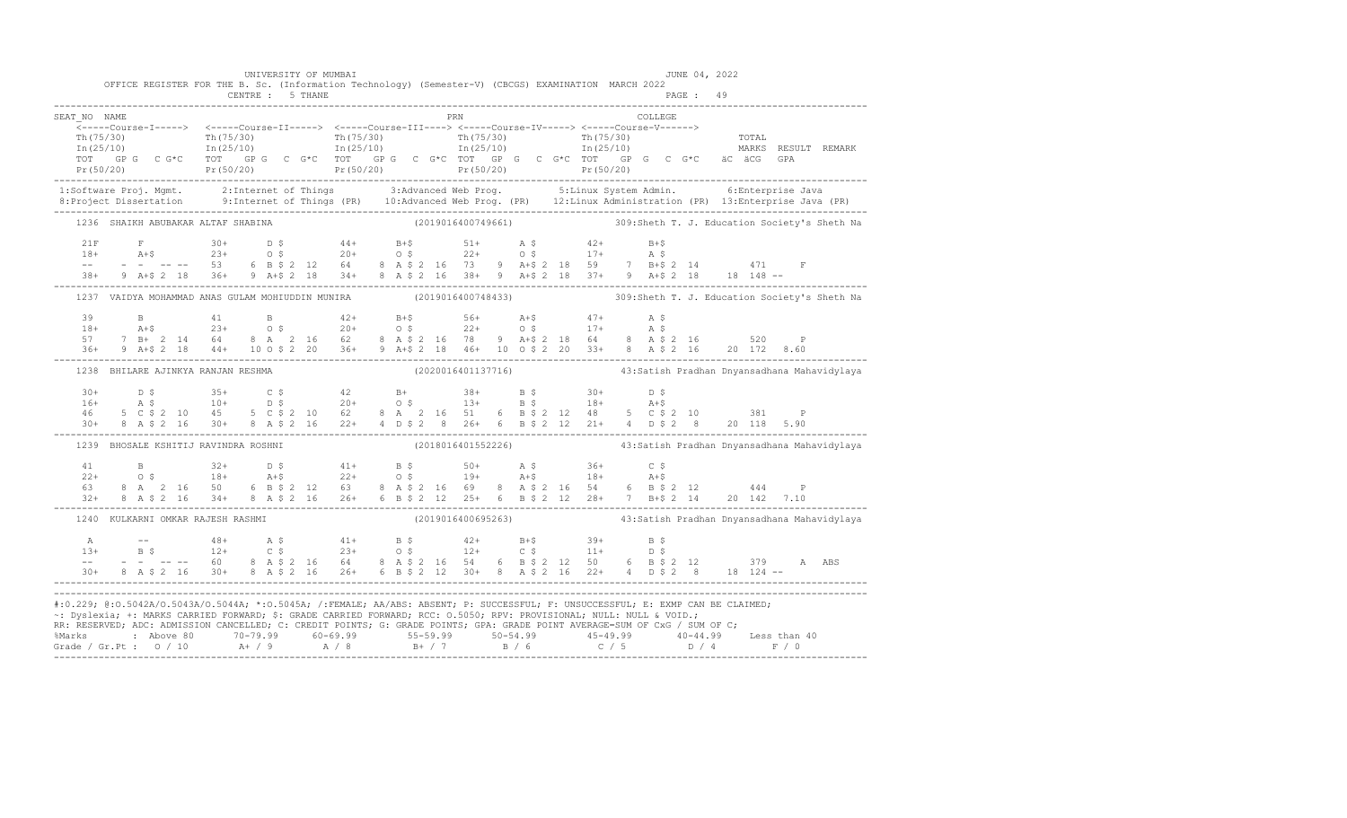UNIVERSITY OF MUMBAI — JUNE 04, 2022

OFFICE REGISTER FOR THE B. Sc. (Information Technology) (Semester-V) (CBCGS) EXAMINATION MARCH 2022

CENTRE : 5 THANE

```
SEAT_NO  NAME                                                        PRN                                  COLLEGE
    <-----Course-I-----> <-----Course-II-----> <-----Course-III----> <-----Course-IV-----> <-----Course-V------>
    Th(75/30)            Th(75/30)            Th(75/30)             Th(75/30)             Th(75/30)                TOTAL
    In(25/10)            In(25/10)            In(25/10)             In(25/10)             In(25/10)                MARKS  RESULT  REMARK
    TOT  GP G  C G*C     TOT  GP G  C G*C     TOT  GP G  C G*C      TOT  GP G  C G*C      TOT  GP G  C G*C   äC  äCG  GPA
    Pr(50/20)            Pr(50/20)            Pr(50/20)             Pr(50/20)             Pr(50/20)
```

1:Software Proj. Mgmt. 2:Internet of Things 3:Advanced Web Prog. 5:Linux System Admin. 6:Enterprise Java
8:Project Dissertation 9:Internet of Things (PR) 10:Advanced Web Prog. (PR) 12:Linux Administration (PR) 13:Enterprise Java (PR)

```
1236  SHAIKH ABUBAKAR ALTAF SHABINA                  (2019016400749661)          309:Sheth T. J. Education Society's Sheth Na

    21F      F          30+     D $          44+     B+$          51+     A $          42+     B+$
    18+      A+$        23+     O $          20+     O $          22+     O $          17+     A $
    --       -  -  -- --  53    6  B $ 2 12   64     8  A $ 2 16  73     9  A+$ 2 18  59     7  B+$ 2 14        471     F
    38+      9  A+$ 2 18  36+   9  A+$ 2 18   34+    8  A $ 2 16  38+    9  A+$ 2 18  37+    9  A+$ 2 18   18 148 --

1237  VAIDYA MOHAMMAD ANAS GULAM MOHIUDDIN MUNIRA    (2019016400748433)          309:Sheth T. J. Education Society's Sheth Na

    39       B          41      B            42+     B+$          56+     A+$          47+     A $
    18+      A+$        23+     O $          20+     O $          22+     O $          17+     A $
    57       7  B+ 2 14   64    8  A  2 16    62     8  A $ 2 16  78     9  A+$ 2 18  64     8  A $ 2 16        520     P
    36+      9  A+$ 2 18  44+  10  O $ 2 20   36+    9  A+$ 2 18  46+   10  O $ 2 20  33+    8  A $ 2 16   20 172 8.60

1238  BHILARE AJINKYA RANJAN RESHMA                  (2020016401137716)          43:Satish Pradhan Dnyansadhana Mahavidyalaya

    30+      D $        35+     C $          42      B+           38+     B $          30+     D $
    16+      A $        10+     D $          20+     O $          13+     B $          18+     A+$
    46       5  C $ 2 10  45    5  C $ 2 10   62     8  A  2 16   51     6  B $ 2 12  48     5  C $ 2 10        381     P
    30+      8  A $ 2 16  30+   8  A $ 2 16   22+    4  D $ 2  8  26+    6  B $ 2 12  21+    4  D $ 2  8   20 118 5.90

1239  BHOSALE KSHITIJ RAVINDRA ROSHNI                (2018016401552226)          43:Satish Pradhan Dnyansadhana Mahavidyalaya

    41       B          32+     D $          41+     B $          50+     A $          36+     C $
    22+      O $        18+     A+$          22+     O $          19+     A+$          18+     A+$
    63       8  A  2 16   50    6  B $ 2 12   63     8  A $ 2 16  69     8  A $ 2 16  54     6  B $ 2 12        444     P
    32+      8  A $ 2 16  34+   8  A $ 2 16   26+    6  B $ 2 12  25+    6  B $ 2 12  28+    7  B+$ 2 14   20 142 7.10

1240  KULKARNI OMKAR RAJESH RASHMI                   (2019016400695263)          43:Satish Pradhan Dnyansadhana Mahavidyalaya

    A        --         48+     A $          41+     B $          42+     B+$          39+     B $
    13+      B $        12+     C $          23+     O $          12+     C $          11+     D $
    --       -  -  -- --  60    8  A $ 2 16   64     8  A $ 2 16  54     6  B $ 2 12  50     6  B $ 2 12        379     A  ABS
    30+      8  A $ 2 16  30+   8  A $ 2 16   26+    6  B $ 2 12  30+    8  A $ 2 16  22+    4  D $ 2  8   18 124 --
```

#:O.229; @:O.5042A/O.5043A/O.5044A; *:O.5045A; /:FEMALE; AA/ABS: ABSENT; P: SUCCESSFUL; F: UNSUCCESSFUL; E: EXMP CAN BE CLAIMED;
~: Dyslexia; +: MARKS CARRIED FORWARD; $: GRADE CARRIED FORWARD; RCC: O.5050; RPV: PROVISIONAL; NULL: NULL & VOID.;
RR: RESERVED; ADC: ADMISSION CANCELLED; C: CREDIT POINTS; G: GRADE POINTS; GPA: GRADE POINT AVERAGE=SUM OF CxG / SUM OF C;

| %Marks | : Above 80 | 70-79.99 | 60-69.99 | 55-59.99 | 50-54.99 | 45-49.99 | 40-44.99 | Less than 40 |
|---|---|---|---|---|---|---|---|---|
| Grade / Gr.Pt : | O / 10 | A+ / 9 | A / 8 | B+ / 7 | B / 6 | C / 5 | D / 4 | F / 0 |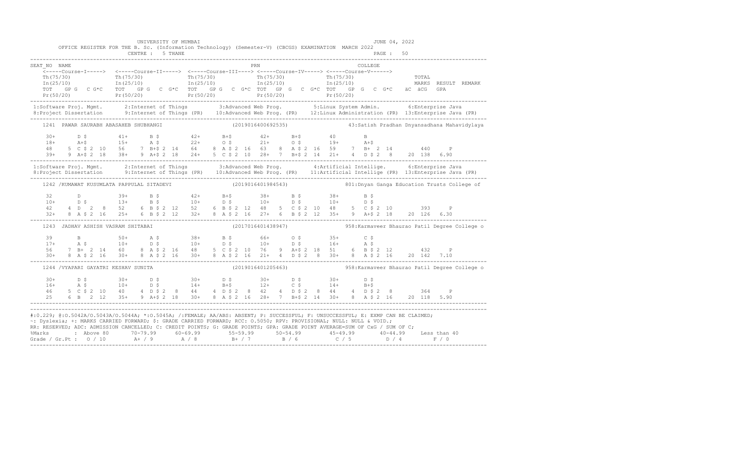UNIVERSITY OF MUMBAI

OFFICE REGISTER FOR THE B. Sc. (Information Technology) (Semester-V) (CBCGS) EXAMINATION MARCH 2022

CENTRE : 5 THANE

JUNE 04, 2022

```
SEAT_NO NAME                                                          PRN                            COLLEGE
    <-----Course-I-----> <-----Course-II-----> <-----Course-III----> <-----Course-IV-----> <-----Course-V------>
    Th(75/30)            Th(75/30)             Th(75/30)             Th(75/30)             Th(75/30)                  TOTAL
    In(25/10)            In(25/10)             In(25/10)             In(25/10)             In(25/10)                  MARKS  RESULT  REMARK
    TOT  GP G  C G*C     TOT  GP G  C G*C      TOT  GP G  C G*C      TOT  GP G  C G*C      TOT  GP G  C G*C     äC äCG  GPA
    Pr(50/20)            Pr(50/20)             Pr(50/20)             Pr(50/20)             Pr(50/20)
-------------------------------------------------------------------------------------------------------------------------------------
 1:Software Proj. Mgmt.     2:Internet of Things        3:Advanced Web Prog.        5:Linux System Admin.       6:Enterprise Java
 8:Project Dissertation     9:Internet of Things (PR)   10:Advanced Web Prog. (PR)  12:Linux Administration (PR) 13:Enterprise Java (PR)
-------------------------------------------------------------------------------------------------------------------------------------
    1241  PAWAR SAURABH ABASAHEB SHUBHANGI                  (2019016400692535)               43:Satish Pradhan Dnyansadhana Mahavidylaya

    30+      D $        41+      B $        42+      B+$        42+      B+$        40       B
    18+      A+$        15+      A $        22+      O $        21+      O $        19+      A+$
    48    5 C $ 2 10    56    7 B+$ 2 14    64    8 A $ 2 16    63    8 A $ 2 16    59    7 B+ 2 14       440     P
    39+   9 A+$ 2 18    38+   9 A+$ 2 18    24+   5 C $ 2 10    28+   7 B+$ 2 14    21+   4 D $ 2  8    20 138  6.90
-------------------------------------------------------------------------------------------------------------------------------------
 1:Software Proj. Mgmt.     2:Internet of Things        3:Advanced Web Prog.        4:Artificial Intellige.     6:Enterprise Java
 8:Project Dissertation     9:Internet of Things (PR)   10:Advanced Web Prog. (PR)  11:Artificial Intellige (PR) 13:Enterprise Java (PR)
-------------------------------------------------------------------------------------------------------------------------------------
    1242 /KUMAWAT KUSUMLATA PAPPULAL SITADEVI               (2019016401984543)               801:Dnyan Ganga Education Trusts College of

    32       D          39+      B $        42+      B+$        38+      B $        38+      B $
    10+      D $        13+      B $        10+      D $        10+      D $        10+      D $
    42    4 D  2  8     52    6 B $ 2 12    52    6 B $ 2 12    48    5 C $ 2 10    48    5 C $ 2 10       393     P
    32+   8 A $ 2 16    25+   6 B $ 2 12    32+   8 A $ 2 16    27+   6 B $ 2 12    35+   9 A+$ 2 18    20 126  6.30
-------------------------------------------------------------------------------------------------------------------------------------
    1243  JADHAV ASHISH VASRAM SHITABAI                     (2017016401438947)               958:Karmaveer Bhaurao Patil Degree College o

    39       B          50+      A $        38+      B $        66+      O $        35+      C $
    17+      A $        10+      D $        10+      D $        10+      D $        16+      A $
    56    7 B+ 2 14     60    8 A $ 2 16    48    5 C $ 2 10    76    9 A+$ 2 18    51    6 B $ 2 12       432     P
    30+   8 A $ 2 16    30+   8 A $ 2 16    30+   8 A $ 2 16    21+   4 D $ 2  8    30+   8 A $ 2 16    20 142  7.10
-------------------------------------------------------------------------------------------------------------------------------------
    1244 /VYAPARI GAYATRI KESHAV SUNITA                     (2019016401205463)               958:Karmaveer Bhaurao Patil Degree College o

    30+      D $        30+      D $        30+      D $        30+      D $        30+      D $
    16+      A $        10+      D $        14+      B+$        12+      C $        14+      B+$
    46    5 C $ 2 10    40    4 D $ 2  8    44    4 D $ 2  8    42    4 D $ 2  8    44    4 D $ 2  8       364     P
    25    6 B  2 12     35+   9 A+$ 2 18    30+   8 A $ 2 16    28+   7 B+$ 2 14    30+   8 A $ 2 16    20 118  5.90
-------------------------------------------------------------------------------------------------------------------------------------
```

#:O.229; @:O.5042A/O.5043A/O.5044A; *:O.5045A; /:FEMALE; AA/ABS: ABSENT; P: SUCCESSFUL; F: UNSUCCESSFUL; E: EXMP CAN BE CLAIMED;
~: Dyslexia; +: MARKS CARRIED FORWARD; $: GRADE CARRIED FORWARD; RCC: O.5050; RPV: PROVISIONAL; NULL: NULL & VOID.;
RR: RESERVED; ADC: ADMISSION CANCELLED; C: CREDIT POINTS; G: GRADE POINTS; GPA: GRADE POINT AVERAGE=SUM OF CxG / SUM OF C;

| %Marks | Above 80 | 70-79.99 | 60-69.99 | 55-59.99 | 50-54.99 | 45-49.99 | 40-44.99 | Less than 40 |
|---|---|---|---|---|---|---|---|---|
| Grade / Gr.Pt : | O / 10 | A+ / 9 | A / 8 | B+ / 7 | B / 6 | C / 5 | D / 4 | F / 0 |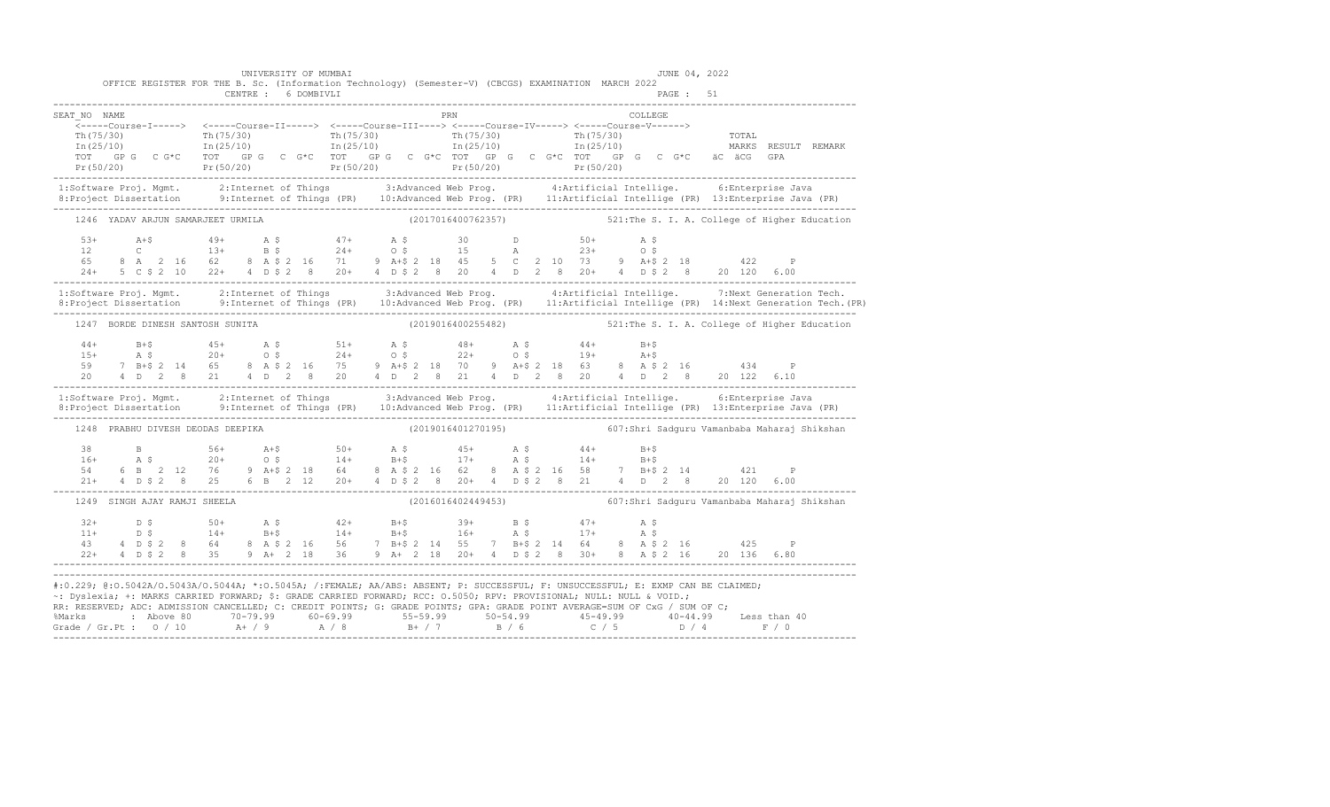UNIVERSITY OF MUMBAI — JUNE 04, 2022

OFFICE REGISTER FOR THE B. Sc. (Information Technology) (Semester-V) (CBCGS) EXAMINATION MARCH 2022

CENTRE : 6 DOMBIVLI — PAGE : 51

```
SEAT_NO  NAME                                                          PRN                               COLLEGE
    <-----Course-I-----> <-----Course-II-----> <-----Course-III----> <-----Course-IV-----> <-----Course-V------>
    Th(75/30)            Th(75/30)            Th(75/30)            Th(75/30)            Th(75/30)                    TOTAL
    In(25/10)            In(25/10)            In(25/10)            In(25/10)            In(25/10)                    MARKS  RESULT  REMARK
    TOT  GP G  C G*C   TOT  GP G  C G*C   TOT  GP G  C G*C   TOT  GP G  C G*C   TOT  GP G  C G*C   äC äCG  GPA
    Pr(50/20)            Pr(50/20)            Pr(50/20)            Pr(50/20)            Pr(50/20)
```

1:Software Proj. Mgmt. 2:Internet of Things 3:Advanced Web Prog. 4:Artificial Intellige. 6:Enterprise Java
8:Project Dissertation 9:Internet of Things (PR) 10:Advanced Web Prog. (PR) 11:Artificial Intellige (PR) 13:Enterprise Java (PR)

```
1246  YADAV ARJUN SAMARJEET URMILA                    (2017016400762357)          521:The S. I. A. College of Higher Education

   53+      A+$         49+      A $         47+      A $         30       D          50+      A $
   12       C           13+      B $         24+      O $         15       A          23+      O $
   65    8  A   2 16    62    8  A $ 2 16    71    9  A+$ 2 18    45    5  C   2 10   73    9  A+$ 2 18       422     P
   24+   5  C $ 2 10    22+   4  D $ 2  8    20+   4  D $ 2  8    20    4  D   2  8   20+   4  D $ 2  8    20 120  6.00
```

1:Software Proj. Mgmt. 2:Internet of Things 3:Advanced Web Prog. 4:Artificial Intellige. 7:Next Generation Tech.
8:Project Dissertation 9:Internet of Things (PR) 10:Advanced Web Prog. (PR) 11:Artificial Intellige (PR) 14:Next Generation Tech.(PR)

```
1247  BORDE DINESH SANTOSH SUNITA                     (2019016400255482)          521:The S. I. A. College of Higher Education

   44+      B+$         45+      A $         51+      A $         48+      A $        44+      B+$
   15+      A $         20+      O $         24+      O $         22+      O $        19+      A+$
   59    7  B+$ 2 14    65    8  A $ 2 16    75    9  A+$ 2 18    70    9  A+$ 2 18   63    8  A $ 2 16       434     P
   20    4  D   2  8    21    4  D   2  8    20    4  D   2  8    21    4  D   2  8   20    4  D   2  8    20 122  6.10
```

1:Software Proj. Mgmt. 2:Internet of Things 3:Advanced Web Prog. 4:Artificial Intellige. 6:Enterprise Java
8:Project Dissertation 9:Internet of Things (PR) 10:Advanced Web Prog. (PR) 11:Artificial Intellige (PR) 13:Enterprise Java (PR)

```
1248  PRABHU DIVESH DEODAS DEEPIKA                    (2019016401270195)          607:Shri Sadguru Vamanbaba Maharaj Shikshan

   38       B           56+      A+$         50+      A $         45+      A $        44+      B+$
   16+      A $         20+      O $         14+      B+$         17+      A $        14+      B+$
   54    6  B   2 12    76    9  A+$ 2 18    64    8  A $ 2 16    62    8  A $ 2 16   58    7  B+$ 2 14       421     P
   21+   4  D $ 2  8    25    6  B   2 12    20+   4  D $ 2  8    20+   4  D $ 2  8   21    4  D   2  8    20 120  6.00

1249  SINGH AJAY RAMJI SHEELA                         (2016016402449453)          607:Shri Sadguru Vamanbaba Maharaj Shikshan

   32+      D $         50+      A $         42+      B+$         39+      B $        47+      A $
   11+      D $         14+      B+$         14+      B+$         16+      A $        17+      A $
   43    4  D $ 2  8    64    8  A $ 2 16    56    7  B+$ 2 14    55    7  B+$ 2 14   64    8  A $ 2 16       425     P
   22+   4  D $ 2  8    35    9  A+  2 18    36    9  A+  2 18    20+   4  D $ 2  8   30+   8  A $ 2 16    20 136  6.80
```

#:O.229; @:O.5042A/O.5043A/O.5044A; *:O.5045A; /:FEMALE; AA/ABS: ABSENT; P: SUCCESSFUL; F: UNSUCCESSFUL; E: EXMP CAN BE CLAIMED;
~: Dyslexia; +: MARKS CARRIED FORWARD; $: GRADE CARRIED FORWARD; RCC: O.5050; RPV: PROVISIONAL; NULL: NULL & VOID.;
RR: RESERVED; ADC: ADMISSION CANCELLED; C: CREDIT POINTS; G: GRADE POINTS; GPA: GRADE POINT AVERAGE=SUM OF CxG / SUM OF C;

| %Marks | : Above 80 | 70-79.99 | 60-69.99 | 55-59.99 | 50-54.99 | 45-49.99 | 40-44.99 | Less than 40 |
|---|---|---|---|---|---|---|---|---|
| Grade / Gr.Pt : | O / 10 | A+ / 9 | A / 8 | B+ / 7 | B / 6 | C / 5 | D / 4 | F / 0 |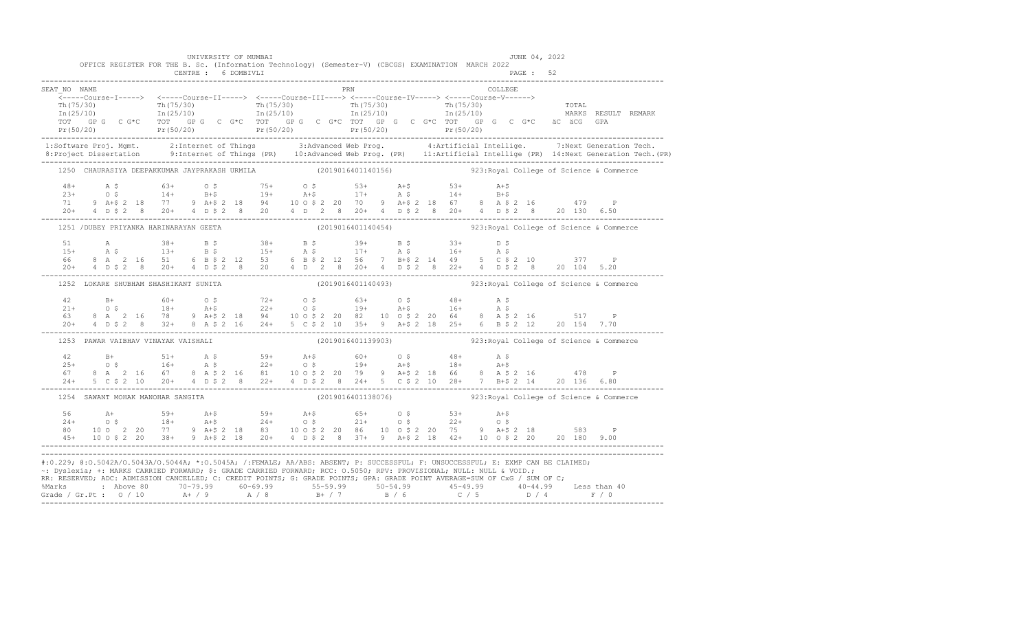UNIVERSITY OF MUMBAI — JUNE 04, 2022

OFFICE REGISTER FOR THE B. Sc. (Information Technology) (Semester-V) (CBCGS) EXAMINATION MARCH 2022

CENTRE : 6 DOMBIVLI — PAGE : 52

```
SEAT_NO  NAME                                                    PRN                                  COLLEGE
   <-----Course-I-----> <-----Course-II-----> <-----Course-III----> <-----Course-IV-----> <-----Course-V------>
   Th(75/30)            Th(75/30)             Th(75/30)             Th(75/30)             Th(75/30)                 TOTAL
   In(25/10)            In(25/10)             In(25/10)             In(25/10)             In(25/10)                 MARKS  RESULT  REMARK
   TOT  GP G  C G*C     TOT  GP G  C G*C      TOT  GP G  C G*C      TOT  GP G  C G*C      TOT  GP G  C G*C   äC äCG  GPA
   Pr(50/20)            Pr(50/20)             Pr(50/20)             Pr(50/20)             Pr(50/20)
```

1:Software Proj. Mgmt. 2:Internet of Things 3:Advanced Web Prog. 4:Artificial Intellige. 7:Next Generation Tech.
8:Project Dissertation 9:Internet of Things (PR) 10:Advanced Web Prog. (PR) 11:Artificial Intellige (PR) 14:Next Generation Tech.(PR)

```
1250  CHAURASIYA DEEPAKKUMAR JAYPRAKASH URMILA        (2019016401140156)        923:Royal College of Science & Commerce

  48+     A $        63+     O $        75+     O $        53+     A+$        53+     A+$
  23+     O $        14+     B+$        19+     A+$        17+     A $        14+     B+$
  71   9 A+$ 2 18    77   9 A+$ 2 18    94  10 O $ 2 20    70   9 A+$ 2 18    67   8 A $ 2 16          479     P
  20+  4 D $ 2  8    20+  4 D $ 2  8    20   4 D   2  8    20+  4 D $ 2  8    20+  4 D $ 2  8    20 130  6.50

1251 /DUBEY PRIYANKA HARINARAYAN GEETA                (2019016401140454)        923:Royal College of Science & Commerce

  51      A          38+     B $        38+     B $        39+     B $        33+     D $
  15+     A $        13+     B $        15+     A $        17+     A $        16+     A $
  66   8 A   2 16    51   6 B $ 2 12    53   6 B $ 2 12    56   7 B+$ 2 14    49   5 C $ 2 10          377     P
  20+  4 D $ 2  8    20+  4 D $ 2  8    20   4 D   2  8    20+  4 D $ 2  8    22+  4 D $ 2  8    20 104  5.20

1252  LOKARE SHUBHAM SHASHIKANT SUNITA                (2019016401140493)        923:Royal College of Science & Commerce

  42      B+         60+     O $        72+     O $        63+     O $        48+     A $
  21+     O $        18+     A+$        22+     O $        19+     A+$        16+     A $
  63   8 A   2 16    78   9 A+$ 2 18    94  10 O $ 2 20    82  10 O $ 2 20    64   8 A $ 2 16          517     P
  20+  4 D $ 2  8    32+  8 A $ 2 16    24+  5 C $ 2 10    35+  9 A+$ 2 18    25+  6 B $ 2 12    20 154  7.70

1253  PAWAR VAIBHAV VINAYAK VAISHALI                  (2019016401139903)        923:Royal College of Science & Commerce

  42      B+         51+     A $        59+     A+$        60+     O $        48+     A $
  25+     O $        16+     A $        22+     O $        19+     A+$        18+     A+$
  67   8 A   2 16    67   8 A $ 2 16    81  10 O $ 2 20    79   9 A+$ 2 18    66   8 A $ 2 16          478     P
  24+  5 C $ 2 10    20+  4 D $ 2  8    22+  4 D $ 2  8    24+  5 C $ 2 10    28+  7 B+$ 2 14    20 136  6.80

1254  SAWANT MOHAK MANOHAR SANGITA                    (2019016401138076)        923:Royal College of Science & Commerce

  56      A+         59+     A+$        59+     A+$        65+     O $        53+     A+$
  24+     O $        18+     A+$        24+     O $        21+     O $        22+     O $
  80  10 O   2 20    77   9 A+$ 2 18    83  10 O $ 2 20    86  10 O $ 2 20    75   9 A+$ 2 18          583     P
  45+ 10 O $ 2 20    38+  9 A+$ 2 18    20+  4 D $ 2  8    37+  9 A+$ 2 18    42+ 10 O $ 2 20    20 180  9.00
```

#:0.229; @:O.5042A/O.5043A/O.5044A; *:O.5045A; /:FEMALE; AA/ABS: ABSENT; P: SUCCESSFUL; F: UNSUCCESSFUL; E: EXMP CAN BE CLAIMED;
~: Dyslexia; +: MARKS CARRIED FORWARD; $: GRADE CARRIED FORWARD; RCC: O.5050; RPV: PROVISIONAL; NULL: NULL & VOID.;
RR: RESERVED; ADC: ADMISSION CANCELLED; C: CREDIT POINTS; G: GRADE POINTS; GPA: GRADE POINT AVERAGE=SUM OF CxG / SUM OF C;

| %Marks | Above 80 | 70-79.99 | 60-69.99 | 55-59.99 | 50-54.99 | 45-49.99 | 40-44.99 | Less than 40 |
|---|---|---|---|---|---|---|---|---|
| Grade / Gr.Pt | O / 10 | A+ / 9 | A / 8 | B+ / 7 | B / 6 | C / 5 | D / 4 | F / 0 |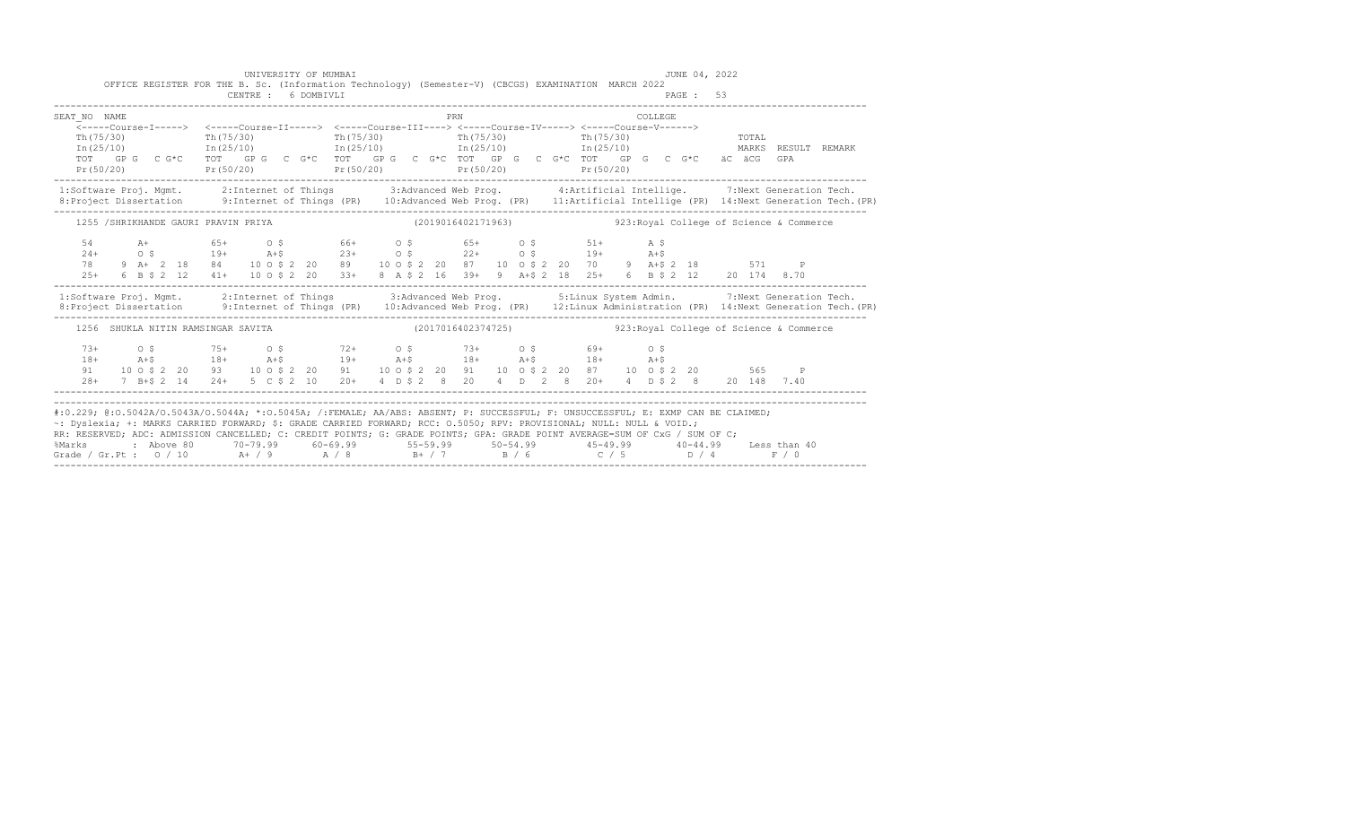UNIVERSITY OF MUMBAI

JUNE 04, 2022

OFFICE REGISTER FOR THE B. Sc. (Information Technology) (Semester-V) (CBCGS) EXAMINATION MARCH 2022

CENTRE : 6 DOMBIVLI

```
SEAT_NO  NAME                                                          PRN                                COLLEGE
   <-----Course-I-----> <-----Course-II-----> <-----Course-III----> <-----Course-IV-----> <-----Course-V------>
   Th(75/30)            Th(75/30)             Th(75/30)             Th(75/30)             Th(75/30)                  TOTAL
   In(25/10)            In(25/10)             In(25/10)             In(25/10)             In(25/10)                  MARKS  RESULT  REMARK
   TOT   GP G   C G*C   TOT   GP G   C G*C    TOT   GP G   C G*C    TOT   GP G   C G*C    TOT   GP G   C G*C   äC äCG   GPA
   Pr(50/20)            Pr(50/20)             Pr(50/20)             Pr(50/20)             Pr(50/20)
```

```
1:Software Proj. Mgmt.      2:Internet of Things         3:Advanced Web Prog.         4:Artificial Intellige.      7:Next Generation Tech.
8:Project Dissertation      9:Internet of Things (PR)    10:Advanced Web Prog. (PR)   11:Artificial Intellige (PR) 14:Next Generation Tech.(PR)

   1255 /SHRIKHANDE GAURI PRAVIN PRIYA                       (2019016402171963)            923:Royal College of Science & Commerce

     54       A+          65+      O $         66+      O $         65+      O $         51+       A $
     24+      O $         19+      A+$         23+      O $         22+      O $         19+       A+$
     78    9 A+ 2 18     84    10 O $ 2 20    89    10 O $ 2 20    87    10  O $ 2 20    70    9  A+$ 2 18        571     P
     25+   6 B $ 2 12    41+   10 O $ 2 20    33+   8 A $ 2 16     39+   9  A+$ 2 18    25+   6  B $ 2 12    20 174  8.70
```

```
1:Software Proj. Mgmt.      2:Internet of Things         3:Advanced Web Prog.         5:Linux System Admin.        7:Next Generation Tech.
8:Project Dissertation      9:Internet of Things (PR)    10:Advanced Web Prog. (PR)   12:Linux Administration (PR) 14:Next Generation Tech.(PR)

   1256  SHUKLA NITIN RAMSINGAR SAVITA                       (2017016402374725)            923:Royal College of Science & Commerce

     73+      O $         75+      O $         72+      O $         73+      O $         69+       O $
     18+      A+$         18+      A+$         19+      A+$         18+      A+$         18+       A+$
     91    10 O $ 2 20   93    10 O $ 2 20    91    10 O $ 2 20    91    10  O $ 2 20    87    10  O $ 2 20        565     P
     28+   7 B+$ 2 14    24+   5 C $ 2 10     20+   4 D $ 2  8     20    4  D  2  8      20+   4  D $ 2  8     20 148  7.40
```

#:0.229; @:O.5042A/O.5043A/O.5044A; *:O.5045A; /:FEMALE; AA/ABS: ABSENT; P: SUCCESSFUL; F: UNSUCCESSFUL; E: EXMP CAN BE CLAIMED;
~: Dyslexia; +: MARKS CARRIED FORWARD; $: GRADE CARRIED FORWARD; RCC: O.5050; RPV: PROVISIONAL; NULL: NULL & VOID.;
RR: RESERVED; ADC: ADMISSION CANCELLED; C: CREDIT POINTS; G: GRADE POINTS; GPA: GRADE POINT AVERAGE=SUM OF CxG / SUM OF C;

| %Marks | Above 80 | 70-79.99 | 60-69.99 | 55-59.99 | 50-54.99 | 45-49.99 | 40-44.99 | Less than 40 |
|---|---|---|---|---|---|---|---|---|
| Grade / Gr.Pt : | O / 10 | A+ / 9 | A / 8 | B+ / 7 | B / 6 | C / 5 | D / 4 | F / 0 |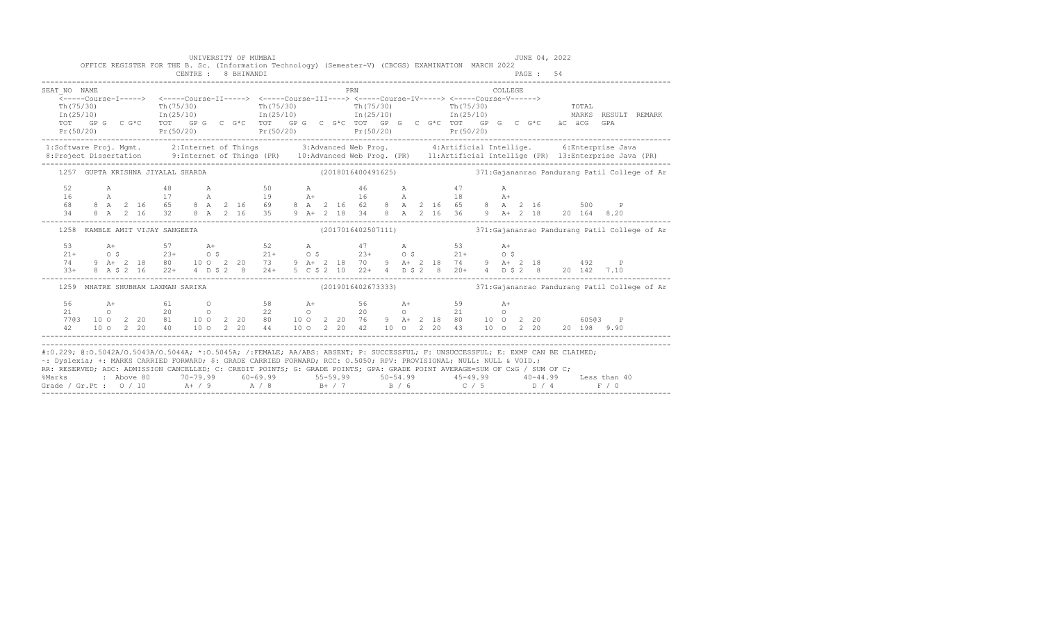UNIVERSITY OF MUMBAI

OFFICE REGISTER FOR THE B. Sc. (Information Technology) (Semester-V) (CBCGS) EXAMINATION MARCH 2022

CENTRE : 8 BHIWANDI

JUNE 04, 2022

```
SEAT_NO  NAME                                                                PRN                                   COLLEGE
    <-----Course-I-----> <-----Course-II-----> <-----Course-III----> <-----Course-IV-----> <-----Course-V------>
    Th(75/30)            Th(75/30)             Th(75/30)             Th(75/30)             Th(75/30)                 TOTAL
    In(25/10)            In(25/10)             In(25/10)             In(25/10)             In(25/10)                 MARKS  RESULT  REMARK
    TOT   GP G   C G*C   TOT   GP G   C G*C   TOT   GP G   C G*C  TOT   GP G   C G*C  TOT   GP G   C G*C   äC äCG   GPA
    Pr(50/20)            Pr(50/20)             Pr(50/20)             Pr(50/20)             Pr(50/20)
```

1:Software Proj. Mgmt. 2:Internet of Things 3:Advanced Web Prog. 4:Artificial Intellige. 6:Enterprise Java
8:Project Dissertation 9:Internet of Things (PR) 10:Advanced Web Prog. (PR) 11:Artificial Intellige (PR) 13:Enterprise Java (PR)

```
1257  GUPTA KRISHNA JIYALAL SHARDA                  (2018016400491625)          371:Gajananrao Pandurang Patil College of Ar

   52       A          48       A          50       A          46       A          47       A
   16       A          17       A          19       A+         16       A          18       A+
   68    8  A  2  16   65    8  A  2  16   69    8  A  2  16   62    8  A  2  16   65    8  A  2  16      500     P
   34    8  A  2  16   32    8  A  2  16   35    9  A+ 2  18   34    8  A  2  16   36    9  A+ 2  18   20  164  8.20

1258  KAMBLE AMIT VIJAY SANGEETA                    (2017016402507111)          371:Gajananrao Pandurang Patil College of Ar

   53       A+         57       A+         52       A          47       A          53       A+
   21+      O $        23+      O $        21+      O $        23+      O $        21+      O $
   74    9  A+ 2  18   80   10  O  2  20   73    9  A+ 2  18   70    9  A+ 2  18   74    9  A+ 2  18      492     P
   33+   8  A $ 2 16   22+   4  D $ 2  8   24+   5  C $ 2 10   22+   4  D $ 2  8   20+   4  D $ 2  8   20  142  7.10

1259  MHATRE SHUBHAM LAXMAN SARIKA                  (2019016402673333)          371:Gajananrao Pandurang Patil College of Ar

   56       A+         61       O          58       A+         56       A+         59       A+
   21       O          20       O          22       O          20       O          21       O
   77@3  10 O  2  20   81   10  O  2  20   80   10  O  2  20   76    9  A+ 2  18   80   10  O  2  20      605@3   P
   42    10 O  2  20   40   10  O  2  20   44   10  O  2  20   42   10  O  2  20   43   10  O  2  20   20  198  9.90
```

#:0.229; @:O.5042A/O.5043A/O.5044A; *:O.5045A; /:FEMALE; AA/ABS: ABSENT; P: SUCCESSFUL; F: UNSUCCESSFUL; E: EXMP CAN BE CLAIMED;
~: Dyslexia; +: MARKS CARRIED FORWARD; $: GRADE CARRIED FORWARD; RCC: O.5050; RPV: PROVISIONAL; NULL: NULL & VOID.;
RR: RESERVED; ADC: ADMISSION CANCELLED; C: CREDIT POINTS; G: GRADE POINTS; GPA: GRADE POINT AVERAGE=SUM OF CxG / SUM OF C;

| %Marks | : Above 80 | 70-79.99 | 60-69.99 | 55-59.99 | 50-54.99 | 45-49.99 | 40-44.99 | Less than 40 |
|---|---|---|---|---|---|---|---|---|
| Grade / Gr.Pt : | O / 10 | A+ / 9 | A / 8 | B+ / 7 | B / 6 | C / 5 | D / 4 | F / 0 |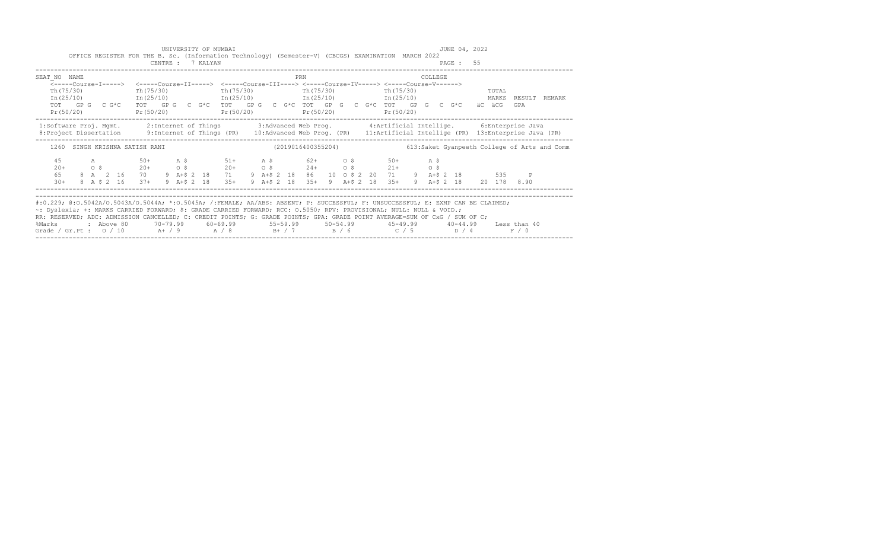UNIVERSITY OF MUMBAI — JUNE 04, 2022

OFFICE REGISTER FOR THE B. Sc. (Information Technology) (Semester-V) (CBCGS) EXAMINATION MARCH 2022

CENTRE : 7 KALYAN — PAGE : 55

```
SEAT_NO  NAME                                                   PRN                                COLLEGE
    <-----Course-I----->  <-----Course-II----->  <-----Course-III----> <-----Course-IV-----> <-----Course-V------>
    Th(75/30)             Th(75/30)              Th(75/30)             Th(75/30)             Th(75/30)                  TOTAL
    In(25/10)             In(25/10)              In(25/10)             In(25/10)             In(25/10)                  MARKS  RESULT  REMARK
    TOT   GP G   C G*C    TOT   GP G   C  G*C    TOT   GP G   C  G*C   TOT   GP  G   C  G*C  TOT   GP  G   C  G*C   äC  äCG   GPA
    Pr(50/20)             Pr(50/20)              Pr(50/20)             Pr(50/20)             Pr(50/20)
```

1:Software Proj. Mgmt. 2:Internet of Things 3:Advanced Web Prog. 4:Artificial Intellige. 6:Enterprise Java
8:Project Dissertation 9:Internet of Things (PR) 10:Advanced Web Prog. (PR) 11:Artificial Intellige (PR) 13:Enterprise Java (PR)

```
   1260  SINGH KRISHNA SATISH RANI                          (2019016400355204)              613:Saket Gyanpeeth College of Arts and Comm

    45       A           50+      A $         51+      A $         62+      O $         50+       A $
    20+      O $         20+      O $         20+      O $         24+      O $         21+       O $
    65     8 A  2  16    70    9 A+$ 2  18    71    9 A+$ 2  18    86   10  O $ 2  20   71     9  A+$ 2  18        535      P
    30+    8 A $ 2  16   37+   9 A+$ 2  18    35+   9 A+$ 2  18    35+   9  A+$ 2  18   35+    9  A+$ 2  18    20  178  8.90
```

#:0.229; @:O.5042A/O.5043A/O.5044A; *:O.5045A; /:FEMALE; AA/ABS: ABSENT; P: SUCCESSFUL; F: UNSUCCESSFUL; E: EXMP CAN BE CLAIMED;
~: Dyslexia; +: MARKS CARRIED FORWARD; $: GRADE CARRIED FORWARD; RCC: O.5050; RPV: PROVISIONAL; NULL: NULL & VOID.;
RR: RESERVED; ADC: ADMISSION CANCELLED; C: CREDIT POINTS; G: GRADE POINTS; GPA: GRADE POINT AVERAGE=SUM OF CxG / SUM OF C;

| %Marks | Above 80 | 70-79.99 | 60-69.99 | 55-59.99 | 50-54.99 | 45-49.99 | 40-44.99 | Less than 40 |
|---|---|---|---|---|---|---|---|---|
| Grade / Gr.Pt : | O / 10 | A+ / 9 | A / 8 | B+ / 7 | B / 6 | C / 5 | D / 4 | F / 0 |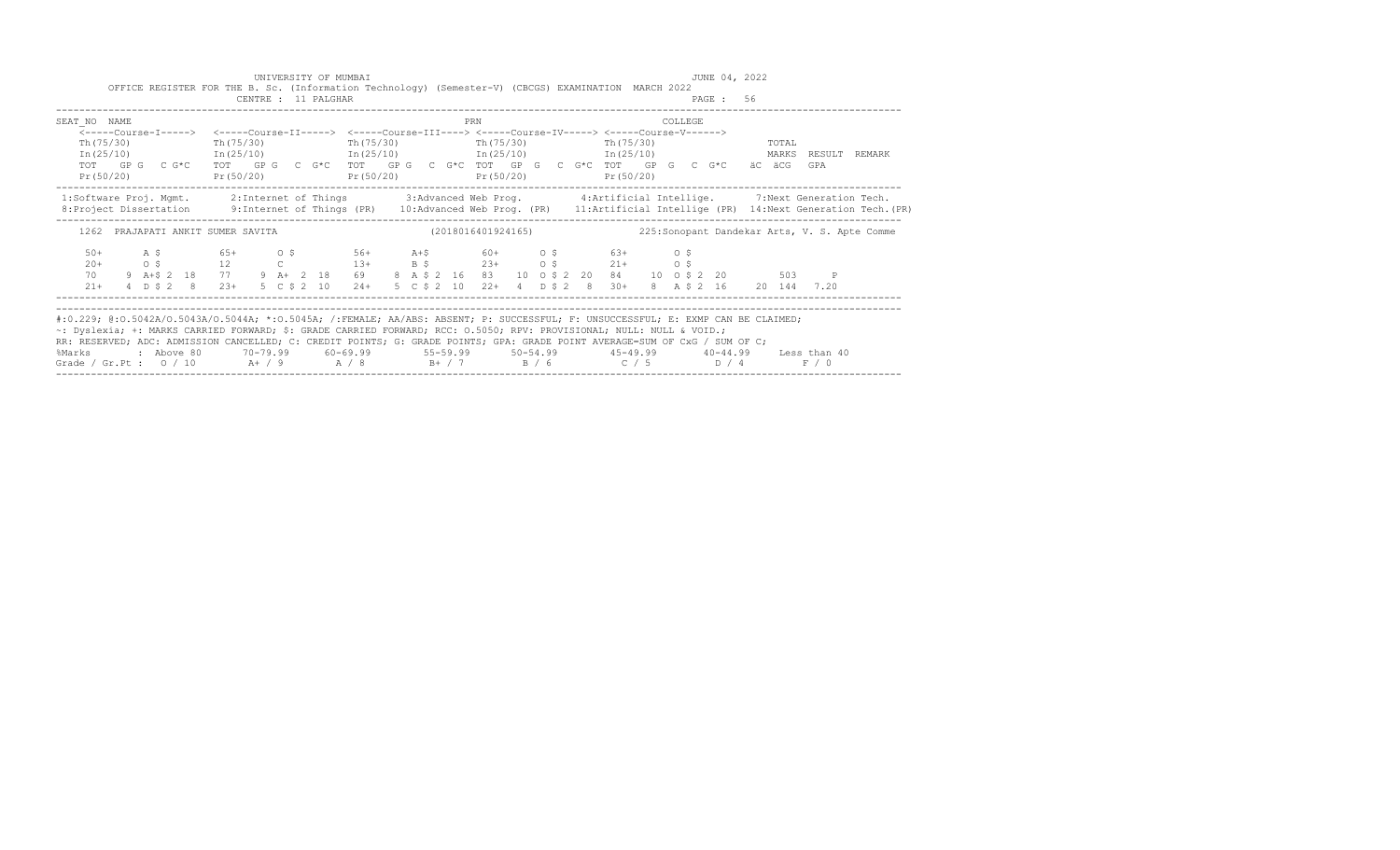UNIVERSITY OF MUMBAI

JUNE 04, 2022

OFFICE REGISTER FOR THE B. Sc. (Information Technology) (Semester-V) (CBCGS) EXAMINATION MARCH 2022

CENTRE : 11 PALGHAR

PAGE : 56

```
SEAT_NO  NAME                                                   PRN                           COLLEGE
    <-----Course-I----->  <-----Course-II----->  <-----Course-III----> <-----Course-IV-----> <-----Course-V------>
    Th(75/30)             Th(75/30)              Th(75/30)             Th(75/30)             Th(75/30)                TOTAL
    In(25/10)             In(25/10)              In(25/10)             In(25/10)             In(25/10)                MARKS  RESULT  REMARK
    TOT   GP G   C G*C    TOT   GP G   C  G*C    TOT   GP G  C  G*C  TOT   GP  G   C  G*C  TOT   GP  G   C  G*C   äC  äCG   GPA
    Pr(50/20)             Pr(50/20)              Pr(50/20)             Pr(50/20)             Pr(50/20)
```

```
 1:Software Proj. Mgmt.     2:Internet of Things        3:Advanced Web Prog.          4:Artificial Intellige.      7:Next Generation Tech.
 8:Project Dissertation     9:Internet of Things (PR)   10:Advanced Web Prog. (PR)    11:Artificial Intellige (PR)  14:Next Generation Tech.(PR)
```

```
   1262  PRAJAPATI ANKIT SUMER SAVITA                         (2018016401924165)              225:Sonopant Dandekar Arts, V. S. Apte Comme

     50+      A $         65+      O $         56+      A+$        60+      O $        63+      O $
     20+      O $         12       C           13+      B $        23+      O $        21+      O $
     70    9  A+$ 2  18   77    9  A+  2  18   69    8  A $ 2  16  83   10  O $ 2  20  84   10  O $ 2  20        503      P
     21+   4  D $ 2  8    23+   5  C $ 2  10   24+   5  C $ 2  10  22+   4  D $ 2  8   30+   8  A $ 2  16   20  144  7.20
```

#:0.229; @:O.5042A/O.5043A/O.5044A; *:O.5045A; /:FEMALE; AA/ABS: ABSENT; P: SUCCESSFUL; F: UNSUCCESSFUL; E: EXMP CAN BE CLAIMED;
~: Dyslexia; +: MARKS CARRIED FORWARD; $: GRADE CARRIED FORWARD; RCC: O.5050; RPV: PROVISIONAL; NULL: NULL & VOID.;
RR: RESERVED; ADC: ADMISSION CANCELLED; C: CREDIT POINTS; G: GRADE POINTS; GPA: GRADE POINT AVERAGE=SUM OF CxG / SUM OF C;

| %Marks | : Above 80 | 70-79.99 | 60-69.99 | 55-59.99 | 50-54.99 | 45-49.99 | 40-44.99 | Less than 40 |
|---|---|---|---|---|---|---|---|---|
| Grade / Gr.Pt : | O / 10 | A+ / 9 | A / 8 | B+ / 7 | B / 6 | C / 5 | D / 4 | F / 0 |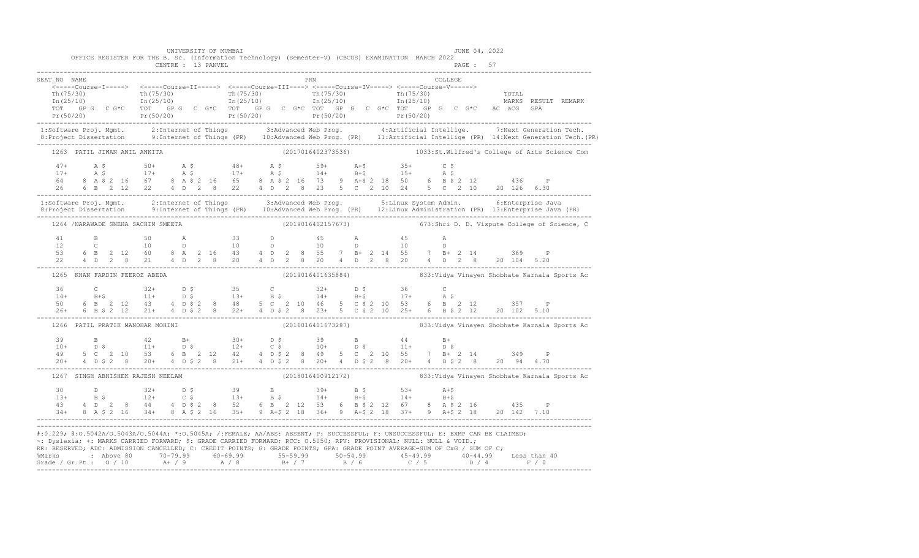UNIVERSITY OF MUMBAI — JUNE 04, 2022

OFFICE REGISTER FOR THE B. Sc. (Information Technology) (Semester-V) (CBCGS) EXAMINATION MARCH 2022

CENTRE : 13 PANVEL — PAGE : 57

```
SEAT_NO  NAME                                                        PRN                          COLLEGE
    <-----Course-I-----> <-----Course-II-----> <-----Course-III----> <-----Course-IV-----> <-----Course-V------>
    Th(75/30)            Th(75/30)             Th(75/30)             Th(75/30)             Th(75/30)                TOTAL
    In(25/10)            In(25/10)             In(25/10)             In(25/10)             In(25/10)                MARKS  RESULT  REMARK
    TOT   GP G  C G*C    TOT   GP G  C G*C     TOT   GP G  C G*C     TOT   GP G  C G*C     TOT   GP G  C G*C   äC äCG   GPA
    Pr(50/20)            Pr(50/20)             Pr(50/20)             Pr(50/20)             Pr(50/20)
```

1:Software Proj. Mgmt. 2:Internet of Things 3:Advanced Web Prog. 4:Artificial Intellige. 7:Next Generation Tech.
8:Project Dissertation 9:Internet of Things (PR) 10:Advanced Web Prog. (PR) 11:Artificial Intellige (PR) 14:Next Generation Tech.(PR)

```
1263  PATIL JIWAN ANIL ANKITA                                (2017016402373536)          1033:St.Wilfred's College of Arts Science Com

    47+      A $        50+      A $        48+      A $        59+      A+$        35+      C $
    17+      A $        17+      A $        17+      A $        14+      B+$        15+      A $
    64    8  A $ 2  16  67    8  A $ 2  16  65    8  A $ 2  16  73    9  A+$ 2  18  50    6  B $ 2  12       436     P
    26    6  B   2  12  22    4  D   2   8  22    4  D   2   8  23    5  C   2  10  24    5  C   2  10    20 126  6.30
```

1:Software Proj. Mgmt. 2:Internet of Things 3:Advanced Web Prog. 5:Linux System Admin. 6:Enterprise Java
8:Project Dissertation 9:Internet of Things (PR) 10:Advanced Web Prog. (PR) 12:Linux Administration (PR) 13:Enterprise Java (PR)

```
1264 /NARAWADE SNEHA SACHIN SMEETA                          (2019016402157673)          673:Shri D. D. Vispute College of Science, C

    41       B          50       A          33       D          45       A          45       A
    12       C          10       D          10       D          10       D          10       D
    53    6  B   2  12  60    8  A   2  16  43    4  D   2   8  55    7  B+  2  14  55    7  B+  2  14       369     P
    22    4  D   2   8  21    4  D   2   8  20    4  D   2   8  20    4  D   2   8  20    4  D   2   8    20 104  5.20

1265  KHAN FARDIN FEEROZ ABEDA                              (2019016401635884)          833:Vidya Vinayen Shobhate Karnala Sports Ac

    36       C          32+      D $        35       C          32+      D $        36       C
    14+      B+$        11+      D $        13+      B $        14+      B+$        17+      A $
    50    6  B   2  12  43    4  D $ 2   8  48    5  C   2  10  46    5  C $ 2  10  53    6  B   2  12       357     P
    26+   6  B $ 2  12  21+   4  D $ 2   8  22+   4  D $ 2   8  23+   5  C $ 2  10  25+   6  B $ 2  12    20 102  5.10

1266  PATIL PRATIK MANOHAR MOHINI                           (2016016401673287)          833:Vidya Vinayen Shobhate Karnala Sports Ac

    39       B          42       B+         30+      D $        39       B          44       B+
    10+      D $        11+      D $        12+      C $        10+      D $        11+      D $
    49    5  C   2  10  53    6  B   2  12  42    4  D $ 2   8  49    5  C   2  10  55    7  B+  2  14       349     P
    20+   4  D $ 2   8  20+   4  D $ 2   8  21+   4  D $ 2   8  20+   4  D $ 2   8  20+   4  D $ 2   8    20  94  4.70

1267  SINGH ABHISHEK RAJESH NEELAM                          (2018016400912172)          833:Vidya Vinayen Shobhate Karnala Sports Ac

    30       D          32+      D $        39       B          39+      B $        53+      A+$
    13+      B $        12+      C $        13+      B $        14+      B+$        14+      B+$
    43    4  D   2   8  44    4  D $ 2   8  52    6  B   2  12  53    6  B $ 2  12  67    8  A $ 2  16       435     P
    34+   8  A $ 2  16  34+   8  A $ 2  16  35+   9  A+$ 2  18  36+   9  A+$ 2  18  37+   9  A+$ 2  18    20 142  7.10
```

#:0.229; @:O.5042A/O.5043A/O.5044A; *:O.5045A; /:FEMALE; AA/ABS: ABSENT; P: SUCCESSFUL; F: UNSUCCESSFUL; E: EXMP CAN BE CLAIMED;
~: Dyslexia; +: MARKS CARRIED FORWARD; $: GRADE CARRIED FORWARD; RCC: O.5050; RPV: PROVISIONAL; NULL: NULL & VOID.;
RR: RESERVED; ADC: ADMISSION CANCELLED; C: CREDIT POINTS; G: GRADE POINTS; GPA: GRADE POINT AVERAGE=SUM OF CxG / SUM OF C;

| %Marks | Above 80 | 70-79.99 | 60-69.99 | 55-59.99 | 50-54.99 | 45-49.99 | 40-44.99 | Less than 40 |
|---|---|---|---|---|---|---|---|---|
| Grade / Gr.Pt : | O / 10 | A+ / 9 | A / 8 | B+ / 7 | B / 6 | C / 5 | D / 4 | F / 0 |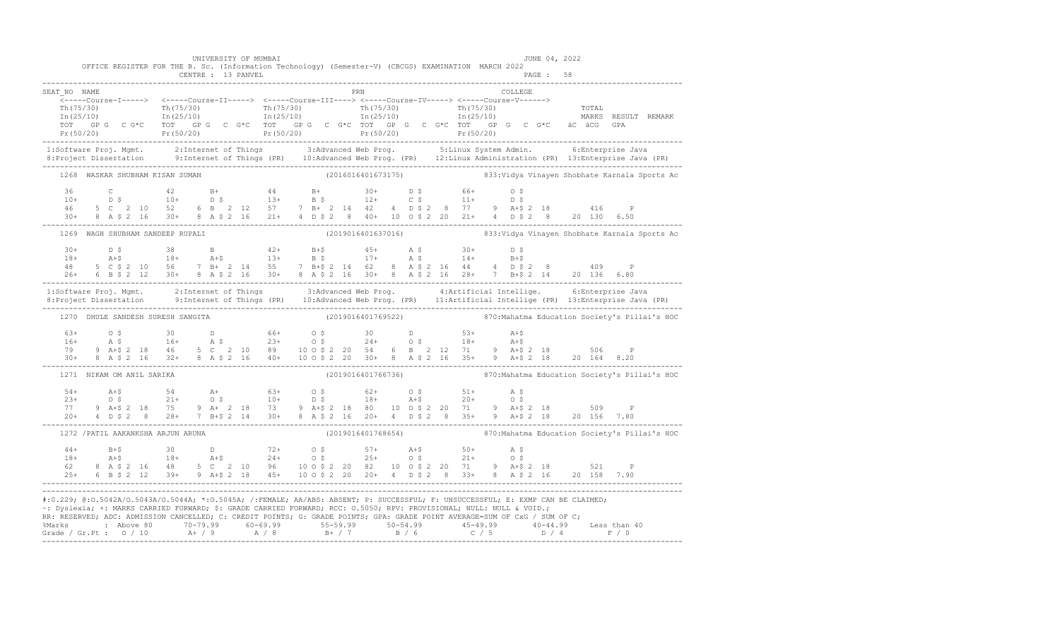UNIVERSITY OF MUMBAI

OFFICE REGISTER FOR THE B. Sc. (Information Technology) (Semester-V) (CBCGS) EXAMINATION MARCH 2022

CENTRE : 13 PANVEL

JUNE 04, 2022

```
SEAT_NO  NAME                                                       PRN                                    COLLEGE
   <-----Course-I-----> <-----Course-II-----> <-----Course-III----> <-----Course-IV-----> <-----Course-V------>
   Th(75/30)            Th(75/30)             Th(75/30)             Th(75/30)             Th(75/30)                 TOTAL
   In(25/10)            In(25/10)             In(25/10)             In(25/10)             In(25/10)                 MARKS  RESULT  REMARK
   TOT  GP G  C G*C     TOT  GP G  C G*C      TOT  GP G  C G*C      TOT  GP G  C G*C      TOT  GP G  C G*C    äC  äCG  GPA
   Pr(50/20)            Pr(50/20)             Pr(50/20)             Pr(50/20)             Pr(50/20)
-------------------------------------------------------------------------------------------------------------------------------------------
 1:Software Proj. Mgmt.     2:Internet of Things          3:Advanced Web Prog.        5:Linux System Admin.          6:Enterprise Java
 8:Project Dissertation     9:Internet of Things (PR)    10:Advanced Web Prog. (PR)  12:Linux Administration (PR)  13:Enterprise Java (PR)
-------------------------------------------------------------------------------------------------------------------------------------------
   1268  WASKAR SHUBHAM KISAN SUMAN                        (2016016401673175)          833:Vidya Vinayen Shobhate Karnala Sports Ac

   36      C           42      B+          44      B+          30+     D $         66+     O $
   10+     D $         10+     D $         13+     B $         12+     C $         11+     D $
   46   5  C  2 10     52   6  B   2 12    57   7  B+  2 14    42   4  D $ 2  8    77   9  A+$ 2 18        416     P
   30+  8  A $ 2 16    30+  8  A $ 2 16    21+  4  D $ 2  8    40+ 10  O $ 2 20    21+  4  D $ 2  8    20  130  6.50
-------------------------------------------------------------------------------------------------------------------------------------------
   1269  WAGH SHUBHAM SANDEEP RUPALI                       (2019016401637016)          833:Vidya Vinayen Shobhate Karnala Sports Ac

   30+     D $         38      B           42+     B+$         45+     A $         30+     D $
   18+     A+$         18+     A+$         13+     B $         17+     A $         14+     B+$
   48   5  C $ 2 10    56   7  B+  2 14    55   7  B+$ 2 14    62   8  A $ 2 16    44   4  D $ 2  8        409     P
   26+  6  B $ 2 12    30+  8  A $ 2 16    30+  8  A $ 2 16    30+  8  A $ 2 16    28+  7  B+$ 2 14    20  136  6.80
-------------------------------------------------------------------------------------------------------------------------------------------
 1:Software Proj. Mgmt.     2:Internet of Things          3:Advanced Web Prog.        4:Artificial Intellige.        6:Enterprise Java
 8:Project Dissertation     9:Internet of Things (PR)    10:Advanced Web Prog. (PR)  11:Artificial Intellige (PR)  13:Enterprise Java (PR)
-------------------------------------------------------------------------------------------------------------------------------------------
   1270  DHULE SANDESH SURESH SANGITA                      (2019016401769522)          870:Mahatma Education Society's Pillai's HOC

   63+     O $         30      D           66+     O $         30      D           53+     A+$
   16+     A $         16+     A $         23+     O $         24+     O $         18+     A+$
   79   9  A+$ 2 18    46   5  C   2 10    89  10  O $ 2 20    54   6  B   2 12    71   9  A+$ 2 18        506     P
   30+  8  A $ 2 16    32+  8  A $ 2 16    40+ 10  O $ 2 20    30+  8  A $ 2 16    35+  9  A+$ 2 18    20  164  8.20
-------------------------------------------------------------------------------------------------------------------------------------------
   1271  NIKAM OM ANIL SARIKA                              (2019016401766736)          870:Mahatma Education Society's Pillai's HOC

   54+     A+$         54      A+          63+     O $         62+     O $         51+     A $
   23+     O $         21+     O $         10+     D $         18+     A+$         20+     O $
   77   9  A+$ 2 18    75   9  A+  2 18    73   9  A+$ 2 18    80  10  O $ 2 20    71   9  A+$ 2 18        509     P
   20+  4  D $ 2  8    28+  7  B+$ 2 14    30+  8  A $ 2 16    20+  4  D $ 2  8    35+  9  A+$ 2 18    20  156  7.80
-------------------------------------------------------------------------------------------------------------------------------------------
   1272 /PATIL AAKANKSHA ARJUN ARUNA                       (2019016401768654)          870:Mahatma Education Society's Pillai's HOC

   44+     B+$         30      D           72+     O $         57+     A+$         50+     A $
   18+     A+$         18+     A+$         24+     O $         25+     O $         21+     O $
   62   8  A $ 2 16    48   5  C   2 10    96  10  O $ 2 20    82  10  O $ 2 20    71   9  A+$ 2 18        521     P
   25+  6  B $ 2 12    39+  9  A+$ 2 18    45+ 10  O $ 2 20    20+  4  D $ 2  8    33+  8  A $ 2 16    20  158  7.90
-------------------------------------------------------------------------------------------------------------------------------------------
```

#:0.229; @:O.5042A/O.5043A/O.5044A; *:O.5045A; /:FEMALE; AA/ABS: ABSENT; P: SUCCESSFUL; F: UNSUCCESSFUL; E: EXMP CAN BE CLAIMED;
~: Dyslexia; +: MARKS CARRIED FORWARD; $: GRADE CARRIED FORWARD; RCC: O.5050; RPV: PROVISIONAL; NULL: NULL & VOID.;
RR: RESERVED; ADC: ADMISSION CANCELLED; C: CREDIT POINTS; G: GRADE POINTS; GPA: GRADE POINT AVERAGE=SUM OF CxG / SUM OF C;

| %Marks | Above 80 | 70-79.99 | 60-69.99 | 55-59.99 | 50-54.99 | 45-49.99 | 40-44.99 | Less than 40 |
|---|---|---|---|---|---|---|---|---|
| Grade / Gr.Pt : | O / 10 | A+ / 9 | A / 8 | B+ / 7 | B / 6 | C / 5 | D / 4 | F / 0 |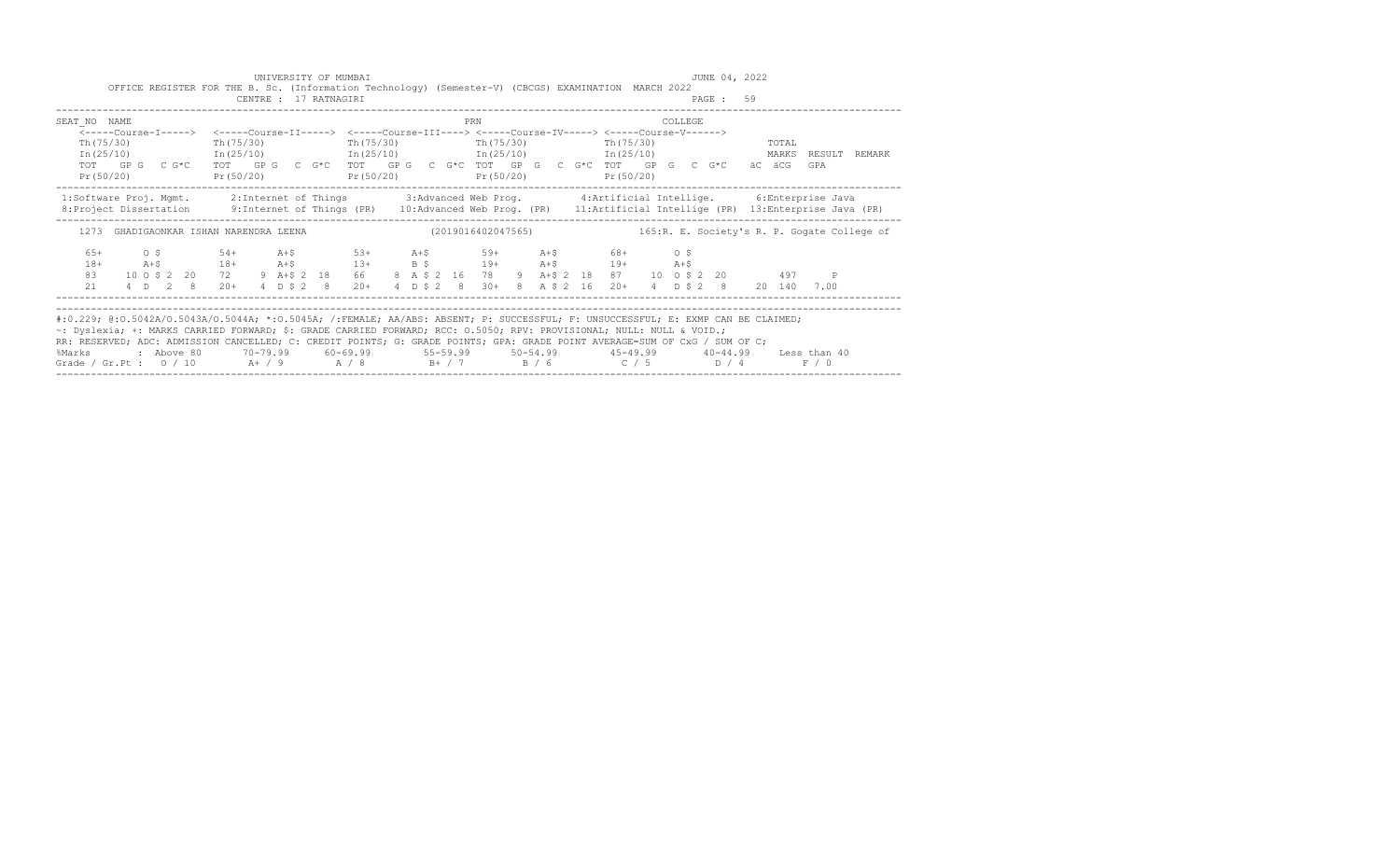UNIVERSITY OF MUMBAI

JUNE 04, 2022

OFFICE REGISTER FOR THE B. Sc. (Information Technology) (Semester-V) (CBCGS) EXAMINATION MARCH 2022

CENTRE : 17 RATNAGIRI

```
SEAT_NO  NAME                                                    PRN                              COLLEGE
    <-----Course-I-----> <-----Course-II-----> <-----Course-III----> <-----Course-IV-----> <-----Course-V------>
    Th(75/30)            Th(75/30)             Th(75/30)             Th(75/30)             Th(75/30)                TOTAL
    In(25/10)            In(25/10)             In(25/10)             In(25/10)             In(25/10)                MARKS  RESULT  REMARK
    TOT  GP G  C G*C    TOT  GP G  C G*C     TOT  GP G  C G*C     TOT  GP G  C G*C     TOT  GP G  C G*C     äC äCG  GPA
    Pr(50/20)            Pr(50/20)             Pr(50/20)             Pr(50/20)             Pr(50/20)
```

```
 1:Software Proj. Mgmt.     2:Internet of Things         3:Advanced Web Prog.        4:Artificial Intellige.      6:Enterprise Java
 8:Project Dissertation     9:Internet of Things (PR)   10:Advanced Web Prog. (PR)  11:Artificial Intellige (PR)  13:Enterprise Java (PR)
```

```
 1273  GHADIGAONKAR ISHAN NARENDRA LEENA               (2019016402047565)            165:R. E. Society's R. P. Gogate College of

   65+      O $        54+      A+$        53+      A+$        59+      A+$        68+      O $
   18+      A+$        18+      A+$        13+      B $        19+      A+$        19+      A+$
   83    10 O $ 2 20   72    9 A+$ 2 18   66    8 A $ 2 16   78    9 A+$ 2 18   87    10 O $ 2 20        497     P
   21    4 D  2  8     20+   4 D $ 2  8   20+   4 D $ 2  8   30+   8 A $ 2 16   20+   4 D $ 2  8     20 140  7.00
```

#:0.229; @:O.5042A/O.5043A/O.5044A; *:O.5045A; /:FEMALE; AA/ABS: ABSENT; P: SUCCESSFUL; F: UNSUCCESSFUL; E: EXMP CAN BE CLAIMED;
~: Dyslexia; +: MARKS CARRIED FORWARD; $: GRADE CARRIED FORWARD; RCC: O.5050; RPV: PROVISIONAL; NULL: NULL & VOID.;
RR: RESERVED; ADC: ADMISSION CANCELLED; C: CREDIT POINTS; G: GRADE POINTS; GPA: GRADE POINT AVERAGE=SUM OF CxG / SUM OF C;

| %Marks | : Above 80 | 70-79.99 | 60-69.99 | 55-59.99 | 50-54.99 | 45-49.99 | 40-44.99 | Less than 40 |
|---|---|---|---|---|---|---|---|---|
| Grade / Gr.Pt : | O / 10 | A+ / 9 | A / 8 | B+ / 7 | B / 6 | C / 5 | D / 4 | F / 0 |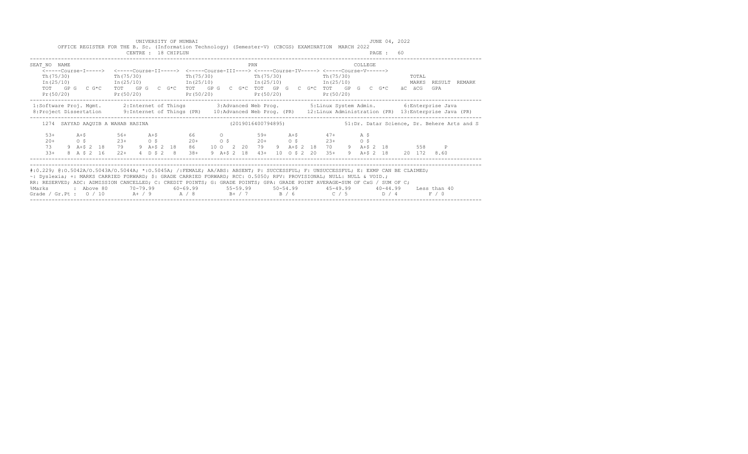UNIVERSITY OF MUMBAI

OFFICE REGISTER FOR THE B. Sc. (Information Technology) (Semester-V) (CBCGS) EXAMINATION MARCH 2022

CENTRE : 18 CHIPLUN

JUNE 04, 2022

PAGE : 60

```
SEAT_NO  NAME                                                    PRN                                  COLLEGE
    <-----Course-I----->  <-----Course-II----->  <-----Course-III----> <-----Course-IV-----> <-----Course-V------>
    Th(75/30)             Th(75/30)             Th(75/30)             Th(75/30)             Th(75/30)                    TOTAL
    In(25/10)             In(25/10)             In(25/10)             In(25/10)             In(25/10)                    MARKS  RESULT  REMARK
    TOT   GP G   C G*C    TOT   GP G   C  G*C   TOT   GP G   C G*C  TOT   GP  G   C  G*C  TOT   GP  G   C  G*C   äC  äCG   GPA
    Pr(50/20)             Pr(50/20)             Pr(50/20)             Pr(50/20)             Pr(50/20)
```

```
 1:Software Proj. Mgmt.      2:Internet of Things         3:Advanced Web Prog.         5:Linux System Admin.        6:Enterprise Java
 8:Project Dissertation      9:Internet of Things (PR)    10:Advanced Web Prog. (PR)   12:Linux Administration (PR)  13:Enterprise Java (PR)
```

```
    1274  SAYYAD AAQUIB A WAHAB HASINA                    (2019016400794895)                 51:Dr. Datar Science, Dr. Behere Arts and S

     53+      A+$          56+      A+$          66       O            59+      A+$         47+       A $
     20+      O $          23+      O $          20+      O $          20+      O $         23+       O $
     73     9 A+$ 2  18    79     9 A+$ 2  18    86    10 O   2  20    79     9  A+$ 2  18   70     9  A+$ 2  18         558      P
     33+    8 A $ 2  16    22+    4 D $ 2  8     38+    9 A+$ 2  18    43+   10  O $ 2  20   35+    9  A+$ 2  18     20  172   8.60
```

#:0.229; @:O.5042A/O.5043A/O.5044A; *:O.5045A; /:FEMALE; AA/ABS: ABSENT; P: SUCCESSFUL; F: UNSUCCESSFUL; E: EXMP CAN BE CLAIMED;
~: Dyslexia; +: MARKS CARRIED FORWARD; $: GRADE CARRIED FORWARD; RCC: O.5050; RPV: PROVISIONAL; NULL: NULL & VOID.;
RR: RESERVED; ADC: ADMISSION CANCELLED; C: CREDIT POINTS; G: GRADE POINTS; GPA: GRADE POINT AVERAGE=SUM OF CxG / SUM OF C;

| %Marks | Above 80 | 70-79.99 | 60-69.99 | 55-59.99 | 50-54.99 | 45-49.99 | 40-44.99 | Less than 40 |
|---|---|---|---|---|---|---|---|---|
| Grade / Gr.Pt : | O / 10 | A+ / 9 | A / 8 | B+ / 7 | B / 6 | C / 5 | D / 4 | F / 0 |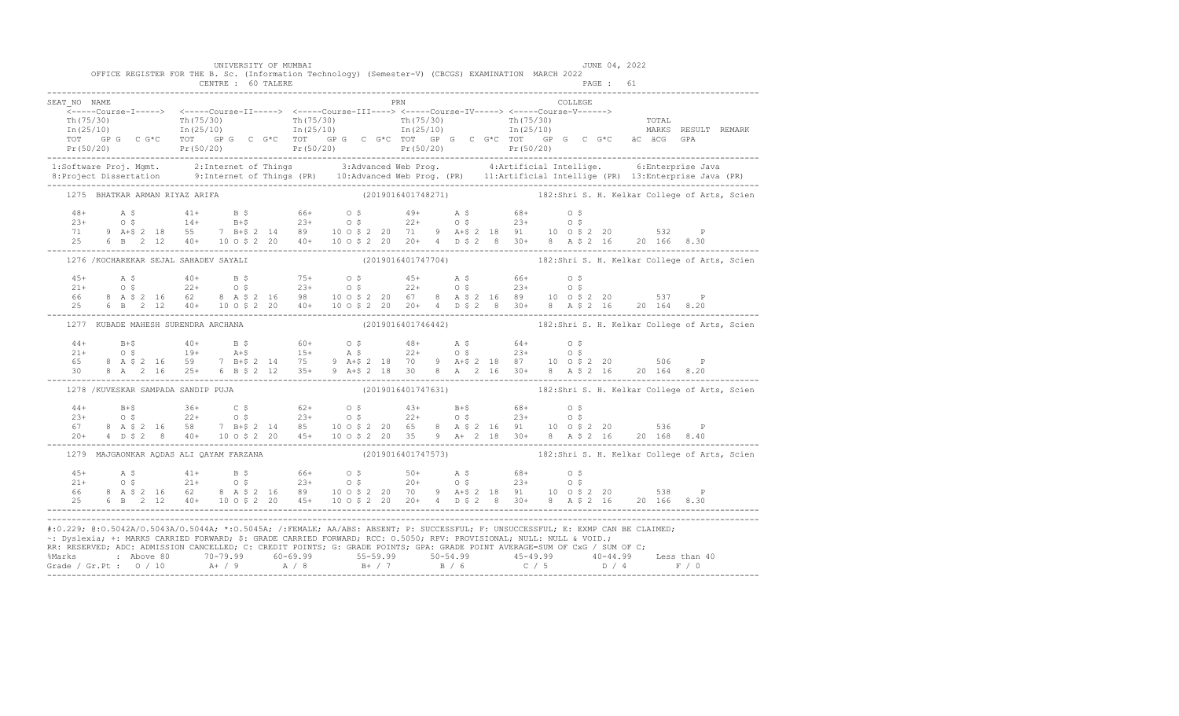UNIVERSITY OF MUMBAI

JUNE 04, 2022

OFFICE REGISTER FOR THE B. Sc. (Information Technology) (Semester-V) (CBCGS) EXAMINATION MARCH 2022

CENTRE : 60 TALERE

```
SEAT_NO  NAME                                                    PRN                                  COLLEGE
    <-----Course-I-----> <-----Course-II-----> <-----Course-III----> <-----Course-IV-----> <-----Course-V------>
    Th(75/30)             Th(75/30)             Th(75/30)             Th(75/30)             Th(75/30)                TOTAL
    In(25/10)             In(25/10)             In(25/10)             In(25/10)             In(25/10)                MARKS  RESULT  REMARK
    TOT   GP G  C G*C     TOT   GP G  C G*C     TOT   GP G  C G*C  TOT   GP G  C G*C  TOT   GP G  C G*C   äC  äCG  GPA
    Pr(50/20)             Pr(50/20)             Pr(50/20)             Pr(50/20)             Pr(50/20)
---------------------------------------------------------------------------------------------------------------------------------
 1:Software Proj. Mgmt.      2:Internet of Things         3:Advanced Web Prog.         4:Artificial Intellige.     6:Enterprise Java
 8:Project Dissertation      9:Internet of Things (PR)   10:Advanced Web Prog. (PR)   11:Artificial Intellige (PR) 13:Enterprise Java (PR)
---------------------------------------------------------------------------------------------------------------------------------
    1275  BHATKAR ARMAN RIYAZ ARIFA                         (2019016401748271)          182:Shri S. H. Kelkar College of Arts, Scien

    48+      A $         41+      B $         66+      O $         49+      A $         68+      O $
    23+      O $         14+      B+$         23+      O $         22+      O $         23+      O $
    71    9 A+$ 2 18     55    7 B+$ 2 14     89    10 O $ 2 20    71    9 A+$ 2 18     91    10 O $ 2 20         532     P
    25    6 B  2 12      40+   10 O $ 2 20    40+   10 O $ 2 20    20+   4 D $ 2  8     30+   8 A $ 2 16      20 166  8.30
---------------------------------------------------------------------------------------------------------------------------------
    1276 /KOCHAREKAR SEJAL SAHADEV SAYALI                   (2019016401747704)          182:Shri S. H. Kelkar College of Arts, Scien

    45+      A $         40+      B $         75+      O $         45+      A $         66+      O $
    21+      O $         22+      O $         23+      O $         22+      O $         23+      O $
    66    8 A $ 2 16     62    8 A $ 2 16     98    10 O $ 2 20    67    8 A $ 2 16     89    10 O $ 2 20         537     P
    25    6 B  2 12      40+   10 O $ 2 20    40+   10 O $ 2 20    20+   4 D $ 2  8     30+   8 A $ 2 16      20 164  8.20
---------------------------------------------------------------------------------------------------------------------------------
    1277  KUBADE MAHESH SURENDRA ARCHANA                    (2019016401746442)          182:Shri S. H. Kelkar College of Arts, Scien

    44+      B+$         40+      B $         60+      O $         48+      A $         64+      O $
    21+      O $         19+      A+$         15+      A $         22+      O $         23+      O $
    65    8 A $ 2 16     59    7 B+$ 2 14     75    9 A+$ 2 18     70    9 A+$ 2 18     87    10 O $ 2 20         506     P
    30    8 A  2 16      25+   6 B $ 2 12     35+   9 A+$ 2 18     30    8 A  2 16      30+   8 A $ 2 16      20 164  8.20
---------------------------------------------------------------------------------------------------------------------------------
    1278 /KUVESKAR SAMPADA SANDIP PUJA                      (2019016401747631)          182:Shri S. H. Kelkar College of Arts, Scien

    44+      B+$         36+      C $         62+      O $         43+      B+$         68+      O $
    23+      O $         22+      O $         23+      O $         22+      O $         23+      O $
    67    8 A $ 2 16     58    7 B+$ 2 14     85    10 O $ 2 20    65    8 A $ 2 16     91    10 O $ 2 20         536     P
    20+   4 D $ 2  8     40+   10 O $ 2 20    45+   10 O $ 2 20    35    9 A+ 2 18      30+   8 A $ 2 16      20 168  8.40
---------------------------------------------------------------------------------------------------------------------------------
    1279  MAJGAONKAR AQDAS ALI QAYAM FARZANA                (2019016401747573)          182:Shri S. H. Kelkar College of Arts, Scien

    45+      A $         41+      B $         66+      O $         50+      A $         68+      O $
    21+      O $         21+      O $         23+      O $         20+      O $         23+      O $
    66    8 A $ 2 16     62    8 A $ 2 16     89    10 O $ 2 20    70    9 A+$ 2 18     91    10 O $ 2 20         538     P
    25    6 B  2 12      40+   10 O $ 2 20    45+   10 O $ 2 20    20+   4 D $ 2  8     30+   8 A $ 2 16      20 166  8.30
---------------------------------------------------------------------------------------------------------------------------------
```

#:O.229; @:O.5042A/O.5043A/O.5044A; *:O.5045A; /:FEMALE; AA/ABS: ABSENT; P: SUCCESSFUL; F: UNSUCCESSFUL; E: EXMP CAN BE CLAIMED;
~: Dyslexia; +: MARKS CARRIED FORWARD; $: GRADE CARRIED FORWARD; RCC: O.5050; RPV: PROVISIONAL; NULL: NULL & VOID.;
RR: RESERVED; ADC: ADMISSION CANCELLED; C: CREDIT POINTS; G: GRADE POINTS; GPA: GRADE POINT AVERAGE=SUM OF CxG / SUM OF C;

| %Marks | : Above 80 | 70-79.99 | 60-69.99 | 55-59.99 | 50-54.99 | 45-49.99 | 40-44.99 | Less than 40 |
|---|---|---|---|---|---|---|---|---|
| Grade / Gr.Pt : | O / 10 | A+ / 9 | A / 8 | B+ / 7 | B / 6 | C / 5 | D / 4 | F / 0 |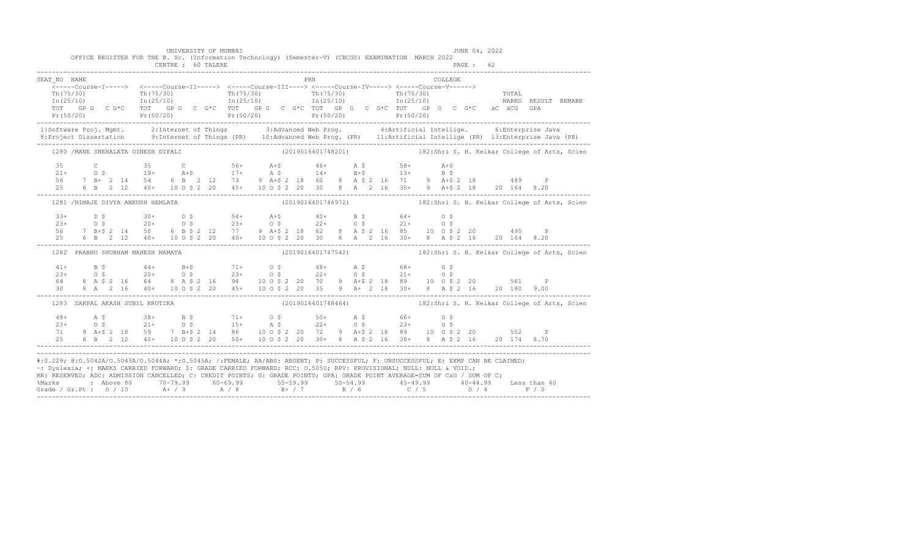UNIVERSITY OF MUMBAI — JUNE 04, 2022

OFFICE REGISTER FOR THE B. Sc. (Information Technology) (Semester-V) (CBCGS) EXAMINATION MARCH 2022

CENTRE : 60 TALERE

```
SEAT_NO  NAME                                              PRN                                    COLLEGE
   <-----Course-I-----> <-----Course-II-----> <-----Course-III----> <-----Course-IV-----> <-----Course-V------>
   Th(75/30)            Th(75/30)             Th(75/30)             Th(75/30)             Th(75/30)                 TOTAL
   In(25/10)            In(25/10)             In(25/10)             In(25/10)             In(25/10)                 MARKS  RESULT  REMARK
   TOT  GP G  C G*C     TOT  GP G  C G*C      TOT  GP G  C G*C      TOT  GP G  C G*C      TOT  GP G  C G*C    äC  äCG  GPA
   Pr(50/20)            Pr(50/20)             Pr(50/20)             Pr(50/20)             Pr(50/20)
```

1:Software Proj. Mgmt. 2:Internet of Things 3:Advanced Web Prog. 4:Artificial Intellige. 6:Enterprise Java
8:Project Dissertation 9:Internet of Things (PR) 10:Advanced Web Prog. (PR) 11:Artificial Intellige (PR) 13:Enterprise Java (PR)

```
1280 /MANE SNEHALATA DINESH DIPALI                  (2019016401748201)         182:Shri S. H. Kelkar College of Arts, Scien

    35       C          35       C           56+      A+$         46+      A $         58+      A+$
    21+      O $        19+      A+$         17+      A $         14+      B+$         13+      B $
    56    7 B+ 2 14     54    6 B  2 12      73    9 A+$ 2 18     60    8  A $ 2 16    71    9  A+$ 2 18       489     P
    25    6 B  2 12     40+   10 O $ 2 20    45+   10 O $ 2 20    30    8  A   2 16    35+   9  A+$ 2 18    20 164 8.20

1281 /NIMAJE DIVYA ANKUSH HEMLATA                   (2019016401746972)         182:Shri S. H. Kelkar College of Arts, Scien

    33+      D $        30+      D $         54+      A+$         40+      B $         64+      O $
    23+      O $        20+      O $         23+      O $         22+      O $         21+      O $
    56    7 B+$ 2 14    50    6 B $ 2 12     77    9 A+$ 2 18     62    8  A $ 2 16    85    10 O $ 2 20       495     P
    25    6 B  2 12     40+   10 O $ 2 20    40+   10 O $ 2 20    30    8  A   2 16    30+   8  A $ 2 16    20 164 8.20

1282  PRABHU SHUBHAM MAHESH MAMATA                  (2019016401747542)         182:Shri S. H. Kelkar College of Arts, Scien

    41+      B $        44+      B+$         71+      O $         48+      A $         68+      O $
    23+      O $        20+      O $         23+      O $         21+      O $         21+      O $
    64    8 A $ 2 16    64    8 A $ 2 16     94    10 O $ 2 20    70    9  A+$ 2 18    89    10 O $ 2 20       561     P
    30    8 A  2 16     40+   10 O $ 2 20    45+   10 O $ 2 20    35    9  A+  2 18    30+   8  A $ 2 16    20 180 9.00

1283  SAKPAL AKASH SUNIL KRUTIKA                    (2019016401748464)         182:Shri S. H. Kelkar College of Arts, Scien

    48+      A $        38+      B $         71+      O $         50+      A $         66+      O $
    23+      O $        21+      O $         15+      A $         22+      O $         23+      O $
    71    9 A+$ 2 18    59    7 B+$ 2 14     86    10 O $ 2 20    72    9  A+$ 2 18    89    10 O $ 2 20       552     P
    25    6 B  2 12     40+   10 O $ 2 20    50+   10 O $ 2 20    30+   8  A $ 2 16    30+   8  A $ 2 16    20 174 8.70
```

#:O.229; @:O.5042A/O.5043A/O.5044A; *:O.5045A; /:FEMALE; AA/ABS: ABSENT; P: SUCCESSFUL; F: UNSUCCESSFUL; E: EXMP CAN BE CLAIMED;
~: Dyslexia; +: MARKS CARRIED FORWARD; $: GRADE CARRIED FORWARD; RCC: O.5050; RPV: PROVISIONAL; NULL: NULL & VOID.;
RR: RESERVED; ADC: ADMISSION CANCELLED; C: CREDIT POINTS; G: GRADE POINTS; GPA: GRADE POINT AVERAGE=SUM OF CxG / SUM OF C;

| %Marks | Above 80 | 70-79.99 | 60-69.99 | 55-59.99 | 50-54.99 | 45-49.99 | 40-44.99 | Less than 40 |
|---|---|---|---|---|---|---|---|---|
| Grade / Gr.Pt | O / 10 | A+ / 9 | A / 8 | B+ / 7 | B / 6 | C / 5 | D / 4 | F / 0 |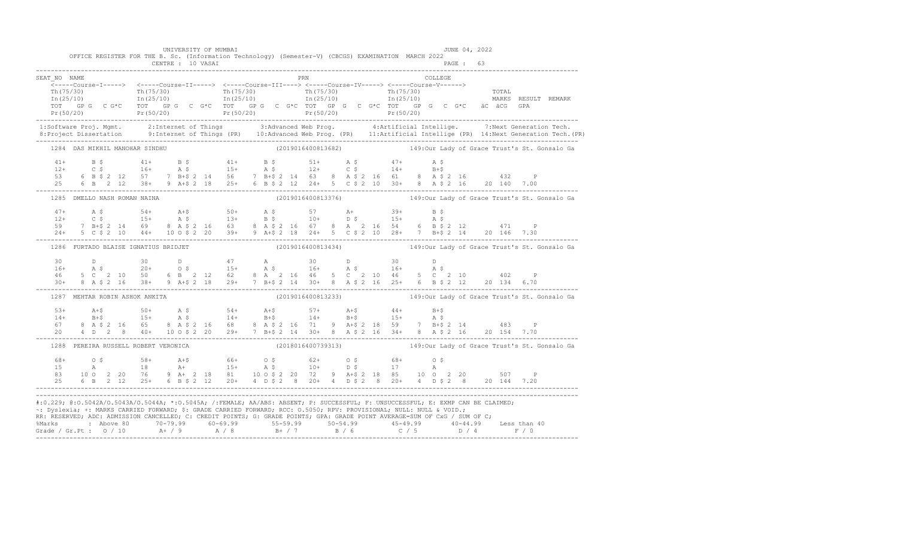UNIVERSITY OF MUMBAI

JUNE 04, 2022

OFFICE REGISTER FOR THE B. Sc. (Information Technology) (Semester-V) (CBCGS) EXAMINATION MARCH 2022

CENTRE : 10 VASAI

```
SEAT_NO  NAME                                                    PRN                                    COLLEGE
    <-----Course-I-----> <-----Course-II-----> <-----Course-III----> <-----Course-IV-----> <-----Course-V------>
    Th(75/30)             Th(75/30)             Th(75/30)             Th(75/30)             Th(75/30)                 TOTAL
    In(25/10)             In(25/10)             In(25/10)             In(25/10)             In(25/10)                 MARKS  RESULT  REMARK
    TOT   GP G   C G*C   TOT   GP G   C G*C   TOT   GP G   C G*C  TOT   GP G   C G*C  TOT   GP G   C G*C   äC  äCG   GPA
    Pr(50/20)             Pr(50/20)             Pr(50/20)             Pr(50/20)             Pr(50/20)
-----------------------------------------------------------------------------------------------------------------------
 1:Software Proj. Mgmt.      2:Internet of Things        3:Advanced Web Prog.        4:Artificial Intellige.     7:Next Generation Tech.
 8:Project Dissertation      9:Internet of Things (PR)   10:Advanced Web Prog. (PR)  11:Artificial Intellige (PR)  14:Next Generation Tech.(PR)
-----------------------------------------------------------------------------------------------------------------------
    1284  DAS MIKHIL MANOHAR SINDHU                      (2019016400813682)          149:Our Lady of Grace Trust's St. Gonsalo Ga

    41+      B $         41+      B $         41+      B $         51+      A $         47+      A $
    12+      C $         16+      A $         15+      A $         12+      C $         14+      B+$
    53    6  B $ 2 12    57    7  B+$ 2 14    56    7  B+$ 2 14    63    8  A $ 2 16    61    8  A $ 2 16         432     P
    25    6  B   2 12    38+   9  A+$ 2 18    25+   6  B $ 2 12    24+   5  C $ 2 10    30+   8  A $ 2 16    20 140  7.00
-----------------------------------------------------------------------------------------------------------------------
    1285  DMELLO NASH ROMAN NAINA                        (2019016400813376)          149:Our Lady of Grace Trust's St. Gonsalo Ga

    47+      A $         54+      A+$         50+      A $         57       A+          39+      B $
    12+      C $         15+      A $         13+      B $         10+      D $         15+      A $
    59    7  B+$ 2 14    69    8  A $ 2 16    63    8  A $ 2 16    67    8  A   2 16    54    6  B $ 2 12         471     P
    24+   5  C $ 2 10    44+   10 O $ 2 20    39+   9  A+$ 2 18    24+   5  C $ 2 10    28+   7  B+$ 2 14    20 146  7.30
-----------------------------------------------------------------------------------------------------------------------
    1286  FURTADO BLAISE IGNATIUS BRIDJET                (2019016400813434)          149:Our Lady of Grace Trust's St. Gonsalo Ga

    30       D           30       D           47       A           30       D           30       D
    16+      A $         20+      O $         15+      A $         16+      A $         16+      A $
    46    5  C   2 10    50    6  B   2 12    62    8  A   2 16    46    5  C   2 10    46    5  C   2 10         402     P
    30+   8  A $ 2 16    38+   9  A+$ 2 18    29+   7  B+$ 2 14    30+   8  A $ 2 16    25+   6  B $ 2 12    20 134  6.70
-----------------------------------------------------------------------------------------------------------------------
    1287  MEHTAR ROBIN ASHOK ANKITA                      (2019016400813233)          149:Our Lady of Grace Trust's St. Gonsalo Ga

    53+      A+$         50+      A $         54+      A+$         57+      A+$         44+      B+$
    14+      B+$         15+      A $         14+      B+$         14+      B+$         15+      A $
    67    8  A $ 2 16    65    8  A $ 2 16    68    8  A $ 2 16    71    9  A+$ 2 18    59    7  B+$ 2 14         483     P
    20    4  D   2  8    40+   10 O $ 2 20    29+   7  B+$ 2 14    30+   8  A $ 2 16    34+   8  A $ 2 16    20 154  7.70
-----------------------------------------------------------------------------------------------------------------------
    1288  PEREIRA RUSSELL ROBERT VERONICA                (2018016400739313)          149:Our Lady of Grace Trust's St. Gonsalo Ga

    68+      O $         58+      A+$         66+      O $         62+      O $         68+      O $
    15       A           18       A+          15+      A $         10+      D $         17       A
    83    10 O   2 20    76    9  A+  2 18    81    10 O $ 2 20    72    9  A+$ 2 18    85    10 O   2 20         507     P
    25    6  B   2 12    25+   6  B $ 2 12    20+   4  D $ 2  8    20+   4  D $ 2  8    20+   4  D $ 2  8    20 144  7.20
-----------------------------------------------------------------------------------------------------------------------
```

#:0.229; @:O.5042A/O.5043A/O.5044A; *:O.5045A; /:FEMALE; AA/ABS: ABSENT; P: SUCCESSFUL; F: UNSUCCESSFUL; E: EXMP CAN BE CLAIMED;
~: Dyslexia; +: MARKS CARRIED FORWARD; $: GRADE CARRIED FORWARD; RCC: O.5050; RPV: PROVISIONAL; NULL: NULL & VOID.;
RR: RESERVED; ADC: ADMISSION CANCELLED; C: CREDIT POINTS; G: GRADE POINTS; GPA: GRADE POINT AVERAGE=SUM OF CxG / SUM OF C;

| %Marks | : Above 80 | 70-79.99 | 60-69.99 | 55-59.99 | 50-54.99 | 45-49.99 | 40-44.99 | Less than 40 |
|---|---|---|---|---|---|---|---|---|
| Grade / Gr.Pt : | O / 10 | A+ / 9 | A / 8 | B+ / 7 | B / 6 | C / 5 | D / 4 | F / 0 |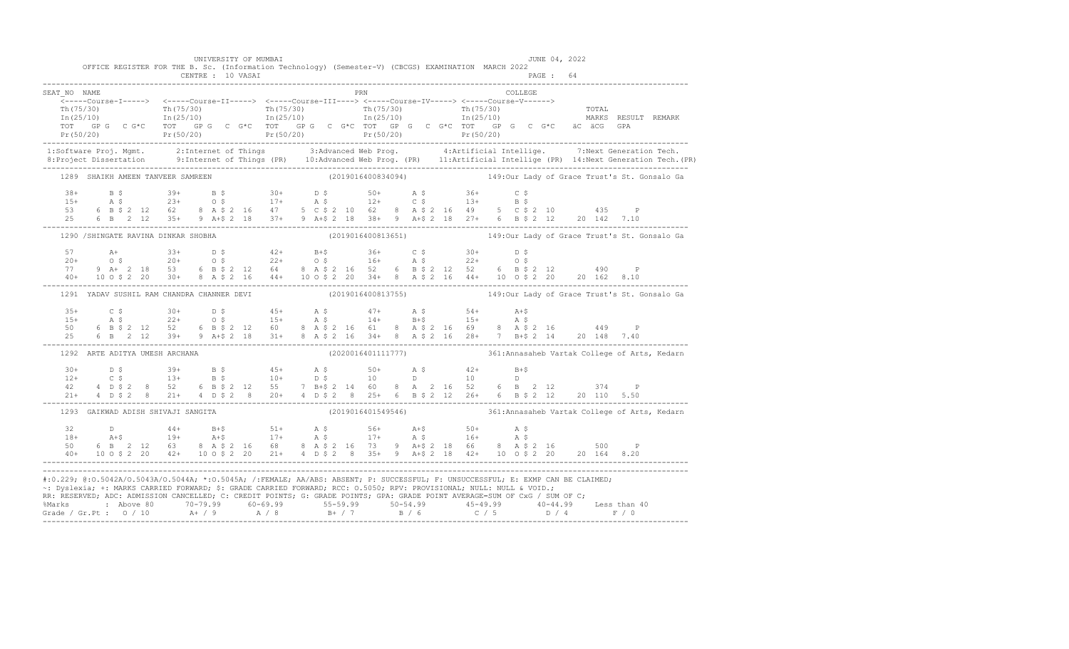UNIVERSITY OF MUMBAI

JUNE 04, 2022

OFFICE REGISTER FOR THE B. Sc. (Information Technology) (Semester-V) (CBCGS) EXAMINATION MARCH 2022

CENTRE : 10 VASAI

```
SEAT_NO  NAME                                                  PRN                                      COLLEGE
    <-----Course-I-----> <-----Course-II-----> <-----Course-III----> <-----Course-IV-----> <-----Course-V------>
    Th(75/30)            Th(75/30)             Th(75/30)             Th(75/30)             Th(75/30)                TOTAL
    In(25/10)            In(25/10)             In(25/10)             In(25/10)             In(25/10)                MARKS  RESULT  REMARK
    TOT  GP G  C G*C     TOT  GP G  C  G*C     TOT  GP G  C  G*C     TOT  GP G  C  G*C     TOT  GP G  C  G*C   äC  äCG  GPA
    Pr(50/20)            Pr(50/20)             Pr(50/20)             Pr(50/20)             Pr(50/20)
```

1:Software Proj. Mgmt. 2:Internet of Things 3:Advanced Web Prog. 4:Artificial Intellige. 7:Next Generation Tech.
8:Project Dissertation 9:Internet of Things (PR) 10:Advanced Web Prog. (PR) 11:Artificial Intellige (PR) 14:Next Generation Tech.(PR)

```
1289  SHAIKH AMEEN TANVEER SAMREEN                         (2019016400834094)          149:Our Lady of Grace Trust's St. Gonsalo Ga

    38+      B $        39+     B $        30+     D $        50+     A $        36+      C $
    15+      A $        23+     O $        17+     A $        12+     C $        13+      B $
    53     6 B $ 2 12   62    8 A $ 2 16   47    5 C $ 2 10   62    8 A $ 2 16   49     5 C $ 2 10          435     P
    25     6 B   2 12   35+   9 A+$ 2 18   37+   9 A+$ 2 18   38+   9 A+$ 2 18   27+    6 B $ 2 12    20 142  7.10

1290 /SHINGATE RAVINA DINKAR SHOBHA                        (2019016400813651)          149:Our Lady of Grace Trust's St. Gonsalo Ga

    57       A+         33+     D $        42+     B+$        36+     C $        30+      D $
    20+      O $        20+     O $        22+     O $        16+     A $        22+      O $
    77     9 A+ 2 18    53    6 B $ 2 12   64    8 A $ 2 16   52    6 B $ 2 12   52     6 B $ 2 12          490     P
    40+   10 O $ 2 20   30+   8 A $ 2 16   44+  10 O $ 2 20   34+   8 A $ 2 16   44+   10 O $ 2 20    20 162  8.10

1291  YADAV SUSHIL RAM CHANDRA CHANNER DEVI                (2019016400813755)          149:Our Lady of Grace Trust's St. Gonsalo Ga

    35+      C $        30+     D $        45+     A $        47+     A $        54+      A+$
    15+      A $        22+     O $        15+     A $        14+     B+$        15+      A $
    50     6 B $ 2 12   52    6 B $ 2 12   60    8 A $ 2 16   61    8 A $ 2 16   69     8 A $ 2 16          449     P
    25     6 B   2 12   39+   9 A+$ 2 18   31+   8 A $ 2 16   34+   8 A $ 2 16   28+    7 B+$ 2 14    20 148  7.40

1292  ARTE ADITYA UMESH ARCHANA                            (2020016401111777)          361:Annasaheb Vartak College of Arts, Kedarn

    30+      D $        39+     B $        45+     A $        50+     A $        42+      B+$
    12+      C $        13+     B $        10+     D $        10      D          10       D
    42     4 D $ 2  8   52    6 B $ 2 12   55    7 B+$ 2 14   60    8 A   2 16   52     6 B   2 12          374     P
    21+    4 D $ 2  8   21+   4 D $ 2  8   20+   4 D $ 2  8   25+   6 B $ 2 12   26+    6 B $ 2 12    20 110  5.50

1293  GAIKWAD ADISH SHIVAJI SANGITA                        (2019016401549546)          361:Annasaheb Vartak College of Arts, Kedarn

    32       D          44+     B+$        51+     A $        56+     A+$        50+      A $
    18+      A+$        19+     A+$        17+     A $        17+     A $        16+      A $
    50     6 B   2 12   63    8 A $ 2 16   68    8 A $ 2 16   73    9 A+$ 2 18   66     8 A $ 2 16          500     P
    40+   10 O $ 2 20   42+  10 O $ 2 20   21+   4 D $ 2  8   35+   9 A+$ 2 18   42+   10 O $ 2 20    20 164  8.20
```

#:0.229; @:O.5042A/O.5043A/O.5044A; *:O.5045A; /:FEMALE; AA/ABS: ABSENT; P: SUCCESSFUL; F: UNSUCCESSFUL; E: EXMP CAN BE CLAIMED;
~: Dyslexia; +: MARKS CARRIED FORWARD; $: GRADE CARRIED FORWARD; RCC: O.5050; RPV: PROVISIONAL; NULL: NULL & VOID.;
RR: RESERVED; ADC: ADMISSION CANCELLED; C: CREDIT POINTS; G: GRADE POINTS; GPA: GRADE POINT AVERAGE=SUM OF CxG / SUM OF C;

| %Marks | : Above 80 | 70-79.99 | 60-69.99 | 55-59.99 | 50-54.99 | 45-49.99 | 40-44.99 | Less than 40 |
|---|---|---|---|---|---|---|---|---|
| Grade / Gr.Pt : | O / 10 | A+ / 9 | A / 8 | B+ / 7 | B / 6 | C / 5 | D / 4 | F / 0 |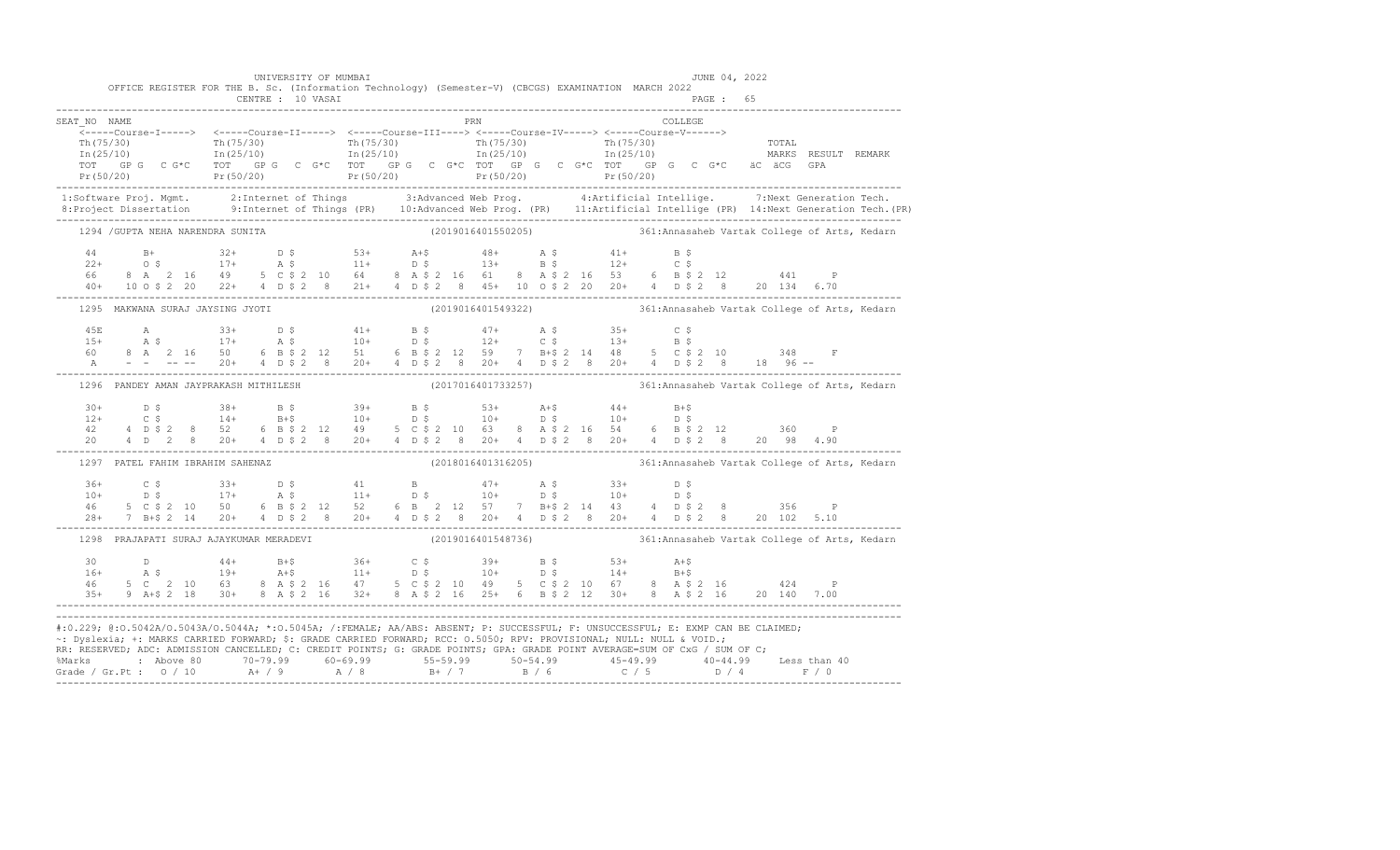UNIVERSITY OF MUMBAI  JUNE 04, 2022

OFFICE REGISTER FOR THE B. Sc. (Information Technology) (Semester-V) (CBCGS) EXAMINATION MARCH 2022

CENTRE : 10 VASAI  PAGE : 65

```
SEAT_NO  NAME                                               PRN                              COLLEGE
    <-----Course-I-----> <-----Course-II-----> <-----Course-III----> <-----Course-IV-----> <-----Course-V------>
    Th(75/30)            Th(75/30)             Th(75/30)             Th(75/30)             Th(75/30)                TOTAL
    In(25/10)            In(25/10)             In(25/10)             In(25/10)             In(25/10)                MARKS  RESULT  REMARK
    TOT  GP G  C G*C     TOT  GP G  C G*C      TOT  GP G  C G*C      TOT  GP G  C G*C      TOT  GP G  C G*C   äC äCG  GPA
    Pr(50/20)            Pr(50/20)             Pr(50/20)             Pr(50/20)             Pr(50/20)

 1:Software Proj. Mgmt.      2:Internet of Things          3:Advanced Web Prog.         4:Artificial Intellige.      7:Next Generation Tech.
 8:Project Dissertation      9:Internet of Things (PR)     10:Advanced Web Prog. (PR)   11:Artificial Intellige (PR)  14:Next Generation Tech.(PR)

    1294 /GUPTA NEHA NARENDRA SUNITA                        (2019016401550205)          361:Annasaheb Vartak College of Arts, Kedarn

    44       B+          32+      D $         53+      A+$         48+      A $         41+      B $
    22+      O $         17+      A $         11+      D $         13+      B $         12+      C $
    66    8  A  2 16     49    5  C $ 2 10    64    8  A $ 2 16    61    8  A $ 2 16    53    6  B $ 2 12          441     P
    40+  10  O $ 2 20    22+   4  D $ 2  8    21+   4  D $ 2  8    45+  10  O $ 2 20    20+   4  D $ 2  8    20 134  6.70

    1295  MAKWANA SURAJ JAYSING JYOTI                       (2019016401549322)          361:Annasaheb Vartak College of Arts, Kedarn

    45E      A           33+      D $         41+      B $         47+      A $         35+      C $
    15+      A $         17+      A $         10+      D $         12+      C $         13+      B $
    60    8  A  2 16     50    6  B $ 2 12    51    6  B $ 2 12    59    7  B+$ 2 14    48    5  C $ 2 10          348     F
    A     -  -  -- --    20+   4  D $ 2  8    20+   4  D $ 2  8    20+   4  D $ 2  8    20+   4  D $ 2  8    18  96 --

    1296  PANDEY AMAN JAYPRAKASH MITHILESH                  (2017016401733257)          361:Annasaheb Vartak College of Arts, Kedarn

    30+      D $         38+      B $         39+      B $         53+      A+$         44+      B+$
    12+      C $         14+      B+$         10+      D $         10+      D $         10+      D $
    42    4  D $ 2  8    52    6  B $ 2 12    49    5  C $ 2 10    63    8  A $ 2 16    54    6  B $ 2 12          360     P
    20    4  D  2  8     20+   4  D $ 2  8    20+   4  D $ 2  8    20+   4  D $ 2  8    20+   4  D $ 2  8    20  98  4.90

    1297  PATEL FAHIM IBRAHIM SAHENAZ                       (2018016401316205)          361:Annasaheb Vartak College of Arts, Kedarn

    36+      C $         33+      D $         41       B           47+      A $         33+      D $
    10+      D $         17+      A $         11+      D $         10+      D $         10+      D $
    46    5  C $ 2 10    50    6  B $ 2 12    52    6  B  2 12     57    7  B+$ 2 14    43    4  D $ 2  8          356     P
    28+   7  B+$ 2 14    20+   4  D $ 2  8    20+   4  D $ 2  8    20+   4  D $ 2  8    20+   4  D $ 2  8    20 102  5.10

    1298  PRAJAPATI SURAJ AJAYKUMAR MERADEVI                (2019016401548736)          361:Annasaheb Vartak College of Arts, Kedarn

    30       D           44+      B+$         36+      C $         39+      B $         53+      A+$
    16+      A $         19+      A+$         11+      D $         10+      D $         14+      B+$
    46    5  C  2 10     63    8  A $ 2 16    47    5  C $ 2 10    49    5  C $ 2 10    67    8  A $ 2 16          424     P
    35+   9  A+$ 2 18    30+   8  A $ 2 16    32+   8  A $ 2 16    25+   6  B $ 2 12    30+   8  A $ 2 16    20 140  7.00
```

#:O.229; @:O.5042A/O.5043A/O.5044A; *:O.5045A; /:FEMALE; AA/ABS: ABSENT; P: SUCCESSFUL; F: UNSUCCESSFUL; E: EXMP CAN BE CLAIMED;
~: Dyslexia; +: MARKS CARRIED FORWARD; $: GRADE CARRIED FORWARD; RCC: O.5050; RPV: PROVISIONAL; NULL: NULL & VOID.;
RR: RESERVED; ADC: ADMISSION CANCELLED; C: CREDIT POINTS; G: GRADE POINTS; GPA: GRADE POINT AVERAGE=SUM OF CxG / SUM OF C;

| %Marks | : Above 80 | 70-79.99 | 60-69.99 | 55-59.99 | 50-54.99 | 45-49.99 | 40-44.99 | Less than 40 |
|---|---|---|---|---|---|---|---|---|
| Grade / Gr.Pt : | O / 10 | A+ / 9 | A / 8 | B+ / 7 | B / 6 | C / 5 | D / 4 | F / 0 |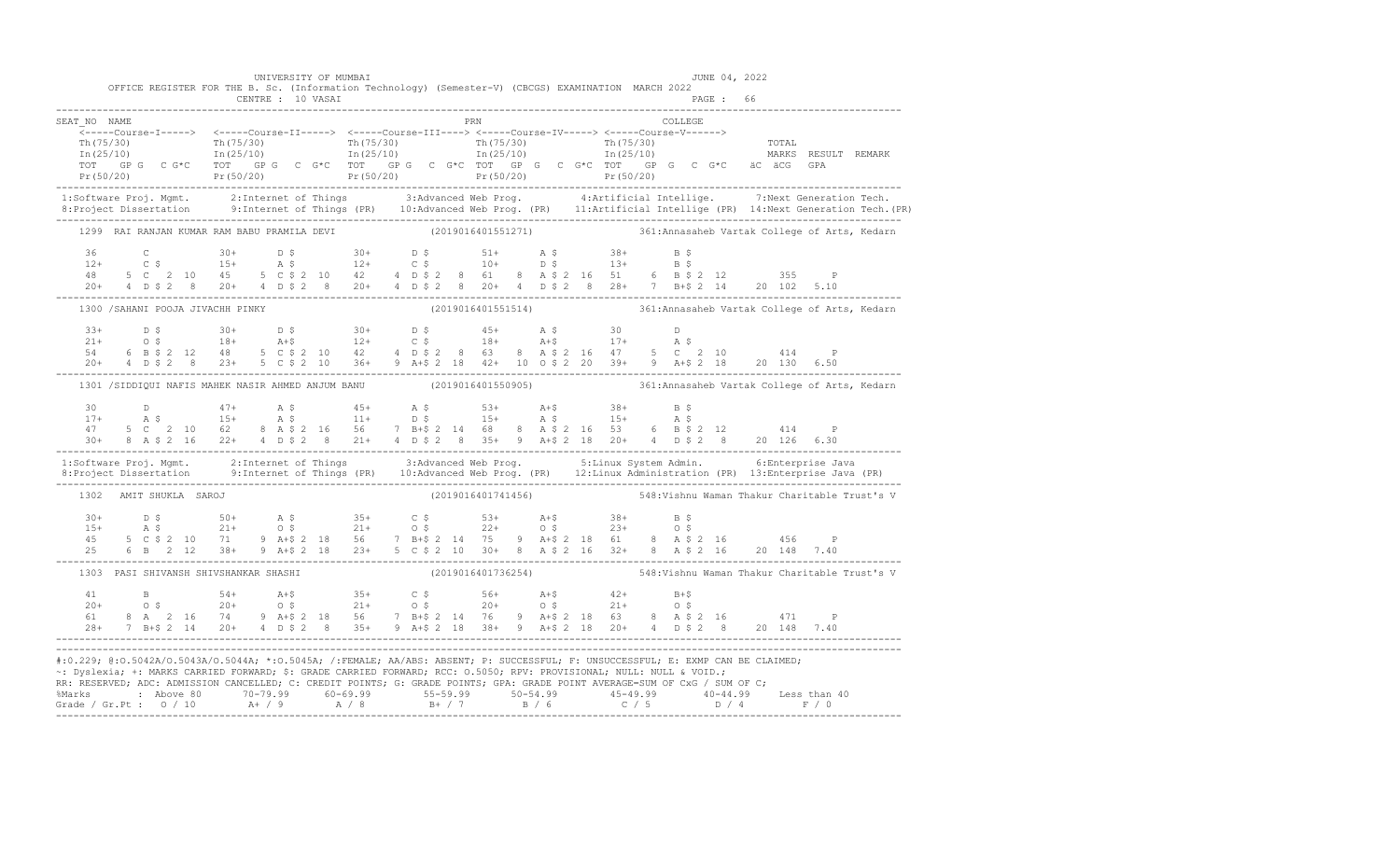UNIVERSITY OF MUMBAI — JUNE 04, 2022

OFFICE REGISTER FOR THE B. Sc. (Information Technology) (Semester-V) (CBCGS) EXAMINATION MARCH 2022

CENTRE : 10 VASAI — PAGE : 66

```
SEAT_NO  NAME                                                          PRN                              COLLEGE
    <-----Course-I-----> <-----Course-II-----> <-----Course-III----> <-----Course-IV-----> <-----Course-V------>
    Th(75/30)            Th(75/30)             Th(75/30)             Th(75/30)             Th(75/30)              TOTAL
    In(25/10)            In(25/10)             In(25/10)             In(25/10)             In(25/10)              MARKS  RESULT  REMARK
    TOT  GP G  C G*C     TOT  GP G  C G*C      TOT  GP G  C G*C      TOT  GP G  C G*C      TOT  GP G  C G*C    äC  äCG  GPA
    Pr(50/20)            Pr(50/20)             Pr(50/20)             Pr(50/20)             Pr(50/20)
```

1:Software Proj. Mgmt. 2:Internet of Things 3:Advanced Web Prog. 4:Artificial Intellige. 7:Next Generation Tech.
8:Project Dissertation 9:Internet of Things (PR) 10:Advanced Web Prog. (PR) 11:Artificial Intellige (PR) 14:Next Generation Tech.(PR)

```
1299  RAI RANJAN KUMAR RAM BABU PRAMILA DEVI               (2019016401551271)         361:Annasaheb Vartak College of Arts, Kedarn

    36      C          30+     D $         30+     D $         51+     A $         38+     B $
    12+     C $        15+     A $         12+     C $         10+     D $         13+     B $
    48   5 C  2 10     45   5 C $ 2 10     42   4 D $ 2  8     61   8 A $ 2 16     51   6 B $ 2 12        355     P
    20+  4 D $ 2  8    20+  4 D $ 2  8     20+  4 D $ 2  8     20+  4 D $ 2  8     28+  7 B+$ 2 14    20 102  5.10

1300 /SAHANI POOJA JIVACHH PINKY                             (2019016401551514)         361:Annasaheb Vartak College of Arts, Kedarn

    33+     D $        30+     D $         30+     D $         45+     A $         30      D
    21+     O $        18+     A+$         12+     C $         18+     A+$         17+     A $
    54   6 B $ 2 12    48   5 C $ 2 10     42   4 D $ 2  8     63   8 A $ 2 16     47   5 C  2 10         414     P
    20+  4 D $ 2  8    23+  5 C $ 2 10     36+  9 A+$ 2 18     42+ 10 O $ 2 20     39+  9 A+$ 2 18    20 130  6.50

1301 /SIDDIQUI NAFIS MAHEK NASIR AHMED ANJUM BANU           (2019016401550905)         361:Annasaheb Vartak College of Arts, Kedarn

    30      D          47+     A $         45+     A $         53+     A+$         38+     B $
    17+     A $        15+     A $         11+     D $         15+     A $         15+     A $
    47   5 C  2 10     62   8 A $ 2 16     56   7 B+$ 2 14     68   8 A $ 2 16     53   6 B $ 2 12        414     P
    30+  8 A $ 2 16    22+  4 D $ 2  8     21+  4 D $ 2  8     35+  9 A+$ 2 18     20+  4 D $ 2  8    20 126  6.30
```

1:Software Proj. Mgmt. 2:Internet of Things 3:Advanced Web Prog. 5:Linux System Admin. 6:Enterprise Java
8:Project Dissertation 9:Internet of Things (PR) 10:Advanced Web Prog. (PR) 12:Linux Administration (PR) 13:Enterprise Java (PR)

```
1302  AMIT SHUKLA SAROJ                                      (2019016401741456)         548:Vishnu Waman Thakur Charitable Trust's V

    30+     D $        50+     A $         35+     C $         53+     A+$         38+     B $
    15+     A $        21+     O $         21+     O $         22+     O $         23+     O $
    45   5 C $ 2 10    71   9 A+$ 2 18     56   7 B+$ 2 14     75   9 A+$ 2 18     61   8 A $ 2 16        456     P
    25   6 B  2 12     38+  9 A+$ 2 18     23+  5 C $ 2 10     30+  8 A $ 2 16     32+  8 A $ 2 16    20 148  7.40

1303  PASI SHIVANSH SHIVSHANKAR SHASHI                       (2019016401736254)         548:Vishnu Waman Thakur Charitable Trust's V

    41      B          54+     A+$         35+     C $         56+     A+$         42+     B+$
    20+     O $        20+     O $         21+     O $         20+     O $         21+     O $
    61   8 A  2 16     74   9 A+$ 2 18     56   7 B+$ 2 14     76   9 A+$ 2 18     63   8 A $ 2 16        471     P
    28+  7 B+$ 2 14    20+  4 D $ 2  8     35+  9 A+$ 2 18     38+  9 A+$ 2 18     20+  4 D $ 2  8    20 148  7.40
```

#:0.229; @:O.5042A/O.5043A/O.5044A; *:O.5045A; /:FEMALE; AA/ABS: ABSENT; P: SUCCESSFUL; F: UNSUCCESSFUL; E: EXMP CAN BE CLAIMED;
~: Dyslexia; +: MARKS CARRIED FORWARD; $: GRADE CARRIED FORWARD; RCC: O.5050; RPV: PROVISIONAL; NULL: NULL & VOID.;
RR: RESERVED; ADC: ADMISSION CANCELLED; C: CREDIT POINTS; G: GRADE POINTS; GPA: GRADE POINT AVERAGE=SUM OF CxG / SUM OF C;

| %Marks | Above 80 | 70-79.99 | 60-69.99 | 55-59.99 | 50-54.99 | 45-49.99 | 40-44.99 | Less than 40 |
|---|---|---|---|---|---|---|---|---|
| Grade / Gr.Pt : | O / 10 | A+ / 9 | A / 8 | B+ / 7 | B / 6 | C / 5 | D / 4 | F / 0 |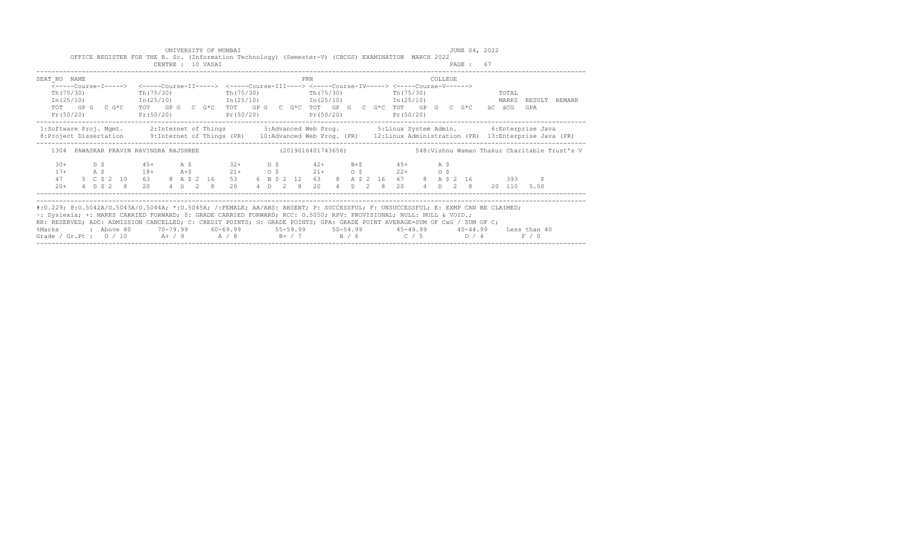UNIVERSITY OF MUMBAI

OFFICE REGISTER FOR THE B. Sc. (Information Technology) (Semester-V) (CBCGS) EXAMINATION MARCH 2022

CENTRE : 10 VASAI

JUNE 04, 2022

PAGE : 67

```
SEAT_NO  NAME                                                          PRN                                 COLLEGE
    <-----Course-I-----> <-----Course-II-----> <-----Course-III----> <-----Course-IV-----> <-----Course-V------>
    Th(75/30)            Th(75/30)             Th(75/30)             Th(75/30)             Th(75/30)                 TOTAL
    In(25/10)            In(25/10)             In(25/10)             In(25/10)             In(25/10)                 MARKS  RESULT  REMARK
    TOT   GP G   C G*C   TOT   GP G   C  G*C   TOT   GP G   C  G*C  TOT   GP  G   C  G*C  TOT   GP  G   C  G*C   äC  äCG   GPA
    Pr(50/20)            Pr(50/20)             Pr(50/20)             Pr(50/20)             Pr(50/20)
```

1:Software Proj. Mgmt. 2:Internet of Things 3:Advanced Web Prog. 5:Linux System Admin. 6:Enterprise Java
8:Project Dissertation 9:Internet of Things (PR) 10:Advanced Web Prog. (PR) 12:Linux Administration (PR) 13:Enterprise Java (PR)

```
 1304  PAWASKAR PRAVIN RAVINDRA RAJSHREE                         (2019016401743656)              548:Vishnu Waman Thakur Charitable Trust's V

    30+      D $         45+      A $         32+      D $         42+      B+$         45+      A $
    17+      A $         18+      A+$         21+      O $         21+      O $         22+      O $
    47    5  C $ 2  10   63    8  A $ 2  16   53    6  B $ 2  12   63    8  A $ 2  16   67    8  A $ 2  16          393     P
    20+   4  D $ 2   8   20    4  D   2   8   20    4  D   2   8   20    4  D   2   8   20    4  D   2   8     20  110   5.50
```

#:0.229; @:O.5042A/O.5043A/O.5044A; *:O.5045A; /:FEMALE; AA/ABS: ABSENT; P: SUCCESSFUL; F: UNSUCCESSFUL; E: EXMP CAN BE CLAIMED;
~: Dyslexia; +: MARKS CARRIED FORWARD; $: GRADE CARRIED FORWARD; RCC: O.5050; RPV: PROVISIONAL; NULL: NULL & VOID.;
RR: RESERVED; ADC: ADMISSION CANCELLED; C: CREDIT POINTS; G: GRADE POINTS; GPA: GRADE POINT AVERAGE=SUM OF CxG / SUM OF C;

| %Marks | Above 80 | 70-79.99 | 60-69.99 | 55-59.99 | 50-54.99 | 45-49.99 | 40-44.99 | Less than 40 |
|---|---|---|---|---|---|---|---|---|
| Grade / Gr.Pt : | O / 10 | A+ / 9 | A / 8 | B+ / 7 | B / 6 | C / 5 | D / 4 | F / 0 |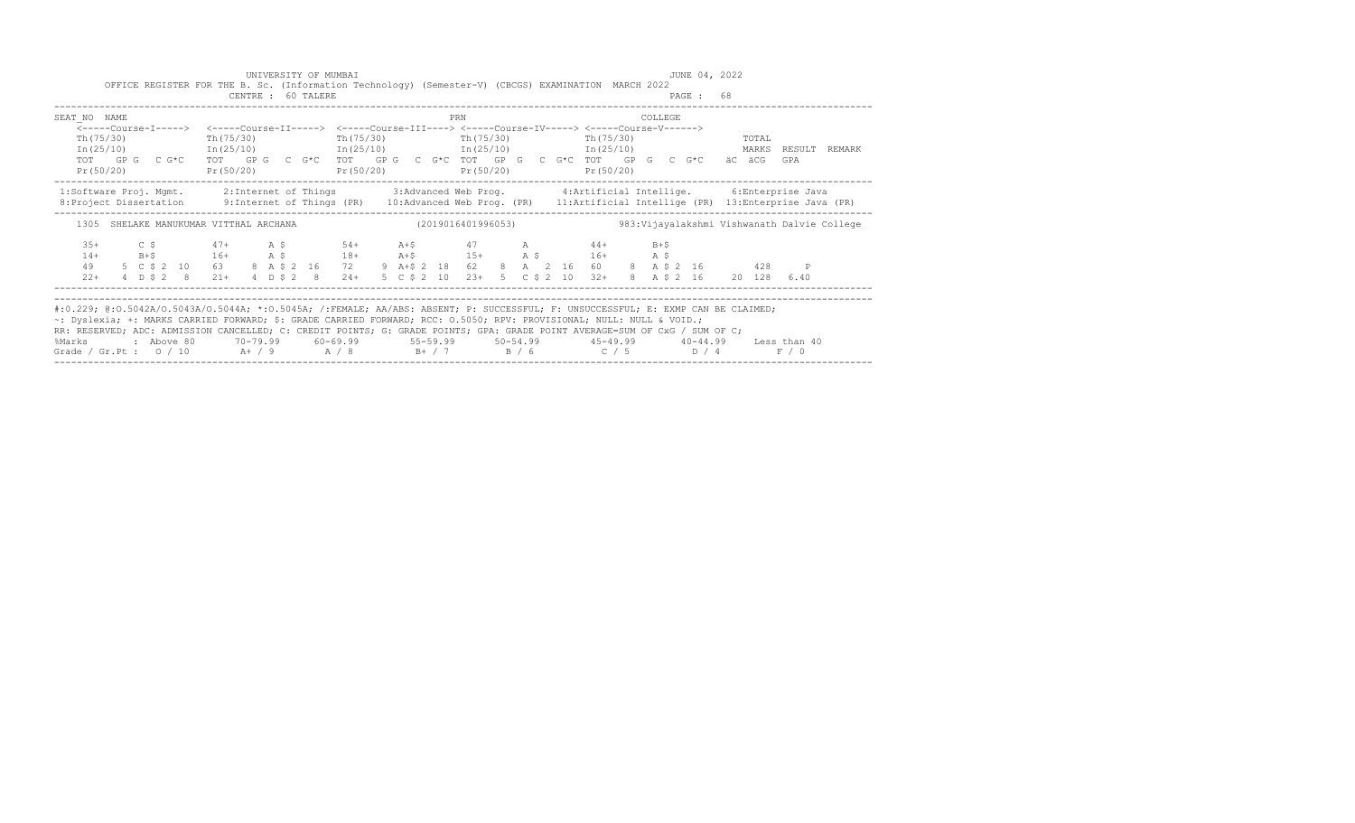UNIVERSITY OF MUMBAI

JUNE 04, 2022

OFFICE REGISTER FOR THE B. Sc. (Information Technology) (Semester-V) (CBCGS) EXAMINATION MARCH 2022

CENTRE : 60 TALERE

PAGE : 68

```
SEAT_NO  NAME                                                    PRN                              COLLEGE
    <-----Course-I-----> <-----Course-II-----> <-----Course-III----> <-----Course-IV-----> <-----Course-V------>
    Th(75/30)            Th(75/30)             Th(75/30)             Th(75/30)             Th(75/30)                 TOTAL
    In(25/10)            In(25/10)             In(25/10)             In(25/10)             In(25/10)                 MARKS  RESULT  REMARK
    TOT   GP G  C G*C    TOT   GP G  C G*C     TOT   GP G  C G*C     TOT   GP  G  C G*C   TOT   GP G  C G*C    äC äCG   GPA
    Pr(50/20)            Pr(50/20)             Pr(50/20)             Pr(50/20)             Pr(50/20)
```

```
 1:Software Proj. Mgmt.     2:Internet of Things        3:Advanced Web Prog.        4:Artificial Intellige.       6:Enterprise Java
 8:Project Dissertation     9:Internet of Things (PR)   10:Advanced Web Prog. (PR)   11:Artificial Intellige (PR)  13:Enterprise Java (PR)
```

```
    1305  SHELAKE MANUKUMAR VITTHAL ARCHANA                     (2019016401996053)          983:Vijayalakshmi Vishwanath Dalvie College

     35+      C $         47+      A $         54+      A+$         47      A          44+       B+$
     14+      B+$         16+      A $         18+      A+$         15+     A $        16+       A $
     49    5  C $ 2  10   63    8  A $ 2  16   72    9  A+$ 2  18   62   8  A   2  16  60    8  A $ 2  16          428      P
     22+   4  D $ 2  8    21+   4  D $ 2  8    24+   5  C $ 2  10   23+  5  C $ 2  10  32+   8  A $ 2  16     20  128   6.40
```

#:0.229; @:O.5042A/O.5043A/O.5044A; *:O.5045A; /:FEMALE; AA/ABS: ABSENT; P: SUCCESSFUL; F: UNSUCCESSFUL; E: EXMP CAN BE CLAIMED;
~: Dyslexia; +: MARKS CARRIED FORWARD; $: GRADE CARRIED FORWARD; RCC: O.5050; RPV: PROVISIONAL; NULL: NULL & VOID.;
RR: RESERVED; ADC: ADMISSION CANCELLED; C: CREDIT POINTS; G: GRADE POINTS; GPA: GRADE POINT AVERAGE=SUM OF CxG / SUM OF C;

| %Marks | : Above 80 | 70-79.99 | 60-69.99 | 55-59.99 | 50-54.99 | 45-49.99 | 40-44.99 | Less than 40 |
|---|---|---|---|---|---|---|---|---|
| Grade / Gr.Pt : | O / 10 | A+ / 9 | A / 8 | B+ / 7 | B / 6 | C / 5 | D / 4 | F / 0 |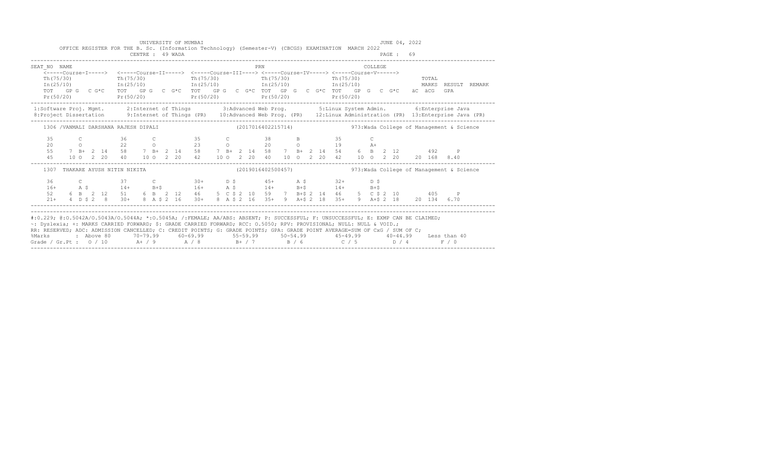UNIVERSITY OF MUMBAI

JUNE 04, 2022

OFFICE REGISTER FOR THE B. Sc. (Information Technology) (Semester-V) (CBCGS) EXAMINATION MARCH 2022

CENTRE : 49 WADA

PAGE : 69

```
SEAT_NO  NAME                                                                   PRN                               COLLEGE
   <-----Course-I-----> <-----Course-II-----> <-----Course-III----> <-----Course-IV-----> <-----Course-V------>
   Th(75/30)            Th(75/30)             Th(75/30)             Th(75/30)             Th(75/30)                 TOTAL
   In(25/10)            In(25/10)             In(25/10)             In(25/10)             In(25/10)                 MARKS  RESULT  REMARK
   TOT   GP G  C G*C    TOT   GP G  C  G*C    TOT   GP G  C  G*C  TOT  GP G  C  G*C  TOT   GP  G  C  G*C   äC  äCG   GPA
   Pr(50/20)            Pr(50/20)             Pr(50/20)             Pr(50/20)             Pr(50/20)
```

```
 1:Software Proj. Mgmt.     2:Internet of Things         3:Advanced Web Prog.          5:Linux System Admin.         6:Enterprise Java
 8:Project Dissertation     9:Internet of Things (PR)    10:Advanced Web Prog. (PR)    12:Linux Administration (PR)  13:Enterprise Java (PR)
```

```
  1306 /VANMALI DARSHANA RAJESH DIPALI                    (2017016402215714)            973:Wada College of Management & Science

   35       C          36       C          35       C          38       B          35       C
   20       O          22       O          23       O          20       O          19       A+
   55    7 B+  2  14   58    7 B+  2  14   58    7 B+  2  14   58    7  B+  2  14   54    6  B   2  12        492     P
   45   10 O   2  20   40   10 O   2  20   42   10 O   2  20   40   10  O   2  20   42   10  O   2  20    20  168  8.40
```

```
  1307  THAKARE AYUSH NITIN NIKITA                        (2019016402500457)            973:Wada College of Management & Science

   36       C          37       C          30+      D $        45+      A $        32+      D $
   16+      A $        14+      B+$        16+      A $        14+      B+$        14+      B+$
   52    6 B   2  12   51    6 B   2  12   46    5 C $ 2  10   59    7  B+$ 2  14   46    5  C $ 2  10        405     P
   21+   4 D $ 2   8   30+   8 A $ 2  16   30+   8 A $ 2  16   35+   9  A+$ 2  18   35+   9  A+$ 2  18    20  134  6.70
```

#:0.229; @:O.5042A/O.5043A/O.5044A; *:O.5045A; /:FEMALE; AA/ABS: ABSENT; P: SUCCESSFUL; F: UNSUCCESSFUL; E: EXMP CAN BE CLAIMED;
~: Dyslexia; +: MARKS CARRIED FORWARD; $: GRADE CARRIED FORWARD; RCC: O.5050; RPV: PROVISIONAL; NULL: NULL & VOID.;
RR: RESERVED; ADC: ADMISSION CANCELLED; C: CREDIT POINTS; G: GRADE POINTS; GPA: GRADE POINT AVERAGE=SUM OF CxG / SUM OF C;

| %Marks | : Above 80 | 70-79.99 | 60-69.99 | 55-59.99 | 50-54.99 | 45-49.99 | 40-44.99 | Less than 40 |
|---|---|---|---|---|---|---|---|---|
| Grade / Gr.Pt : | O / 10 | A+ / 9 | A / 8 | B+ / 7 | B / 6 | C / 5 | D / 4 | F / 0 |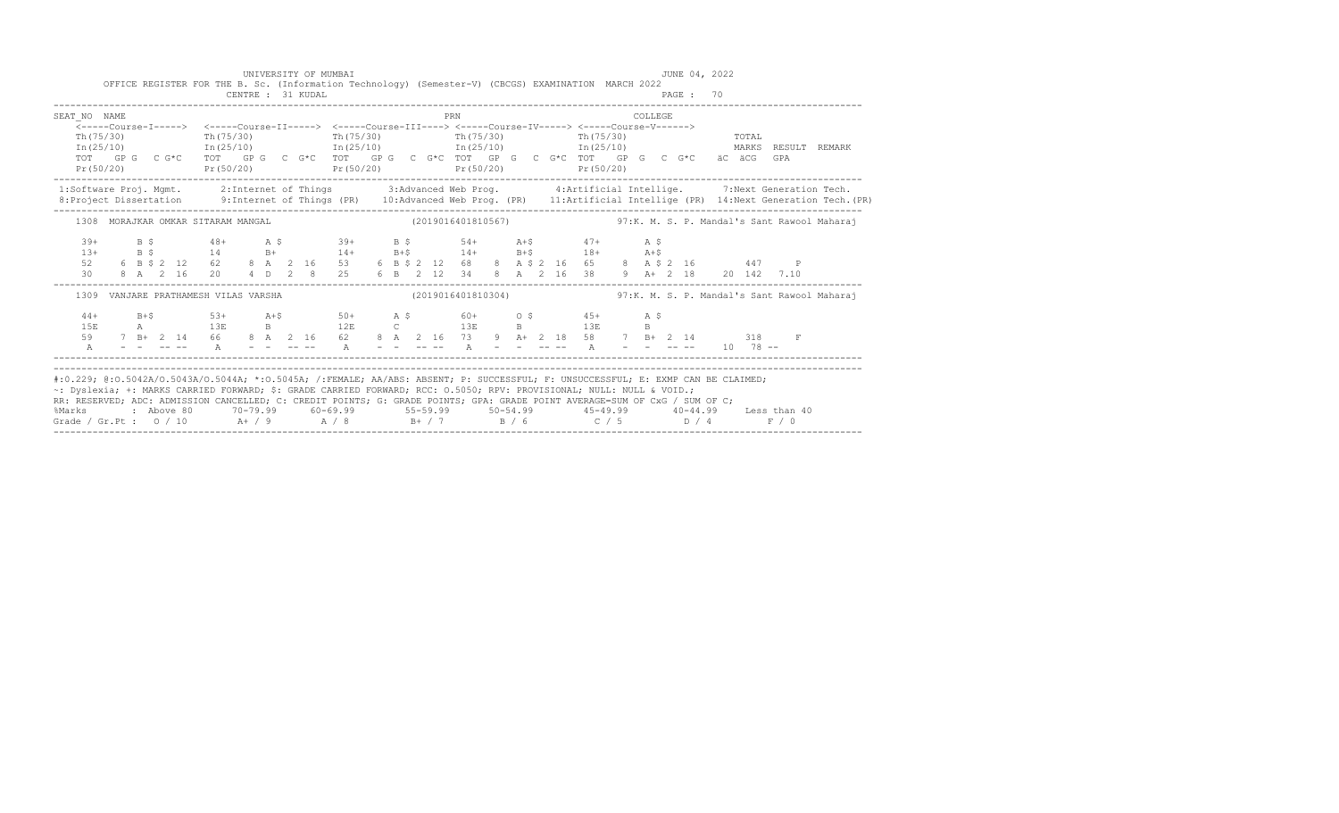UNIVERSITY OF MUMBAI

OFFICE REGISTER FOR THE B. Sc. (Information Technology) (Semester-V) (CBCGS) EXAMINATION MARCH 2022

CENTRE : 31 KUDAL

JUNE 04, 2022

PAGE : 70

```
SEAT_NO  NAME                                                   PRN                              COLLEGE
    <-----Course-I-----> <-----Course-II-----> <-----Course-III----> <-----Course-IV-----> <-----Course-V------>
    Th(75/30)            Th(75/30)             Th(75/30)             Th(75/30)             Th(75/30)                  TOTAL
    In(25/10)            In(25/10)             In(25/10)             In(25/10)             In(25/10)                  MARKS  RESULT  REMARK
    TOT   GP G  C G*C    TOT   GP G  C G*C     TOT   GP G  C G*C     TOT   GP G  C G*C     TOT   GP G  C G*C    äC äCG  GPA
    Pr(50/20)            Pr(50/20)             Pr(50/20)             Pr(50/20)             Pr(50/20)
```

1:Software Proj. Mgmt. 2:Internet of Things 3:Advanced Web Prog. 4:Artificial Intellige. 7:Next Generation Tech.
8:Project Dissertation 9:Internet of Things (PR) 10:Advanced Web Prog. (PR) 11:Artificial Intellige (PR) 14:Next Generation Tech.(PR)

```
    1308  MORAJKAR OMKAR SITARAM MANGAL                      (2019016401810567)              97:K. M. S. P. Mandal's Sant Rawool Maharaj

     39+      B $         48+      A $         39+      B $        54+      A+$        47+       A $
     13+      B $         14       B+          14+      B+$        14+      B+$        18+       A+$
     52    6  B $ 2  12   62    8  A   2  16   53    6  B $ 2  12  68    8  A $ 2  16  65    8   A $ 2  16        447     P
     30    8  A   2  16   20    4  D   2  8    25    6  B   2  12  34    8  A   2  16  38    9   A+  2  18     20  142  7.10

    1309  VANJARE PRATHAMESH VILAS VARSHA                    (2019016401810304)              97:K. M. S. P. Mandal's Sant Rawool Maharaj

     44+      B+$         53+      A+$         50+      A $        60+      O $        45+       A $
     15E      A           13E      B           12E      C          13E      B          13E       B
     59    7  B+  2  14   66    8  A   2  16   62    8  A   2  16  73    9  A+  2  18  58    7   B+  2  14        318     F
      A    -  -   -- --    A    -  -   -- --    A    -  -   -- --   A    -  -   -- --   A    -   -   -- --     10   78 --
```

#:0.229; @:O.5042A/O.5043A/O.5044A; *:O.5045A; /:FEMALE; AA/ABS: ABSENT; P: SUCCESSFUL; F: UNSUCCESSFUL; E: EXMP CAN BE CLAIMED;
~: Dyslexia; +: MARKS CARRIED FORWARD; $: GRADE CARRIED FORWARD; RCC: O.5050; RPV: PROVISIONAL; NULL: NULL & VOID.;
RR: RESERVED; ADC: ADMISSION CANCELLED; C: CREDIT POINTS; G: GRADE POINTS; GPA: GRADE POINT AVERAGE=SUM OF CxG / SUM OF C;

| %Marks | : Above 80 | 70-79.99 | 60-69.99 | 55-59.99 | 50-54.99 | 45-49.99 | 40-44.99 | Less than 40 |
|---|---|---|---|---|---|---|---|---|
| Grade / Gr.Pt | : O / 10 | A+ / 9 | A / 8 | B+ / 7 | B / 6 | C / 5 | D / 4 | F / 0 |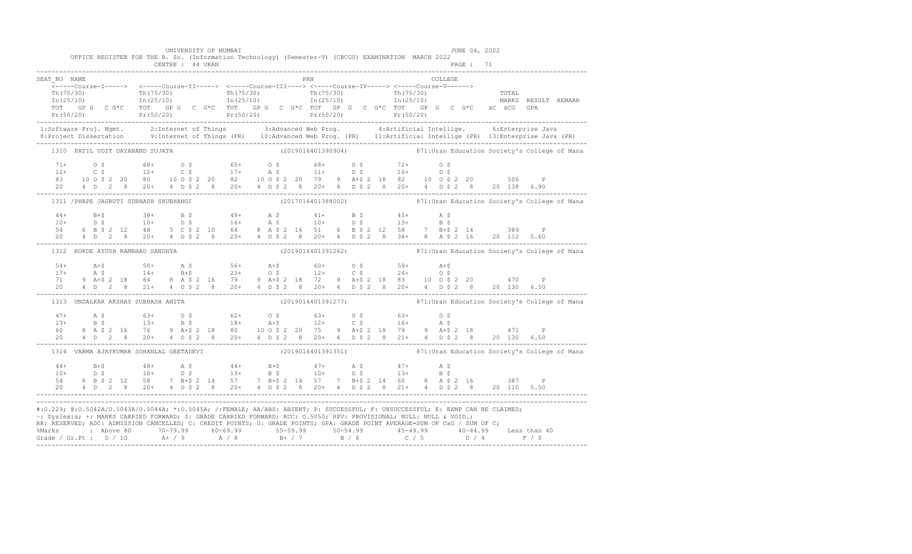UNIVERSITY OF MUMBAI — JUNE 04, 2022

OFFICE REGISTER FOR THE B. Sc. (Information Technology) (Semester-V) (CBCGS) EXAMINATION MARCH 2022

CENTRE : 44 URAN — PAGE : 71

```
SEAT_NO  NAME                                                    PRN                              COLLEGE
   <-----Course-I-----> <-----Course-II-----> <-----Course-III----> <-----Course-IV-----> <-----Course-V------>
   Th(75/30)            Th(75/30)             Th(75/30)             Th(75/30)             Th(75/30)                TOTAL
   In(25/10)            In(25/10)             In(25/10)             In(25/10)             In(25/10)                MARKS  RESULT  REMARK
   TOT  GP G  C G*C     TOT  GP G  C  G*C     TOT  GP G  C  G*C     TOT  GP G  C  G*C     TOT  GP G  C  G*C       äC  äCG  GPA
   Pr(50/20)            Pr(50/20)             Pr(50/20)             Pr(50/20)             Pr(50/20)
```

1:Software Proj. Mgmt. 2:Internet of Things 3:Advanced Web Prog. 4:Artificial Intellige. 6:Enterprise Java
8:Project Dissertation 9:Internet of Things (PR) 10:Advanced Web Prog. (PR) 11:Artificial Intellige (PR) 13:Enterprise Java (PR)

```
1310  PATIL UDIT DAYANAND SUJATA                        (2019016401390904)        871:Uran Education Society's College of Mana

  71+     O $        68+     O $        65+     O $        68+     O $        72+     O $
  12+     C $        12+     C $        17+     A $        11+     D $        10+     D $
  83    10 O $ 2 20  80    10 O $ 2 20  82    10 O $ 2 20  79    9 A+$ 2 18  82    10 O $ 2 20        506    P
  20    4 D  2  8    20+   4 D $ 2  8   20+   4 D $ 2  8   20+   4 D $ 2  8  20+   4 D $ 2  8    20 138  6.90

1311 /PHAPE JAGRUTI SUBHASH SHUBHANGI                   (2017016401388002)        871:Uran Education Society's College of Mana

  44+     B+$        38+     B $        48+     A $        41+     B $        45+     A $
  10+     D $        10+     D $        16+     A $        10+     D $        13+     B $
  54    6 B $ 2 12   48    5 C $ 2 10   64    8 A $ 2 16   51    6 B $ 2 12   58    7 B+$ 2 14        389    P
  20    4 D  2  8    20+   4 D $ 2  8   20+   4 D $ 2  8   20+   4 D $ 2  8   34+   8 A $ 2 16    20 112  5.60

1312  ROKDE AYUSH RAMBHAU SANDHYA                       (2019016401391262)        871:Uran Education Society's College of Mana

  54+     A+$        50+     A $        56+     A+$        60+     O $        59+     A+$
  17+     A $        14+     B+$        23+     O $        12+     C $        24+     O $
  71    9 A+$ 2 18   64    8 A $ 2 16   79    9 A+$ 2 18  72    9 A+$ 2 18  83    10 O $ 2 20        470    P
  20    4 D  2  8    21+   4 D $ 2  8   20+   4 D $ 2  8   20+   4 D $ 2  8   20+   4 D $ 2  8    20 130  6.50

1313  UNDALKAR AKSHAY SUBHASH ANITA                     (2019016401391277)        871:Uran Education Society's College of Mana

  47+     A $        63+     O $        62+     O $        63+     O $        63+     O $
  13+     B $        13+     B $        18+     A+$        12+     C $        16+     A $
  60    8 A $ 2 16   76    9 A+$ 2 18  80    10 O $ 2 20  75    9 A+$ 2 18  79    9 A+$ 2 18        471    P
  20    4 D  2  8    20+   4 D $ 2  8   20+   4 D $ 2  8   20+   4 D $ 2  8   21+   4 D $ 2  8    20 130  6.50

1314  VARMA AJAYKUMAR SOHANLAL GEETADEVI                (2019016401391351)        871:Uran Education Society's College of Mana

  44+     B+$        48+     A $        44+     B+$        47+     A $        47+     A $
  10+     D $        10+     D $        13+     B $        10+     D $        13+     B $
  54    6 B $ 2 12   58    7 B+$ 2 14   57    7 B+$ 2 14   57    7 B+$ 2 14   60    8 A $ 2 16        387    P
  20    4 D  2  8    20+   4 D $ 2  8   20+   4 D $ 2  8   20+   4 D $ 2  8   21+   4 D $ 2  8    20 110  5.50
```

#:0.229; @:O.5042A/O.5043A/O.5044A; *:O.5045A; /:FEMALE; AA/ABS: ABSENT; P: SUCCESSFUL; F: UNSUCCESSFUL; E: EXMP CAN BE CLAIMED;
~: Dyslexia; +: MARKS CARRIED FORWARD; $: GRADE CARRIED FORWARD; RCC: O.5050; RPV: PROVISIONAL; NULL: NULL & VOID.;
RR: RESERVED; ADC: ADMISSION CANCELLED; C: CREDIT POINTS; G: GRADE POINTS; GPA: GRADE POINT AVERAGE=SUM OF CxG / SUM OF C;

| %Marks | : Above 80 | 70-79.99 | 60-69.99 | 55-59.99 | 50-54.99 | 45-49.99 | 40-44.99 | Less than 40 |
|---|---|---|---|---|---|---|---|---|
| Grade / Gr.Pt : | O / 10 | A+ / 9 | A / 8 | B+ / 7 | B / 6 | C / 5 | D / 4 | F / 0 |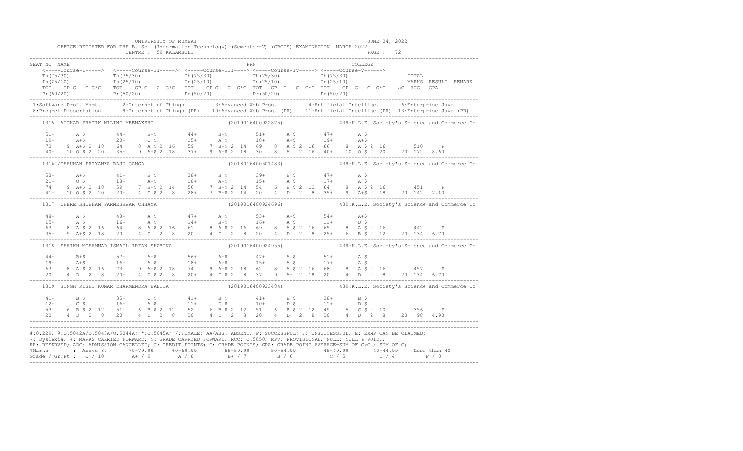UNIVERSITY OF MUMBAI

OFFICE REGISTER FOR THE B. Sc. (Information Technology) (Semester-V) (CBCGS) EXAMINATION MARCH 2022

CENTRE : 59 KALAMBOLI

JUNE 04, 2022

```
SEAT_NO  NAME                                                PRN                           COLLEGE
   <-----Course-I-----> <-----Course-II-----> <-----Course-III----> <-----Course-IV-----> <-----Course-V------>
   Th(75/30)            Th(75/30)             Th(75/30)             Th(75/30)             Th(75/30)                  TOTAL
   In(25/10)            In(25/10)             In(25/10)             In(25/10)             In(25/10)                  MARKS  RESULT  REMARK
   TOT  GP G  C G*C     TOT  GP G  C G*C      TOT  GP G  C G*C      TOT  GP G  C G*C      TOT  GP G  C G*C   äC äCG  GPA
   Pr(50/20)            Pr(50/20)             Pr(50/20)             Pr(50/20)             Pr(50/20)
---------------------------------------------------------------------------------------------------------------------------
 1:Software Proj. Mgmt.      2:Internet of Things         3:Advanced Web Prog.        4:Artificial Intellige.     6:Enterprise Java
 8:Project Dissertation      9:Internet of Things (PR)   10:Advanced Web Prog. (PR)  11:Artificial Intellige (PR) 13:Enterprise Java (PR)
---------------------------------------------------------------------------------------------------------------------------
   1315  AUCHAR PRATIK MILIND MEENAKSHI              (2019016400922875)          439:K.L.E. Society's Science and Commerce Co

   51+     A $        44+     B+$        44+     B+$        51+     A $        47+     A $
   19+     A+$        20+     O $        15+     A $        18+     A+$        19+     A+$
   70   9 A+$ 2 18    64   8 A $ 2 16    59   7 B+$ 2 14    69   8 A $ 2 16    66   8 A $ 2 16         510     P
   40+  10 O $ 2 20   35+  9 A+$ 2 18    37+  9 A+$ 2 18    30   8 A  2 16     40+  10 O $ 2 20    20 172  8.60
---------------------------------------------------------------------------------------------------------------------------
   1316 /CHAUHAN PRIYANKA RAJU GANGA                 (2018016400501483)          439:K.L.E. Society's Science and Commerce Co

   53+     A+$        41+     B $        38+     B $        39+     B $        47+     A $
   21+     O $        18+     A+$        18+     A+$        15+     A $        17+     A $
   74   9 A+$ 2 18    59   7 B+$ 2 14    56   7 B+$ 2 14    54   6 B $ 2 12    64   8 A $ 2 16         451     P
   41+  10 O $ 2 20   20+  4 D $ 2  8    28+  7 B+$ 2 14    20   4 D  2  8     35+  9 A+$ 2 18     20 142  7.10
---------------------------------------------------------------------------------------------------------------------------
   1317  DHERE SHUBHAM PARMESHWAR CHHAYA             (2019016400924696)          439:K.L.E. Society's Science and Commerce Co

   48+     A $        48+     A $        47+     A $        53+     A+$        54+     A+$
   15+     A $        16+     A $        14+     B+$        16+     A $        11+     D $
   63   8 A $ 2 16    64   8 A $ 2 16    61   8 A $ 2 16    69   8 A $ 2 16    65   8 A $ 2 16         442     P
   35+  9 A+$ 2 18    20   4 D  2  8     20   4 D  2  8     20   4 D  2  8     25+  6 B $ 2 12     20 134  6.70
---------------------------------------------------------------------------------------------------------------------------
   1318  SHAIKH MOHAMMAD ISMAIL IRFAN SHABINA        (2019016400924955)          439:K.L.E. Society's Science and Commerce Co

   44+     B+$        57+     A+$        56+     A+$        47+     A $        51+     A $
   19+     A+$        16+     A $        18+     A+$        15+     A $        17+     A $
   63   8 A $ 2 16    73   9 A+$ 2 18    74   9 A+$ 2 18    62   8 A $ 2 16    68   8 A $ 2 16         457     P
   20   4 D  2  8     20+  4 D $ 2  8    20+  4 D $ 2  8    37   9 A+ 2 18     20   4 D  2  8      20 134  6.70
---------------------------------------------------------------------------------------------------------------------------
   1319  SINGH RISHI KUMAR DHARMENDRA BABITA         (2019016400923484)          439:K.L.E. Society's Science and Commerce Co

   41+     B $        35+     C $        41+     B $        41+     B $        38+     B $
   12+     C $        16+     A $        11+     D $        10+     D $        11+     D $
   53   6 B $ 2 12    51   6 B $ 2 12    52   6 B $ 2 12    51   6 B $ 2 12    49   5 C $ 2 10         356     P
   20   4 D  2  8     20   4 D  2  8     20   4 D  2  8     20   4 D  2  8     20   4 D  2  8      20  98  4.90
---------------------------------------------------------------------------------------------------------------------------
```

#:O.229; @:O.5042A/O.5043A/O.5044A; *:O.5045A; /:FEMALE; AA/ABS: ABSENT; P: SUCCESSFUL; F: UNSUCCESSFUL; E: EXMP CAN BE CLAIMED;
~: Dyslexia; +: MARKS CARRIED FORWARD; $: GRADE CARRIED FORWARD; RCC: O.5050; RPV: PROVISIONAL; NULL: NULL & VOID.;
RR: RESERVED; ADC: ADMISSION CANCELLED; C: CREDIT POINTS; G: GRADE POINTS; GPA: GRADE POINT AVERAGE=SUM OF CxG / SUM OF C;

| %Marks | Above 80 | 70-79.99 | 60-69.99 | 55-59.99 | 50-54.99 | 45-49.99 | 40-44.99 | Less than 40 |
|---|---|---|---|---|---|---|---|---|
| Grade / Gr.Pt | O / 10 | A+ / 9 | A / 8 | B+ / 7 | B / 6 | C / 5 | D / 4 | F / 0 |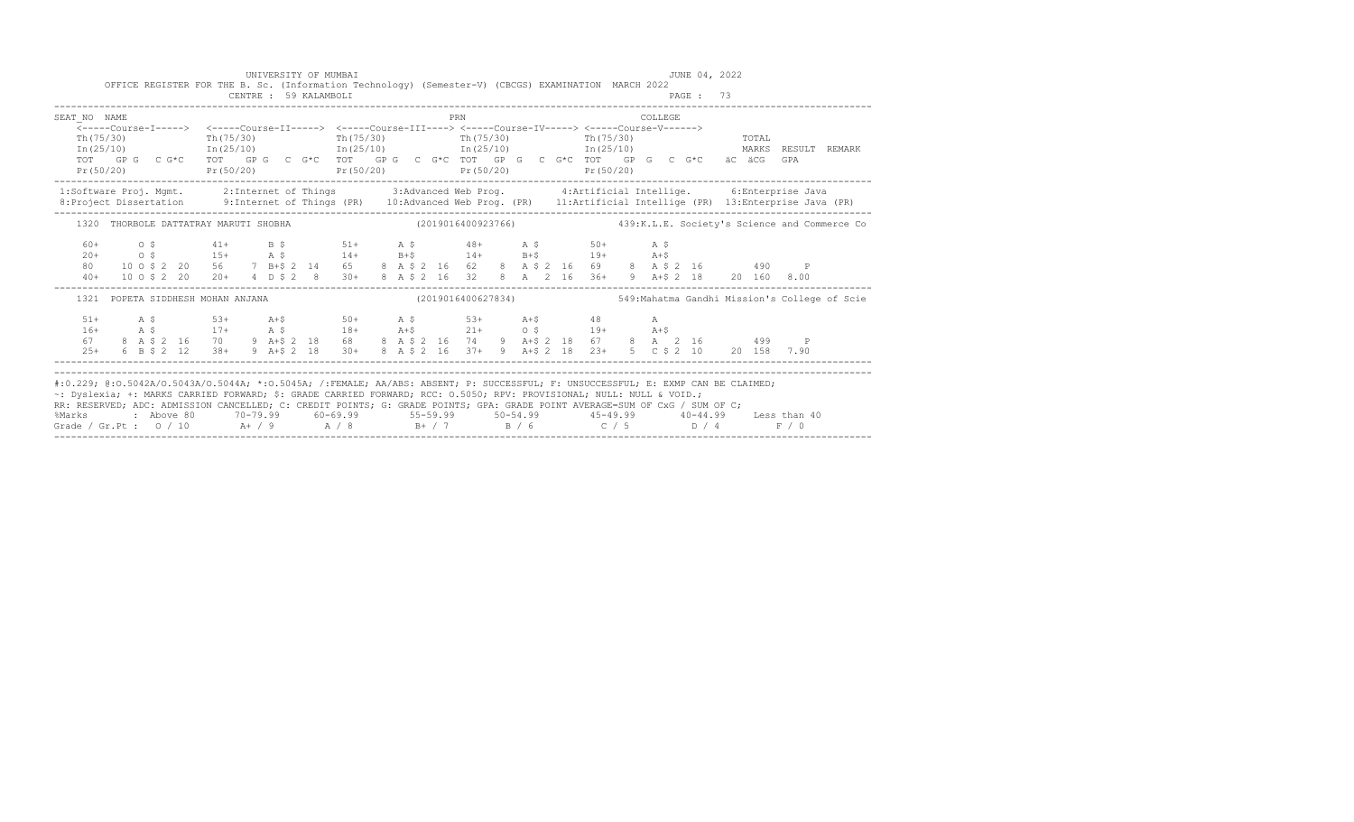UNIVERSITY OF MUMBAI

OFFICE REGISTER FOR THE B. Sc. (Information Technology) (Semester-V) (CBCGS) EXAMINATION MARCH 2022

CENTRE : 59 KALAMBOLI

JUNE 04, 2022

PAGE : 73

```
SEAT_NO  NAME                                                             PRN                                    COLLEGE
    <-----Course-I-----> <-----Course-II-----> <-----Course-III----> <-----Course-IV-----> <-----Course-V------>
    Th(75/30)              Th(75/30)              Th(75/30)              Th(75/30)              Th(75/30)                  TOTAL
    In(25/10)              In(25/10)              In(25/10)              In(25/10)              In(25/10)                  MARKS  RESULT  REMARK
    TOT   GP G   C G*C     TOT   GP G   C G*C     TOT   GP G   C G*C  TOT   GP G   C G*C  TOT   GP G   C G*C    äC  äCG   GPA
    Pr(50/20)              Pr(50/20)              Pr(50/20)              Pr(50/20)              Pr(50/20)
```

1:Software Proj. Mgmt. 2:Internet of Things 3:Advanced Web Prog. 4:Artificial Intellige. 6:Enterprise Java
8:Project Dissertation 9:Internet of Things (PR) 10:Advanced Web Prog. (PR) 11:Artificial Intellige (PR) 13:Enterprise Java (PR)

```
  1320  THORBOLE DATTATRAY MARUTI SHOBHA                    (2019016400923766)            439:K.L.E. Society's Science and Commerce Co

    60+      O $         41+      B $        51+      A $        48+      A $        50+      A $
    20+      O $         15+      A $        14+      B+$        14+      B+$        19+      A+$
    80    10 O $ 2 20    56    7 B+$ 2 14    65    8 A $ 2 16    62    8  A $ 2 16   69    8  A $ 2 16       490     P
    40+   10 O $ 2 20    20+   4 D $ 2  8    30+   8 A $ 2 16    32    8  A   2 16   36+   9  A+$ 2 18    20 160  8.00

  1321  POPETA SIDDHESH MOHAN ANJANA                        (2019016400627834)            549:Mahatma Gandhi Mission's College of Scie

    51+      A $         53+      A+$        50+      A $        53+      A+$        48       A
    16+      A $         17+      A $        18+      A+$        21+      O $        19+      A+$
    67     8 A $ 2 16    70    9 A+$ 2 18    68    8 A $ 2 16    74    9  A+$ 2 18   67    8  A   2 16       499     P
    25+    6 B $ 2 12    38+   9 A+$ 2 18    30+   8 A $ 2 16    37+   9  A+$ 2 18   23+   5  C $ 2 10    20 158  7.90
```

#:0.229; @:O.5042A/O.5043A/O.5044A; *:O.5045A; /:FEMALE; AA/ABS: ABSENT; P: SUCCESSFUL; F: UNSUCCESSFUL; E: EXMP CAN BE CLAIMED;
~: Dyslexia; +: MARKS CARRIED FORWARD; $: GRADE CARRIED FORWARD; RCC: O.5050; RPV: PROVISIONAL; NULL: NULL & VOID.;
RR: RESERVED; ADC: ADMISSION CANCELLED; C: CREDIT POINTS; G: GRADE POINTS; GPA: GRADE POINT AVERAGE=SUM OF CxG / SUM OF C;

| %Marks | : Above 80 | 70-79.99 | 60-69.99 | 55-59.99 | 50-54.99 | 45-49.99 | 40-44.99 | Less than 40 |
|---|---|---|---|---|---|---|---|---|
| Grade / Gr.Pt : | O / 10 | A+ / 9 | A / 8 | B+ / 7 | B / 6 | C / 5 | D / 4 | F / 0 |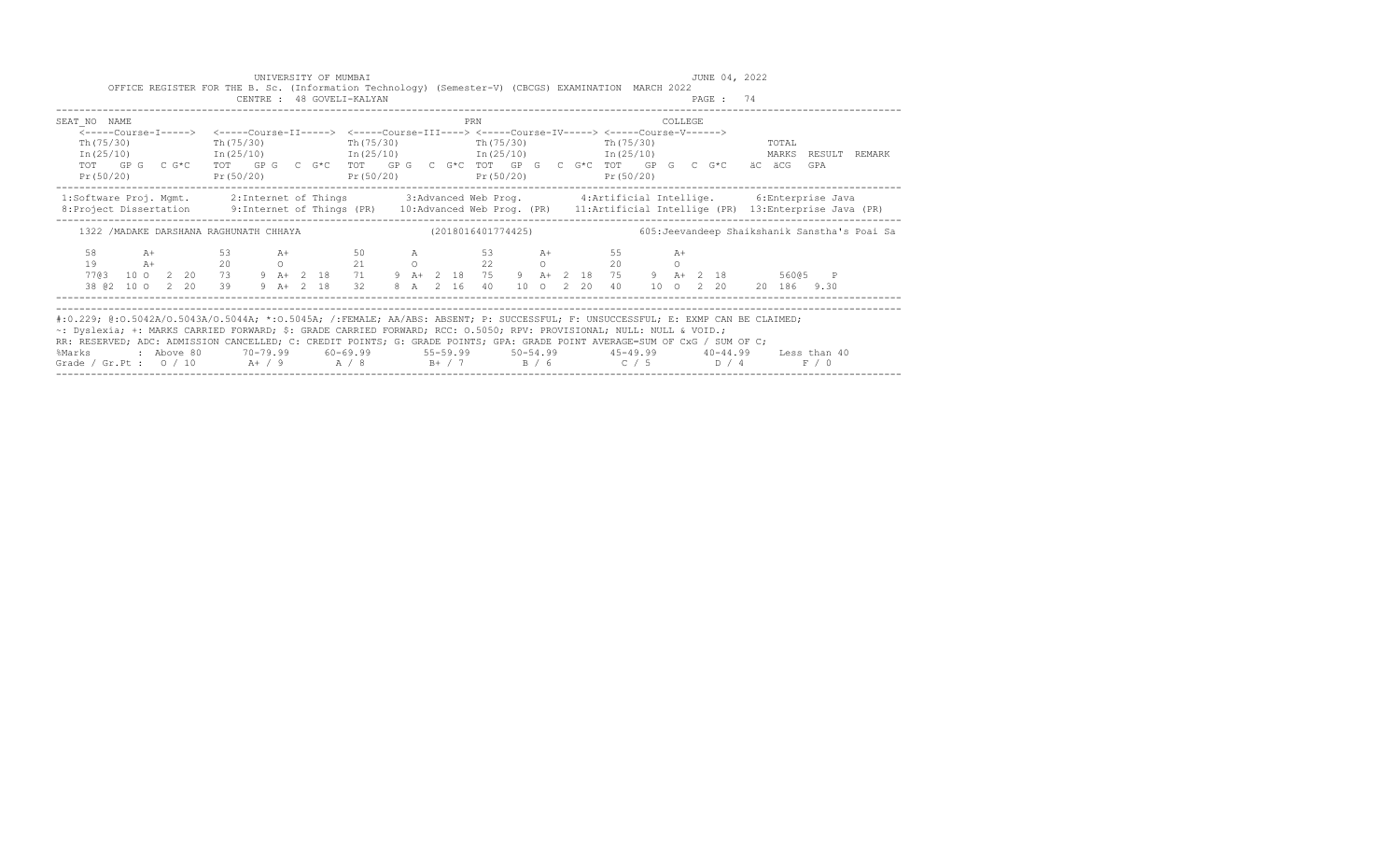UNIVERSITY OF MUMBAI

JUNE 04, 2022

OFFICE REGISTER FOR THE B. Sc. (Information Technology) (Semester-V) (CBCGS) EXAMINATION MARCH 2022

CENTRE : 48 GOVELI-KALYAN

PAGE : 74

```
SEAT_NO  NAME                                                 PRN                             COLLEGE
    <-----Course-I-----> <-----Course-II-----> <-----Course-III----> <-----Course-IV-----> <-----Course-V------>
    Th(75/30)            Th(75/30)            Th(75/30)             Th(75/30)            Th(75/30)                   TOTAL
    In(25/10)            In(25/10)            In(25/10)             In(25/10)            In(25/10)                   MARKS  RESULT  REMARK
    TOT   GP G   C G*C   TOT   GP G   C  G*C   TOT   GP G   C  G*C  TOT   GP  G   C  G*C  TOT   GP  G   C  G*C    äC  äCG   GPA
    Pr(50/20)            Pr(50/20)            Pr(50/20)             Pr(50/20)            Pr(50/20)
```

1:Software Proj. Mgmt. 2:Internet of Things 3:Advanced Web Prog. 4:Artificial Intellige. 6:Enterprise Java
8:Project Dissertation 9:Internet of Things (PR) 10:Advanced Web Prog. (PR) 11:Artificial Intellige (PR) 13:Enterprise Java (PR)

```
   1322 /MADAKE DARSHANA RAGHUNATH CHHAYA                  (2018016401774425)             605:Jeevandeep Shaikshanik Sanstha's Poai Sa

     58       A+          53       A+          50       A          53       A+          55        A+
     19       A+          20       O           21       O          22       O           20        O
     77@3  10 O   2  20   73    9  A+  2  18   71    9  A+  2  18  75    9  A+  2  18   75    9  A+  2  18        560@5   P
     38 @2  10 O   2  20   39    9  A+  2  18   32    8  A   2  16  40   10  O   2  20   40   10  O   2  20    20  186  9.30
```

#:0.229; @:O.5042A/O.5043A/O.5044A; *:O.5045A; /:FEMALE; AA/ABS: ABSENT; P: SUCCESSFUL; F: UNSUCCESSFUL; E: EXMP CAN BE CLAIMED;
~: Dyslexia; +: MARKS CARRIED FORWARD; $: GRADE CARRIED FORWARD; RCC: O.5050; RPV: PROVISIONAL; NULL: NULL & VOID.;
RR: RESERVED; ADC: ADMISSION CANCELLED; C: CREDIT POINTS; G: GRADE POINTS; GPA: GRADE POINT AVERAGE=SUM OF CxG / SUM OF C;

| %Marks | : Above 80 | 70-79.99 | 60-69.99 | 55-59.99 | 50-54.99 | 45-49.99 | 40-44.99 | Less than 40 |
|---|---|---|---|---|---|---|---|---|
| Grade / Gr.Pt : | O / 10 | A+ / 9 | A / 8 | B+ / 7 | B / 6 | C / 5 | D / 4 | F / 0 |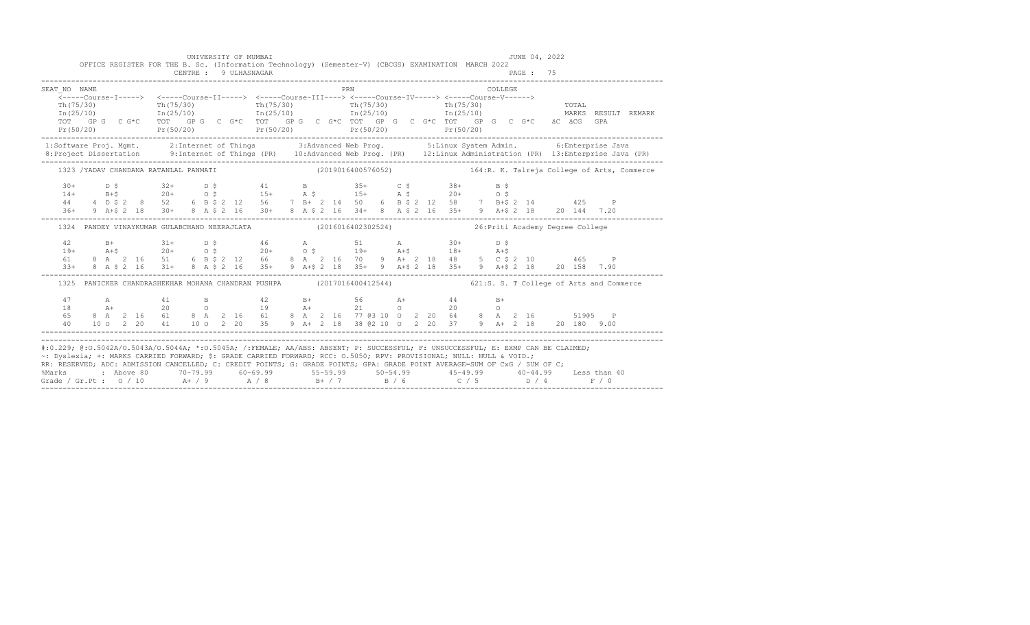UNIVERSITY OF MUMBAI

JUNE 04, 2022

OFFICE REGISTER FOR THE B. Sc. (Information Technology) (Semester-V) (CBCGS) EXAMINATION MARCH 2022

CENTRE : 9 ULHASNAGAR

```
SEAT_NO NAME                                                       PRN                             COLLEGE
    <-----Course-I-----> <-----Course-II-----> <-----Course-III----> <-----Course-IV-----> <-----Course-V------>
    Th(75/30)            Th(75/30)             Th(75/30)             Th(75/30)             Th(75/30)                TOTAL
    In(25/10)            In(25/10)             In(25/10)             In(25/10)             In(25/10)                MARKS  RESULT  REMARK
    TOT  GP G  C G*C   TOT  GP G  C G*C   TOT  GP G  C G*C  TOT  GP G  C G*C  TOT  GP G  C G*C   äC äCG  GPA
    Pr(50/20)            Pr(50/20)             Pr(50/20)             Pr(50/20)             Pr(50/20)
-----------------------------------------------------------------------------------------------------------------------------------
 1:Software Proj. Mgmt.     2:Internet of Things       3:Advanced Web Prog.        5:Linux System Admin.       6:Enterprise Java
 8:Project Dissertation     9:Internet of Things (PR)   10:Advanced Web Prog. (PR)   12:Linux Administration (PR)  13:Enterprise Java (PR)
-----------------------------------------------------------------------------------------------------------------------------------
   1323 /YADAV CHANDANA RATANLAL PANMATI                       (2019016400576052)              164:R. K. Talreja College of Arts, Commerce

    30+      D $        32+      D $        41       B          35+      C $        38+      B $
    14+      B+$        20+      O $        15+      A $        15+      A $        20+      O $
    44    4 D $ 2  8    52    6 B $ 2 12    56    7 B+ 2 14   50    6  B $ 2 12   58    7 B+$ 2 14        425     P
    36+   9 A+$ 2 18    30+   8 A $ 2 16    30+   8 A $ 2 16  34+  8  A $ 2 16    35+   9 A+$ 2 18    20 144  7.20
-----------------------------------------------------------------------------------------------------------------------------------
   1324  PANDEY VINAYKUMAR GULABCHAND NEERAJLATA               (2016016402302524)              26:Priti Academy Degree College

    42       B+         31+      D $        46       A          51       A          30+      D $
    19+      A+$        20+      O $        20+      O $        19+      A+$        18+      A+$
    61    8 A  2 16     51    6 B $ 2 12    66    8 A  2 16   70    9  A+ 2 18    48    5 C $ 2 10        465     P
    33+   8 A $ 2 16    31+   8 A $ 2 16    35+   9 A+$ 2 18  35+  9  A+$ 2 18    35+   9 A+$ 2 18    20 158  7.90
-----------------------------------------------------------------------------------------------------------------------------------
   1325  PANICKER CHANDRASHEKHAR MOHANA CHANDRAN PUSHPA        (2017016400412544)              621:S. S. T College of Arts and Commerce

    47       A          41       B          42       B+         56       A+         44       B+
    18       A+         20       O          19       A+         21       O          20       O
    65    8 A  2 16     61    8 A  2 16     61    8 A  2 16   77 @3 10  O  2 20   64    8 A  2 16         519@5   P
    40   10 O  2 20     41   10 O  2 20     35    9 A+ 2 18   38 @2 10  O  2 20   37    9 A+ 2 18     20 180  9.00
-----------------------------------------------------------------------------------------------------------------------------------
```

#:0.229; @:O.5042A/O.5043A/O.5044A; *:O.5045A; /:FEMALE; AA/ABS: ABSENT; P: SUCCESSFUL; F: UNSUCCESSFUL; E: EXMP CAN BE CLAIMED;
~: Dyslexia; +: MARKS CARRIED FORWARD; $: GRADE CARRIED FORWARD; RCC: O.5050; RPV: PROVISIONAL; NULL: NULL & VOID.;
RR: RESERVED; ADC: ADMISSION CANCELLED; C: CREDIT POINTS; G: GRADE POINTS; GPA: GRADE POINT AVERAGE=SUM OF CxG / SUM OF C;

| %Marks | : Above 80 | 70-79.99 | 60-69.99 | 55-59.99 | 50-54.99 | 45-49.99 | 40-44.99 | Less than 40 |
|---|---|---|---|---|---|---|---|---|
| Grade / Gr.Pt : | O / 10 | A+ / 9 | A / 8 | B+ / 7 | B / 6 | C / 5 | D / 4 | F / 0 |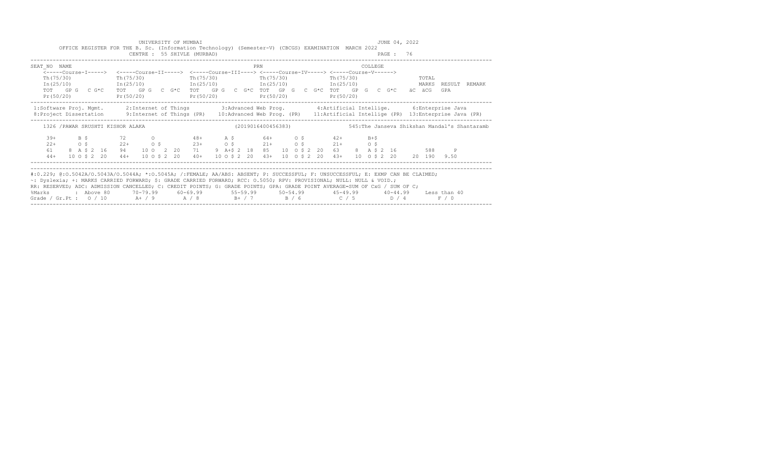UNIVERSITY OF MUMBAI — JUNE 04, 2022

OFFICE REGISTER FOR THE B. Sc. (Information Technology) (Semester-V) (CBCGS) EXAMINATION MARCH 2022

CENTRE : 55 SHIVLE (MURBAD) — PAGE : 76

```
SEAT_NO  NAME                                               PRN                          COLLEGE
    <-----Course-I----->  <-----Course-II----->  <-----Course-III----> <-----Course-IV-----> <-----Course-V------>
    Th(75/30)             Th(75/30)              Th(75/30)             Th(75/30)             Th(75/30)                 TOTAL
    In(25/10)             In(25/10)              In(25/10)             In(25/10)             In(25/10)                 MARKS  RESULT  REMARK
    TOT   GP G   C G*C    TOT   GP G   C  G*C    TOT   GP G   C  G*C  TOT   GP  G   C  G*C  TOT   GP  G   C  G*C   äC  äCG   GPA
    Pr(50/20)             Pr(50/20)              Pr(50/20)             Pr(50/20)             Pr(50/20)
```

1:Software Proj. Mgmt. 2:Internet of Things 3:Advanced Web Prog. 4:Artificial Intellige. 6:Enterprise Java
8:Project Dissertation 9:Internet of Things (PR) 10:Advanced Web Prog. (PR) 11:Artificial Intellige (PR) 13:Enterprise Java (PR)

```
    1326 /PAWAR SRUSHTI KISHOR ALAKA                    (2019016400456383)           545:The Janseva Shikshan Mandal's Shantaramb

     39+      B $          72       O            48+      A $         64+      O $         42+       B+$
     22+      O $          22+      O $          23+      O $         21+      O $         21+       O $
     61    8  A $ 2  16    94    10 O   2  20    71    9  A+$ 2  18   85    10  O $ 2  20   63    8   A $ 2  16       588     P
     44+   10 O $ 2  20    44+   10 O $ 2  20    40+   10 O $ 2  20   43+   10  O $ 2  20   43+   10  O $ 2  20    20  190   9.50
```

#:0.229; @:O.5042A/O.5043A/O.5044A; *:O.5045A; /:FEMALE; AA/ABS: ABSENT; P: SUCCESSFUL; F: UNSUCCESSFUL; E: EXMP CAN BE CLAIMED;
~: Dyslexia; +: MARKS CARRIED FORWARD; $: GRADE CARRIED FORWARD; RCC: O.5050; RPV: PROVISIONAL; NULL: NULL & VOID.;
RR: RESERVED; ADC: ADMISSION CANCELLED; C: CREDIT POINTS; G: GRADE POINTS; GPA: GRADE POINT AVERAGE=SUM OF CxG / SUM OF C;

| %Marks | Above 80 | 70-79.99 | 60-69.99 | 55-59.99 | 50-54.99 | 45-49.99 | 40-44.99 | Less than 40 |
|---|---|---|---|---|---|---|---|---|
| Grade / Gr.Pt | O / 10 | A+ / 9 | A / 8 | B+ / 7 | B / 6 | C / 5 | D / 4 | F / 0 |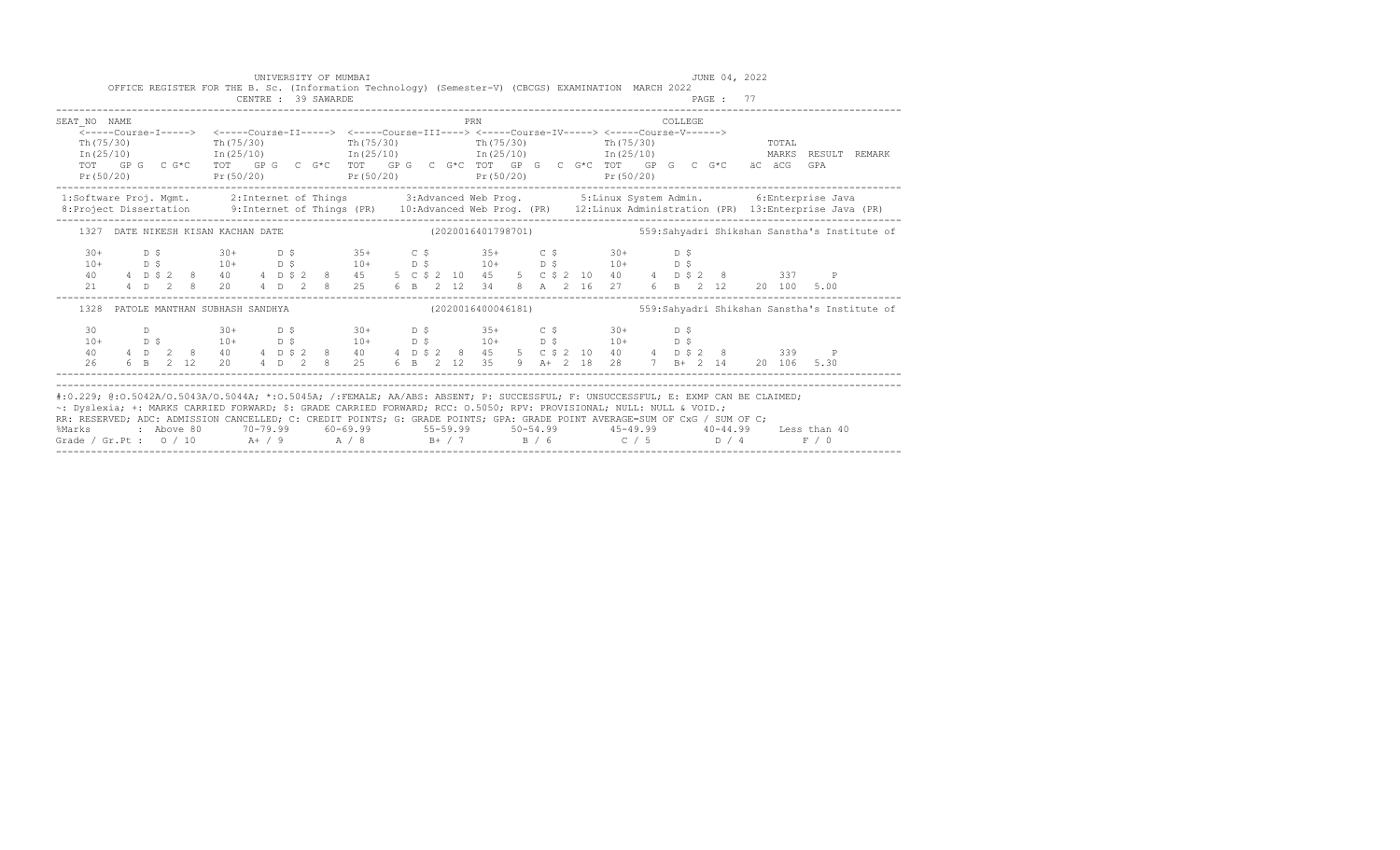UNIVERSITY OF MUMBAI

JUNE 04, 2022

OFFICE REGISTER FOR THE B. Sc. (Information Technology) (Semester-V) (CBCGS) EXAMINATION MARCH 2022

CENTRE : 39 SAWARDE

```
SEAT_NO  NAME                                                    PRN                              COLLEGE
   <-----Course-I-----> <-----Course-II-----> <-----Course-III----> <-----Course-IV-----> <-----Course-V------>
   Th(75/30)            Th(75/30)            Th(75/30)             Th(75/30)             Th(75/30)                    TOTAL
   In(25/10)            In(25/10)            In(25/10)             In(25/10)             In(25/10)                    MARKS  RESULT  REMARK
   TOT  GP G  C G*C     TOT  GP G  C G*C     TOT  GP G  C G*C      TOT  GP G  C G*C      TOT  GP G  C G*C    äC äCG  GPA
   Pr(50/20)            Pr(50/20)            Pr(50/20)             Pr(50/20)             Pr(50/20)
```

1:Software Proj. Mgmt. 2:Internet of Things 3:Advanced Web Prog. 5:Linux System Admin. 6:Enterprise Java
8:Project Dissertation 9:Internet of Things (PR) 10:Advanced Web Prog. (PR) 12:Linux Administration (PR) 13:Enterprise Java (PR)

```
1327  DATE NIKESH KISAN KACHAN DATE                         (2020016401798701)               559:Sahyadri Shikshan Sanstha's Institute of

   30+      D $         30+      D $         35+      C $          35+      C $          30+      D $
   10+      D $         10+      D $         10+      D $          10+      D $          10+      D $
   40    4  D $ 2  8    40    4  D $ 2  8    45    5  C $ 2 10     45    5  C $ 2 10     40    4  D $ 2  8                337     P
   21    4  D   2  8    20    4  D   2  8    25    6  B   2 12     34    8  A   2 16     27    6  B   2 12      20 100  5.00

1328  PATOLE MANTHAN SUBHASH SANDHYA                         (2020016400046181)               559:Sahyadri Shikshan Sanstha's Institute of

   30       D           30+      D $         30+      D $          35+      C $          30+      D $
   10+      D $         10+      D $         10+      D $          10+      D $          10+      D $
   40    4  D   2  8    40    4  D $ 2  8    40    4  D $ 2  8     45    5  C $ 2 10     40    4  D $ 2  8                339     P
   26    6  B   2 12    20    4  D   2  8    25    6  B   2 12     35    9  A+  2 18     28    7  B+  2 14      20 106  5.30
```

#:O.229; @:O.5042A/O.5043A/O.5044A; *:O.5045A; /:FEMALE; AA/ABS: ABSENT; P: SUCCESSFUL; F: UNSUCCESSFUL; E: EXMP CAN BE CLAIMED;
~: Dyslexia; +: MARKS CARRIED FORWARD; $: GRADE CARRIED FORWARD; RCC: O.5050; RPV: PROVISIONAL; NULL: NULL & VOID.;
RR: RESERVED; ADC: ADMISSION CANCELLED; C: CREDIT POINTS; G: GRADE POINTS; GPA: GRADE POINT AVERAGE=SUM OF CxG / SUM OF C;

| %Marks | : Above 80 | 70-79.99 | 60-69.99 | 55-59.99 | 50-54.99 | 45-49.99 | 40-44.99 | Less than 40 |
|---|---|---|---|---|---|---|---|---|
| Grade / Gr.Pt : | O / 10 | A+ / 9 | A / 8 | B+ / 7 | B / 6 | C / 5 | D / 4 | F / 0 |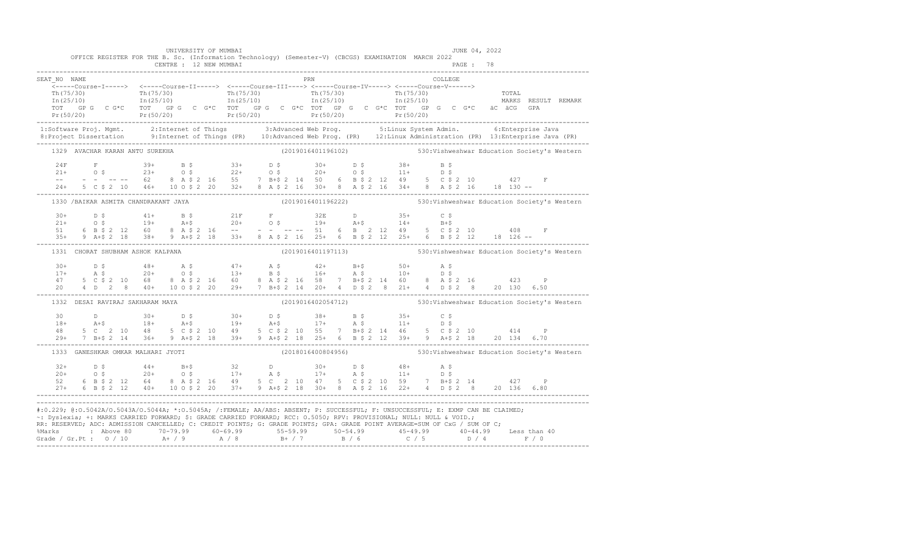UNIVERSITY OF MUMBAI — JUNE 04, 2022

OFFICE REGISTER FOR THE B. Sc. (Information Technology) (Semester-V) (CBCGS) EXAMINATION MARCH 2022

CENTRE : 12 NEW MUMBAI — PAGE : 78

```
SEAT_NO  NAME                                              PRN                                 COLLEGE
   <-----Course-I-----> <-----Course-II-----> <-----Course-III----> <-----Course-IV-----> <-----Course-V------>
   Th(75/30)            Th(75/30)             Th(75/30)             Th(75/30)             Th(75/30)                   TOTAL
   In(25/10)            In(25/10)             In(25/10)             In(25/10)             In(25/10)                   MARKS  RESULT  REMARK
   TOT  GP G  C G*C     TOT  GP G  C  G*C     TOT  GP G  C  G*C  TOT  GP G  C  G*C  TOT  GP G  C  G*C   äC  äCG  GPA
   Pr(50/20)            Pr(50/20)             Pr(50/20)             Pr(50/20)             Pr(50/20)
```

1:Software Proj. Mgmt. 2:Internet of Things 3:Advanced Web Prog. 5:Linux System Admin. 6:Enterprise Java
8:Project Dissertation 9:Internet of Things (PR) 10:Advanced Web Prog. (PR) 12:Linux Administration (PR) 13:Enterprise Java (PR)

```
1329  AVACHAR KARAN ANTU SUREKHA                (2019016401196102)        530:Vishweshwar Education Society's Western

  24F     F           39+     B $        33+     D $        30+     D $        38+     B $
  21+     O $         23+     O $        22+     O $        20+     O $        11+     D $
  --      -  - -- --  62    8 A $ 2 16   55    7 B+$ 2 14   50    6 B $ 2 12   49    5 C $ 2 10       427     F
  24+   5 C $ 2 10    46+  10 O $ 2 20   32+   8 A $ 2 16   30+   8 A $ 2 16   34+   8 A $ 2 16    18 130 --

1330 /BAIKAR ASMITA CHANDRAKANT JAYA            (2019016401196222)        530:Vishweshwar Education Society's Western

  30+     D $         41+     B $        21F     F          32E     D          35+     C $
  21+     O $         19+     A+$        20+     O $        19+     A+$        14+     B+$
  51    6 B $ 2 12    60    8 A $ 2 16   --      -  - -- -- 51    6 B  2 12    49    5 C $ 2 10       408     F
  35+   9 A+$ 2 18    38+   9 A+$ 2 18   33+   8 A $ 2 16   25+   6 B $ 2 12   25+   6 B $ 2 12    18 126 --

1331  CHORAT SHUBHAM ASHOK KALPANA              (2019016401197113)        530:Vishweshwar Education Society's Western

  30+     D $         48+     A $        47+     A $        42+     B+$        50+     A $
  17+     A $         20+     O $        13+     B $        16+     A $        10+     D $
  47    5 C $ 2 10    68    8 A $ 2 16   60    8 A $ 2 16   58    7 B+$ 2 14   60    8 A $ 2 16       423     P
  20    4 D  2  8     40+  10 O $ 2 20   29+   7 B+$ 2 14   20+   4 D $ 2  8   21+   4 D $ 2  8    20 130  6.50

1332  DESAI RAVIRAJ SAKHARAM MAYA               (2019016402054712)        530:Vishweshwar Education Society's Western

  30      D           30+     D $        30+     D $        38+     B $        35+     C $
  18+     A+$         18+     A+$        19+     A+$        17+     A $        11+     D $
  48    5 C  2 10     48    5 C $ 2 10   49    5 C $ 2 10   55    7 B+$ 2 14   46    5 C $ 2 10       414     P
  29+   7 B+$ 2 14    36+   9 A+$ 2 18   39+   9 A+$ 2 18   25+   6 B $ 2 12   39+   9 A+$ 2 18    20 134  6.70

1333  GANESHKAR OMKAR MALHARI JYOTI             (2018016400804956)        530:Vishweshwar Education Society's Western

  32+     D $         44+     B+$        32      D          30+     D $        48+     A $
  20+     O $         20+     O $        17+     A $        17+     A $        11+     D $
  52    6 B $ 2 12    64    8 A $ 2 16   49    5 C  2 10    47    5 C $ 2 10   59    7 B+$ 2 14       427     P
  27+   6 B $ 2 12    40+  10 O $ 2 20   37+   9 A+$ 2 18   30+   8 A $ 2 16   22+   4 D $ 2  8    20 136  6.80
```

#:0.229; @:O.5042A/O.5043A/O.5044A; *:O.5045A; /:FEMALE; AA/ABS: ABSENT; P: SUCCESSFUL; F: UNSUCCESSFUL; E: EXMP CAN BE CLAIMED;
~: Dyslexia; +: MARKS CARRIED FORWARD; $: GRADE CARRIED FORWARD; RCC: O.5050; RPV: PROVISIONAL; NULL: NULL & VOID.;
RR: RESERVED; ADC: ADMISSION CANCELLED; C: CREDIT POINTS; G: GRADE POINTS; GPA: GRADE POINT AVERAGE=SUM OF CxG / SUM OF C;

| %Marks | Above 80 | 70-79.99 | 60-69.99 | 55-59.99 | 50-54.99 | 45-49.99 | 40-44.99 | Less than 40 |
|---|---|---|---|---|---|---|---|---|
| Grade / Gr.Pt : | O / 10 | A+ / 9 | A / 8 | B+ / 7 | B / 6 | C / 5 | D / 4 | F / 0 |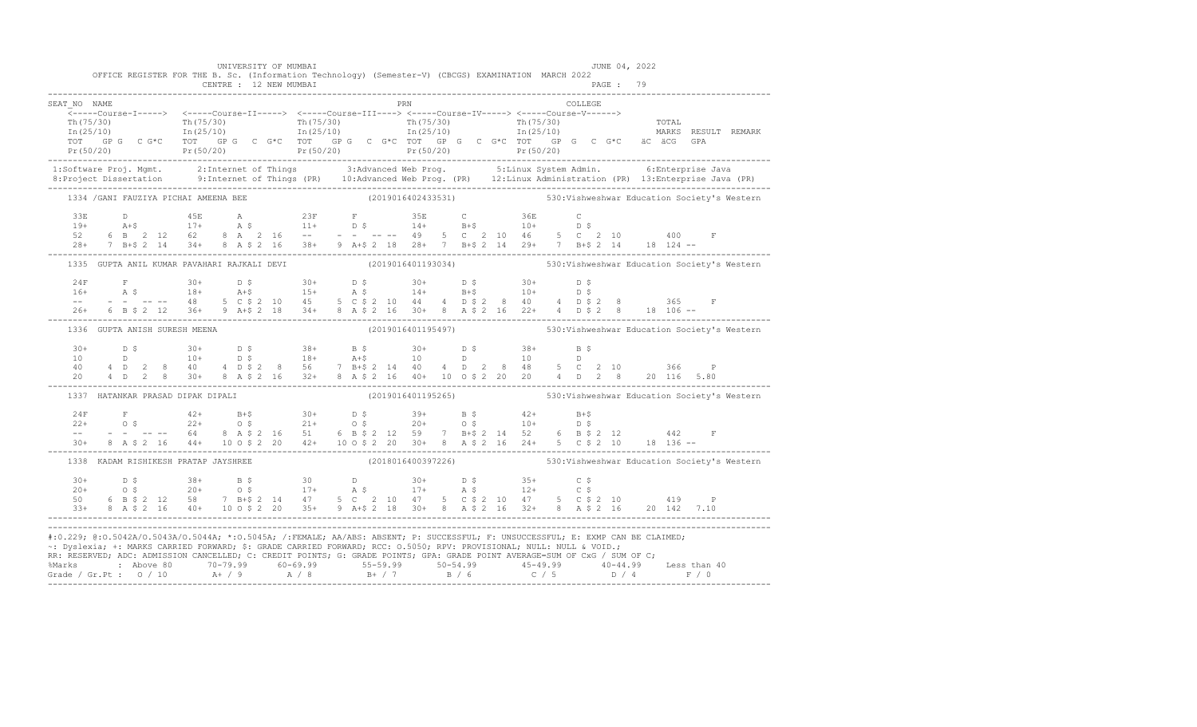UNIVERSITY OF MUMBAI

OFFICE REGISTER FOR THE B. Sc. (Information Technology) (Semester-V) (CBCGS) EXAMINATION MARCH 2022

CENTRE : 12 NEW MUMBAI

JUNE 04, 2022

PAGE : 79

```
SEAT_NO NAME                                                         PRN                                  COLLEGE
    <-----Course-I-----> <-----Course-II-----> <-----Course-III----> <-----Course-IV-----> <-----Course-V------>
    Th(75/30)             Th(75/30)             Th(75/30)             Th(75/30)             Th(75/30)                TOTAL
    In(25/10)             In(25/10)             In(25/10)             In(25/10)             In(25/10)                MARKS  RESULT  REMARK
    TOT   GP G   C G*C   TOT   GP G   C G*C   TOT   GP G   C G*C  TOT   GP G   C G*C  TOT   GP G   C G*C   äC äCG   GPA
    Pr(50/20)             Pr(50/20)             Pr(50/20)             Pr(50/20)             Pr(50/20)
----------------------------------------------------------------------------------------------------------------------------------------
 1:Software Proj. Mgmt.      2:Internet of Things          3:Advanced Web Prog.         5:Linux System Admin.        6:Enterprise Java
 8:Project Dissertation      9:Internet of Things (PR)    10:Advanced Web Prog. (PR)   12:Linux Administration (PR)  13:Enterprise Java (PR)
----------------------------------------------------------------------------------------------------------------------------------------
    1334 /GANI FAUZIYA PICHAI AMEENA BEE                     (2019016402433531)           530:Vishweshwar Education Society's Western

    33E       D           45E       A           23F       F           35E       C           36E       C
    19+       A+$         17+       A $         11+       D $         14+       B+$         10+       D $
    52    6 B  2  12   62    8 A  $ 2  16   --     -  -  -- --   49    5  C  2  10   46    5  C  2  10        400      F
    28+   7 B+$ 2  14   34+   8 A  $ 2  16   38+   9 A+$ 2  18   28+   7  B+$ 2  14   29+   7  B+$ 2  14    18  124  --
----------------------------------------------------------------------------------------------------------------------------------------
    1335  GUPTA ANIL KUMAR PAVAHARI RAJKALI DEVI             (2019016401193034)           530:Vishweshwar Education Society's Western

    24F       F           30+       D $         30+       D $         30+       D $         30+       D $
    16+       A $         18+       A+$         15+       A $         14+       B+$         10+       D $
    --     -  -  -- --   48    5 C  $ 2  10   45    5  C $ 2  10   44    4  D $ 2  8    40    4  D $ 2  8         365      F
    26+   6 B  $ 2  12   36+   9 A+$ 2  18   34+   8  A $ 2  16   30+   8  A $ 2  16   22+   4  D $ 2  8      18  106  --
----------------------------------------------------------------------------------------------------------------------------------------
    1336  GUPTA ANISH SURESH MEENA                           (2019016401195497)           530:Vishweshwar Education Society's Western

    30+       D $         30+       D $         38+       B $         30+       D $         38+       B $
    10        D           10+       D $         18+       A+$         10        D           10        D
    40    4 D  2   8    40    4 D  $ 2  8    56    7  B+$ 2  14   40    4  D  2  8     48    5  C  2  10        366      P
    20    4 D  2   8    30+   8 A  $ 2  16   32+   8  A $ 2  16   40+  10  O $ 2  20   20    4  D  2  8      20  116  5.80
----------------------------------------------------------------------------------------------------------------------------------------
    1337  HATANKAR PRASAD DIPAK DIPALI                       (2019016401195265)           530:Vishweshwar Education Society's Western

    24F       F           42+       B+$         30+       D $         39+       B $         42+       B+$
    22+       O $         22+       O $         21+       O $         20+       O $         10+       D $
    --     -  -  -- --   64    8 A  $ 2  16   51    6  B $ 2  12   59    7  B+$ 2  14   52    6  B $ 2  12        442      F
    30+   8 A  $ 2  16   44+  10 O  $ 2  20   42+  10  O $ 2  20   30+   8  A $ 2  16   24+   5  C $ 2  10    18  136  --
----------------------------------------------------------------------------------------------------------------------------------------
    1338  KADAM RISHIKESH PRATAP JAYSHREE                    (2018016400397226)           530:Vishweshwar Education Society's Western

    30+       D $         38+       B $         30        D           30+       D $         35+       C $
    20+       O $         20+       O $         17+       A $         17+       A $         12+       C $
    50    6 B  $ 2  12   58    7 B+$ 2  14   47    5  C  2  10   47    5  C $ 2  10   47    5  C $ 2  10        419      P
    33+   8 A  $ 2  16   40+  10 O  $ 2  20   35+   9  A+$ 2  18   30+   8  A $ 2  16   32+   8  A $ 2  16    20  142  7.10
----------------------------------------------------------------------------------------------------------------------------------------
```

#:0.229; @:O.5042A/O.5043A/O.5044A; *:O.5045A; /:FEMALE; AA/ABS: ABSENT; P: SUCCESSFUL; F: UNSUCCESSFUL; E: EXMP CAN BE CLAIMED;
~: Dyslexia; +: MARKS CARRIED FORWARD; $: GRADE CARRIED FORWARD; RCC: O.5050; RPV: PROVISIONAL; NULL: NULL & VOID.;
RR: RESERVED; ADC: ADMISSION CANCELLED; C: CREDIT POINTS; G: GRADE POINTS; GPA: GRADE POINT AVERAGE=SUM OF CxG / SUM OF C;

| %Marks | : Above 80 | 70-79.99 | 60-69.99 | 55-59.99 | 50-54.99 | 45-49.99 | 40-44.99 | Less than 40 |
|---|---|---|---|---|---|---|---|---|
| Grade / Gr.Pt : | O / 10 | A+ / 9 | A / 8 | B+ / 7 | B / 6 | C / 5 | D / 4 | F / 0 |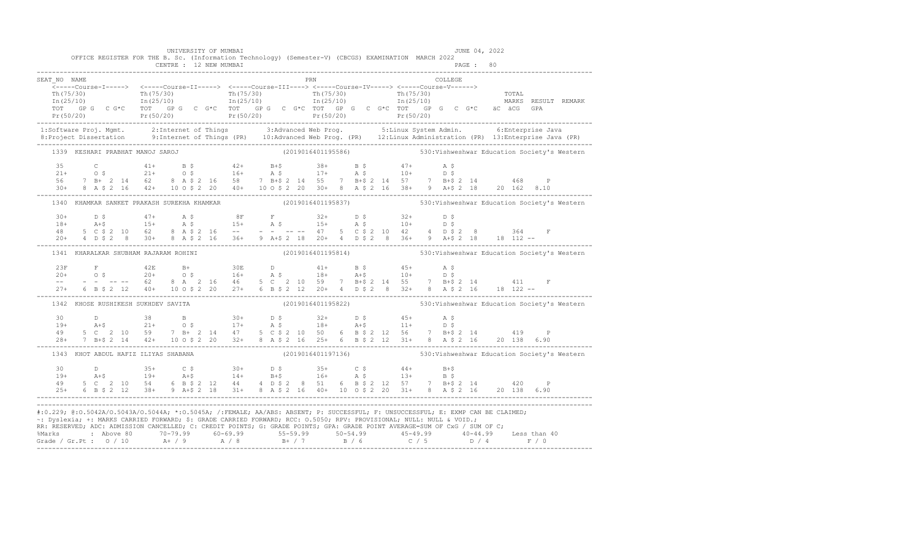UNIVERSITY OF MUMBAI

OFFICE REGISTER FOR THE B. Sc. (Information Technology) (Semester-V) (CBCGS) EXAMINATION MARCH 2022

CENTRE : 12 NEW MUMBAI

JUNE 04, 2022

```
SEAT_NO  NAME                                                      PRN                               COLLEGE
    <-----Course-I-----> <-----Course-II-----> <-----Course-III----> <-----Course-IV-----> <-----Course-V------>
    Th(75/30)             Th(75/30)             Th(75/30)             Th(75/30)             Th(75/30)                TOTAL
    In(25/10)             In(25/10)             In(25/10)             In(25/10)             In(25/10)                MARKS  RESULT  REMARK
    TOT   GP G  C G*C   TOT   GP G  C G*C   TOT   GP G  C G*C  TOT  GP G  C G*C  TOT   GP G  C G*C   äC äCG  GPA
    Pr(50/20)             Pr(50/20)             Pr(50/20)             Pr(50/20)             Pr(50/20)
-------------------------------------------------------------------------------------------------------------------------------
 1:Software Proj. Mgmt.     2:Internet of Things        3:Advanced Web Prog.        5:Linux System Admin.       6:Enterprise Java
 8:Project Dissertation     9:Internet of Things (PR)   10:Advanced Web Prog. (PR)  12:Linux Administration (PR)  13:Enterprise Java (PR)
-------------------------------------------------------------------------------------------------------------------------------
    1339  KESHARI PRABHAT MANOJ SAROJ                    (2019016401195586)          530:Vishweshwar Education Society's Western

    35       C          41+      B $         42+      B+$        38+      B $        47+      A $
    21+      O $        21+      O $         16+      A $        17+      A $        10+      D $
    56    7 B+ 2 14   62    8 A $ 2 16   58    7 B+$ 2 14   55    7 B+$ 2 14   57    7 B+$ 2 14        468     P
    30+   8 A $ 2 16  42+   10 O $ 2 20  40+   10 O $ 2 20  30+   8  A $ 2 16  38+   9  A+$ 2 18     20  162  8.10
-------------------------------------------------------------------------------------------------------------------------------
    1340  KHAMKAR SANKET PRAKASH SUREKHA KHAMKAR         (2019016401195837)          530:Vishweshwar Education Society's Western

    30+      D $        47+      A $          8F      F          32+      D $        32+      D $
    18+      A+$        15+      A $         15+      A $        15+      A $        10+      D $
    48    5 C $ 2 10  62    8 A $ 2 16   --    - -  -- --   47    5 C $ 2 10   42    4 D $ 2  8        364     F
    20+   4 D $ 2  8  30+   8 A $ 2 16   36+   9 A+$ 2 18   20+   4 D $ 2  8   36+   9 A+$ 2 18     18  112  --
-------------------------------------------------------------------------------------------------------------------------------
    1341  KHARALKAR SHUBHAM RAJARAM ROHINI               (2019016401195814)          530:Vishweshwar Education Society's Western

    23F      F          42E      B+          30E      D          41+      B $        45+      A $
    20+      O $        20+      O $         16+      A $        18+      A+$        10+      D $
    --    - -  -- --  62    8 A  2 16    46    5 C  2 10    59    7 B+$ 2 14   55    7 B+$ 2 14        411     F
    27+   6 B $ 2 12  40+   10 O $ 2 20  27+   6 B $ 2 12   20+   4 D $ 2  8   32+   8 A $ 2 16     18  122  --
-------------------------------------------------------------------------------------------------------------------------------
    1342  KHOSE RUSHIKESH SUKHDEV SAVITA                 (2019016401195822)          530:Vishweshwar Education Society's Western

    30       D          38       B           30+      D $        32+      D $        45+      A $
    19+      A+$        21+      O $         17+      A $        18+      A+$        11+      D $
    49    5 C  2 10   59    7 B+ 2 14    47    5 C $ 2 10   50    6 B $ 2 12   56    7 B+$ 2 14        419     P
    28+   7 B+$ 2 14  42+   10 O $ 2 20  32+   8 A $ 2 16   25+   6 B $ 2 12   31+   8 A $ 2 16     20  138  6.90
-------------------------------------------------------------------------------------------------------------------------------
    1343  KHOT ABDUL HAFIZ ILIYAS SHABANA                (2019016401197136)          530:Vishweshwar Education Society's Western

    30       D          35+      C $         30+      D $        35+      C $        44+      B+$
    19+      A+$        19+      A+$         14+      B+$        16+      A $        13+      B $
    49    5 C  2 10   54    6 B $ 2 12   44    4 D $ 2  8   51    6 B $ 2 12   57    7 B+$ 2 14        420     P
    25+   6 B $ 2 12  38+   9 A+$ 2 18   31+   8 A $ 2 16   40+   10 O $ 2 20  31+   8 A $ 2 16     20  138  6.90
-------------------------------------------------------------------------------------------------------------------------------
```

#:O.229; @:O.5042A/O.5043A/O.5044A; *:O.5045A; /:FEMALE; AA/ABS: ABSENT; P: SUCCESSFUL; F: UNSUCCESSFUL; E: EXMP CAN BE CLAIMED;
~: Dyslexia; +: MARKS CARRIED FORWARD; $: GRADE CARRIED FORWARD; RCC: O.5050; RPV: PROVISIONAL; NULL: NULL & VOID.;
RR: RESERVED; ADC: ADMISSION CANCELLED; C: CREDIT POINTS; G: GRADE POINTS; GPA: GRADE POINT AVERAGE=SUM OF CxG / SUM OF C;

| %Marks | Above 80 | 70-79.99 | 60-69.99 | 55-59.99 | 50-54.99 | 45-49.99 | 40-44.99 | Less than 40 |
|---|---|---|---|---|---|---|---|---|
| Grade / Gr.Pt : | O / 10 | A+ / 9 | A / 8 | B+ / 7 | B / 6 | C / 5 | D / 4 | F / 0 |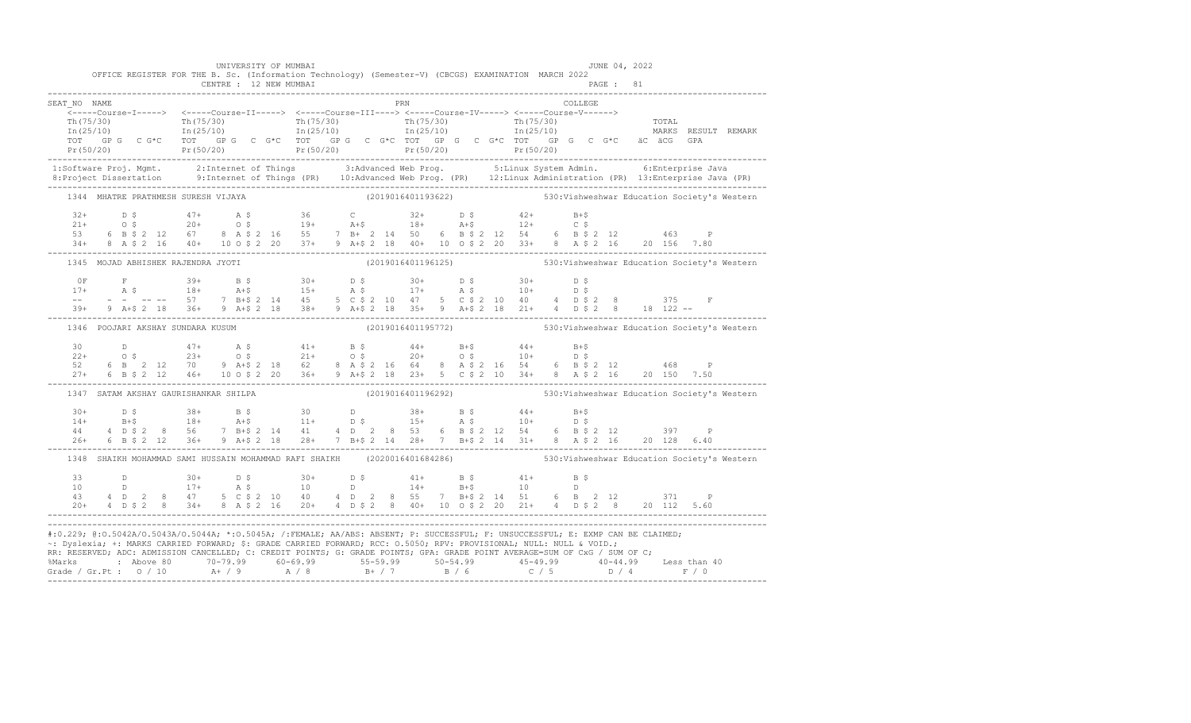UNIVERSITY OF MUMBAI — JUNE 04, 2022

OFFICE REGISTER FOR THE B. Sc. (Information Technology) (Semester-V) (CBCGS) EXAMINATION MARCH 2022

CENTRE : 12 NEW MUMBAI — PAGE : 81

```
SEAT_NO NAME                                                PRN                                   COLLEGE
    <-----Course-I-----> <-----Course-II-----> <-----Course-III----> <-----Course-IV-----> <-----Course-V------>
    Th(75/30)            Th(75/30)             Th(75/30)             Th(75/30)             Th(75/30)                  TOTAL
    In(25/10)            In(25/10)             In(25/10)             In(25/10)             In(25/10)                  MARKS  RESULT  REMARK
    TOT  GP G  C G*C     TOT  GP G  C G*C      TOT  GP G  C G*C      TOT  GP G  C G*C      TOT  GP G  C G*C   äC äCG  GPA
    Pr(50/20)            Pr(50/20)             Pr(50/20)             Pr(50/20)             Pr(50/20)
```

1:Software Proj. Mgmt. 2:Internet of Things 3:Advanced Web Prog. 5:Linux System Admin. 6:Enterprise Java
8:Project Dissertation 9:Internet of Things (PR) 10:Advanced Web Prog. (PR) 12:Linux Administration (PR) 13:Enterprise Java (PR)

```
1344  MHATRE PRATHMESH SURESH VIJAYA                      (2019016401193622)          530:Vishweshwar Education Society's Western

    32+      D $        47+      A $        36       C          32+      D $        42+      B+$
    21+      O $        20+      O $        19+      A+$        18+      A+$        12+      C $
    53     6 B $ 2 12   67     8 A $ 2 16   55     7 B+ 2 14    50     6 B $ 2 12   54     6 B $ 2 12        463     P
    34+    8 A $ 2 16   40+   10 O $ 2 20   37+    9 A+$ 2 18   40+   10 O $ 2 20   33+    8 A $ 2 16    20 156  7.80

1345  MOJAD ABHISHEK RAJENDRA JYOTI                       (2019016401196125)          530:Vishweshwar Education Society's Western

    0F       F          39+      B $        30+      D $        30+      D $        30+      D $
    17+      A $        18+      A+$        15+      A $        17+      A $        10+      D $
    --     - -  -- --   57     7 B+$ 2 14   45     5 C $ 2 10   47     5 C $ 2 10   40     4 D $ 2 8         375     F
    39+    9 A+$ 2 18   36+    9 A+$ 2 18   38+    9 A+$ 2 18   35+    9 A+$ 2 18   21+    4 D $ 2 8     18 122  --

1346  POOJARI AKSHAY SUNDARA KUSUM                        (2019016401195772)          530:Vishweshwar Education Society's Western

    30       D          47+      A $        41+      B $        44+      B+$        44+      B+$
    22+      O $        23+      O $        21+      O $        20+      O $        10+      D $
    52     6 B  2 12    70     9 A+$ 2 18   62     8 A $ 2 16   64     8 A $ 2 16   54     6 B $ 2 12        468     P
    27+    6 B $ 2 12   46+   10 O $ 2 20   36+    9 A+$ 2 18   23+    5 C $ 2 10   34+    8 A $ 2 16    20 150  7.50

1347  SATAM AKSHAY GAURISHANKAR SHILPA                    (2019016401196292)          530:Vishweshwar Education Society's Western

    30+      D $        38+      B $        30       D          38+      B $        44+      B+$
    14+      B+$        18+      A+$        11+      D $        15+      A $        10+      D $
    44     4 D $ 2 8    56     7 B+$ 2 14   41     4 D  2 8     53     6 B $ 2 12   54     6 B $ 2 12        397     P
    26+    6 B $ 2 12   36+    9 A+$ 2 18   28+    7 B+$ 2 14   28+    7 B+$ 2 14   31+    8 A $ 2 16    20 128  6.40

1348  SHAIKH MOHAMMAD SAMI HUSSAIN MOHAMMAD RAFI SHAIKH   (2020016401684286)          530:Vishweshwar Education Society's Western

    33       D          30+      D $        30+      D $        41+      B $        41+      B $
    10       D          17+      A $        10       D          14+      B+$        10       D
    43     4 D  2 8     47     5 C $ 2 10   40     4 D  2 8     55     7 B+$ 2 14   51     6 B  2 12         371     P
    20+    4 D $ 2 8    34+    8 A $ 2 16   20+    4 D $ 2 8    40+   10 O $ 2 20   21+    4 D $ 2 8     20 112  5.60
```

#:O.229; @:O.5042A/O.5043A/O.5044A; *:O.5045A; /:FEMALE; AA/ABS: ABSENT; P: SUCCESSFUL; F: UNSUCCESSFUL; E: EXMP CAN BE CLAIMED;
~: Dyslexia; +: MARKS CARRIED FORWARD; $: GRADE CARRIED FORWARD; RCC: O.5050; RPV: PROVISIONAL; NULL: NULL & VOID.;
RR: RESERVED; ADC: ADMISSION CANCELLED; C: CREDIT POINTS; G: GRADE POINTS; GPA: GRADE POINT AVERAGE=SUM OF CxG / SUM OF C;

| %Marks | Above 80 | 70-79.99 | 60-69.99 | 55-59.99 | 50-54.99 | 45-49.99 | 40-44.99 | Less than 40 |
|---|---|---|---|---|---|---|---|---|
| Grade / Gr.Pt : | O / 10 | A+ / 9 | A / 8 | B+ / 7 | B / 6 | C / 5 | D / 4 | F / 0 |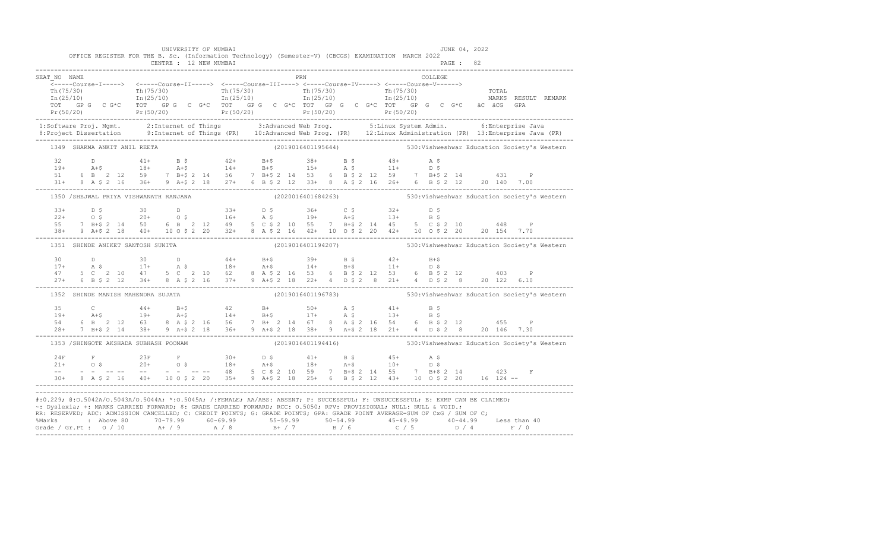UNIVERSITY OF MUMBAI

OFFICE REGISTER FOR THE B. Sc. (Information Technology) (Semester-V) (CBCGS) EXAMINATION MARCH 2022

CENTRE : 12 NEW MUMBAI

JUNE 04, 2022

PAGE : 82

```
SEAT_NO NAME                                                                PRN                                  COLLEGE
    <-----Course-I-----> <-----Course-II-----> <-----Course-III----> <-----Course-IV-----> <-----Course-V------>
    Th(75/30)              Th(75/30)              Th(75/30)              Th(75/30)              Th(75/30)                   TOTAL
    In(25/10)              In(25/10)              In(25/10)              In(25/10)              In(25/10)                   MARKS  RESULT  REMARK
    TOT   GP G   C G*C    TOT   GP G   C G*C    TOT   GP G   C G*C  TOT   GP G   C G*C  TOT   GP G   C G*C   äC  äCG   GPA
    Pr(50/20)              Pr(50/20)              Pr(50/20)              Pr(50/20)              Pr(50/20)

 1:Software Proj. Mgmt.      2:Internet of Things        3:Advanced Web Prog.        5:Linux System Admin.        6:Enterprise Java
 8:Project Dissertation      9:Internet of Things (PR)   10:Advanced Web Prog. (PR)   12:Linux Administration (PR)  13:Enterprise Java (PR)

    1349  SHARMA ANKIT ANIL REETA                              (2019016401195644)          530:Vishweshwar Education Society's Western

     32       D           41+      B $         42+      B+$         38+      B $         48+      A $
     19+      A+$         18+      A+$         14+      B+$         15+      A $         11+      D $
     51    6  B   2  12   59    7  B+$ 2  14   56    7  B+$ 2  14   53    6  B $ 2  12   59    7  B+$ 2  14        431      P
     31+   8  A $ 2  16   36+   9  A+$ 2  18   27+   6  B $ 2  12   33+   8  A $ 2  16   26+   6  B $ 2  12    20  140  7.00

    1350 /SHEJWAL PRIYA VISHWANATH RANJANA                     (2020016401684263)          530:Vishweshwar Education Society's Western

     33+      D $         30       D           33+      D $         36+      C $         32+      D $
     22+      O $         20+      O $         16+      A $         19+      A+$         13+      B $
     55    7  B+$ 2  14   50    6  B   2  12   49    5  C $ 2  10   55    7  B+$ 2  14   45    5  C $ 2  10        448      P
     38+   9  A+$ 2  18   40+  10  O $ 2  20   32+   8  A $ 2  16   42+  10  O $ 2  20   42+  10  O $ 2  20    20  154  7.70

    1351  SHINDE ANIKET SANTOSH SUNITA                          (2019016401194207)          530:Vishweshwar Education Society's Western

     30       D           30       D           44+      B+$         39+      B $         42+      B+$
     17+      A $         17+      A $         18+      A+$         14+      B+$         11+      D $
     47    5  C   2  10   47    5  C   2  10   62    8  A $ 2  16   53    6  B $ 2  12   53    6  B $ 2  12        403      P
     27+   6  B $ 2  12   34+   8  A $ 2  16   37+   9  A+$ 2  18   22+   4  D $ 2   8   21+   4  D $ 2   8    20  122  6.10

    1352  SHINDE MANISH MAHENDRA SUJATA                         (2019016401196783)          530:Vishweshwar Education Society's Western

     35       C           44+      B+$         42       B+          50+      A $         41+      B $
     19+      A+$         19+      A+$         14+      B+$         17+      A $         13+      B $
     54    6  B   2  12   63    8  A $ 2  16   56    7  B+  2  14   67    8  A $ 2  16   54    6  B $ 2  12        455      P
     28+   7  B+$ 2  14   38+   9  A+$ 2  18   36+   9  A+$ 2  18   38+   9  A+$ 2  18   21+   4  D $ 2   8    20  146  7.30

    1353 /SHINGOTE AKSHADA SUBHASH POONAM                       (2019016401194416)          530:Vishweshwar Education Society's Western

     24F      F           23F      F           30+      D $         41+      B $         45+      A $
     21+      O $         20+      O $         18+      A+$         18+      A+$         10+      D $
     --    -  -   -- --   --    -  -   -- --   48    5  C $ 2  10   59    7  B+$ 2  14   55    7  B+$ 2  14        423      F
     30+   8  A $ 2  16   40+  10  O $ 2  20   35+   9  A+$ 2  18   25+   6  B $ 2  12   43+  10  O $ 2  20    16  124  --
```

#:0.229; @:O.5042A/O.5043A/O.5044A; *:O.5045A; /:FEMALE; AA/ABS: ABSENT; P: SUCCESSFUL; F: UNSUCCESSFUL; E: EXMP CAN BE CLAIMED;
~: Dyslexia; +: MARKS CARRIED FORWARD; $: GRADE CARRIED FORWARD; RCC: O.5050; RPV: PROVISIONAL; NULL: NULL & VOID.;
RR: RESERVED; ADC: ADMISSION CANCELLED; C: CREDIT POINTS; G: GRADE POINTS; GPA: GRADE POINT AVERAGE=SUM OF CxG / SUM OF C;

| %Marks | : Above 80 | 70-79.99 | 60-69.99 | 55-59.99 | 50-54.99 | 45-49.99 | 40-44.99 | Less than 40 |
|---|---|---|---|---|---|---|---|---|
| Grade / Gr.Pt : | O / 10 | A+ / 9 | A / 8 | B+ / 7 | B / 6 | C / 5 | D / 4 | F / 0 |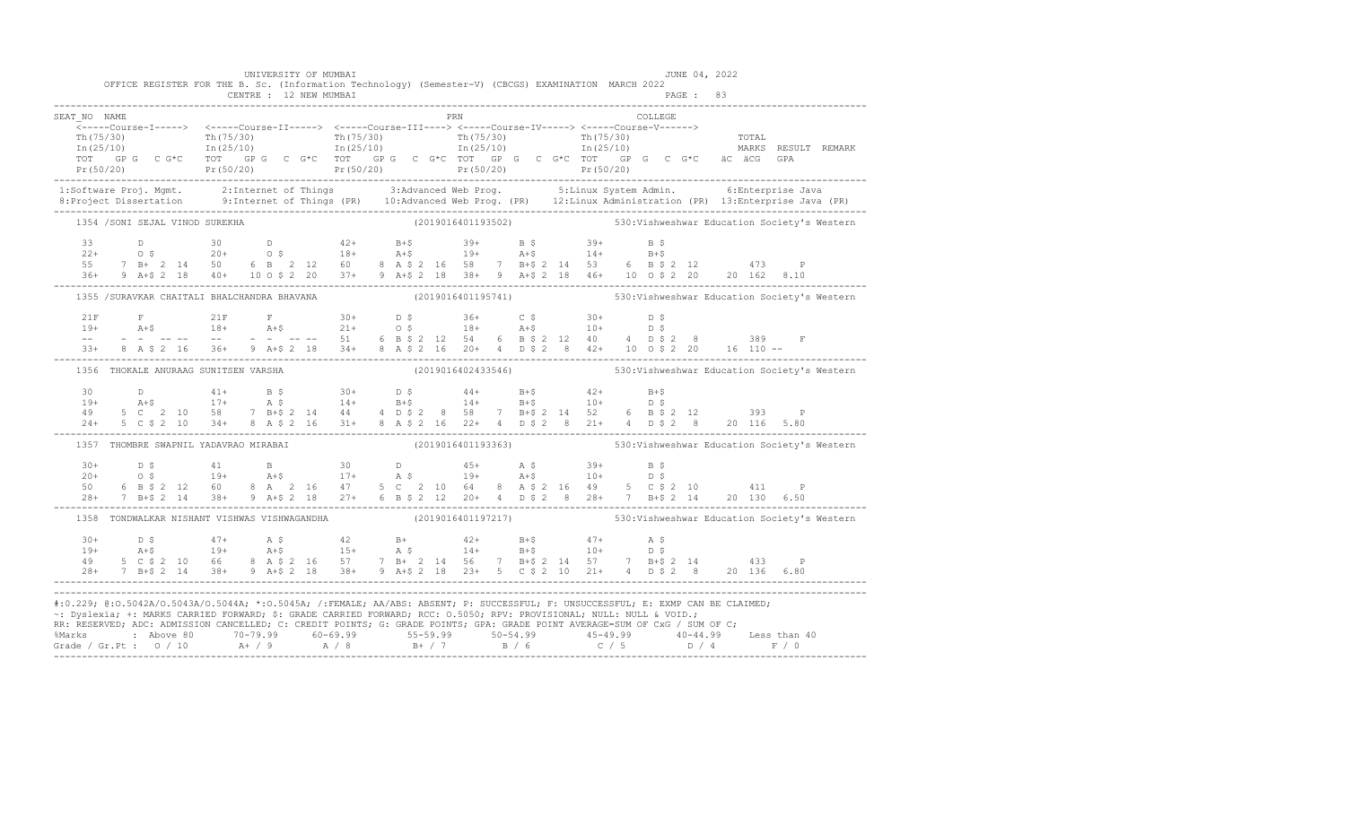UNIVERSITY OF MUMBAI

OFFICE REGISTER FOR THE B. Sc. (Information Technology) (Semester-V) (CBCGS) EXAMINATION MARCH 2022

CENTRE : 12 NEW MUMBAI

JUNE 04, 2022

```
SEAT_NO  NAME                                                         PRN                               COLLEGE
    <-----Course-I-----> <-----Course-II-----> <-----Course-III----> <-----Course-IV-----> <-----Course-V------>
    Th(75/30)            Th(75/30)             Th(75/30)             Th(75/30)             Th(75/30)                    TOTAL
    In(25/10)            In(25/10)             In(25/10)             In(25/10)             In(25/10)                    MARKS  RESULT  REMARK
    TOT   GP G   C G*C   TOT   GP G   C G*C   TOT   GP G   C G*C TOT   GP G   C G*C TOT   GP G   C G*C   äC  äCG   GPA
    Pr(50/20)            Pr(50/20)             Pr(50/20)             Pr(50/20)             Pr(50/20)
```

1:Software Proj. Mgmt. 2:Internet of Things 3:Advanced Web Prog. 5:Linux System Admin. 6:Enterprise Java
8:Project Dissertation 9:Internet of Things (PR) 10:Advanced Web Prog. (PR) 12:Linux Administration (PR) 13:Enterprise Java (PR)

```
1354 /SONI SEJAL VINOD SUREKHA                              (2019016401193502)            530:Vishweshwar Education Society's Western

    33       D          30       D          42+      B+$        39+      B $        39+      B $
    22+      O $        20+      O $        18+      A+$        19+      A+$        14+      B+$
    55    7  B+  2  14  50    6  B   2  12  60    8  A $ 2  16  58    7  B+$ 2  14  53    6  B $ 2  12         473     P
    36+   9  A+$ 2  18  40+   10 O $ 2  20  37+   9  A+$ 2  18  38+   9  A+$ 2  18  46+   10 O $ 2  20    20  162  8.10

1355 /SURAVKAR CHAITALI BHALCHANDRA BHAVANA                 (2019016401195741)            530:Vishweshwar Education Society's Western

    21F      F          21F      F          30+      D $        36+      C $        30+      D $
    19+      A+$        18+      A+$        21+      O $        18+      A+$        10+      D $
    --    -  -   --  -- --    -  -   --  -- 51    6  B $ 2  12  54    6  B $ 2  12  40    4  D $ 2  8          389     F
    33+   8  A $ 2  16  36+   9  A+$ 2  18  34+   8  A $ 2  16  20+   4  D $ 2  8   42+   10 O $ 2  20    16  110  --

1356  THOKALE ANURAAG SUNITSEN VARSHA                       (2019016402433546)            530:Vishweshwar Education Society's Western

    30       D          41+      B $        30+      D $        44+      B+$        42+      B+$
    19+      A+$        17+      A $        14+      B+$        14+      B+$        10+      D $
    49    5  C   2  10  58    7  B+$ 2  14  44    4  D $ 2  8   58    7  B+$ 2  14  52    6  B $ 2  12         393     P
    24+   5  C $ 2  10  34+   8  A $ 2  16  31+   8  A $ 2  16  22+   4  D $ 2  8   21+   4  D $ 2  8     20  116  5.80

1357  THOMBRE SWAPNIL YADAVRAO MIRABAI                      (2019016401193363)            530:Vishweshwar Education Society's Western

    30+      D $        41       B          30       D          45+      A $        39+      B $
    20+      O $        19+      A+$        17+      A $        19+      A+$        10+      D $
    50    6  B $ 2  12  60    8  A   2  16  47    5  C   2  10  64    8  A $ 2  16  49    5  C $ 2  10         411     P
    28+   7  B+$ 2  14  38+   9  A+$ 2  18  27+   6  B $ 2  12  20+   4  D $ 2  8   28+   7  B+$ 2  14    20  130  6.50

1358  TONDWALKAR NISHANT VISHWAS VISHWAGANDHA               (2019016401197217)            530:Vishweshwar Education Society's Western

    30+      D $        47+      A $        42       B+         42+      B+$        47+      A $
    19+      A+$        19+      A+$        15+      A $        14+      B+$        10+      D $
    49    5  C $ 2  10  66    8  A $ 2  16  57    7  B+  2  14  56    7  B+$ 2  14  57    7  B+$ 2  14         433     P
    28+   7  B+$ 2  14  38+   9  A+$ 2  18  38+   9  A+$ 2  18  23+   5  C $ 2  10  21+   4  D $ 2  8     20  136  6.80
```

#:O.229; @:O.5042A/O.5043A/O.5044A; *:O.5045A; /:FEMALE; AA/ABS: ABSENT; P: SUCCESSFUL; F: UNSUCCESSFUL; E: EXMP CAN BE CLAIMED;
~: Dyslexia; +: MARKS CARRIED FORWARD; $: GRADE CARRIED FORWARD; RCC: O.5050; RPV: PROVISIONAL; NULL: NULL & VOID.;
RR: RESERVED; ADC: ADMISSION CANCELLED; C: CREDIT POINTS; G: GRADE POINTS; GPA: GRADE POINT AVERAGE=SUM OF CxG / SUM OF C;

| %Marks | : Above 80 | 70-79.99 | 60-69.99 | 55-59.99 | 50-54.99 | 45-49.99 | 40-44.99 | Less than 40 |
|---|---|---|---|---|---|---|---|---|
| Grade / Gr.Pt : | O / 10 | A+ / 9 | A / 8 | B+ / 7 | B / 6 | C / 5 | D / 4 | F / 0 |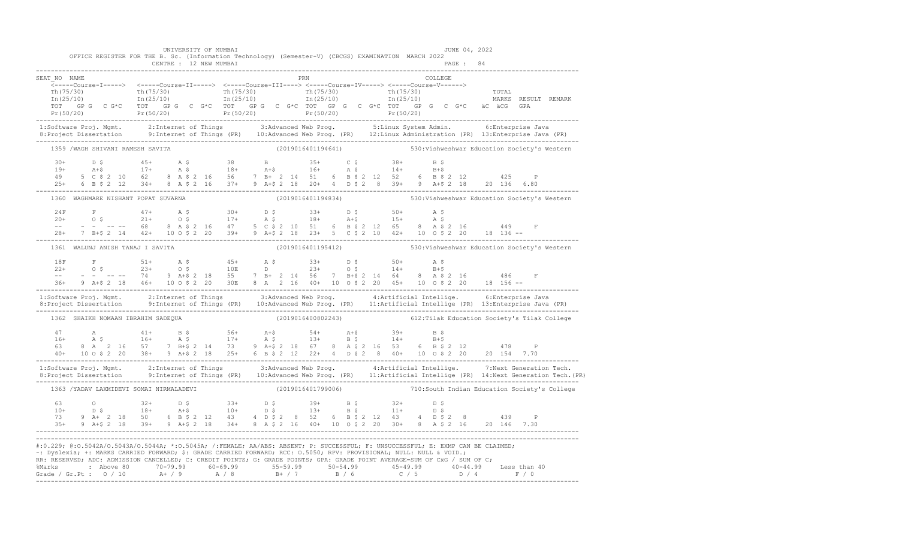UNIVERSITY OF MUMBAI — JUNE 04, 2022

OFFICE REGISTER FOR THE B. Sc. (Information Technology) (Semester-V) (CBCGS) EXAMINATION MARCH 2022

CENTRE : 12 NEW MUMBAI — PAGE : 84

```
SEAT_NO  NAME                                                    PRN                                 COLLEGE
    <-----Course-I-----> <-----Course-II-----> <-----Course-III----> <-----Course-IV-----> <-----Course-V------>
    Th(75/30)            Th(75/30)             Th(75/30)             Th(75/30)             Th(75/30)                 TOTAL
    In(25/10)            In(25/10)             In(25/10)             In(25/10)             In(25/10)                 MARKS  RESULT  REMARK
    TOT  GP G  C G*C     TOT  GP G  C G*C      TOT  GP G  C G*C      TOT  GP G  C G*C      TOT  GP G  C G*C     äC  äCG  GPA
    Pr(50/20)            Pr(50/20)             Pr(50/20)             Pr(50/20)             Pr(50/20)
---------------------------------------------------------------------------------------------------------------------------------
 1:Software Proj. Mgmt.     2:Internet of Things        3:Advanced Web Prog.        5:Linux System Admin.       6:Enterprise Java
 8:Project Dissertation     9:Internet of Things (PR)   10:Advanced Web Prog. (PR)  12:Linux Administration (PR) 13:Enterprise Java (PR)
---------------------------------------------------------------------------------------------------------------------------------
    1359 /WAGH SHIVANI RAMESH SAVITA                        (2019016401194641)        530:Vishweshwar Education Society's Western

    30+     D $        45+     A $        38      B          35+     C $        38+     B $
    19+     A+$        17+     A $        18+     A+$        16+     A $        14+     B+$
    49   5 C $ 2 10    62   8 A $ 2 16    56   7 B+ 2 14     51   6 B $ 2 12    52   6 B $ 2 12        425      P
    25+  6 B $ 2 12    34+  8 A $ 2 16    37+  9 A+$ 2 18    20+  4 D $ 2 8     39+  9 A+$ 2 18    20 136  6.80
---------------------------------------------------------------------------------------------------------------------------------
    1360  WAGHMARE NISHANT POPAT SUVARNA                    (2019016401194834)        530:Vishweshwar Education Society's Western

    24F     F          47+     A $        30+     D $        33+     D $        50+     A $
    20+     O $        21+     O $        17+     A $        18+     A+$        15+     A $
    --    -  -  -- --  68   8 A $ 2 16    47   5 C $ 2 10    51   6 B $ 2 12    65   8 A $ 2 16        449      F
    28+  7 B+$ 2 14    42+  10 O $ 2 20   39+  9 A+$ 2 18    23+  5 C $ 2 10    42+  10 O $ 2 20   18 136  --
---------------------------------------------------------------------------------------------------------------------------------
    1361  WALUNJ ANISH TANAJ I SAVITA                       (2019016401195412)        530:Vishweshwar Education Society's Western

    18F     F          51+     A $        45+     A $        33+     D $        50+     A $
    22+     O $        23+     O $        10E     D          23+     O $        14+     B+$
    --    -  -  -- --  74   9 A+$ 2 18    55   7 B+ 2 14     56   7 B+$ 2 14    64   8 A $ 2 16        486      F
    36+  9 A+$ 2 18    46+  10 O $ 2 20   30E  8 A  2 16     40+  10 O $ 2 20   45+  10 O $ 2 20   18 156  --
---------------------------------------------------------------------------------------------------------------------------------
 1:Software Proj. Mgmt.     2:Internet of Things        3:Advanced Web Prog.        4:Artificial Intellige.     6:Enterprise Java
 8:Project Dissertation     9:Internet of Things (PR)   10:Advanced Web Prog. (PR)  11:Artificial Intellige (PR) 13:Enterprise Java (PR)
---------------------------------------------------------------------------------------------------------------------------------
    1362  SHAIKH NOMAAN IBRAHIM SADEQUA                     (2019016400802243)        612:Tilak Education Society's Tilak College

    47      A          41+     B $        56+     A+$        54+     A+$        39+     B $
    16+     A $        16+     A $        17+     A $        13+     B $        14+     B+$
    63   8 A  2 16     57   7 B+$ 2 14    73   9 A+$ 2 18    67   8 A $ 2 16    53   6 B $ 2 12        478      P
    40+  10 O $ 2 20   38+  9 A+$ 2 18    25+  6 B $ 2 12    22+  4 D $ 2 8     40+  10 O $ 2 20   20 154  7.70
---------------------------------------------------------------------------------------------------------------------------------
 1:Software Proj. Mgmt.     2:Internet of Things        3:Advanced Web Prog.        4:Artificial Intellige.     7:Next Generation Tech.
 8:Project Dissertation     9:Internet of Things (PR)   10:Advanced Web Prog. (PR)  11:Artificial Intellige (PR) 14:Next Generation Tech.(PR)
---------------------------------------------------------------------------------------------------------------------------------
    1363 /YADAV LAXMIDEVI SOMAI NIRMALADEVI                 (2019016401799006)        710:South Indian Education Society's College

    63      O          32+     D $        33+     D $        39+     B $        32+     D $
    10+     D $        18+     A+$        10+     D $        13+     B $        11+     D $
    73   9 A+ 2 18     50   6 B $ 2 12    43   4 D $ 2 8     52   6 B $ 2 12    43   4 D $ 2 8         439      P
    35+  9 A+$ 2 18    39+  9 A+$ 2 18    34+  8 A $ 2 16    40+  10 O $ 2 20   30+  8 A $ 2 16    20 146  7.30
---------------------------------------------------------------------------------------------------------------------------------
```

#:0.229; @:O.5042A/O.5043A/O.5044A; *:O.5045A; /:FEMALE; AA/ABS: ABSENT; P: SUCCESSFUL; F: UNSUCCESSFUL; E: EXMP CAN BE CLAIMED;
~: Dyslexia; +: MARKS CARRIED FORWARD; $: GRADE CARRIED FORWARD; RCC: O.5050; RPV: PROVISIONAL; NULL: NULL & VOID.;
RR: RESERVED; ADC: ADMISSION CANCELLED; C: CREDIT POINTS; G: GRADE POINTS; GPA: GRADE POINT AVERAGE=SUM OF CxG / SUM OF C;

| %Marks | Above 80 | 70-79.99 | 60-69.99 | 55-59.99 | 50-54.99 | 45-49.99 | 40-44.99 | Less than 40 |
|---|---|---|---|---|---|---|---|---|
| Grade / Gr.Pt : | O / 10 | A+ / 9 | A / 8 | B+ / 7 | B / 6 | C / 5 | D / 4 | F / 0 |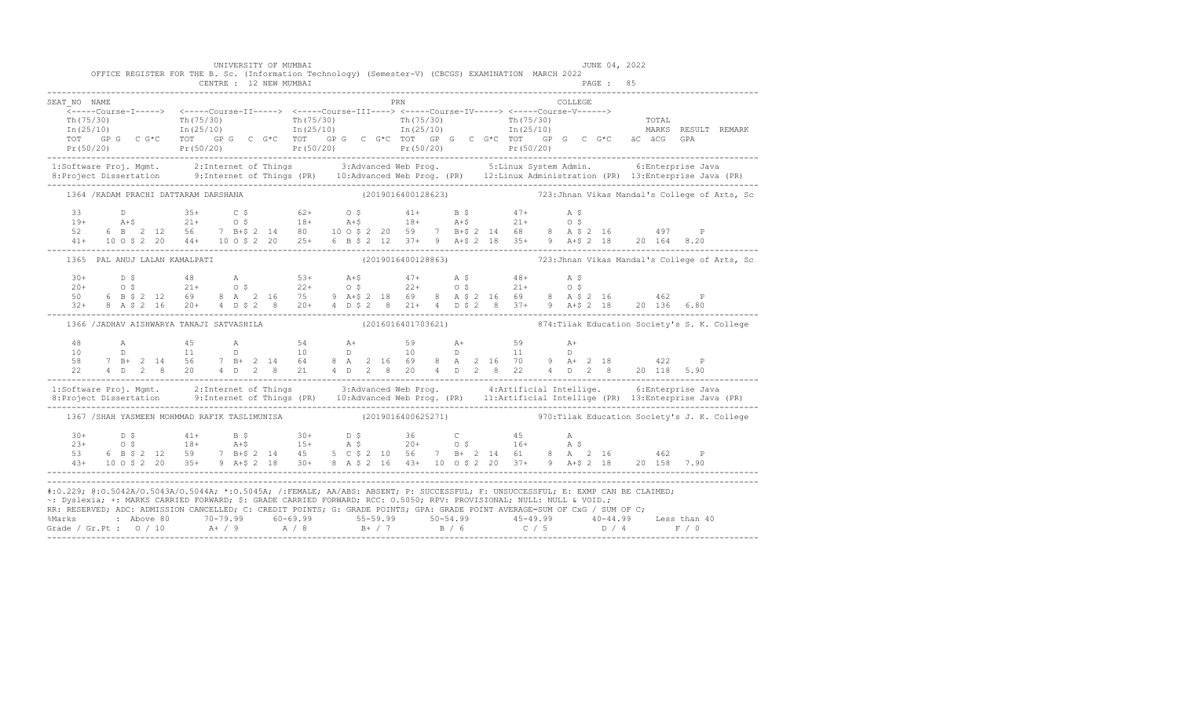UNIVERSITY OF MUMBAI

OFFICE REGISTER FOR THE B. Sc. (Information Technology) (Semester-V) (CBCGS) EXAMINATION MARCH 2022

CENTRE : 12 NEW MUMBAI

JUNE 04, 2022

```
SEAT_NO  NAME                                                   PRN                                  COLLEGE
    <-----Course-I-----> <-----Course-II-----> <-----Course-III----> <-----Course-IV-----> <-----Course-V------>
    Th(75/30)             Th(75/30)             Th(75/30)             Th(75/30)             Th(75/30)                 TOTAL
    In(25/10)             In(25/10)             In(25/10)             In(25/10)             In(25/10)                 MARKS  RESULT  REMARK
    TOT   GP G   C G*C    TOT   GP G   C G*C    TOT   GP G   C G*C   TOT   GP G   C G*C   TOT   GP G   C G*C   äC  äCG   GPA
    Pr(50/20)             Pr(50/20)             Pr(50/20)             Pr(50/20)             Pr(50/20)
-----------------------------------------------------------------------------------------------------------------------------------
 1:Software Proj. Mgmt.      2:Internet of Things        3:Advanced Web Prog.        5:Linux System Admin.        6:Enterprise Java
 8:Project Dissertation      9:Internet of Things (PR)   10:Advanced Web Prog. (PR)  12:Linux Administration (PR) 13:Enterprise Java (PR)
-----------------------------------------------------------------------------------------------------------------------------------
    1364 /KADAM PRACHI DATTARAM DARSHANA                    (2019016400128623)              723:Jhnan Vikas Mandal's College of Arts, Sc

    33       D           35+      C $          62+      O $          41+      B $          47+      A $
    19+      A+$         21+      O $          18+      A+$          18+      A+$          21+      O $
    52    6  B  2 12     56    7  B+$ 2 14     80    10 O $ 2 20     59    7  B+$ 2 14     68    8  A $ 2 16       497     P
    41+  10 O $ 2 20     44+  10 O $ 2 20     25+    6 B $ 2 12     37+   9  A+$ 2 18     35+   9  A+$ 2 18   20 164  8.20
-----------------------------------------------------------------------------------------------------------------------------------
    1365  PAL ANUJ LALAN KAMALPATI                          (2019016400128863)              723:Jhnan Vikas Mandal's College of Arts, Sc

    30+      D $         48       A            53+      A+$          47+      A $          48+      A $
    20+      O $         21+      O $          22+      O $          22+      O $          21+      O $
    50    6  B $ 2 12    69    8  A  2 16      75    9  A+$ 2 18     69    8  A $ 2 16     69    8  A $ 2 16       462     P
    32+   8  A $ 2 16    20+   4  D $ 2  8     20+   4  D $ 2  8     21+   4  D $ 2  8     37+   9  A+$ 2 18   20 136  6.80
-----------------------------------------------------------------------------------------------------------------------------------
    1366 /JADHAV AISHWARYA TANAJI SATVASHILA                (2016016401703621)              874:Tilak Education Society's S. K. College

    48       A           45       A            54       A+           59       A+           59       A+
    10       D           11       D            10       D            10       D            11       D
    58    7  B+ 2 14     56    7  B+ 2 14      64    8  A  2 16      69    8  A  2 16      70    9  A+ 2 18        422     P
    22    4  D  2  8     20    4  D  2  8      21    4  D  2  8      20    4  D  2  8      22    4  D  2  8    20 118  5.90
-----------------------------------------------------------------------------------------------------------------------------------
 1:Software Proj. Mgmt.      2:Internet of Things        3:Advanced Web Prog.        4:Artificial Intellige.      6:Enterprise Java
 8:Project Dissertation      9:Internet of Things (PR)   10:Advanced Web Prog. (PR)  11:Artificial Intellige (PR) 13:Enterprise Java (PR)
-----------------------------------------------------------------------------------------------------------------------------------
    1367 /SHAH YASMEEN MOHMMAD RAFIK TASLIMUNISA            (2019016400625271)              970:Tilak Education Society's J. K. College

    30+      D $         41+      B $          30+      D $          36       C            45       A
    23+      O $         18+      A+$          15+      A $          20+      O $          16+      A $
    53    6  B $ 2 12    59    7  B+$ 2 14     45    5  C $ 2 10     56    7  B+ 2 14      61    8  A  2 16        462     P
    43+  10  O $ 2 20    35+   9  A+$ 2 18     30+   8  A $ 2 16     43+  10  O $ 2 20     37+   9  A+$ 2 18   20 158  7.90
-----------------------------------------------------------------------------------------------------------------------------------
```

#:O.229; @:O.5042A/O.5043A/O.5044A; *:O.5045A; /:FEMALE; AA/ABS: ABSENT; P: SUCCESSFUL; F: UNSUCCESSFUL; E: EXMP CAN BE CLAIMED;
~: Dyslexia; +: MARKS CARRIED FORWARD; $: GRADE CARRIED FORWARD; RCC: O.5050; RPV: PROVISIONAL; NULL: NULL & VOID.;
RR: RESERVED; ADC: ADMISSION CANCELLED; C: CREDIT POINTS; G: GRADE POINTS; GPA: GRADE POINT AVERAGE=SUM OF CxG / SUM OF C;

| %Marks | Above 80 | 70-79.99 | 60-69.99 | 55-59.99 | 50-54.99 | 45-49.99 | 40-44.99 | Less than 40 |
|---|---|---|---|---|---|---|---|---|
| Grade / Gr.Pt : | O / 10 | A+ / 9 | A / 8 | B+ / 7 | B / 6 | C / 5 | D / 4 | F / 0 |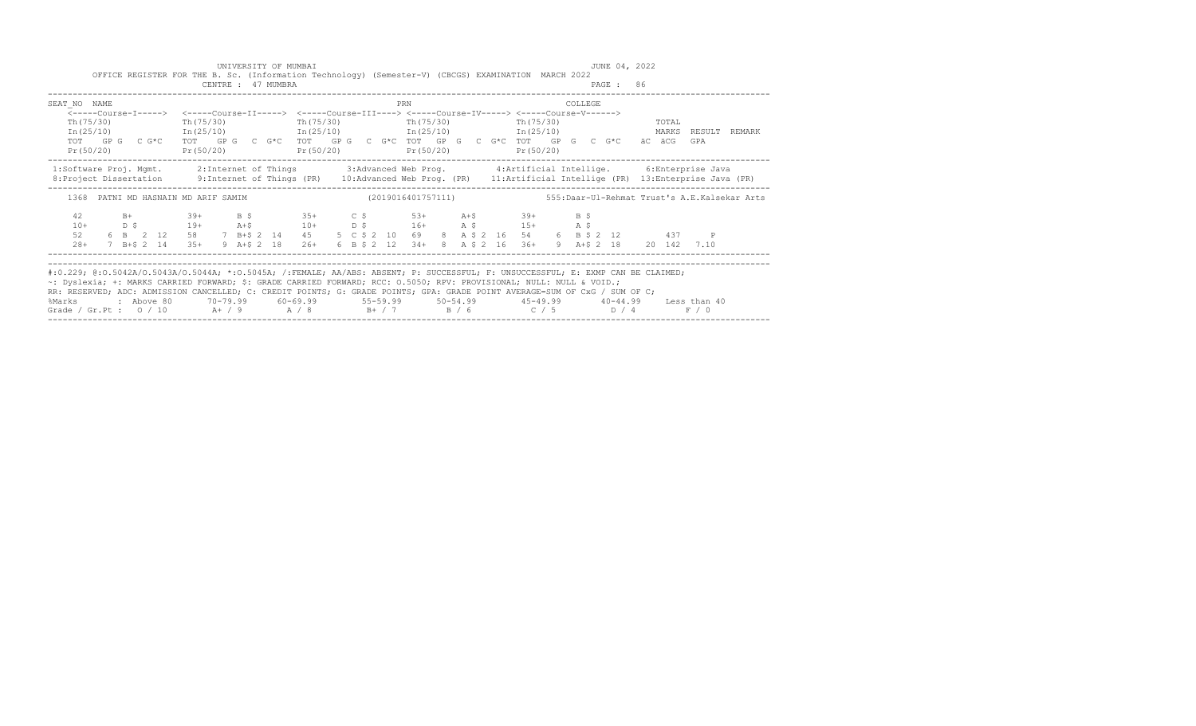UNIVERSITY OF MUMBAI

JUNE 04, 2022

OFFICE REGISTER FOR THE B. Sc. (Information Technology) (Semester-V) (CBCGS) EXAMINATION MARCH 2022

CENTRE : 47 MUMBRA

PAGE : 86

```
SEAT_NO  NAME                                                          PRN                              COLLEGE
    <-----Course-I-----> <-----Course-II-----> <-----Course-III----> <-----Course-IV-----> <-----Course-V------>
    Th(75/30)            Th(75/30)             Th(75/30)             Th(75/30)             Th(75/30)                TOTAL
    In(25/10)            In(25/10)             In(25/10)             In(25/10)             In(25/10)                MARKS  RESULT  REMARK
    TOT   GP G   C G*C   TOT   GP G   C  G*C   TOT   GP G   C  G*C  TOT   GP  G   C  G*C  TOT   GP  G   C  G*C   äC  äCG   GPA
    Pr(50/20)            Pr(50/20)             Pr(50/20)             Pr(50/20)             Pr(50/20)
```

1:Software Proj. Mgmt. 2:Internet of Things 3:Advanced Web Prog. 4:Artificial Intellige. 6:Enterprise Java
8:Project Dissertation 9:Internet of Things (PR) 10:Advanced Web Prog. (PR) 11:Artificial Intellige (PR) 13:Enterprise Java (PR)

```
    1368  PATNI MD HASNAIN MD ARIF SAMIM                        (2019016401757111)              555:Daar-Ul-Rehmat Trust's A.E.Kalsekar Arts

     42       B+          39+      B $         35+      C $         53+      A+$         39+       B $
     10+      D $         19+      A+$         10+      D $         16+      A $         15+       A $
     52    6  B   2  12   58    7  B+$ 2  14   45    5  C $ 2  10   69    8  A $ 2  16   54    6  B $ 2  12      437     P
     28+   7  B+$ 2  14   35+   9  A+$ 2  18   26+   6  B $ 2  12   34+   8  A $ 2  16   36+   9  A+$ 2  18   20  142  7.10
```

#:O.229; @:O.5042A/O.5043A/O.5044A; *:O.5045A; /:FEMALE; AA/ABS: ABSENT; P: SUCCESSFUL; F: UNSUCCESSFUL; E: EXMP CAN BE CLAIMED;
~: Dyslexia; +: MARKS CARRIED FORWARD; $: GRADE CARRIED FORWARD; RCC: O.5050; RPV: PROVISIONAL; NULL: NULL & VOID.;
RR: RESERVED; ADC: ADMISSION CANCELLED; C: CREDIT POINTS; G: GRADE POINTS; GPA: GRADE POINT AVERAGE=SUM OF CxG / SUM OF C;

| %Marks | : Above 80 | 70-79.99 | 60-69.99 | 55-59.99 | 50-54.99 | 45-49.99 | 40-44.99 | Less than 40 |
|---|---|---|---|---|---|---|---|---|
| Grade / Gr.Pt : | O / 10 | A+ / 9 | A / 8 | B+ / 7 | B / 6 | C / 5 | D / 4 | F / 0 |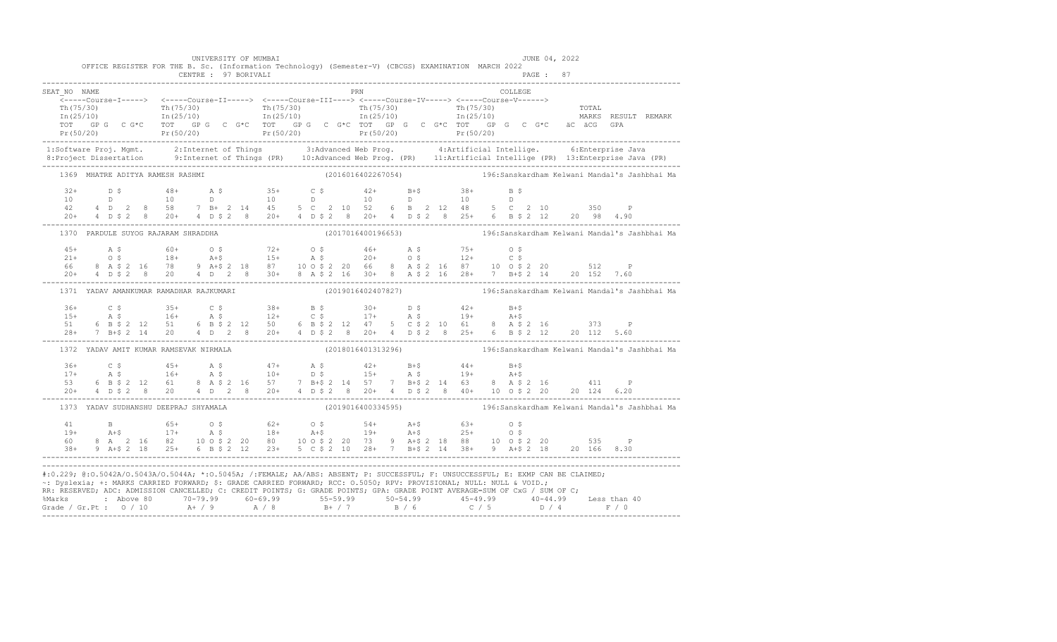UNIVERSITY OF MUMBAI

OFFICE REGISTER FOR THE B. Sc. (Information Technology) (Semester-V) (CBCGS) EXAMINATION MARCH 2022

CENTRE : 97 BORIVALI

JUNE 04, 2022

```
SEAT_NO NAME                                                            PRN                                   COLLEGE
    <-----Course-I-----> <-----Course-II-----> <-----Course-III----> <-----Course-IV-----> <-----Course-V------>
    Th(75/30)             Th(75/30)             Th(75/30)             Th(75/30)             Th(75/30)                 TOTAL
    In(25/10)             In(25/10)             In(25/10)             In(25/10)             In(25/10)                 MARKS  RESULT  REMARK
    TOT  GP G  C G*C   TOT  GP G  C G*C   TOT  GP G  C G*C TOT  GP G  C G*C TOT  GP G  C G*C   äC äCG  GPA
    Pr(50/20)             Pr(50/20)             Pr(50/20)             Pr(50/20)             Pr(50/20)
```

1:Software Proj. Mgmt. 2:Internet of Things 3:Advanced Web Prog. 4:Artificial Intellige. 6:Enterprise Java
8:Project Dissertation 9:Internet of Things (PR) 10:Advanced Web Prog. (PR) 11:Artificial Intellige (PR) 13:Enterprise Java (PR)

```
1369  MHATRE ADITYA RAMESH RASHMI                          (2016016402267054)          196:Sanskardham Kelwani Mandal's Jashbhai Ma

    32+      D $        48+      A $        35+      C $        42+      B+$        38+      B $
    10       D          10       D          10       D          10       D          10       D
    42    4  D  2  8    58    7  B+  2 14   45    5  C  2 10    52    6  B  2 12    48    5  C  2 10        350     P
    20+   4  D $ 2  8   20+   4  D $ 2  8   20+   4  D $ 2  8   20+   4  D $ 2  8   25+   6  B $ 2 12    20  98  4.90

1370  PARDULE SUYOG RAJARAM SHRADDHA                       (2017016400196653)          196:Sanskardham Kelwani Mandal's Jashbhai Ma

    45+      A $        60+      O $        72+      O $        46+      A $        75+      O $
    21+      O $        18+      A+$        15+      A $        20+      O $        12+      C $
    66    8  A $ 2 16   78    9  A+$ 2 18   87   10  O $ 2 20   66    8  A $ 2 16   87   10  O $ 2 20       512     P
    20+   4  D $ 2  8   20    4  D  2  8    30+   8  A $ 2 16   30+   8  A $ 2 16   28+   7  B+$ 2 14    20 152  7.60

1371  YADAV AMANKUMAR RAMADHAR RAJKUMARI                   (2019016402407827)          196:Sanskardham Kelwani Mandal's Jashbhai Ma

    36+      C $        35+      C $        38+      B $        30+      D $        42+      B+$
    15+      A $        16+      A $        12+      C $        17+      A $        19+      A+$
    51    6  B $ 2 12   51    6  B $ 2 12   50    6  B $ 2 12   47    5  C $ 2 10   61    8  A $ 2 16       373     P
    28+   7  B+$ 2 14   20    4  D  2  8    20+   4  D $ 2  8   20+   4  D $ 2  8   25+   6  B $ 2 12    20 112  5.60

1372  YADAV AMIT KUMAR RAMSEVAK NIRMALA                    (2018016401313296)          196:Sanskardham Kelwani Mandal's Jashbhai Ma

    36+      C $        45+      A $        47+      A $        42+      B+$        44+      B+$
    17+      A $        16+      A $        10+      D $        15+      A $        19+      A+$
    53    6  B $ 2 12   61    8  A $ 2 16   57    7  B+$ 2 14   57    7  B+$ 2 14   63    8  A $ 2 16       411     P
    20+   4  D $ 2  8   20    4  D  2  8    20+   4  D $ 2  8   20+   4  D $ 2  8   40+  10  O $ 2 20    20 124  6.20

1373  YADAV SUDHANSHU DEEPRAJ SHYAMALA                     (2019016400334595)          196:Sanskardham Kelwani Mandal's Jashbhai Ma

    41       B          65+      O $        62+      O $        54+      A+$        63+      O $
    19+      A+$        17+      A $        18+      A+$        19+      A+$        25+      O $
    60    8  A  2 16    82   10  O $ 2 20   80   10  O $ 2 20   73    9  A+$ 2 18   88   10  O $ 2 20       535     P
    38+   9  A+$ 2 18   25+   6  B $ 2 12   23+   5  C $ 2 10   28+   7  B+$ 2 14   38+   9  A+$ 2 18    20 166  8.30
```

#:O.229; @:O.5042A/O.5043A/O.5044A; *:O.5045A; /:FEMALE; AA/ABS: ABSENT; P: SUCCESSFUL; F: UNSUCCESSFUL; E: EXMP CAN BE CLAIMED;
~: Dyslexia; +: MARKS CARRIED FORWARD; $: GRADE CARRIED FORWARD; RCC: O.5050; RPV: PROVISIONAL; NULL: NULL & VOID.;
RR: RESERVED; ADC: ADMISSION CANCELLED; C: CREDIT POINTS; G: GRADE POINTS; GPA: GRADE POINT AVERAGE=SUM OF CxG / SUM OF C;

| %Marks | : Above 80 | 70-79.99 | 60-69.99 | 55-59.99 | 50-54.99 | 45-49.99 | 40-44.99 | Less than 40 |
|---|---|---|---|---|---|---|---|---|
| Grade / Gr.Pt : | O / 10 | A+ / 9 | A / 8 | B+ / 7 | B / 6 | C / 5 | D / 4 | F / 0 |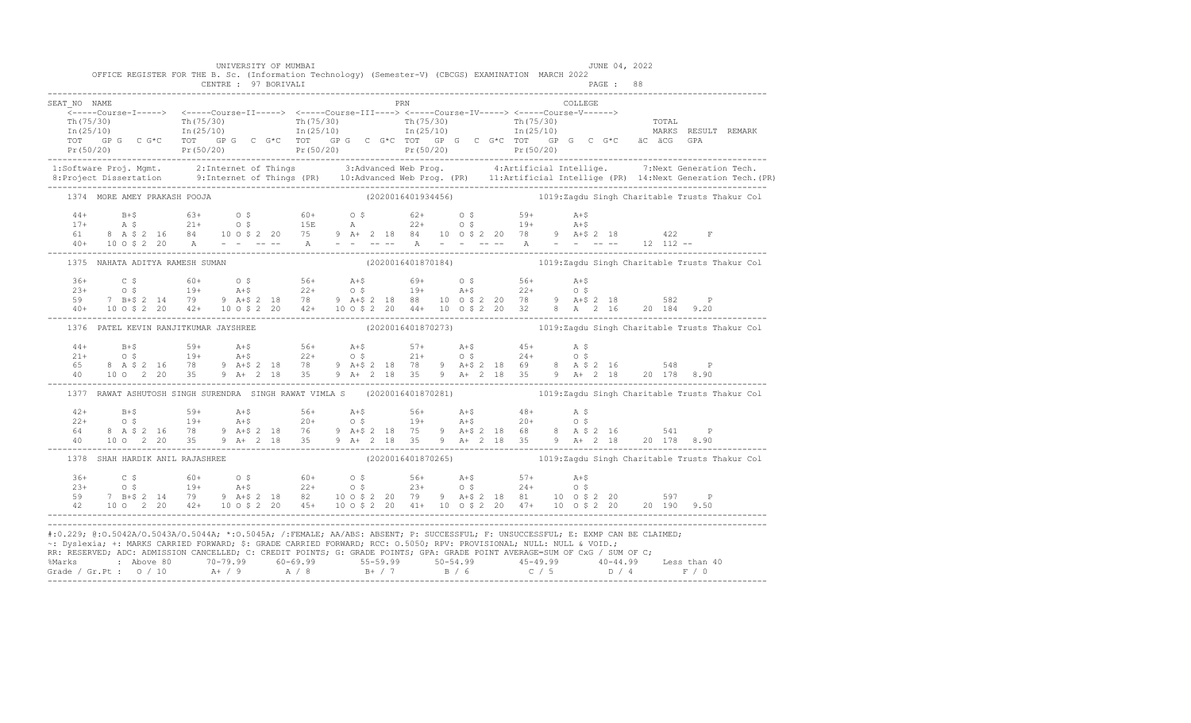UNIVERSITY OF MUMBAI — JUNE 04, 2022

OFFICE REGISTER FOR THE B. Sc. (Information Technology) (Semester-V) (CBCGS) EXAMINATION MARCH 2022

CENTRE : 97 BORIVALI

```
SEAT_NO  NAME                                                      PRN                                    COLLEGE
   <-----Course-I-----> <-----Course-II-----> <-----Course-III----> <-----Course-IV-----> <-----Course-V------>
   Th(75/30)            Th(75/30)             Th(75/30)             Th(75/30)             Th(75/30)                TOTAL
   In(25/10)            In(25/10)             In(25/10)             In(25/10)             In(25/10)                MARKS  RESULT  REMARK
   TOT  GP G  C G*C     TOT  GP G  C G*C      TOT  GP G  C G*C      TOT  GP G  C G*C      TOT  GP G  C G*C   äC äCG  GPA
   Pr(50/20)            Pr(50/20)             Pr(50/20)             Pr(50/20)             Pr(50/20)
--------------------------------------------------------------------------------------------------------------------------------
 1:Software Proj. Mgmt.     2:Internet of Things      3:Advanced Web Prog.       4:Artificial Intellige.     7:Next Generation Tech.
 8:Project Dissertation     9:Internet of Things (PR) 10:Advanced Web Prog. (PR) 11:Artificial Intellige (PR) 14:Next Generation Tech.(PR)
--------------------------------------------------------------------------------------------------------------------------------
   1374  MORE AMEY PRAKASH POOJA                                (2020016401934456)         1019:Zagdu Singh Charitable Trusts Thakur Col

   44+      B+$        63+      O $        60+      O $        62+      O $        59+      A+$
   17+      A $        21+      O $        15E      A          22+      O $        19+      A+$
   61    8  A $ 2 16   84   10 O $ 2 20    75    9  A+ 2 18    84   10 O $ 2 20    78    9 A+$ 2 18        422     F
   40+  10 O $ 2 20    A    -  -  -- --    A     -  -  -- --   A    -  -  -- --    A    -  -  -- --    12  112 --
--------------------------------------------------------------------------------------------------------------------------------
   1375  NAHATA ADITYA RAMESH SUMAN                             (2020016401870184)         1019:Zagdu Singh Charitable Trusts Thakur Col

   36+      C $        60+      O $        56+      A+$        69+      O $        56+      A+$
   23+      O $        19+      A+$        22+      O $        19+      A+$        22+      O $
   59    7  B+$ 2 14   79    9 A+$ 2 18    78    9  A+$ 2 18   88   10 O $ 2 20    78    9 A+$ 2 18        582     P
   40+  10 O $ 2 20    42+  10 O $ 2 20    42+  10 O $ 2 20    44+  10 O $ 2 20    32    8 A   2 16    20  184  9.20
--------------------------------------------------------------------------------------------------------------------------------
   1376  PATEL KEVIN RANJITKUMAR JAYSHREE                       (2020016401870273)         1019:Zagdu Singh Charitable Trusts Thakur Col

   44+      B+$        59+      A+$        56+      A+$        57+      A+$        45+      A $
   21+      O $        19+      A+$        22+      O $        21+      O $        24+      O $
   65    8  A $ 2 16   78    9 A+$ 2 18    78    9  A+$ 2 18   78    9 A+$ 2 18    69    8 A $ 2 16        548     P
   40   10 O   2 20    35    9 A+  2 18    35    9  A+  2 18   35    9 A+  2 18    35    9 A+  2 18    20  178  8.90
--------------------------------------------------------------------------------------------------------------------------------
   1377  RAWAT ASHUTOSH SINGH SURENDRA  SINGH RAWAT VIMLA S    (2020016401870281)         1019:Zagdu Singh Charitable Trusts Thakur Col

   42+      B+$        59+      A+$        56+      A+$        56+      A+$        48+      A $
   22+      O $        19+      A+$        20+      O $        19+      A+$        20+      O $
   64    8  A $ 2 16   78    9 A+$ 2 18    76    9  A+$ 2 18   75    9 A+$ 2 18    68    8 A $ 2 16        541     P
   40   10 O   2 20    35    9 A+  2 18    35    9  A+  2 18   35    9 A+  2 18    35    9 A+  2 18    20  178  8.90
--------------------------------------------------------------------------------------------------------------------------------
   1378  SHAH HARDIK ANIL RAJASHREE                             (2020016401870265)         1019:Zagdu Singh Charitable Trusts Thakur Col

   36+      C $        60+      O $        60+      O $        56+      A+$        57+      A+$
   23+      O $        19+      A+$        22+      O $        23+      O $        24+      O $
   59    7  B+$ 2 14   79    9 A+$ 2 18    82   10  O $ 2 20   79    9 A+$ 2 18    81   10 O $ 2 20        597     P
   42   10 O   2 20    42+  10 O $ 2 20    45+  10  O $ 2 20   41+  10 O $ 2 20    47+  10 O $ 2 20    20  190  9.50
--------------------------------------------------------------------------------------------------------------------------------
```

#:0.229; @:O.5042A/O.5043A/O.5044A; *:O.5045A; /:FEMALE; AA/ABS: ABSENT; P: SUCCESSFUL; F: UNSUCCESSFUL; E: EXMP CAN BE CLAIMED;
~: Dyslexia; +: MARKS CARRIED FORWARD; $: GRADE CARRIED FORWARD; RCC: O.5050; RPV: PROVISIONAL; NULL: NULL & VOID.;
RR: RESERVED; ADC: ADMISSION CANCELLED; C: CREDIT POINTS; G: GRADE POINTS; GPA: GRADE POINT AVERAGE=SUM OF CxG / SUM OF C;

| %Marks | : Above 80 | 70-79.99 | 60-69.99 | 55-59.99 | 50-54.99 | 45-49.99 | 40-44.99 | Less than 40 |
|---|---|---|---|---|---|---|---|---|
| Grade / Gr.Pt : | O / 10 | A+ / 9 | A / 8 | B+ / 7 | B / 6 | C / 5 | D / 4 | F / 0 |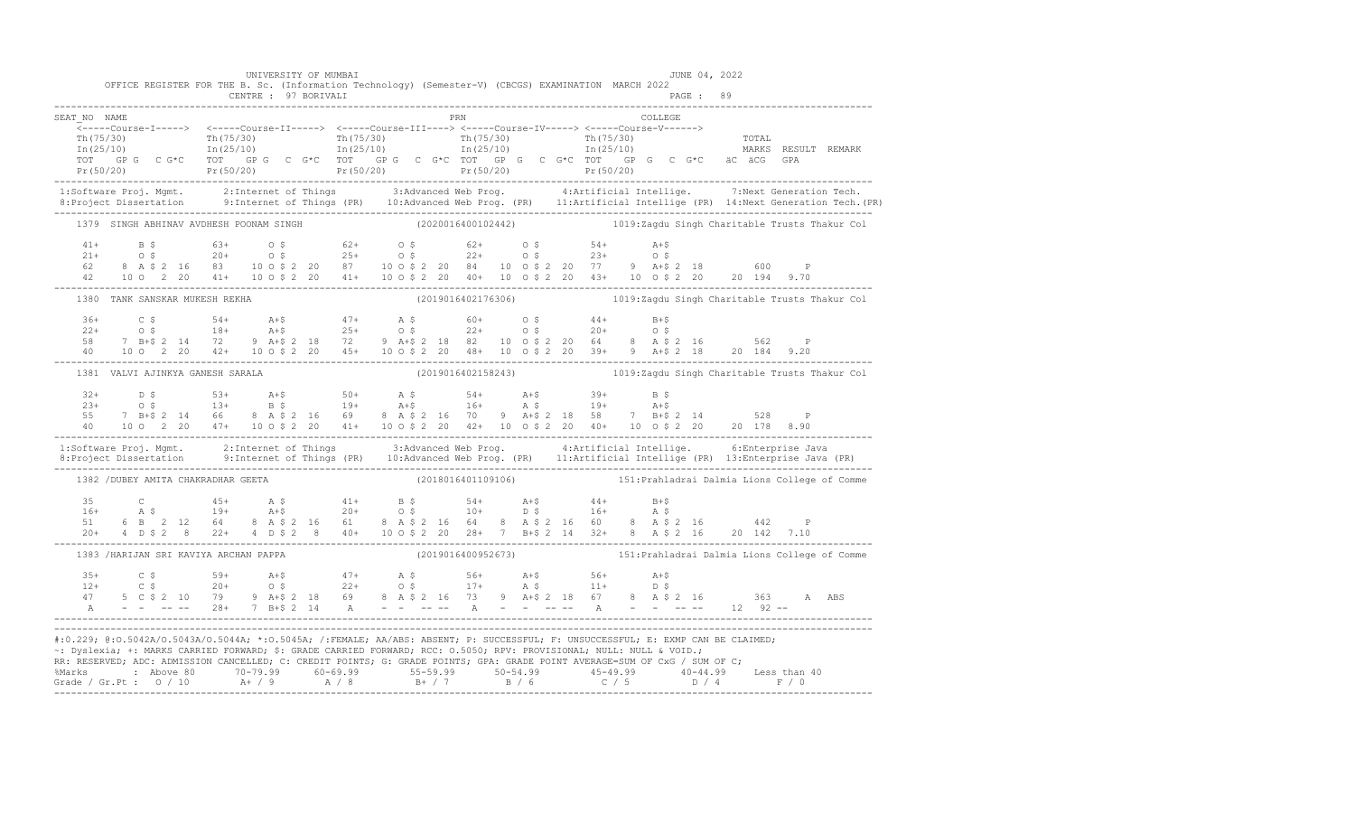UNIVERSITY OF MUMBAI

OFFICE REGISTER FOR THE B. Sc. (Information Technology) (Semester-V) (CBCGS) EXAMINATION MARCH 2022

CENTRE : 97 BORIVALI

JUNE 04, 2022

```
SEAT_NO  NAME                                                    PRN                              COLLEGE
    <-----Course-I-----> <-----Course-II-----> <-----Course-III----> <-----Course-IV-----> <-----Course-V------>
    Th(75/30)            Th(75/30)             Th(75/30)             Th(75/30)             Th(75/30)                TOTAL
    In(25/10)            In(25/10)             In(25/10)             In(25/10)             In(25/10)                MARKS  RESULT  REMARK
    TOT  GP G  C G*C     TOT  GP G  C G*C      TOT  GP G  C G*C      TOT  GP G  C G*C      TOT  GP G  C G*C   äC äCG  GPA
    Pr(50/20)            Pr(50/20)             Pr(50/20)             Pr(50/20)             Pr(50/20)
-----------------------------------------------------------------------------------------------------------------------------
 1:Software Proj. Mgmt.      2:Internet of Things         3:Advanced Web Prog.         4:Artificial Intellige.      7:Next Generation Tech.
 8:Project Dissertation      9:Internet of Things (PR)    10:Advanced Web Prog. (PR)   11:Artificial Intellige (PR) 14:Next Generation Tech.(PR)
-----------------------------------------------------------------------------------------------------------------------------
    1379  SINGH ABHINAV AVDHESH POONAM SINGH                 (2020016400102442)          1019:Zagdu Singh Charitable Trusts Thakur Col

     41+      B $         63+      O $         62+      O $         62+      O $         54+      A+$
     21+      O $         20+      O $         25+      O $         22+      O $         23+      O $
     62    8  A $ 2 16    83    10 O $ 2 20    87    10 O $ 2 20    84    10 O $ 2 20    77    9  A+$ 2 18       600    P
     42    10 O   2 20    41+   10 O $ 2 20    41+   10 O $ 2 20    40+   10 O $ 2 20    43+   10 O $ 2 20   20 194  9.70
-----------------------------------------------------------------------------------------------------------------------------
    1380  TANK SANSKAR MUKESH REKHA                          (2019016402176306)          1019:Zagdu Singh Charitable Trusts Thakur Col

     36+      C $         54+      A+$         47+      A $         60+      O $         44+      B+$
     22+      O $         18+      A+$         25+      O $         22+      O $         20+      O $
     58    7  B+$ 2 14    72    9  A+$ 2 18    72    9  A+$ 2 18    82    10 O $ 2 20    64    8  A $ 2 16       562    P
     40    10 O   2 20    42+   10 O $ 2 20    45+   10 O $ 2 20    48+   10 O $ 2 20    39+   9  A+$ 2 18   20 184  9.20
-----------------------------------------------------------------------------------------------------------------------------
    1381  VALVI AJINKYA GANESH SARALA                        (2019016402158243)          1019:Zagdu Singh Charitable Trusts Thakur Col

     32+      D $         53+      A+$         50+      A $         54+      A+$         39+      B $
     23+      O $         13+      B $         19+      A+$         16+      A $         19+      A+$
     55    7  B+$ 2 14    66    8  A $ 2 16    69    8  A $ 2 16    70    9  A+$ 2 18    58    7  B+$ 2 14       528    P
     40    10 O   2 20    47+   10 O $ 2 20    41+   10 O $ 2 20    42+   10 O $ 2 20    40+   10 O $ 2 20   20 178  8.90
-----------------------------------------------------------------------------------------------------------------------------
 1:Software Proj. Mgmt.      2:Internet of Things         3:Advanced Web Prog.         4:Artificial Intellige.      6:Enterprise Java
 8:Project Dissertation      9:Internet of Things (PR)    10:Advanced Web Prog. (PR)   11:Artificial Intellige (PR) 13:Enterprise Java (PR)
-----------------------------------------------------------------------------------------------------------------------------
    1382 /DUBEY AMITA CHAKRADHAR GEETA                       (2018016401109106)          151:Prahladrai Dalmia Lions College of Comme

     35       C           45+      A $         41+      B $         54+      A+$         44+      B+$
     16+      A $         19+      A+$         20+      O $         10+      D $         16+      A $
     51    6  B   2 12    64    8  A $ 2 16    61    8  A $ 2 16    64    8  A $ 2 16    60    8  A $ 2 16       442    P
     20+   4  D $ 2  8    22+   4  D $ 2  8    40+   10 O $ 2 20    28+   7  B+$ 2 14    32+   8  A $ 2 16   20 142  7.10
-----------------------------------------------------------------------------------------------------------------------------
    1383 /HARIJAN SRI KAVIYA ARCHAN PAPPA                    (2019016400952673)          151:Prahladrai Dalmia Lions College of Comme

     35+      C $         59+      A+$         47+      A $         56+      A+$         56+      A+$
     12+      C $         20+      O $         22+      O $         17+      A $         11+      D $
     47    5  C $ 2 10    79    9  A+$ 2 18    69    8  A $ 2 16    73    9  A+$ 2 18    67    8  A $ 2 16       363    A  ABS
      A    -  -   -- --   28+   7  B+$ 2 14     A    -  -   -- --    A    -  -   -- --    A    -  -   -- --   12  92  --
-----------------------------------------------------------------------------------------------------------------------------
```

#:0.229; @:O.5042A/O.5043A/O.5044A; *:O.5045A; /:FEMALE; AA/ABS: ABSENT; P: SUCCESSFUL; F: UNSUCCESSFUL; E: EXMP CAN BE CLAIMED;
~: Dyslexia; +: MARKS CARRIED FORWARD; $: GRADE CARRIED FORWARD; RCC: O.5050; RPV: PROVISIONAL; NULL: NULL & VOID.;
RR: RESERVED; ADC: ADMISSION CANCELLED; C: CREDIT POINTS; G: GRADE POINTS; GPA: GRADE POINT AVERAGE=SUM OF CxG / SUM OF C;

| %Marks | Above 80 | 70-79.99 | 60-69.99 | 55-59.99 | 50-54.99 | 45-49.99 | 40-44.99 | Less than 40 |
|---|---|---|---|---|---|---|---|---|
| Grade / Gr.Pt : | O / 10 | A+ / 9 | A / 8 | B+ / 7 | B / 6 | C / 5 | D / 4 | F / 0 |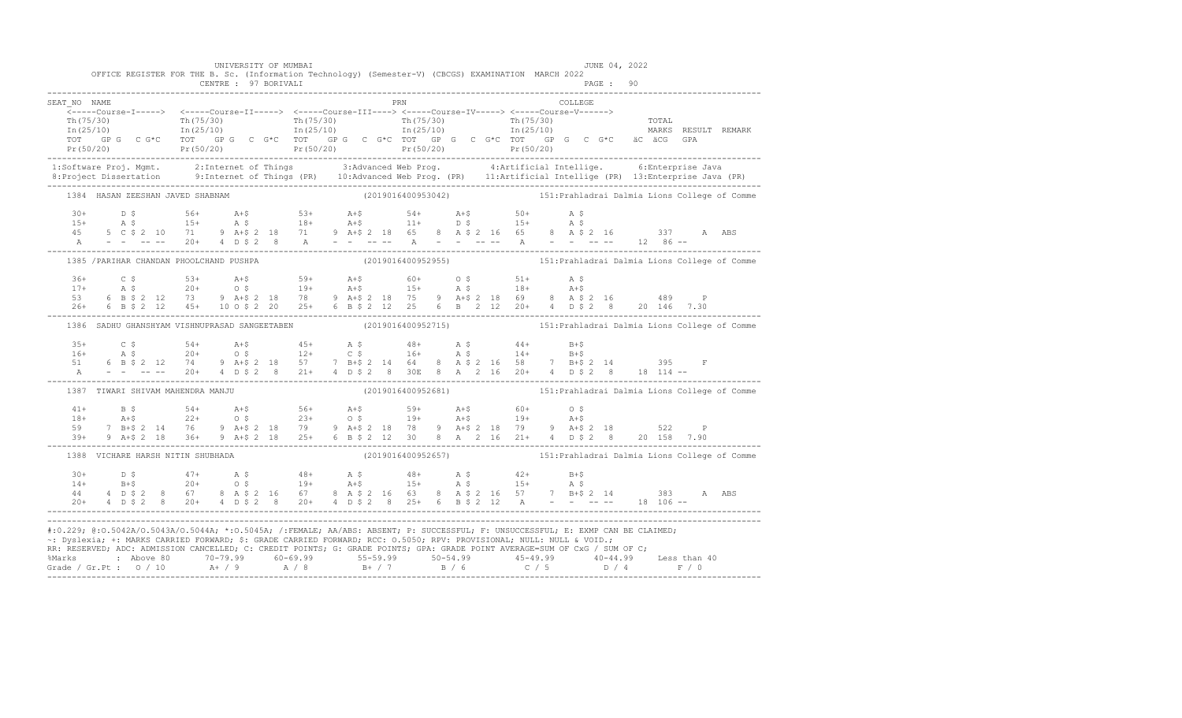UNIVERSITY OF MUMBAI — JUNE 04, 2022

OFFICE REGISTER FOR THE B. Sc. (Information Technology) (Semester-V) (CBCGS) EXAMINATION MARCH 2022

CENTRE : 97 BORIVALI — PAGE : 90

```
SEAT_NO  NAME                                                          PRN                                COLLEGE
   <-----Course-I-----> <-----Course-II-----> <-----Course-III----> <-----Course-IV-----> <-----Course-V------>
   Th(75/30)            Th(75/30)            Th(75/30)             Th(75/30)             Th(75/30)                    TOTAL
   In(25/10)            In(25/10)            In(25/10)             In(25/10)             In(25/10)                    MARKS  RESULT  REMARK
   TOT  GP G  C G*C     TOT  GP G  C G*C     TOT  GP G  C G*C      TOT  GP G  C G*C      TOT  GP G  C G*C    äC äCG  GPA
   Pr(50/20)            Pr(50/20)            Pr(50/20)             Pr(50/20)             Pr(50/20)
```

1:Software Proj. Mgmt. 2:Internet of Things 3:Advanced Web Prog. 4:Artificial Intellige. 6:Enterprise Java
8:Project Dissertation 9:Internet of Things (PR) 10:Advanced Web Prog. (PR) 11:Artificial Intellige (PR) 13:Enterprise Java (PR)

```
1384  HASAN ZEESHAN JAVED SHABNAM                          (2019016400953042)        151:Prahladrai Dalmia Lions College of Comme

   30+     D $      56+     A+$      53+     A+$      54+     A+$      50+     A $
   15+     A $      15+     A $      18+     A+$      11+     D $      15+     A $
   45    5 C $ 2 10   71    9 A+$ 2 18   71    9 A+$ 2 18   65    8 A $ 2 16   65    8 A $ 2 16       337     A  ABS
   A     - -  -- --   20+   4 D $ 2  8   A     - -  -- --   A     - -  -- --   A     - -  -- --    12  86 --

1385 /PARIHAR CHANDAN PHOOLCHAND PUSHPA                    (2019016400952955)        151:Prahladrai Dalmia Lions College of Comme

   36+     C $      53+     A+$      59+     A+$      60+     O $      51+     A $
   17+     A $      20+     O $      19+     A+$      15+     A $      18+     A+$
   53    6 B $ 2 12   73    9 A+$ 2 18   78    9 A+$ 2 18   75    9 A+$ 2 18   69    8 A $ 2 16       489     P
   26+   6 B $ 2 12   45+  10 O $ 2 20   25+   6 B $ 2 12   25    6 B   2 12   20+   4 D $ 2  8    20 146  7.30

1386  SADHU GHANSHYAM VISHNUPRASAD SANGEETABEN             (2019016400952715)        151:Prahladrai Dalmia Lions College of Comme

   35+     C $      54+     A+$      45+     A $      48+     A $      44+     B+$
   16+     A $      20+     O $      12+     C $      16+     A $      14+     B+$
   51    6 B $ 2 12   74    9 A+$ 2 18   57    7 B+$ 2 14   64    8 A $ 2 16   58    7 B+$ 2 14       395     F
   A     - -  -- --   20+   4 D $ 2  8   21+   4 D $ 2  8   30E   8 A   2 16   20+   4 D $ 2  8    18 114 --

1387  TIWARI SHIVAM MAHENDRA MANJU                         (2019016400952681)        151:Prahladrai Dalmia Lions College of Comme

   41+     B $      54+     A+$      56+     A+$      59+     A+$      60+     O $
   18+     A+$      22+     O $      23+     O $      19+     A+$      19+     A+$
   59    7 B+$ 2 14   76    9 A+$ 2 18   79    9 A+$ 2 18   78    9 A+$ 2 18   79    9 A+$ 2 18       522     P
   39+   9 A+$ 2 18   36+   9 A+$ 2 18   25+   6 B $ 2 12   30    8 A   2 16   21+   4 D $ 2  8    20 158  7.90

1388  VICHARE HARSH NITIN SHUBHADA                         (2019016400952657)        151:Prahladrai Dalmia Lions College of Comme

   30+     D $      47+     A $      48+     A $      48+     A $      42+     B+$
   14+     B+$      20+     O $      19+     A+$      15+     A $      15+     A $
   44    4 D $ 2  8   67    8 A $ 2 16   67    8 A $ 2 16   63    8 A $ 2 16   57    7 B+$ 2 14       383     A  ABS
   20+   4 D $ 2  8   20+   4 D $ 2  8   20+   4 D $ 2  8   25+   6 B $ 2 12   A     - -  -- --    18 106 --
```

#:O.229; @:O.5042A/O.5043A/O.5044A; *:O.5045A; /:FEMALE; AA/ABS: ABSENT; P: SUCCESSFUL; F: UNSUCCESSFUL; E: EXMP CAN BE CLAIMED;
~: Dyslexia; +: MARKS CARRIED FORWARD; $: GRADE CARRIED FORWARD; RCC: O.5050; RPV: PROVISIONAL; NULL: NULL & VOID.;
RR: RESERVED; ADC: ADMISSION CANCELLED; C: CREDIT POINTS; G: GRADE POINTS; GPA: GRADE POINT AVERAGE=SUM OF CxG / SUM OF C;

| %Marks | Above 80 | 70-79.99 | 60-69.99 | 55-59.99 | 50-54.99 | 45-49.99 | 40-44.99 | Less than 40 |
|---|---|---|---|---|---|---|---|---|
| Grade / Gr.Pt : | O / 10 | A+ / 9 | A / 8 | B+ / 7 | B / 6 | C / 5 | D / 4 | F / 0 |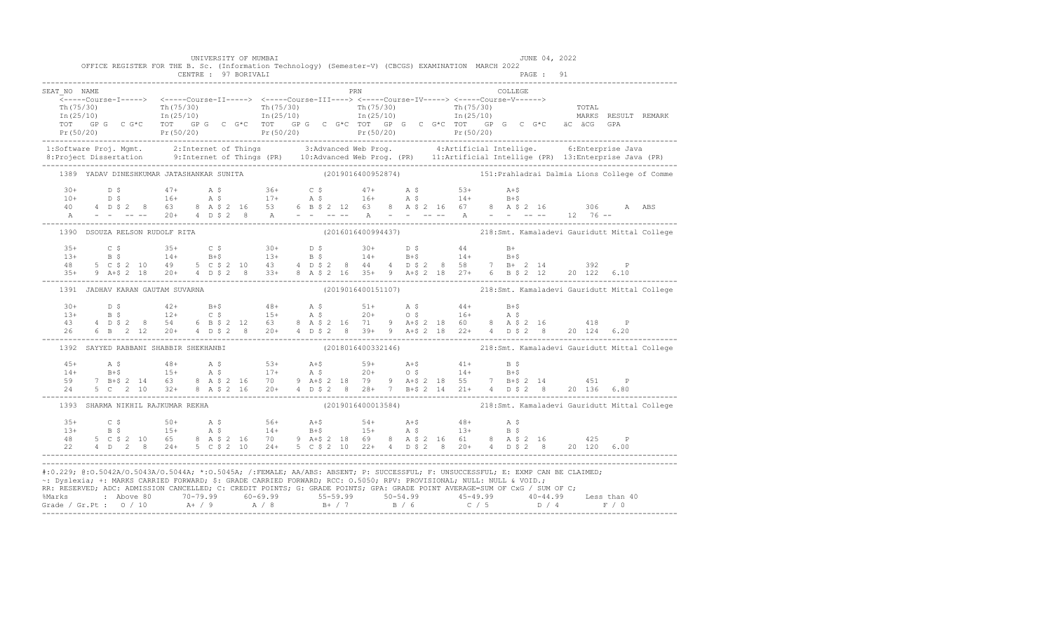UNIVERSITY OF MUMBAI — JUNE 04, 2022

OFFICE REGISTER FOR THE B. Sc. (Information Technology) (Semester-V) (CBCGS) EXAMINATION MARCH 2022

CENTRE : 97 BORIVALI

```
SEAT_NO  NAME                                                    PRN                              COLLEGE
   <-----Course-I-----> <-----Course-II-----> <-----Course-III----> <-----Course-IV-----> <-----Course-V------>
   Th(75/30)            Th(75/30)             Th(75/30)             Th(75/30)             Th(75/30)                 TOTAL
   In(25/10)            In(25/10)             In(25/10)             In(25/10)             In(25/10)                 MARKS  RESULT  REMARK
   TOT  GP G  C G*C     TOT  GP G  C G*C      TOT  GP G  C G*C      TOT  GP G  C G*C      TOT  GP G  C G*C   äC äCG  GPA
   Pr(50/20)            Pr(50/20)             Pr(50/20)             Pr(50/20)             Pr(50/20)
```

1:Software Proj. Mgmt. 2:Internet of Things 3:Advanced Web Prog. 4:Artificial Intellige. 6:Enterprise Java
8:Project Dissertation 9:Internet of Things (PR) 10:Advanced Web Prog. (PR) 11:Artificial Intellige (PR) 13:Enterprise Java (PR)

```
1389  YADAV DINESHKUMAR JATASHANKAR SUNITA                (2019016400952874)          151:Prahladrai Dalmia Lions College of Comme

   30+      D $        47+      A $        36+      C $        47+      A $        53+      A+$
   10+      D $        16+      A $        17+      A $        16+      A $        14+      B+$
   40    4  D $ 2  8   63    8  A $ 2 16   53    6  B $ 2 12   63    8  A $ 2 16   67    8  A $ 2 16       306     A  ABS
   A     -  -  -- --   20+   4  D $ 2  8   A     -  -  -- --   A     -  -  -- --   A     -  -  -- --   12  76 --

1390  DSOUZA RELSON RUDOLF RITA                           (2016016400994437)          218:Smt. Kamaladevi Gauridutt Mittal College

   35+      C $        35+      C $        30+      D $        30+      D $        44       B+
   13+      B $        14+      B+$        13+      B $        14+      B+$        14+      B+$
   48    5  C $ 2 10   49    5  C $ 2 10   43    4  D $ 2  8   44    4  D $ 2  8   58    7  B+ 2 14       392     P
   35+   9  A+$ 2 18   20+   4  D $ 2  8   33+   8  A $ 2 16   35+   9  A+$ 2 18   27+   6  B $ 2 12   20 122  6.10

1391  JADHAV KARAN GAUTAM SUVARNA                         (2019016400151107)          218:Smt. Kamaladevi Gauridutt Mittal College

   30+      D $        42+      B+$        48+      A $        51+      A $        44+      B+$
   13+      B $        12+      C $        15+      A $        20+      O $        16+      A $
   43    4  D $ 2  8   54    6  B $ 2 12   63    8  A $ 2 16   71    9  A+$ 2 18   60    8  A $ 2 16       418     P
   26    6  B  2 12    20+   4  D $ 2  8   20+   4  D $ 2  8   39+   9  A+$ 2 18   22+   4  D $ 2  8   20 124  6.20

1392  SAYYED RABBANI SHABBIR SHEKHANBI                    (2018016400332146)          218:Smt. Kamaladevi Gauridutt Mittal College

   45+      A $        48+      A $        53+      A+$        59+      A+$        41+      B $
   14+      B+$        15+      A $        17+      A $        20+      O $        14+      B+$
   59    7  B+$ 2 14   63    8  A $ 2 16   70    9  A+$ 2 18   79    9  A+$ 2 18   55    7  B+$ 2 14       451     P
   24    5  C  2 10    32+   8  A $ 2 16   20+   4  D $ 2  8   28+   7  B+$ 2 14   21+   4  D $ 2  8   20 136  6.80

1393  SHARMA NIKHIL RAJKUMAR REKHA                        (2019016400013584)          218:Smt. Kamaladevi Gauridutt Mittal College

   35+      C $        50+      A $        56+      A+$        54+      A+$        48+      A $
   13+      B $        15+      A $        14+      B+$        15+      A $        13+      B $
   48    5  C $ 2 10   65    8  A $ 2 16   70    9  A+$ 2 18   69    8  A $ 2 16   61    8  A $ 2 16       425     P
   22    4  D  2  8    24+   5  C $ 2 10   24+   5  C $ 2 10   22+   4  D $ 2  8   20+   4  D $ 2  8   20 120  6.00
```

#:O.229; @:O.5042A/O.5043A/O.5044A; *:O.5045A; /:FEMALE; AA/ABS: ABSENT; P: SUCCESSFUL; F: UNSUCCESSFUL; E: EXMP CAN BE CLAIMED;
~: Dyslexia; +: MARKS CARRIED FORWARD; $: GRADE CARRIED FORWARD; RCC: O.5050; RPV: PROVISIONAL; NULL: NULL & VOID.;
RR: RESERVED; ADC: ADMISSION CANCELLED; C: CREDIT POINTS; G: GRADE POINTS; GPA: GRADE POINT AVERAGE=SUM OF CxG / SUM OF C;

| %Marks | Above 80 | 70-79.99 | 60-69.99 | 55-59.99 | 50-54.99 | 45-49.99 | 40-44.99 | Less than 40 |
|---|---|---|---|---|---|---|---|---|
| Grade / Gr.Pt | O / 10 | A+ / 9 | A / 8 | B+ / 7 | B / 6 | C / 5 | D / 4 | F / 0 |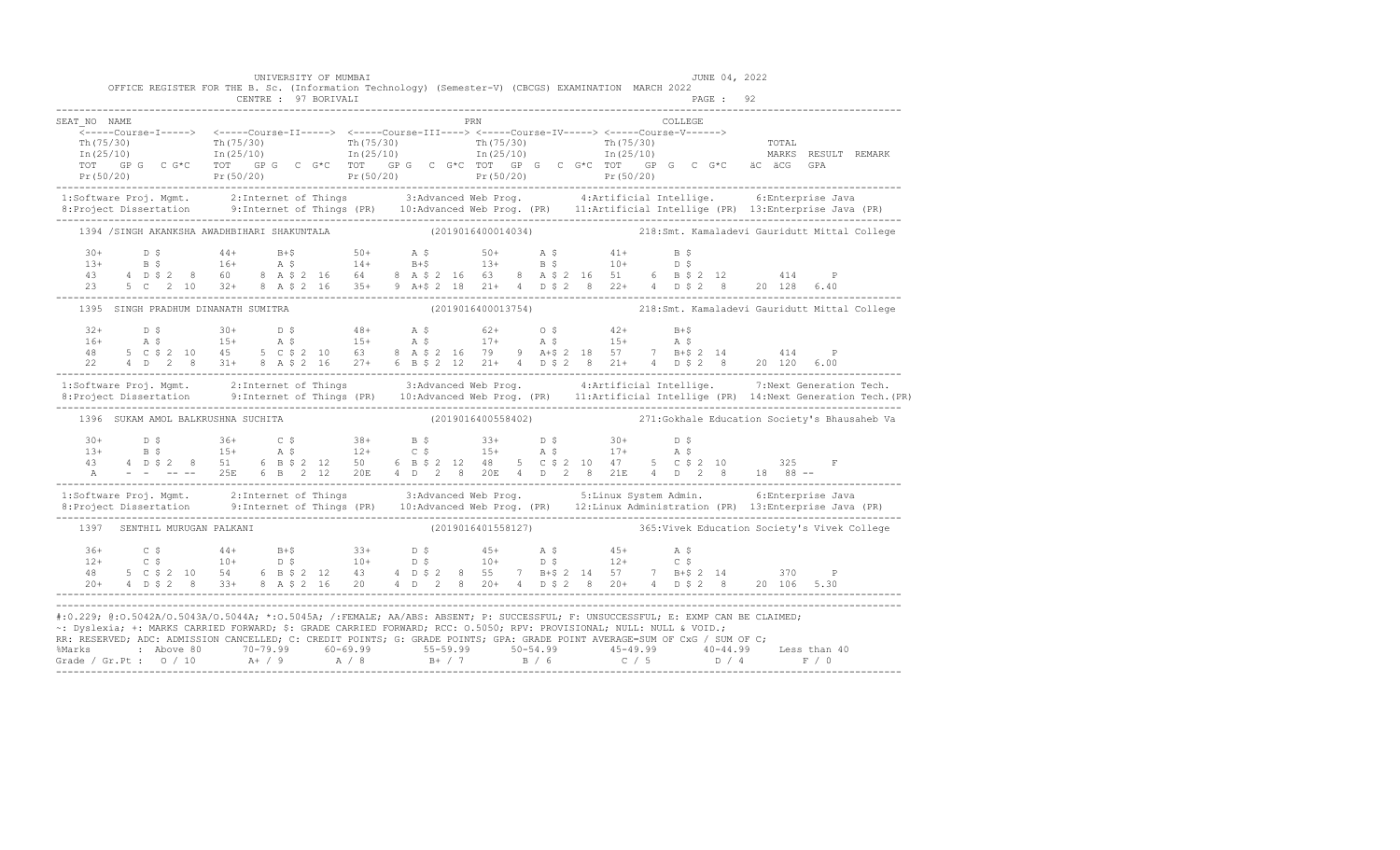UNIVERSITY OF MUMBAI — JUNE 04, 2022

OFFICE REGISTER FOR THE B. Sc. (Information Technology) (Semester-V) (CBCGS) EXAMINATION MARCH 2022

CENTRE : 97 BORIVALI — PAGE : 92

```
SEAT_NO  NAME                                                  PRN                                   COLLEGE
   <-----Course-I-----> <-----Course-II-----> <-----Course-III----> <-----Course-IV-----> <-----Course-V------>
   Th(75/30)            Th(75/30)             Th(75/30)             Th(75/30)             Th(75/30)                TOTAL
   In(25/10)            In(25/10)             In(25/10)             In(25/10)             In(25/10)                MARKS  RESULT  REMARK
   TOT  GP G  C G*C     TOT  GP G  C G*C      TOT  GP G  C G*C      TOT  GP G  C G*C      TOT  GP G  C G*C    äC äCG  GPA
   Pr(50/20)            Pr(50/20)             Pr(50/20)             Pr(50/20)             Pr(50/20)
```

```
1:Software Proj. Mgmt.     2:Internet of Things         3:Advanced Web Prog.          4:Artificial Intellige.          6:Enterprise Java
8:Project Dissertation     9:Internet of Things (PR)    10:Advanced Web Prog. (PR)    11:Artificial Intellige (PR)     13:Enterprise Java (PR)
```

```
1394 /SINGH AKANKSHA AWADHBIHARI SHAKUNTALA                (2019016400014034)          218:Smt. Kamaladevi Gauridutt Mittal College

    30+     D $        44+     B+$        50+     A $        50+     A $        41+     B $
    13+     B $        16+     A $        14+     B+$        13+     B $        10+     D $
    43    4 D $ 2  8   60    8 A $ 2 16   64    8 A $ 2 16   63    8 A $ 2 16   51    6 B $ 2 12        414     P
    23    5 C   2 10   32+   8 A $ 2 16   35+   9 A+$ 2 18   21+   4 D $ 2  8   22+   4 D $ 2  8    20 128  6.40
```

```
1395  SINGH PRADHUM DINANATH SUMITRA                       (2019016400013754)          218:Smt. Kamaladevi Gauridutt Mittal College

    32+     D $        30+     D $        48+     A $        62+     O $        42+     B+$
    16+     A $        15+     A $        15+     A $        17+     A $        15+     A $
    48    5 C $ 2 10   45    5 C $ 2 10   63    8 A $ 2 16   79    9 A+$ 2 18   57    7 B+$ 2 14        414     P
    22    4 D   2  8   31+   8 A $ 2 16   27+   6 B $ 2 12   21+   4 D $ 2  8   21+   4 D $ 2  8    20 120  6.00
```

```
1:Software Proj. Mgmt.     2:Internet of Things         3:Advanced Web Prog.          4:Artificial Intellige.          7:Next Generation Tech.
8:Project Dissertation     9:Internet of Things (PR)    10:Advanced Web Prog. (PR)    11:Artificial Intellige (PR)     14:Next Generation Tech.(PR)
```

```
1396  SUKAM AMOL BALKRUSHNA SUCHITA                        (2019016400558402)          271:Gokhale Education Society's Bhausaheb Va

    30+     D $        36+     C $        38+     B $        33+     D $        30+     D $
    13+     B $        15+     A $        12+     C $        15+     A $        17+     A $
    43    4 D $ 2  8   51    6 B $ 2 12   50    6 B $ 2 12   48    5 C $ 2 10   47    5 C $ 2 10        325     F
    A     -  -   -- --  25E   6 B   2 12   20E   4 D   2  8   20E   4 D   2  8   21E   4 D   2  8    18  88  --
```

```
1:Software Proj. Mgmt.     2:Internet of Things         3:Advanced Web Prog.          5:Linux System Admin.            6:Enterprise Java
8:Project Dissertation     9:Internet of Things (PR)    10:Advanced Web Prog. (PR)    12:Linux Administration (PR)     13:Enterprise Java (PR)
```

```
1397  SENTHIL MURUGAN PALKANI                              (2019016401558127)          365:Vivek Education Society's Vivek College

    36+     C $        44+     B+$        33+     D $        45+     A $        45+     A $
    12+     C $        10+     D $        10+     D $        10+     D $        12+     C $
    48    5 C $ 2 10   54    6 B $ 2 12   43    4 D $ 2  8   55    7 B+$ 2 14   57    7 B+$ 2 14        370     P
    20+   4 D $ 2  8   33+   8 A $ 2 16   20    4 D   2  8   20+   4 D $ 2  8   20+   4 D $ 2  8    20 106  5.30
```

#:O.229; @:O.5042A/O.5043A/O.5044A; *:O.5045A; /:FEMALE; AA/ABS: ABSENT; P: SUCCESSFUL; F: UNSUCCESSFUL; E: EXMP CAN BE CLAIMED;
~: Dyslexia; +: MARKS CARRIED FORWARD; $: GRADE CARRIED FORWARD; RCC: O.5050; RPV: PROVISIONAL; NULL: NULL & VOID.;
RR: RESERVED; ADC: ADMISSION CANCELLED; C: CREDIT POINTS; G: GRADE POINTS; GPA: GRADE POINT AVERAGE=SUM OF CxG / SUM OF C;

| %Marks | Above 80 | 70-79.99 | 60-69.99 | 55-59.99 | 50-54.99 | 45-49.99 | 40-44.99 | Less than 40 |
|---|---|---|---|---|---|---|---|---|
| Grade / Gr.Pt | O / 10 | A+ / 9 | A / 8 | B+ / 7 | B / 6 | C / 5 | D / 4 | F / 0 |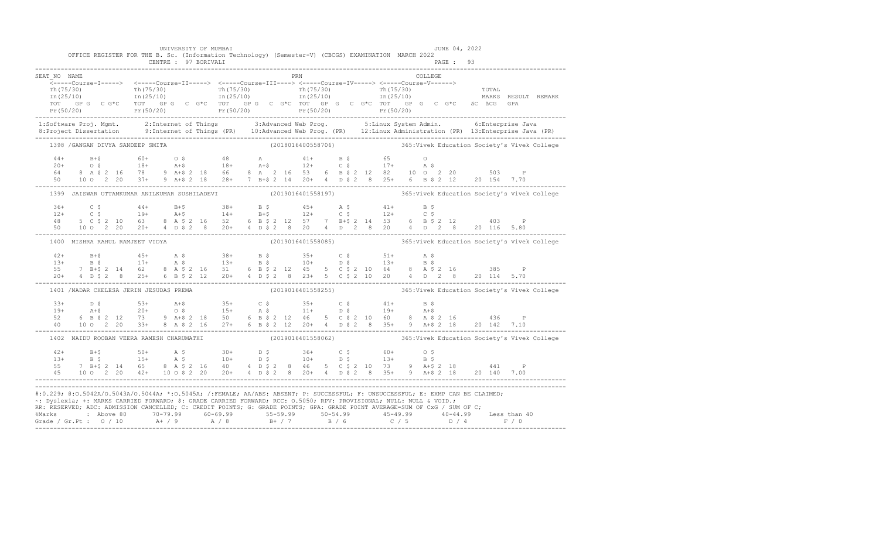UNIVERSITY OF MUMBAI

OFFICE REGISTER FOR THE B. Sc. (Information Technology) (Semester-V) (CBCGS) EXAMINATION MARCH 2022

CENTRE : 97 BORIVALI

JUNE 04, 2022

PAGE : 93

```
SEAT_NO  NAME                                                              PRN                                    COLLEGE
    <-----Course-I-----> <-----Course-II-----> <-----Course-III----> <-----Course-IV-----> <-----Course-V------>
    Th(75/30)            Th(75/30)             Th(75/30)             Th(75/30)             Th(75/30)                    TOTAL
    In(25/10)            In(25/10)             In(25/10)             In(25/10)             In(25/10)                    MARKS  RESULT  REMARK
    TOT  GP G  C G*C     TOT  GP G  C G*C      TOT  GP G  C G*C      TOT  GP G  C G*C      TOT  GP G  C G*C   äC äCG  GPA
    Pr(50/20)            Pr(50/20)             Pr(50/20)             Pr(50/20)             Pr(50/20)
```

1:Software Proj. Mgmt. 2:Internet of Things 3:Advanced Web Prog. 5:Linux System Admin. 6:Enterprise Java
8:Project Dissertation 9:Internet of Things (PR) 10:Advanced Web Prog. (PR) 12:Linux Administration (PR) 13:Enterprise Java (PR)

```
1398 /GANGAN DIVYA SANDEEP SMITA                    (2018016400558706)          365:Vivek Education Society's Vivek College

    44+      B+$        60+      O $        48       A          41+      B $        65       O
    20+      O $        18+      A+$        18+      A+$        12+      C $        17+      A $
    64    8 A $ 2 16    78    9 A+$ 2 18    66    8 A  2 16     53    6  B $ 2 12   82    10 O  2 20       503     P
    50    10 O  2 20    37+   9 A+$ 2 18    28+   7 B+$ 2 14    20+   4  D $ 2 8    25+   6 B $ 2 12    20 154  7.70

1399  JAISWAR UTTAMKUMAR ANILKUMAR SUSHILADEVI      (2019016401558197)          365:Vivek Education Society's Vivek College

    36+      C $        44+      B+$        38+      B $        45+      A $        41+      B $
    12+      C $        19+      A+$        14+      B+$        12+      C $        12+      C $
    48    5 C $ 2 10    63    8 A $ 2 16    52    6 B $ 2 12    57    7 B+$ 2 14    53    6 B $ 2 12       403     P
    50    10 O  2 20    20+   4 D $ 2  8    20+   4 D $ 2  8    20    4 D   2  8    20    4 D   2  8    20 116  5.80

1400  MISHRA RAHUL RAMJEET VIDYA                    (2019016401558085)          365:Vivek Education Society's Vivek College

    42+      B+$        45+      A $        38+      B $        35+      C $        51+      A $
    13+      B $        17+      A $        13+      B $        10+      D $        13+      B $
    55    7 B+$ 2 14    62    8 A $ 2 16    51    6 B $ 2 12    45    5 C $ 2 10    64    8 A $ 2 16       385     P
    20+   4 D $ 2  8    25+   6 B $ 2 12    20+   4 D $ 2  8    23+   5 C $ 2 10    20    4 D   2  8    20 114  5.70

1401 /NADAR CHELESA JERIN JESUDAS PREMA             (2019016401558255)          365:Vivek Education Society's Vivek College

    33+      D $        53+      A+$        35+      C $        35+      C $        41+      B $
    19+      A+$        20+      O $        15+      A $        11+      D $        19+      A+$
    52    6 B $ 2 12    73    9 A+$ 2 18    50    6 B $ 2 12    46    5 C $ 2 10    60    8 A $ 2 16       436     P
    40    10 O  2 20    33+   8 A $ 2 16    27+   6 B $ 2 12    20+   4 D $ 2  8    35+   9 A+$ 2 18    20 142  7.10

1402  NAIDU ROOBAN VEERA RAMESH CHARUMATHI          (2019016401558062)          365:Vivek Education Society's Vivek College

    42+      B+$        50+      A $        30+      D $        36+      C $        60+      O $
    13+      B $        15+      A $        10+      D $        10+      D $        13+      B $
    55    7 B+$ 2 14    65    8 A $ 2 16    40    4 D $ 2  8    46    5 C $ 2 10    73    9 A+$ 2 18       441     P
    45    10 O  2 20    42+   10 O $ 2 20   20+   4 D $ 2  8    20+   4 D $ 2  8    35+   9 A+$ 2 18    20 140  7.00
```

#:0.229; @:O.5042A/O.5043A/O.5044A; *:O.5045A; /:FEMALE; AA/ABS: ABSENT; P: SUCCESSFUL; F: UNSUCCESSFUL; E: EXMP CAN BE CLAIMED;
~: Dyslexia; +: MARKS CARRIED FORWARD; $: GRADE CARRIED FORWARD; RCC: O.5050; RPV: PROVISIONAL; NULL: NULL & VOID.;
RR: RESERVED; ADC: ADMISSION CANCELLED; C: CREDIT POINTS; G: GRADE POINTS; GPA: GRADE POINT AVERAGE=SUM OF CxG / SUM OF C;

| %Marks | Above 80 | 70-79.99 | 60-69.99 | 55-59.99 | 50-54.99 | 45-49.99 | 40-44.99 | Less than 40 |
|---|---|---|---|---|---|---|---|---|
| Grade / Gr.Pt : | O / 10 | A+ / 9 | A / 8 | B+ / 7 | B / 6 | C / 5 | D / 4 | F / 0 |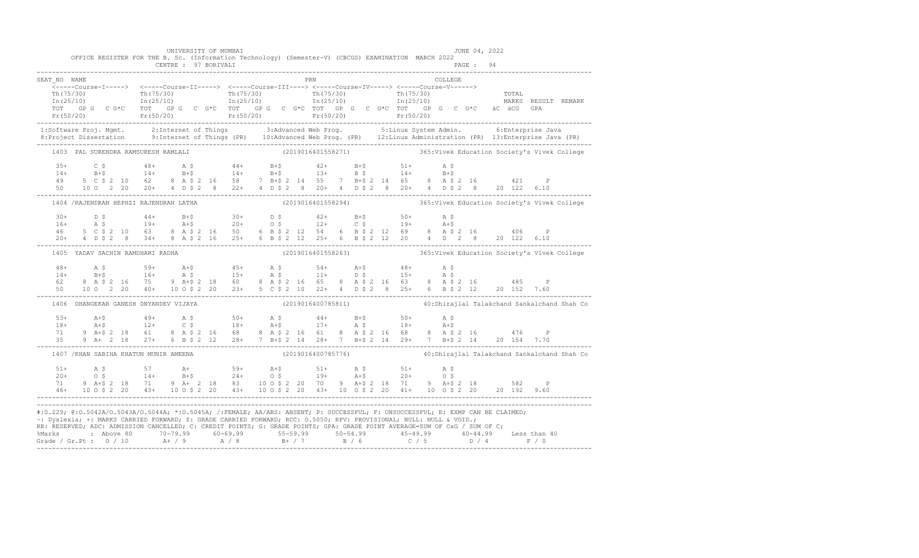UNIVERSITY OF MUMBAI

JUNE 04, 2022

OFFICE REGISTER FOR THE B. Sc. (Information Technology) (Semester-V) (CBCGS) EXAMINATION MARCH 2022

CENTRE : 97 BORIVALI

PAGE : 94

```
SEAT_NO  NAME                                                    PRN                              COLLEGE
    <-----Course-I-----> <-----Course-II-----> <-----Course-III----> <-----Course-IV-----> <-----Course-V------>
    Th(75/30)            Th(75/30)             Th(75/30)             Th(75/30)             Th(75/30)                 TOTAL
    In(25/10)            In(25/10)             In(25/10)             In(25/10)             In(25/10)                 MARKS  RESULT  REMARK
    TOT   GP G   C G*C   TOT   GP G   C G*C    TOT   GP G   C G*C    TOT  GP G   C G*C    TOT   GP G   C G*C   äC  äCG   GPA
    Pr(50/20)            Pr(50/20)             Pr(50/20)             Pr(50/20)             Pr(50/20)

 1:Software Proj. Mgmt.      2:Internet of Things        3:Advanced Web Prog.        5:Linux System Admin.       6:Enterprise Java
 8:Project Dissertation      9:Internet of Things (PR)   10:Advanced Web Prog. (PR)  12:Linux Administration (PR)  13:Enterprise Java (PR)

   1403  PAL SURENDRA RAMSURESH RAMLALI                    (2019016401558271)           365:Vivek Education Society's Vivek College

    35+      C $        48+      A $        44+      B+$        42+      B+$        51+      A $
    14+      B+$        14+      B+$        14+      B+$        13+      B $        14+      B+$
    49    5  C $ 2 10   62    8  A $ 2 16   58    7  B+$ 2 14   55    7  B+$ 2 14   65    8  A $ 2 16       421     P
    50   10  O   2 20   20+   4  D $ 2  8   22+   4  D $ 2  8   20+   4  D $ 2  8   20+   4  D $ 2  8    20 122  6.10

   1404 /RAJENDRAN HEPHZI RAJENDRAN LATHA                  (2019016401558294)           365:Vivek Education Society's Vivek College

    30+      D $        44+      B+$        30+      D $        42+      B+$        50+      A $
    16+      A $        19+      A+$        20+      O $        12+      C $        19+      A+$
    46    5  C $ 2 10   63    8  A $ 2 16   50    6  B $ 2 12   54    6  B $ 2 12   69    8  A $ 2 16       406     P
    20+   4  D $ 2  8   34+   8  A $ 2 16   25+   6  B $ 2 12   25+   6  B $ 2 12   20    4  D   2  8    20 122  6.10

   1405  YADAV SACHIN RAMDHARI RADHA                       (2019016401558263)           365:Vivek Education Society's Vivek College

    48+      A $        59+      A+$        45+      A $        54+      A+$        48+      A $
    14+      B+$        16+      A $        15+      A $        11+      D $        15+      A $
    62    8  A $ 2 16   75    9  A+$ 2 18   60    8  A $ 2 16   65    8  A $ 2 16   63    8  A $ 2 16       485     P
    50   10  O   2 20   40+  10  O $ 2 20   23+   5  C $ 2 10   22+   4  D $ 2  8   25+   6  B $ 2 12    20 152  7.60

   1406  DHANGEKAR GANESH DNYANDEV VIJAYA                  (2019016400785811)           40:Dhirajlal Talakchand Sankalchand Shah Co

    53+      A+$        49+      A $        50+      A $        44+      B+$        50+      A $
    18+      A+$        12+      C $        18+      A+$        17+      A $        18+      A+$
    71    9  A+$ 2 18   61    8  A $ 2 16   68    8  A $ 2 16   61    8  A $ 2 16   68    8  A $ 2 16       476     P
    35    9  A+  2 18   27+   6  B $ 2 12   28+   7  B+$ 2 14   28+   7  B+$ 2 14   29+   7  B+$ 2 14    20 154  7.70

   1407 /KHAN SABIHA KHATUN MUNIR AMEENA                   (2019016400785776)           40:Dhirajlal Talakchand Sankalchand Shah Co

    51+      A $        57       A+         59+      A+$        51+      A $        51+      A $
    20+      O $        14+      B+$        24+      O $        19+      A+$        20+      O $
    71    9  A+$ 2 18   71    9  A+  2 18   83   10  O $ 2 20   70    9  A+$ 2 18   71    9  A+$ 2 18       582     P
    46+  10  O $ 2 20   43+  10  O $ 2 20   43+  10  O $ 2 20   43+  10  O $ 2 20   41+  10  O $ 2 20    20 192  9.60
```

#:0.229; @:O.5042A/O.5043A/O.5044A; *:O.5045A; /:FEMALE; AA/ABS: ABSENT; P: SUCCESSFUL; F: UNSUCCESSFUL; E: EXMP CAN BE CLAIMED;
~: Dyslexia; +: MARKS CARRIED FORWARD; $: GRADE CARRIED FORWARD; RCC: O.5050; RPV: PROVISIONAL; NULL: NULL & VOID.;
RR: RESERVED; ADC: ADMISSION CANCELLED; C: CREDIT POINTS; G: GRADE POINTS; GPA: GRADE POINT AVERAGE=SUM OF CxG / SUM OF C;

| %Marks | : Above 80 | 70-79.99 | 60-69.99 | 55-59.99 | 50-54.99 | 45-49.99 | 40-44.99 | Less than 40 |
|---|---|---|---|---|---|---|---|---|
| Grade / Gr.Pt : | O / 10 | A+ / 9 | A / 8 | B+ / 7 | B / 6 | C / 5 | D / 4 | F / 0 |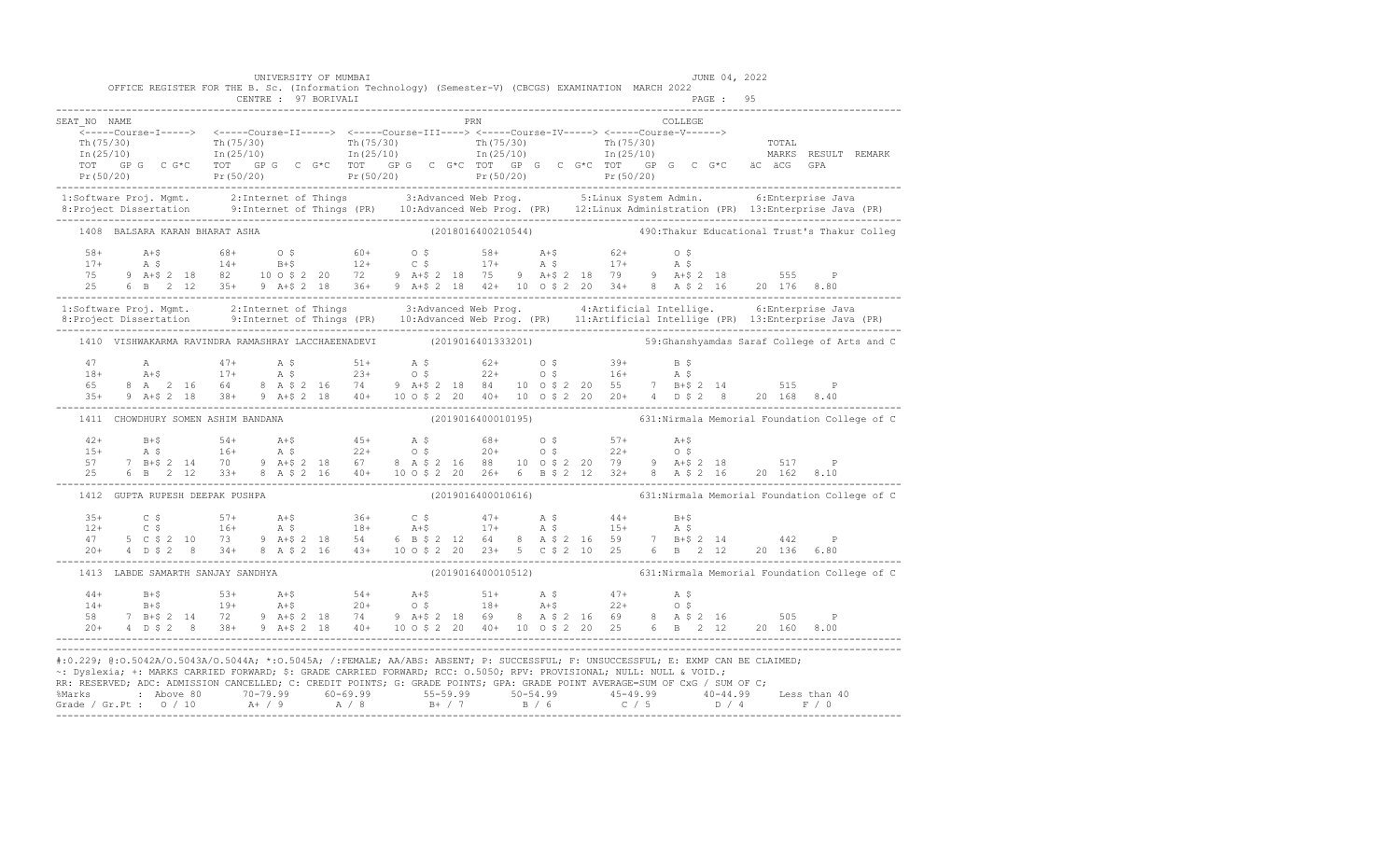UNIVERSITY OF MUMBAI — JUNE 04, 2022

OFFICE REGISTER FOR THE B. Sc. (Information Technology) (Semester-V) (CBCGS) EXAMINATION MARCH 2022

CENTRE : 97 BORIVALI

```
SEAT_NO  NAME                                                PRN                             COLLEGE
    <-----Course-I-----> <-----Course-II-----> <-----Course-III----> <-----Course-IV-----> <-----Course-V------>
    Th(75/30)            Th(75/30)            Th(75/30)             Th(75/30)             Th(75/30)                 TOTAL
    In(25/10)            In(25/10)            In(25/10)             In(25/10)             In(25/10)                 MARKS  RESULT  REMARK
    TOT  GP G  C G*C     TOT  GP G  C G*C     TOT  GP G  C G*C      TOT  GP G  C G*C      TOT  GP G  C G*C    äC äCG  GPA
    Pr(50/20)            Pr(50/20)            Pr(50/20)             Pr(50/20)             Pr(50/20)
```

```
1:Software Proj. Mgmt.      2:Internet of Things         3:Advanced Web Prog.         5:Linux System Admin.         6:Enterprise Java
8:Project Dissertation      9:Internet of Things (PR)    10:Advanced Web Prog. (PR)   12:Linux Administration (PR)  13:Enterprise Java (PR)

1408  BALSARA KARAN BHARAT ASHA                              (2018016400210544)        490:Thakur Educational Trust's Thakur Colleg

    58+     A+$        68+     O $        60+     O $         58+     A+$         62+     O $
    17+     A $        14+     B+$        12+     C $         17+     A $         17+     A $
    75   9 A+$ 2 18    82   10 O $ 2 20   72   9 A+$ 2 18     75   9 A+$ 2 18     79   9 A+$ 2 18          555     P
    25   6 B   2 12    35+  9 A+$ 2 18    36+  9 A+$ 2 18     42+ 10 O $ 2 20     34+  8 A $ 2 16     20 176 8.80
```

```
1:Software Proj. Mgmt.      2:Internet of Things         3:Advanced Web Prog.         4:Artificial Intellige.        6:Enterprise Java
8:Project Dissertation      9:Internet of Things (PR)    10:Advanced Web Prog. (PR)   11:Artificial Intellige (PR)   13:Enterprise Java (PR)

1410  VISHWAKARMA RAVINDRA RAMASHRAY LACCHAEENADEVI          (2019016401333201)        59:Ghanshyamdas Saraf College of Arts and C

    47      A          47+     A $        51+     A $         62+     O $         39+     B $
    18+     A+$        17+     A $        23+     O $         22+     O $         16+     A $
    65   8 A   2 16    64   8 A $ 2 16    74   9 A+$ 2 18     84  10 O $ 2 20     55   7 B+$ 2 14          515     P
    35+  9 A+$ 2 18    38+  9 A+$ 2 18    40+ 10 O $ 2 20     40+ 10 O $ 2 20     20+  4 D $ 2  8     20 168 8.40

1411  CHOWDHURY SOMEN ASHIM BANDANA                          (2019016400010195)        631:Nirmala Memorial Foundation College of C

    42+     B+$        54+     A+$        45+     A $         68+     O $         57+     A+$
    15+     A $        16+     A $        22+     O $         20+     O $         22+     O $
    57   7 B+$ 2 14    70   9 A+$ 2 18    67   8 A $ 2 16     88  10 O $ 2 20     79   9 A+$ 2 18          517     P
    25   6 B   2 12    33+  8 A $ 2 16    40+ 10 O $ 2 20     26+  6 B $ 2 12     32+  8 A $ 2 16     20 162 8.10

1412  GUPTA RUPESH DEEPAK PUSHPA                             (2019016400010616)        631:Nirmala Memorial Foundation College of C

    35+     C $        57+     A+$        36+     C $         47+     A $         44+     B+$
    12+     C $        16+     A $        18+     A+$         17+     A $         15+     A $
    47   5 C $ 2 10    73   9 A+$ 2 18    54   6 B $ 2 12     64   8 A $ 2 16     59   7 B+$ 2 14          442     P
    20+  4 D $ 2  8    34+  8 A $ 2 16    43+ 10 O $ 2 20     23+  5 C $ 2 10     25   6 B   2 12     20 136 6.80

1413  LABDE SAMARTH SANJAY SANDHYA                           (2019016400010512)        631:Nirmala Memorial Foundation College of C

    44+     B+$        53+     A+$        54+     A+$         51+     A $         47+     A $
    14+     B+$        19+     A+$        20+     O $         18+     A+$         22+     O $
    58   7 B+$ 2 14    72   9 A+$ 2 18    74   9 A+$ 2 18     69   8 A $ 2 16     69   8 A $ 2 16          505     P
    20+  4 D $ 2  8    38+  9 A+$ 2 18    40+ 10 O $ 2 20     40+ 10 O $ 2 20     25   6 B   2 12     20 160 8.00
```

#:O.229; @:O.5042A/O.5043A/O.5044A; *:O.5045A; /:FEMALE; AA/ABS: ABSENT; P: SUCCESSFUL; F: UNSUCCESSFUL; E: EXMP CAN BE CLAIMED;
~: Dyslexia; +: MARKS CARRIED FORWARD; $: GRADE CARRIED FORWARD; RCC: O.5050; RPV: PROVISIONAL; NULL: NULL & VOID.;
RR: RESERVED; ADC: ADMISSION CANCELLED; C: CREDIT POINTS; G: GRADE POINTS; GPA: GRADE POINT AVERAGE=SUM OF CxG / SUM OF C;

| %Marks | Above 80 | 70-79.99 | 60-69.99 | 55-59.99 | 50-54.99 | 45-49.99 | 40-44.99 | Less than 40 |
|---|---|---|---|---|---|---|---|---|
| Grade / Gr.Pt : | O / 10 | A+ / 9 | A / 8 | B+ / 7 | B / 6 | C / 5 | D / 4 | F / 0 |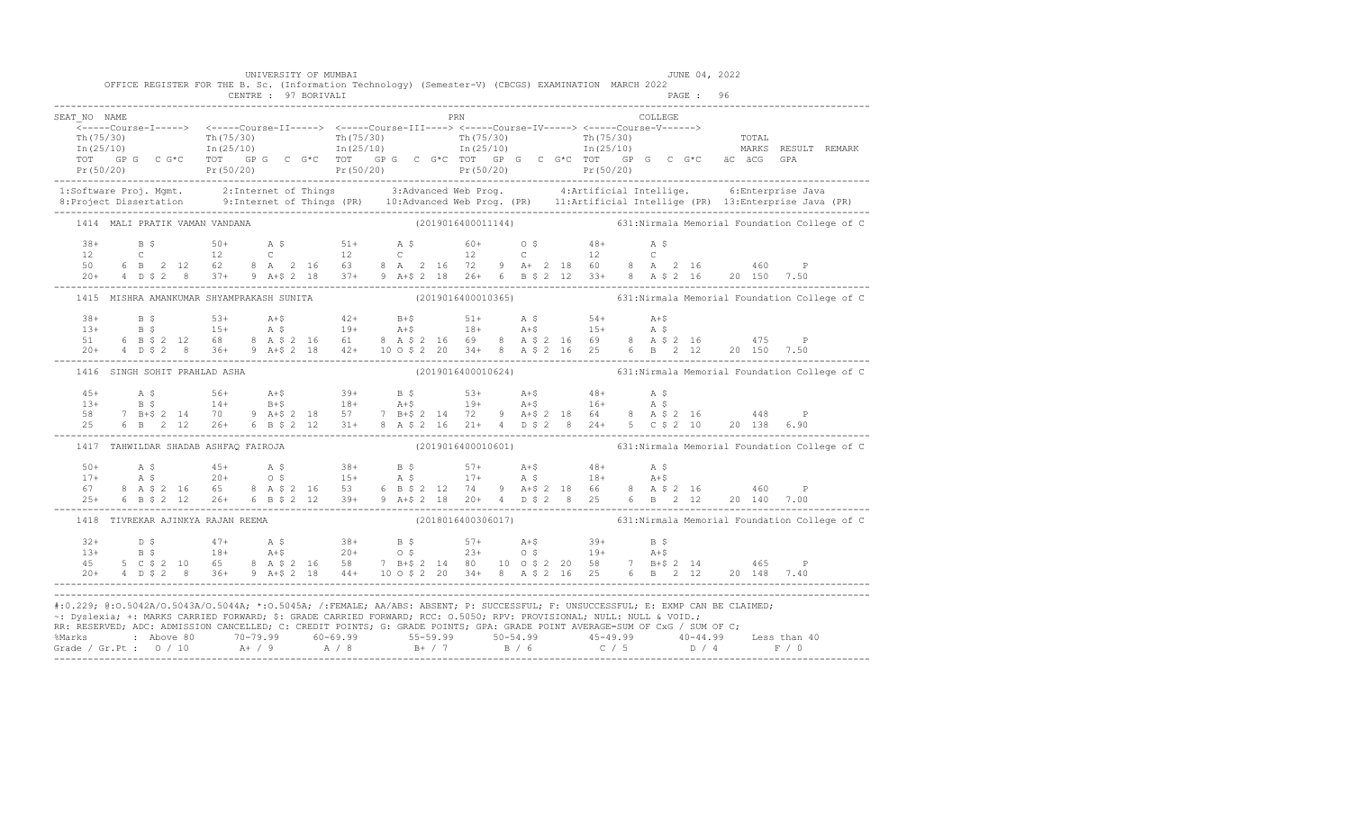UNIVERSITY OF MUMBAI JUNE 04, 2022

OFFICE REGISTER FOR THE B. Sc. (Information Technology) (Semester-V) (CBCGS) EXAMINATION MARCH 2022

CENTRE : 97 BORIVALI

```
SEAT_NO  NAME                                                   PRN                              COLLEGE
   <-----Course-I-----> <-----Course-II-----> <-----Course-III----> <-----Course-IV-----> <-----Course-V------>
   Th(75/30)             Th(75/30)             Th(75/30)             Th(75/30)             Th(75/30)                TOTAL
   In(25/10)             In(25/10)             In(25/10)             In(25/10)             In(25/10)                MARKS  RESULT  REMARK
   TOT   GP G   C G*C   TOT   GP G   C G*C   TOT   GP G   C G*C  TOT   GP G   C G*C  TOT   GP G   C G*C   äC  äCG   GPA
   Pr(50/20)             Pr(50/20)             Pr(50/20)             Pr(50/20)             Pr(50/20)

1:Software Proj. Mgmt.      2:Internet of Things        3:Advanced Web Prog.        4:Artificial Intellige.     6:Enterprise Java
8:Project Dissertation      9:Internet of Things (PR)   10:Advanced Web Prog. (PR)  11:Artificial Intellige (PR) 13:Enterprise Java (PR)

1414  MALI PRATIK VAMAN VANDANA                         (2019016400011144)         631:Nirmala Memorial Foundation College of C

   38+     B $        50+     A $        51+     A $        60+     O $        48+     A $
   12      C          12      C          12      C          12      C          12      C
   50    6 B  2 12    62    8 A  2 16    63    8 A  2 16    72    9 A+ 2 18    60    8 A  2 16          460     P
   20+   4 D $ 2  8   37+   9 A+$ 2 18   37+   9 A+$ 2 18   26+   6 B $ 2 12   33+   8 A $ 2 16    20 150  7.50

1415  MISHRA AMANKUMAR SHYAMPRAKASH SUNITA              (2019016400010365)         631:Nirmala Memorial Foundation College of C

   38+     B $        53+     A+$        42+     B+$        51+     A $        54+     A+$
   13+     B $        15+     A $        19+     A+$        18+     A+$        15+     A $
   51    6 B $ 2 12   68    8 A $ 2 16   61    8 A $ 2 16   69    8 A $ 2 16   69    8 A $ 2 16          475     P
   20+   4 D $ 2  8   36+   9 A+$ 2 18   42+  10 O $ 2 20   34+   8 A $ 2 16   25    6 B  2 12     20 150  7.50

1416  SINGH SOHIT PRAHLAD ASHA                          (2019016400010624)         631:Nirmala Memorial Foundation College of C

   45+     A $        56+     A+$        39+     B $        53+     A+$        48+     A $
   13+     B $        14+     B+$        18+     A+$        19+     A+$        16+     A $
   58    7 B+$ 2 14   70    9 A+$ 2 18   57    7 B+$ 2 14   72    9 A+$ 2 18   64    8 A $ 2 16          448     P
   25    6 B  2 12    26+   6 B $ 2 12   31+   8 A $ 2 16   21+   4 D $ 2  8   24+   5 C $ 2 10    20 138  6.90

1417  TAHWILDAR SHADAB ASHFAQ FAIROJA                   (2019016400010601)         631:Nirmala Memorial Foundation College of C

   50+     A $        45+     A $        38+     B $        57+     A+$        48+     A $
   17+     A $        20+     O $        15+     A $        17+     A $        18+     A+$
   67    8 A $ 2 16   65    8 A $ 2 16   53    6 B $ 2 12   74    9 A+$ 2 18   66    8 A $ 2 16          460     P
   25+   6 B $ 2 12   26+   6 B $ 2 12   39+   9 A+$ 2 18   20+   4 D $ 2  8   25    6 B  2 12     20 140  7.00

1418  TIVREKAR AJINKYA RAJAN REEMA                      (2018016400306017)         631:Nirmala Memorial Foundation College of C

   32+     D $        47+     A $        38+     B $        57+     A+$        39+     B $
   13+     B $        18+     A+$        20+     O $        23+     O $        19+     A+$
   45    5 C $ 2 10   65    8 A $ 2 16   58    7 B+$ 2 14   80   10 O $ 2 20   58    7 B+$ 2 14          465     P
   20+   4 D $ 2  8   36+   9 A+$ 2 18   44+  10 O $ 2 20   34+   8 A $ 2 16   25    6 B  2 12     20 148  7.40
```

#:O.229; @:O.5042A/O.5043A/O.5044A; *:O.5045A; /:FEMALE; AA/ABS: ABSENT; P: SUCCESSFUL; F: UNSUCCESSFUL; E: EXMP CAN BE CLAIMED;
~: Dyslexia; +: MARKS CARRIED FORWARD; $: GRADE CARRIED FORWARD; RCC: O.5050; RPV: PROVISIONAL; NULL: NULL & VOID.;
RR: RESERVED; ADC: ADMISSION CANCELLED; C: CREDIT POINTS; G: GRADE POINTS; GPA: GRADE POINT AVERAGE=SUM OF CxG / SUM OF C;

| %Marks | Above 80 | 70-79.99 | 60-69.99 | 55-59.99 | 50-54.99 | 45-49.99 | 40-44.99 | Less than 40 |
|---|---|---|---|---|---|---|---|---|
| Grade / Gr.Pt : | O / 10 | A+ / 9 | A / 8 | B+ / 7 | B / 6 | C / 5 | D / 4 | F / 0 |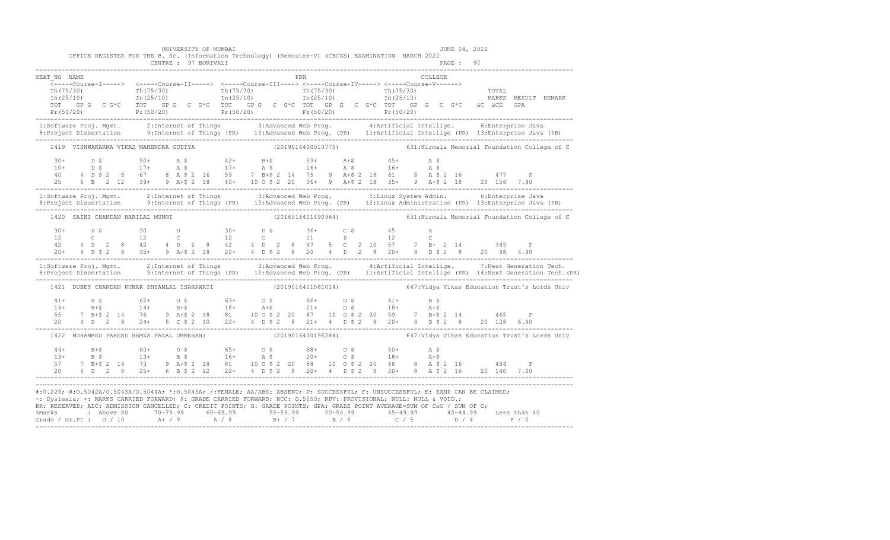UNIVERSITY OF MUMBAI — JUNE 04, 2022

OFFICE REGISTER FOR THE B. Sc. (Information Technology) (Semester-V) (CBCGS) EXAMINATION MARCH 2022

CENTRE : 97 BORIVALI

```
SEAT_NO  NAME                                                              PRN                              COLLEGE
    <-----Course-I-----> <-----Course-II-----> <-----Course-III----> <-----Course-IV-----> <-----Course-V------>
    Th(75/30)            Th(75/30)             Th(75/30)             Th(75/30)             Th(75/30)                TOTAL
    In(25/10)            In(25/10)             In(25/10)             In(25/10)             In(25/10)                MARKS  RESULT  REMARK
    TOT  GP G  C G*C     TOT  GP G  C G*C      TOT  GP G  C G*C      TOT  GP G  C G*C      TOT  GP G  C G*C      äC äCG  GPA
    Pr(50/20)            Pr(50/20)             Pr(50/20)             Pr(50/20)             Pr(50/20)
```

```
1:Software Proj. Mgmt.      2:Internet of Things        3:Advanced Web Prog.        4:Artificial Intellige.     6:Enterprise Java
8:Project Dissertation      9:Internet of Things (PR)   10:Advanced Web Prog. (PR)  11:Artificial Intellige (PR) 13:Enterprise Java (PR)

    1419  VISHWAKARMA VIKAS MAHENDRA GUDIYA                  (2019016400010775)            631:Nirmala Memorial Foundation College of C

    30+      D $         50+      A $         42+      B+$         59+      A+$         45+      A $
    10+      D $         17+      A $         17+      A $         16+      A $         16+      A $
    40    4 D $ 2  8    67    8 A $ 2 16    59    7 B+$ 2 14    75    9 A+$ 2 18    61    8 A $ 2 16        477     P
    25    6 B  2 12     39+   9 A+$ 2 18    40+  10 O $ 2 20    36+   9 A+$ 2 18    35+   9 A+$ 2 18     20 158  7.90
```

```
1:Software Proj. Mgmt.      2:Internet of Things        3:Advanced Web Prog.        5:Linux System Admin.       6:Enterprise Java
8:Project Dissertation      9:Internet of Things (PR)   10:Advanced Web Prog. (PR)  12:Linux Administration (PR) 13:Enterprise Java (PR)

    1420  SAINI CHANDAN HARILAL MUNNI                        (2016016401490964)            631:Nirmala Memorial Foundation College of C

    30+      D $         30       D           30+      D $         36+      C $         45       A
    12       C           12       C           12       C           11       D           12       C
    42    4 D  2  8     42    4 D  2  8     42    4 D  2  8     47    5 C  2 10     57    7 B+ 2 14        345     P
    20+   4 D $ 2  8    35+   9 A+$ 2 18    20+   4 D $ 2  8    20    4 D  2  8     20+   4 D $ 2  8     20  98  4.90
```

```
1:Software Proj. Mgmt.      2:Internet of Things        3:Advanced Web Prog.        4:Artificial Intellige.     7:Next Generation Tech.
8:Project Dissertation      9:Internet of Things (PR)   10:Advanced Web Prog. (PR)  11:Artificial Intellige (PR) 14:Next Generation Tech.(PR)

    1421  DUBEY CHANDAN KUMAR SHYAMLAL ISARAWATI             (2019016401581014)            647:Vidya Vikas Education Trust's Lords Univ

    41+      B $         62+      O $         63+      O $         66+      O $         41+      B $
    14+      B+$         14+      B+$         18+      A+$         21+      O $         18+      A+$
    55    7 B+$ 2 14    76    9 A+$ 2 18    81   10 O $ 2 20    87   10 O $ 2 20    59    7 B+$ 2 14        465     P
    20    4 D  2  8     24+   5 C $ 2 10    22+   4 D $ 2  8    21+   4 D $ 2  8    20+   4 D $ 2  8     20 128  6.40

    1422  MOHAMMED FAREED HAMZA FAZAL UMMEHANI               (2019016400196284)            647:Vidya Vikas Education Trust's Lords Univ

    44+      B+$         60+      O $         65+      O $         68+      O $         50+      A $
    13+      B $         13+      B $         16+      A $         20+      O $         18+      A+$
    57    7 B+$ 2 14    73    9 A+$ 2 18    81   10 O $ 2 20    88   10 O $ 2 20    68    8 A $ 2 16        484     P
    20    4 D  2  8     25+   6 B $ 2 12    22+   4 D $ 2  8    20+   4 D $ 2  8    30+   8 A $ 2 16     20 140  7.00
```

#:0.229; @:O.5042A/O.5043A/O.5044A; *:O.5045A; /:FEMALE; AA/ABS: ABSENT; P: SUCCESSFUL; F: UNSUCCESSFUL; E: EXMP CAN BE CLAIMED;
~: Dyslexia; +: MARKS CARRIED FORWARD; $: GRADE CARRIED FORWARD; RCC: O.5050; RPV: PROVISIONAL; NULL: NULL & VOID.;
RR: RESERVED; ADC: ADMISSION CANCELLED; C: CREDIT POINTS; G: GRADE POINTS; GPA: GRADE POINT AVERAGE=SUM OF CxG / SUM OF C;

| %Marks | : Above 80 | 70-79.99 | 60-69.99 | 55-59.99 | 50-54.99 | 45-49.99 | 40-44.99 | Less than 40 |
|---|---|---|---|---|---|---|---|---|
| Grade / Gr.Pt : | O / 10 | A+ / 9 | A / 8 | B+ / 7 | B / 6 | C / 5 | D / 4 | F / 0 |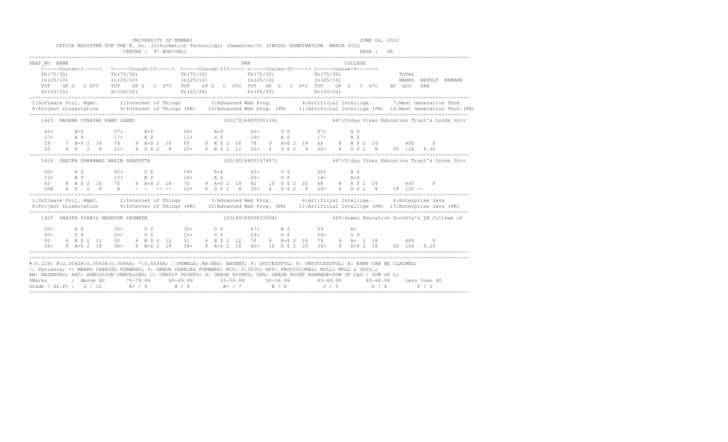UNIVERSITY OF MUMBAI

JUNE 04, 2022

OFFICE REGISTER FOR THE B. Sc. (Information Technology) (Semester-V) (CBCGS) EXAMINATION MARCH 2022

CENTRE : 97 BORIVALI

PAGE : 98

```
SEAT_NO  NAME                                                    PRN                              COLLEGE
   <-----Course-I-----> <-----Course-II-----> <-----Course-III----> <-----Course-IV-----> <-----Course-V------>
   Th(75/30)            Th(75/30)             Th(75/30)             Th(75/30)             Th(75/30)                TOTAL
   In(25/10)            In(25/10)             In(25/10)             In(25/10)             In(25/10)                MARKS  RESULT  REMARK
   TOT  GP G  C G*C     TOT  GP G  C G*C      TOT  GP G  C G*C      TOT  GP G  C G*C      TOT  GP G  C G*C    äC äCG  GPA
   Pr(50/20)            Pr(50/20)             Pr(50/20)             Pr(50/20)             Pr(50/20)
```

```
1:Software Proj. Mgmt.     2:Internet of Things        3:Advanced Web Prog.         4:Artificial Intellige.      7:Next Generation Tech.
8:Project Dissertation     9:Internet of Things (PR)   10:Advanced Web Prog. (PR)   11:Artificial Intellige (PR)  14:Next Generation Tech.(PR)
```

```
   1423  NASARE VINAYAK RAMU LAXMI                       (2017016400050124)          647:Vidya Vikas Education Trust's Lords Univ

    42+      B+$         57+      A+$        54+      A+$        62+      O $        47+      A $
    17+      A $         17+      A $        11+      D $        16+      A $        17+      A $
    59    7 B+$ 2 14     74    9 A+$ 2 18    65    8 A $ 2 16    78    9 A+$ 2 18    64    8  A $ 2 16        450     P
    20    4 D  2  8      21+   4 D $ 2  8    25+   6 B $ 2 12    22+   4  D $ 2  8   22+   4  D $ 2  8    20 126  6.30
```

```
   1424  SHAIKH SHANAWAZ NASIM SHAGUFTA                  (2019016400197457)          647:Vidya Vikas Education Trust's Lords Univ

    50+      A $         62+      O $        59+      A+$        62+      O $        50+      A $
    13+      B $         13+      B $        16+      A $        20+      O $        18+      A+$
    63    8 A $ 2 16     75    9 A+$ 2 18    75    9 A+$ 2 18    82   10 O $ 2 20    68    8  A $ 2 16        445     F
    20E   4 D  2  8      A     -  -  -- --   22+   4 D $ 2  8    20+   4  D $ 2  8   20+   4  D $ 2  8    18 120 --
```

```
1:Software Proj. Mgmt.     2:Internet of Things        3:Advanced Web Prog.         4:Artificial Intellige.      6:Enterprise Java
8:Project Dissertation     9:Internet of Things (PR)   10:Advanced Web Prog. (PR)   11:Artificial Intellige (PR)  13:Enterprise Java (PR)
```

```
   1425  SHAIKH SOHAIL MASKOOR YASMEEN                   (2019016400833504)          669:Suman Education Society's LN College of

    30+      D $         30+      D $        30+      D $        47+      A $        59       A+
    20+      O $         20+      O $        21+      O $        23+      O $        20+      O $
    50    6 B $ 2 12     50    6 B $ 2 12    51    6 B $ 2 12    70    9 A+$ 2 18    79    9  A+  2 18        485     P
    36+   9 A+$ 2 18     36+   9 A+$ 2 18    38+   9 A+$ 2 18    40+  10  O $ 2 20   35+   9  A+$ 2 18    20 164  8.20
```

#:0.229; @:O.5042A/O.5043A/O.5044A; *:O.5045A; /:FEMALE; AA/ABS: ABSENT; P: SUCCESSFUL; F: UNSUCCESSFUL; E: EXMP CAN BE CLAIMED;
~: Dyslexia; +: MARKS CARRIED FORWARD; $: GRADE CARRIED FORWARD; RCC: O.5050; RPV: PROVISIONAL; NULL: NULL & VOID.;
RR: RESERVED; ADC: ADMISSION CANCELLED; C: CREDIT POINTS; G: GRADE POINTS; GPA: GRADE POINT AVERAGE=SUM OF CxG / SUM OF C;

| %Marks | : Above 80 | 70-79.99 | 60-69.99 | 55-59.99 | 50-54.99 | 45-49.99 | 40-44.99 | Less than 40 |
|---|---|---|---|---|---|---|---|---|
| Grade / Gr.Pt : | O / 10 | A+ / 9 | A / 8 | B+ / 7 | B / 6 | C / 5 | D / 4 | F / 0 |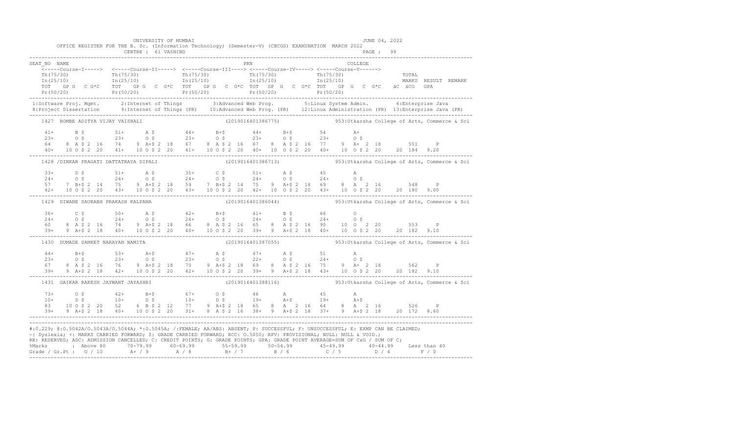UNIVERSITY OF MUMBAI — JUNE 04, 2022

OFFICE REGISTER FOR THE B. Sc. (Information Technology) (Semester-V) (CBCGS) EXAMINATION MARCH 2022

CENTRE : 61 VASHIND — PAGE : 99

```
SEAT_NO  NAME                                               PRN                          COLLEGE
    <-----Course-I-----> <-----Course-II-----> <-----Course-III----> <-----Course-IV-----> <-----Course-V------>
    Th(75/30)            Th(75/30)             Th(75/30)             Th(75/30)             Th(75/30)                  TOTAL
    In(25/10)            In(25/10)             In(25/10)             In(25/10)             In(25/10)                  MARKS  RESULT  REMARK
    TOT  GP G  C G*C     TOT  GP G  C G*C      TOT  GP G  C G*C      TOT  GP G  C G*C      TOT  GP G  C G*C   äC äCG  GPA
    Pr(50/20)            Pr(50/20)             Pr(50/20)             Pr(50/20)             Pr(50/20)
```

1:Software Proj. Mgmt. 2:Internet of Things 3:Advanced Web Prog. 5:Linux System Admin. 6:Enterprise Java
8:Project Dissertation 9:Internet of Things (PR) 10:Advanced Web Prog. (PR) 12:Linux Administration (PR) 13:Enterprise Java (PR)

```
1427  BOMBE ADITYA VIJAY VAISHALI                 (2019016401386775)         953:Utkarsha College of Arts, Commerce & Sci

    41+      B $        51+      A $        44+      B+$        44+      B+$        54        A+
    23+      O $        23+      O $        23+      O $        23+      O $        23+       O $
    64    8  A $ 2 16   74    9  A+$ 2 18   67    8  A $ 2 16   67    8  A $ 2 16   77    9  A+  2 18        551     P
    40+  10  O $ 2 20   41+  10  O $ 2 20   41+  10  O $ 2 20   40+  10  O $ 2 20   40+  10  O $ 2 20   20 184  9.20

1428 /DINKAR PRAGATI DATTATRAYA DIPALI            (2019016401386713)         953:Utkarsha College of Arts, Commerce & Sci

    33+      D $        51+      A $        35+      C $        51+      A $        45        A
    24+      O $        24+      O $        24+      O $        24+      O $        24+       O $
    57    7  B+$ 2 14   75    9  A+$ 2 18   59    7  B+$ 2 14   75    9  A+$ 2 18   69    8  A   2 16        548     P
    42+  10  O $ 2 20   43+  10  O $ 2 20   43+  10  O $ 2 20   42+  10  O $ 2 20   43+  10  O $ 2 20   20 180  9.00

1429  DIWANE SAURABH PRAKASH KALPANA              (2019016401386044)         953:Utkarsha College of Arts, Commerce & Sci

    36+      C $        50+      A $        42+      B+$        41+      B $        66        O
    24+      O $        24+      O $        24+      O $        24+      O $        24+       O $
    60    8  A $ 2 16   74    9  A+$ 2 18   66    8  A $ 2 16   65    8  A $ 2 16   90   10  O   2 20        553     P
    39+   9  A+$ 2 18   40+  10  O $ 2 20   40+  10  O $ 2 20   39+   9  A+$ 2 18   40+  10  O $ 2 20   20 182  9.10

1430  DUMADE SANKET NARAYAN NAMITA                (2019016401387055)         953:Utkarsha College of Arts, Commerce & Sci

    44+      B+$        53+      A+$        47+      A $        47+      A $        51        A
    23+      O $        23+      O $        23+      O $        22+      O $        24+       O $
    67    8  A $ 2 16   76    9  A+$ 2 18   70    9  A+$ 2 18   69    8  A $ 2 16   75    9  A+  2 18        562     P
    39+   9  A+$ 2 18   42+  10  O $ 2 20   42+  10  O $ 2 20   39+   9  A+$ 2 18   43+  10  O $ 2 20   20 182  9.10

1431  GAIKAR RAKESH JAYWANT JAYASHRI              (2019016401388116)         953:Utkarsha College of Arts, Commerce & Sci

    73+      O $        42+      B+$        67+      O $        46        A         45        A
    10+      D $        10+      D $        10+      D $        19+       A+$       19+       A+$
    83   10  O $ 2 20   52    6  B $ 2 12   77    9  A+$ 2 18   65    8  A   2 16   64    8  A   2 16        526     P
    39+   9  A+$ 2 18   40+  10  O $ 2 20   31+   8  A $ 2 16   38+   9  A+$ 2 18   37+   9  A+$ 2 18   20 172  8.60
```

#:0.229; @:O.5042A/O.5043A/O.5044A; *:O.5045A; /:FEMALE; AA/ABS: ABSENT; P: SUCCESSFUL; F: UNSUCCESSFUL; E: EXMP CAN BE CLAIMED;
~: Dyslexia; +: MARKS CARRIED FORWARD; $: GRADE CARRIED FORWARD; RCC: O.5050; RPV: PROVISIONAL; NULL: NULL & VOID.;
RR: RESERVED; ADC: ADMISSION CANCELLED; C: CREDIT POINTS; G: GRADE POINTS; GPA: GRADE POINT AVERAGE=SUM OF CxG / SUM OF C;

| %Marks | Above 80 | 70-79.99 | 60-69.99 | 55-59.99 | 50-54.99 | 45-49.99 | 40-44.99 | Less than 40 |
|---|---|---|---|---|---|---|---|---|
| Grade / Gr.Pt : | O / 10 | A+ / 9 | A / 8 | B+ / 7 | B / 6 | C / 5 | D / 4 | F / 0 |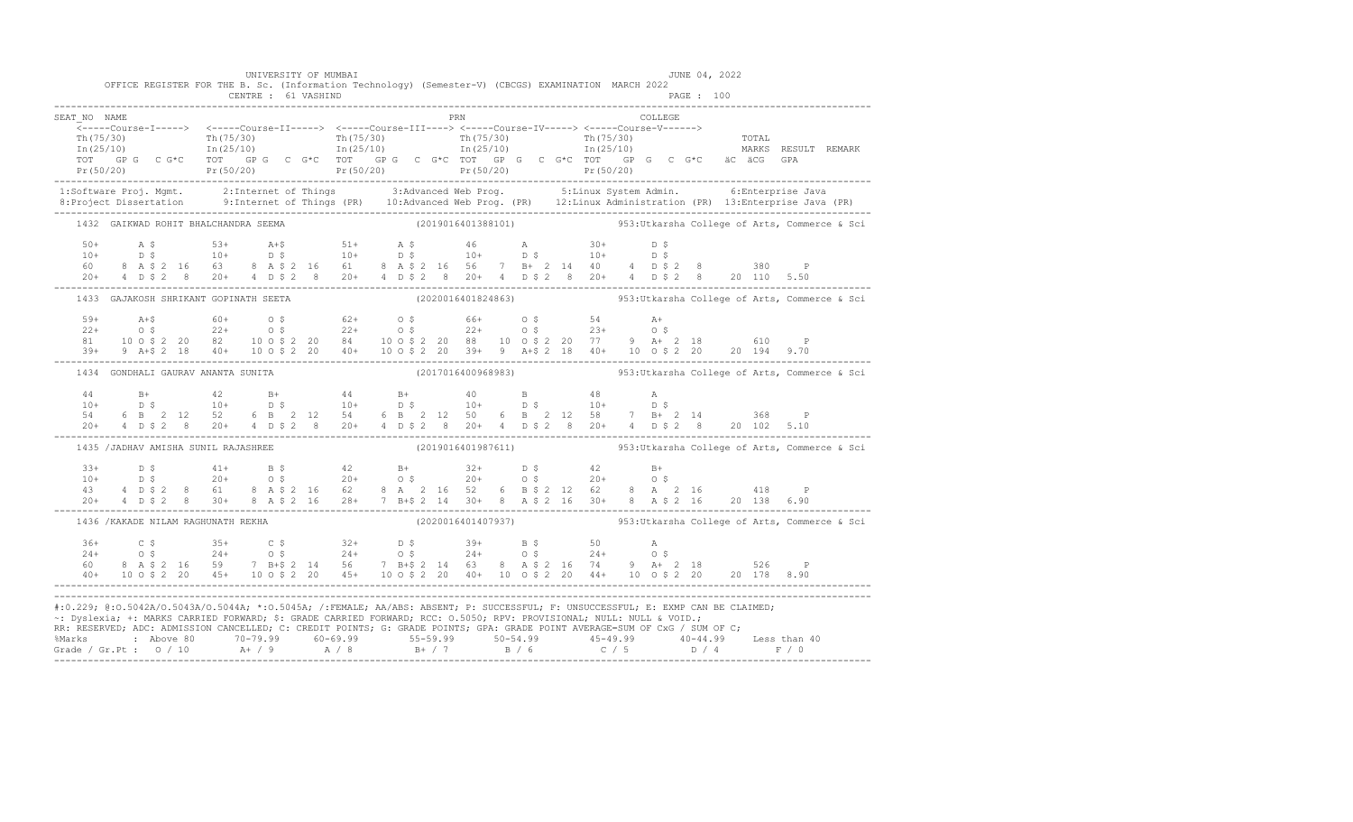UNIVERSITY OF MUMBAI — JUNE 04, 2022

OFFICE REGISTER FOR THE B. Sc. (Information Technology) (Semester-V) (CBCGS) EXAMINATION MARCH 2022

CENTRE : 61 VASHIND — PAGE : 100

```
SEAT_NO NAME                                                          PRN                                  COLLEGE
    <-----Course-I-----> <-----Course-II-----> <-----Course-III----> <-----Course-IV-----> <-----Course-V------>
    Th(75/30)             Th(75/30)             Th(75/30)             Th(75/30)             Th(75/30)                  TOTAL
    In(25/10)             In(25/10)             In(25/10)             In(25/10)             In(25/10)                  MARKS  RESULT  REMARK
    TOT   GP G   C G*C   TOT   GP G   C G*C   TOT   GP G   C G*C TOT  GP  G   C G*C TOT   GP  G   C  G*C   äC  äCG  GPA
    Pr(50/20)             Pr(50/20)             Pr(50/20)             Pr(50/20)             Pr(50/20)
```

1:Software Proj. Mgmt. 2:Internet of Things 3:Advanced Web Prog. 5:Linux System Admin. 6:Enterprise Java
8:Project Dissertation 9:Internet of Things (PR) 10:Advanced Web Prog. (PR) 12:Linux Administration (PR) 13:Enterprise Java (PR)

```
1432  GAIKWAD ROHIT BHALCHANDRA SEEMA                 (2019016401388101)          953:Utkarsha College of Arts, Commerce & Sci

    50+      A $        53+      A+$        51+      A $        46       A          30+      D $
    10+      D $        10+      D $        10+      D $        10+      D $        10+      D $
    60    8  A $ 2 16   63    8  A $ 2 16   61    8  A $ 2 16   56    7  B+ 2 14    40    4  D $ 2  8        380     P
    20+   4  D $ 2  8   20+   4  D $ 2  8   20+   4  D $ 2  8   20+   4  D $ 2  8   20+   4  D $ 2  8    20 110  5.50

1433  GAJAKOSH SHRIKANT GOPINATH SEETA                (2020016401824863)          953:Utkarsha College of Arts, Commerce & Sci

    59+      A+$        60+      O $        62+      O $        66+      O $        54       A+
    22+      O $        22+      O $        22+      O $        22+      O $        23+      O $
    81   10  O $ 2 20   82   10  O $ 2 20   84   10  O $ 2 20   88   10  O $ 2 20   77    9  A+ 2 18        610     P
    39+   9  A+$ 2 18   40+  10  O $ 2 20   40+  10  O $ 2 20   39+   9  A+$ 2 18   40+  10  O $ 2 20    20 194  9.70

1434  GONDHALI GAURAV ANANTA SUNITA                   (2017016400968983)          953:Utkarsha College of Arts, Commerce & Sci

    44       B+         42       B+         44       B+         40       B          48       A
    10+      D $        10+      D $        10+      D $        10+      D $        10+      D $
    54    6  B   2 12   52    6  B   2 12   54    6  B   2 12   50    6  B   2 12   58    7  B+ 2 14        368     P
    20+   4  D $ 2  8   20+   4  D $ 2  8   20+   4  D $ 2  8   20+   4  D $ 2  8   20+   4  D $ 2  8    20 102  5.10

1435 /JADHAV AMISHA SUNIL RAJASHREE                   (2019016401987611)          953:Utkarsha College of Arts, Commerce & Sci

    33+      D $        41+      B $        42       B+         32+      D $        42       B+
    10+      D $        20+      O $        20+      O $        20+      O $        20+      O $
    43    4  D $ 2  8   61    8  A $ 2 16   62    8  A   2 16   52    6  B $ 2 12   62    8  A   2 16        418     P
    20+   4  D $ 2  8   30+   8  A $ 2 16   28+   7  B+$ 2 14   30+   8  A $ 2 16   30+   8  A $ 2 16    20 138  6.90

1436 /KAKADE NILAM RAGHUNATH REKHA                    (2020016401407937)          953:Utkarsha College of Arts, Commerce & Sci

    36+      C $        35+      C $        32+      D $        39+      B $        50       A
    24+      O $        24+      O $        24+      O $        24+      O $        24+      O $
    60    8  A $ 2 16   59    7  B+$ 2 14   56    7  B+$ 2 14   63    8  A $ 2 16   74    9  A+ 2 18        526     P
    40+  10  O $ 2 20   45+  10  O $ 2 20   45+  10  O $ 2 20   40+  10  O $ 2 20   44+  10  O $ 2 20    20 178  8.90
```

#:O.229; @:O.5042A/O.5043A/O.5044A; *:O.5045A; /:FEMALE; AA/ABS: ABSENT; P: SUCCESSFUL; F: UNSUCCESSFUL; E: EXMP CAN BE CLAIMED;
~: Dyslexia; +: MARKS CARRIED FORWARD; $: GRADE CARRIED FORWARD; RCC: O.5050; RPV: PROVISIONAL; NULL: NULL & VOID.;
RR: RESERVED; ADC: ADMISSION CANCELLED; C: CREDIT POINTS; G: GRADE POINTS; GPA: GRADE POINT AVERAGE=SUM OF CxG / SUM OF C;

| %Marks | Above 80 | 70-79.99 | 60-69.99 | 55-59.99 | 50-54.99 | 45-49.99 | 40-44.99 | Less than 40 |
|---|---|---|---|---|---|---|---|---|
| Grade / Gr.Pt : | O / 10 | A+ / 9 | A / 8 | B+ / 7 | B / 6 | C / 5 | D / 4 | F / 0 |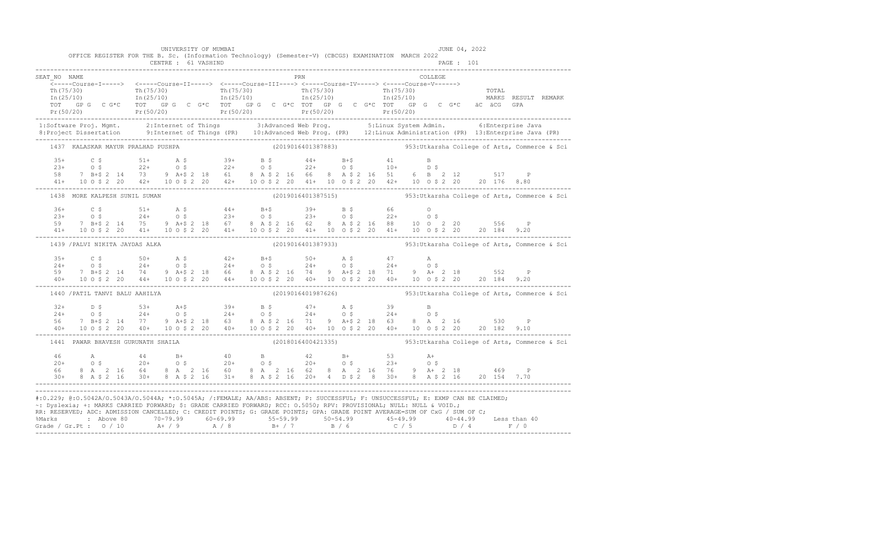UNIVERSITY OF MUMBAI

JUNE 04, 2022

OFFICE REGISTER FOR THE B. Sc. (Information Technology) (Semester-V) (CBCGS) EXAMINATION MARCH 2022

CENTRE : 61 VASHIND

```
SEAT_NO  NAME                                                          PRN                                    COLLEGE
    <-----Course-I-----> <-----Course-II-----> <-----Course-III----> <-----Course-IV-----> <-----Course-V------>
    Th(75/30)            Th(75/30)            Th(75/30)             Th(75/30)             Th(75/30)                TOTAL
    In(25/10)            In(25/10)            In(25/10)             In(25/10)             In(25/10)                MARKS  RESULT  REMARK
    TOT   GP G   C G*C   TOT   GP G   C G*C   TOT   GP G   C G*C  TOT   GP G   C G*C  TOT   GP G   C G*C   äC äCG  GPA
    Pr(50/20)            Pr(50/20)            Pr(50/20)             Pr(50/20)             Pr(50/20)
-------------------------------------------------------------------------------------------------------------------------------------------------
 1:Software Proj. Mgmt.     2:Internet of Things        3:Advanced Web Prog.          5:Linux System Admin.        6:Enterprise Java
 8:Project Dissertation      9:Internet of Things (PR)  10:Advanced Web Prog. (PR)  12:Linux Administration (PR)  13:Enterprise Java (PR)
-------------------------------------------------------------------------------------------------------------------------------------------------
   1437  KALASKAR MAYUR PRALHAD PUSHPA                        (2019016401387883)           953:Utkarsha College of Arts, Commerce & Sci

    35+      C $         51+      A $         39+      B $        44+      B+$        41        B
    23+      O $         22+      O $         22+      O $        22+      O $        10+       D $
    58    7 B+$ 2 14     73    9 A+$ 2 18     61    8 A $ 2 16    66    8  A $ 2 16   51     6  B  2 12       517     P
    41+   10 O $ 2 20    42+   10 O $ 2 20    42+   10 O $ 2 20   41+   10  O $ 2 20  42+   10  O $ 2 20    20 176  8.80
-------------------------------------------------------------------------------------------------------------------------------------------------
   1438  MORE KALPESH SUNIL SUMAN                             (2019016401387515)           953:Utkarsha College of Arts, Commerce & Sci

    36+      C $         51+      A $         44+      B+$        39+      B $        66        O
    23+      O $         24+      O $         23+      O $        23+      O $        22+       O $
    59    7 B+$ 2 14     75    9 A+$ 2 18     67    8 A $ 2 16    62    8  A $ 2 16   88    10  O  2 20       556     P
    41+   10 O $ 2 20    41+   10 O $ 2 20    41+   10 O $ 2 20   41+   10  O $ 2 20  41+   10  O $ 2 20    20 184  9.20
-------------------------------------------------------------------------------------------------------------------------------------------------
   1439 /PALVI NIKITA JAYDAS ALKA                             (2019016401387933)           953:Utkarsha College of Arts, Commerce & Sci

    35+      C $         50+      A $         42+      B+$        50+      A $        47        A
    24+      O $         24+      O $         24+      O $        24+      O $        24+       O $
    59    7 B+$ 2 14     74    9 A+$ 2 18     66    8 A $ 2 16    74    9  A+$ 2 18   71     9  A+ 2 18       552     P
    40+   10 O $ 2 20    44+   10 O $ 2 20    44+   10 O $ 2 20   40+   10  O $ 2 20  40+   10  O $ 2 20    20 184  9.20
-------------------------------------------------------------------------------------------------------------------------------------------------
   1440 /PATIL TANVI BALU AAHILYA                             (2019016401987626)           953:Utkarsha College of Arts, Commerce & Sci

    32+      D $         53+      A+$         39+      B $        47+      A $        39        B
    24+      O $         24+      O $         24+      O $        24+      O $        24+       O $
    56    7 B+$ 2 14     77    9 A+$ 2 18     63    8 A $ 2 16    71    9  A+$ 2 18   63     8  A  2 16       530     P
    40+   10 O $ 2 20    40+   10 O $ 2 20    40+   10 O $ 2 20   40+   10  O $ 2 20  40+   10  O $ 2 20    20 182  9.10
-------------------------------------------------------------------------------------------------------------------------------------------------
   1441  PAWAR BHAVESH GURUNATH SHAILA                        (2018016400421335)           953:Utkarsha College of Arts, Commerce & Sci

    46       A           44       B+          40       B          42       B+         53        A+
    20+      O $         20+      O $         20+      O $        20+      O $        23+       O $
    66    8 A  2 16      64    8 A  2 16      60    8 A  2 16     62    8  A  2 16    76     9  A+ 2 18       469     P
    30+   8 A $ 2 16     30+   8 A $ 2 16     31+   8 A $ 2 16    20+   4  D $ 2  8   30+    8  A $ 2 16    20 154  7.70
-------------------------------------------------------------------------------------------------------------------------------------------------
```

#:O.229; @:O.5042A/O.5043A/O.5044A; *:O.5045A; /:FEMALE; AA/ABS: ABSENT; P: SUCCESSFUL; F: UNSUCCESSFUL; E: EXMP CAN BE CLAIMED;
~: Dyslexia; +: MARKS CARRIED FORWARD; $: GRADE CARRIED FORWARD; RCC: O.5050; RPV: PROVISIONAL; NULL: NULL & VOID.;
RR: RESERVED; ADC: ADMISSION CANCELLED; C: CREDIT POINTS; G: GRADE POINTS; GPA: GRADE POINT AVERAGE=SUM OF CxG / SUM OF C;

| %Marks | : Above 80 | 70-79.99 | 60-69.99 | 55-59.99 | 50-54.99 | 45-49.99 | 40-44.99 | Less than 40 |
|---|---|---|---|---|---|---|---|---|
| Grade / Gr.Pt : | O / 10 | A+ / 9 | A / 8 | B+ / 7 | B / 6 | C / 5 | D / 4 | F / 0 |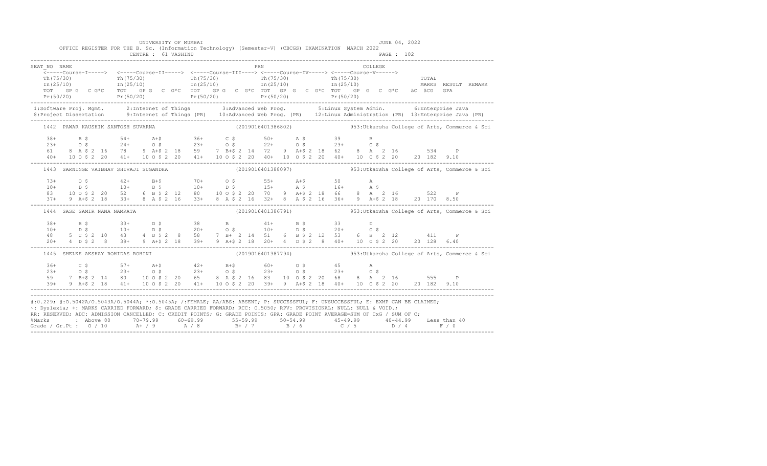UNIVERSITY OF MUMBAI

OFFICE REGISTER FOR THE B. Sc. (Information Technology) (Semester-V) (CBCGS) EXAMINATION MARCH 2022

CENTRE : 61 VASHIND

JUNE 04, 2022

```
SEAT_NO  NAME                                                         PRN                                    COLLEGE
    <-----Course-I-----> <-----Course-II-----> <-----Course-III----> <-----Course-IV-----> <-----Course-V------>
    Th(75/30)            Th(75/30)             Th(75/30)             Th(75/30)             Th(75/30)                    TOTAL
    In(25/10)            In(25/10)             In(25/10)             In(25/10)             In(25/10)                    MARKS  RESULT  REMARK
    TOT  GP G  C G*C     TOT  GP G  C G*C      TOT  GP G  C G*C      TOT  GP G  C G*C      TOT  GP G  C G*C    äC äCG  GPA
    Pr(50/20)            Pr(50/20)             Pr(50/20)             Pr(50/20)             Pr(50/20)
```

1:Software Proj. Mgmt. 2:Internet of Things 3:Advanced Web Prog. 5:Linux System Admin. 6:Enterprise Java
8:Project Dissertation 9:Internet of Things (PR) 10:Advanced Web Prog. (PR) 12:Linux Administration (PR) 13:Enterprise Java (PR)

```
1442  PAWAR KAUSHIK SANTOSH SUVARNA                    (2019016401386802)        953:Utkarsha College of Arts, Commerce & Sci

    38+      B $        54+     A+$        36+     C $        50+     A $        39       B
    23+      O $        24+     O $        23+     O $        22+     O $        23+      O $
    61   8 A $ 2 16     78   9 A+$ 2 18    59   7 B+$ 2 14    72   9 A+$ 2 18    62   8 A  2 16        534     P
    40+ 10 O $ 2 20     41+ 10 O $ 2 20    41+ 10 O $ 2 20    40+ 10 O $ 2 20    40+ 10 O $ 2 20   20 182  9.10

1443  SARNINGE VAIBHAV SHIVAJI SUGANDHA                (2019016401388097)        953:Utkarsha College of Arts, Commerce & Sci

    73+      O $        42+     B+$        70+     O $        55+     A+$        50       A
    10+      D $        10+     D $        10+     D $        15+     A $        16+      A $
    83  10 O $ 2 20     52   6 B $ 2 12    80  10 O $ 2 20    70   9 A+$ 2 18    66   8 A  2 16        522     P
    37+  9 A+$ 2 18     33+  8 A $ 2 16    33+  8 A $ 2 16    32+  8 A $ 2 16    36+  9 A+$ 2 18   20 170  8.50

1444  SASE SAMIR NANA NAMRATA                          (2019016401386791)        953:Utkarsha College of Arts, Commerce & Sci

    38+      B $        33+     D $        38      B          41+     B $        33       D
    10+      D $        10+     D $        20+     O $        10+     D $        20+      O $
    48   5 C $ 2 10     43   4 D $ 2  8    58   7 B+ 2 14     51   6 B $ 2 12    53   6 B  2 12        411     P
    20+  4 D $ 2  8     39+  9 A+$ 2 18    39+  9 A+$ 2 18    20+  4 D $ 2  8    40+ 10 O $ 2 20   20 128  6.40

1445  SHELKE AKSHAY ROHIDAS ROHINI                     (2019016401387794)        953:Utkarsha College of Arts, Commerce & Sci

    36+      C $        57+     A+$        42+     B+$        60+     O $        45       A
    23+      O $        23+     O $        23+     O $        23+     O $        23+      O $
    59   7 B+$ 2 14     80  10 O $ 2 20    65   8 A $ 2 16    83  10 O $ 2 20    68   8 A  2 16        555     P
    39+  9 A+$ 2 18     41+ 10 O $ 2 20    41+ 10 O $ 2 20    39+  9 A+$ 2 18    40+ 10 O $ 2 20   20 182  9.10
```

#:O.229; @:O.5042A/O.5043A/O.5044A; *:O.5045A; /:FEMALE; AA/ABS: ABSENT; P: SUCCESSFUL; F: UNSUCCESSFUL; E: EXMP CAN BE CLAIMED;
~: Dyslexia; +: MARKS CARRIED FORWARD; $: GRADE CARRIED FORWARD; RCC: O.5050; RPV: PROVISIONAL; NULL: NULL & VOID.;
RR: RESERVED; ADC: ADMISSION CANCELLED; C: CREDIT POINTS; G: GRADE POINTS; GPA: GRADE POINT AVERAGE=SUM OF CxG / SUM OF C;

| %Marks | : Above 80 | 70-79.99 | 60-69.99 | 55-59.99 | 50-54.99 | 45-49.99 | 40-44.99 | Less than 40 |
|---|---|---|---|---|---|---|---|---|
| Grade / Gr.Pt : | O / 10 | A+ / 9 | A / 8 | B+ / 7 | B / 6 | C / 5 | D / 4 | F / 0 |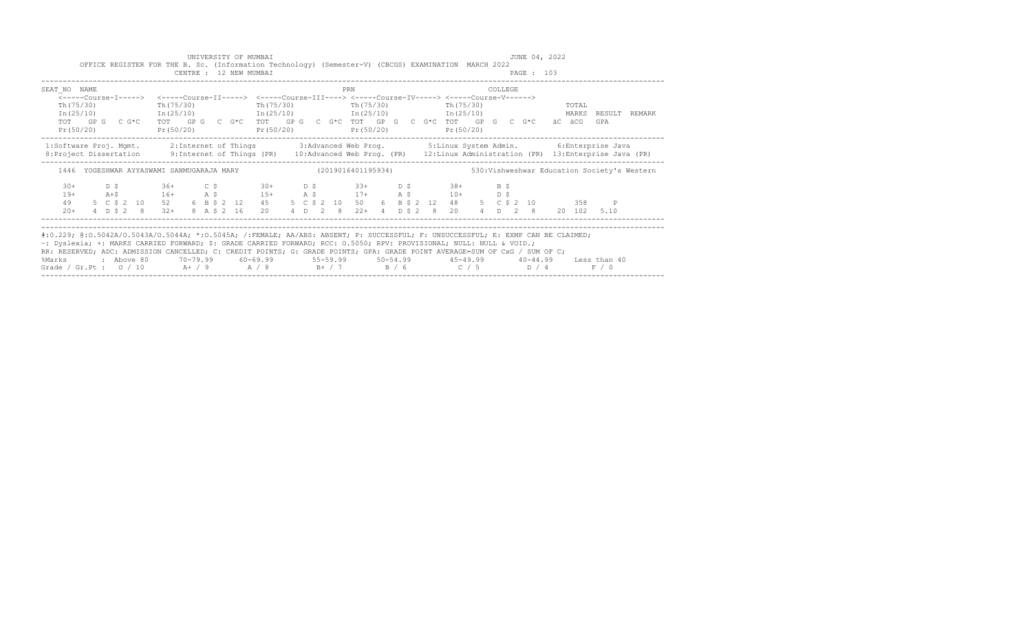UNIVERSITY OF MUMBAI

OFFICE REGISTER FOR THE B. Sc. (Information Technology) (Semester-V) (CBCGS) EXAMINATION MARCH 2022

CENTRE : 12 NEW MUMBAI

JUNE 04, 2022

PAGE : 103

```
SEAT_NO  NAME                                                          PRN                              COLLEGE
    <-----Course-I----->  <-----Course-II----->  <-----Course-III----> <-----Course-IV-----> <-----Course-V------>
    Th(75/30)             Th(75/30)              Th(75/30)             Th(75/30)             Th(75/30)                  TOTAL
    In(25/10)             In(25/10)              In(25/10)             In(25/10)             In(25/10)                  MARKS  RESULT  REMARK
    TOT   GP G   C G*C    TOT   GP G   C  G*C    TOT   GP G  C G*C  TOT  GP  G   C  G*C  TOT   GP  G   C  G*C    äC  äCG   GPA
    Pr(50/20)             Pr(50/20)              Pr(50/20)             Pr(50/20)             Pr(50/20)
```

```
 1:Software Proj. Mgmt.      2:Internet of Things        3:Advanced Web Prog.         5:Linux System Admin.       6:Enterprise Java
 8:Project Dissertation      9:Internet of Things (PR)   10:Advanced Web Prog. (PR)   12:Linux Administration (PR)  13:Enterprise Java (PR)
```

```
    1446  YOGESHWAR AYYASWAMI SANMUGARAJA MARY                   (2019016401195934)              530:Vishweshwar Education Society's Western

     30+       D $          36+       C $          30+       D $         33+       D $         38+       B $
     19+       A+$          16+       A $          15+       A $         17+       A $         10+       D $
     49     5  C $ 2  10    52     6  B $ 2  12    45     5  C $ 2  10   50     6  B $ 2  12   48     5  C $ 2  10          358      P
     20+    4  D $ 2   8    32+    8  A $ 2  16    20     4  D   2   8   22+    4  D $ 2   8   20     4  D   2   8     20  102   5.10
```

#:O.229; @:O.5042A/O.5043A/O.5044A; *:O.5045A; /:FEMALE; AA/ABS: ABSENT; P: SUCCESSFUL; F: UNSUCCESSFUL; E: EXMP CAN BE CLAIMED;
~: Dyslexia; +: MARKS CARRIED FORWARD; $: GRADE CARRIED FORWARD; RCC: O.5050; RPV: PROVISIONAL; NULL: NULL & VOID.;
RR: RESERVED; ADC: ADMISSION CANCELLED; C: CREDIT POINTS; G: GRADE POINTS; GPA: GRADE POINT AVERAGE=SUM OF CxG / SUM OF C;

| %Marks | : Above 80 | 70-79.99 | 60-69.99 | 55-59.99 | 50-54.99 | 45-49.99 | 40-44.99 | Less than 40 |
|---|---|---|---|---|---|---|---|---|
| Grade / Gr.Pt : | O / 10 | A+ / 9 | A / 8 | B+ / 7 | B / 6 | C / 5 | D / 4 | F / 0 |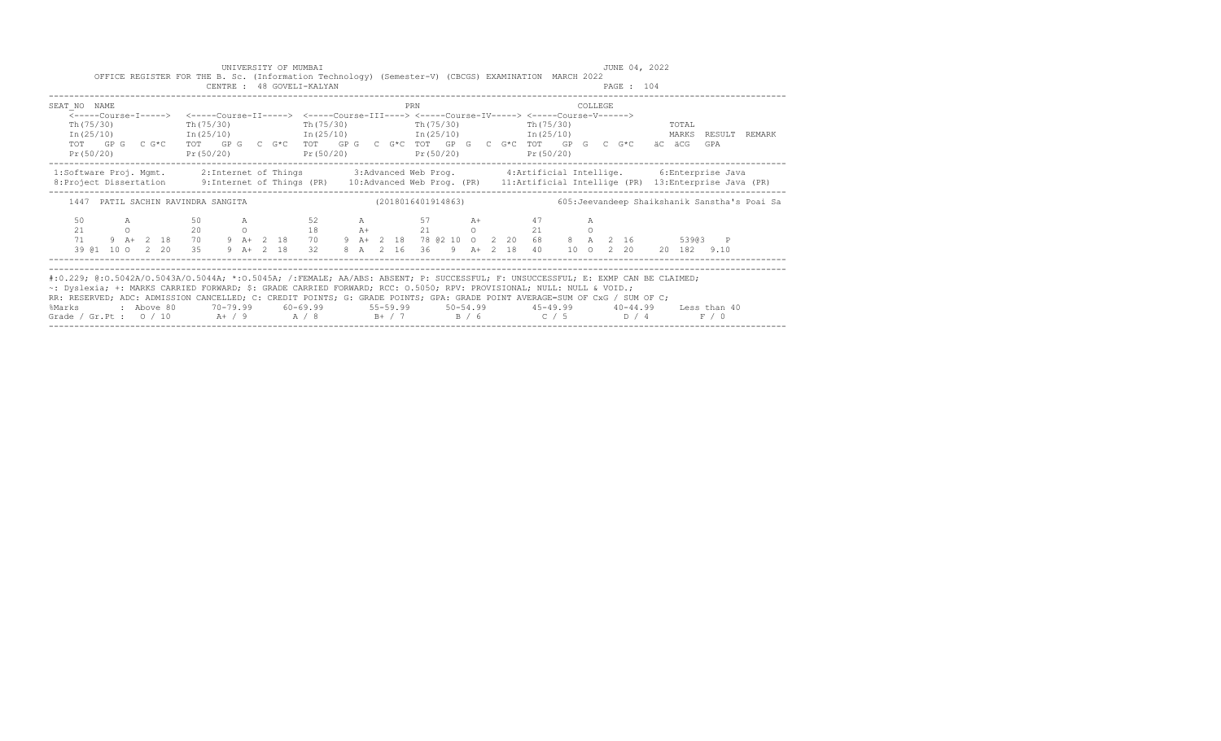UNIVERSITY OF MUMBAI — JUNE 04, 2022

OFFICE REGISTER FOR THE B. Sc. (Information Technology) (Semester-V) (CBCGS) EXAMINATION MARCH 2022

CENTRE : 48 GOVELI-KALYAN — PAGE : 104

```
SEAT_NO  NAME                                                      PRN                              COLLEGE
    <-----Course-I-----> <-----Course-II-----> <-----Course-III----> <-----Course-IV-----> <-----Course-V------>
    Th(75/30)            Th(75/30)             Th(75/30)             Th(75/30)             Th(75/30)                TOTAL
    In(25/10)            In(25/10)             In(25/10)             In(25/10)             In(25/10)                MARKS  RESULT  REMARK
    TOT   GP G   C G*C   TOT   GP G   C  G*C   TOT   GP G   C  G*C  TOT   GP  G   C  G*C  TOT   GP  G   C  G*C   äC  äCG   GPA
    Pr(50/20)            Pr(50/20)             Pr(50/20)             Pr(50/20)             Pr(50/20)
```

1:Software Proj. Mgmt. 2:Internet of Things 3:Advanced Web Prog. 4:Artificial Intellige. 6:Enterprise Java
8:Project Dissertation 9:Internet of Things (PR) 10:Advanced Web Prog. (PR) 11:Artificial Intellige (PR) 13:Enterprise Java (PR)

```
1447  PATIL SACHIN RAVINDRA SANGITA                  (2018016401914863)          605:Jeevandeep Shaikshanik Sanstha's Poai Sa

   50        A           50       A           52       A           57       A+          47        A
   21        O           20       O           18       A+          21       O           21        O
   71    9  A+  2  18    70    9  A+  2  18   70    9  A+  2  18   78 @2 10  O   2  20   68    8  A   2  16        539@3   P
   39 @1 10  O  2  20    35    9  A+  2  18   32    8  A   2  16   36    9  A+  2  18   40   10  O   2  20    20  182   9.10
```

#:O.229; @:O.5042A/O.5043A/O.5044A; *:O.5045A; /:FEMALE; AA/ABS: ABSENT; P: SUCCESSFUL; F: UNSUCCESSFUL; E: EXMP CAN BE CLAIMED;
~: Dyslexia; +: MARKS CARRIED FORWARD; $: GRADE CARRIED FORWARD; RCC: O.5050; RPV: PROVISIONAL; NULL: NULL & VOID.;
RR: RESERVED; ADC: ADMISSION CANCELLED; C: CREDIT POINTS; G: GRADE POINTS; GPA: GRADE POINT AVERAGE=SUM OF CxG / SUM OF C;

| %Marks | Above 80 | 70-79.99 | 60-69.99 | 55-59.99 | 50-54.99 | 45-49.99 | 40-44.99 | Less than 40 |
|---|---|---|---|---|---|---|---|---|
| Grade / Gr.Pt : | O / 10 | A+ / 9 | A / 8 | B+ / 7 | B / 6 | C / 5 | D / 4 | F / 0 |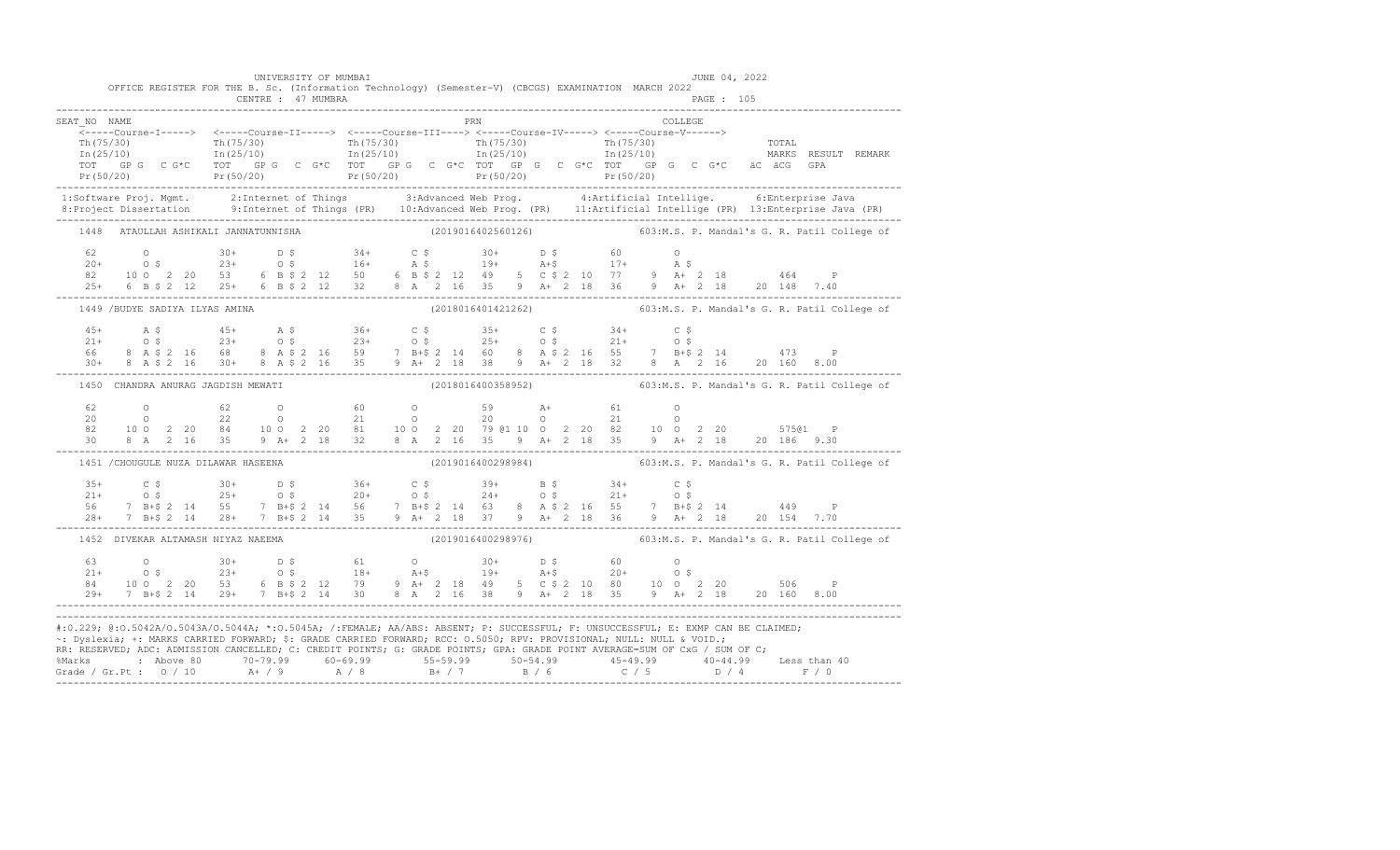UNIVERSITY OF MUMBAI
JUNE 04, 2022

OFFICE REGISTER FOR THE B. Sc. (Information Technology) (Semester-V) (CBCGS) EXAMINATION MARCH 2022

CENTRE : 47 MUMBRA

```
SEAT_NO  NAME                                                          PRN                              COLLEGE
    <-----Course-I-----> <-----Course-II-----> <-----Course-III----> <-----Course-IV-----> <-----Course-V------>
    Th(75/30)             Th(75/30)             Th(75/30)             Th(75/30)             Th(75/30)                TOTAL
    In(25/10)             In(25/10)             In(25/10)             In(25/10)             In(25/10)                MARKS  RESULT  REMARK
    TOT  GP G  C G*C   TOT  GP G  C G*C   TOT  GP G  C G*C  TOT  GP G  C G*C  TOT  GP G  C G*C   äC  äCG  GPA
    Pr(50/20)             Pr(50/20)             Pr(50/20)             Pr(50/20)             Pr(50/20)
----------------------------------------------------------------------------------------------------------------------------------
 1:Software Proj. Mgmt.     2:Internet of Things        3:Advanced Web Prog.        4:Artificial Intellige.      6:Enterprise Java
 8:Project Dissertation     9:Internet of Things (PR)   10:Advanced Web Prog. (PR)  11:Artificial Intellige (PR) 13:Enterprise Java (PR)
----------------------------------------------------------------------------------------------------------------------------------
    1448  ATAULLAH ASHIKALI JANNATUNNISHA                        (2019016402560126)        603:M.S. P. Mandal's G. R. Patil College of

    62       O           30+      D $         34+      C $        30+      D $        60       O
    20+      O $         23+      O $         16+      A $        19+      A+$        17+      A $
    82    10 O  2 20     53    6 B $ 2 12     50    6 B $ 2 12    49    5  C $ 2 10   77    9 A+  2 18      464     P
    25+   6 B $ 2 12     25+   6 B $ 2 12     32    8 A  2 16     35    9  A+  2 18   36    9 A+  2 18   20 148  7.40
----------------------------------------------------------------------------------------------------------------------------------
    1449 /BUDYE SADIYA ILYAS AMINA                               (2018016401421262)        603:M.S. P. Mandal's G. R. Patil College of

    45+      A $         45+      A $         36+      C $        35+      C $        34+      C $
    21+      O $         23+      O $         23+      O $        25+      O $        21+      O $
    66    8 A $ 2 16     68    8 A $ 2 16     59    7 B+$ 2 14    60    8  A $ 2 16   55    7 B+$ 2 14      473     P
    30+   8 A $ 2 16     30+   8 A $ 2 16     35    9 A+  2 18    38    9  A+  2 18   32    8 A   2 16   20 160  8.00
----------------------------------------------------------------------------------------------------------------------------------
    1450  CHANDRA ANURAG JAGDISH MEWATI                          (2018016400358952)        603:M.S. P. Mandal's G. R. Patil College of

    62       O           62       O           60       O          59       A+         61       O
    20       O           22       O           21       O          20       O          21       O
    82    10 O  2 20     84    10 O  2 20     81    10 O  2 20    79 @1 10 O  2 20    82    10 O  2 20      575@1   P
    30    8 A   2 16     35    9 A+  2 18     32    8 A  2 16     35    9  A+  2 18   35    9 A+  2 18   20 186  9.30
----------------------------------------------------------------------------------------------------------------------------------
    1451 /CHOUGULE NUZA DILAWAR HASEENA                          (2019016400298984)        603:M.S. P. Mandal's G. R. Patil College of

    35+      C $         30+      D $         36+      C $        39+      B $        34+      C $
    21+      O $         25+      O $         20+      O $        24+      O $        21+      O $
    56    7 B+$ 2 14     55    7 B+$ 2 14     56    7 B+$ 2 14    63    8  A $ 2 16   55    7 B+$ 2 14      449     P
    28+   7 B+$ 2 14     28+   7 B+$ 2 14     35    9 A+  2 18    37    9  A+  2 18   36    9 A+  2 18   20 154  7.70
----------------------------------------------------------------------------------------------------------------------------------
    1452  DIVEKAR ALTAMASH NIYAZ NAEEMA                          (2019016400298976)        603:M.S. P. Mandal's G. R. Patil College of

    63       O           30+      D $         61       O          30+      D $        60       O
    21+      O $         23+      O $         18+      A+$        19+      A+$        20+      O $
    84    10 O  2 20     53    6 B $ 2 12     79    9 A+  2 18    49    5  C $ 2 10   80    10 O  2 20      506     P
    29+   7 B+$ 2 14     29+   7 B+$ 2 14     30    8 A  2 16     38    9  A+  2 18   35    9 A+  2 18   20 160  8.00
----------------------------------------------------------------------------------------------------------------------------------
```

#:O.229; @:O.5042A/O.5043A/O.5044A; *:O.5045A; /:FEMALE; AA/ABS: ABSENT; P: SUCCESSFUL; F: UNSUCCESSFUL; E: EXMP CAN BE CLAIMED;
~: Dyslexia; +: MARKS CARRIED FORWARD; $: GRADE CARRIED FORWARD; RCC: O.5050; RPV: PROVISIONAL; NULL: NULL & VOID.;
RR: RESERVED; ADC: ADMISSION CANCELLED; C: CREDIT POINTS; G: GRADE POINTS; GPA: GRADE POINT AVERAGE=SUM OF CxG / SUM OF C;

| %Marks | : Above 80 | 70-79.99 | 60-69.99 | 55-59.99 | 50-54.99 | 45-49.99 | 40-44.99 | Less than 40 |
|---|---|---|---|---|---|---|---|---|
| Grade / Gr.Pt : | O / 10 | A+ / 9 | A / 8 | B+ / 7 | B / 6 | C / 5 | D / 4 | F / 0 |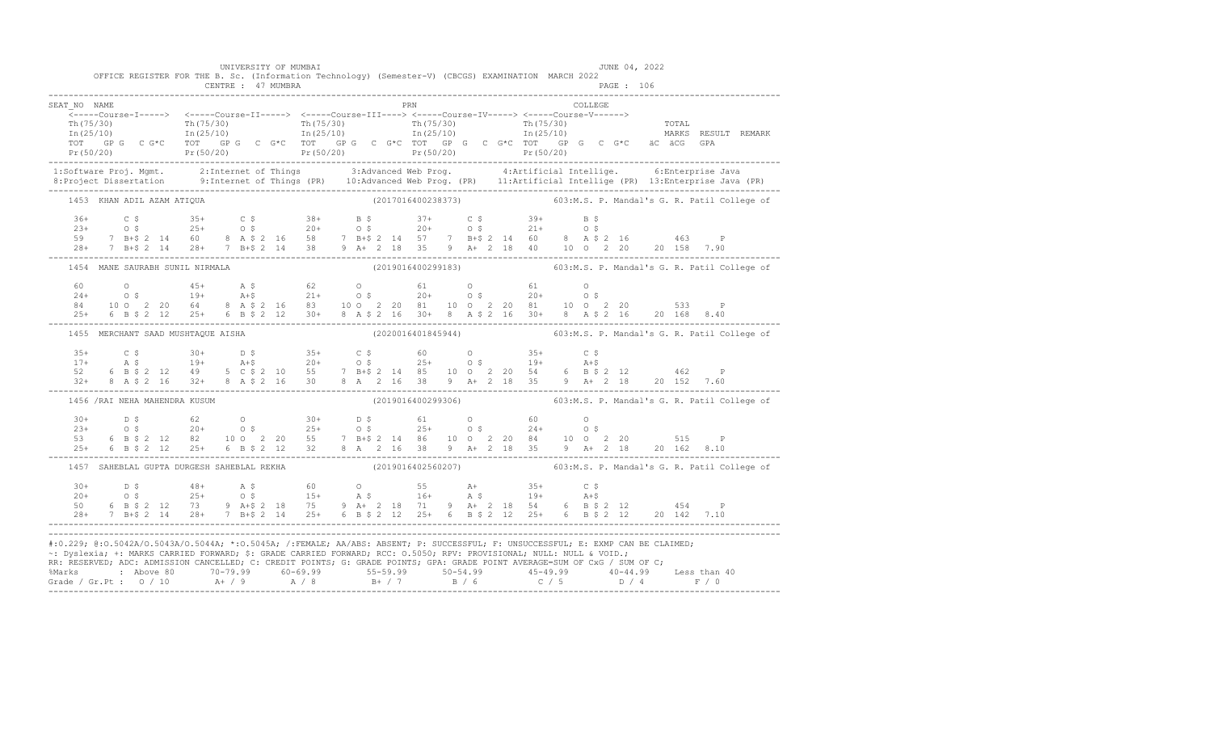UNIVERSITY OF MUMBAI  JUNE 04, 2022

OFFICE REGISTER FOR THE B. Sc. (Information Technology) (Semester-V) (CBCGS) EXAMINATION MARCH 2022

CENTRE : 47 MUMBRA  PAGE : 106

```
SEAT_NO NAME                                                       PRN                                COLLEGE
    <-----Course-I-----> <-----Course-II-----> <-----Course-III----> <-----Course-IV-----> <-----Course-V------>
    Th(75/30)             Th(75/30)             Th(75/30)             Th(75/30)             Th(75/30)                  TOTAL
    In(25/10)             In(25/10)             In(25/10)             In(25/10)             In(25/10)                  MARKS  RESULT  REMARK
    TOT   GP G   C G*C    TOT   GP G   C G*C    TOT   GP G   C G*C TOT   GP G   C G*C TOT   GP G   C G*C   äC  äCG   GPA
    Pr(50/20)             Pr(50/20)             Pr(50/20)             Pr(50/20)             Pr(50/20)
```

1:Software Proj. Mgmt. 2:Internet of Things 3:Advanced Web Prog. 4:Artificial Intellige. 6:Enterprise Java
8:Project Dissertation 9:Internet of Things (PR) 10:Advanced Web Prog. (PR) 11:Artificial Intellige (PR) 13:Enterprise Java (PR)

```
1453  KHAN ADIL AZAM ATIQUA                                 (2017016400238373)        603:M.S. P. Mandal's G. R. Patil College of

   36+      C $         35+      C $         38+      B $         37+      C $         39+      B $
   23+      O $         25+      O $         20+      O $         20+      O $         21+      O $
   59    7 B+$ 2 14     60    8 A $ 2 16     58    7 B+$ 2 14     57    7 B+$ 2 14     60    8 A $ 2 16         463     P
   28+   7 B+$ 2 14     28+   7 B+$ 2 14     38    9 A+ 2 18     35    9 A+ 2 18     40    10 O  2 20     20 158  7.90

1454  MANE SAURABH SUNIL NIRMALA                            (2019016400299183)        603:M.S. P. Mandal's G. R. Patil College of

   60       O           45+      A $         62       O           61       O           61       O
   24+      O $         19+      A+$         21+      O $         20+      O $         20+      O $
   84   10 O  2 20     64    8 A $ 2 16     83   10 O  2 20     81   10 O  2 20     81   10 O  2 20         533     P
   25+   6 B $ 2 12     25+   6 B $ 2 12     30+   8 A $ 2 16     30+   8 A $ 2 16     30+   8 A $ 2 16     20 168  8.40

1455  MERCHANT SAAD MUSHTAQUE AISHA                         (2020016401845944)        603:M.S. P. Mandal's G. R. Patil College of

   35+      C $         30+      D $         35+      C $         60       O           35+      C $
   17+      A $         19+      A+$         20+      O $         25+      O $         19+      A+$
   52    6 B $ 2 12     49    5 C $ 2 10     55    7 B+$ 2 14     85   10 O  2 20     54    6 B $ 2 12         462     P
   32+   8 A $ 2 16     32+   8 A $ 2 16     30    8 A  2 16     38    9 A+ 2 18     35    9 A+ 2 18     20 152  7.60

1456 /RAI NEHA MAHENDRA KUSUM                               (2019016400299306)        603:M.S. P. Mandal's G. R. Patil College of

   30+      D $         62       O           30+      D $         61       O           60       O
   23+      O $         20+      O $         25+      O $         25+      O $         24+      O $
   53    6 B $ 2 12     82   10 O  2 20     55    7 B+$ 2 14     86   10 O  2 20     84   10 O  2 20         515     P
   25+   6 B $ 2 12     25+   6 B $ 2 12     32    8 A  2 16     38    9 A+ 2 18     35    9 A+ 2 18     20 162  8.10

1457  SAHEBLAL GUPTA DURGESH SAHEBLAL REKHA                 (2019016402560207)        603:M.S. P. Mandal's G. R. Patil College of

   30+      D $         48+      A $         60       O           55       A+          35+      C $
   20+      O $         25+      O $         15+      A $         16+      A $         19+      A+$
   50    6 B $ 2 12     73    9 A+$ 2 18     75    9 A+ 2 18     71    9 A+ 2 18     54    6 B $ 2 12         454     P
   28+   7 B+$ 2 14     28+   7 B+$ 2 14     25+   6 B $ 2 12     25+   6 B $ 2 12     25+   6 B $ 2 12     20 142  7.10
```

#:O.229; @:O.5042A/O.5043A/O.5044A; *:O.5045A; /:FEMALE; AA/ABS: ABSENT; P: SUCCESSFUL; F: UNSUCCESSFUL; E: EXMP CAN BE CLAIMED;
~: Dyslexia; +: MARKS CARRIED FORWARD; $: GRADE CARRIED FORWARD; RCC: O.5050; RPV: PROVISIONAL; NULL: NULL & VOID.;
RR: RESERVED; ADC: ADMISSION CANCELLED; C: CREDIT POINTS; G: GRADE POINTS; GPA: GRADE POINT AVERAGE=SUM OF CxG / SUM OF C;

| %Marks | Above 80 | 70-79.99 | 60-69.99 | 55-59.99 | 50-54.99 | 45-49.99 | 40-44.99 | Less than 40 |
|---|---|---|---|---|---|---|---|---|
| Grade / Gr.Pt : | O / 10 | A+ / 9 | A / 8 | B+ / 7 | B / 6 | C / 5 | D / 4 | F / 0 |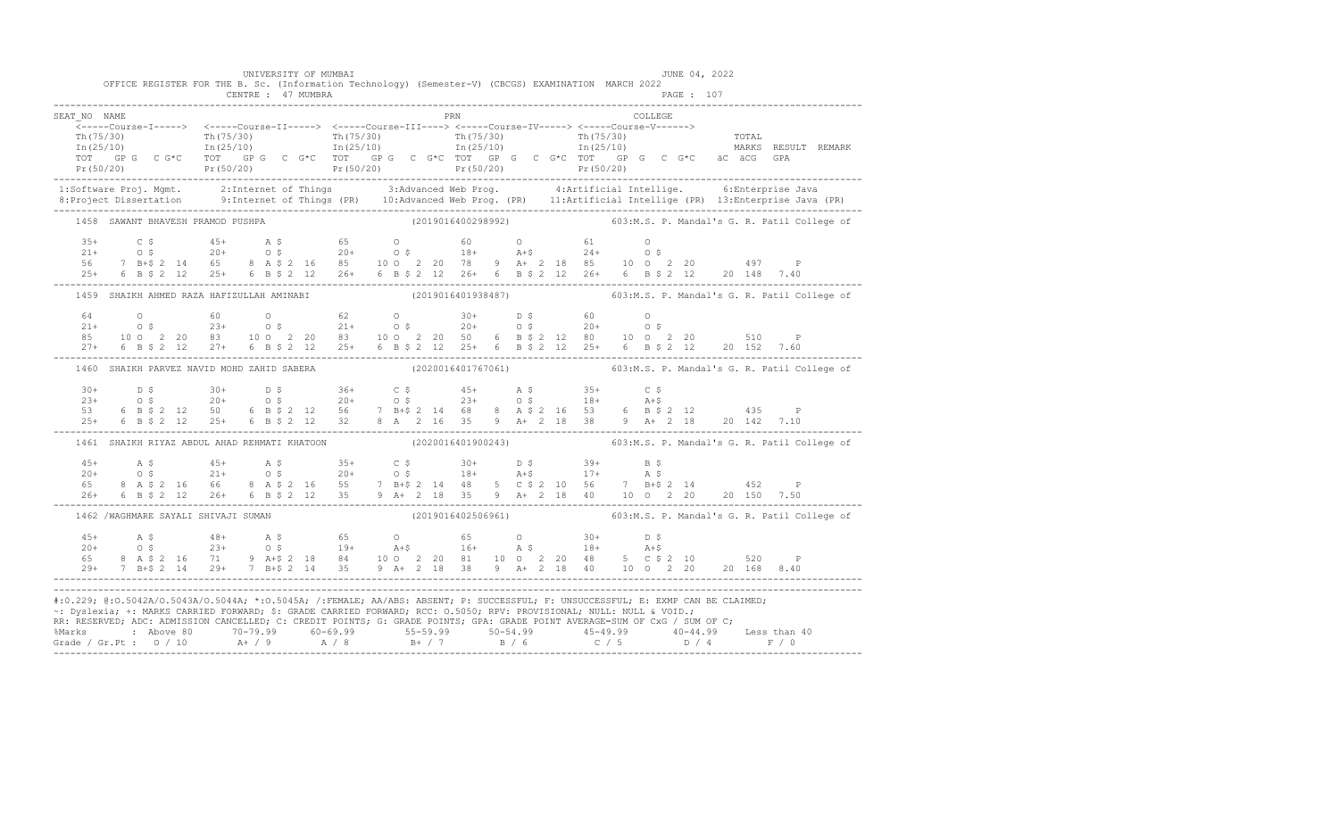UNIVERSITY OF MUMBAI — JUNE 04, 2022

OFFICE REGISTER FOR THE B. Sc. (Information Technology) (Semester-V) (CBCGS) EXAMINATION MARCH 2022

CENTRE : 47 MUMBRA

PAGE : 107

```
SEAT_NO  NAME                                                     PRN                                       COLLEGE
   <-----Course-I-----> <-----Course-II-----> <-----Course-III----> <-----Course-IV-----> <-----Course-V------>
   Th(75/30)             Th(75/30)             Th(75/30)             Th(75/30)             Th(75/30)                TOTAL
   In(25/10)             In(25/10)             In(25/10)             In(25/10)             In(25/10)                MARKS  RESULT  REMARK
   TOT  GP G  C G*C      TOT  GP G  C G*C      TOT  GP G  C G*C TOT  GP G  C G*C TOT  GP G  C G*C  äC  äCG  GPA
   Pr(50/20)             Pr(50/20)             Pr(50/20)             Pr(50/20)             Pr(50/20)
---------------------------------------------------------------------------------------------------------------------------
 1:Software Proj. Mgmt.     2:Internet of Things        3:Advanced Web Prog.        4:Artificial Intellige.     6:Enterprise Java
 8:Project Dissertation     9:Internet of Things (PR)  10:Advanced Web Prog. (PR)  11:Artificial Intellige. (PR)  13:Enterprise Java (PR)
---------------------------------------------------------------------------------------------------------------------------
 1458  SAWANT BHAVESH PRAMOD PUSHPA                      (2019016400298992)        603:M.S. P. Mandal's G. R. Patil College of

  35+     C $        45+     A $        65      O          60      O          61      O
  21+     O $        20+     O $        20+     O $        18+     A+$        24+     O $
  56    7 B+$ 2 14   65    8 A $ 2 16   85   10 O  2 20    78    9 A+ 2 18    85   10 O  2 20        497     P
  25+   6 B $ 2 12   25+   6 B $ 2 12   26+   6 B $ 2 12   26+   6 B $ 2 12   26+   6 B $ 2 12   20 148  7.40
---------------------------------------------------------------------------------------------------------------------------
 1459  SHAIKH AHMED RAZA HAFIZULLAH AMINABI              (2019016401938487)        603:M.S. P. Mandal's G. R. Patil College of

  64      O          60      O          62      O          30+     D $        60      O
  21+     O $        23+     O $        21+     O $        20+     O $        20+     O $
  85   10 O  2 20    83   10 O  2 20    83   10 O  2 20    50    6 B $ 2 12   80   10 O  2 20        510     P
  27+   6 B $ 2 12   27+   6 B $ 2 12   25+   6 B $ 2 12   25+   6 B $ 2 12   25+   6 B $ 2 12   20 152  7.60
---------------------------------------------------------------------------------------------------------------------------
 1460  SHAIKH PARVEZ NAVID MOHD ZAHID SABERA             (2020016401767061)        603:M.S. P. Mandal's G. R. Patil College of

  30+     D $        30+     D $        36+     C $        45+     A $        35+     C $
  23+     O $        20+     O $        20+     O $        23+     O $        18+     A+$
  53    6 B $ 2 12   50    6 B $ 2 12   56    7 B+$ 2 14   68    8 A $ 2 16   53    6 B $ 2 12        435     P
  25+   6 B $ 2 12   25+   6 B $ 2 12   32    8 A  2 16    35    9 A+ 2 18    38    9 A+ 2 18    20 142  7.10
---------------------------------------------------------------------------------------------------------------------------
 1461  SHAIKH RIYAZ ABDUL AHAD REHMATI KHATOON           (2020016401900243)        603:M.S. P. Mandal's G. R. Patil College of

  45+     A $        45+     A $        35+     C $        30+     D $        39+     B $
  20+     O $        21+     O $        20+     O $        18+     A+$        17+     A $
  65    8 A $ 2 16   66    8 A $ 2 16   55    7 B+$ 2 14   48    5 C $ 2 10   56    7 B+$ 2 14        452     P
  26+   6 B $ 2 12   26+   6 B $ 2 12   35    9 A+ 2 18    35    9 A+ 2 18    40   10 O  2 20    20 150  7.50
---------------------------------------------------------------------------------------------------------------------------
 1462 /WAGHMARE SAYALI SHIVAJI SUMAN                     (2019016402506961)        603:M.S. P. Mandal's G. R. Patil College of

  45+     A $        48+     A $        65      O          65      O          30+     D $
  20+     O $        23+     O $        19+     A+$        16+     A $        18+     A+$
  65    8 A $ 2 16   71    9 A+$ 2 18   84   10 O  2 20    81   10 O  2 20    48    5 C $ 2 10        520     P
  29+   7 B+$ 2 14   29+   7 B+$ 2 14   35    9 A+ 2 18    38    9 A+ 2 18    40   10 O  2 20    20 168  8.40
---------------------------------------------------------------------------------------------------------------------------
```

#:0.229; @:O.5042A/O.5043A/O.5044A; *:O.5045A; /:FEMALE; AA/ABS: ABSENT; P: SUCCESSFUL; F: UNSUCCESSFUL; E: EXMP CAN BE CLAIMED;
~: Dyslexia; +: MARKS CARRIED FORWARD; $: GRADE CARRIED FORWARD; RCC: O.5050; RPV: PROVISIONAL; NULL: NULL & VOID.;
RR: RESERVED; ADC: ADMISSION CANCELLED; C: CREDIT POINTS; G: GRADE POINTS; GPA: GRADE POINT AVERAGE=SUM OF CxG / SUM OF C;

| %Marks | Above 80 | 70-79.99 | 60-69.99 | 55-59.99 | 50-54.99 | 45-49.99 | 40-44.99 | Less than 40 |
|---|---|---|---|---|---|---|---|---|
| Grade / Gr.Pt : | O / 10 | A+ / 9 | A / 8 | B+ / 7 | B / 6 | C / 5 | D / 4 | F / 0 |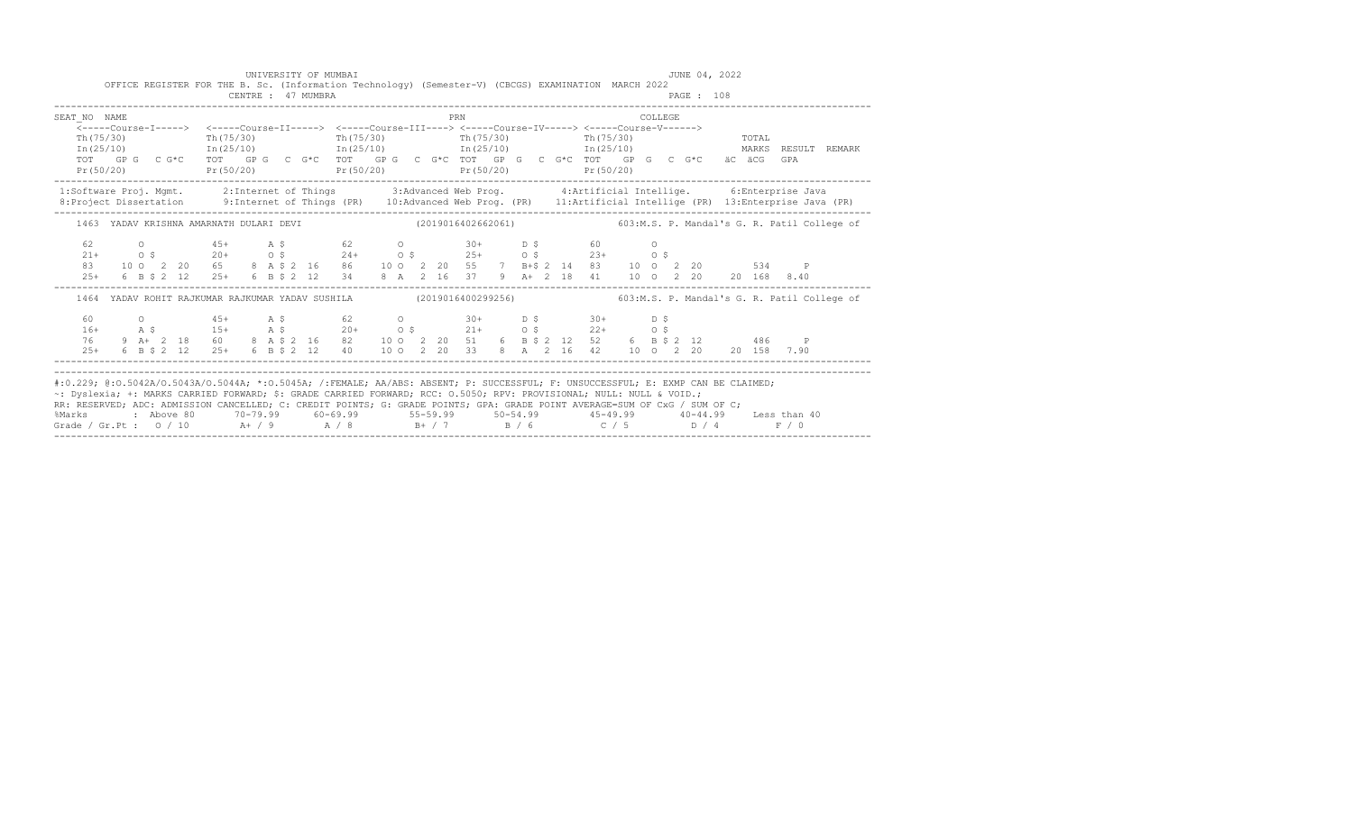UNIVERSITY OF MUMBAI JUNE 04, 2022

OFFICE REGISTER FOR THE B. Sc. (Information Technology) (Semester-V) (CBCGS) EXAMINATION MARCH 2022

CENTRE : 47 MUMBRA PAGE : 108

```
SEAT_NO  NAME                                                    PRN                                    COLLEGE
    <-----Course-I-----> <-----Course-II-----> <-----Course-III----> <-----Course-IV-----> <-----Course-V------>
    Th(75/30)            Th(75/30)             Th(75/30)             Th(75/30)             Th(75/30)                 TOTAL
    In(25/10)            In(25/10)             In(25/10)             In(25/10)             In(25/10)                 MARKS  RESULT  REMARK
    TOT   GP G   C G*C   TOT   GP G   C G*C    TOT   GP G   C G*C    TOT   GP G   C G*C    TOT   GP G   C G*C   äC äCG   GPA
    Pr(50/20)            Pr(50/20)             Pr(50/20)             Pr(50/20)             Pr(50/20)
```

1:Software Proj. Mgmt. 2:Internet of Things 3:Advanced Web Prog. 4:Artificial Intellige. 6:Enterprise Java
8:Project Dissertation 9:Internet of Things (PR) 10:Advanced Web Prog. (PR) 11:Artificial Intellige (PR) 13:Enterprise Java (PR)

```
1463  YADAV KRISHNA AMARNATH DULARI DEVI                 (2019016402662061)           603:M.S. P. Mandal's G. R. Patil College of

    62        O          45+      A $         62       O          30+      D $         60        O
    21+      O $         20+      O $         24+      O $        25+      O $         23+      O $
    83    10 O  2  20    65    8  A $ 2  16   86    10 O  2  20   55    7  B+$ 2  14   83    10 O  2  20          534     P
    25+    6  B $ 2  12  25+   6  B $ 2  12   34     8 A  2  16   37    9  A+  2  18   41    10 O  2  20     20  168   8.40

1464  YADAV ROHIT RAJKUMAR RAJKUMAR YADAV SUSHILA        (2019016400299256)           603:M.S. P. Mandal's G. R. Patil College of

    60        O          45+      A $         62       O          30+      D $         30+      D $
    16+      A $         15+      A $         20+      O $        21+      O $         22+      O $
    76     9 A+  2  18   60    8  A $ 2  16   82    10 O  2  20   51    6  B $ 2  12   52     6  B $ 2  12          486     P
    25+    6  B $ 2  12  25+   6  B $ 2  12   40    10 O  2  20   33    8  A   2  16   42    10 O  2  20     20  158   7.90
```

#:0.229; @:O.5042A/O.5043A/O.5044A; *:O.5045A; /:FEMALE; AA/ABS: ABSENT; P: SUCCESSFUL; F: UNSUCCESSFUL; E: EXMP CAN BE CLAIMED;
~: Dyslexia; +: MARKS CARRIED FORWARD; $: GRADE CARRIED FORWARD; RCC: O.5050; RPV: PROVISIONAL; NULL: NULL & VOID.;
RR: RESERVED; ADC: ADMISSION CANCELLED; C: CREDIT POINTS; G: GRADE POINTS; GPA: GRADE POINT AVERAGE=SUM OF CxG / SUM OF C;

| %Marks | : Above 80 | 70-79.99 | 60-69.99 | 55-59.99 | 50-54.99 | 45-49.99 | 40-44.99 | Less than 40 |
|---|---|---|---|---|---|---|---|---|
| Grade / Gr.Pt : | O / 10 | A+ / 9 | A / 8 | B+ / 7 | B / 6 | C / 5 | D / 4 | F / 0 |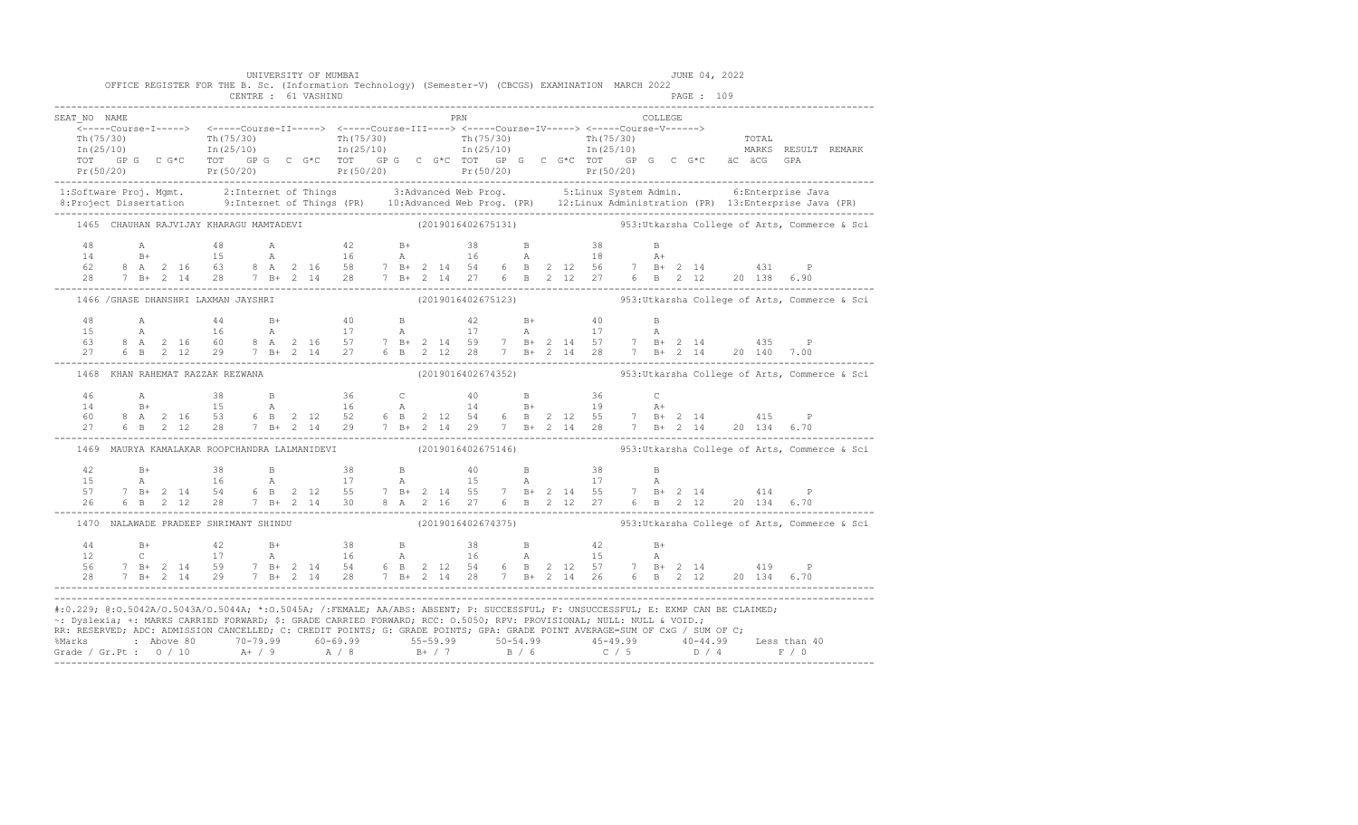UNIVERSITY OF MUMBAI

JUNE 04, 2022

OFFICE REGISTER FOR THE B. Sc. (Information Technology) (Semester-V) (CBCGS) EXAMINATION MARCH 2022

CENTRE : 61 VASHIND

```
SEAT_NO NAME                                                          PRN                                   COLLEGE
    <-----Course-I-----> <-----Course-II-----> <-----Course-III----> <-----Course-IV-----> <-----Course-V------>
    Th(75/30)             Th(75/30)             Th(75/30)             Th(75/30)             Th(75/30)                TOTAL
    In(25/10)             In(25/10)             In(25/10)             In(25/10)             In(25/10)                MARKS  RESULT  REMARK
    TOT   GP G   C G*C    TOT   GP G   C G*C    TOT   GP G   C G*C TOT   GP G   C G*C TOT   GP G   C G*C   äC äCG   GPA
    Pr(50/20)             Pr(50/20)             Pr(50/20)             Pr(50/20)             Pr(50/20)

 1:Software Proj. Mgmt.     2:Internet of Things        3:Advanced Web Prog.        5:Linux System Admin.       6:Enterprise Java
 8:Project Dissertation     9:Internet of Things (PR)   10:Advanced Web Prog. (PR)  12:Linux Administration (PR)  13:Enterprise Java (PR)

    1465  CHAUHAN RAJVIJAY KHARAGU MAMTADEVI                       (2019016402675131)          953:Utkarsha College of Arts, Commerce & Sci

    48       A          48       A          42       B+         38       B          38       B
    14       B+         15       A          16       A          16       A          18       A+
    62    8  A  2 16    63    8  A  2 16    58    7  B+ 2 14    54    6  B  2 12    56    7  B+ 2 14         431     P
    28    7  B+ 2 14    28    7  B+ 2 14    28    7  B+ 2 14    27    6  B  2 12    27    6  B  2 12    20  138  6.90

    1466 /GHASE DHANSHRI LAXMAN JAYSHRI                            (2019016402675123)          953:Utkarsha College of Arts, Commerce & Sci

    48       A          44       B+         40       B          42       B+         40       B
    15       A          16       A          17       A          17       A          17       A
    63    8  A  2 16    60    8  A  2 16    57    7  B+ 2 14    59    7  B+ 2 14    57    7  B+ 2 14         435     P
    27    6  B  2 12    29    7  B+ 2 14    27    6  B  2 12    28    7  B+ 2 14    28    7  B+ 2 14    20  140  7.00

    1468  KHAN RAHEMAT RAZZAK REZWANA                              (2019016402674352)          953:Utkarsha College of Arts, Commerce & Sci

    46       A          38       B          36       C          40       B          36       C
    14       B+         15       A          16       A          14       B+         19       A+
    60    8  A  2 16    53    6  B  2 12    52    6  B  2 12    54    6  B  2 12    55    7  B+ 2 14         415     P
    27    6  B  2 12    28    7  B+ 2 14    29    7  B+ 2 14    29    7  B+ 2 14    28    7  B+ 2 14    20  134  6.70

    1469  MAURYA KAMALAKAR ROOPCHANDRA LALMANIDEVI                 (2019016402675146)          953:Utkarsha College of Arts, Commerce & Sci

    42       B+         38       B          38       B          40       B          38       B
    15       A          16       A          17       A          15       A          17       A
    57    7  B+ 2 14    54    6  B  2 12    55    7  B+ 2 14    55    7  B+ 2 14    55    7  B+ 2 14         414     P
    26    6  B  2 12    28    7  B+ 2 14    30    8  A  2 16    27    6  B  2 12    27    6  B  2 12    20  134  6.70

    1470  NALAWADE PRADEEP SHRIMANT SHINDU                         (2019016402674375)          953:Utkarsha College of Arts, Commerce & Sci

    44       B+         42       B+         38       B          38       B          42       B+
    12       C          17       A          16       A          16       A          15       A
    56    7  B+ 2 14    59    7  B+ 2 14    54    6  B  2 12    54    6  B  2 12    57    7  B+ 2 14         419     P
    28    7  B+ 2 14    29    7  B+ 2 14    28    7  B+ 2 14    28    7  B+ 2 14    26    6  B  2 12    20  134  6.70
```

#:O.229; @:O.5042A/O.5043A/O.5044A; *:O.5045A; /:FEMALE; AA/ABS: ABSENT; P: SUCCESSFUL; F: UNSUCCESSFUL; E: EXMP CAN BE CLAIMED;
~: Dyslexia; +: MARKS CARRIED FORWARD; $: GRADE CARRIED FORWARD; RCC: O.5050; RPV: PROVISIONAL; NULL: NULL & VOID.;
RR: RESERVED; ADC: ADMISSION CANCELLED; C: CREDIT POINTS; G: GRADE POINTS; GPA: GRADE POINT AVERAGE=SUM OF CxG / SUM OF C;

| %Marks | : Above 80 | 70-79.99 | 60-69.99 | 55-59.99 | 50-54.99 | 45-49.99 | 40-44.99 | Less than 40 |
|---|---|---|---|---|---|---|---|---|
| Grade / Gr.Pt : | O / 10 | A+ / 9 | A / 8 | B+ / 7 | B / 6 | C / 5 | D / 4 | F / 0 |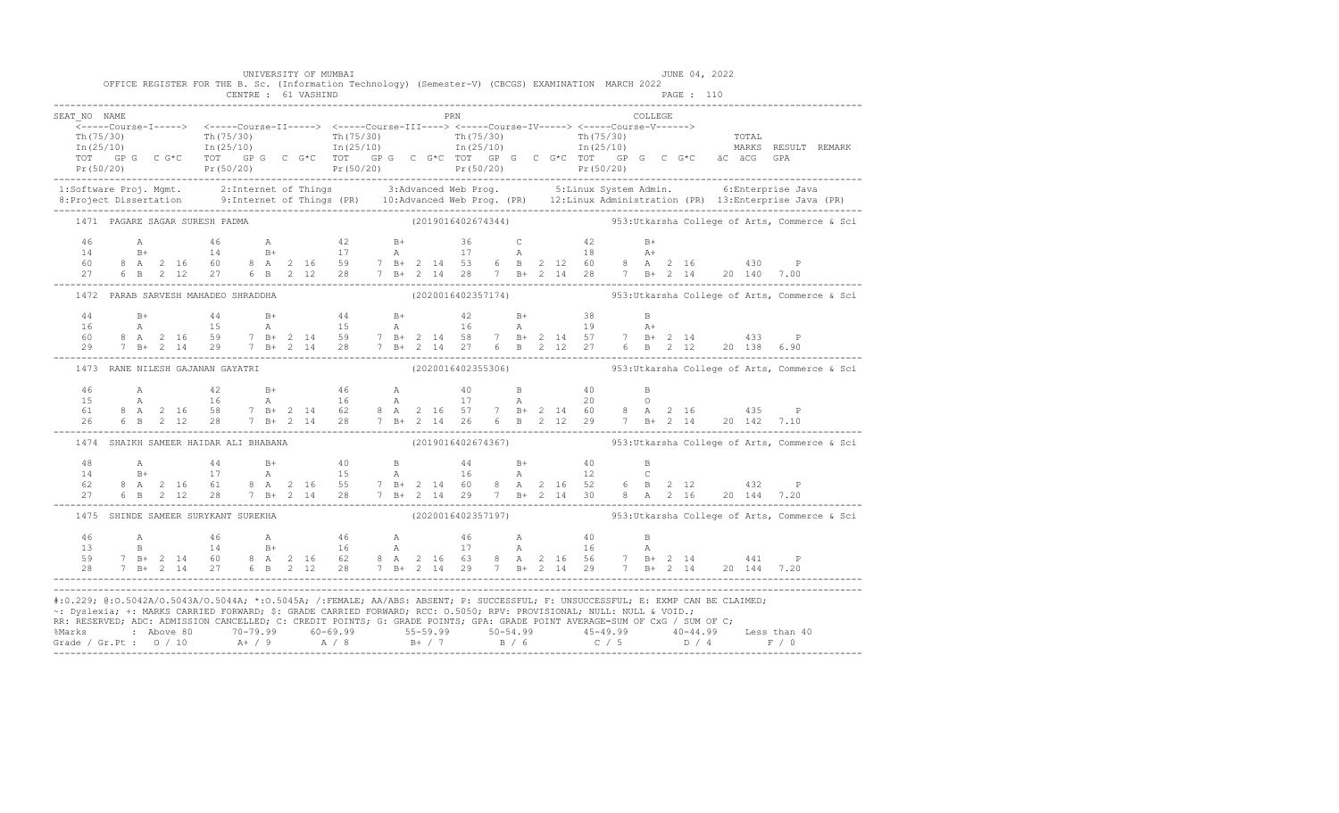UNIVERSITY OF MUMBAI — JUNE 04, 2022

OFFICE REGISTER FOR THE B. Sc. (Information Technology) (Semester-V) (CBCGS) EXAMINATION MARCH 2022

CENTRE : 61 VASHIND — PAGE : 110

```
SEAT_NO  NAME                                                   PRN                               COLLEGE
   <-----Course-I-----> <-----Course-II-----> <-----Course-III----> <-----Course-IV-----> <-----Course-V------>
   Th(75/30)            Th(75/30)             Th(75/30)             Th(75/30)             Th(75/30)                TOTAL
   In(25/10)            In(25/10)             In(25/10)             In(25/10)             In(25/10)                MARKS  RESULT  REMARK
   TOT  GP G  C G*C     TOT  GP G  C G*C      TOT  GP G  C G*C      TOT  GP G  C G*C      TOT  GP G  C G*C   äC äCG  GPA
   Pr(50/20)            Pr(50/20)             Pr(50/20)             Pr(50/20)             Pr(50/20)
```

1:Software Proj. Mgmt. 2:Internet of Things 3:Advanced Web Prog. 5:Linux System Admin. 6:Enterprise Java
8:Project Dissertation 9:Internet of Things (PR) 10:Advanced Web Prog. (PR) 12:Linux Administration (PR) 13:Enterprise Java (PR)

```
1471  PAGARE SAGAR SURESH PADMA                    (2019016402674344)         953:Utkarsha College of Arts, Commerce & Sci

    46       A          46       A           42       B+         36       C           42       B+
    14       B+         14       B+          17       A          17       A           18       A+
    60    8  A  2 16    60    8  A  2 16     59    7  B+ 2 14    53    6  B  2 12    60    8  A  2 16       430     P
    27    6  B  2 12    27    6  B  2 12     28    7  B+ 2 14    28    7  B+ 2 14    28    7  B+ 2 14    20 140  7.00

1472  PARAB SARVESH MAHADEO SHRADDHA               (2020016402357174)         953:Utkarsha College of Arts, Commerce & Sci

    44       B+         44       B+          44       B+         42       B+          38       B
    16       A          15       A           15       A          16       A           19       A+
    60    8  A  2 16    59    7  B+ 2 14     59    7  B+ 2 14    58    7  B+ 2 14    57    7  B+ 2 14       433     P
    29    7  B+ 2 14    29    7  B+ 2 14     28    7  B+ 2 14    27    6  B  2 12    27    6  B  2 12    20 138  6.90

1473  RANE NILESH GAJANAN GAYATRI                  (2020016402355306)         953:Utkarsha College of Arts, Commerce & Sci

    46       A          42       B+          46       A          40       B           40       B
    15       A          16       A           16       A          17       A           20       O
    61    8  A  2 16    58    7  B+ 2 14     62    8  A  2 16    57    7  B+ 2 14    60    8  A  2 16       435     P
    26    6  B  2 12    28    7  B+ 2 14     28    7  B+ 2 14    26    6  B  2 12    29    7  B+ 2 14    20 142  7.10

1474  SHAIKH SAMEER HAIDAR ALI BHABANA             (2019016402674367)         953:Utkarsha College of Arts, Commerce & Sci

    48       A          44       B+          40       B          44       B+          40       B
    14       B+         17       A           15       A          16       A           12       C
    62    8  A  2 16    61    8  A  2 16     55    7  B+ 2 14    60    8  A  2 16    52    6  B  2 12       432     P
    27    6  B  2 12    28    7  B+ 2 14     28    7  B+ 2 14    29    7  B+ 2 14    30    8  A  2 16    20 144  7.20

1475  SHINDE SAMEER SURYKANT SUREKHA               (2020016402357197)         953:Utkarsha College of Arts, Commerce & Sci

    46       A          46       A           46       A          46       A           40       B
    13       B          14       B+          16       A          17       A           16       A
    59    7  B+ 2 14    60    8  A  2 16     62    8  A  2 16    63    8  A  2 16    56    7  B+ 2 14       441     P
    28    7  B+ 2 14    27    6  B  2 12     28    7  B+ 2 14    29    7  B+ 2 14    29    7  B+ 2 14    20 144  7.20
```

#:O.229; @:O.5042A/O.5043A/O.5044A; *:O.5045A; /:FEMALE; AA/ABS: ABSENT; P: SUCCESSFUL; F: UNSUCCESSFUL; E: EXMP CAN BE CLAIMED;
~: Dyslexia; +: MARKS CARRIED FORWARD; $: GRADE CARRIED FORWARD; RCC: O.5050; RPV: PROVISIONAL; NULL: NULL & VOID.;
RR: RESERVED; ADC: ADMISSION CANCELLED; C: CREDIT POINTS; G: GRADE POINTS; GPA: GRADE POINT AVERAGE=SUM OF CxG / SUM OF C;

| %Marks | Above 80 | 70-79.99 | 60-69.99 | 55-59.99 | 50-54.99 | 45-49.99 | 40-44.99 | Less than 40 |
|---|---|---|---|---|---|---|---|---|
| Grade / Gr.Pt : | O / 10 | A+ / 9 | A / 8 | B+ / 7 | B / 6 | C / 5 | D / 4 | F / 0 |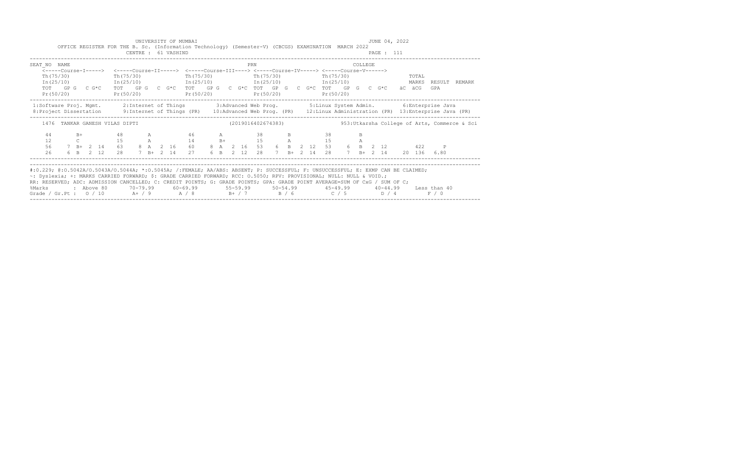UNIVERSITY OF MUMBAI

OFFICE REGISTER FOR THE B. Sc. (Information Technology) (Semester-V) (CBCGS) EXAMINATION MARCH 2022

CENTRE : 61 VASHIND

JUNE 04, 2022

```
SEAT_NO  NAME                                                    PRN                               COLLEGE
    <-----Course-I----->  <-----Course-II----->  <-----Course-III----> <-----Course-IV-----> <-----Course-V------>
    Th(75/30)             Th(75/30)              Th(75/30)             Th(75/30)             Th(75/30)                  TOTAL
    In(25/10)             In(25/10)              In(25/10)             In(25/10)             In(25/10)                  MARKS  RESULT  REMARK
    TOT   GP G   C G*C    TOT   GP G   C  G*C    TOT   GP G  C G*C  TOT  GP  G   C  G*C  TOT    GP  G   C  G*C    äC  äCG   GPA
    Pr(50/20)             Pr(50/20)              Pr(50/20)             Pr(50/20)             Pr(50/20)
```

```
 1:Software Proj. Mgmt.      2:Internet of Things          3:Advanced Web Prog.         5:Linux System Admin.        6:Enterprise Java
 8:Project Dissertation      9:Internet of Things (PR)    10:Advanced Web Prog. (PR)   12:Linux Administration (PR)  13:Enterprise Java (PR)
```

```
    1476  TANKAR GANESH VILAS DIPTI                          (2019016402674383)              953:Utkarsha College of Arts, Commerce & Sci

     44       B+          48       A           46       A          38       B          38        B
     12       C           15       A           14       B+         15       A          15        A
     56    7  B+  2  14   63    8  A   2  16   60    8  A   2  16  53    6  B   2  12  53     6  B   2  12        422     P
     26    6  B   2  12   28    7  B+  2  14   27    6  B   2  12  28    7  B+  2  14  28     7  B+  2  14    20  136  6.80
```

#:O.229; @:O.5042A/O.5043A/O.5044A; *:O.5045A; /:FEMALE; AA/ABS: ABSENT; P: SUCCESSFUL; F: UNSUCCESSFUL; E: EXMP CAN BE CLAIMED;
~: Dyslexia; +: MARKS CARRIED FORWARD; $: GRADE CARRIED FORWARD; RCC: O.5050; RPV: PROVISIONAL; NULL: NULL & VOID.;
RR: RESERVED; ADC: ADMISSION CANCELLED; C: CREDIT POINTS; G: GRADE POINTS; GPA: GRADE POINT AVERAGE=SUM OF CxG / SUM OF C;

| %Marks | : Above 80 | 70-79.99 | 60-69.99 | 55-59.99 | 50-54.99 | 45-49.99 | 40-44.99 | Less than 40 |
|---|---|---|---|---|---|---|---|---|
| Grade / Gr.Pt : | O / 10 | A+ / 9 | A / 8 | B+ / 7 | B / 6 | C / 5 | D / 4 | F / 0 |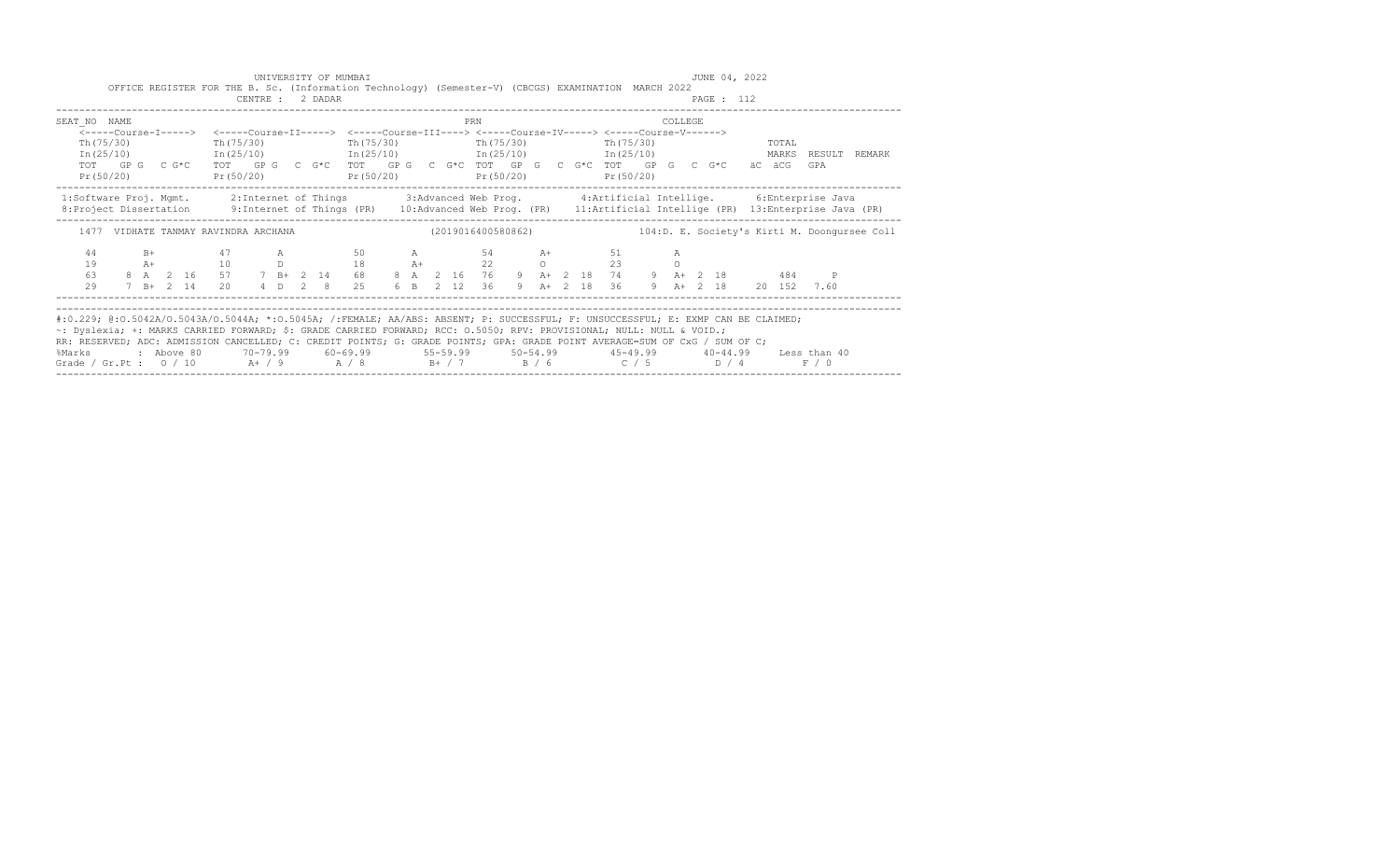UNIVERSITY OF MUMBAI

OFFICE REGISTER FOR THE B. Sc. (Information Technology) (Semester-V) (CBCGS) EXAMINATION MARCH 2022

CENTRE : 2 DADAR

JUNE 04, 2022

| SEAT_NO NAME | | | | | PRN | | COLLEGE |
|---|---|---|---|---|---|---|---|
| <-----Course-I-----> | <-----Course-II-----> | <-----Course-III----> | <-----Course-IV-----> | <-----Course-V------> | | | |
| Th(75/30) | Th(75/30) | Th(75/30) | Th(75/30) | Th(75/30) | TOTAL | | |
| In(25/10) | In(25/10) | In(25/10) | In(25/10) | In(25/10) | MARKS | RESULT | REMARK |
| TOT GP G C G*C | TOT GP G C G*C | TOT GP G C G*C | TOT GP G C G*C | TOT GP G C G*C | äC äCG | GPA | |
| Pr(50/20) | Pr(50/20) | Pr(50/20) | Pr(50/20) | Pr(50/20) | | | |

1:Software Proj. Mgmt. 2:Internet of Things 3:Advanced Web Prog. 4:Artificial Intellige. 6:Enterprise Java
8:Project Dissertation 9:Internet of Things (PR) 10:Advanced Web Prog. (PR) 11:Artificial Intellige (PR) 13:Enterprise Java (PR)

1477 VIDHATE TANMAY RAVINDRA ARCHANA (2019016400580862) 104:D. E. Society's Kirti M. Doongursee Coll

| Course-I | Course-II | Course-III | Course-IV | Course-V | TOTAL | RESULT / GPA |
|---|---|---|---|---|---|---|
| 44 B+ | 47 A | 50 A | 54 A+ | 51 A | | |
| 19 A+ | 10 D | 18 A+ | 22 O | 23 O | | |
| 63 8 A 2 16 | 57 7 B+ 2 14 | 68 8 A 2 16 | 76 9 A+ 2 18 | 74 9 A+ 2 18 | 484 | P |
| 29 7 B+ 2 14 | 20 4 D 2 8 | 25 6 B 2 12 | 36 9 A+ 2 18 | 36 9 A+ 2 18 | 20 152 | 7.60 |

#:0.229; @:O.5042A/O.5043A/O.5044A; *:O.5045A; /:FEMALE; AA/ABS: ABSENT; P: SUCCESSFUL; F: UNSUCCESSFUL; E: EXMP CAN BE CLAIMED;
~: Dyslexia; +: MARKS CARRIED FORWARD; $: GRADE CARRIED FORWARD; RCC: O.5050; RPV: PROVISIONAL; NULL: NULL & VOID.;
RR: RESERVED; ADC: ADMISSION CANCELLED; C: CREDIT POINTS; G: GRADE POINTS; GPA: GRADE POINT AVERAGE=SUM OF CxG / SUM OF C;

| %Marks | : Above 80 | 70-79.99 | 60-69.99 | 55-59.99 | 50-54.99 | 45-49.99 | 40-44.99 | Less than 40 |
|---|---|---|---|---|---|---|---|---|
| Grade / Gr.Pt : | O / 10 | A+ / 9 | A / 8 | B+ / 7 | B / 6 | C / 5 | D / 4 | F / 0 |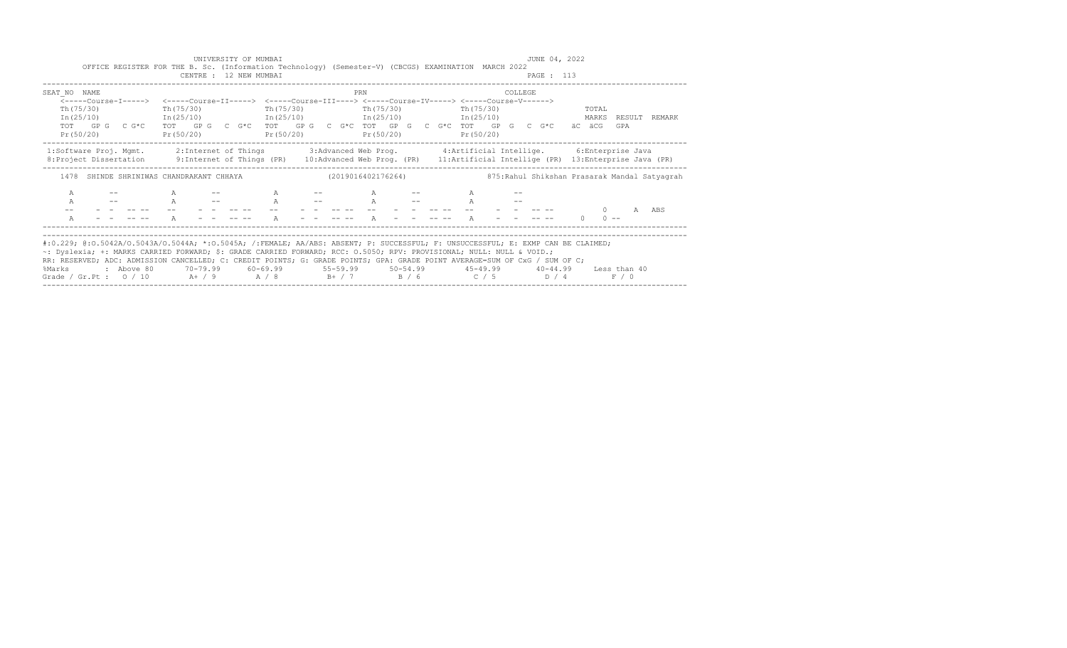UNIVERSITY OF MUMBAI — JUNE 04, 2022

OFFICE REGISTER FOR THE B. Sc. (Information Technology) (Semester-V) (CBCGS) EXAMINATION MARCH 2022

CENTRE : 12 NEW MUMBAI — PAGE : 113

```
SEAT_NO  NAME                                               PRN                              COLLEGE
    <-----Course-I----->  <-----Course-II----->  <-----Course-III---->  <-----Course-IV----->  <-----Course-V------>
    Th(75/30)             Th(75/30)              Th(75/30)              Th(75/30)              Th(75/30)               TOTAL
    In(25/10)             In(25/10)              In(25/10)              In(25/10)              In(25/10)               MARKS  RESULT  REMARK
    TOT   GP G   C G*C    TOT   GP G   C  G*C    TOT   GP G   C G*C     TOT   GP  G   C G*C    TOT   GP  G   C  G*C    äC  äCG   GPA
    Pr(50/20)             Pr(50/20)              Pr(50/20)              Pr(50/20)              Pr(50/20)
```

1:Software Proj. Mgmt. 2:Internet of Things 3:Advanced Web Prog. 4:Artificial Intellige. 6:Enterprise Java
8:Project Dissertation 9:Internet of Things (PR) 10:Advanced Web Prog. (PR) 11:Artificial Intellige (PR) 13:Enterprise Java (PR)

```
1478  SHINDE SHRINIWAS CHANDRAKANT CHHAYA              (2019016402176264)          875:Rahul Shikshan Prasarak Mandal Satyagrah

   A       --          A       --          A       --          A       --          A       --
   A       --          A       --          A       --          A       --          A       --
   --    - -  -- --    --    - -  -- --    --    - -  -- --    --    - -  -- --    --    - -  -- --        0      A  ABS
   A     - -  -- --    A     - -  -- --    A     - -  -- --    A     - -  -- --    A     - -  -- --    0    0 --
```

#:O.229; @:O.5042A/O.5043A/O.5044A; *:O.5045A; /:FEMALE; AA/ABS: ABSENT; P: SUCCESSFUL; F: UNSUCCESSFUL; E: EXMP CAN BE CLAIMED;
~: Dyslexia; +: MARKS CARRIED FORWARD; $: GRADE CARRIED FORWARD; RCC: O.5050; RPV: PROVISIONAL; NULL: NULL & VOID.;
RR: RESERVED; ADC: ADMISSION CANCELLED; C: CREDIT POINTS; G: GRADE POINTS; GPA: GRADE POINT AVERAGE=SUM OF CxG / SUM OF C;

| %Marks | Above 80 | 70-79.99 | 60-69.99 | 55-59.99 | 50-54.99 | 45-49.99 | 40-44.99 | Less than 40 |
|---|---|---|---|---|---|---|---|---|
| Grade / Gr.Pt | O / 10 | A+ / 9 | A / 8 | B+ / 7 | B / 6 | C / 5 | D / 4 | F / 0 |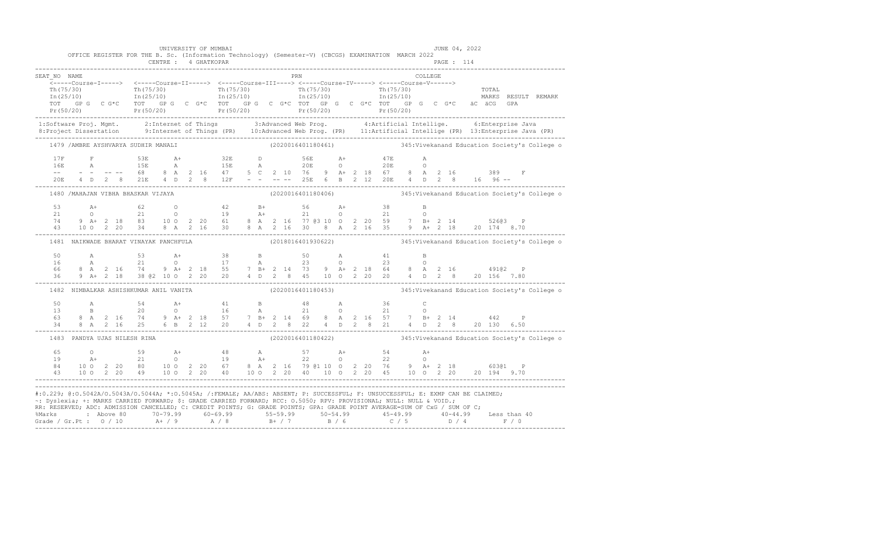UNIVERSITY OF MUMBAI

JUNE 04, 2022

OFFICE REGISTER FOR THE B. Sc. (Information Technology) (Semester-V) (CBCGS) EXAMINATION MARCH 2022

CENTRE : 4 GHATKOPAR

```
SEAT_NO  NAME                                                          PRN                                    COLLEGE
    <-----Course-I-----> <-----Course-II-----> <-----Course-III----> <-----Course-IV-----> <-----Course-V------>
    Th(75/30)            Th(75/30)             Th(75/30)             Th(75/30)             Th(75/30)                   TOTAL
    In(25/10)            In(25/10)             In(25/10)             In(25/10)             In(25/10)                   MARKS  RESULT  REMARK
    TOT  GP G  C G*C    TOT  GP G  C G*C     TOT  GP G  C G*C     TOT  GP G  C G*C     TOT  GP G  C G*C    äC äCG  GPA
    Pr(50/20)            Pr(50/20)             Pr(50/20)             Pr(50/20)             Pr(50/20)
```

1:Software Proj. Mgmt. 2:Internet of Things 3:Advanced Web Prog. 4:Artificial Intellige. 6:Enterprise Java
8:Project Dissertation 9:Internet of Things (PR) 10:Advanced Web Prog. (PR) 11:Artificial Intellige (PR) 13:Enterprise Java (PR)

```
1479 /AMBRE AYSHVARYA SUDHIR MANALI                 (2020016401180461)          345:Vivekanand Education Society's College o

    17F       F           53E      A+           32E      D           56E      A+          47E      A
    16E       A           15E      A            15E      A           20E      O           20E      O
    --     -  -  -- --    68    8  A  2 16      47    5  C  2 10     76    9  A+ 2 18    67    8  A  2 16        389     F
    20E    4  D  2  8     21E   4  D  2  8      12F   -  -  -- --    25E   6  B  2 12    20E   4  D  2  8    16  96 --

1480 /MAHAJAN VIBHA BHASKAR VIJAYA                  (2020016401180406)          345:Vivekanand Education Society's College o

    53        A+          62       O            42       B+          56       A+          38       B
    21        O           21       O            19       A+          21       O           21       O
    74     9  A+ 2 18     83   10  O  2 20      61    8  A  2 16     77 @3 10 O  2 20    59    7  B+ 2 14        526@3   P
    43    10  O  2 20     34    8  A  2 16      30    8  A  2 16     30    8  A  2 16    35    9  A+ 2 18    20 174  8.70

1481  NAIKWADE BHARAT VINAYAK PANCHFULA             (2018016401930622)          345:Vivekanand Education Society's College o

    50        A           53       A+           38       B           50       A           41       B
    16        A           21       O            17       A           23       O           23       O
    66     8  A  2 16     74    9  A+ 2 18      55    7  B+ 2 14     73    9  A+ 2 18    64    8  A  2 16        491@2   P
    36     9  A+ 2 18     38 @2 10 O  2 20      20    4  D  2  8     45   10  O  2 20    20    4  D  2  8    20 156  7.80

1482  NIMBALKAR ASHISHKUMAR ANIL VANITA             (2020016401180453)          345:Vivekanand Education Society's College o

    50        A           54       A+           41       B           48       A           36       C
    13        B           20       O            16       A           21       O           21       O
    63     8  A  2 16     74    9  A+ 2 18      57    7  B+ 2 14     69    8  A  2 16    57    7  B+ 2 14        442     P
    34     8  A  2 16     25    6  B  2 12      20    4  D  2  8     22    4  D  2  8    21    4  D  2  8    20 130  6.50

1483  PANDYA UJAS NILESH RINA                       (2020016401180422)          345:Vivekanand Education Society's College o

    65        O           59       A+           48       A           57       A+          54       A+
    19        A+          21       O            19       A+          22       O           22       O
    84    10  O  2 20     80   10  O  2 20      67    8  A  2 16     79 @1 10 O  2 20    76    9  A+ 2 18        603@1   P
    43    10  O  2 20     49   10  O  2 20      40   10  O  2 20     40   10  O  2 20    45   10  O  2 20    20 194  9.70
```

#:0.229; @:O.5042A/O.5043A/O.5044A; *:O.5045A; /:FEMALE; AA/ABS: ABSENT; P: SUCCESSFUL; F: UNSUCCESSFUL; E: EXMP CAN BE CLAIMED;
~: Dyslexia; +: MARKS CARRIED FORWARD; $: GRADE CARRIED FORWARD; RCC: O.5050; RPV: PROVISIONAL; NULL: NULL & VOID.;
RR: RESERVED; ADC: ADMISSION CANCELLED; C: CREDIT POINTS; G: GRADE POINTS; GPA: GRADE POINT AVERAGE=SUM OF CxG / SUM OF C;

| %Marks | : Above 80 | 70-79.99 | 60-69.99 | 55-59.99 | 50-54.99 | 45-49.99 | 40-44.99 | Less than 40 |
|---|---|---|---|---|---|---|---|---|
| Grade / Gr.Pt : | O / 10 | A+ / 9 | A / 8 | B+ / 7 | B / 6 | C / 5 | D / 4 | F / 0 |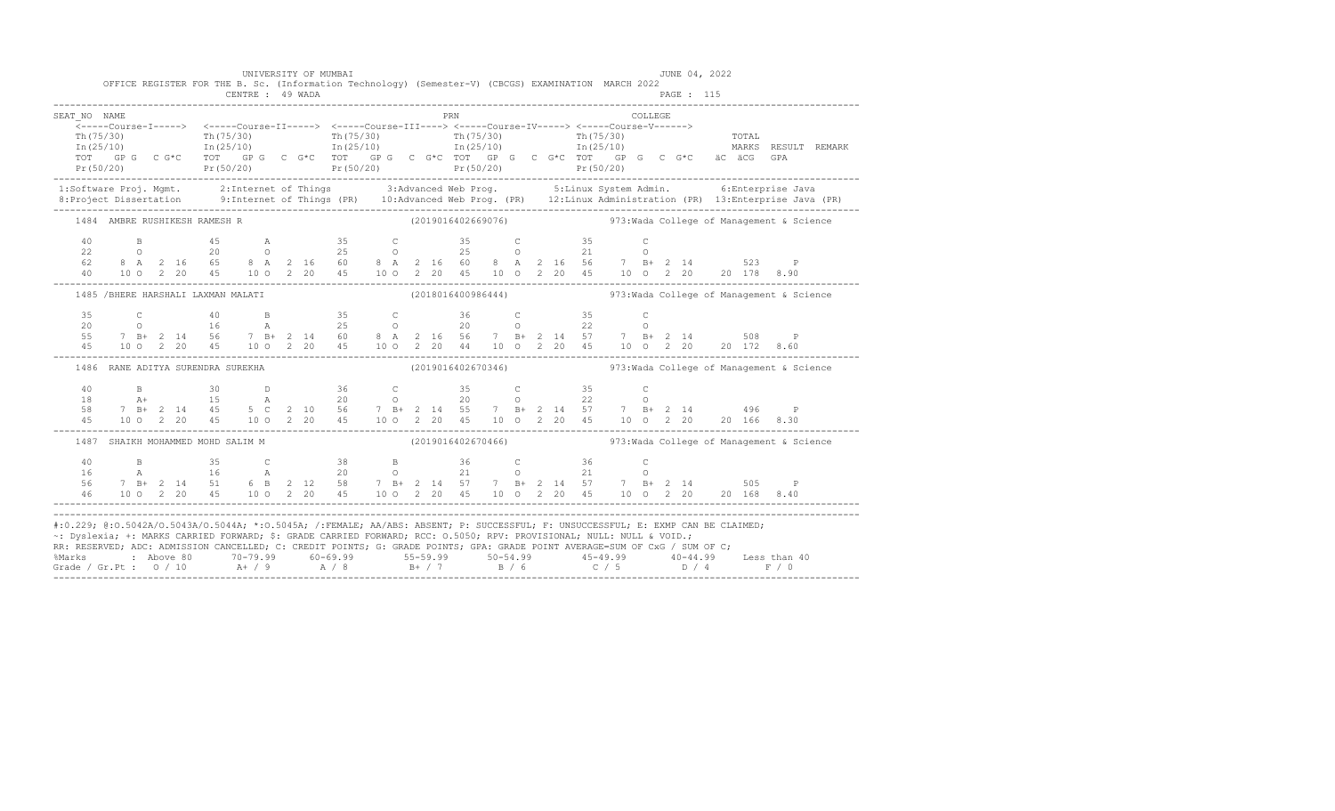UNIVERSITY OF MUMBAI — JUNE 04, 2022

OFFICE REGISTER FOR THE B. Sc. (Information Technology) (Semester-V) (CBCGS) EXAMINATION MARCH 2022

CENTRE : 49 WADA

```
SEAT_NO  NAME                                                           PRN                          COLLEGE
    <-----Course-I-----> <-----Course-II-----> <-----Course-III----> <-----Course-IV-----> <-----Course-V------>
    Th(75/30)            Th(75/30)             Th(75/30)             Th(75/30)             Th(75/30)                  TOTAL
    In(25/10)            In(25/10)             In(25/10)             In(25/10)             In(25/10)                  MARKS  RESULT  REMARK
    TOT   GP G  C G*C    TOT   GP G  C G*C     TOT   GP G  C G*C     TOT   GP G  C G*C     TOT   GP G  C G*C   äC äCG  GPA
    Pr(50/20)            Pr(50/20)             Pr(50/20)             Pr(50/20)             Pr(50/20)
```

1:Software Proj. Mgmt. 2:Internet of Things 3:Advanced Web Prog. 5:Linux System Admin. 6:Enterprise Java
8:Project Dissertation 9:Internet of Things (PR) 10:Advanced Web Prog. (PR) 12:Linux Administration (PR) 13:Enterprise Java (PR)

```
1484  AMBRE RUSHIKESH RAMESH R                    (2019016402669076)          973:Wada College of Management & Science

  40       B          45       A          35       C          35       C          35       C
  22       O          20       O          25       O          25       O          21       O
  62    8  A  2 16    65    8  A  2 16    60    8  A  2 16    60    8  A  2 16    56    7  B+ 2 14        523     P
  40   10  O  2 20    45   10  O  2 20    45   10  O  2 20    45   10  O  2 20    45   10  O  2 20    20 178  8.90
---------------------------------------------------------------------------------------------------------------------------
1485 /BHERE HARSHALI LAXMAN MALATI                (2018016400986444)          973:Wada College of Management & Science

  35       C          40       B          35       C          36       C          35       C
  20       O          16       A          25       O          20       O          22       O
  55    7  B+ 2 14    56    7  B+ 2 14    60    8  A  2 16    56    7  B+ 2 14    57    7  B+ 2 14        508     P
  45   10  O  2 20    45   10  O  2 20    45   10  O  2 20    44   10  O  2 20    45   10  O  2 20    20 172  8.60
---------------------------------------------------------------------------------------------------------------------------
1486  RANE ADITYA SURENDRA SUREKHA                (2019016402670346)          973:Wada College of Management & Science

  40       B          30       D          36       C          35       C          35       C
  18       A+         15       A          20       O          20       O          22       O
  58    7  B+ 2 14    45    5  C  2 10    56    7  B+ 2 14    55    7  B+ 2 14    57    7  B+ 2 14        496     P
  45   10  O  2 20    45   10  O  2 20    45   10  O  2 20    45   10  O  2 20    45   10  O  2 20    20 166  8.30
---------------------------------------------------------------------------------------------------------------------------
1487  SHAIKH MOHAMMED MOHD SALIM M                (2019016402670466)          973:Wada College of Management & Science

  40       B          35       C          38       B          36       C          36       C
  16       A          16       A          20       O          21       O          21       O
  56    7  B+ 2 14    51    6  B  2 12    58    7  B+ 2 14    57    7  B+ 2 14    57    7  B+ 2 14        505     P
  46   10  O  2 20    45   10  O  2 20    45   10  O  2 20    45   10  O  2 20    45   10  O  2 20    20 168  8.40
---------------------------------------------------------------------------------------------------------------------------
```

#:O.229; @:O.5042A/O.5043A/O.5044A; *:O.5045A; /:FEMALE; AA/ABS: ABSENT; P: SUCCESSFUL; F: UNSUCCESSFUL; E: EXMP CAN BE CLAIMED;
~: Dyslexia; +: MARKS CARRIED FORWARD; $: GRADE CARRIED FORWARD; RCC: O.5050; RPV: PROVISIONAL; NULL: NULL & VOID.;
RR: RESERVED; ADC: ADMISSION CANCELLED; C: CREDIT POINTS; G: GRADE POINTS; GPA: GRADE POINT AVERAGE=SUM OF CxG / SUM OF C;

| %Marks | Above 80 | 70-79.99 | 60-69.99 | 55-59.99 | 50-54.99 | 45-49.99 | 40-44.99 | Less than 40 |
|---|---|---|---|---|---|---|---|---|
| Grade / Gr.Pt : | O / 10 | A+ / 9 | A / 8 | B+ / 7 | B / 6 | C / 5 | D / 4 | F / 0 |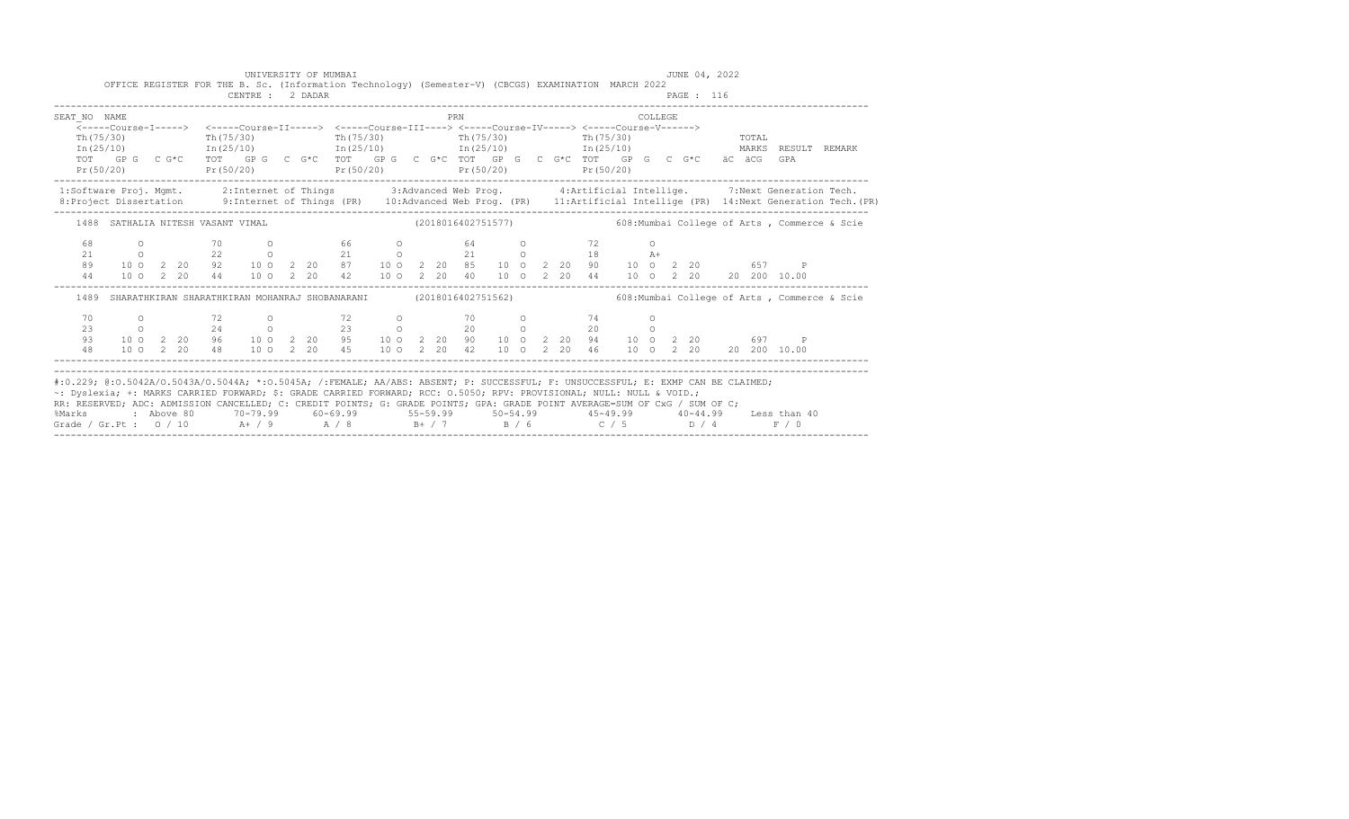UNIVERSITY OF MUMBAI

JUNE 04, 2022

OFFICE REGISTER FOR THE B. Sc. (Information Technology) (Semester-V) (CBCGS) EXAMINATION MARCH 2022

CENTRE : 2 DADAR

PAGE : 116

```
SEAT_NO  NAME                                                   PRN                              COLLEGE
    <-----Course-I-----> <-----Course-II-----> <-----Course-III----> <-----Course-IV-----> <-----Course-V------>
    Th(75/30)            Th(75/30)             Th(75/30)             Th(75/30)             Th(75/30)                TOTAL
    In(25/10)            In(25/10)             In(25/10)             In(25/10)             In(25/10)                MARKS  RESULT  REMARK
    TOT   GP G   C G*C   TOT   GP G   C G*C    TOT   GP G   C G*C   TOT   GP G   C G*C   TOT   GP G   C G*C    äC  äCG   GPA
    Pr(50/20)            Pr(50/20)             Pr(50/20)             Pr(50/20)             Pr(50/20)
```

1:Software Proj. Mgmt. 2:Internet of Things 3:Advanced Web Prog. 4:Artificial Intellige. 7:Next Generation Tech.
8:Project Dissertation 9:Internet of Things (PR) 10:Advanced Web Prog. (PR) 11:Artificial Intellige (PR) 14:Next Generation Tech.(PR)

```
1488  SATHALIA NITESH VASANT VIMAL                         (2018016402751577)        608:Mumbai College of Arts , Commerce & Scie

  68      O         70      O         66      O         64      O         72      O
  21      O         22      O         21      O         21      O         18      A+
  89   10 O  2 20   92   10 O  2 20   87   10 O  2 20   85   10 O  2 20   90   10 O  2 20        657     P
  44   10 O  2 20   44   10 O  2 20   42   10 O  2 20   40   10 O  2 20   44   10 O  2 20   20 200 10.00

1489  SHARATHKIRAN SHARATHKIRAN MOHANRAJ SHOBANARANI       (2018016402751562)        608:Mumbai College of Arts , Commerce & Scie

  70      O         72      O         72      O         70      O         74      O
  23      O         24      O         23      O         20      O         20      O
  93   10 O  2 20   96   10 O  2 20   95   10 O  2 20   90   10 O  2 20   94   10 O  2 20        697     P
  48   10 O  2 20   48   10 O  2 20   45   10 O  2 20   42   10 O  2 20   46   10 O  2 20   20 200 10.00
```

#:O.229; @:O.5042A/O.5043A/O.5044A; *:O.5045A; /:FEMALE; AA/ABS: ABSENT; P: SUCCESSFUL; F: UNSUCCESSFUL; E: EXMP CAN BE CLAIMED;
~: Dyslexia; +: MARKS CARRIED FORWARD; $: GRADE CARRIED FORWARD; RCC: O.5050; RPV: PROVISIONAL; NULL: NULL & VOID.;
RR: RESERVED; ADC: ADMISSION CANCELLED; C: CREDIT POINTS; G: GRADE POINTS; GPA: GRADE POINT AVERAGE=SUM OF CxG / SUM OF C;

| %Marks | : Above 80 | 70-79.99 | 60-69.99 | 55-59.99 | 50-54.99 | 45-49.99 | 40-44.99 | Less than 40 |
|---|---|---|---|---|---|---|---|---|
| Grade / Gr.Pt : | O / 10 | A+ / 9 | A / 8 | B+ / 7 | B / 6 | C / 5 | D / 4 | F / 0 |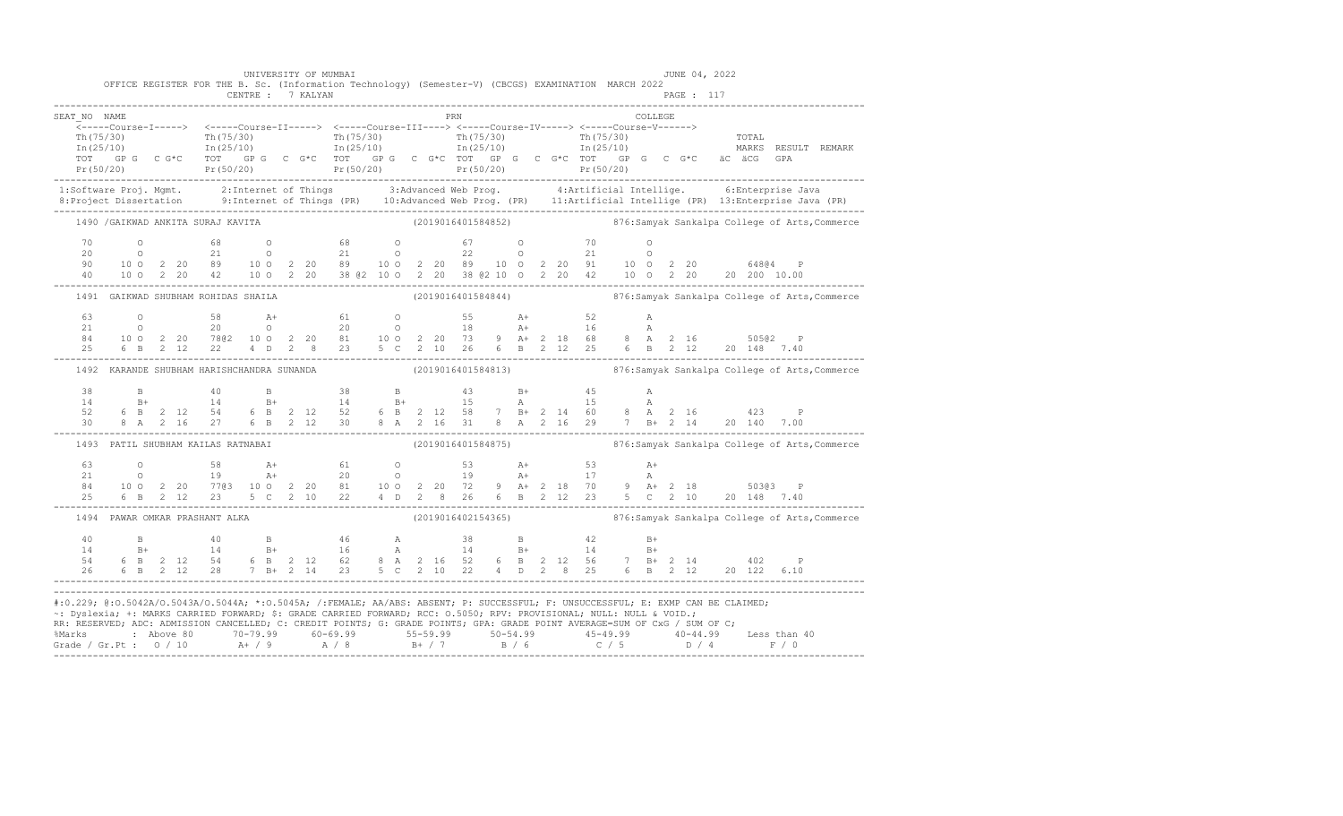UNIVERSITY OF MUMBAI — JUNE 04, 2022

OFFICE REGISTER FOR THE B. Sc. (Information Technology) (Semester-V) (CBCGS) EXAMINATION MARCH 2022

CENTRE : 7 KALYAN — PAGE : 117

```
SEAT_NO  NAME                                                          PRN                                    COLLEGE
   <-----Course-I-----> <-----Course-II-----> <-----Course-III----> <-----Course-IV-----> <-----Course-V------>
   Th(75/30)            Th(75/30)             Th(75/30)             Th(75/30)             Th(75/30)                 TOTAL
   In(25/10)            In(25/10)             In(25/10)             In(25/10)             In(25/10)                 MARKS  RESULT  REMARK
   TOT   GP G   C G*C   TOT   GP G   C G*C    TOT   GP G   C G*C    TOT   GP G   C G*C    TOT   GP G   C G*C    äC  äCG   GPA
   Pr(50/20)            Pr(50/20)             Pr(50/20)             Pr(50/20)             Pr(50/20)
```

1:Software Proj. Mgmt. 2:Internet of Things 3:Advanced Web Prog. 4:Artificial Intellige. 6:Enterprise Java
8:Project Dissertation 9:Internet of Things (PR) 10:Advanced Web Prog. (PR) 11:Artificial Intellige (PR) 13:Enterprise Java (PR)

```
1490 /GAIKWAD ANKITA SURAJ KAVITA                        (2019016401584852)        876:Samyak Sankalpa College of Arts,Commerce

   70      O         68      O         68      O         67      O         70      O
   20      O         21      O         21      O         22      O         21      O
   90    10 O  2 20  89    10 O  2 20  89    10 O  2 20  89    10 O  2 20  91    10 O  2 20      648@4   P
   40    10 O  2 20  42    10 O  2 20  38 @2 10 O  2 20  38 @2 10 O  2 20  42    10 O  2 20   20 200 10.00

1491  GAIKWAD SHUBHAM ROHIDAS SHAILA                     (2019016401584844)        876:Samyak Sankalpa College of Arts,Commerce

   63      O         58      A+        61      O         55      A+        52      A
   21      O         20      O         20      O         18      A+        16      A
   84    10 O  2 20  78@2  10 O  2 20  81    10 O  2 20  73     9 A+ 2 18  68     8 A  2 16      505@2   P
   25     6 B  2 12  22     4 D  2  8  23     5 C  2 10  26     6 B  2 12  25     6 B  2 12   20 148  7.40

1492  KARANDE SHUBHAM HARISHCHANDRA SUNANDA              (2019016401584813)        876:Samyak Sankalpa College of Arts,Commerce

   38      B         40      B         38      B         43      B+        45      A
   14      B+        14      B+        14      B+        15      A         15      A
   52     6 B  2 12  54     6 B  2 12  52     6 B  2 12  58     7 B+ 2 14  60     8 A  2 16      423     P
   30     8 A  2 16  27     6 B  2 12  30     8 A  2 16  31     8 A  2 16  29     7 B+ 2 14   20 140  7.00

1493  PATIL SHUBHAM KAILAS RATNABAI                      (2019016401584875)        876:Samyak Sankalpa College of Arts,Commerce

   63      O         58      A+        61      O         53      A+        53      A+
   21      O         19      A+        20      O         19      A+        17      A
   84    10 O  2 20  77@3  10 O  2 20  81    10 O  2 20  72     9 A+ 2 18  70     9 A+ 2 18      503@3   P
   25     6 B  2 12  23     5 C  2 10  22     4 D  2  8  26     6 B  2 12  23     5 C  2 10   20 148  7.40

1494  PAWAR OMKAR PRASHANT ALKA                          (2019016402154365)        876:Samyak Sankalpa College of Arts,Commerce

   40      B         40      B         46      A         38      B         42      B+
   14      B+        14      B+        16      A         14      B+        14      B+
   54     6 B  2 12  54     6 B  2 12  62     8 A  2 16  52     6 B  2 12  56     7 B+ 2 14      402     P
   26     6 B  2 12  28     7 B+ 2 14  23     5 C  2 10  22     4 D  2  8  25     6 B  2 12   20 122  6.10
```

#:0.229; @:O.5042A/O.5043A/O.5044A; *:O.5045A; /:FEMALE; AA/ABS: ABSENT; P: SUCCESSFUL; F: UNSUCCESSFUL; E: EXMP CAN BE CLAIMED;
~: Dyslexia; +: MARKS CARRIED FORWARD; $: GRADE CARRIED FORWARD; RCC: O.5050; RPV: PROVISIONAL; NULL: NULL & VOID.;
RR: RESERVED; ADC: ADMISSION CANCELLED; C: CREDIT POINTS; G: GRADE POINTS; GPA: GRADE POINT AVERAGE=SUM OF CxG / SUM OF C;

| %Marks | Above 80 | 70-79.99 | 60-69.99 | 55-59.99 | 50-54.99 | 45-49.99 | 40-44.99 | Less than 40 |
|---|---|---|---|---|---|---|---|---|
| Grade / Gr.Pt : | O / 10 | A+ / 9 | A / 8 | B+ / 7 | B / 6 | C / 5 | D / 4 | F / 0 |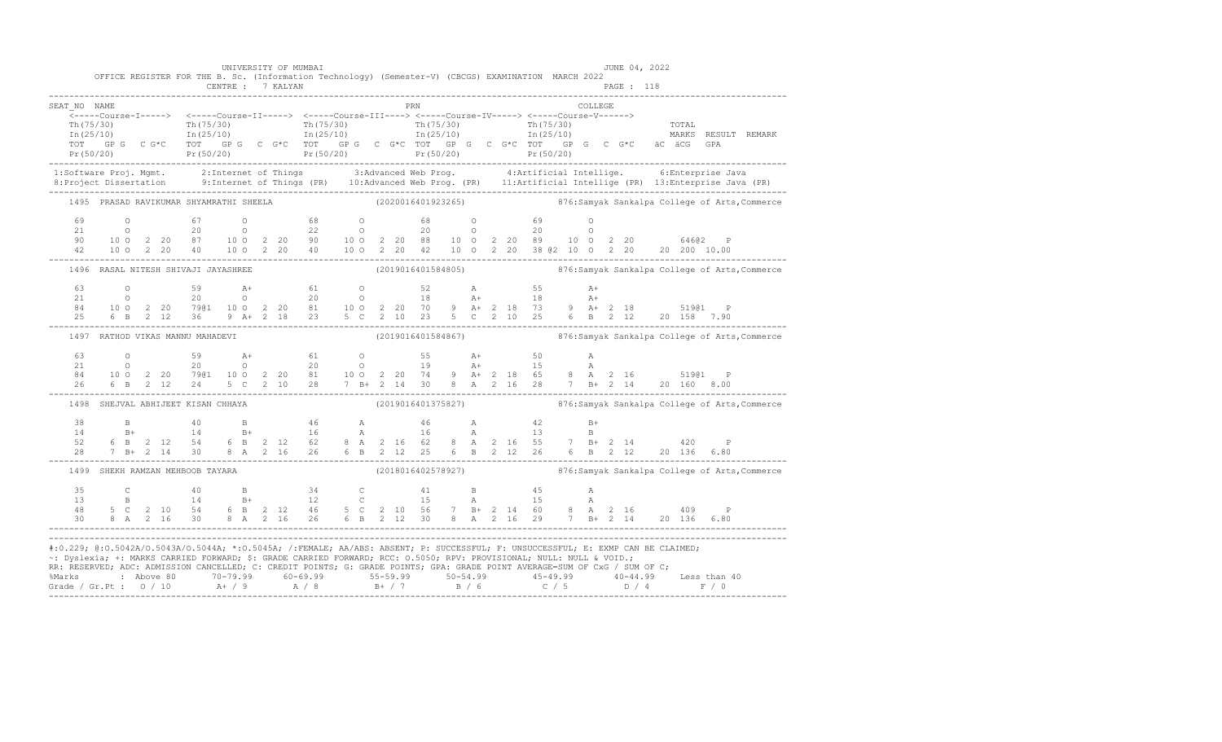UNIVERSITY OF MUMBAI

OFFICE REGISTER FOR THE B. Sc. (Information Technology) (Semester-V) (CBCGS) EXAMINATION MARCH 2022

CENTRE : 7 KALYAN

JUNE 04, 2022

```
SEAT_NO  NAME                                                   PRN                                  COLLEGE
   <-----Course-I-----> <-----Course-II-----> <-----Course-III----> <-----Course-IV-----> <-----Course-V------>
   Th(75/30)             Th(75/30)             Th(75/30)             Th(75/30)             Th(75/30)                  TOTAL
   In(25/10)             In(25/10)             In(25/10)             In(25/10)             In(25/10)                  MARKS  RESULT  REMARK
   TOT   GP G   C G*C    TOT   GP G   C G*C    TOT   GP G   C G*C  TOT   GP G   C G*C  TOT   GP G   C G*C   äC äCG   GPA
   Pr(50/20)             Pr(50/20)             Pr(50/20)             Pr(50/20)             Pr(50/20)

1:Software Proj. Mgmt.      2:Internet of Things           3:Advanced Web Prog.          4:Artificial Intellige.      6:Enterprise Java
8:Project Dissertation      9:Internet of Things (PR)     10:Advanced Web Prog. (PR)    11:Artificial Intellige (PR)  13:Enterprise Java (PR)

   1495  PRASAD RAVIKUMAR SHYAMRATHI SHEELA                     (2020016401923265)          876:Samyak Sankalpa College of Arts,Commerce

    69       O           67       O           68       O          68       O          69       O
    21       O           20       O           22       O          20       O          20       O
    90    10 O   2  20   87    10 O   2  20   90    10 O   2  20  88    10 O   2  20  89    10 O   2  20       646@2    P
    42    10 O   2  20   40    10 O   2  20   40    10 O   2  20  42    10 O   2  20  38 @2 10 O   2  20    20  200  10.00

   1496  RASAL NITESH SHIVAJI JAYASHREE                         (2019016401584805)          876:Samyak Sankalpa College of Arts,Commerce

    63       O           59       A+          61       O          52       A          55       A+
    21       O           20       O           20       O          18       A+         18       A+
    84    10 O   2  20   79@1  10 O   2  20   81    10 O   2  20  70     9 A+  2  18  73     9 A+  2  18       519@1    P
    25     6 B   2  12   36     9 A+  2  18   23     5 C   2  10  23     5 C   2  10  25     6 B   2  12    20  158   7.90

   1497  RATHOD VIKAS MANNU MAHADEVI                            (2019016401584867)          876:Samyak Sankalpa College of Arts,Commerce

    63       O           59       A+          61       O          55       A+         50       A
    21       O           20       O           20       O          19       A+         15       A
    84    10 O   2  20   79@1  10 O   2  20   81    10 O   2  20  74     9 A+  2  18  65     8 A   2  16       519@1    P
    26     6 B   2  12   24     5 C   2  10   28     7 B+  2  14  30     8 A   2  16  28     7 B+  2  14    20  160   8.00

   1498  SHEJVAL ABHIJEET KISAN CHHAYA                          (2019016401375827)          876:Samyak Sankalpa College of Arts,Commerce

    38       B           40       B           46       A          46       A          42       B+
    14       B+          14       B+          16       A          16       A          13       B
    52     6 B   2  12   54     6 B   2  12   62     8 A   2  16  62     8 A   2  16  55     7 B+  2  14       420      P
    28     7 B+  2  14   30     8 A   2  16   26     6 B   2  12  25     6 B   2  12  26     6 B   2  12    20  136   6.80

   1499  SHEKH RAMZAN MEHBOOB TAYARA                            (2018016402578927)          876:Samyak Sankalpa College of Arts,Commerce

    35       C           40       B           34       C          41       B          45       A
    13       B           14       B+          12       C          15       A          15       A
    48     5 C   2  10   54     6 B   2  12   46     5 C   2  10  56     7 B+  2  14  60     8 A   2  16       409      P
    30     8 A   2  16   30     8 A   2  16   26     6 B   2  12  30     8 A   2  16  29     7 B+  2  14    20  136   6.80
```

#:O.229; @:O.5042A/O.5043A/O.5044A; *:O.5045A; /:FEMALE; AA/ABS: ABSENT; P: SUCCESSFUL; F: UNSUCCESSFUL; E: EXMP CAN BE CLAIMED;
~: Dyslexia; +: MARKS CARRIED FORWARD; $: GRADE CARRIED FORWARD; RCC: O.5050; RPV: PROVISIONAL; NULL: NULL & VOID.;
RR: RESERVED; ADC: ADMISSION CANCELLED; C: CREDIT POINTS; G: GRADE POINTS; GPA: GRADE POINT AVERAGE=SUM OF CxG / SUM OF C;

| %Marks | : Above 80 | 70-79.99 | 60-69.99 | 55-59.99 | 50-54.99 | 45-49.99 | 40-44.99 | Less than 40 |
|---|---|---|---|---|---|---|---|---|
| Grade / Gr.Pt : | O / 10 | A+ / 9 | A / 8 | B+ / 7 | B / 6 | C / 5 | D / 4 | F / 0 |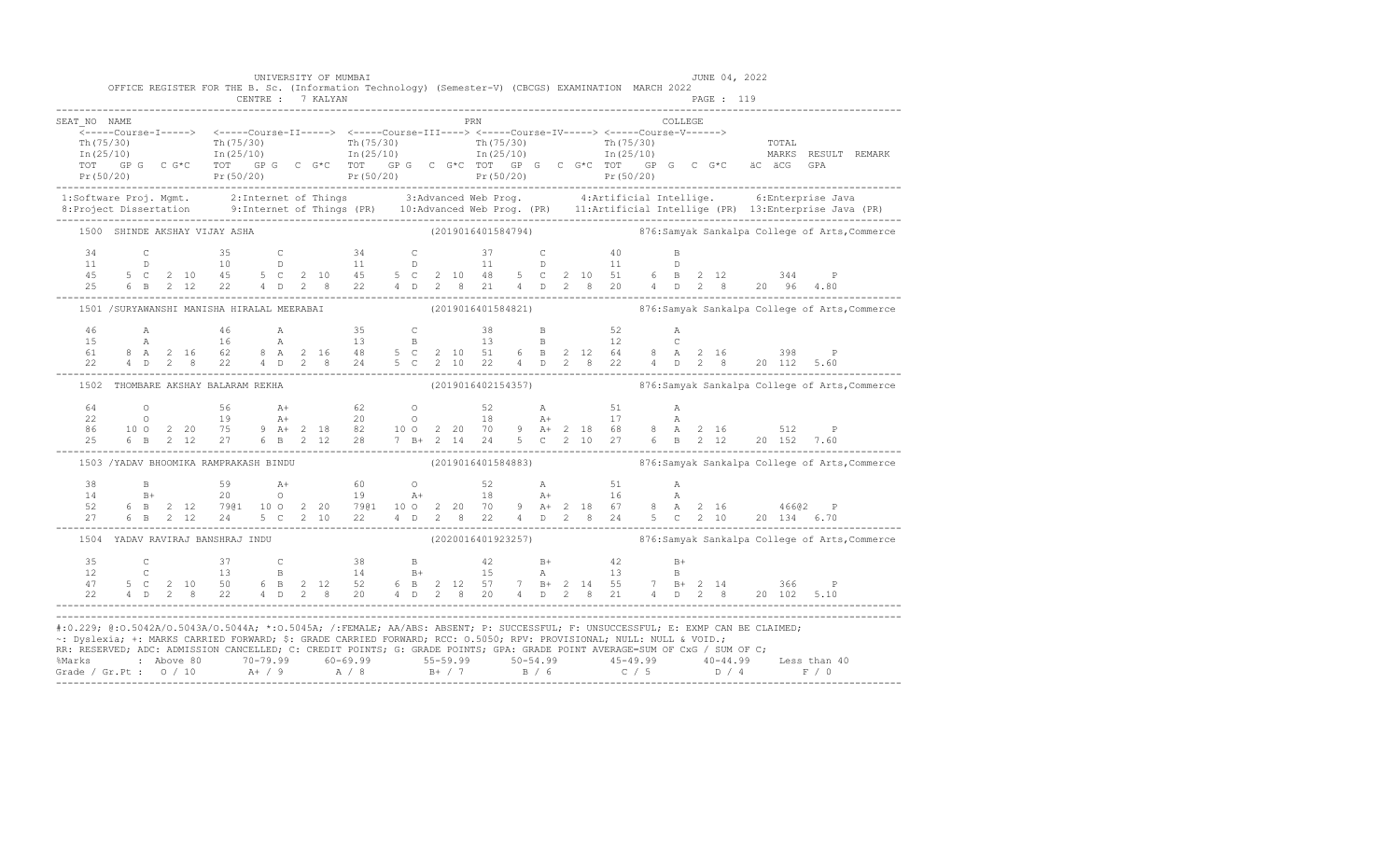UNIVERSITY OF MUMBAI

JUNE 04, 2022

OFFICE REGISTER FOR THE B. Sc. (Information Technology) (Semester-V) (CBCGS) EXAMINATION MARCH 2022

CENTRE : 7 KALYAN

```
SEAT_NO  NAME                                                    PRN                                    COLLEGE
    <-----Course-I-----> <-----Course-II-----> <-----Course-III----> <-----Course-IV-----> <-----Course-V------>
    Th(75/30)            Th(75/30)            Th(75/30)             Th(75/30)            Th(75/30)                    TOTAL
    In(25/10)            In(25/10)            In(25/10)             In(25/10)            In(25/10)                    MARKS  RESULT  REMARK
    TOT   GP G   C G*C   TOT   GP G   C G*C   TOT   GP G   C G*C  TOT   GP G   C G*C  TOT   GP G   C G*C   äC äCG  GPA
    Pr(50/20)            Pr(50/20)            Pr(50/20)             Pr(50/20)            Pr(50/20)
--------------------------------------------------------------------------------------------------------------------------------
 1:Software Proj. Mgmt.      2:Internet of Things         3:Advanced Web Prog.          4:Artificial Intellige.      6:Enterprise Java
 8:Project Dissertation      9:Internet of Things (PR)   10:Advanced Web Prog. (PR)    11:Artificial Intellige (PR) 13:Enterprise Java (PR)
--------------------------------------------------------------------------------------------------------------------------------
    1500  SHINDE AKSHAY VIJAY ASHA                         (2019016401584794)          876:Samyak Sankalpa College of Arts,Commerce

    34      C         35      C          34      C          37      C          40      B
    11      D         10      D          11      D          11      D          11      D
    45   5  C  2 10   45   5  C  2 10    45   5  C  2 10    48   5  C  2 10    51   6  B  2 12      344     P
    25   6  B  2 12   22   4  D  2  8    22   4  D  2  8    21   4  D  2  8    20   4  D  2  8    20  96  4.80
--------------------------------------------------------------------------------------------------------------------------------
    1501 /SURYAWANSHI MANISHA HIRALAL MEERABAI             (2019016401584821)          876:Samyak Sankalpa College of Arts,Commerce

    46      A         46      A          35      C          38      B          52      A
    15      A         16      A          13      B          13      B          12      C
    61   8  A  2 16   62   8  A  2 16    48   5  C  2 10    51   6  B  2 12    64   8  A  2 16      398     P
    22   4  D  2  8   22   4  D  2  8    24   5  C  2 10    22   4  D  2  8    22   4  D  2  8    20 112  5.60
--------------------------------------------------------------------------------------------------------------------------------
    1502  THOMBARE AKSHAY BALARAM REKHA                    (2019016402154357)          876:Samyak Sankalpa College of Arts,Commerce

    64      O         56      A+         62      O          52      A          51      A
    22      O         19      A+         20      O          18      A+         17      A
    86  10  O  2 20   75   9  A+ 2 18    82  10  O  2 20    70   9  A+ 2 18    68   8  A  2 16      512     P
    25   6  B  2 12   27   6  B  2 12    28   7  B+ 2 14    24   5  C  2 10    27   6  B  2 12    20 152  7.60
--------------------------------------------------------------------------------------------------------------------------------
    1503 /YADAV BHOOMIKA RAMPRAKASH BINDU                  (2019016401584883)          876:Samyak Sankalpa College of Arts,Commerce

    38      B         59      A+         60      O          52      A          51      A
    14      B+        20      O          19      A+         18      A+         16      A
    52   6  B  2 12   79@1 10 O  2 20    79@1 10 O  2 20    70   9  A+ 2 18    67   8  A  2 16      466@2   P
    27   6  B  2 12   24   5  C  2 10    22   4  D  2  8    22   4  D  2  8    24   5  C  2 10    20 134  6.70
--------------------------------------------------------------------------------------------------------------------------------
    1504  YADAV RAVIRAJ BANSHRAJ INDU                      (2020016401923257)          876:Samyak Sankalpa College of Arts,Commerce

    35      C         37      C          38      B          42      B+         42      B+
    12      C         13      B          14      B+         15      A          13      B
    47   5  C  2 10   50   6  B  2 12    52   6  B  2 12    57   7  B+ 2 14    55   7  B+ 2 14      366     P
    22   4  D  2  8   22   4  D  2  8    20   4  D  2  8    20   4  D  2  8    21   4  D  2  8    20 102  5.10
--------------------------------------------------------------------------------------------------------------------------------
```

#:0.229; @:O.5042A/O.5043A/O.5044A; *:O.5045A; /:FEMALE; AA/ABS: ABSENT; P: SUCCESSFUL; F: UNSUCCESSFUL; E: EXMP CAN BE CLAIMED;
~: Dyslexia; +: MARKS CARRIED FORWARD; $: GRADE CARRIED FORWARD; RCC: O.5050; RPV: PROVISIONAL; NULL: NULL & VOID.;
RR: RESERVED; ADC: ADMISSION CANCELLED; C: CREDIT POINTS; G: GRADE POINTS; GPA: GRADE POINT AVERAGE=SUM OF CxG / SUM OF C;

| %Marks | : Above 80 | 70-79.99 | 60-69.99 | 55-59.99 | 50-54.99 | 45-49.99 | 40-44.99 | Less than 40 |
|---|---|---|---|---|---|---|---|---|
| Grade / Gr.Pt : | O / 10 | A+ / 9 | A / 8 | B+ / 7 | B / 6 | C / 5 | D / 4 | F / 0 |